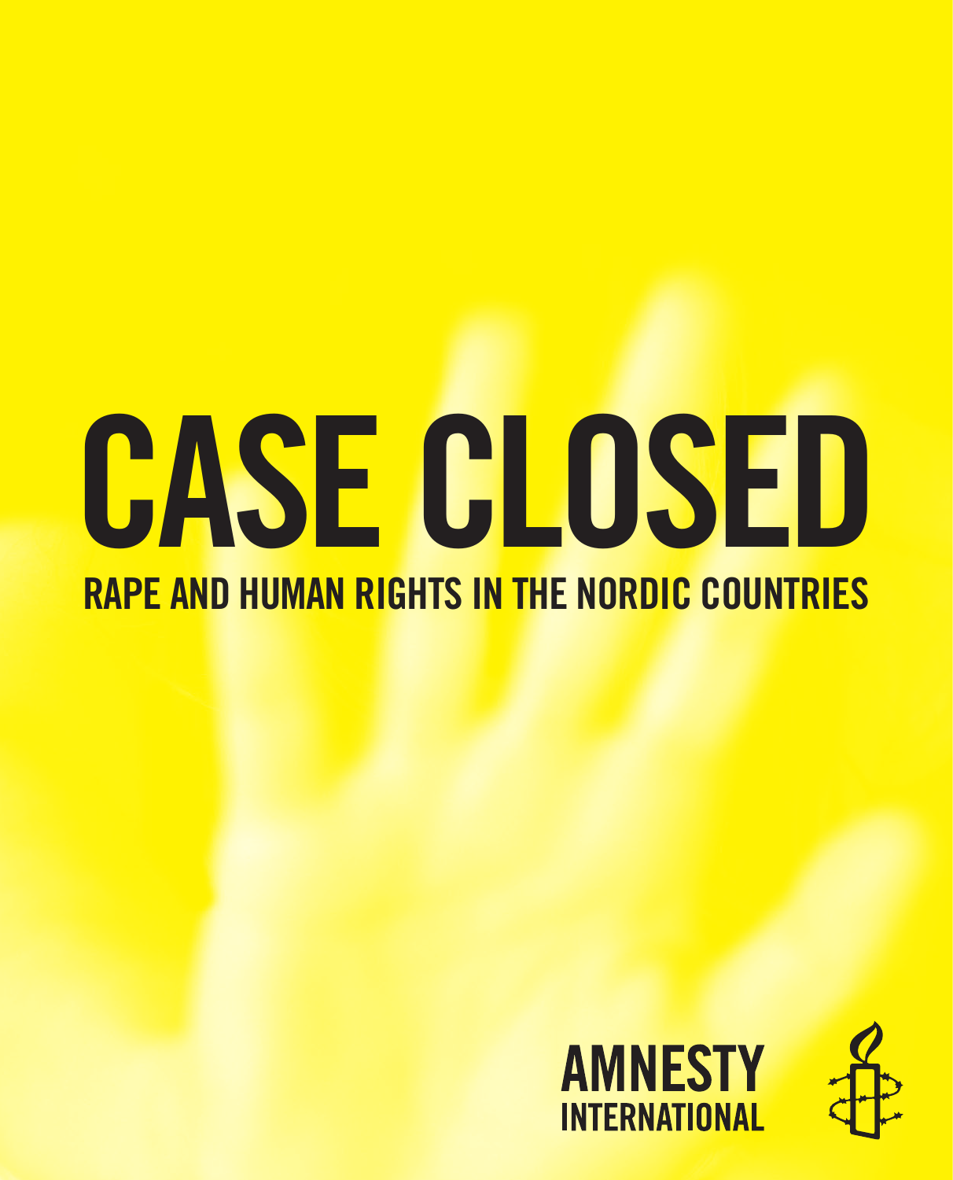# CASE CLOSED

## RAPE AND HUMAN RIGHTS IN THE NORDIC COUNTRIES

AMNESTY INTERNATIONAL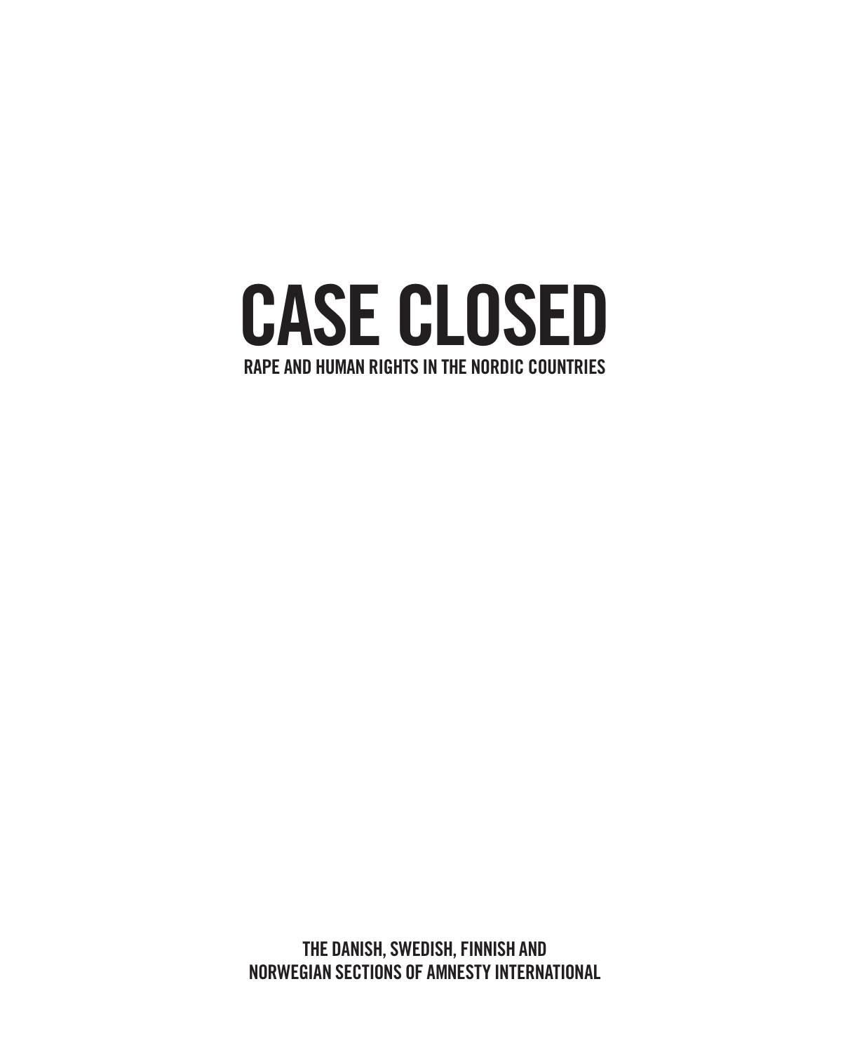# CASE CLOSED

## RAPE AND HUMAN RIGHTS IN THE NORDIC COUNTRIES

THE DANISH, SWEDISH, FINNISH AND NORWEGIAN SECTIONS OF AMNESTY INTERNATIONAL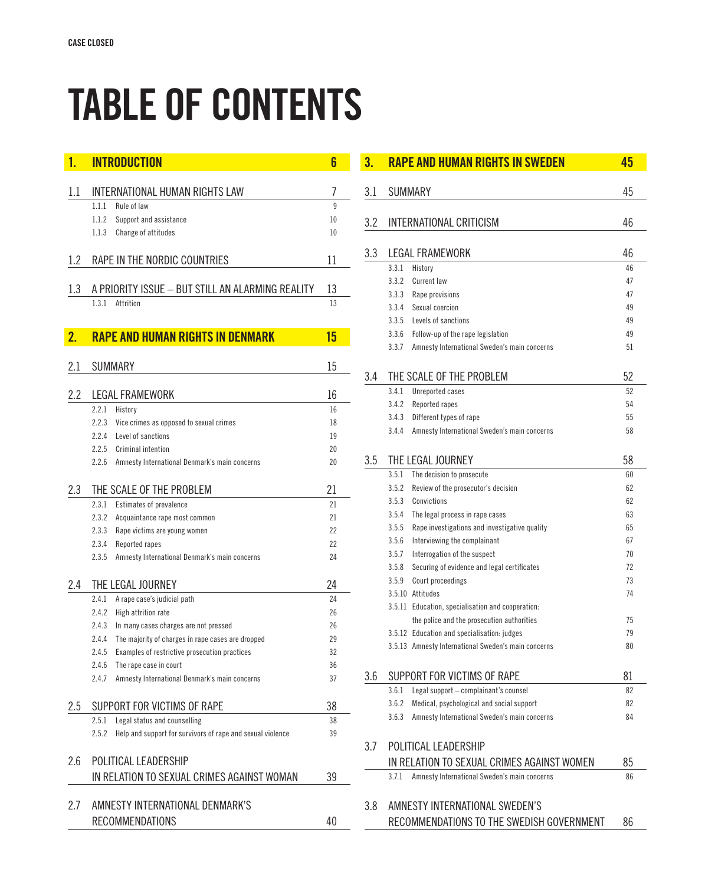# TABLE OF CONTENTS

| | | |
|---|---|---|
| **1.** | **INTRODUCTION** | **6** |
| 1.1 | INTERNATIONAL HUMAN RIGHTS LAW | 7 |
| 1.1.1 | Rule of law | 9 |
| 1.1.2 | Support and assistance | 10 |
| 1.1.3 | Change of attitudes | 10 |
| 1.2 | RAPE IN THE NORDIC COUNTRIES | 11 |
| 1.3 | A PRIORITY ISSUE – BUT STILL AN ALARMING REALITY | 13 |
| 1.3.1 | Attrition | 13 |
| **2.** | **RAPE AND HUMAN RIGHTS IN DENMARK** | **15** |
| 2.1 | SUMMARY | 15 |
| 2.2 | LEGAL FRAMEWORK | 16 |
| 2.2.1 | History | 16 |
| 2.2.3 | Vice crimes as opposed to sexual crimes | 18 |
| 2.2.4 | Level of sanctions | 19 |
| 2.2.5 | Criminal intention | 20 |
| 2.2.6 | Amnesty International Denmark's main concerns | 20 |
| 2.3 | THE SCALE OF THE PROBLEM | 21 |
| 2.3.1 | Estimates of prevalence | 21 |
| 2.3.2 | Acquaintance rape most common | 21 |
| 2.3.3 | Rape victims are young women | 22 |
| 2.3.4 | Reported rapes | 22 |
| 2.3.5 | Amnesty International Denmark's main concerns | 24 |
| 2.4 | THE LEGAL JOURNEY | 24 |
| 2.4.1 | A rape case's judicial path | 24 |
| 2.4.2 | High attrition rate | 26 |
| 2.4.3 | In many cases charges are not pressed | 26 |
| 2.4.4 | The majority of charges in rape cases are dropped | 29 |
| 2.4.5 | Examples of restrictive prosecution practices | 32 |
| 2.4.6 | The rape case in court | 36 |
| 2.4.7 | Amnesty International Denmark's main concerns | 37 |
| 2.5 | SUPPORT FOR VICTIMS OF RAPE | 38 |
| 2.5.1 | Legal status and counselling | 38 |
| 2.5.2 | Help and support for survivors of rape and sexual violence | 39 |
| 2.6 | POLITICAL LEADERSHIP IN RELATION TO SEXUAL CRIMES AGAINST WOMAN | 39 |
| 2.7 | AMNESTY INTERNATIONAL DENMARK'S RECOMMENDATIONS | 40 |
| **3.** | **RAPE AND HUMAN RIGHTS IN SWEDEN** | **45** |
| 3.1 | SUMMARY | 45 |
| 3.2 | INTERNATIONAL CRITICISM | 46 |
| 3.3 | LEGAL FRAMEWORK | 46 |
| 3.3.1 | History | 46 |
| 3.3.2 | Current law | 47 |
| 3.3.3 | Rape provisions | 47 |
| 3.3.4 | Sexual coercion | 49 |
| 3.3.5 | Levels of sanctions | 49 |
| 3.3.6 | Follow-up of the rape legislation | 49 |
| 3.3.7 | Amnesty International Sweden's main concerns | 51 |
| 3.4 | THE SCALE OF THE PROBLEM | 52 |
| 3.4.1 | Unreported cases | 52 |
| 3.4.2 | Reported rapes | 54 |
| 3.4.3 | Different types of rape | 55 |
| 3.4.4 | Amnesty International Sweden's main concerns | 58 |
| 3.5 | THE LEGAL JOURNEY | 58 |
| 3.5.1 | The decision to prosecute | 60 |
| 3.5.2 | Review of the prosecutor's decision | 62 |
| 3.5.3 | Convictions | 62 |
| 3.5.4 | The legal process in rape cases | 63 |
| 3.5.5 | Rape investigations and investigative quality | 65 |
| 3.5.6 | Interviewing the complainant | 67 |
| 3.5.7 | Interrogation of the suspect | 70 |
| 3.5.8 | Securing of evidence and legal certificates | 72 |
| 3.5.9 | Court proceedings | 73 |
| 3.5.10 | Attitudes | 74 |
| 3.5.11 | Education, specialisation and cooperation: the police and the prosecution authorities | 75 |
| 3.5.12 | Education and specialisation: judges | 79 |
| 3.5.13 | Amnesty International Sweden's main concerns | 80 |
| 3.6 | SUPPORT FOR VICTIMS OF RAPE | 81 |
| 3.6.1 | Legal support – complainant's counsel | 82 |
| 3.6.2 | Medical, psychological and social support | 82 |
| 3.6.3 | Amnesty International Sweden's main concerns | 84 |
| 3.7 | POLITICAL LEADERSHIP IN RELATION TO SEXUAL CRIMES AGAINST WOMEN | 85 |
| 3.7.1 | Amnesty International Sweden's main concerns | 86 |
| 3.8 | AMNESTY INTERNATIONAL SWEDEN'S RECOMMENDATIONS TO THE SWEDISH GOVERNMENT | 86 |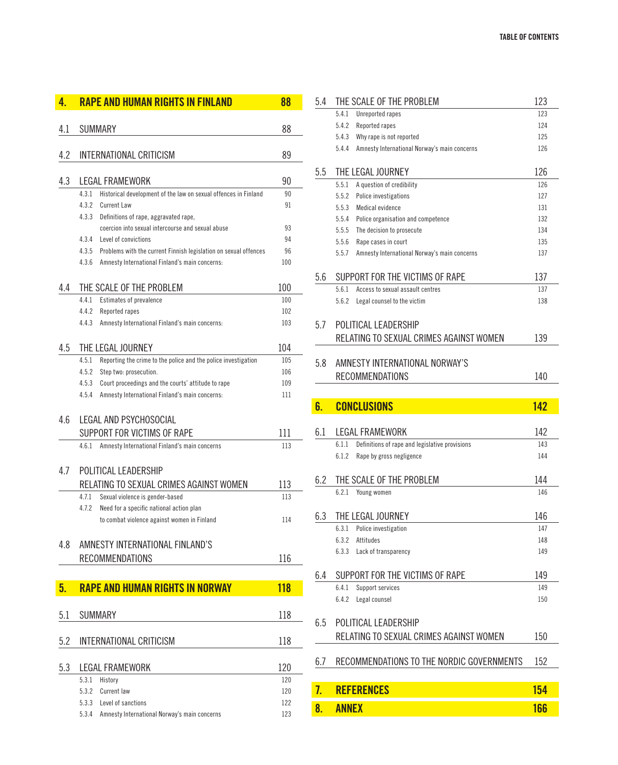| | | |
|---|---|---|
| **4.** | **RAPE AND HUMAN RIGHTS IN FINLAND** | **88** |
| 4.1 | SUMMARY | 88 |
| 4.2 | INTERNATIONAL CRITICISM | 89 |
| 4.3 | LEGAL FRAMEWORK | 90 |
| 4.3.1 | Historical development of the law on sexual offences in Finland | 90 |
| 4.3.2 | Current Law | 91 |
| 4.3.3 | Definitions of rape, aggravated rape, coercion into sexual intercourse and sexual abuse | 93 |
| 4.3.4 | Level of convictions | 94 |
| 4.3.5 | Problems with the current Finnish legislation on sexual offences | 96 |
| 4.3.6 | Amnesty International Finland's main concerns: | 100 |
| 4.4 | THE SCALE OF THE PROBLEM | 100 |
| 4.4.1 | Estimates of prevalence | 100 |
| 4.4.2 | Reported rapes | 102 |
| 4.4.3 | Amnesty International Finland's main concerns: | 103 |
| 4.5 | THE LEGAL JOURNEY | 104 |
| 4.5.1 | Reporting the crime to the police and the police investigation | 105 |
| 4.5.2 | Step two: prosecution. | 106 |
| 4.5.3 | Court proceedings and the courts' attitude to rape | 109 |
| 4.5.4 | Amnesty International Finland's main concerns: | 111 |
| 4.6 | LEGAL AND PSYCHOSOCIAL SUPPORT FOR VICTIMS OF RAPE | 111 |
| 4.6.1 | Amnesty International Finland's main concerns | 113 |
| 4.7 | POLITICAL LEADERSHIP RELATING TO SEXUAL CRIMES AGAINST WOMEN | 113 |
| 4.7.1 | Sexual violence is gender-based | 113 |
| 4.7.2 | Need for a specific national action plan to combat violence against women in Finland | 114 |
| 4.8 | AMNESTY INTERNATIONAL FINLAND'S RECOMMENDATIONS | 116 |
| **5.** | **RAPE AND HUMAN RIGHTS IN NORWAY** | **118** |
| 5.1 | SUMMARY | 118 |
| 5.2 | INTERNATIONAL CRITICISM | 118 |
| 5.3 | LEGAL FRAMEWORK | 120 |
| 5.3.1 | History | 120 |
| 5.3.2 | Current law | 120 |
| 5.3.3 | Level of sanctions | 122 |
| 5.3.4 | Amnesty International Norway's main concerns | 123 |
| 5.4 | THE SCALE OF THE PROBLEM | 123 |
| 5.4.1 | Unreported rapes | 123 |
| 5.4.2 | Reported rapes | 124 |
| 5.4.3 | Why rape is not reported | 125 |
| 5.4.4 | Amnesty International Norway's main concerns | 126 |
| 5.5 | THE LEGAL JOURNEY | 126 |
| 5.5.1 | A question of credibility | 126 |
| 5.5.2 | Police investigations | 127 |
| 5.5.3 | Medical evidence | 131 |
| 5.5.4 | Police organisation and competence | 132 |
| 5.5.5 | The decision to prosecute | 134 |
| 5.5.6 | Rape cases in court | 135 |
| 5.5.7 | Amnesty International Norway's main concerns | 137 |
| 5.6 | SUPPORT FOR THE VICTIMS OF RAPE | 137 |
| 5.6.1 | Access to sexual assault centres | 137 |
| 5.6.2 | Legal counsel to the victim | 138 |
| 5.7 | POLITICAL LEADERSHIP RELATING TO SEXUAL CRIMES AGAINST WOMEN | 139 |
| 5.8 | AMNESTY INTERNATIONAL NORWAY'S RECOMMENDATIONS | 140 |
| **6.** | **CONCLUSIONS** | **142** |
| 6.1 | LEGAL FRAMEWORK | 142 |
| 6.1.1 | Definitions of rape and legislative provisions | 143 |
| 6.1.2 | Rape by gross negligence | 144 |
| 6.2 | THE SCALE OF THE PROBLEM | 144 |
| 6.2.1 | Young women | 146 |
| 6.3 | THE LEGAL JOURNEY | 146 |
| 6.3.1 | Police investigation | 147 |
| 6.3.2 | Attitudes | 148 |
| 6.3.3 | Lack of transparency | 149 |
| 6.4 | SUPPORT FOR THE VICTIMS OF RAPE | 149 |
| 6.4.1 | Support services | 149 |
| 6.4.2 | Legal counsel | 150 |
| 6.5 | POLITICAL LEADERSHIP RELATING TO SEXUAL CRIMES AGAINST WOMEN | 150 |
| 6.7 | RECOMMENDATIONS TO THE NORDIC GOVERNMENTS | 152 |
| **7.** | **REFERENCES** | **154** |
| **8.** | **ANNEX** | **166** |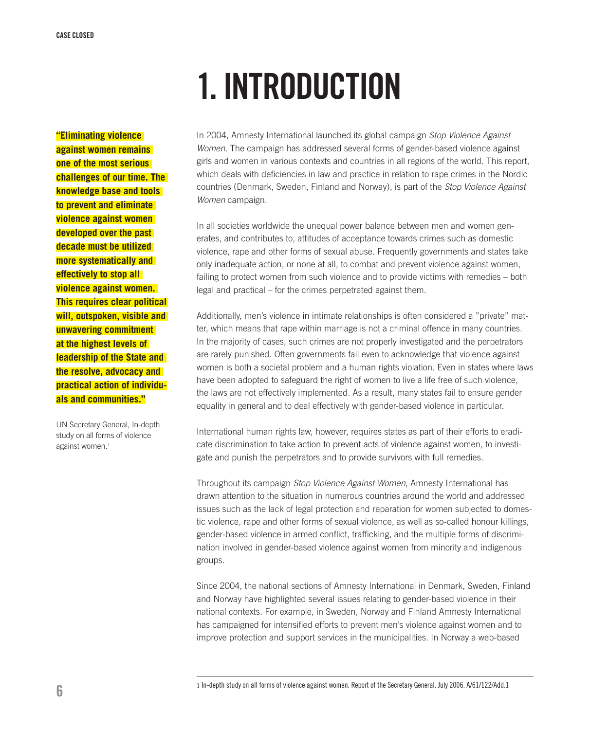# 1. INTRODUCTION

**"Eliminating violence against women remains one of the most serious challenges of our time. The knowledge base and tools to prevent and eliminate violence against women developed over the past decade must be utilized more systematically and effectively to stop all violence against women. This requires clear political will, outspoken, visible and unwavering commitment at the highest levels of leadership of the State and the resolve, advocacy and practical action of individuals and communities."**

UN Secretary General, In-depth study on all forms of violence against women.[1]

In 2004, Amnesty International launched its global campaign *Stop Violence Against Women*. The campaign has addressed several forms of gender-based violence against girls and women in various contexts and countries in all regions of the world. This report, which deals with deficiencies in law and practice in relation to rape crimes in the Nordic countries (Denmark, Sweden, Finland and Norway), is part of the *Stop Violence Against Women* campaign.

In all societies worldwide the unequal power balance between men and women generates, and contributes to, attitudes of acceptance towards crimes such as domestic violence, rape and other forms of sexual abuse. Frequently governments and states take only inadequate action, or none at all, to combat and prevent violence against women, failing to protect women from such violence and to provide victims with remedies – both legal and practical – for the crimes perpetrated against them.

Additionally, men's violence in intimate relationships is often considered a "private" matter, which means that rape within marriage is not a criminal offence in many countries. In the majority of cases, such crimes are not properly investigated and the perpetrators are rarely punished. Often governments fail even to acknowledge that violence against women is both a societal problem and a human rights violation. Even in states where laws have been adopted to safeguard the right of women to live a life free of such violence, the laws are not effectively implemented. As a result, many states fail to ensure gender equality in general and to deal effectively with gender-based violence in particular.

International human rights law, however, requires states as part of their efforts to eradicate discrimination to take action to prevent acts of violence against women, to investigate and punish the perpetrators and to provide survivors with full remedies.

Throughout its campaign *Stop Violence Against Women*, Amnesty International has drawn attention to the situation in numerous countries around the world and addressed issues such as the lack of legal protection and reparation for women subjected to domestic violence, rape and other forms of sexual violence, as well as so-called honour killings, gender-based violence in armed conflict, trafficking, and the multiple forms of discrimination involved in gender-based violence against women from minority and indigenous groups.

Since 2004, the national sections of Amnesty International in Denmark, Sweden, Finland and Norway have highlighted several issues relating to gender-based violence in their national contexts. For example, in Sweden, Norway and Finland Amnesty International has campaigned for intensified efforts to prevent men's violence against women and to improve protection and support services in the municipalities. In Norway a web-based

---

[1] In-depth study on all forms of violence against women. Report of the Secretary General. July 2006. A/61/122/Add.1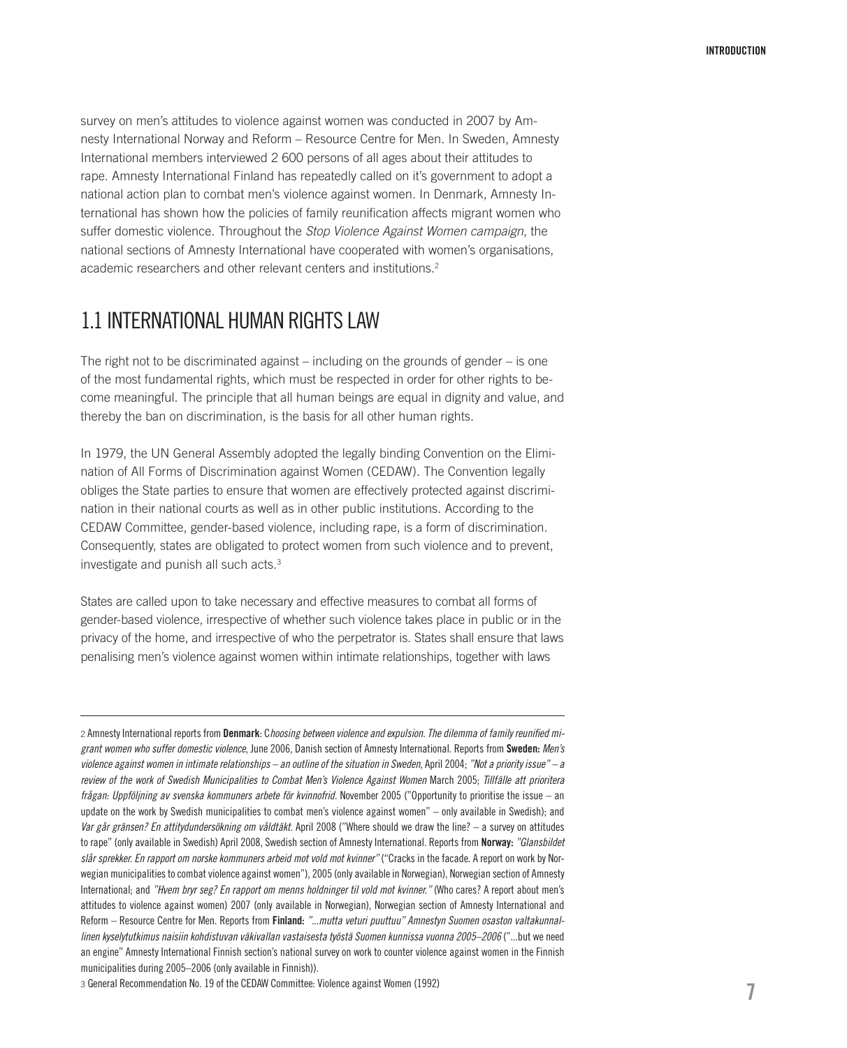survey on men's attitudes to violence against women was conducted in 2007 by Amnesty International Norway and Reform – Resource Centre for Men. In Sweden, Amnesty International members interviewed 2 600 persons of all ages about their attitudes to rape. Amnesty International Finland has repeatedly called on it's government to adopt a national action plan to combat men's violence against women. In Denmark, Amnesty International has shown how the policies of family reunification affects migrant women who suffer domestic violence. Throughout the *Stop Violence Against Women campaign*, the national sections of Amnesty International have cooperated with women's organisations, academic researchers and other relevant centers and institutions.[2]

## 1.1 INTERNATIONAL HUMAN RIGHTS LAW

The right not to be discriminated against – including on the grounds of gender – is one of the most fundamental rights, which must be respected in order for other rights to become meaningful. The principle that all human beings are equal in dignity and value, and thereby the ban on discrimination, is the basis for all other human rights.

In 1979, the UN General Assembly adopted the legally binding Convention on the Elimination of All Forms of Discrimination against Women (CEDAW). The Convention legally obliges the State parties to ensure that women are effectively protected against discrimination in their national courts as well as in other public institutions. According to the CEDAW Committee, gender-based violence, including rape, is a form of discrimination. Consequently, states are obligated to protect women from such violence and to prevent, investigate and punish all such acts.[3]

States are called upon to take necessary and effective measures to combat all forms of gender-based violence, irrespective of whether such violence takes place in public or in the privacy of the home, and irrespective of who the perpetrator is. States shall ensure that laws penalising men's violence against women within intimate relationships, together with laws

---

2 Amnesty International reports from **Denmark**: C*hoosing between violence and expulsion. The dilemma of family reunified migrant women who suffer domestic violence*, June 2006, Danish section of Amnesty International. Reports from **Sweden:** *Men's violence against women in intimate relationships – an outline of the situation in Sweden*, April 2004; *"Not a priority issue" – a review of the work of Swedish Municipalities to Combat Men's Violence Against Women* March 2005; *Tillfälle att prioritera frågan: Uppföljning av svenska kommuners arbete för kvinnofrid*. November 2005 ("Opportunity to prioritise the issue – an update on the work by Swedish municipalities to combat men's violence against women" – only available in Swedish); and *Var går gränsen? En attitydundersökning om våldtäkt*. April 2008 ("Where should we draw the line? – a survey on attitudes to rape" (only available in Swedish) April 2008, Swedish section of Amnesty International. Reports from **Norway:** *"Glansbildet slår sprekker. En rapport om norske kommuners arbeid mot vold mot kvinner"* ("Cracks in the facade. A report on work by Norwegian municipalities to combat violence against women"), 2005 (only available in Norwegian), Norwegian section of Amnesty International; and *"Hvem bryr seg? En rapport om menns holdninger til vold mot kvinner."* (Who cares? A report about men's attitudes to violence against women) 2007 (only available in Norwegian), Norwegian section of Amnesty International and Reform – Resource Centre for Men. Reports from **Finland:** *"...mutta veturi puuttuu" Amnestyn Suomen osaston valtakunnallinen kyselytutkimus naisiin kohdistuvan väkivallan vastaisesta työstä Suomen kunnissa vuonna 2005–2006* ("...but we need an engine" Amnesty International Finnish section's national survey on work to counter violence against women in the Finnish municipalities during 2005–2006 (only available in Finnish)).

3 General Recommendation No. 19 of the CEDAW Committee: Violence against Women (1992)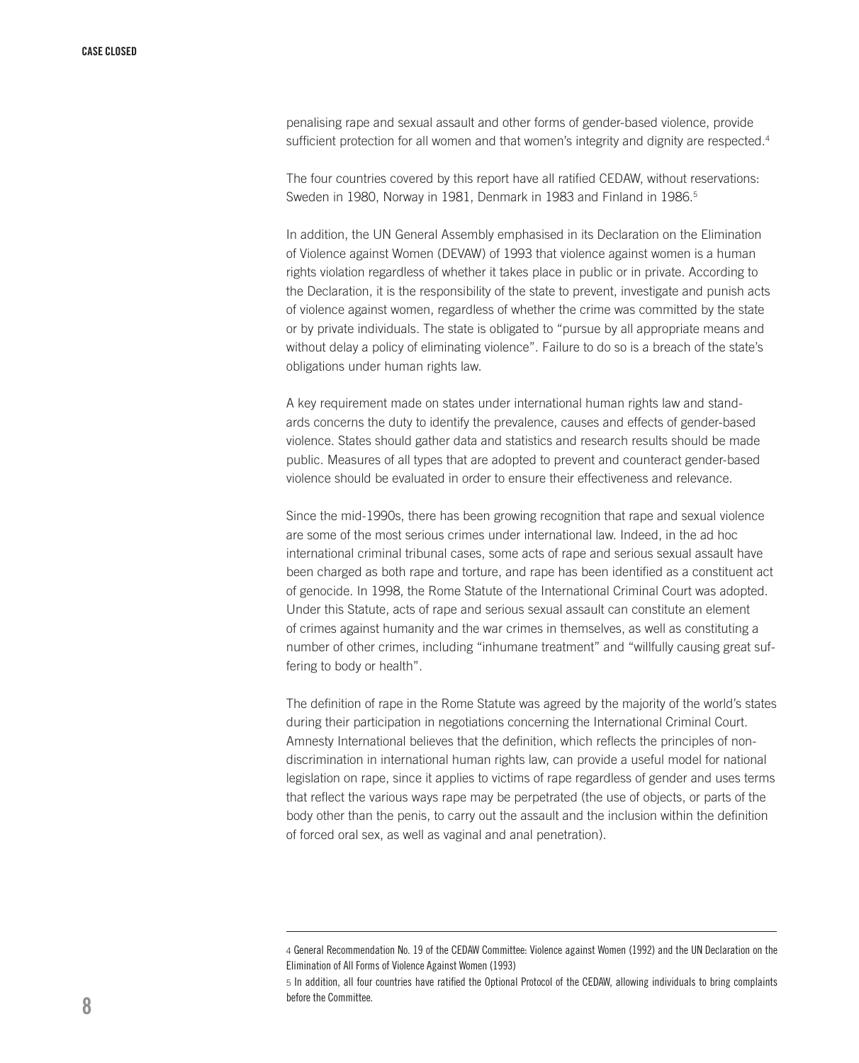penalising rape and sexual assault and other forms of gender-based violence, provide sufficient protection for all women and that women's integrity and dignity are respected.[4]

The four countries covered by this report have all ratified CEDAW, without reservations: Sweden in 1980, Norway in 1981, Denmark in 1983 and Finland in 1986.[5]

In addition, the UN General Assembly emphasised in its Declaration on the Elimination of Violence against Women (DEVAW) of 1993 that violence against women is a human rights violation regardless of whether it takes place in public or in private. According to the Declaration, it is the responsibility of the state to prevent, investigate and punish acts of violence against women, regardless of whether the crime was committed by the state or by private individuals. The state is obligated to "pursue by all appropriate means and without delay a policy of eliminating violence". Failure to do so is a breach of the state's obligations under human rights law.

A key requirement made on states under international human rights law and standards concerns the duty to identify the prevalence, causes and effects of gender-based violence. States should gather data and statistics and research results should be made public. Measures of all types that are adopted to prevent and counteract gender-based violence should be evaluated in order to ensure their effectiveness and relevance.

Since the mid-1990s, there has been growing recognition that rape and sexual violence are some of the most serious crimes under international law. Indeed, in the ad hoc international criminal tribunal cases, some acts of rape and serious sexual assault have been charged as both rape and torture, and rape has been identified as a constituent act of genocide. In 1998, the Rome Statute of the International Criminal Court was adopted. Under this Statute, acts of rape and serious sexual assault can constitute an element of crimes against humanity and the war crimes in themselves, as well as constituting a number of other crimes, including "inhumane treatment" and "willfully causing great suffering to body or health".

The definition of rape in the Rome Statute was agreed by the majority of the world's states during their participation in negotiations concerning the International Criminal Court. Amnesty International believes that the definition, which reflects the principles of non-discrimination in international human rights law, can provide a useful model for national legislation on rape, since it applies to victims of rape regardless of gender and uses terms that reflect the various ways rape may be perpetrated (the use of objects, or parts of the body other than the penis, to carry out the assault and the inclusion within the definition of forced oral sex, as well as vaginal and anal penetration).

---

4 General Recommendation No. 19 of the CEDAW Committee: Violence against Women (1992) and the UN Declaration on the Elimination of All Forms of Violence Against Women (1993)

5 In addition, all four countries have ratified the Optional Protocol of the CEDAW, allowing individuals to bring complaints before the Committee.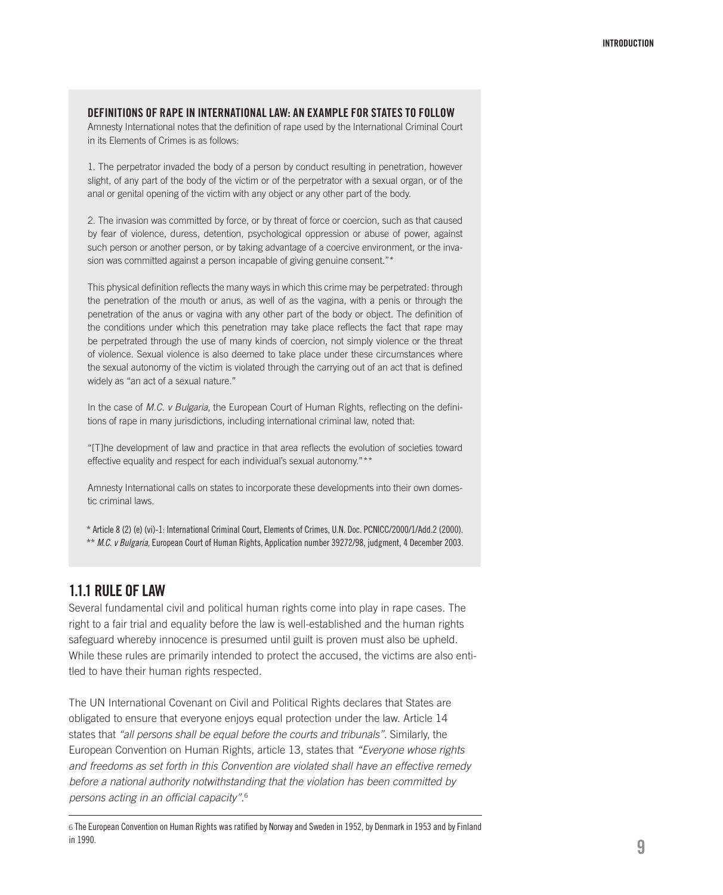### DEFINITIONS OF RAPE IN INTERNATIONAL LAW: AN EXAMPLE FOR STATES TO FOLLOW

Amnesty International notes that the definition of rape used by the International Criminal Court in its Elements of Crimes is as follows:

1. The perpetrator invaded the body of a person by conduct resulting in penetration, however slight, of any part of the body of the victim or of the perpetrator with a sexual organ, or of the anal or genital opening of the victim with any object or any other part of the body.

2. The invasion was committed by force, or by threat of force or coercion, such as that caused by fear of violence, duress, detention, psychological oppression or abuse of power, against such person or another person, or by taking advantage of a coercive environment, or the invasion was committed against a person incapable of giving genuine consent."*

This physical definition reflects the many ways in which this crime may be perpetrated: through the penetration of the mouth or anus, as well of as the vagina, with a penis or through the penetration of the anus or vagina with any other part of the body or object. The definition of the conditions under which this penetration may take place reflects the fact that rape may be perpetrated through the use of many kinds of coercion, not simply violence or the threat of violence. Sexual violence is also deemed to take place under these circumstances where the sexual autonomy of the victim is violated through the carrying out of an act that is defined widely as "an act of a sexual nature."

In the case of *M.C. v Bulgaria*, the European Court of Human Rights, reflecting on the definitions of rape in many jurisdictions, including international criminal law, noted that:

"[T]he development of law and practice in that area reflects the evolution of societies toward effective equality and respect for each individual's sexual autonomy."**

Amnesty International calls on states to incorporate these developments into their own domestic criminal laws.

* Article 8 (2) (e) (vi)-1: International Criminal Court, Elements of Crimes, U.N. Doc. PCNICC/2000/1/Add.2 (2000).
** *M.C. v Bulgaria*, European Court of Human Rights, Application number 39272/98, judgment, 4 December 2003.

## 1.1.1 RULE OF LAW

Several fundamental civil and political human rights come into play in rape cases. The right to a fair trial and equality before the law is well-established and the human rights safeguard whereby innocence is presumed until guilt is proven must also be upheld. While these rules are primarily intended to protect the accused, the victims are also entitled to have their human rights respected.

The UN International Covenant on Civil and Political Rights declares that States are obligated to ensure that everyone enjoys equal protection under the law. Article 14 states that *"all persons shall be equal before the courts and tribunals"*. Similarly, the European Convention on Human Rights, article 13, states that *"Everyone whose rights and freedoms as set forth in this Convention are violated shall have an effective remedy before a national authority notwithstanding that the violation has been committed by persons acting in an official capacity"*.[6]

[6] The European Convention on Human Rights was ratified by Norway and Sweden in 1952, by Denmark in 1953 and by Finland in 1990.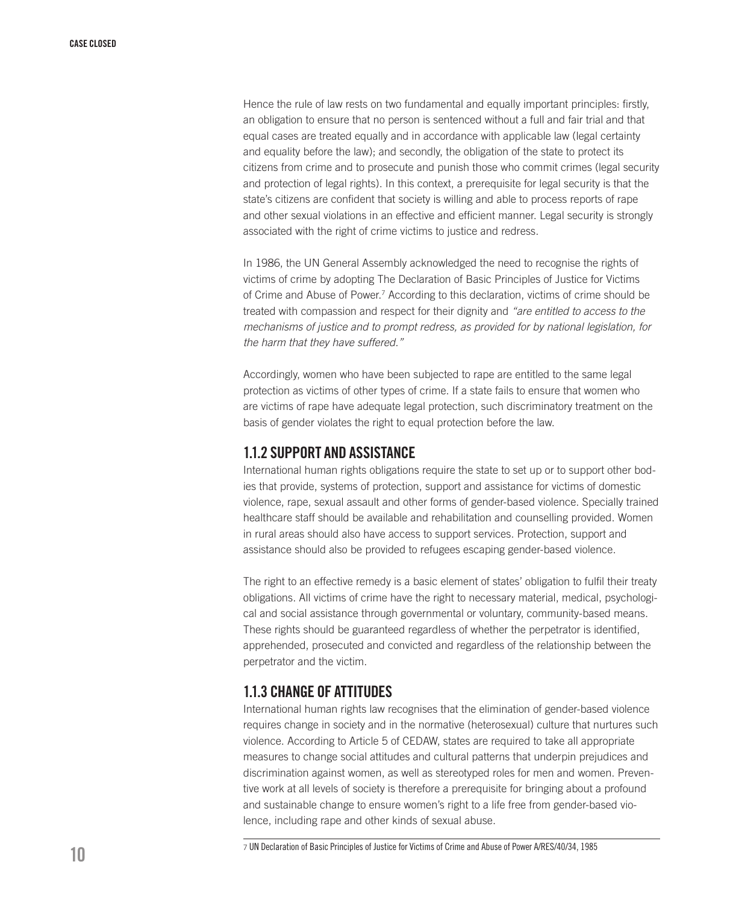Hence the rule of law rests on two fundamental and equally important principles: firstly, an obligation to ensure that no person is sentenced without a full and fair trial and that equal cases are treated equally and in accordance with applicable law (legal certainty and equality before the law); and secondly, the obligation of the state to protect its citizens from crime and to prosecute and punish those who commit crimes (legal security and protection of legal rights). In this context, a prerequisite for legal security is that the state's citizens are confident that society is willing and able to process reports of rape and other sexual violations in an effective and efficient manner. Legal security is strongly associated with the right of crime victims to justice and redress.

In 1986, the UN General Assembly acknowledged the need to recognise the rights of victims of crime by adopting The Declaration of Basic Principles of Justice for Victims of Crime and Abuse of Power.[7] According to this declaration, victims of crime should be treated with compassion and respect for their dignity and *"are entitled to access to the mechanisms of justice and to prompt redress, as provided for by national legislation, for the harm that they have suffered."*

Accordingly, women who have been subjected to rape are entitled to the same legal protection as victims of other types of crime. If a state fails to ensure that women who are victims of rape have adequate legal protection, such discriminatory treatment on the basis of gender violates the right to equal protection before the law.

### 1.1.2 SUPPORT AND ASSISTANCE

International human rights obligations require the state to set up or to support other bodies that provide, systems of protection, support and assistance for victims of domestic violence, rape, sexual assault and other forms of gender-based violence. Specially trained healthcare staff should be available and rehabilitation and counselling provided. Women in rural areas should also have access to support services. Protection, support and assistance should also be provided to refugees escaping gender-based violence.

The right to an effective remedy is a basic element of states' obligation to fulfil their treaty obligations. All victims of crime have the right to necessary material, medical, psychological and social assistance through governmental or voluntary, community-based means. These rights should be guaranteed regardless of whether the perpetrator is identified, apprehended, prosecuted and convicted and regardless of the relationship between the perpetrator and the victim.

### 1.1.3 CHANGE OF ATTITUDES

International human rights law recognises that the elimination of gender-based violence requires change in society and in the normative (heterosexual) culture that nurtures such violence. According to Article 5 of CEDAW, states are required to take all appropriate measures to change social attitudes and cultural patterns that underpin prejudices and discrimination against women, as well as stereotyped roles for men and women. Preventive work at all levels of society is therefore a prerequisite for bringing about a profound and sustainable change to ensure women's right to a life free from gender-based violence, including rape and other kinds of sexual abuse.

[7] UN Declaration of Basic Principles of Justice for Victims of Crime and Abuse of Power A/RES/40/34, 1985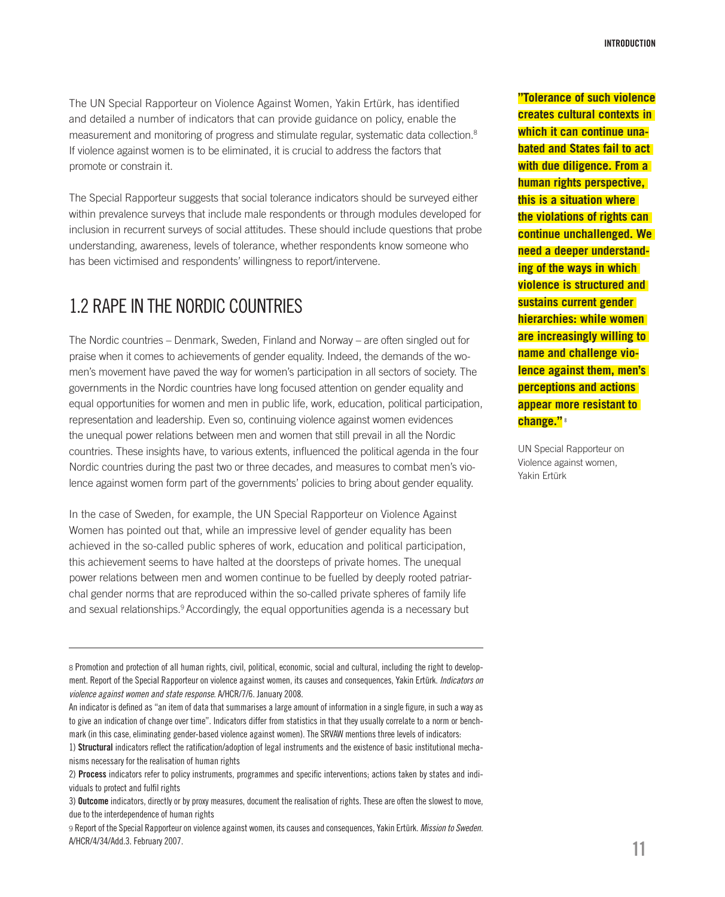The UN Special Rapporteur on Violence Against Women, Yakin Ertürk, has identified and detailed a number of indicators that can provide guidance on policy, enable the measurement and monitoring of progress and stimulate regular, systematic data collection.[8] If violence against women is to be eliminated, it is crucial to address the factors that promote or constrain it.

The Special Rapporteur suggests that social tolerance indicators should be surveyed either within prevalence surveys that include male respondents or through modules developed for inclusion in recurrent surveys of social attitudes. These should include questions that probe understanding, awareness, levels of tolerance, whether respondents know someone who has been victimised and respondents' willingness to report/intervene.

## 1.2 RAPE IN THE NORDIC COUNTRIES

The Nordic countries – Denmark, Sweden, Finland and Norway – are often singled out for praise when it comes to achievements of gender equality. Indeed, the demands of the women's movement have paved the way for women's participation in all sectors of society. The governments in the Nordic countries have long focused attention on gender equality and equal opportunities for women and men in public life, work, education, political participation, representation and leadership. Even so, continuing violence against women evidences the unequal power relations between men and women that still prevail in all the Nordic countries. These insights have, to various extents, influenced the political agenda in the four Nordic countries during the past two or three decades, and measures to combat men's violence against women form part of the governments' policies to bring about gender equality.

In the case of Sweden, for example, the UN Special Rapporteur on Violence Against Women has pointed out that, while an impressive level of gender equality has been achieved in the so-called public spheres of work, education and political participation, this achievement seems to have halted at the doorsteps of private homes. The unequal power relations between men and women continue to be fuelled by deeply rooted patriarchal gender norms that are reproduced within the so-called private spheres of family life and sexual relationships.[9] Accordingly, the equal opportunities agenda is a necessary but

**"Tolerance of such violence creates cultural contexts in which it can continue unabated and States fail to act with due diligence. From a human rights perspective, this is a situation where the violations of rights can continue unchallenged. We need a deeper understanding of the ways in which violence is structured and sustains current gender hierarchies: while women are increasingly willing to name and challenge violence against them, men's perceptions and actions appear more resistant to change."**[8]

UN Special Rapporteur on Violence against women, Yakin Ertürk

---

8 Promotion and protection of all human rights, civil, political, economic, social and cultural, including the right to development. Report of the Special Rapporteur on violence against women, its causes and consequences, Yakin Ertürk. *Indicators on violence against women and state response.* A/HCR/7/6. January 2008.

An indicator is defined as "an item of data that summarises a large amount of information in a single figure, in such a way as to give an indication of change over time". Indicators differ from statistics in that they usually correlate to a norm or benchmark (in this case, eliminating gender-based violence against women). The SRVAW mentions three levels of indicators:

1) **Structural** indicators reflect the ratification/adoption of legal instruments and the existence of basic institutional mechanisms necessary for the realisation of human rights

2) **Process** indicators refer to policy instruments, programmes and specific interventions; actions taken by states and individuals to protect and fulfil rights

3) **Outcome** indicators, directly or by proxy measures, document the realisation of rights. These are often the slowest to move, due to the interdependence of human rights

9 Report of the Special Rapporteur on violence against women, its causes and consequences, Yakin Ertürk. *Mission to Sweden.* A/HCR/4/34/Add.3. February 2007.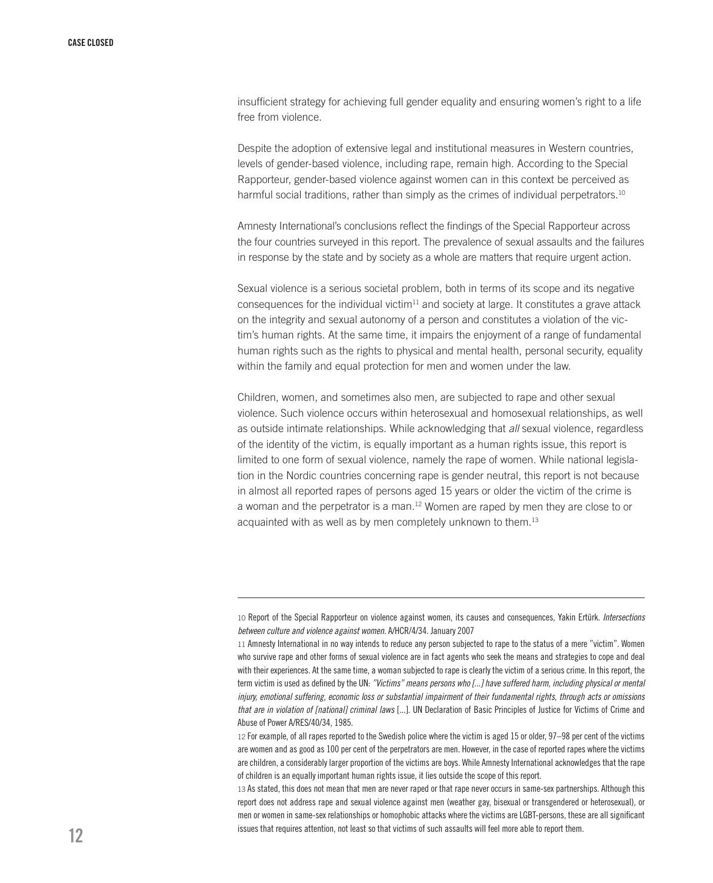insufficient strategy for achieving full gender equality and ensuring women's right to a life free from violence.

Despite the adoption of extensive legal and institutional measures in Western countries, levels of gender-based violence, including rape, remain high. According to the Special Rapporteur, gender-based violence against women can in this context be perceived as harmful social traditions, rather than simply as the crimes of individual perpetrators.[10]

Amnesty International's conclusions reflect the findings of the Special Rapporteur across the four countries surveyed in this report. The prevalence of sexual assaults and the failures in response by the state and by society as a whole are matters that require urgent action.

Sexual violence is a serious societal problem, both in terms of its scope and its negative consequences for the individual victim[11] and society at large. It constitutes a grave attack on the integrity and sexual autonomy of a person and constitutes a violation of the victim's human rights. At the same time, it impairs the enjoyment of a range of fundamental human rights such as the rights to physical and mental health, personal security, equality within the family and equal protection for men and women under the law.

Children, women, and sometimes also men, are subjected to rape and other sexual violence. Such violence occurs within heterosexual and homosexual relationships, as well as outside intimate relationships. While acknowledging that *all* sexual violence, regardless of the identity of the victim, is equally important as a human rights issue, this report is limited to one form of sexual violence, namely the rape of women. While national legislation in the Nordic countries concerning rape is gender neutral, this report is not because in almost all reported rapes of persons aged 15 years or older the victim of the crime is a woman and the perpetrator is a man.[12] Women are raped by men they are close to or acquainted with as well as by men completely unknown to them.[13]

---

10 Report of the Special Rapporteur on violence against women, its causes and consequences, Yakin Ertürk. *Intersections between culture and violence against women.* A/HRC/4/34. January 2007

11 Amnesty International in no way intends to reduce any person subjected to rape to the status of a mere "victim". Women who survive rape and other forms of sexual violence are in fact agents who seek the means and strategies to cope and deal with their experiences. At the same time, a woman subjected to rape is clearly the victim of a serious crime. In this report, the term victim is used as defined by the UN: *"Victims" means persons who [...] have suffered harm, including physical or mental injury, emotional suffering, economic loss or substantial impairment of their fundamental rights, through acts or omissions that are in violation of [national] criminal laws* [...]. UN Declaration of Basic Principles of Justice for Victims of Crime and Abuse of Power A/RES/40/34, 1985.

12 For example, of all rapes reported to the Swedish police where the victim is aged 15 or older, 97–98 per cent of the victims are women and as good as 100 per cent of the perpetrators are men. However, in the case of reported rapes where the victims are children, a considerably larger proportion of the victims are boys. While Amnesty International acknowledges that the rape of children is an equally important human rights issue, it lies outside the scope of this report.

13 As stated, this does not mean that men are never raped or that rape never occurs in same-sex partnerships. Although this report does not address rape and sexual violence against men (weather gay, bisexual or transgendered or heterosexual), or men or women in same-sex relationships or homophobic attacks where the victims are LGBT-persons, these are all significant issues that requires attention, not least so that victims of such assaults will feel more able to report them.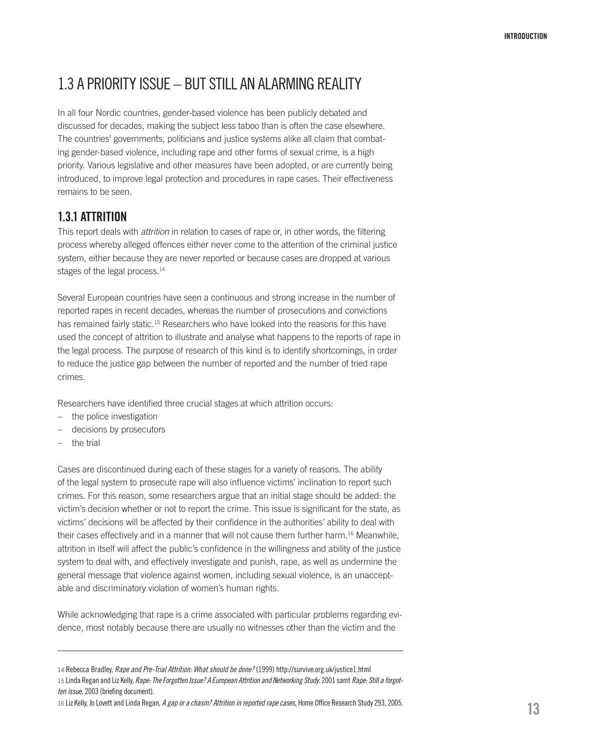## 1.3 A PRIORITY ISSUE – BUT STILL AN ALARMING REALITY

In all four Nordic countries, gender-based violence has been publicly debated and discussed for decades, making the subject less taboo than is often the case elsewhere. The countries' governments, politicians and justice systems alike all claim that combating gender-based violence, including rape and other forms of sexual crime, is a high priority. Various legislative and other measures have been adopted, or are currently being introduced, to improve legal protection and procedures in rape cases. Their effectiveness remains to be seen.

### 1.3.1 ATTRITION

This report deals with *attrition* in relation to cases of rape or, in other words, the filtering process whereby alleged offences either never come to the attention of the criminal justice system, either because they are never reported or because cases are dropped at various stages of the legal process.[14]

Several European countries have seen a continuous and strong increase in the number of reported rapes in recent decades, whereas the number of prosecutions and convictions has remained fairly static.[15] Researchers who have looked into the reasons for this have used the concept of attrition to illustrate and analyse what happens to the reports of rape in the legal process. The purpose of research of this kind is to identify shortcomings, in order to reduce the justice gap between the number of reported and the number of tried rape crimes.

Researchers have identified three crucial stages at which attrition occurs:

- the police investigation
- decisions by prosecutors
- the trial

Cases are discontinued during each of these stages for a variety of reasons. The ability of the legal system to prosecute rape will also influence victims' inclination to report such crimes. For this reason, some researchers argue that an initial stage should be added: the victim's decision whether or not to report the crime. This issue is significant for the state, as victims' decisions will be affected by their confidence in the authorities' ability to deal with their cases effectively and in a manner that will not cause them further harm.[16] Meanwhile, attrition in itself will affect the public's confidence in the willingness and ability of the justice system to deal with, and effectively investigate and punish, rape, as well as undermine the general message that violence against women, including sexual violence, is an unacceptable and discriminatory violation of women's human rights.

While acknowledging that rape is a crime associated with particular problems regarding evidence, most notably because there are usually no witnesses other than the victim and the

---

14 Rebecca Bradley, *Rape and Pre-Trial Attrition: What should be done?* (1999) http://survive.org.uk/justice1.html

15 Linda Regan and Liz Kelly, *Rape: The Forgotten Issue? A European Attrition and Networking Study.* 2001 samt *Rape: Still a forgotten issue*, 2003 (briefing document).

16 Liz Kelly, Jo Lovett and Linda Regan, *A gap or a chasm? Attrition in reported rape cases*, Home Office Research Study 293, 2005.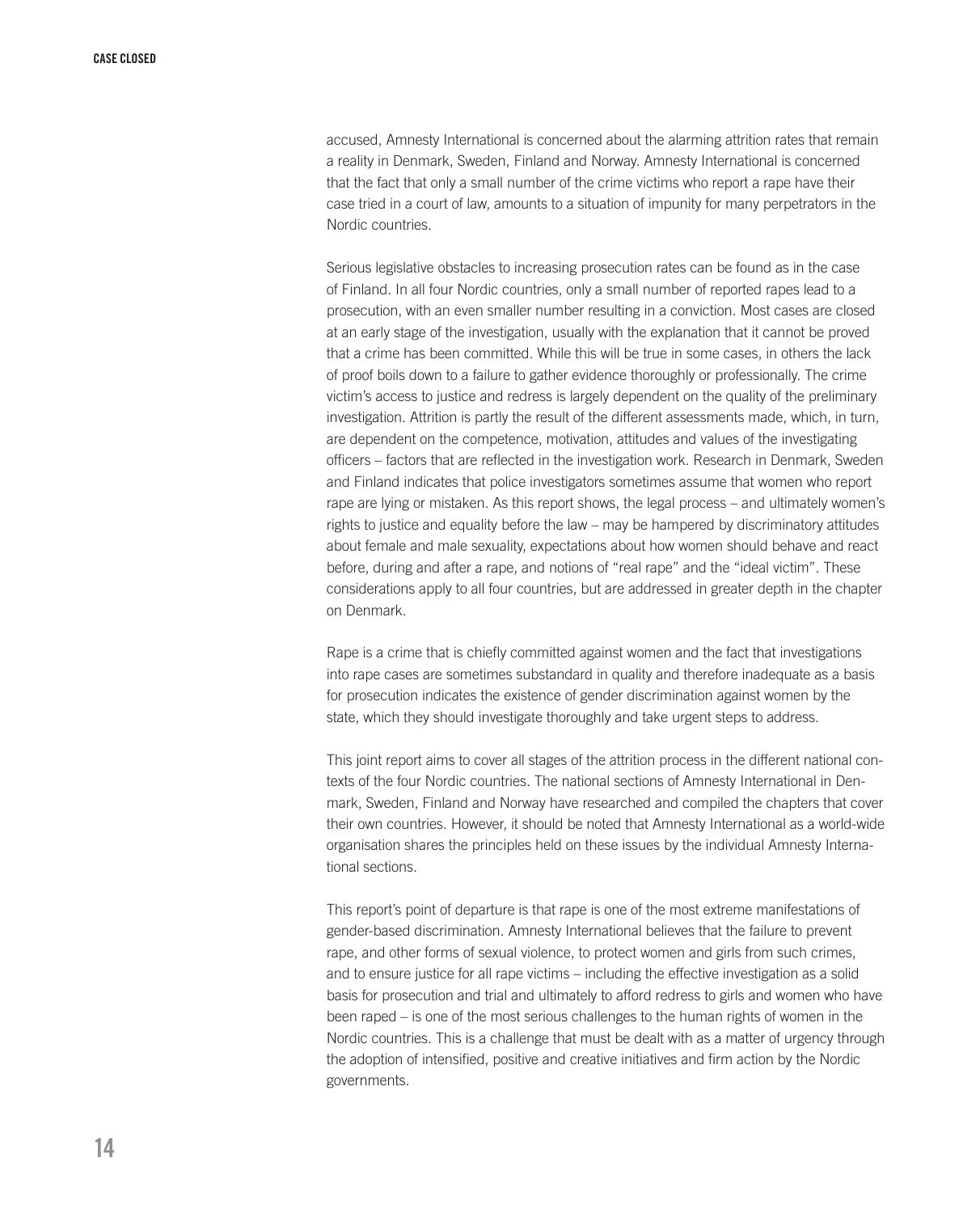accused, Amnesty International is concerned about the alarming attrition rates that remain a reality in Denmark, Sweden, Finland and Norway. Amnesty International is concerned that the fact that only a small number of the crime victims who report a rape have their case tried in a court of law, amounts to a situation of impunity for many perpetrators in the Nordic countries.

Serious legislative obstacles to increasing prosecution rates can be found as in the case of Finland. In all four Nordic countries, only a small number of reported rapes lead to a prosecution, with an even smaller number resulting in a conviction. Most cases are closed at an early stage of the investigation, usually with the explanation that it cannot be proved that a crime has been committed. While this will be true in some cases, in others the lack of proof boils down to a failure to gather evidence thoroughly or professionally. The crime victim's access to justice and redress is largely dependent on the quality of the preliminary investigation. Attrition is partly the result of the different assessments made, which, in turn, are dependent on the competence, motivation, attitudes and values of the investigating officers – factors that are reflected in the investigation work. Research in Denmark, Sweden and Finland indicates that police investigators sometimes assume that women who report rape are lying or mistaken. As this report shows, the legal process – and ultimately women's rights to justice and equality before the law – may be hampered by discriminatory attitudes about female and male sexuality, expectations about how women should behave and react before, during and after a rape, and notions of "real rape" and the "ideal victim". These considerations apply to all four countries, but are addressed in greater depth in the chapter on Denmark.

Rape is a crime that is chiefly committed against women and the fact that investigations into rape cases are sometimes substandard in quality and therefore inadequate as a basis for prosecution indicates the existence of gender discrimination against women by the state, which they should investigate thoroughly and take urgent steps to address.

This joint report aims to cover all stages of the attrition process in the different national contexts of the four Nordic countries. The national sections of Amnesty International in Denmark, Sweden, Finland and Norway have researched and compiled the chapters that cover their own countries. However, it should be noted that Amnesty International as a world-wide organisation shares the principles held on these issues by the individual Amnesty International sections.

This report's point of departure is that rape is one of the most extreme manifestations of gender-based discrimination. Amnesty International believes that the failure to prevent rape, and other forms of sexual violence, to protect women and girls from such crimes, and to ensure justice for all rape victims – including the effective investigation as a solid basis for prosecution and trial and ultimately to afford redress to girls and women who have been raped – is one of the most serious challenges to the human rights of women in the Nordic countries. This is a challenge that must be dealt with as a matter of urgency through the adoption of intensified, positive and creative initiatives and firm action by the Nordic governments.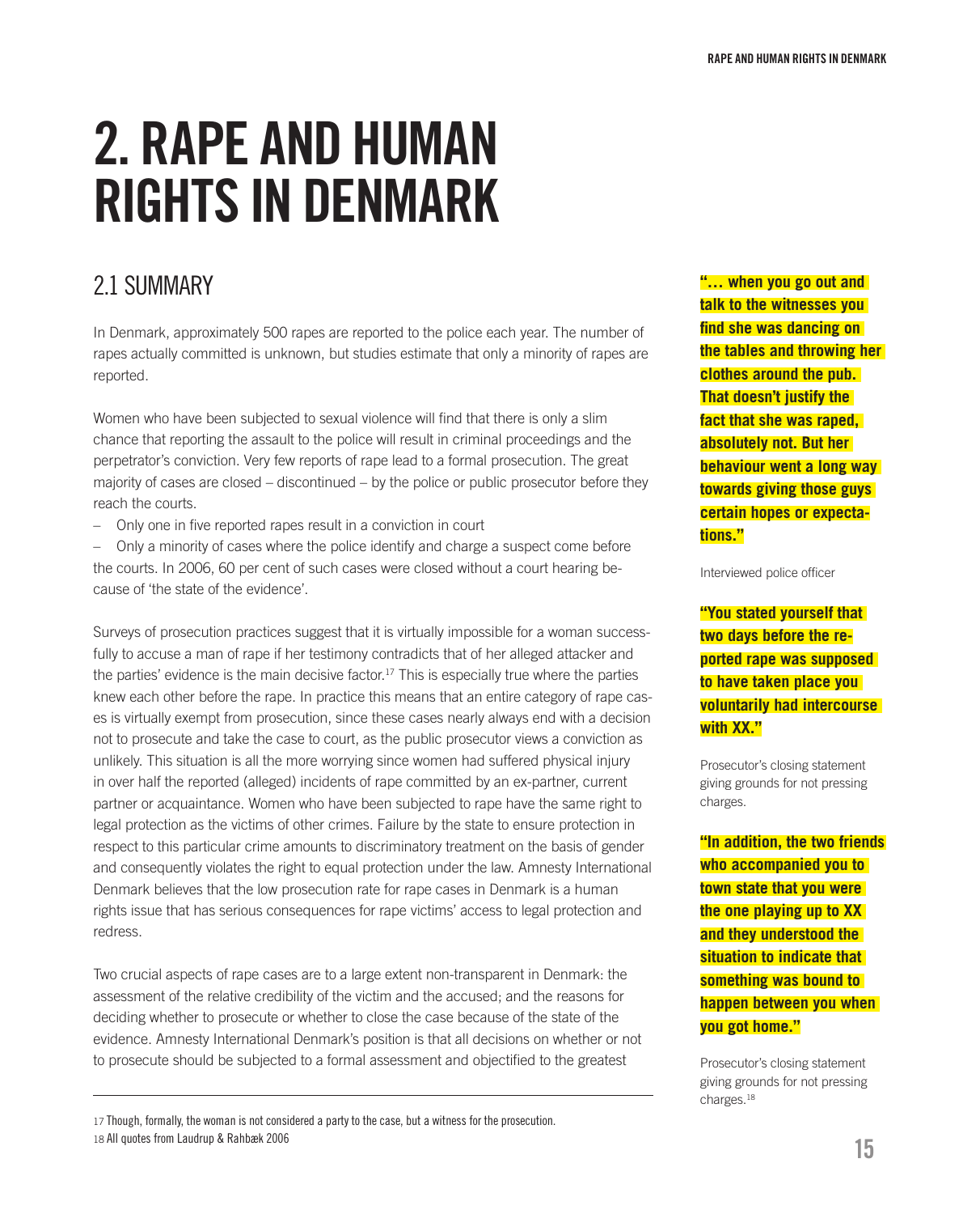# 2. RAPE AND HUMAN RIGHTS IN DENMARK

## 2.1 SUMMARY

In Denmark, approximately 500 rapes are reported to the police each year. The number of rapes actually committed is unknown, but studies estimate that only a minority of rapes are reported.

Women who have been subjected to sexual violence will find that there is only a slim chance that reporting the assault to the police will result in criminal proceedings and the perpetrator's conviction. Very few reports of rape lead to a formal prosecution. The great majority of cases are closed – discontinued – by the police or public prosecutor before they reach the courts.

– Only one in five reported rapes result in a conviction in court

– Only a minority of cases where the police identify and charge a suspect come before the courts. In 2006, 60 per cent of such cases were closed without a court hearing because of 'the state of the evidence'.

Surveys of prosecution practices suggest that it is virtually impossible for a woman successfully to accuse a man of rape if her testimony contradicts that of her alleged attacker and the parties' evidence is the main decisive factor.[17] This is especially true where the parties knew each other before the rape. In practice this means that an entire category of rape cases is virtually exempt from prosecution, since these cases nearly always end with a decision not to prosecute and take the case to court, as the public prosecutor views a conviction as unlikely. This situation is all the more worrying since women had suffered physical injury in over half the reported (alleged) incidents of rape committed by an ex-partner, current partner or acquaintance. Women who have been subjected to rape have the same right to legal protection as the victims of other crimes. Failure by the state to ensure protection in respect to this particular crime amounts to discriminatory treatment on the basis of gender and consequently violates the right to equal protection under the law. Amnesty International Denmark believes that the low prosecution rate for rape cases in Denmark is a human rights issue that has serious consequences for rape victims' access to legal protection and redress.

Two crucial aspects of rape cases are to a large extent non-transparent in Denmark: the assessment of the relative credibility of the victim and the accused; and the reasons for deciding whether to prosecute or whether to close the case because of the state of the evidence. Amnesty International Denmark's position is that all decisions on whether or not to prosecute should be subjected to a formal assessment and objectified to the greatest

**"… when you go out and talk to the witnesses you find she was dancing on the tables and throwing her clothes around the pub. That doesn't justify the fact that she was raped, absolutely not. But her behaviour went a long way towards giving those guys certain hopes or expectations."**

Interviewed police officer

**"You stated yourself that two days before the reported rape was supposed to have taken place you voluntarily had intercourse with XX."**

Prosecutor's closing statement giving grounds for not pressing charges.

**"In addition, the two friends who accompanied you to town state that you were the one playing up to XX and they understood the situation to indicate that something was bound to happen between you when you got home."**

Prosecutor's closing statement giving grounds for not pressing charges.[18]

---

17 Though, formally, the woman is not considered a party to the case, but a witness for the prosecution.

18 All quotes from Laudrup & Rahbæk 2006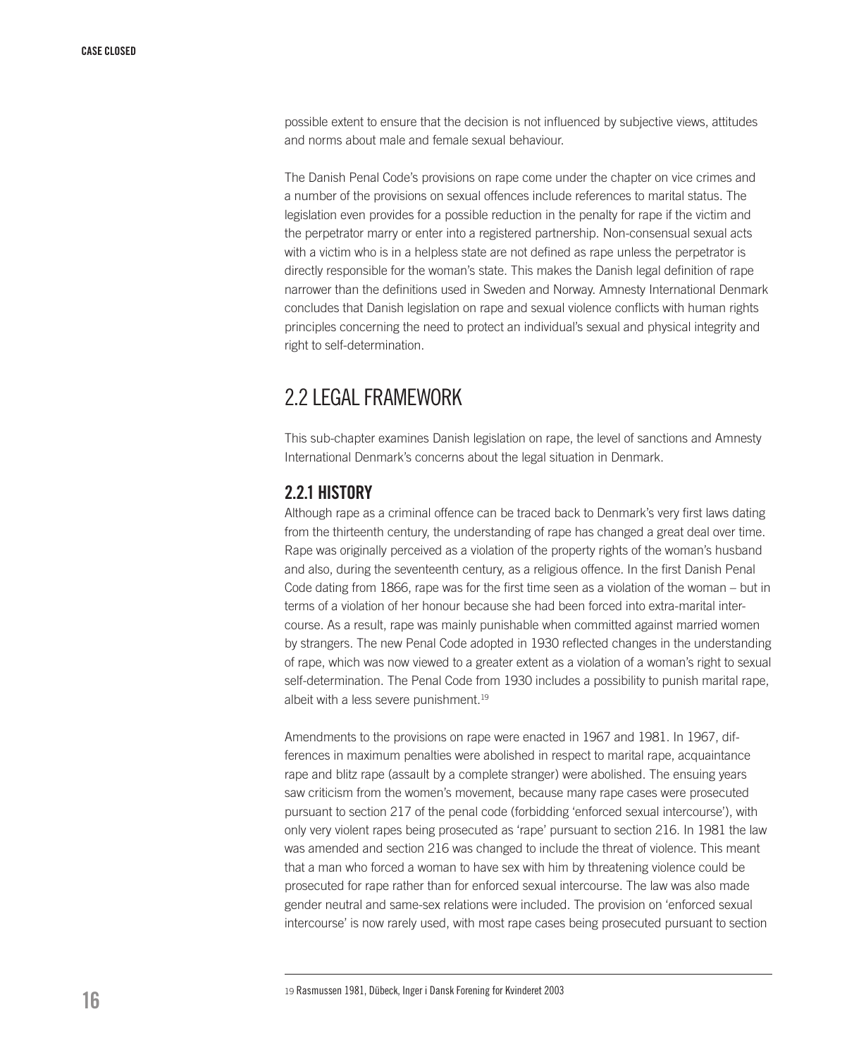possible extent to ensure that the decision is not influenced by subjective views, attitudes and norms about male and female sexual behaviour.

The Danish Penal Code's provisions on rape come under the chapter on vice crimes and a number of the provisions on sexual offences include references to marital status. The legislation even provides for a possible reduction in the penalty for rape if the victim and the perpetrator marry or enter into a registered partnership. Non-consensual sexual acts with a victim who is in a helpless state are not defined as rape unless the perpetrator is directly responsible for the woman's state. This makes the Danish legal definition of rape narrower than the definitions used in Sweden and Norway. Amnesty International Denmark concludes that Danish legislation on rape and sexual violence conflicts with human rights principles concerning the need to protect an individual's sexual and physical integrity and right to self-determination.

## 2.2 LEGAL FRAMEWORK

This sub-chapter examines Danish legislation on rape, the level of sanctions and Amnesty International Denmark's concerns about the legal situation in Denmark.

### 2.2.1 HISTORY

Although rape as a criminal offence can be traced back to Denmark's very first laws dating from the thirteenth century, the understanding of rape has changed a great deal over time. Rape was originally perceived as a violation of the property rights of the woman's husband and also, during the seventeenth century, as a religious offence. In the first Danish Penal Code dating from 1866, rape was for the first time seen as a violation of the woman – but in terms of a violation of her honour because she had been forced into extra-marital intercourse. As a result, rape was mainly punishable when committed against married women by strangers. The new Penal Code adopted in 1930 reflected changes in the understanding of rape, which was now viewed to a greater extent as a violation of a woman's right to sexual self-determination. The Penal Code from 1930 includes a possibility to punish marital rape, albeit with a less severe punishment.[19]

Amendments to the provisions on rape were enacted in 1967 and 1981. In 1967, differences in maximum penalties were abolished in respect to marital rape, acquaintance rape and blitz rape (assault by a complete stranger) were abolished. The ensuing years saw criticism from the women's movement, because many rape cases were prosecuted pursuant to section 217 of the penal code (forbidding 'enforced sexual intercourse'), with only very violent rapes being prosecuted as 'rape' pursuant to section 216. In 1981 the law was amended and section 216 was changed to include the threat of violence. This meant that a man who forced a woman to have sex with him by threatening violence could be prosecuted for rape rather than for enforced sexual intercourse. The law was also made gender neutral and same-sex relations were included. The provision on 'enforced sexual intercourse' is now rarely used, with most rape cases being prosecuted pursuant to section

---

19 Rasmussen 1981, Dübeck, Inger i Dansk Forening for Kvinderet 2003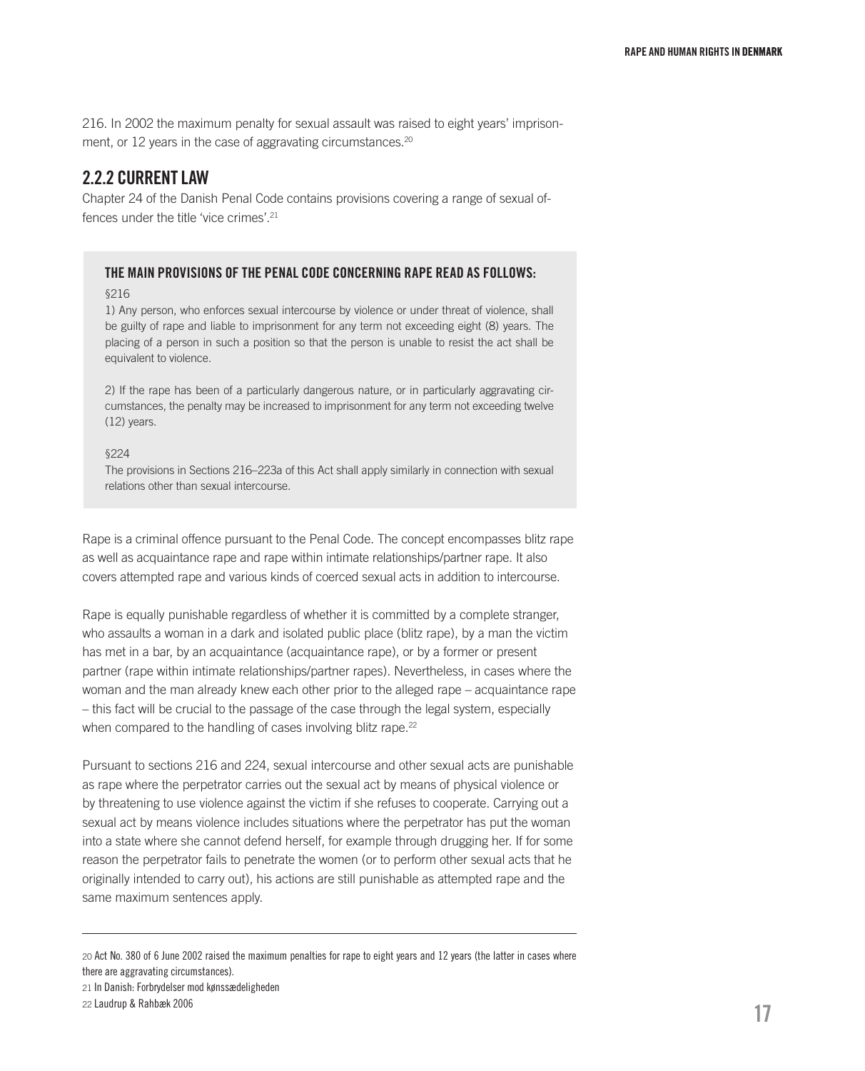216. In 2002 the maximum penalty for sexual assault was raised to eight years' imprisonment, or 12 years in the case of aggravating circumstances.[20]

## 2.2.2 CURRENT LAW

Chapter 24 of the Danish Penal Code contains provisions covering a range of sexual offences under the title 'vice crimes'.[21]

> **THE MAIN PROVISIONS OF THE PENAL CODE CONCERNING RAPE READ AS FOLLOWS:**
>
> §216
>
> 1) Any person, who enforces sexual intercourse by violence or under threat of violence, shall be guilty of rape and liable to imprisonment for any term not exceeding eight (8) years. The placing of a person in such a position so that the person is unable to resist the act shall be equivalent to violence.
>
> 2) If the rape has been of a particularly dangerous nature, or in particularly aggravating circumstances, the penalty may be increased to imprisonment for any term not exceeding twelve (12) years.
>
> §224
>
> The provisions in Sections 216–223a of this Act shall apply similarly in connection with sexual relations other than sexual intercourse.

Rape is a criminal offence pursuant to the Penal Code. The concept encompasses blitz rape as well as acquaintance rape and rape within intimate relationships/partner rape. It also covers attempted rape and various kinds of coerced sexual acts in addition to intercourse.

Rape is equally punishable regardless of whether it is committed by a complete stranger, who assaults a woman in a dark and isolated public place (blitz rape), by a man the victim has met in a bar, by an acquaintance (acquaintance rape), or by a former or present partner (rape within intimate relationships/partner rapes). Nevertheless, in cases where the woman and the man already knew each other prior to the alleged rape – acquaintance rape – this fact will be crucial to the passage of the case through the legal system, especially when compared to the handling of cases involving blitz rape.[22]

Pursuant to sections 216 and 224, sexual intercourse and other sexual acts are punishable as rape where the perpetrator carries out the sexual act by means of physical violence or by threatening to use violence against the victim if she refuses to cooperate. Carrying out a sexual act by means violence includes situations where the perpetrator has put the woman into a state where she cannot defend herself, for example through drugging her. If for some reason the perpetrator fails to penetrate the women (or to perform other sexual acts that he originally intended to carry out), his actions are still punishable as attempted rape and the same maximum sentences apply.

---

[20] Act No. 380 of 6 June 2002 raised the maximum penalties for rape to eight years and 12 years (the latter in cases where there are aggravating circumstances).

[21] In Danish: Forbrydelser mod kønssædeligheden

[22] Laudrup & Rahbæk 2006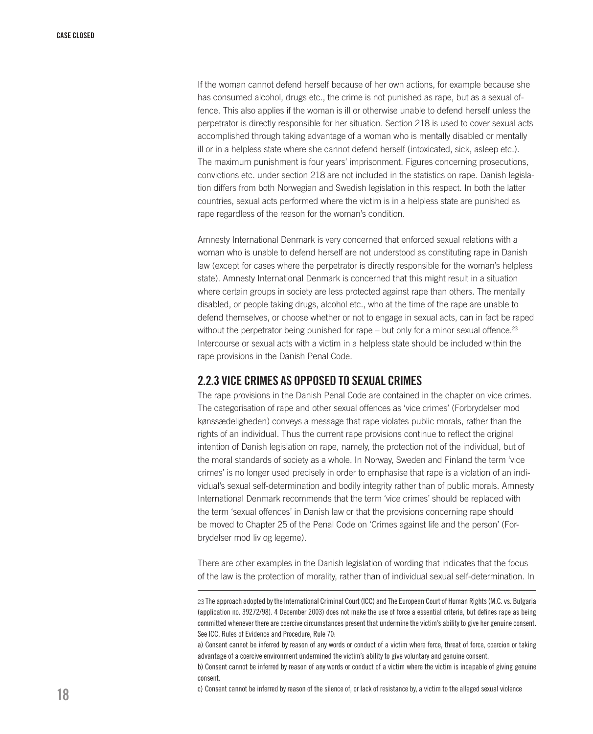If the woman cannot defend herself because of her own actions, for example because she has consumed alcohol, drugs etc., the crime is not punished as rape, but as a sexual offence. This also applies if the woman is ill or otherwise unable to defend herself unless the perpetrator is directly responsible for her situation. Section 218 is used to cover sexual acts accomplished through taking advantage of a woman who is mentally disabled or mentally ill or in a helpless state where she cannot defend herself (intoxicated, sick, asleep etc.). The maximum punishment is four years' imprisonment. Figures concerning prosecutions, convictions etc. under section 218 are not included in the statistics on rape. Danish legislation differs from both Norwegian and Swedish legislation in this respect. In both the latter countries, sexual acts performed where the victim is in a helpless state are punished as rape regardless of the reason for the woman's condition.

Amnesty International Denmark is very concerned that enforced sexual relations with a woman who is unable to defend herself are not understood as constituting rape in Danish law (except for cases where the perpetrator is directly responsible for the woman's helpless state). Amnesty International Denmark is concerned that this might result in a situation where certain groups in society are less protected against rape than others. The mentally disabled, or people taking drugs, alcohol etc., who at the time of the rape are unable to defend themselves, or choose whether or not to engage in sexual acts, can in fact be raped without the perpetrator being punished for rape – but only for a minor sexual offence.[23] Intercourse or sexual acts with a victim in a helpless state should be included within the rape provisions in the Danish Penal Code.

### 2.2.3 VICE CRIMES AS OPPOSED TO SEXUAL CRIMES

The rape provisions in the Danish Penal Code are contained in the chapter on vice crimes. The categorisation of rape and other sexual offences as 'vice crimes' (Forbrydelser mod kønssædeligheden) conveys a message that rape violates public morals, rather than the rights of an individual. Thus the current rape provisions continue to reflect the original intention of Danish legislation on rape, namely, the protection not of the individual, but of the moral standards of society as a whole. In Norway, Sweden and Finland the term 'vice crimes' is no longer used precisely in order to emphasise that rape is a violation of an individual's sexual self-determination and bodily integrity rather than of public morals. Amnesty International Denmark recommends that the term 'vice crimes' should be replaced with the term 'sexual offences' in Danish law or that the provisions concerning rape should be moved to Chapter 25 of the Penal Code on 'Crimes against life and the person' (Forbrydelser mod liv og legeme).

There are other examples in the Danish legislation of wording that indicates that the focus of the law is the protection of morality, rather than of individual sexual self-determination. In

---

23 The approach adopted by the International Criminal Court (ICC) and The European Court of Human Rights (M.C. vs. Bulgaria (application no. 39272/98). 4 December 2003) does not make the use of force a essential criteria, but defines rape as being committed whenever there are coercive circumstances present that undermine the victim's ability to give her genuine consent. See ICC, Rules of Evidence and Procedure, Rule 70:

a) Consent cannot be inferred by reason of any words or conduct of a victim where force, threat of force, coercion or taking advantage of a coercive environment undermined the victim's ability to give voluntary and genuine consent,

b) Consent cannot be inferred by reason of any words or conduct of a victim where the victim is incapable of giving genuine consent.

c) Consent cannot be inferred by reason of the silence of, or lack of resistance by, a victim to the alleged sexual violence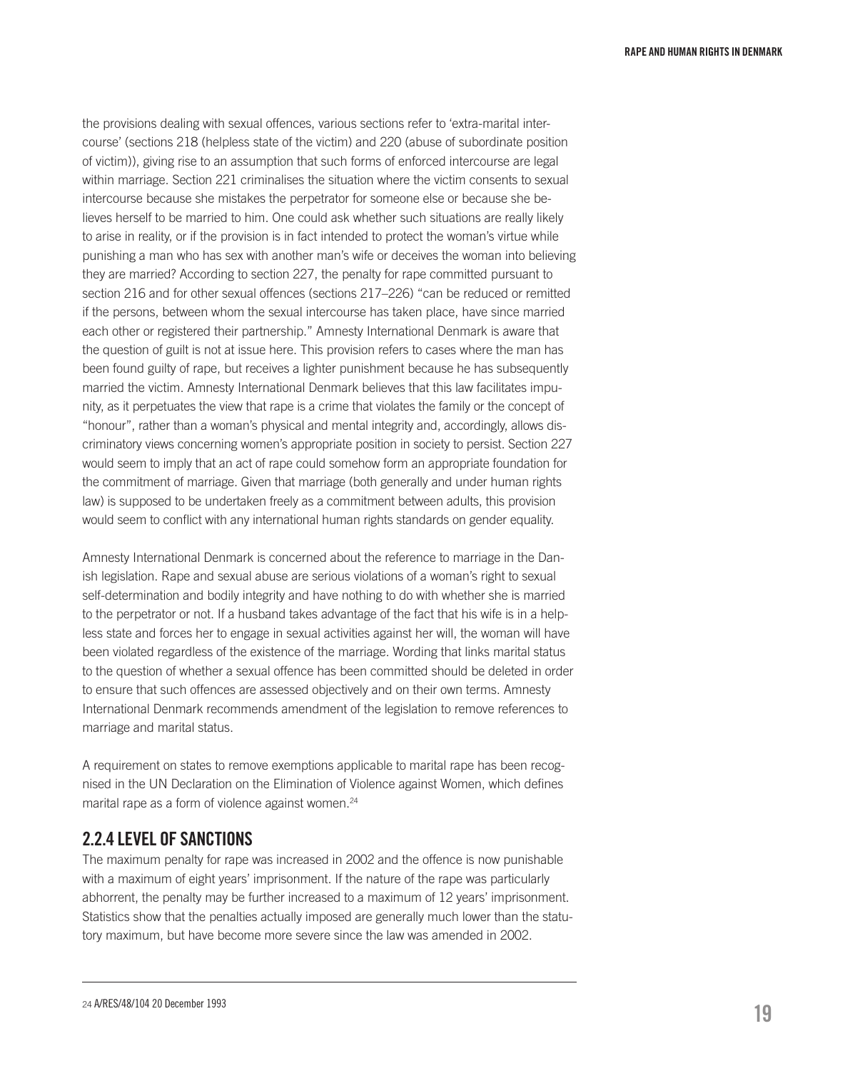the provisions dealing with sexual offences, various sections refer to 'extra-marital intercourse' (sections 218 (helpless state of the victim) and 220 (abuse of subordinate position of victim)), giving rise to an assumption that such forms of enforced intercourse are legal within marriage. Section 221 criminalises the situation where the victim consents to sexual intercourse because she mistakes the perpetrator for someone else or because she believes herself to be married to him. One could ask whether such situations are really likely to arise in reality, or if the provision is in fact intended to protect the woman's virtue while punishing a man who has sex with another man's wife or deceives the woman into believing they are married? According to section 227, the penalty for rape committed pursuant to section 216 and for other sexual offences (sections 217–226) "can be reduced or remitted if the persons, between whom the sexual intercourse has taken place, have since married each other or registered their partnership." Amnesty International Denmark is aware that the question of guilt is not at issue here. This provision refers to cases where the man has been found guilty of rape, but receives a lighter punishment because he has subsequently married the victim. Amnesty International Denmark believes that this law facilitates impunity, as it perpetuates the view that rape is a crime that violates the family or the concept of "honour", rather than a woman's physical and mental integrity and, accordingly, allows discriminatory views concerning women's appropriate position in society to persist. Section 227 would seem to imply that an act of rape could somehow form an appropriate foundation for the commitment of marriage. Given that marriage (both generally and under human rights law) is supposed to be undertaken freely as a commitment between adults, this provision would seem to conflict with any international human rights standards on gender equality.

Amnesty International Denmark is concerned about the reference to marriage in the Danish legislation. Rape and sexual abuse are serious violations of a woman's right to sexual self-determination and bodily integrity and have nothing to do with whether she is married to the perpetrator or not. If a husband takes advantage of the fact that his wife is in a helpless state and forces her to engage in sexual activities against her will, the woman will have been violated regardless of the existence of the marriage. Wording that links marital status to the question of whether a sexual offence has been committed should be deleted in order to ensure that such offences are assessed objectively and on their own terms. Amnesty International Denmark recommends amendment of the legislation to remove references to marriage and marital status.

A requirement on states to remove exemptions applicable to marital rape has been recognised in the UN Declaration on the Elimination of Violence against Women, which defines marital rape as a form of violence against women.[24]

### 2.2.4 LEVEL OF SANCTIONS

The maximum penalty for rape was increased in 2002 and the offence is now punishable with a maximum of eight years' imprisonment. If the nature of the rape was particularly abhorrent, the penalty may be further increased to a maximum of 12 years' imprisonment. Statistics show that the penalties actually imposed are generally much lower than the statutory maximum, but have become more severe since the law was amended in 2002.

---

[24] A/RES/48/104 20 December 1993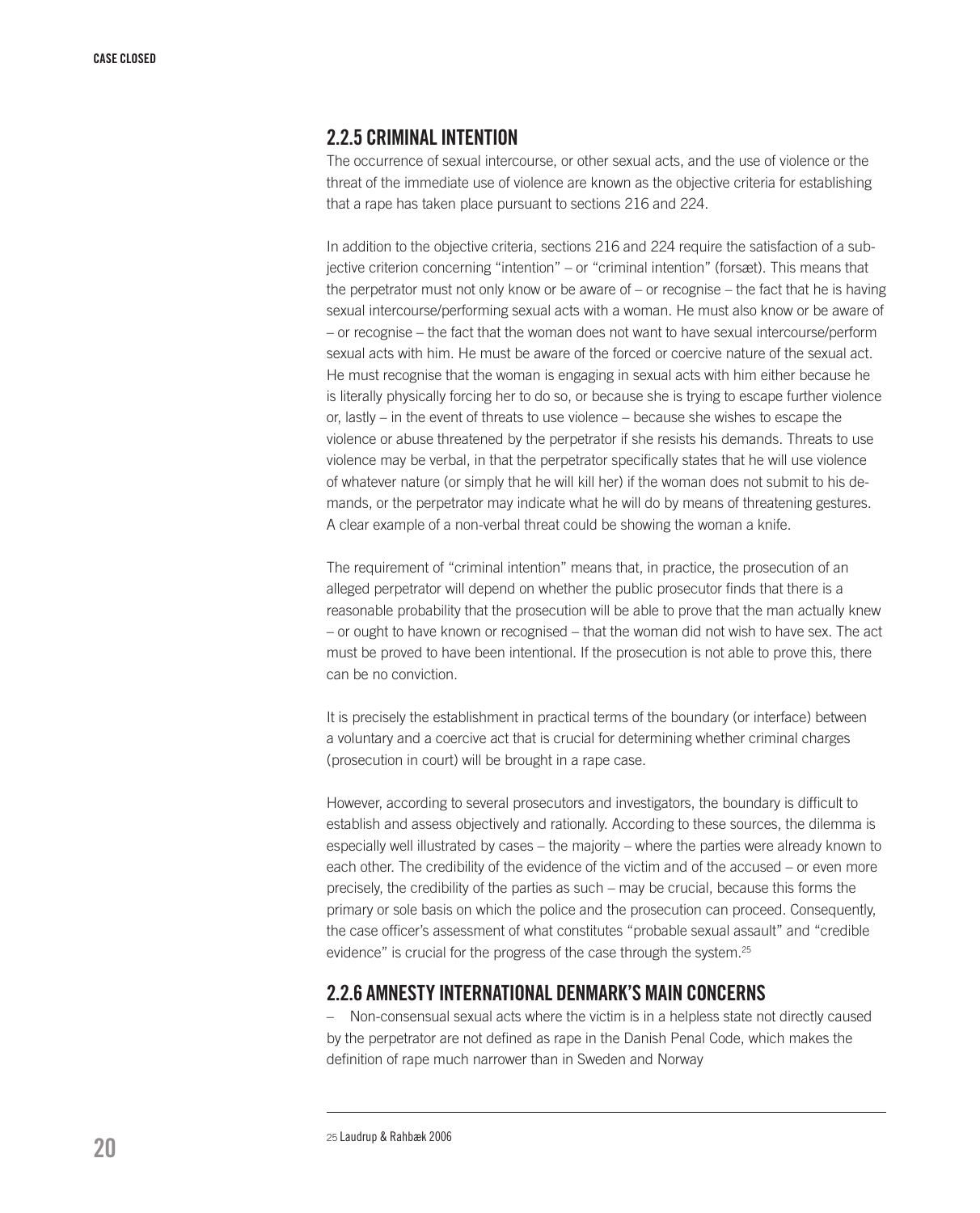## 2.2.5 CRIMINAL INTENTION

The occurrence of sexual intercourse, or other sexual acts, and the use of violence or the threat of the immediate use of violence are known as the objective criteria for establishing that a rape has taken place pursuant to sections 216 and 224.

In addition to the objective criteria, sections 216 and 224 require the satisfaction of a subjective criterion concerning "intention" – or "criminal intention" (forsæt). This means that the perpetrator must not only know or be aware of – or recognise – the fact that he is having sexual intercourse/performing sexual acts with a woman. He must also know or be aware of – or recognise – the fact that the woman does not want to have sexual intercourse/perform sexual acts with him. He must be aware of the forced or coercive nature of the sexual act. He must recognise that the woman is engaging in sexual acts with him either because he is literally physically forcing her to do so, or because she is trying to escape further violence or, lastly – in the event of threats to use violence – because she wishes to escape the violence or abuse threatened by the perpetrator if she resists his demands. Threats to use violence may be verbal, in that the perpetrator specifically states that he will use violence of whatever nature (or simply that he will kill her) if the woman does not submit to his demands, or the perpetrator may indicate what he will do by means of threatening gestures. A clear example of a non-verbal threat could be showing the woman a knife.

The requirement of "criminal intention" means that, in practice, the prosecution of an alleged perpetrator will depend on whether the public prosecutor finds that there is a reasonable probability that the prosecution will be able to prove that the man actually knew – or ought to have known or recognised – that the woman did not wish to have sex. The act must be proved to have been intentional. If the prosecution is not able to prove this, there can be no conviction.

It is precisely the establishment in practical terms of the boundary (or interface) between a voluntary and a coercive act that is crucial for determining whether criminal charges (prosecution in court) will be brought in a rape case.

However, according to several prosecutors and investigators, the boundary is difficult to establish and assess objectively and rationally. According to these sources, the dilemma is especially well illustrated by cases – the majority – where the parties were already known to each other. The credibility of the evidence of the victim and of the accused – or even more precisely, the credibility of the parties as such – may be crucial, because this forms the primary or sole basis on which the police and the prosecution can proceed. Consequently, the case officer's assessment of what constitutes "probable sexual assault" and "credible evidence" is crucial for the progress of the case through the system.[25]

## 2.2.6 AMNESTY INTERNATIONAL DENMARK'S MAIN CONCERNS

– Non-consensual sexual acts where the victim is in a helpless state not directly caused by the perpetrator are not defined as rape in the Danish Penal Code, which makes the definition of rape much narrower than in Sweden and Norway

[25] Laudrup & Rahbæk 2006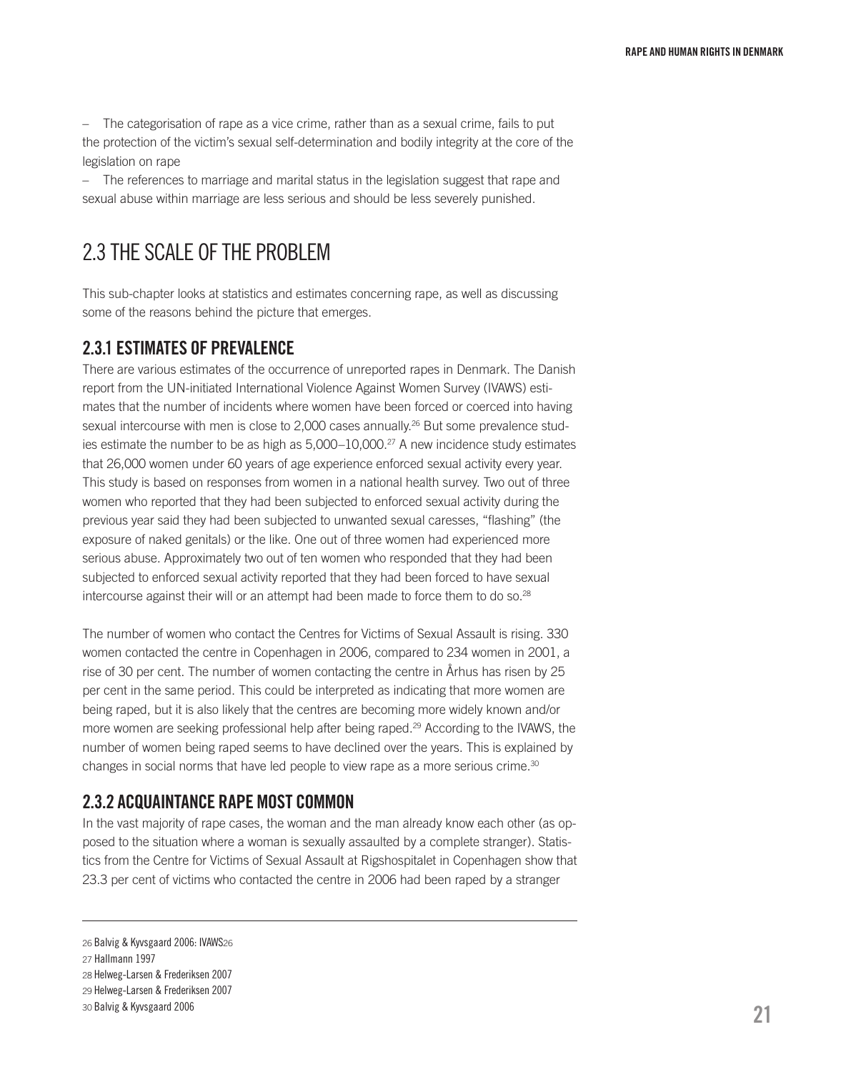– The categorisation of rape as a vice crime, rather than as a sexual crime, fails to put the protection of the victim's sexual self-determination and bodily integrity at the core of the legislation on rape

– The references to marriage and marital status in the legislation suggest that rape and sexual abuse within marriage are less serious and should be less severely punished.

## 2.3 THE SCALE OF THE PROBLEM

This sub-chapter looks at statistics and estimates concerning rape, as well as discussing some of the reasons behind the picture that emerges.

### 2.3.1 ESTIMATES OF PREVALENCE

There are various estimates of the occurrence of unreported rapes in Denmark. The Danish report from the UN-initiated International Violence Against Women Survey (IVAWS) estimates that the number of incidents where women have been forced or coerced into having sexual intercourse with men is close to 2,000 cases annually.[26] But some prevalence studies estimate the number to be as high as 5,000–10,000.[27] A new incidence study estimates that 26,000 women under 60 years of age experience enforced sexual activity every year. This study is based on responses from women in a national health survey. Two out of three women who reported that they had been subjected to enforced sexual activity during the previous year said they had been subjected to unwanted sexual caresses, "flashing" (the exposure of naked genitals) or the like. One out of three women had experienced more serious abuse. Approximately two out of ten women who responded that they had been subjected to enforced sexual activity reported that they had been forced to have sexual intercourse against their will or an attempt had been made to force them to do so.[28]

The number of women who contact the Centres for Victims of Sexual Assault is rising. 330 women contacted the centre in Copenhagen in 2006, compared to 234 women in 2001, a rise of 30 per cent. The number of women contacting the centre in Århus has risen by 25 per cent in the same period. This could be interpreted as indicating that more women are being raped, but it is also likely that the centres are becoming more widely known and/or more women are seeking professional help after being raped.[29] According to the IVAWS, the number of women being raped seems to have declined over the years. This is explained by changes in social norms that have led people to view rape as a more serious crime.[30]

### 2.3.2 ACQUAINTANCE RAPE MOST COMMON

In the vast majority of rape cases, the woman and the man already know each other (as opposed to the situation where a woman is sexually assaulted by a complete stranger). Statistics from the Centre for Victims of Sexual Assault at Rigshospitalet in Copenhagen show that 23.3 per cent of victims who contacted the centre in 2006 had been raped by a stranger

---

26 Balvig & Kyvsgaard 2006: IVAWS26

27 Hallmann 1997

28 Helweg-Larsen & Frederiksen 2007

29 Helweg-Larsen & Frederiksen 2007

30 Balvig & Kyvsgaard 2006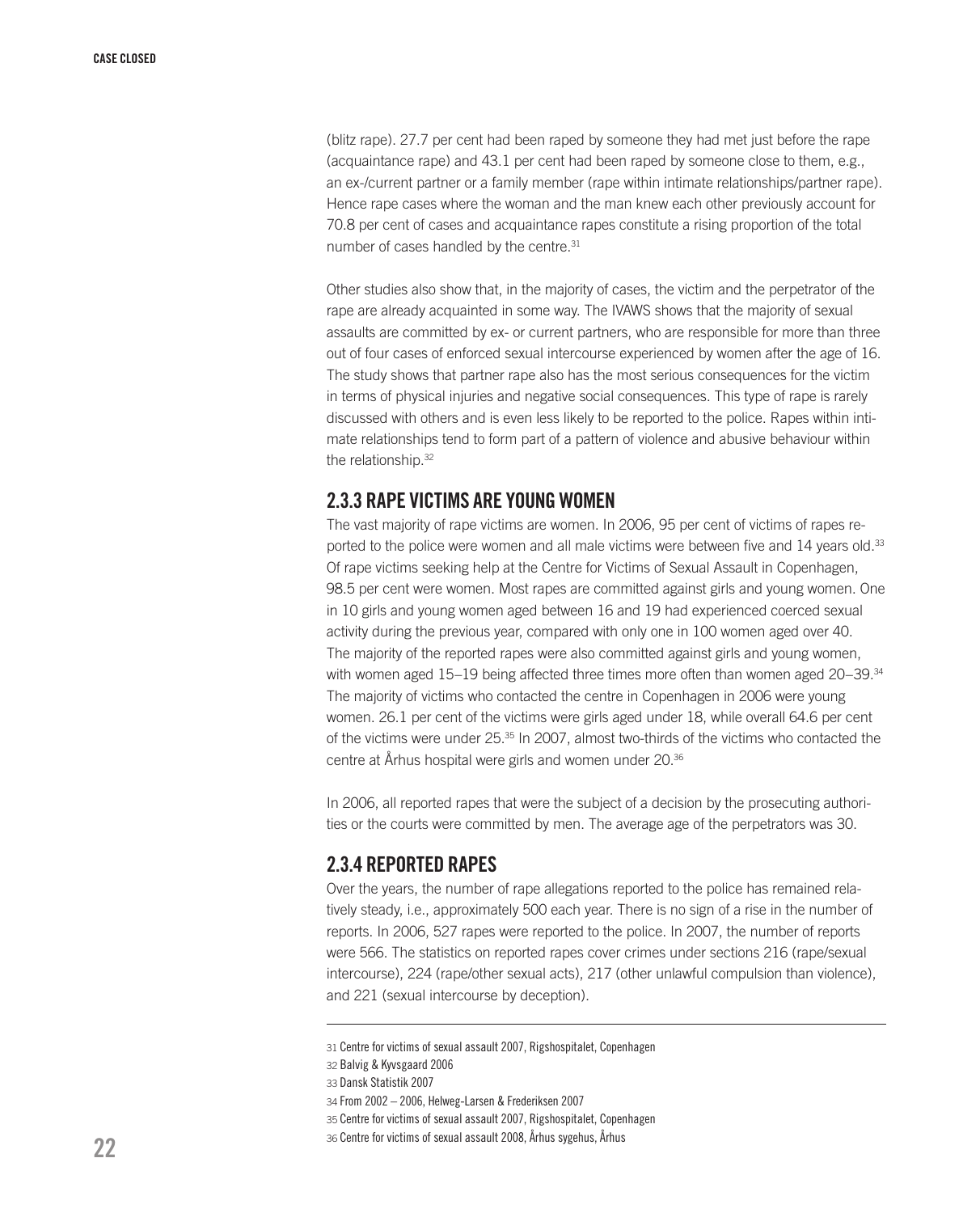(blitz rape). 27.7 per cent had been raped by someone they had met just before the rape (acquaintance rape) and 43.1 per cent had been raped by someone close to them, e.g., an ex-/current partner or a family member (rape within intimate relationships/partner rape). Hence rape cases where the woman and the man knew each other previously account for 70.8 per cent of cases and acquaintance rapes constitute a rising proportion of the total number of cases handled by the centre.[31]

Other studies also show that, in the majority of cases, the victim and the perpetrator of the rape are already acquainted in some way. The IVAWS shows that the majority of sexual assaults are committed by ex- or current partners, who are responsible for more than three out of four cases of enforced sexual intercourse experienced by women after the age of 16. The study shows that partner rape also has the most serious consequences for the victim in terms of physical injuries and negative social consequences. This type of rape is rarely discussed with others and is even less likely to be reported to the police. Rapes within intimate relationships tend to form part of a pattern of violence and abusive behaviour within the relationship.[32]

### 2.3.3 RAPE VICTIMS ARE YOUNG WOMEN

The vast majority of rape victims are women. In 2006, 95 per cent of victims of rapes reported to the police were women and all male victims were between five and 14 years old.[33] Of rape victims seeking help at the Centre for Victims of Sexual Assault in Copenhagen, 98.5 per cent were women. Most rapes are committed against girls and young women. One in 10 girls and young women aged between 16 and 19 had experienced coerced sexual activity during the previous year, compared with only one in 100 women aged over 40. The majority of the reported rapes were also committed against girls and young women, with women aged 15–19 being affected three times more often than women aged 20–39.[34] The majority of victims who contacted the centre in Copenhagen in 2006 were young women. 26.1 per cent of the victims were girls aged under 18, while overall 64.6 per cent of the victims were under 25.[35] In 2007, almost two-thirds of the victims who contacted the centre at Århus hospital were girls and women under 20.[36]

In 2006, all reported rapes that were the subject of a decision by the prosecuting authorities or the courts were committed by men. The average age of the perpetrators was 30.

### 2.3.4 REPORTED RAPES

Over the years, the number of rape allegations reported to the police has remained relatively steady, i.e., approximately 500 each year. There is no sign of a rise in the number of reports. In 2006, 527 rapes were reported to the police. In 2007, the number of reports were 566. The statistics on reported rapes cover crimes under sections 216 (rape/sexual intercourse), 224 (rape/other sexual acts), 217 (other unlawful compulsion than violence), and 221 (sexual intercourse by deception).

---

31 Centre for victims of sexual assault 2007, Rigshospitalet, Copenhagen

32 Balvig & Kyvsgaard 2006

33 Dansk Statistik 2007

34 From 2002 – 2006, Helweg-Larsen & Frederiksen 2007

35 Centre for victims of sexual assault 2007, Rigshospitalet, Copenhagen

36 Centre for victims of sexual assault 2008, Århus sygehus, Århus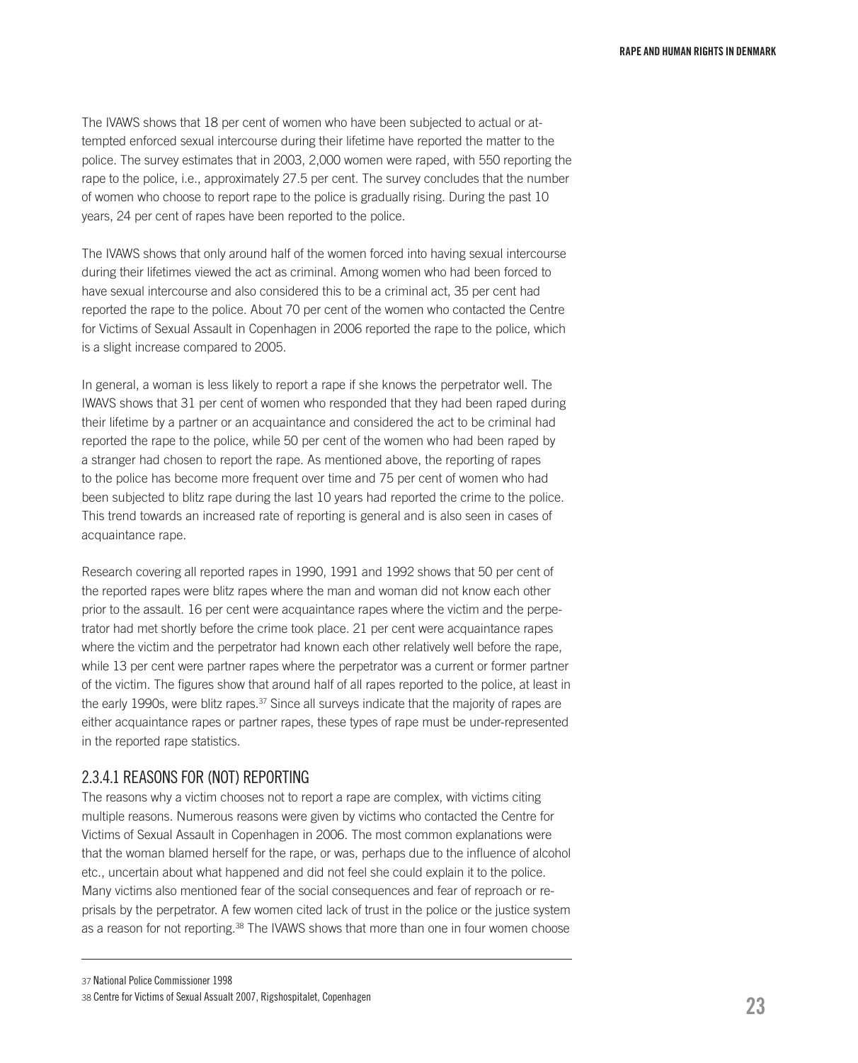The IVAWS shows that 18 per cent of women who have been subjected to actual or attempted enforced sexual intercourse during their lifetime have reported the matter to the police. The survey estimates that in 2003, 2,000 women were raped, with 550 reporting the rape to the police, i.e., approximately 27.5 per cent. The survey concludes that the number of women who choose to report rape to the police is gradually rising. During the past 10 years, 24 per cent of rapes have been reported to the police.

The IVAWS shows that only around half of the women forced into having sexual intercourse during their lifetimes viewed the act as criminal. Among women who had been forced to have sexual intercourse and also considered this to be a criminal act, 35 per cent had reported the rape to the police. About 70 per cent of the women who contacted the Centre for Victims of Sexual Assault in Copenhagen in 2006 reported the rape to the police, which is a slight increase compared to 2005.

In general, a woman is less likely to report a rape if she knows the perpetrator well. The IWAVS shows that 31 per cent of women who responded that they had been raped during their lifetime by a partner or an acquaintance and considered the act to be criminal had reported the rape to the police, while 50 per cent of the women who had been raped by a stranger had chosen to report the rape. As mentioned above, the reporting of rapes to the police has become more frequent over time and 75 per cent of women who had been subjected to blitz rape during the last 10 years had reported the crime to the police. This trend towards an increased rate of reporting is general and is also seen in cases of acquaintance rape.

Research covering all reported rapes in 1990, 1991 and 1992 shows that 50 per cent of the reported rapes were blitz rapes where the man and woman did not know each other prior to the assault. 16 per cent were acquaintance rapes where the victim and the perpetrator had met shortly before the crime took place. 21 per cent were acquaintance rapes where the victim and the perpetrator had known each other relatively well before the rape, while 13 per cent were partner rapes where the perpetrator was a current or former partner of the victim. The figures show that around half of all rapes reported to the police, at least in the early 1990s, were blitz rapes.[37] Since all surveys indicate that the majority of rapes are either acquaintance rapes or partner rapes, these types of rape must be under-represented in the reported rape statistics.

### 2.3.4.1 REASONS FOR (NOT) REPORTING

The reasons why a victim chooses not to report a rape are complex, with victims citing multiple reasons. Numerous reasons were given by victims who contacted the Centre for Victims of Sexual Assault in Copenhagen in 2006. The most common explanations were that the woman blamed herself for the rape, or was, perhaps due to the influence of alcohol etc., uncertain about what happened and did not feel she could explain it to the police. Many victims also mentioned fear of the social consequences and fear of reproach or reprisals by the perpetrator. A few women cited lack of trust in the police or the justice system as a reason for not reporting.[38] The IVAWS shows that more than one in four women choose

---

37 National Police Commissioner 1998

38 Centre for Victims of Sexual Assualt 2007, Rigshospitalet, Copenhagen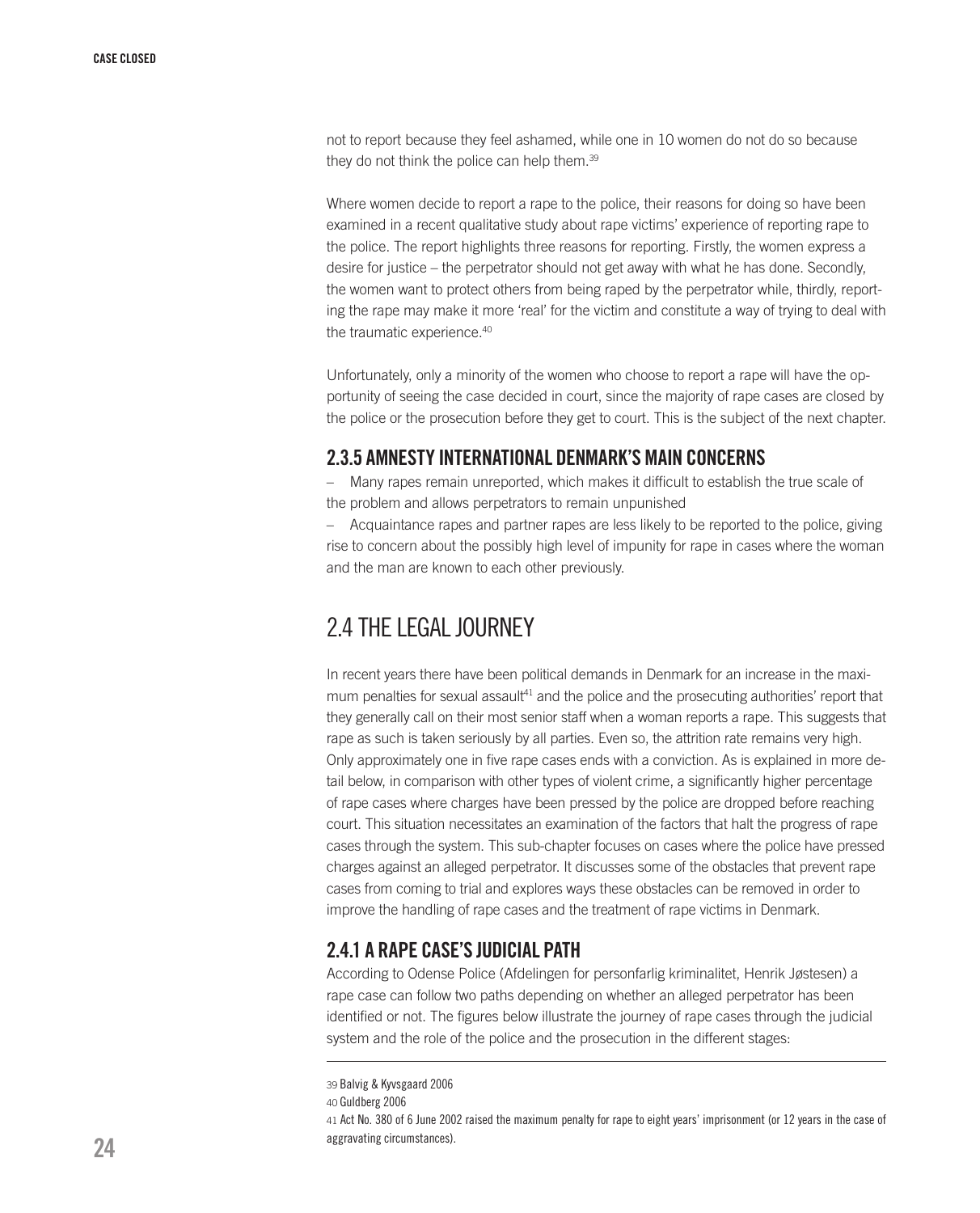not to report because they feel ashamed, while one in 10 women do not do so because they do not think the police can help them.[39]

Where women decide to report a rape to the police, their reasons for doing so have been examined in a recent qualitative study about rape victims' experience of reporting rape to the police. The report highlights three reasons for reporting. Firstly, the women express a desire for justice – the perpetrator should not get away with what he has done. Secondly, the women want to protect others from being raped by the perpetrator while, thirdly, reporting the rape may make it more 'real' for the victim and constitute a way of trying to deal with the traumatic experience.[40]

Unfortunately, only a minority of the women who choose to report a rape will have the opportunity of seeing the case decided in court, since the majority of rape cases are closed by the police or the prosecution before they get to court. This is the subject of the next chapter.

### 2.3.5 AMNESTY INTERNATIONAL DENMARK'S MAIN CONCERNS

– Many rapes remain unreported, which makes it difficult to establish the true scale of the problem and allows perpetrators to remain unpunished

– Acquaintance rapes and partner rapes are less likely to be reported to the police, giving rise to concern about the possibly high level of impunity for rape in cases where the woman and the man are known to each other previously.

## 2.4 THE LEGAL JOURNEY

In recent years there have been political demands in Denmark for an increase in the maximum penalties for sexual assault[41] and the police and the prosecuting authorities' report that they generally call on their most senior staff when a woman reports a rape. This suggests that rape as such is taken seriously by all parties. Even so, the attrition rate remains very high. Only approximately one in five rape cases ends with a conviction. As is explained in more detail below, in comparison with other types of violent crime, a significantly higher percentage of rape cases where charges have been pressed by the police are dropped before reaching court. This situation necessitates an examination of the factors that halt the progress of rape cases through the system. This sub-chapter focuses on cases where the police have pressed charges against an alleged perpetrator. It discusses some of the obstacles that prevent rape cases from coming to trial and explores ways these obstacles can be removed in order to improve the handling of rape cases and the treatment of rape victims in Denmark.

### 2.4.1 A RAPE CASE'S JUDICIAL PATH

According to Odense Police (Afdelingen for personfarlig kriminalitet, Henrik Jøstesen) a rape case can follow two paths depending on whether an alleged perpetrator has been identified or not. The figures below illustrate the journey of rape cases through the judicial system and the role of the police and the prosecution in the different stages:

---

39 Balvig & Kyvsgaard 2006

40 Guldberg 2006

41 Act No. 380 of 6 June 2002 raised the maximum penalty for rape to eight years' imprisonment (or 12 years in the case of aggravating circumstances).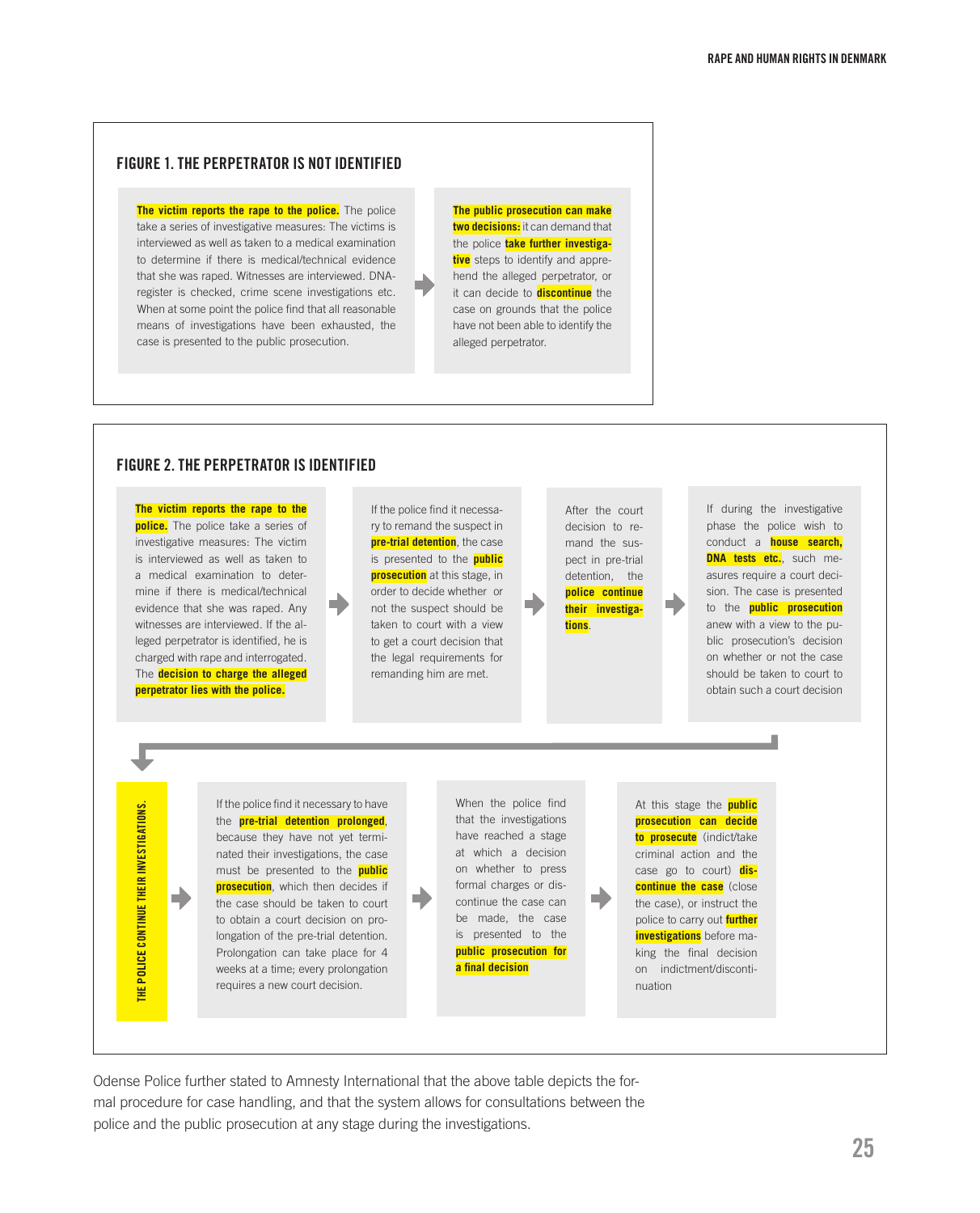## FIGURE 1. THE PERPETRATOR IS NOT IDENTIFIED

**The victim reports the rape to the police.** The police take a series of investigative measures: The victims is interviewed as well as taken to a medical examination to determine if there is medical/technical evidence that she was raped. Witnesses are interviewed. DNA-register is checked, crime scene investigations etc. When at some point the police find that all reasonable means of investigations have been exhausted, the case is presented to the public prosecution.

→

**The public prosecution can make two decisions:** it can demand that the police **take further investigative** steps to identify and apprehend the alleged perpetrator, or it can decide to **discontinue** the case on grounds that the police have not been able to identify the alleged perpetrator.

## FIGURE 2. THE PERPETRATOR IS IDENTIFIED

**The victim reports the rape to the police.** The police take a series of investigative measures: The victim is interviewed as well as taken to a medical examination to determine if there is medical/technical evidence that she was raped. Any witnesses are interviewed. If the alleged perpetrator is identified, he is charged with rape and interrogated. The **decision to charge the alleged perpetrator lies with the police.**

→

If the police find it necessary to remand the suspect in **pre-trial detention**, the case is presented to the **public prosecution** at this stage, in order to decide whether or not the suspect should be taken to court with a view to get a court decision that the legal requirements for remanding him are met.

→

After the court decision to remand the suspect in pre-trial detention, the **police continue their investigations**.

→

If during the investigative phase the police wish to conduct a **house search, DNA tests etc.**, such measures require a court decision. The case is presented to the **public prosecution** anew with a view to the public prosecution's decision on whether or not the case should be taken to court to obtain such a court decision

↓

**THE POLICE CONTINUE THEIR INVESTIGATIONS.**

→

If the police find it necessary to have the **pre-trial detention prolonged**, because they have not yet terminated their investigations, the case must be presented to the **public prosecution**, which then decides if the case should be taken to court to obtain a court decision on prolongation of the pre-trial detention. Prolongation can take place for 4 weeks at a time; every prolongation requires a new court decision.

→

When the police find that the investigations have reached a stage at which a decision on whether to press formal charges or discontinue the case can be made, the case is presented to the **public prosecution for a final decision**

→

At this stage the **public prosecution can decide to prosecute** (indict/take criminal action and the case go to court) **discontinue the case** (close the case), or instruct the police to carry out **further investigations** before making the final decision on indictment/discontinuation

Odense Police further stated to Amnesty International that the above table depicts the formal procedure for case handling, and that the system allows for consultations between the police and the public prosecution at any stage during the investigations.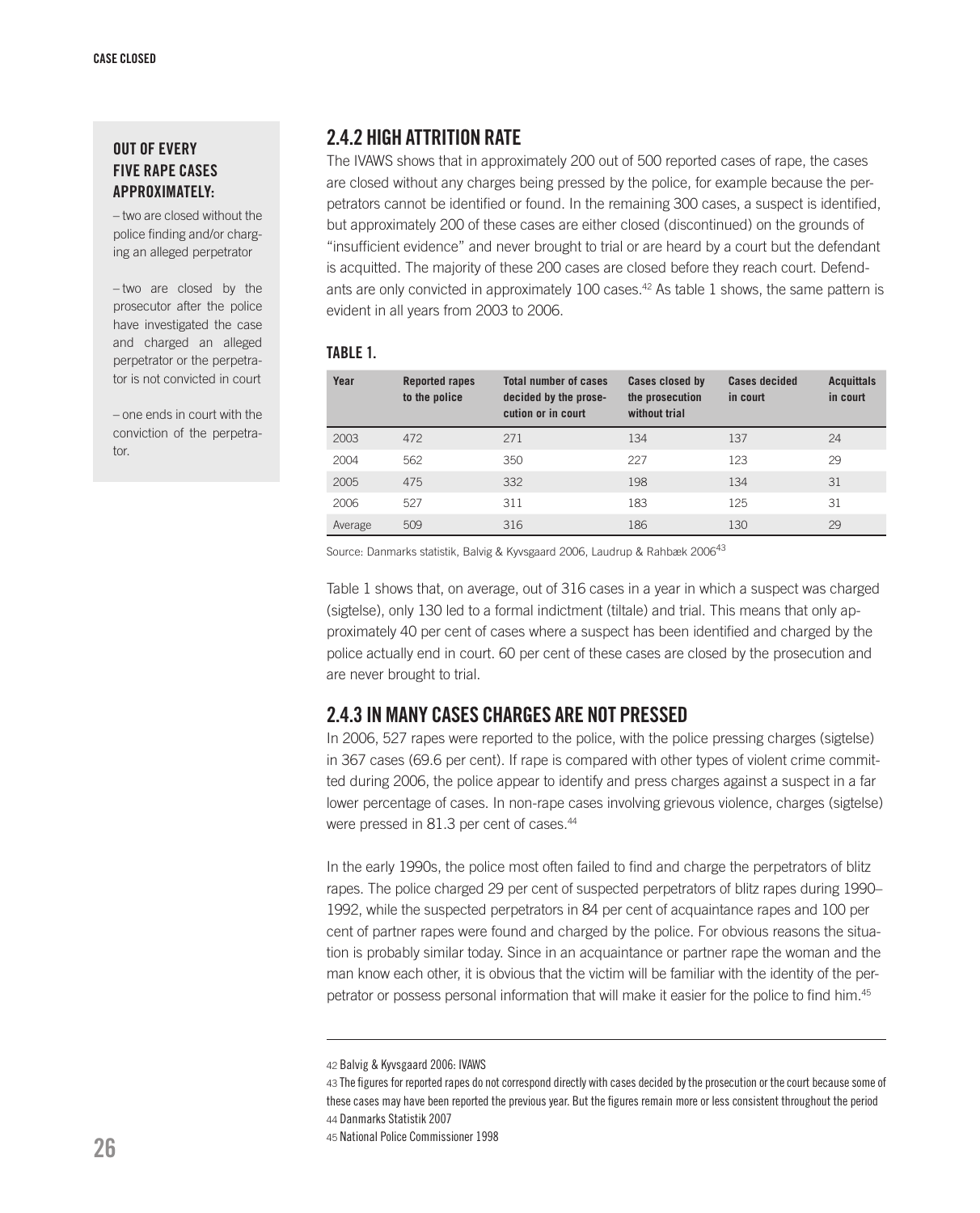**OUT OF EVERY FIVE RAPE CASES APPROXIMATELY:**

– two are closed without the police finding and/or charging an alleged perpetrator

– two are closed by the prosecutor after the police have investigated the case and charged an alleged perpetrator or the perpetrator is not convicted in court

– one ends in court with the conviction of the perpetrator.

## 2.4.2 HIGH ATTRITION RATE

The IVAWS shows that in approximately 200 out of 500 reported cases of rape, the cases are closed without any charges being pressed by the police, for example because the perpetrators cannot be identified or found. In the remaining 300 cases, a suspect is identified, but approximately 200 of these cases are either closed (discontinued) on the grounds of "insufficient evidence" and never brought to trial or are heard by a court but the defendant is acquitted. The majority of these 200 cases are closed before they reach court. Defendants are only convicted in approximately 100 cases.[42] As table 1 shows, the same pattern is evident in all years from 2003 to 2006.

**TABLE 1.**

| Year | Reported rapes to the police | Total number of cases decided by the prosecution or in court | Cases closed by the prosecution without trial | Cases decided in court | Acquittals in court |
|---|---|---|---|---|---|
| 2003 | 472 | 271 | 134 | 137 | 24 |
| 2004 | 562 | 350 | 227 | 123 | 29 |
| 2005 | 475 | 332 | 198 | 134 | 31 |
| 2006 | 527 | 311 | 183 | 125 | 31 |
| Average | 509 | 316 | 186 | 130 | 29 |

Source: Danmarks statistik, Balvig & Kyvsgaard 2006, Laudrup & Rahbæk 2006[43]

Table 1 shows that, on average, out of 316 cases in a year in which a suspect was charged (sigtelse), only 130 led to a formal indictment (tiltale) and trial. This means that only approximately 40 per cent of cases where a suspect has been identified and charged by the police actually end in court. 60 per cent of these cases are closed by the prosecution and are never brought to trial.

## 2.4.3 IN MANY CASES CHARGES ARE NOT PRESSED

In 2006, 527 rapes were reported to the police, with the police pressing charges (sigtelse) in 367 cases (69.6 per cent). If rape is compared with other types of violent crime committed during 2006, the police appear to identify and press charges against a suspect in a far lower percentage of cases. In non-rape cases involving grievous violence, charges (sigtelse) were pressed in 81.3 per cent of cases.[44]

In the early 1990s, the police most often failed to find and charge the perpetrators of blitz rapes. The police charged 29 per cent of suspected perpetrators of blitz rapes during 1990–1992, while the suspected perpetrators in 84 per cent of acquaintance rapes and 100 per cent of partner rapes were found and charged by the police. For obvious reasons the situation is probably similar today. Since in an acquaintance or partner rape the woman and the man know each other, it is obvious that the victim will be familiar with the identity of the perpetrator or possess personal information that will make it easier for the police to find him.[45]

---

42 Balvig & Kyvsgaard 2006: IVAWS

43 The figures for reported rapes do not correspond directly with cases decided by the prosecution or the court because some of these cases may have been reported the previous year. But the figures remain more or less consistent throughout the period

44 Danmarks Statistik 2007

45 National Police Commissioner 1998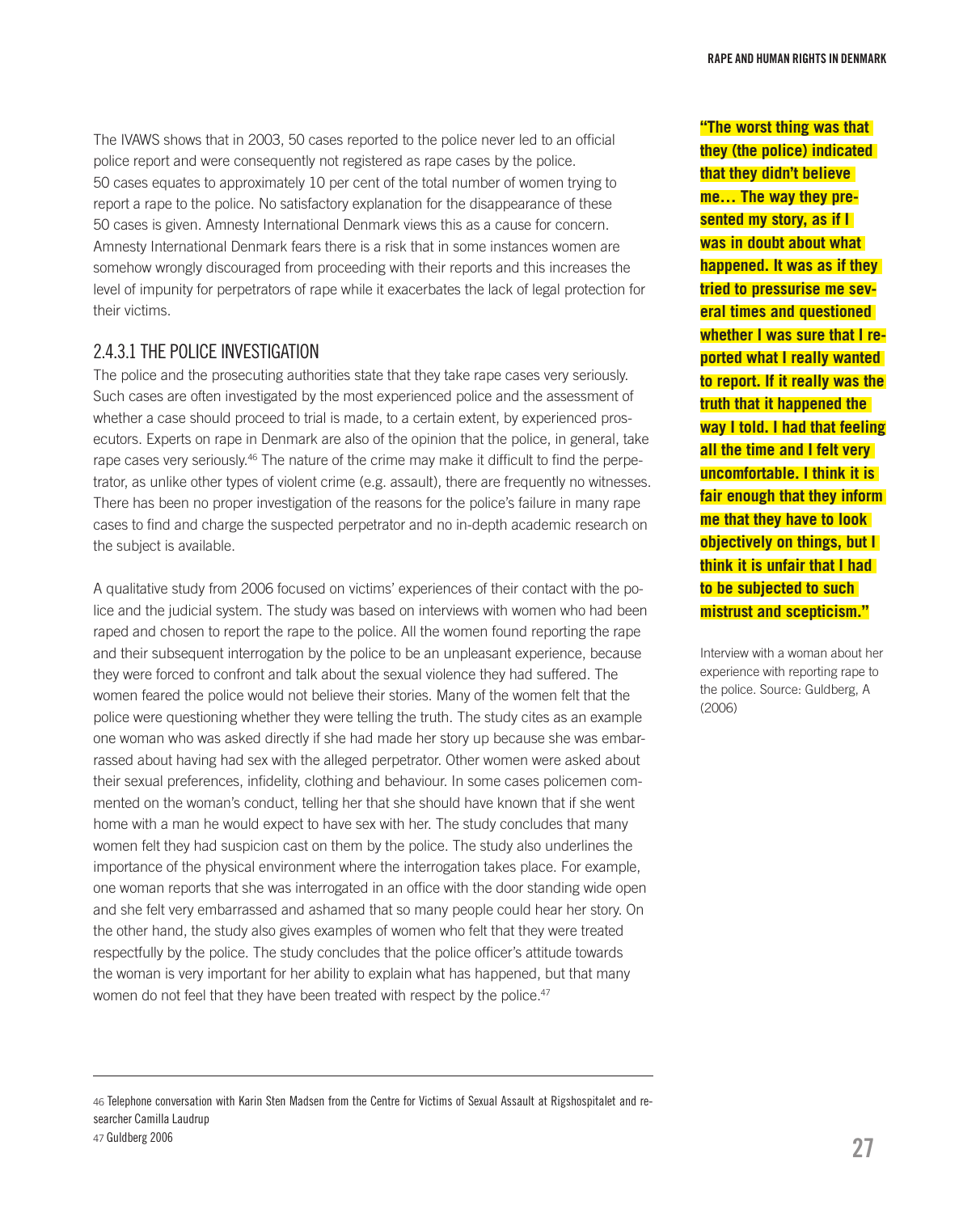The IVAWS shows that in 2003, 50 cases reported to the police never led to an official police report and were consequently not registered as rape cases by the police. 50 cases equates to approximately 10 per cent of the total number of women trying to report a rape to the police. No satisfactory explanation for the disappearance of these 50 cases is given. Amnesty International Denmark views this as a cause for concern. Amnesty International Denmark fears there is a risk that in some instances women are somehow wrongly discouraged from proceeding with their reports and this increases the level of impunity for perpetrators of rape while it exacerbates the lack of legal protection for their victims.

### 2.4.3.1 THE POLICE INVESTIGATION

The police and the prosecuting authorities state that they take rape cases very seriously. Such cases are often investigated by the most experienced police and the assessment of whether a case should proceed to trial is made, to a certain extent, by experienced prosecutors. Experts on rape in Denmark are also of the opinion that the police, in general, take rape cases very seriously.[46] The nature of the crime may make it difficult to find the perpetrator, as unlike other types of violent crime (e.g. assault), there are frequently no witnesses. There has been no proper investigation of the reasons for the police's failure in many rape cases to find and charge the suspected perpetrator and no in-depth academic research on the subject is available.

A qualitative study from 2006 focused on victims' experiences of their contact with the police and the judicial system. The study was based on interviews with women who had been raped and chosen to report the rape to the police. All the women found reporting the rape and their subsequent interrogation by the police to be an unpleasant experience, because they were forced to confront and talk about the sexual violence they had suffered. The women feared the police would not believe their stories. Many of the women felt that the police were questioning whether they were telling the truth. The study cites as an example one woman who was asked directly if she had made her story up because she was embarrassed about having had sex with the alleged perpetrator. Other women were asked about their sexual preferences, infidelity, clothing and behaviour. In some cases policemen commented on the woman's conduct, telling her that she should have known that if she went home with a man he would expect to have sex with her. The study concludes that many women felt they had suspicion cast on them by the police. The study also underlines the importance of the physical environment where the interrogation takes place. For example, one woman reports that she was interrogated in an office with the door standing wide open and she felt very embarrassed and ashamed that so many people could hear her story. On the other hand, the study also gives examples of women who felt that they were treated respectfully by the police. The study concludes that the police officer's attitude towards the woman is very important for her ability to explain what has happened, but that many women do not feel that they have been treated with respect by the police.[47]

**"The worst thing was that they (the police) indicated that they didn't believe me… The way they presented my story, as if I was in doubt about what happened. It was as if they tried to pressurise me several times and questioned whether I was sure that I reported what I really wanted to report. If it really was the truth that it happened the way I told. I had that feeling all the time and I felt very uncomfortable. I think it is fair enough that they inform me that they have to look objectively on things, but I think it is unfair that I had to be subjected to such mistrust and scepticism."**

Interview with a woman about her experience with reporting rape to the police. Source: Guldberg, A (2006)

---

46 Telephone conversation with Karin Sten Madsen from the Centre for Victims of Sexual Assault at Rigshospitalet and researcher Camilla Laudrup

47 Guldberg 2006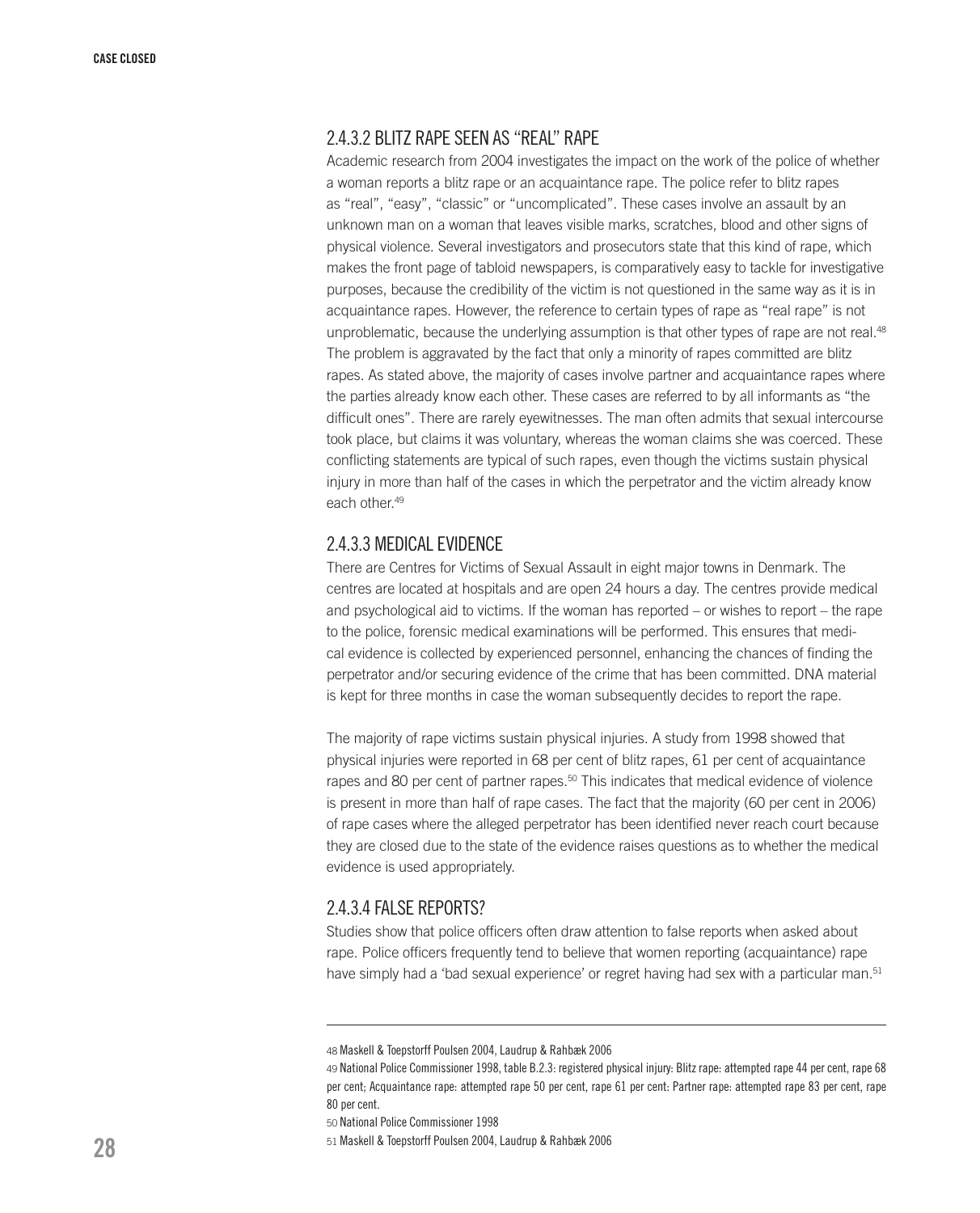### 2.4.3.2 BLITZ RAPE SEEN AS "REAL" RAPE

Academic research from 2004 investigates the impact on the work of the police of whether a woman reports a blitz rape or an acquaintance rape. The police refer to blitz rapes as "real", "easy", "classic" or "uncomplicated". These cases involve an assault by an unknown man on a woman that leaves visible marks, scratches, blood and other signs of physical violence. Several investigators and prosecutors state that this kind of rape, which makes the front page of tabloid newspapers, is comparatively easy to tackle for investigative purposes, because the credibility of the victim is not questioned in the same way as it is in acquaintance rapes. However, the reference to certain types of rape as "real rape" is not unproblematic, because the underlying assumption is that other types of rape are not real.[48] The problem is aggravated by the fact that only a minority of rapes committed are blitz rapes. As stated above, the majority of cases involve partner and acquaintance rapes where the parties already know each other. These cases are referred to by all informants as "the difficult ones". There are rarely eyewitnesses. The man often admits that sexual intercourse took place, but claims it was voluntary, whereas the woman claims she was coerced. These conflicting statements are typical of such rapes, even though the victims sustain physical injury in more than half of the cases in which the perpetrator and the victim already know each other.[49]

### 2.4.3.3 MEDICAL EVIDENCE

There are Centres for Victims of Sexual Assault in eight major towns in Denmark. The centres are located at hospitals and are open 24 hours a day. The centres provide medical and psychological aid to victims. If the woman has reported – or wishes to report – the rape to the police, forensic medical examinations will be performed. This ensures that medical evidence is collected by experienced personnel, enhancing the chances of finding the perpetrator and/or securing evidence of the crime that has been committed. DNA material is kept for three months in case the woman subsequently decides to report the rape.

The majority of rape victims sustain physical injuries. A study from 1998 showed that physical injuries were reported in 68 per cent of blitz rapes, 61 per cent of acquaintance rapes and 80 per cent of partner rapes.[50] This indicates that medical evidence of violence is present in more than half of rape cases. The fact that the majority (60 per cent in 2006) of rape cases where the alleged perpetrator has been identified never reach court because they are closed due to the state of the evidence raises questions as to whether the medical evidence is used appropriately.

### 2.4.3.4 FALSE REPORTS?

Studies show that police officers often draw attention to false reports when asked about rape. Police officers frequently tend to believe that women reporting (acquaintance) rape have simply had a 'bad sexual experience' or regret having had sex with a particular man.[51]

---

48 Maskell & Toepstorff Poulsen 2004, Laudrup & Rahbæk 2006

49 National Police Commissioner 1998, table B.2.3: registered physical injury: Blitz rape: attempted rape 44 per cent, rape 68 per cent; Acquaintance rape: attempted rape 50 per cent, rape 61 per cent: Partner rape: attempted rape 83 per cent, rape 80 per cent.

50 National Police Commissioner 1998

51 Maskell & Toepstorff Poulsen 2004, Laudrup & Rahbæk 2006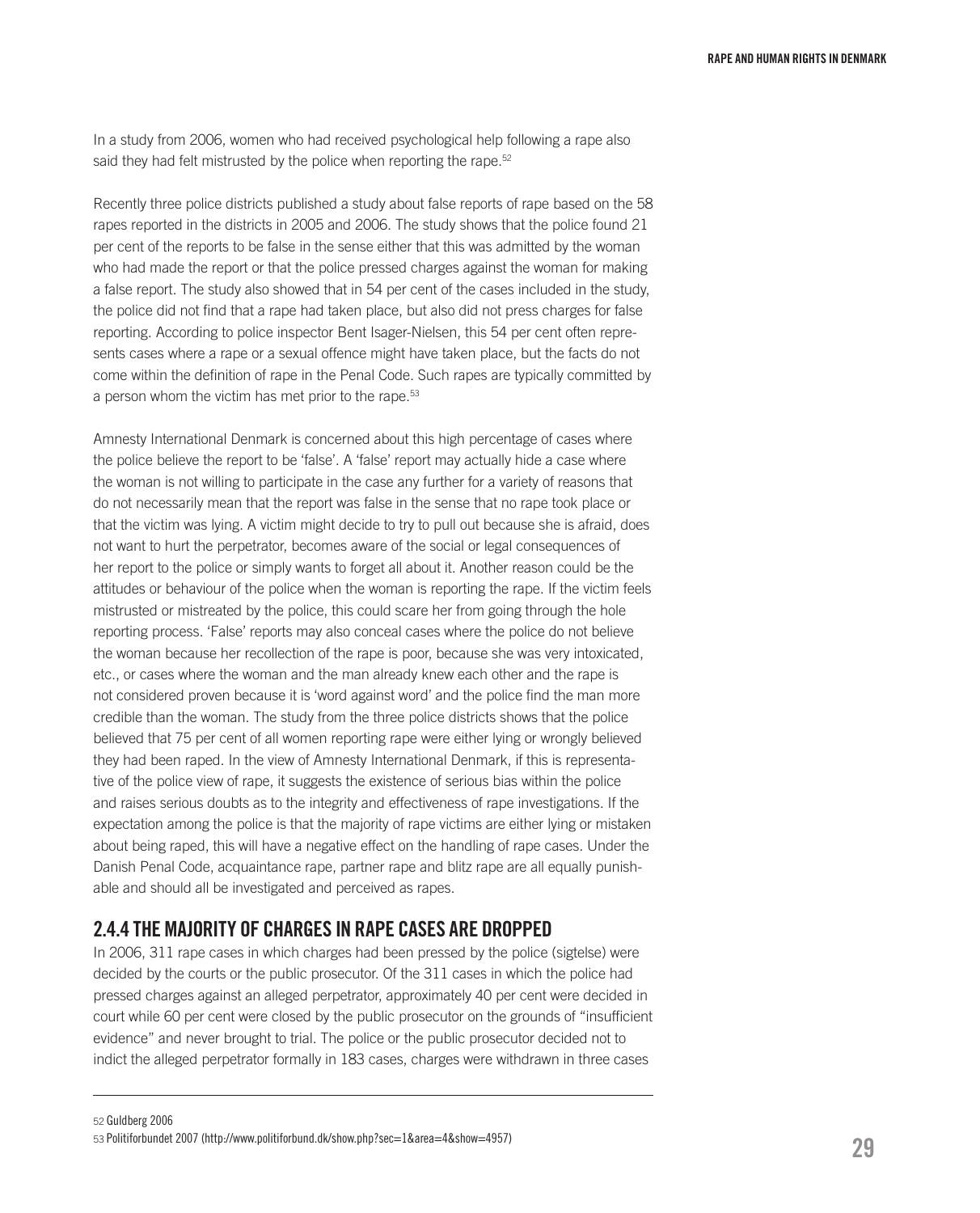In a study from 2006, women who had received psychological help following a rape also said they had felt mistrusted by the police when reporting the rape.[52]

Recently three police districts published a study about false reports of rape based on the 58 rapes reported in the districts in 2005 and 2006. The study shows that the police found 21 per cent of the reports to be false in the sense either that this was admitted by the woman who had made the report or that the police pressed charges against the woman for making a false report. The study also showed that in 54 per cent of the cases included in the study, the police did not find that a rape had taken place, but also did not press charges for false reporting. According to police inspector Bent Isager-Nielsen, this 54 per cent often represents cases where a rape or a sexual offence might have taken place, but the facts do not come within the definition of rape in the Penal Code. Such rapes are typically committed by a person whom the victim has met prior to the rape.[53]

Amnesty International Denmark is concerned about this high percentage of cases where the police believe the report to be 'false'. A 'false' report may actually hide a case where the woman is not willing to participate in the case any further for a variety of reasons that do not necessarily mean that the report was false in the sense that no rape took place or that the victim was lying. A victim might decide to try to pull out because she is afraid, does not want to hurt the perpetrator, becomes aware of the social or legal consequences of her report to the police or simply wants to forget all about it. Another reason could be the attitudes or behaviour of the police when the woman is reporting the rape. If the victim feels mistrusted or mistreated by the police, this could scare her from going through the hole reporting process. 'False' reports may also conceal cases where the police do not believe the woman because her recollection of the rape is poor, because she was very intoxicated, etc., or cases where the woman and the man already knew each other and the rape is not considered proven because it is 'word against word' and the police find the man more credible than the woman. The study from the three police districts shows that the police believed that 75 per cent of all women reporting rape were either lying or wrongly believed they had been raped. In the view of Amnesty International Denmark, if this is representative of the police view of rape, it suggests the existence of serious bias within the police and raises serious doubts as to the integrity and effectiveness of rape investigations. If the expectation among the police is that the majority of rape victims are either lying or mistaken about being raped, this will have a negative effect on the handling of rape cases. Under the Danish Penal Code, acquaintance rape, partner rape and blitz rape are all equally punishable and should all be investigated and perceived as rapes.

### 2.4.4 THE MAJORITY OF CHARGES IN RAPE CASES ARE DROPPED

In 2006, 311 rape cases in which charges had been pressed by the police (sigtelse) were decided by the courts or the public prosecutor. Of the 311 cases in which the police had pressed charges against an alleged perpetrator, approximately 40 per cent were decided in court while 60 per cent were closed by the public prosecutor on the grounds of "insufficient evidence" and never brought to trial. The police or the public prosecutor decided not to indict the alleged perpetrator formally in 183 cases, charges were withdrawn in three cases

---

52 Guldberg 2006

53 Politiforbundet 2007 (http://www.politiforbund.dk/show.php?sec=1&area=4&show=4957)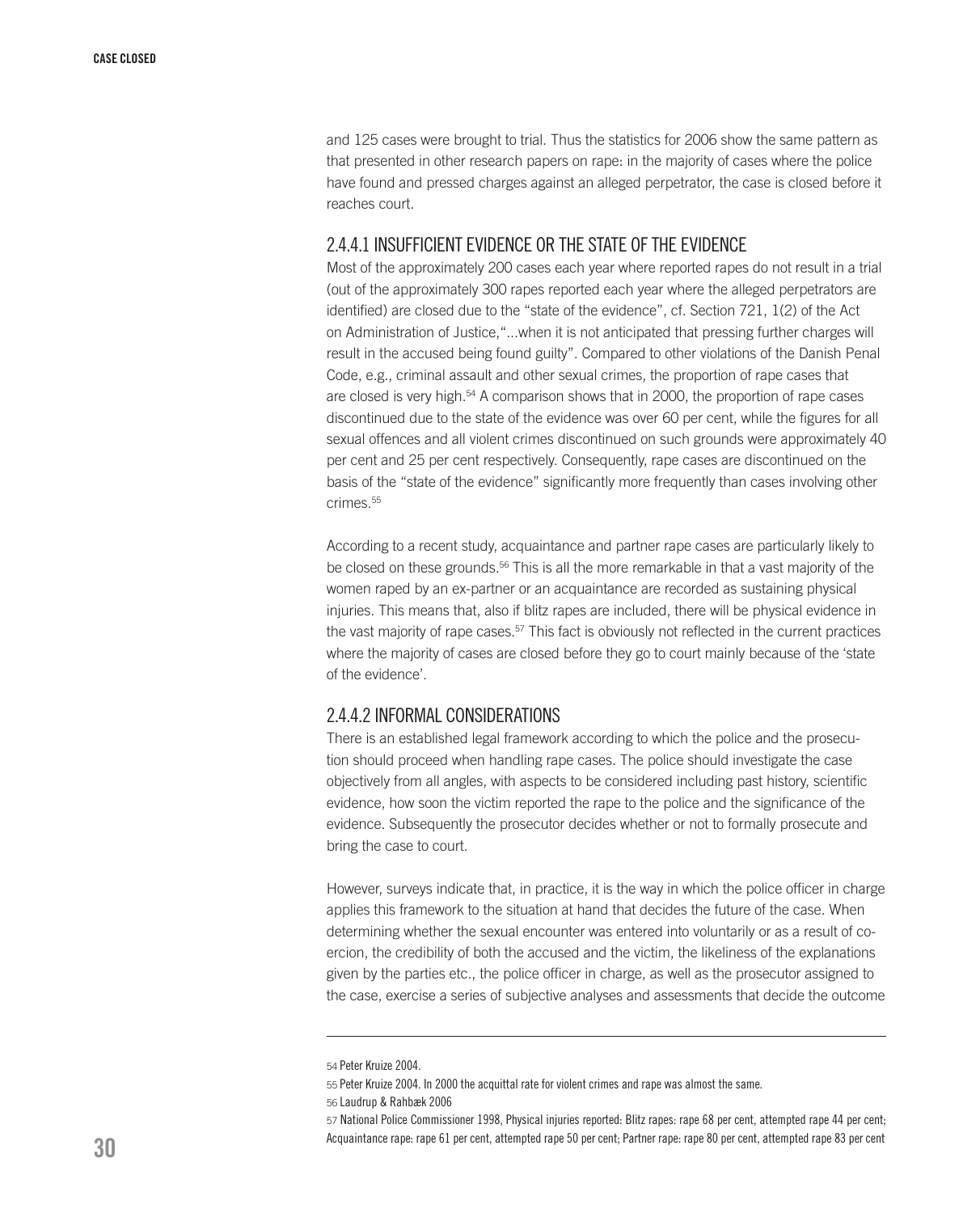and 125 cases were brought to trial. Thus the statistics for 2006 show the same pattern as that presented in other research papers on rape: in the majority of cases where the police have found and pressed charges against an alleged perpetrator, the case is closed before it reaches court.

#### 2.4.4.1 INSUFFICIENT EVIDENCE OR THE STATE OF THE EVIDENCE

Most of the approximately 200 cases each year where reported rapes do not result in a trial (out of the approximately 300 rapes reported each year where the alleged perpetrators are identified) are closed due to the "state of the evidence", cf. Section 721, 1(2) of the Act on Administration of Justice,"...when it is not anticipated that pressing further charges will result in the accused being found guilty". Compared to other violations of the Danish Penal Code, e.g., criminal assault and other sexual crimes, the proportion of rape cases that are closed is very high.[54] A comparison shows that in 2000, the proportion of rape cases discontinued due to the state of the evidence was over 60 per cent, while the figures for all sexual offences and all violent crimes discontinued on such grounds were approximately 40 per cent and 25 per cent respectively. Consequently, rape cases are discontinued on the basis of the "state of the evidence" significantly more frequently than cases involving other crimes.[55]

According to a recent study, acquaintance and partner rape cases are particularly likely to be closed on these grounds.[56] This is all the more remarkable in that a vast majority of the women raped by an ex-partner or an acquaintance are recorded as sustaining physical injuries. This means that, also if blitz rapes are included, there will be physical evidence in the vast majority of rape cases.[57] This fact is obviously not reflected in the current practices where the majority of cases are closed before they go to court mainly because of the 'state of the evidence'.

#### 2.4.4.2 INFORMAL CONSIDERATIONS

There is an established legal framework according to which the police and the prosecution should proceed when handling rape cases. The police should investigate the case objectively from all angles, with aspects to be considered including past history, scientific evidence, how soon the victim reported the rape to the police and the significance of the evidence. Subsequently the prosecutor decides whether or not to formally prosecute and bring the case to court.

However, surveys indicate that, in practice, it is the way in which the police officer in charge applies this framework to the situation at hand that decides the future of the case. When determining whether the sexual encounter was entered into voluntarily or as a result of coercion, the credibility of both the accused and the victim, the likeliness of the explanations given by the parties etc., the police officer in charge, as well as the prosecutor assigned to the case, exercise a series of subjective analyses and assessments that decide the outcome

---

54 Peter Kruize 2004.

55 Peter Kruize 2004. In 2000 the acquittal rate for violent crimes and rape was almost the same.

56 Laudrup & Rahbæk 2006

57 National Police Commissioner 1998, Physical injuries reported: Blitz rapes: rape 68 per cent, attempted rape 44 per cent; Acquaintance rape: rape 61 per cent, attempted rape 50 per cent; Partner rape: rape 80 per cent, attempted rape 83 per cent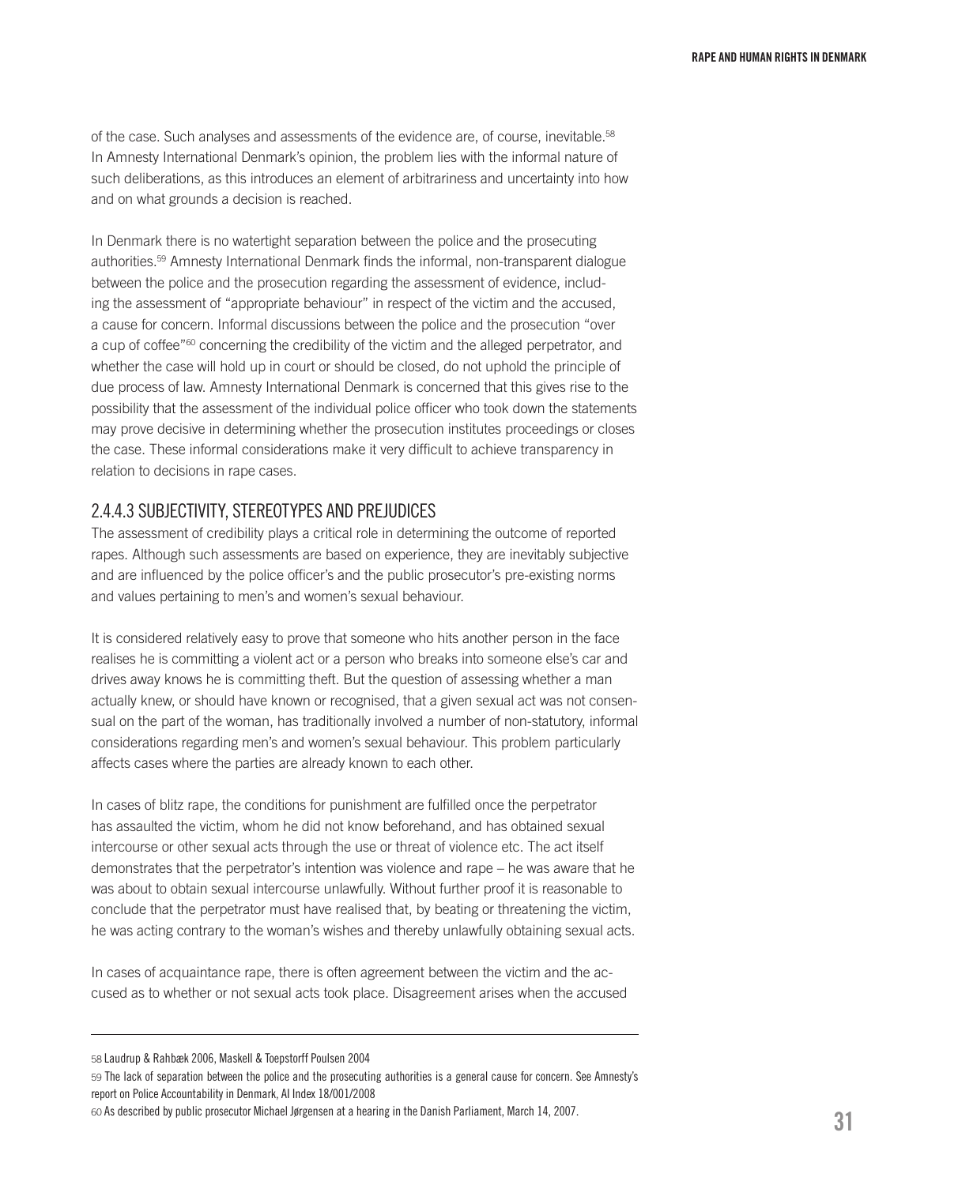of the case. Such analyses and assessments of the evidence are, of course, inevitable.[58] In Amnesty International Denmark's opinion, the problem lies with the informal nature of such deliberations, as this introduces an element of arbitrariness and uncertainty into how and on what grounds a decision is reached.

In Denmark there is no watertight separation between the police and the prosecuting authorities.[59] Amnesty International Denmark finds the informal, non-transparent dialogue between the police and the prosecution regarding the assessment of evidence, including the assessment of "appropriate behaviour" in respect of the victim and the accused, a cause for concern. Informal discussions between the police and the prosecution "over a cup of coffee"[60] concerning the credibility of the victim and the alleged perpetrator, and whether the case will hold up in court or should be closed, do not uphold the principle of due process of law. Amnesty International Denmark is concerned that this gives rise to the possibility that the assessment of the individual police officer who took down the statements may prove decisive in determining whether the prosecution institutes proceedings or closes the case. These informal considerations make it very difficult to achieve transparency in relation to decisions in rape cases.

### 2.4.4.3 SUBJECTIVITY, STEREOTYPES AND PREJUDICES

The assessment of credibility plays a critical role in determining the outcome of reported rapes. Although such assessments are based on experience, they are inevitably subjective and are influenced by the police officer's and the public prosecutor's pre-existing norms and values pertaining to men's and women's sexual behaviour.

It is considered relatively easy to prove that someone who hits another person in the face realises he is committing a violent act or a person who breaks into someone else's car and drives away knows he is committing theft. But the question of assessing whether a man actually knew, or should have known or recognised, that a given sexual act was not consensual on the part of the woman, has traditionally involved a number of non-statutory, informal considerations regarding men's and women's sexual behaviour. This problem particularly affects cases where the parties are already known to each other.

In cases of blitz rape, the conditions for punishment are fulfilled once the perpetrator has assaulted the victim, whom he did not know beforehand, and has obtained sexual intercourse or other sexual acts through the use or threat of violence etc. The act itself demonstrates that the perpetrator's intention was violence and rape – he was aware that he was about to obtain sexual intercourse unlawfully. Without further proof it is reasonable to conclude that the perpetrator must have realised that, by beating or threatening the victim, he was acting contrary to the woman's wishes and thereby unlawfully obtaining sexual acts.

In cases of acquaintance rape, there is often agreement between the victim and the accused as to whether or not sexual acts took place. Disagreement arises when the accused

---

58 Laudrup & Rahbæk 2006, Maskell & Toepstorff Poulsen 2004

59 The lack of separation between the police and the prosecuting authorities is a general cause for concern. See Amnesty's report on Police Accountability in Denmark, AI Index 18/001/2008

60 As described by public prosecutor Michael Jørgensen at a hearing in the Danish Parliament, March 14, 2007.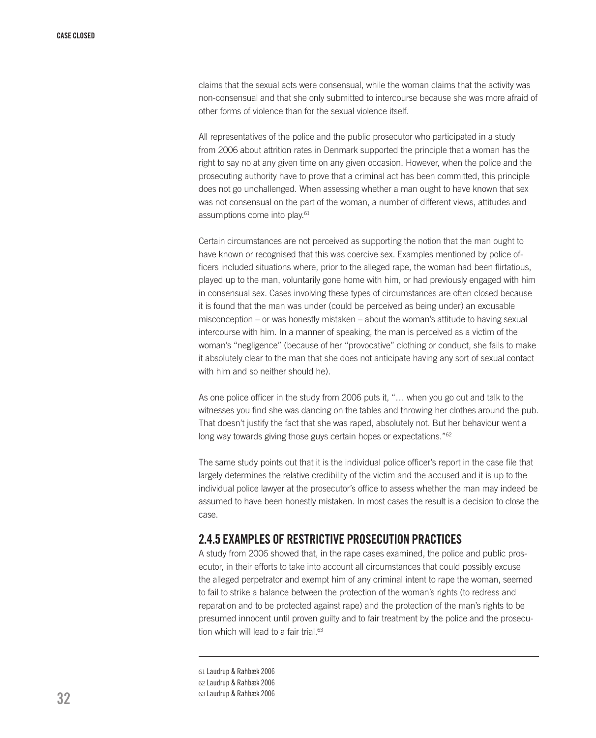claims that the sexual acts were consensual, while the woman claims that the activity was non-consensual and that she only submitted to intercourse because she was more afraid of other forms of violence than for the sexual violence itself.

All representatives of the police and the public prosecutor who participated in a study from 2006 about attrition rates in Denmark supported the principle that a woman has the right to say no at any given time on any given occasion. However, when the police and the prosecuting authority have to prove that a criminal act has been committed, this principle does not go unchallenged. When assessing whether a man ought to have known that sex was not consensual on the part of the woman, a number of different views, attitudes and assumptions come into play.[61]

Certain circumstances are not perceived as supporting the notion that the man ought to have known or recognised that this was coercive sex. Examples mentioned by police officers included situations where, prior to the alleged rape, the woman had been flirtatious, played up to the man, voluntarily gone home with him, or had previously engaged with him in consensual sex. Cases involving these types of circumstances are often closed because it is found that the man was under (could be perceived as being under) an excusable misconception – or was honestly mistaken – about the woman's attitude to having sexual intercourse with him. In a manner of speaking, the man is perceived as a victim of the woman's "negligence" (because of her "provocative" clothing or conduct, she fails to make it absolutely clear to the man that she does not anticipate having any sort of sexual contact with him and so neither should he).

As one police officer in the study from 2006 puts it, "… when you go out and talk to the witnesses you find she was dancing on the tables and throwing her clothes around the pub. That doesn't justify the fact that she was raped, absolutely not. But her behaviour went a long way towards giving those guys certain hopes or expectations."[62]

The same study points out that it is the individual police officer's report in the case file that largely determines the relative credibility of the victim and the accused and it is up to the individual police lawyer at the prosecutor's office to assess whether the man may indeed be assumed to have been honestly mistaken. In most cases the result is a decision to close the case.

### 2.4.5 EXAMPLES OF RESTRICTIVE PROSECUTION PRACTICES

A study from 2006 showed that, in the rape cases examined, the police and public prosecutor, in their efforts to take into account all circumstances that could possibly excuse the alleged perpetrator and exempt him of any criminal intent to rape the woman, seemed to fail to strike a balance between the protection of the woman's rights (to redress and reparation and to be protected against rape) and the protection of the man's rights to be presumed innocent until proven guilty and to fair treatment by the police and the prosecution which will lead to a fair trial.[63]

---

61 Laudrup & Rahbæk 2006
62 Laudrup & Rahbæk 2006
63 Laudrup & Rahbæk 2006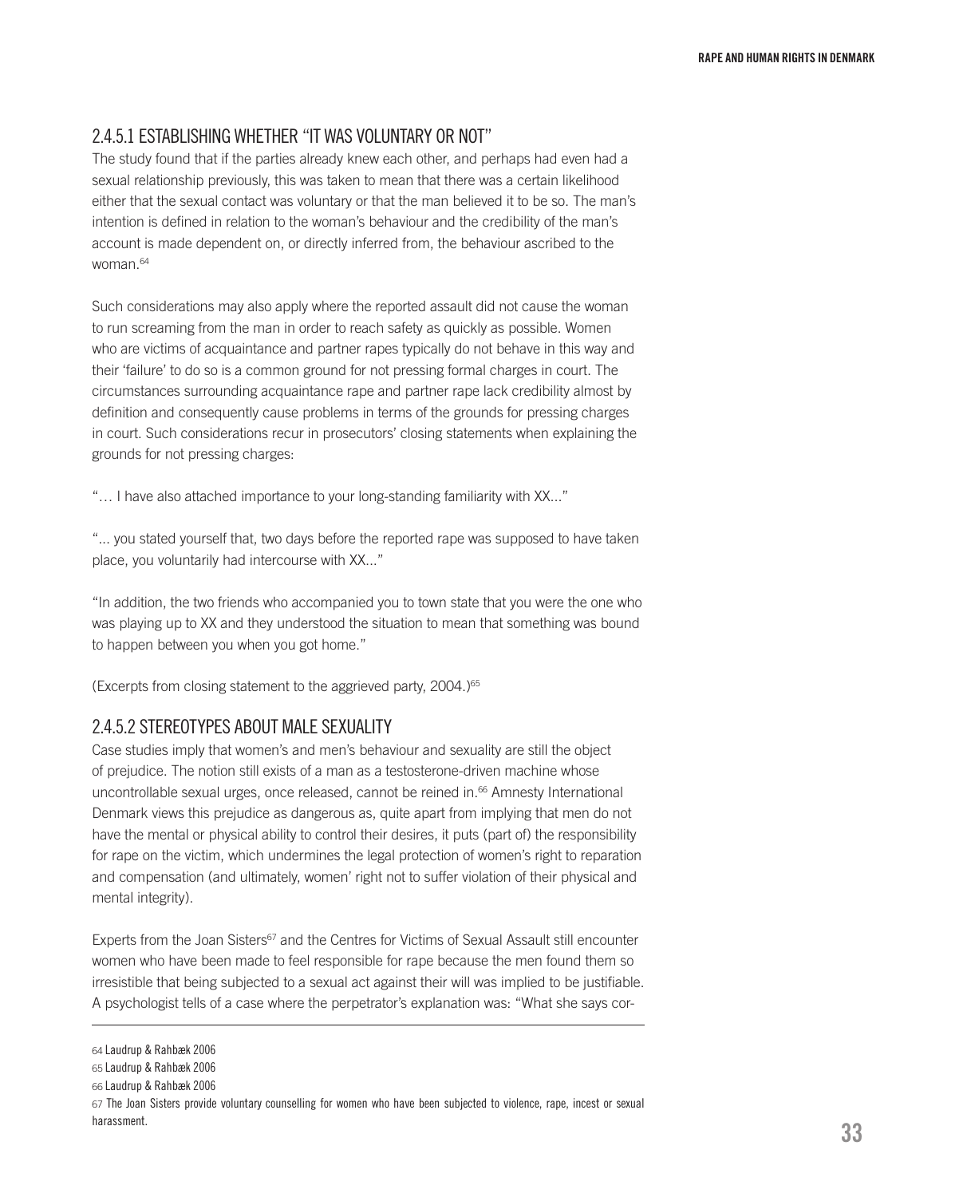### 2.4.5.1 ESTABLISHING WHETHER "IT WAS VOLUNTARY OR NOT"

The study found that if the parties already knew each other, and perhaps had even had a sexual relationship previously, this was taken to mean that there was a certain likelihood either that the sexual contact was voluntary or that the man believed it to be so. The man's intention is defined in relation to the woman's behaviour and the credibility of the man's account is made dependent on, or directly inferred from, the behaviour ascribed to the woman.[64]

Such considerations may also apply where the reported assault did not cause the woman to run screaming from the man in order to reach safety as quickly as possible. Women who are victims of acquaintance and partner rapes typically do not behave in this way and their 'failure' to do so is a common ground for not pressing formal charges in court. The circumstances surrounding acquaintance rape and partner rape lack credibility almost by definition and consequently cause problems in terms of the grounds for pressing charges in court. Such considerations recur in prosecutors' closing statements when explaining the grounds for not pressing charges:

"… I have also attached importance to your long-standing familiarity with XX..."

"... you stated yourself that, two days before the reported rape was supposed to have taken place, you voluntarily had intercourse with XX..."

"In addition, the two friends who accompanied you to town state that you were the one who was playing up to XX and they understood the situation to mean that something was bound to happen between you when you got home."

(Excerpts from closing statement to the aggrieved party, 2004.)[65]

### 2.4.5.2 STEREOTYPES ABOUT MALE SEXUALITY

Case studies imply that women's and men's behaviour and sexuality are still the object of prejudice. The notion still exists of a man as a testosterone-driven machine whose uncontrollable sexual urges, once released, cannot be reined in.[66] Amnesty International Denmark views this prejudice as dangerous as, quite apart from implying that men do not have the mental or physical ability to control their desires, it puts (part of) the responsibility for rape on the victim, which undermines the legal protection of women's right to reparation and compensation (and ultimately, women' right not to suffer violation of their physical and mental integrity).

Experts from the Joan Sisters[67] and the Centres for Victims of Sexual Assault still encounter women who have been made to feel responsible for rape because the men found them so irresistible that being subjected to a sexual act against their will was implied to be justifiable. A psychologist tells of a case where the perpetrator's explanation was: "What she says cor-

---

64 Laudrup & Rahbæk 2006

65 Laudrup & Rahbæk 2006

66 Laudrup & Rahbæk 2006

67 The Joan Sisters provide voluntary counselling for women who have been subjected to violence, rape, incest or sexual harassment.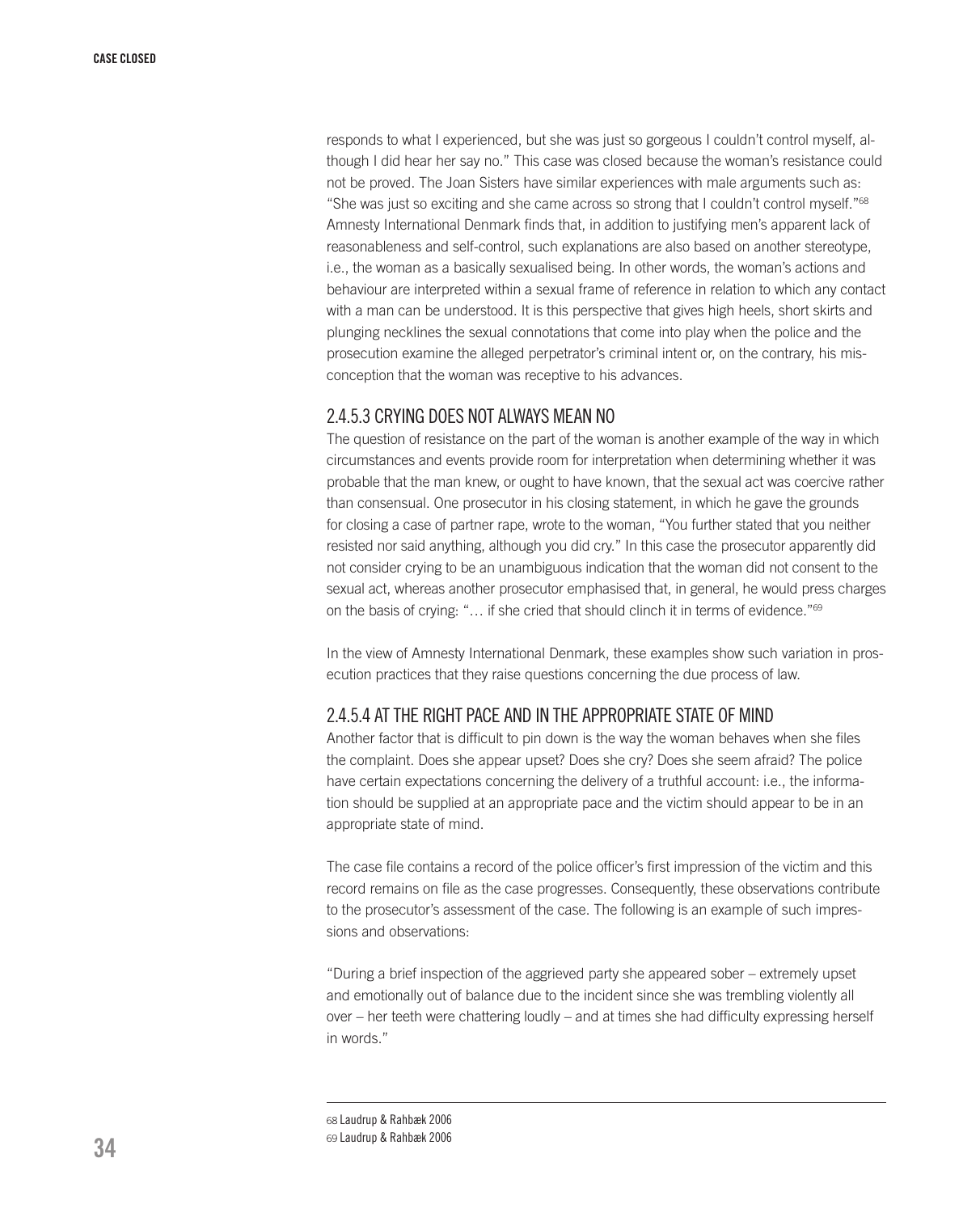responds to what I experienced, but she was just so gorgeous I couldn't control myself, although I did hear her say no." This case was closed because the woman's resistance could not be proved. The Joan Sisters have similar experiences with male arguments such as: "She was just so exciting and she came across so strong that I couldn't control myself."[68] Amnesty International Denmark finds that, in addition to justifying men's apparent lack of reasonableness and self-control, such explanations are also based on another stereotype, i.e., the woman as a basically sexualised being. In other words, the woman's actions and behaviour are interpreted within a sexual frame of reference in relation to which any contact with a man can be understood. It is this perspective that gives high heels, short skirts and plunging necklines the sexual connotations that come into play when the police and the prosecution examine the alleged perpetrator's criminal intent or, on the contrary, his misconception that the woman was receptive to his advances.

#### 2.4.5.3 CRYING DOES NOT ALWAYS MEAN NO

The question of resistance on the part of the woman is another example of the way in which circumstances and events provide room for interpretation when determining whether it was probable that the man knew, or ought to have known, that the sexual act was coercive rather than consensual. One prosecutor in his closing statement, in which he gave the grounds for closing a case of partner rape, wrote to the woman, "You further stated that you neither resisted nor said anything, although you did cry." In this case the prosecutor apparently did not consider crying to be an unambiguous indication that the woman did not consent to the sexual act, whereas another prosecutor emphasised that, in general, he would press charges on the basis of crying: "… if she cried that should clinch it in terms of evidence."[69]

In the view of Amnesty International Denmark, these examples show such variation in prosecution practices that they raise questions concerning the due process of law.

#### 2.4.5.4 AT THE RIGHT PACE AND IN THE APPROPRIATE STATE OF MIND

Another factor that is difficult to pin down is the way the woman behaves when she files the complaint. Does she appear upset? Does she cry? Does she seem afraid? The police have certain expectations concerning the delivery of a truthful account: i.e., the information should be supplied at an appropriate pace and the victim should appear to be in an appropriate state of mind.

The case file contains a record of the police officer's first impression of the victim and this record remains on file as the case progresses. Consequently, these observations contribute to the prosecutor's assessment of the case. The following is an example of such impressions and observations:

"During a brief inspection of the aggrieved party she appeared sober – extremely upset and emotionally out of balance due to the incident since she was trembling violently all over – her teeth were chattering loudly – and at times she had difficulty expressing herself in words."

---

68 Laudrup & Rahbæk 2006
69 Laudrup & Rahbæk 2006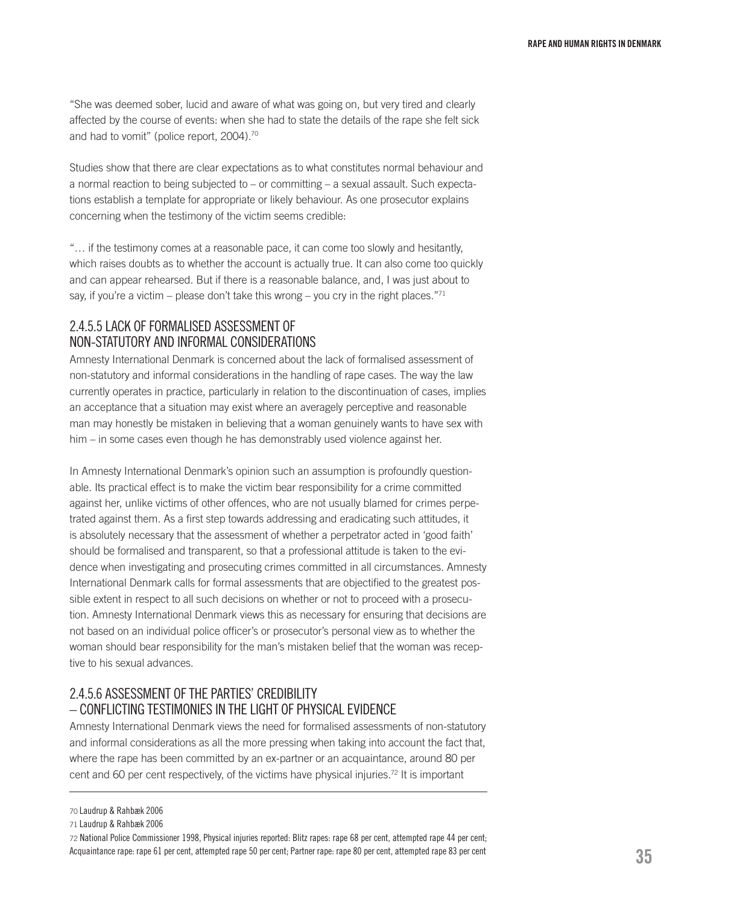"She was deemed sober, lucid and aware of what was going on, but very tired and clearly affected by the course of events: when she had to state the details of the rape she felt sick and had to vomit" (police report, 2004).[70]

Studies show that there are clear expectations as to what constitutes normal behaviour and a normal reaction to being subjected to – or committing – a sexual assault. Such expectations establish a template for appropriate or likely behaviour. As one prosecutor explains concerning when the testimony of the victim seems credible:

"… if the testimony comes at a reasonable pace, it can come too slowly and hesitantly, which raises doubts as to whether the account is actually true. It can also come too quickly and can appear rehearsed. But if there is a reasonable balance, and, I was just about to say, if you're a victim – please don't take this wrong – you cry in the right places."[71]

### 2.4.5.5 LACK OF FORMALISED ASSESSMENT OF NON-STATUTORY AND INFORMAL CONSIDERATIONS

Amnesty International Denmark is concerned about the lack of formalised assessment of non-statutory and informal considerations in the handling of rape cases. The way the law currently operates in practice, particularly in relation to the discontinuation of cases, implies an acceptance that a situation may exist where an averagely perceptive and reasonable man may honestly be mistaken in believing that a woman genuinely wants to have sex with him – in some cases even though he has demonstrably used violence against her.

In Amnesty International Denmark's opinion such an assumption is profoundly questionable. Its practical effect is to make the victim bear responsibility for a crime committed against her, unlike victims of other offences, who are not usually blamed for crimes perpetrated against them. As a first step towards addressing and eradicating such attitudes, it is absolutely necessary that the assessment of whether a perpetrator acted in 'good faith' should be formalised and transparent, so that a professional attitude is taken to the evidence when investigating and prosecuting crimes committed in all circumstances. Amnesty International Denmark calls for formal assessments that are objectified to the greatest possible extent in respect to all such decisions on whether or not to proceed with a prosecution. Amnesty International Denmark views this as necessary for ensuring that decisions are not based on an individual police officer's or prosecutor's personal view as to whether the woman should bear responsibility for the man's mistaken belief that the woman was receptive to his sexual advances.

### 2.4.5.6 ASSESSMENT OF THE PARTIES' CREDIBILITY – CONFLICTING TESTIMONIES IN THE LIGHT OF PHYSICAL EVIDENCE

Amnesty International Denmark views the need for formalised assessments of non-statutory and informal considerations as all the more pressing when taking into account the fact that, where the rape has been committed by an ex-partner or an acquaintance, around 80 per cent and 60 per cent respectively, of the victims have physical injuries.[72] It is important

---

70 Laudrup & Rahbæk 2006

71 Laudrup & Rahbæk 2006

72 National Police Commissioner 1998, Physical injuries reported: Blitz rapes: rape 68 per cent, attempted rape 44 per cent; Acquaintance rape: rape 61 per cent, attempted rape 50 per cent; Partner rape: rape 80 per cent, attempted rape 83 per cent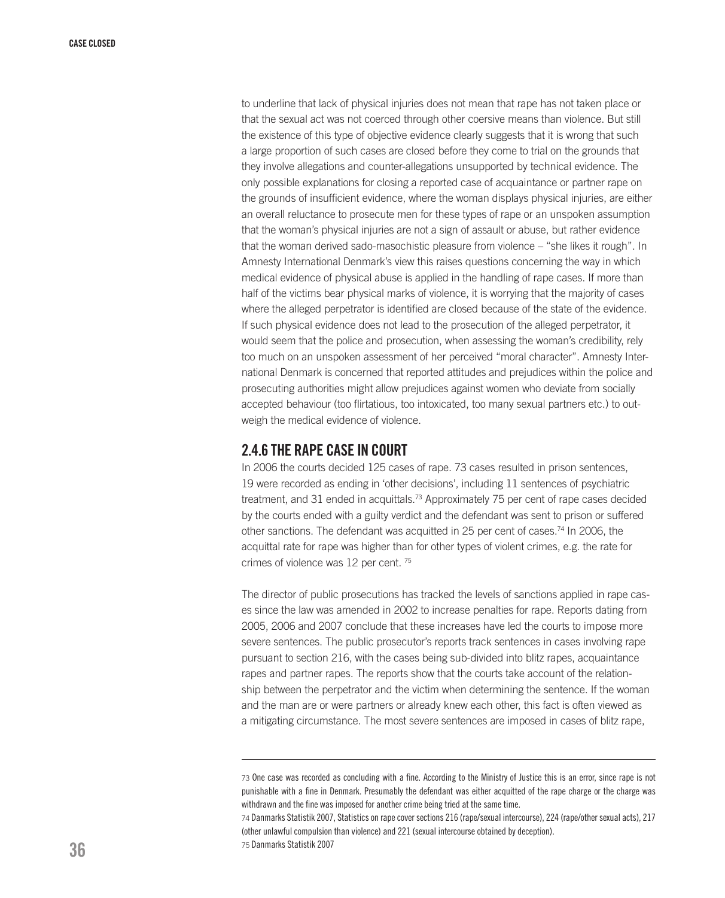to underline that lack of physical injuries does not mean that rape has not taken place or that the sexual act was not coerced through other coersive means than violence. But still the existence of this type of objective evidence clearly suggests that it is wrong that such a large proportion of such cases are closed before they come to trial on the grounds that they involve allegations and counter-allegations unsupported by technical evidence. The only possible explanations for closing a reported case of acquaintance or partner rape on the grounds of insufficient evidence, where the woman displays physical injuries, are either an overall reluctance to prosecute men for these types of rape or an unspoken assumption that the woman's physical injuries are not a sign of assault or abuse, but rather evidence that the woman derived sado-masochistic pleasure from violence – "she likes it rough". In Amnesty International Denmark's view this raises questions concerning the way in which medical evidence of physical abuse is applied in the handling of rape cases. If more than half of the victims bear physical marks of violence, it is worrying that the majority of cases where the alleged perpetrator is identified are closed because of the state of the evidence. If such physical evidence does not lead to the prosecution of the alleged perpetrator, it would seem that the police and prosecution, when assessing the woman's credibility, rely too much on an unspoken assessment of her perceived "moral character". Amnesty International Denmark is concerned that reported attitudes and prejudices within the police and prosecuting authorities might allow prejudices against women who deviate from socially accepted behaviour (too flirtatious, too intoxicated, too many sexual partners etc.) to outweigh the medical evidence of violence.

### 2.4.6 THE RAPE CASE IN COURT

In 2006 the courts decided 125 cases of rape. 73 cases resulted in prison sentences, 19 were recorded as ending in 'other decisions', including 11 sentences of psychiatric treatment, and 31 ended in acquittals.[73] Approximately 75 per cent of rape cases decided by the courts ended with a guilty verdict and the defendant was sent to prison or suffered other sanctions. The defendant was acquitted in 25 per cent of cases.[74] In 2006, the acquittal rate for rape was higher than for other types of violent crimes, e.g. the rate for crimes of violence was 12 per cent. [75]

The director of public prosecutions has tracked the levels of sanctions applied in rape cases since the law was amended in 2002 to increase penalties for rape. Reports dating from 2005, 2006 and 2007 conclude that these increases have led the courts to impose more severe sentences. The public prosecutor's reports track sentences in cases involving rape pursuant to section 216, with the cases being sub-divided into blitz rapes, acquaintance rapes and partner rapes. The reports show that the courts take account of the relationship between the perpetrator and the victim when determining the sentence. If the woman and the man are or were partners or already knew each other, this fact is often viewed as a mitigating circumstance. The most severe sentences are imposed in cases of blitz rape,

---

73 One case was recorded as concluding with a fine. According to the Ministry of Justice this is an error, since rape is not punishable with a fine in Denmark. Presumably the defendant was either acquitted of the rape charge or the charge was withdrawn and the fine was imposed for another crime being tried at the same time.

74 Danmarks Statistik 2007, Statistics on rape cover sections 216 (rape/sexual intercourse), 224 (rape/other sexual acts), 217 (other unlawful compulsion than violence) and 221 (sexual intercourse obtained by deception).

75 Danmarks Statistik 2007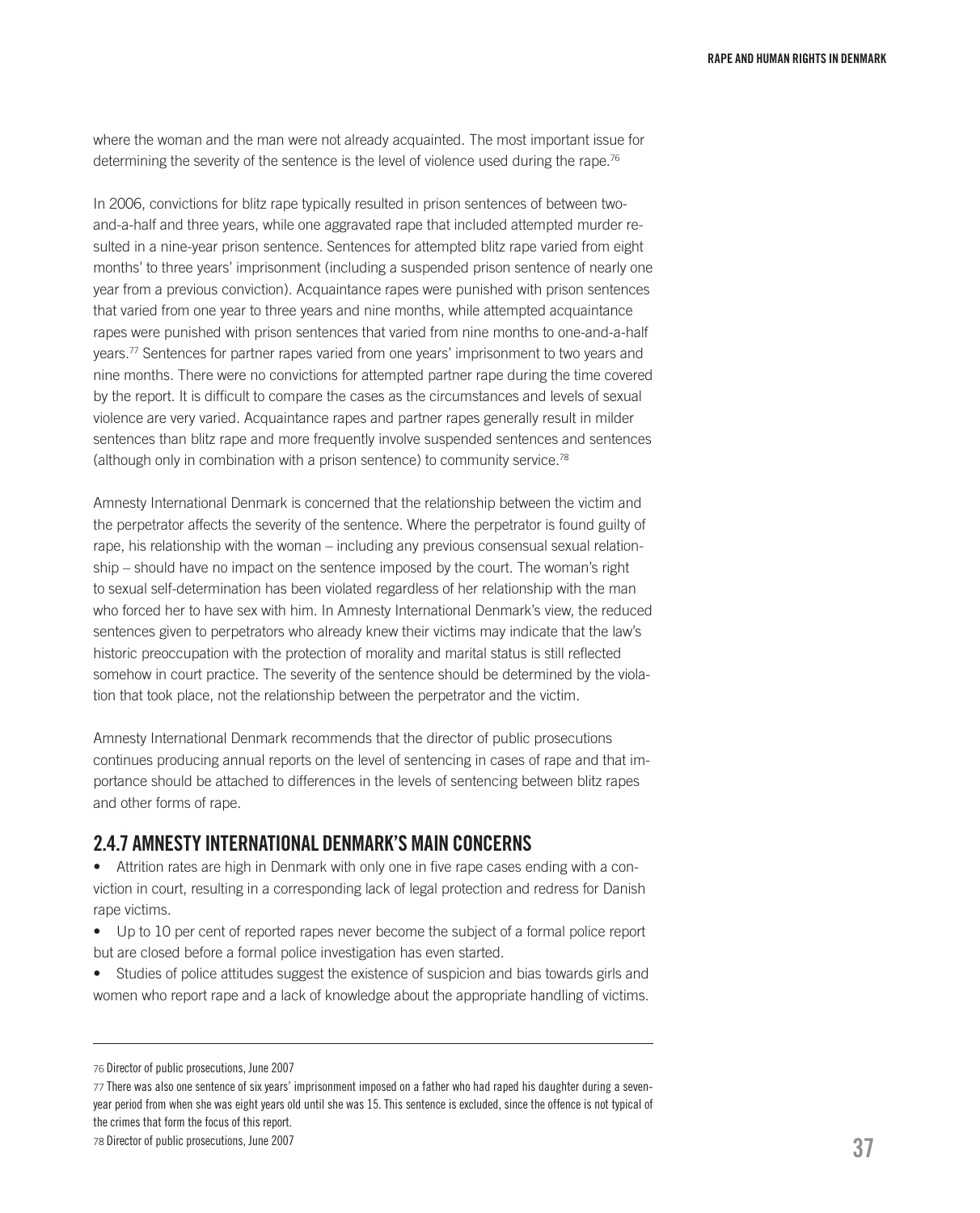where the woman and the man were not already acquainted. The most important issue for determining the severity of the sentence is the level of violence used during the rape.[76]

In 2006, convictions for blitz rape typically resulted in prison sentences of between two-and-a-half and three years, while one aggravated rape that included attempted murder resulted in a nine-year prison sentence. Sentences for attempted blitz rape varied from eight months' to three years' imprisonment (including a suspended prison sentence of nearly one year from a previous conviction). Acquaintance rapes were punished with prison sentences that varied from one year to three years and nine months, while attempted acquaintance rapes were punished with prison sentences that varied from nine months to one-and-a-half years.[77] Sentences for partner rapes varied from one years' imprisonment to two years and nine months. There were no convictions for attempted partner rape during the time covered by the report. It is difficult to compare the cases as the circumstances and levels of sexual violence are very varied. Acquaintance rapes and partner rapes generally result in milder sentences than blitz rape and more frequently involve suspended sentences and sentences (although only in combination with a prison sentence) to community service.[78]

Amnesty International Denmark is concerned that the relationship between the victim and the perpetrator affects the severity of the sentence. Where the perpetrator is found guilty of rape, his relationship with the woman – including any previous consensual sexual relationship – should have no impact on the sentence imposed by the court. The woman's right to sexual self-determination has been violated regardless of her relationship with the man who forced her to have sex with him. In Amnesty International Denmark's view, the reduced sentences given to perpetrators who already knew their victims may indicate that the law's historic preoccupation with the protection of morality and marital status is still reflected somehow in court practice. The severity of the sentence should be determined by the violation that took place, not the relationship between the perpetrator and the victim.

Amnesty International Denmark recommends that the director of public prosecutions continues producing annual reports on the level of sentencing in cases of rape and that importance should be attached to differences in the levels of sentencing between blitz rapes and other forms of rape.

## 2.4.7 AMNESTY INTERNATIONAL DENMARK'S MAIN CONCERNS

- Attrition rates are high in Denmark with only one in five rape cases ending with a conviction in court, resulting in a corresponding lack of legal protection and redress for Danish rape victims.
- Up to 10 per cent of reported rapes never become the subject of a formal police report but are closed before a formal police investigation has even started.
- Studies of police attitudes suggest the existence of suspicion and bias towards girls and women who report rape and a lack of knowledge about the appropriate handling of victims.

---

76 Director of public prosecutions, June 2007

77 There was also one sentence of six years' imprisonment imposed on a father who had raped his daughter during a seven-year period from when she was eight years old until she was 15. This sentence is excluded, since the offence is not typical of the crimes that form the focus of this report.

78 Director of public prosecutions, June 2007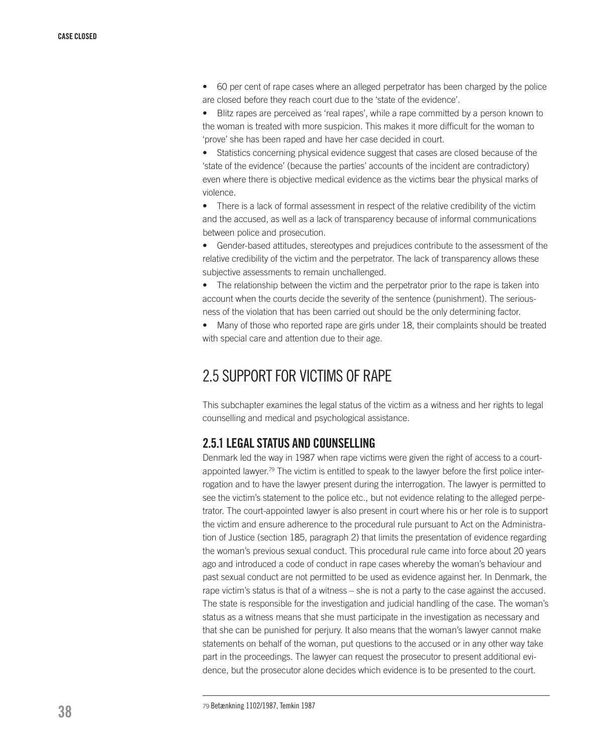- 60 per cent of rape cases where an alleged perpetrator has been charged by the police are closed before they reach court due to the 'state of the evidence'.
- Blitz rapes are perceived as 'real rapes', while a rape committed by a person known to the woman is treated with more suspicion. This makes it more difficult for the woman to 'prove' she has been raped and have her case decided in court.
- Statistics concerning physical evidence suggest that cases are closed because of the 'state of the evidence' (because the parties' accounts of the incident are contradictory) even where there is objective medical evidence as the victims bear the physical marks of violence.
- There is a lack of formal assessment in respect of the relative credibility of the victim and the accused, as well as a lack of transparency because of informal communications between police and prosecution.
- Gender-based attitudes, stereotypes and prejudices contribute to the assessment of the relative credibility of the victim and the perpetrator. The lack of transparency allows these subjective assessments to remain unchallenged.
- The relationship between the victim and the perpetrator prior to the rape is taken into account when the courts decide the severity of the sentence (punishment). The seriousness of the violation that has been carried out should be the only determining factor.
- Many of those who reported rape are girls under 18, their complaints should be treated with special care and attention due to their age.

## 2.5 SUPPORT FOR VICTIMS OF RAPE

This subchapter examines the legal status of the victim as a witness and her rights to legal counselling and medical and psychological assistance.

### 2.5.1 LEGAL STATUS AND COUNSELLING

Denmark led the way in 1987 when rape victims were given the right of access to a court-appointed lawyer.[79] The victim is entitled to speak to the lawyer before the first police interrogation and to have the lawyer present during the interrogation. The lawyer is permitted to see the victim's statement to the police etc., but not evidence relating to the alleged perpetrator. The court-appointed lawyer is also present in court where his or her role is to support the victim and ensure adherence to the procedural rule pursuant to Act on the Administration of Justice (section 185, paragraph 2) that limits the presentation of evidence regarding the woman's previous sexual conduct. This procedural rule came into force about 20 years ago and introduced a code of conduct in rape cases whereby the woman's behaviour and past sexual conduct are not permitted to be used as evidence against her. In Denmark, the rape victim's status is that of a witness – she is not a party to the case against the accused. The state is responsible for the investigation and judicial handling of the case. The woman's status as a witness means that she must participate in the investigation as necessary and that she can be punished for perjury. It also means that the woman's lawyer cannot make statements on behalf of the woman, put questions to the accused or in any other way take part in the proceedings. The lawyer can request the prosecutor to present additional evidence, but the prosecutor alone decides which evidence is to be presented to the court.

---

[79] Betænkning 1102/1987, Temkin 1987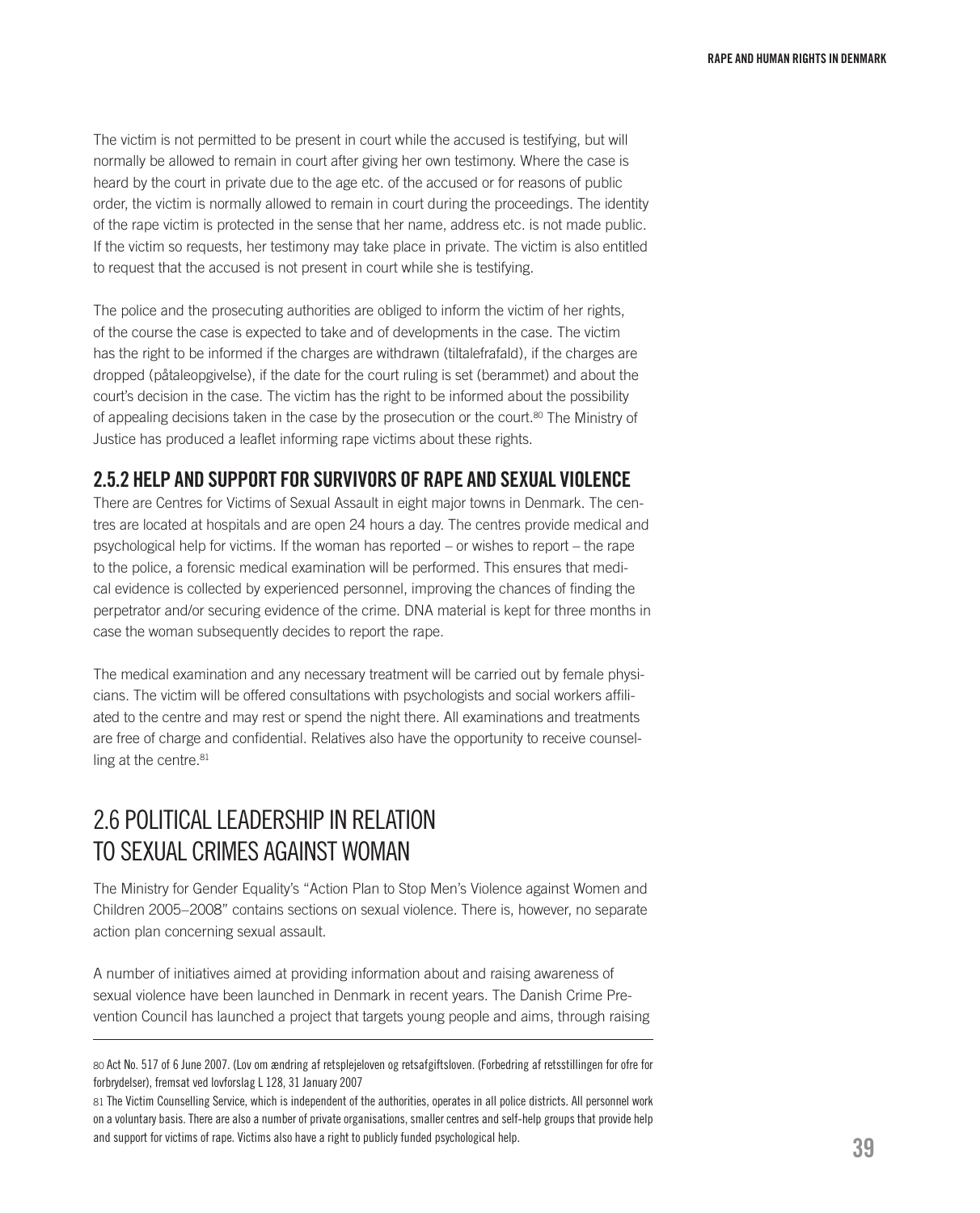The victim is not permitted to be present in court while the accused is testifying, but will normally be allowed to remain in court after giving her own testimony. Where the case is heard by the court in private due to the age etc. of the accused or for reasons of public order, the victim is normally allowed to remain in court during the proceedings. The identity of the rape victim is protected in the sense that her name, address etc. is not made public. If the victim so requests, her testimony may take place in private. The victim is also entitled to request that the accused is not present in court while she is testifying.

The police and the prosecuting authorities are obliged to inform the victim of her rights, of the course the case is expected to take and of developments in the case. The victim has the right to be informed if the charges are withdrawn (tiltalefrafald), if the charges are dropped (påtaleopgivelse), if the date for the court ruling is set (berammet) and about the court's decision in the case. The victim has the right to be informed about the possibility of appealing decisions taken in the case by the prosecution or the court.[80] The Ministry of Justice has produced a leaflet informing rape victims about these rights.

### 2.5.2 HELP AND SUPPORT FOR SURVIVORS OF RAPE AND SEXUAL VIOLENCE

There are Centres for Victims of Sexual Assault in eight major towns in Denmark. The centres are located at hospitals and are open 24 hours a day. The centres provide medical and psychological help for victims. If the woman has reported – or wishes to report – the rape to the police, a forensic medical examination will be performed. This ensures that medical evidence is collected by experienced personnel, improving the chances of finding the perpetrator and/or securing evidence of the crime. DNA material is kept for three months in case the woman subsequently decides to report the rape.

The medical examination and any necessary treatment will be carried out by female physicians. The victim will be offered consultations with psychologists and social workers affiliated to the centre and may rest or spend the night there. All examinations and treatments are free of charge and confidential. Relatives also have the opportunity to receive counselling at the centre.[81]

## 2.6 POLITICAL LEADERSHIP IN RELATION TO SEXUAL CRIMES AGAINST WOMAN

The Ministry for Gender Equality's "Action Plan to Stop Men's Violence against Women and Children 2005–2008" contains sections on sexual violence. There is, however, no separate action plan concerning sexual assault.

A number of initiatives aimed at providing information about and raising awareness of sexual violence have been launched in Denmark in recent years. The Danish Crime Prevention Council has launched a project that targets young people and aims, through raising

---

80 Act No. 517 of 6 June 2007. (Lov om ændring af retsplejeloven og retsafgiftsloven. (Forbedring af retsstillingen for ofre for forbrydelser), fremsat ved lovforslag L 128, 31 January 2007

81 The Victim Counselling Service, which is independent of the authorities, operates in all police districts. All personnel work on a voluntary basis. There are also a number of private organisations, smaller centres and self-help groups that provide help and support for victims of rape. Victims also have a right to publicly funded psychological help.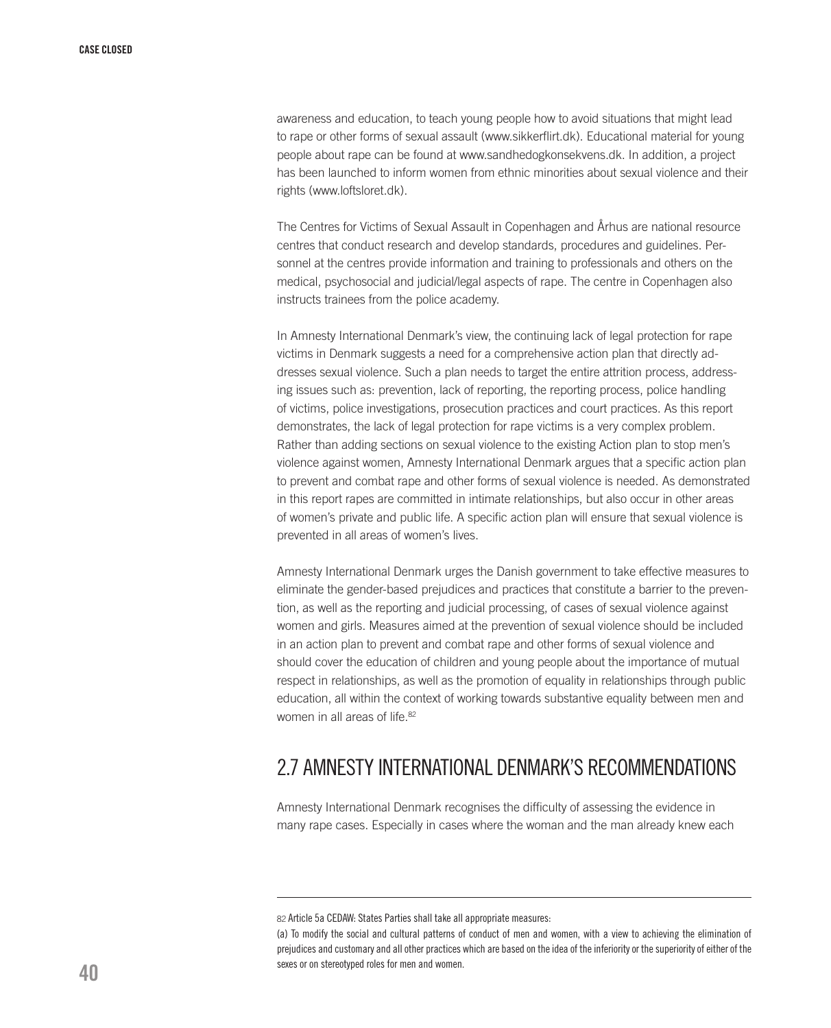awareness and education, to teach young people how to avoid situations that might lead to rape or other forms of sexual assault (www.sikkerflirt.dk). Educational material for young people about rape can be found at www.sandhedogkonsekvens.dk. In addition, a project has been launched to inform women from ethnic minorities about sexual violence and their rights (www.loftsloret.dk).

The Centres for Victims of Sexual Assault in Copenhagen and Århus are national resource centres that conduct research and develop standards, procedures and guidelines. Personnel at the centres provide information and training to professionals and others on the medical, psychosocial and judicial/legal aspects of rape. The centre in Copenhagen also instructs trainees from the police academy.

In Amnesty International Denmark's view, the continuing lack of legal protection for rape victims in Denmark suggests a need for a comprehensive action plan that directly addresses sexual violence. Such a plan needs to target the entire attrition process, addressing issues such as: prevention, lack of reporting, the reporting process, police handling of victims, police investigations, prosecution practices and court practices. As this report demonstrates, the lack of legal protection for rape victims is a very complex problem. Rather than adding sections on sexual violence to the existing Action plan to stop men's violence against women, Amnesty International Denmark argues that a specific action plan to prevent and combat rape and other forms of sexual violence is needed. As demonstrated in this report rapes are committed in intimate relationships, but also occur in other areas of women's private and public life. A specific action plan will ensure that sexual violence is prevented in all areas of women's lives.

Amnesty International Denmark urges the Danish government to take effective measures to eliminate the gender-based prejudices and practices that constitute a barrier to the prevention, as well as the reporting and judicial processing, of cases of sexual violence against women and girls. Measures aimed at the prevention of sexual violence should be included in an action plan to prevent and combat rape and other forms of sexual violence and should cover the education of children and young people about the importance of mutual respect in relationships, as well as the promotion of equality in relationships through public education, all within the context of working towards substantive equality between men and women in all areas of life.[82]

## 2.7 AMNESTY INTERNATIONAL DENMARK'S RECOMMENDATIONS

Amnesty International Denmark recognises the difficulty of assessing the evidence in many rape cases. Especially in cases where the woman and the man already knew each

---

82 Article 5a CEDAW: States Parties shall take all appropriate measures:

(a) To modify the social and cultural patterns of conduct of men and women, with a view to achieving the elimination of prejudices and customary and all other practices which are based on the idea of the inferiority or the superiority of either of the sexes or on stereotyped roles for men and women.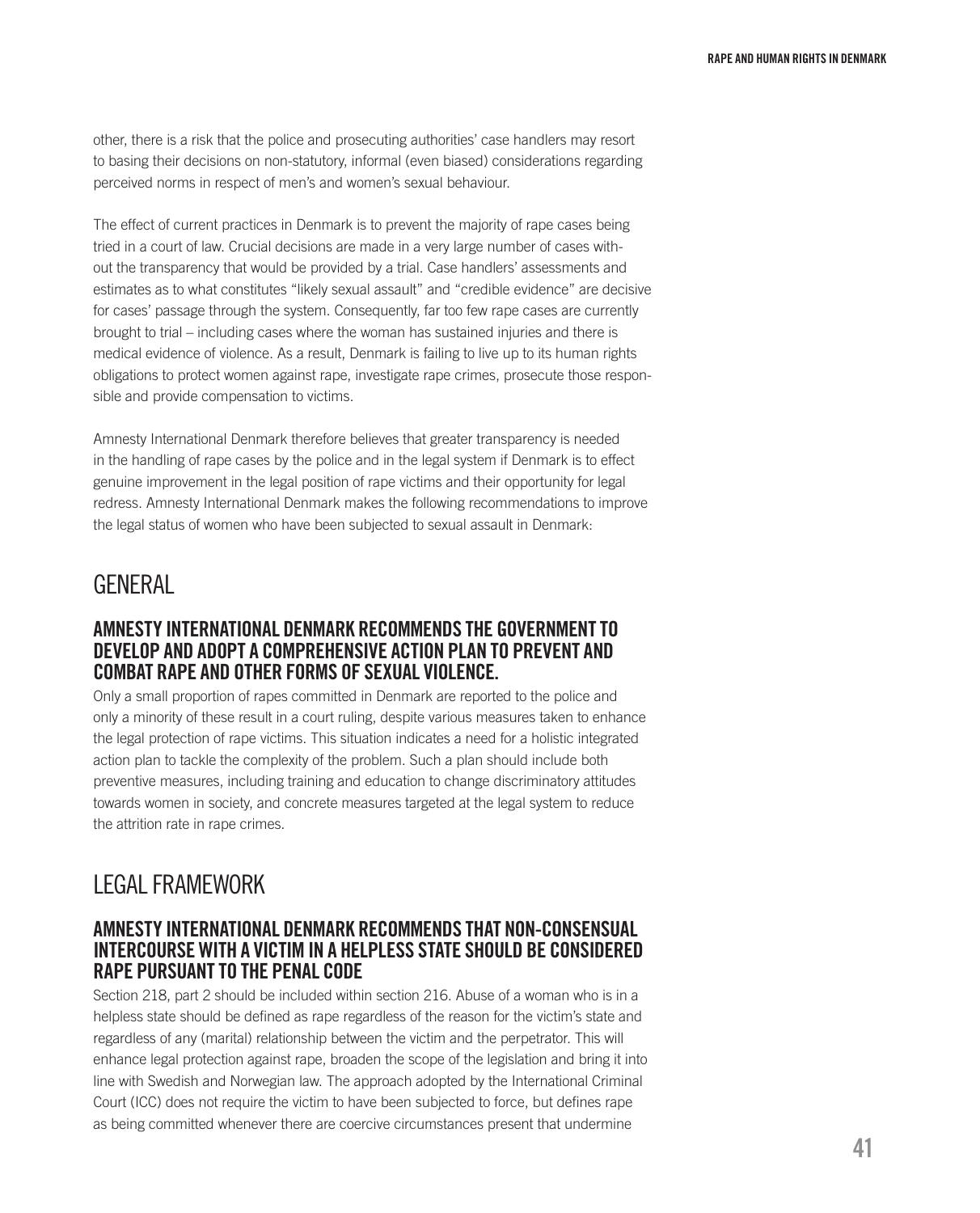other, there is a risk that the police and prosecuting authorities' case handlers may resort to basing their decisions on non-statutory, informal (even biased) considerations regarding perceived norms in respect of men's and women's sexual behaviour.

The effect of current practices in Denmark is to prevent the majority of rape cases being tried in a court of law. Crucial decisions are made in a very large number of cases without the transparency that would be provided by a trial. Case handlers' assessments and estimates as to what constitutes "likely sexual assault" and "credible evidence" are decisive for cases' passage through the system. Consequently, far too few rape cases are currently brought to trial – including cases where the woman has sustained injuries and there is medical evidence of violence. As a result, Denmark is failing to live up to its human rights obligations to protect women against rape, investigate rape crimes, prosecute those responsible and provide compensation to victims.

Amnesty International Denmark therefore believes that greater transparency is needed in the handling of rape cases by the police and in the legal system if Denmark is to effect genuine improvement in the legal position of rape victims and their opportunity for legal redress. Amnesty International Denmark makes the following recommendations to improve the legal status of women who have been subjected to sexual assault in Denmark:

## GENERAL

### AMNESTY INTERNATIONAL DENMARK RECOMMENDS THE GOVERNMENT TO DEVELOP AND ADOPT A COMPREHENSIVE ACTION PLAN TO PREVENT AND COMBAT RAPE AND OTHER FORMS OF SEXUAL VIOLENCE.

Only a small proportion of rapes committed in Denmark are reported to the police and only a minority of these result in a court ruling, despite various measures taken to enhance the legal protection of rape victims. This situation indicates a need for a holistic integrated action plan to tackle the complexity of the problem. Such a plan should include both preventive measures, including training and education to change discriminatory attitudes towards women in society, and concrete measures targeted at the legal system to reduce the attrition rate in rape crimes.

## LEGAL FRAMEWORK

### AMNESTY INTERNATIONAL DENMARK RECOMMENDS THAT NON-CONSENSUAL INTERCOURSE WITH A VICTIM IN A HELPLESS STATE SHOULD BE CONSIDERED RAPE PURSUANT TO THE PENAL CODE

Section 218, part 2 should be included within section 216. Abuse of a woman who is in a helpless state should be defined as rape regardless of the reason for the victim's state and regardless of any (marital) relationship between the victim and the perpetrator. This will enhance legal protection against rape, broaden the scope of the legislation and bring it into line with Swedish and Norwegian law. The approach adopted by the International Criminal Court (ICC) does not require the victim to have been subjected to force, but defines rape as being committed whenever there are coercive circumstances present that undermine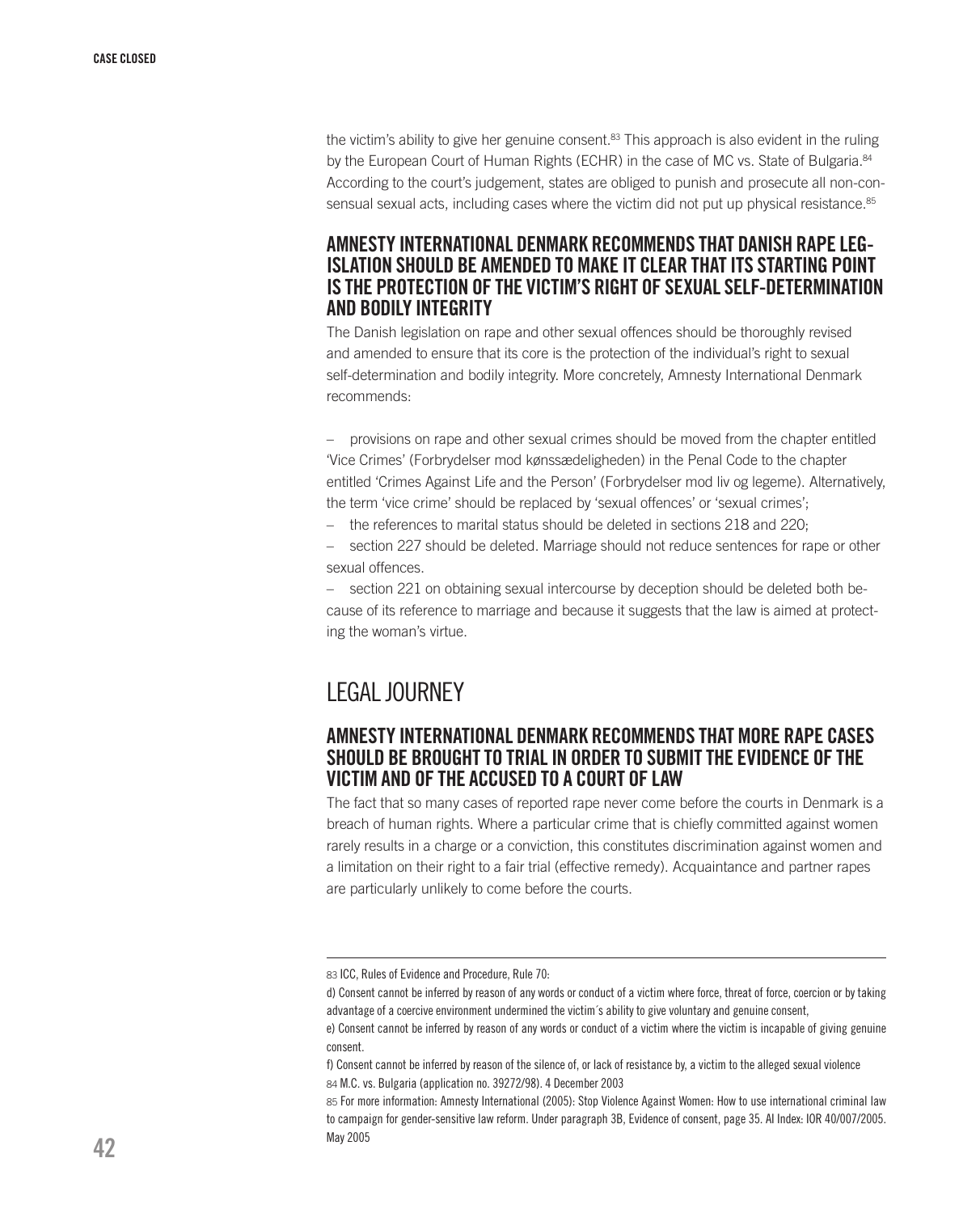the victim's ability to give her genuine consent.[83] This approach is also evident in the ruling by the European Court of Human Rights (ECHR) in the case of MC vs. State of Bulgaria.[84] According to the court's judgement, states are obliged to punish and prosecute all non-consensual sexual acts, including cases where the victim did not put up physical resistance.[85]

### AMNESTY INTERNATIONAL DENMARK RECOMMENDS THAT DANISH RAPE LEGISLATION SHOULD BE AMENDED TO MAKE IT CLEAR THAT ITS STARTING POINT IS THE PROTECTION OF THE VICTIM'S RIGHT OF SEXUAL SELF-DETERMINATION AND BODILY INTEGRITY

The Danish legislation on rape and other sexual offences should be thoroughly revised and amended to ensure that its core is the protection of the individual's right to sexual self-determination and bodily integrity. More concretely, Amnesty International Denmark recommends:

– provisions on rape and other sexual crimes should be moved from the chapter entitled 'Vice Crimes' (Forbrydelser mod kønssædeligheden) in the Penal Code to the chapter entitled 'Crimes Against Life and the Person' (Forbrydelser mod liv og legeme). Alternatively, the term 'vice crime' should be replaced by 'sexual offences' or 'sexual crimes';

– the references to marital status should be deleted in sections 218 and 220;

– section 227 should be deleted. Marriage should not reduce sentences for rape or other sexual offences.

– section 221 on obtaining sexual intercourse by deception should be deleted both because of its reference to marriage and because it suggests that the law is aimed at protecting the woman's virtue.

## LEGAL JOURNEY

### AMNESTY INTERNATIONAL DENMARK RECOMMENDS THAT MORE RAPE CASES SHOULD BE BROUGHT TO TRIAL IN ORDER TO SUBMIT THE EVIDENCE OF THE VICTIM AND OF THE ACCUSED TO A COURT OF LAW

The fact that so many cases of reported rape never come before the courts in Denmark is a breach of human rights. Where a particular crime that is chiefly committed against women rarely results in a charge or a conviction, this constitutes discrimination against women and a limitation on their right to a fair trial (effective remedy). Acquaintance and partner rapes are particularly unlikely to come before the courts.

---

83 ICC, Rules of Evidence and Procedure, Rule 70:

d) Consent cannot be inferred by reason of any words or conduct of a victim where force, threat of force, coercion or by taking advantage of a coercive environment undermined the victim´s ability to give voluntary and genuine consent,

e) Consent cannot be inferred by reason of any words or conduct of a victim where the victim is incapable of giving genuine consent.

f) Consent cannot be inferred by reason of the silence of, or lack of resistance by, a victim to the alleged sexual violence

84 M.C. vs. Bulgaria (application no. 39272/98). 4 December 2003

85 For more information: Amnesty International (2005): Stop Violence Against Women: How to use international criminal law to campaign for gender-sensitive law reform. Under paragraph 3B, Evidence of consent, page 35. AI Index: IOR 40/007/2005. May 2005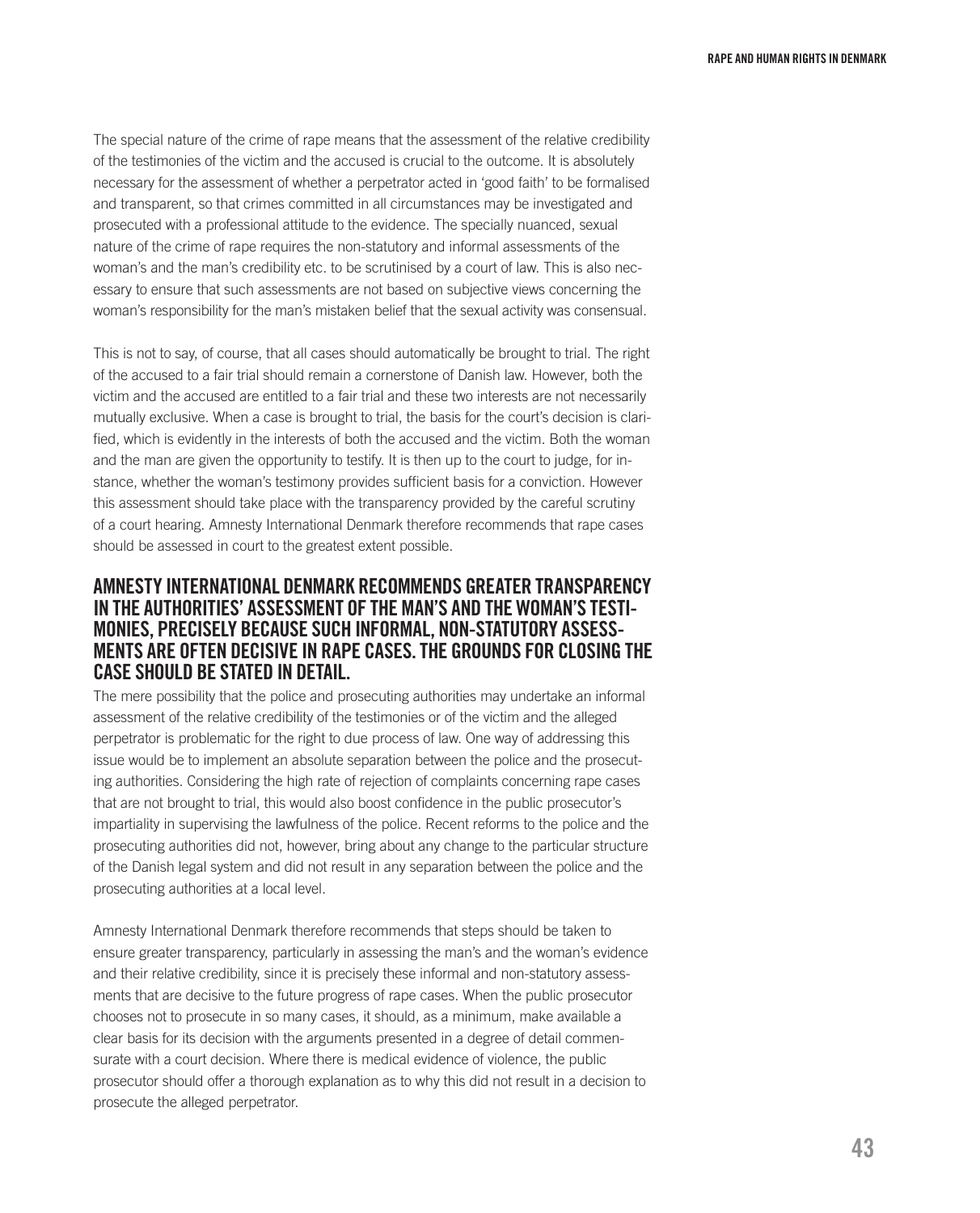The special nature of the crime of rape means that the assessment of the relative credibility of the testimonies of the victim and the accused is crucial to the outcome. It is absolutely necessary for the assessment of whether a perpetrator acted in 'good faith' to be formalised and transparent, so that crimes committed in all circumstances may be investigated and prosecuted with a professional attitude to the evidence. The specially nuanced, sexual nature of the crime of rape requires the non-statutory and informal assessments of the woman's and the man's credibility etc. to be scrutinised by a court of law. This is also necessary to ensure that such assessments are not based on subjective views concerning the woman's responsibility for the man's mistaken belief that the sexual activity was consensual.

This is not to say, of course, that all cases should automatically be brought to trial. The right of the accused to a fair trial should remain a cornerstone of Danish law. However, both the victim and the accused are entitled to a fair trial and these two interests are not necessarily mutually exclusive. When a case is brought to trial, the basis for the court's decision is clarified, which is evidently in the interests of both the accused and the victim. Both the woman and the man are given the opportunity to testify. It is then up to the court to judge, for instance, whether the woman's testimony provides sufficient basis for a conviction. However this assessment should take place with the transparency provided by the careful scrutiny of a court hearing. Amnesty International Denmark therefore recommends that rape cases should be assessed in court to the greatest extent possible.

## AMNESTY INTERNATIONAL DENMARK RECOMMENDS GREATER TRANSPARENCY IN THE AUTHORITIES' ASSESSMENT OF THE MAN'S AND THE WOMAN'S TESTIMONIES, PRECISELY BECAUSE SUCH INFORMAL, NON-STATUTORY ASSESSMENTS ARE OFTEN DECISIVE IN RAPE CASES. THE GROUNDS FOR CLOSING THE CASE SHOULD BE STATED IN DETAIL.

The mere possibility that the police and prosecuting authorities may undertake an informal assessment of the relative credibility of the testimonies or of the victim and the alleged perpetrator is problematic for the right to due process of law. One way of addressing this issue would be to implement an absolute separation between the police and the prosecuting authorities. Considering the high rate of rejection of complaints concerning rape cases that are not brought to trial, this would also boost confidence in the public prosecutor's impartiality in supervising the lawfulness of the police. Recent reforms to the police and the prosecuting authorities did not, however, bring about any change to the particular structure of the Danish legal system and did not result in any separation between the police and the prosecuting authorities at a local level.

Amnesty International Denmark therefore recommends that steps should be taken to ensure greater transparency, particularly in assessing the man's and the woman's evidence and their relative credibility, since it is precisely these informal and non-statutory assessments that are decisive to the future progress of rape cases. When the public prosecutor chooses not to prosecute in so many cases, it should, as a minimum, make available a clear basis for its decision with the arguments presented in a degree of detail commensurate with a court decision. Where there is medical evidence of violence, the public prosecutor should offer a thorough explanation as to why this did not result in a decision to prosecute the alleged perpetrator.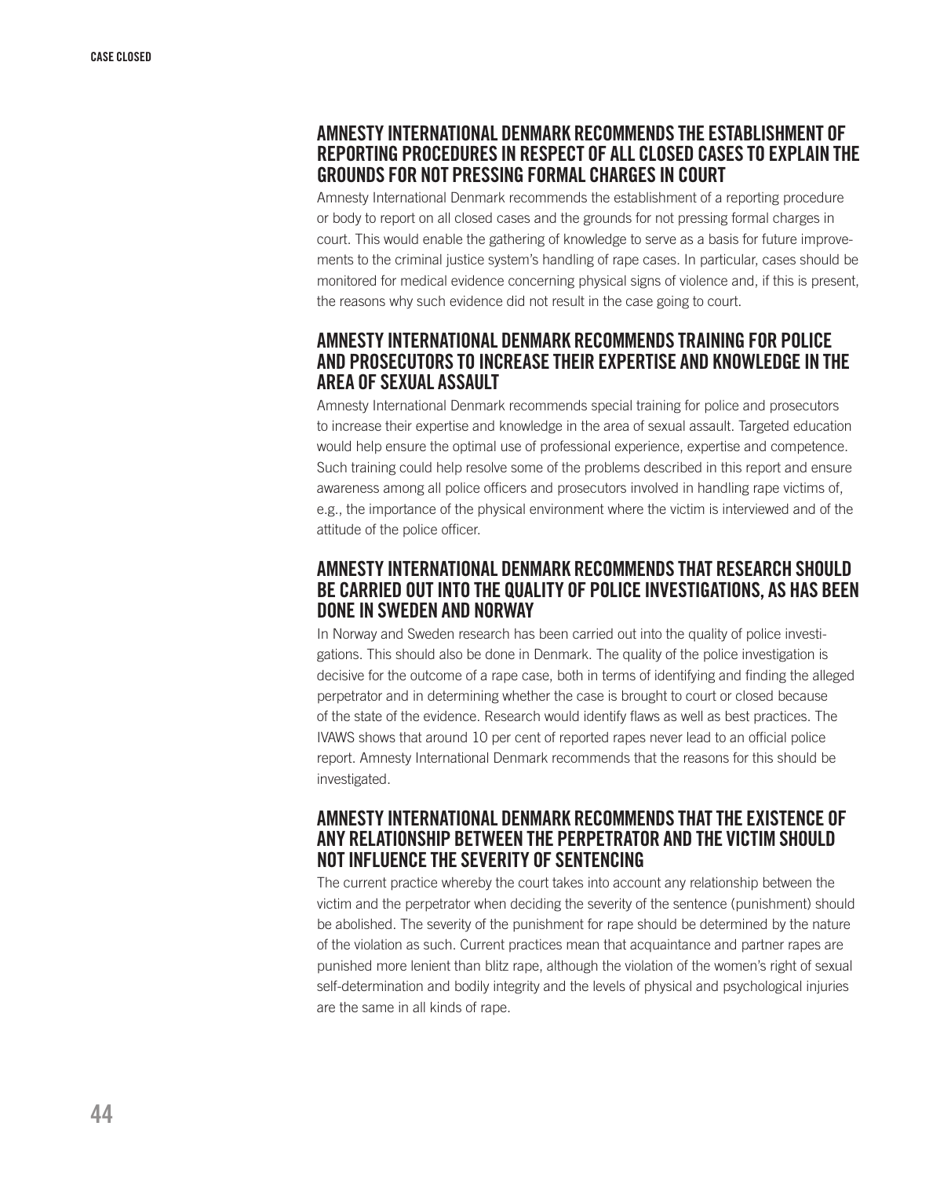## AMNESTY INTERNATIONAL DENMARK RECOMMENDS THE ESTABLISHMENT OF REPORTING PROCEDURES IN RESPECT OF ALL CLOSED CASES TO EXPLAIN THE GROUNDS FOR NOT PRESSING FORMAL CHARGES IN COURT

Amnesty International Denmark recommends the establishment of a reporting procedure or body to report on all closed cases and the grounds for not pressing formal charges in court. This would enable the gathering of knowledge to serve as a basis for future improvements to the criminal justice system's handling of rape cases. In particular, cases should be monitored for medical evidence concerning physical signs of violence and, if this is present, the reasons why such evidence did not result in the case going to court.

## AMNESTY INTERNATIONAL DENMARK RECOMMENDS TRAINING FOR POLICE AND PROSECUTORS TO INCREASE THEIR EXPERTISE AND KNOWLEDGE IN THE AREA OF SEXUAL ASSAULT

Amnesty International Denmark recommends special training for police and prosecutors to increase their expertise and knowledge in the area of sexual assault. Targeted education would help ensure the optimal use of professional experience, expertise and competence. Such training could help resolve some of the problems described in this report and ensure awareness among all police officers and prosecutors involved in handling rape victims of, e.g., the importance of the physical environment where the victim is interviewed and of the attitude of the police officer.

## AMNESTY INTERNATIONAL DENMARK RECOMMENDS THAT RESEARCH SHOULD BE CARRIED OUT INTO THE QUALITY OF POLICE INVESTIGATIONS, AS HAS BEEN DONE IN SWEDEN AND NORWAY

In Norway and Sweden research has been carried out into the quality of police investigations. This should also be done in Denmark. The quality of the police investigation is decisive for the outcome of a rape case, both in terms of identifying and finding the alleged perpetrator and in determining whether the case is brought to court or closed because of the state of the evidence. Research would identify flaws as well as best practices. The IVAWS shows that around 10 per cent of reported rapes never lead to an official police report. Amnesty International Denmark recommends that the reasons for this should be investigated.

## AMNESTY INTERNATIONAL DENMARK RECOMMENDS THAT THE EXISTENCE OF ANY RELATIONSHIP BETWEEN THE PERPETRATOR AND THE VICTIM SHOULD NOT INFLUENCE THE SEVERITY OF SENTENCING

The current practice whereby the court takes into account any relationship between the victim and the perpetrator when deciding the severity of the sentence (punishment) should be abolished. The severity of the punishment for rape should be determined by the nature of the violation as such. Current practices mean that acquaintance and partner rapes are punished more lenient than blitz rape, although the violation of the women's right of sexual self-determination and bodily integrity and the levels of physical and psychological injuries are the same in all kinds of rape.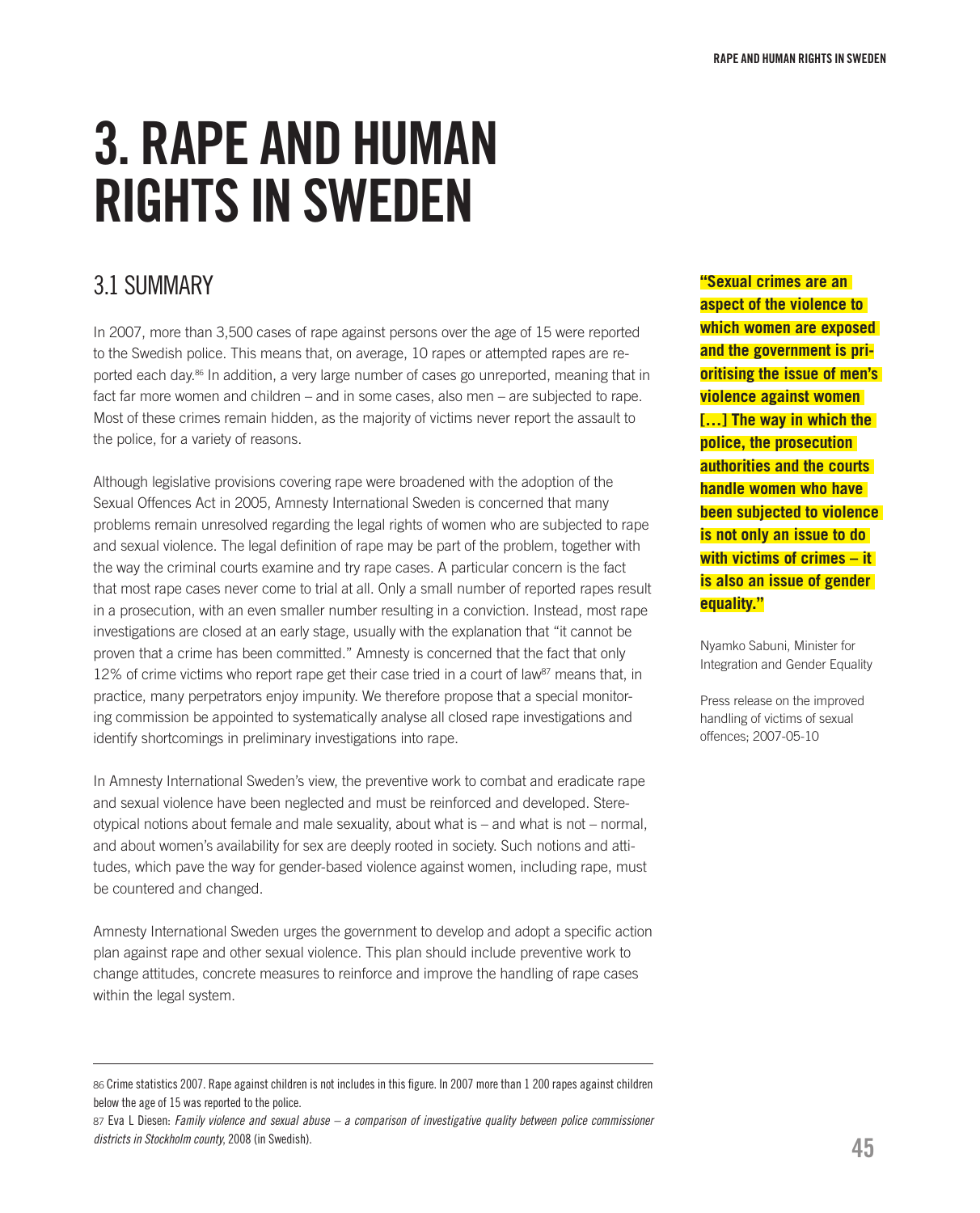# 3. RAPE AND HUMAN RIGHTS IN SWEDEN

## 3.1 SUMMARY

In 2007, more than 3,500 cases of rape against persons over the age of 15 were reported to the Swedish police. This means that, on average, 10 rapes or attempted rapes are reported each day.[86] In addition, a very large number of cases go unreported, meaning that in fact far more women and children – and in some cases, also men – are subjected to rape. Most of these crimes remain hidden, as the majority of victims never report the assault to the police, for a variety of reasons.

Although legislative provisions covering rape were broadened with the adoption of the Sexual Offences Act in 2005, Amnesty International Sweden is concerned that many problems remain unresolved regarding the legal rights of women who are subjected to rape and sexual violence. The legal definition of rape may be part of the problem, together with the way the criminal courts examine and try rape cases. A particular concern is the fact that most rape cases never come to trial at all. Only a small number of reported rapes result in a prosecution, with an even smaller number resulting in a conviction. Instead, most rape investigations are closed at an early stage, usually with the explanation that "it cannot be proven that a crime has been committed." Amnesty is concerned that the fact that only 12% of crime victims who report rape get their case tried in a court of law[87] means that, in practice, many perpetrators enjoy impunity. We therefore propose that a special monitoring commission be appointed to systematically analyse all closed rape investigations and identify shortcomings in preliminary investigations into rape.

In Amnesty International Sweden's view, the preventive work to combat and eradicate rape and sexual violence have been neglected and must be reinforced and developed. Stereotypical notions about female and male sexuality, about what is – and what is not – normal, and about women's availability for sex are deeply rooted in society. Such notions and attitudes, which pave the way for gender-based violence against women, including rape, must be countered and changed.

Amnesty International Sweden urges the government to develop and adopt a specific action plan against rape and other sexual violence. This plan should include preventive work to change attitudes, concrete measures to reinforce and improve the handling of rape cases within the legal system.

**"Sexual crimes are an aspect of the violence to which women are exposed and the government is prioritising the issue of men's violence against women […] The way in which the police, the prosecution authorities and the courts handle women who have been subjected to violence is not only an issue to do with victims of crimes – it is also an issue of gender equality."**

Nyamko Sabuni, Minister for Integration and Gender Equality

Press release on the improved handling of victims of sexual offences; 2007-05-10

---

86 Crime statistics 2007. Rape against children is not includes in this figure. In 2007 more than 1 200 rapes against children below the age of 15 was reported to the police.

87 Eva L Diesen: *Family violence and sexual abuse – a comparison of investigative quality between police commissioner districts in Stockholm county*, 2008 (in Swedish).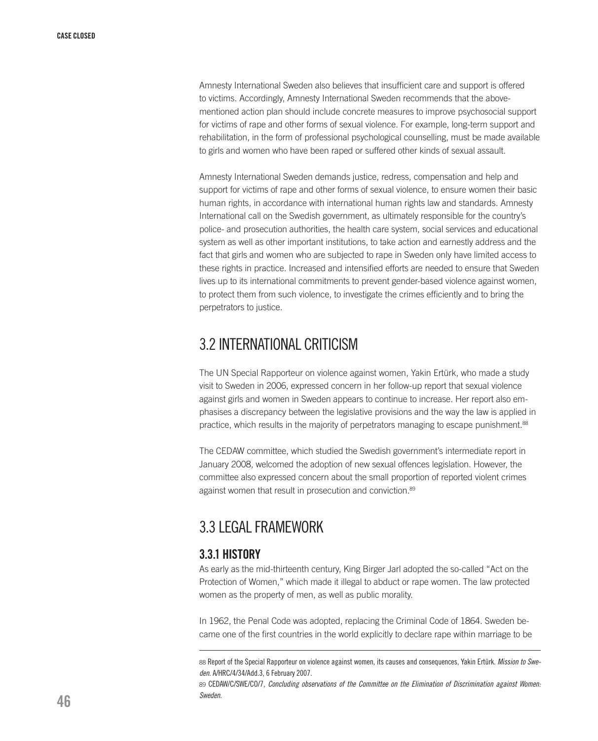Amnesty International Sweden also believes that insufficient care and support is offered to victims. Accordingly, Amnesty International Sweden recommends that the above-mentioned action plan should include concrete measures to improve psychosocial support for victims of rape and other forms of sexual violence. For example, long-term support and rehabilitation, in the form of professional psychological counselling, must be made available to girls and women who have been raped or suffered other kinds of sexual assault.

Amnesty International Sweden demands justice, redress, compensation and help and support for victims of rape and other forms of sexual violence, to ensure women their basic human rights, in accordance with international human rights law and standards. Amnesty International call on the Swedish government, as ultimately responsible for the country's police- and prosecution authorities, the health care system, social services and educational system as well as other important institutions, to take action and earnestly address and the fact that girls and women who are subjected to rape in Sweden only have limited access to these rights in practice. Increased and intensified efforts are needed to ensure that Sweden lives up to its international commitments to prevent gender-based violence against women, to protect them from such violence, to investigate the crimes efficiently and to bring the perpetrators to justice.

## 3.2 INTERNATIONAL CRITICISM

The UN Special Rapporteur on violence against women, Yakin Ertürk, who made a study visit to Sweden in 2006, expressed concern in her follow-up report that sexual violence against girls and women in Sweden appears to continue to increase. Her report also emphasises a discrepancy between the legislative provisions and the way the law is applied in practice, which results in the majority of perpetrators managing to escape punishment.[88]

The CEDAW committee, which studied the Swedish government's intermediate report in January 2008, welcomed the adoption of new sexual offences legislation. However, the committee also expressed concern about the small proportion of reported violent crimes against women that result in prosecution and conviction.[89]

## 3.3 LEGAL FRAMEWORK

### 3.3.1 HISTORY

As early as the mid-thirteenth century, King Birger Jarl adopted the so-called "Act on the Protection of Women," which made it illegal to abduct or rape women. The law protected women as the property of men, as well as public morality.

In 1962, the Penal Code was adopted, replacing the Criminal Code of 1864. Sweden became one of the first countries in the world explicitly to declare rape within marriage to be

---

88 Report of the Special Rapporteur on violence against women, its causes and consequences, Yakin Ertürk. *Mission to Sweden.* A/HRC/4/34/Add.3, 6 February 2007.

89 CEDAW/C/SWE/CO/7, *Concluding observations of the Committee on the Elimination of Discrimination against Women: Sweden.*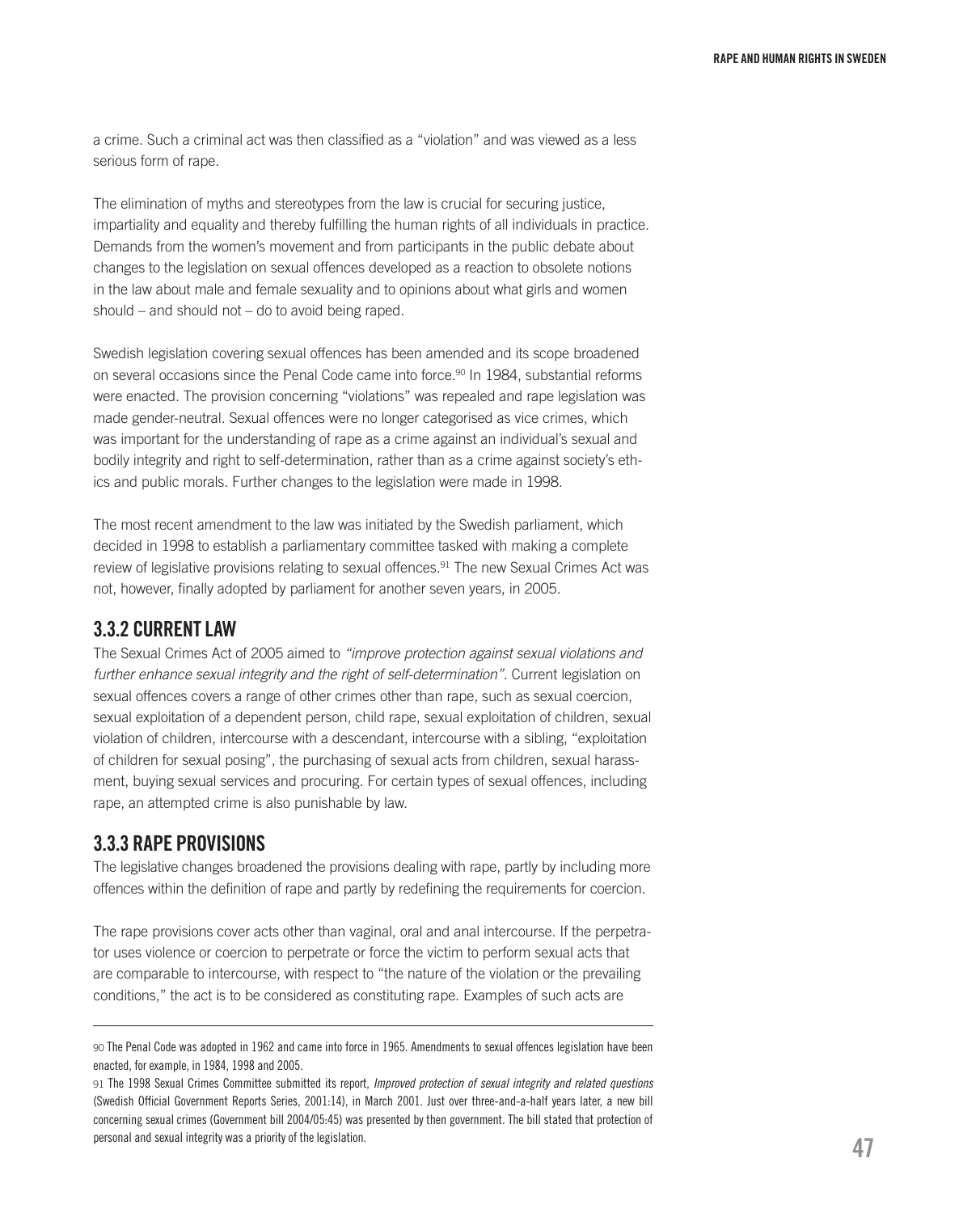a crime. Such a criminal act was then classified as a "violation" and was viewed as a less serious form of rape.

The elimination of myths and stereotypes from the law is crucial for securing justice, impartiality and equality and thereby fulfilling the human rights of all individuals in practice. Demands from the women's movement and from participants in the public debate about changes to the legislation on sexual offences developed as a reaction to obsolete notions in the law about male and female sexuality and to opinions about what girls and women should – and should not – do to avoid being raped.

Swedish legislation covering sexual offences has been amended and its scope broadened on several occasions since the Penal Code came into force.[90] In 1984, substantial reforms were enacted. The provision concerning "violations" was repealed and rape legislation was made gender-neutral. Sexual offences were no longer categorised as vice crimes, which was important for the understanding of rape as a crime against an individual's sexual and bodily integrity and right to self-determination, rather than as a crime against society's ethics and public morals. Further changes to the legislation were made in 1998.

The most recent amendment to the law was initiated by the Swedish parliament, which decided in 1998 to establish a parliamentary committee tasked with making a complete review of legislative provisions relating to sexual offences.[91] The new Sexual Crimes Act was not, however, finally adopted by parliament for another seven years, in 2005.

### 3.3.2 CURRENT LAW

The Sexual Crimes Act of 2005 aimed to *"improve protection against sexual violations and further enhance sexual integrity and the right of self-determination"*. Current legislation on sexual offences covers a range of other crimes other than rape, such as sexual coercion, sexual exploitation of a dependent person, child rape, sexual exploitation of children, sexual violation of children, intercourse with a descendant, intercourse with a sibling, "exploitation of children for sexual posing", the purchasing of sexual acts from children, sexual harassment, buying sexual services and procuring. For certain types of sexual offences, including rape, an attempted crime is also punishable by law.

### 3.3.3 RAPE PROVISIONS

The legislative changes broadened the provisions dealing with rape, partly by including more offences within the definition of rape and partly by redefining the requirements for coercion.

The rape provisions cover acts other than vaginal, oral and anal intercourse. If the perpetrator uses violence or coercion to perpetrate or force the victim to perform sexual acts that are comparable to intercourse, with respect to "the nature of the violation or the prevailing conditions," the act is to be considered as constituting rape. Examples of such acts are

---

90 The Penal Code was adopted in 1962 and came into force in 1965. Amendments to sexual offences legislation have been enacted, for example, in 1984, 1998 and 2005.

91 The 1998 Sexual Crimes Committee submitted its report, *Improved protection of sexual integrity and related questions* (Swedish Official Government Reports Series, 2001:14), in March 2001. Just over three-and-a-half years later, a new bill concerning sexual crimes (Government bill 2004/05:45) was presented by then government. The bill stated that protection of personal and sexual integrity was a priority of the legislation.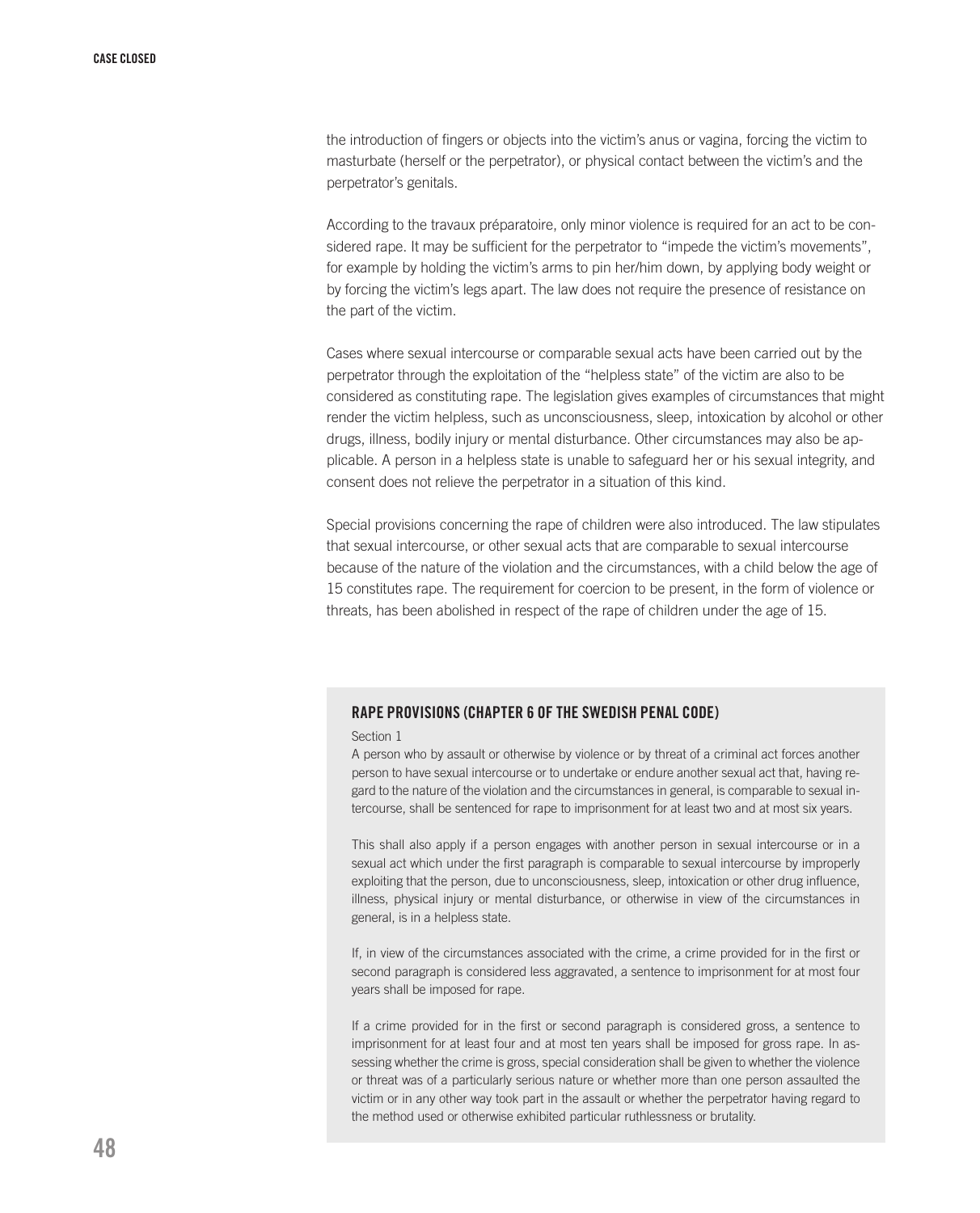the introduction of fingers or objects into the victim's anus or vagina, forcing the victim to masturbate (herself or the perpetrator), or physical contact between the victim's and the perpetrator's genitals.

According to the travaux préparatoire, only minor violence is required for an act to be considered rape. It may be sufficient for the perpetrator to "impede the victim's movements", for example by holding the victim's arms to pin her/him down, by applying body weight or by forcing the victim's legs apart. The law does not require the presence of resistance on the part of the victim.

Cases where sexual intercourse or comparable sexual acts have been carried out by the perpetrator through the exploitation of the "helpless state" of the victim are also to be considered as constituting rape. The legislation gives examples of circumstances that might render the victim helpless, such as unconsciousness, sleep, intoxication by alcohol or other drugs, illness, bodily injury or mental disturbance. Other circumstances may also be applicable. A person in a helpless state is unable to safeguard her or his sexual integrity, and consent does not relieve the perpetrator in a situation of this kind.

Special provisions concerning the rape of children were also introduced. The law stipulates that sexual intercourse, or other sexual acts that are comparable to sexual intercourse because of the nature of the violation and the circumstances, with a child below the age of 15 constitutes rape. The requirement for coercion to be present, in the form of violence or threats, has been abolished in respect of the rape of children under the age of 15.

### RAPE PROVISIONS (CHAPTER 6 OF THE SWEDISH PENAL CODE)

Section 1

A person who by assault or otherwise by violence or by threat of a criminal act forces another person to have sexual intercourse or to undertake or endure another sexual act that, having regard to the nature of the violation and the circumstances in general, is comparable to sexual intercourse, shall be sentenced for rape to imprisonment for at least two and at most six years.

This shall also apply if a person engages with another person in sexual intercourse or in a sexual act which under the first paragraph is comparable to sexual intercourse by improperly exploiting that the person, due to unconsciousness, sleep, intoxication or other drug influence, illness, physical injury or mental disturbance, or otherwise in view of the circumstances in general, is in a helpless state.

If, in view of the circumstances associated with the crime, a crime provided for in the first or second paragraph is considered less aggravated, a sentence to imprisonment for at most four years shall be imposed for rape.

If a crime provided for in the first or second paragraph is considered gross, a sentence to imprisonment for at least four and at most ten years shall be imposed for gross rape. In assessing whether the crime is gross, special consideration shall be given to whether the violence or threat was of a particularly serious nature or whether more than one person assaulted the victim or in any other way took part in the assault or whether the perpetrator having regard to the method used or otherwise exhibited particular ruthlessness or brutality.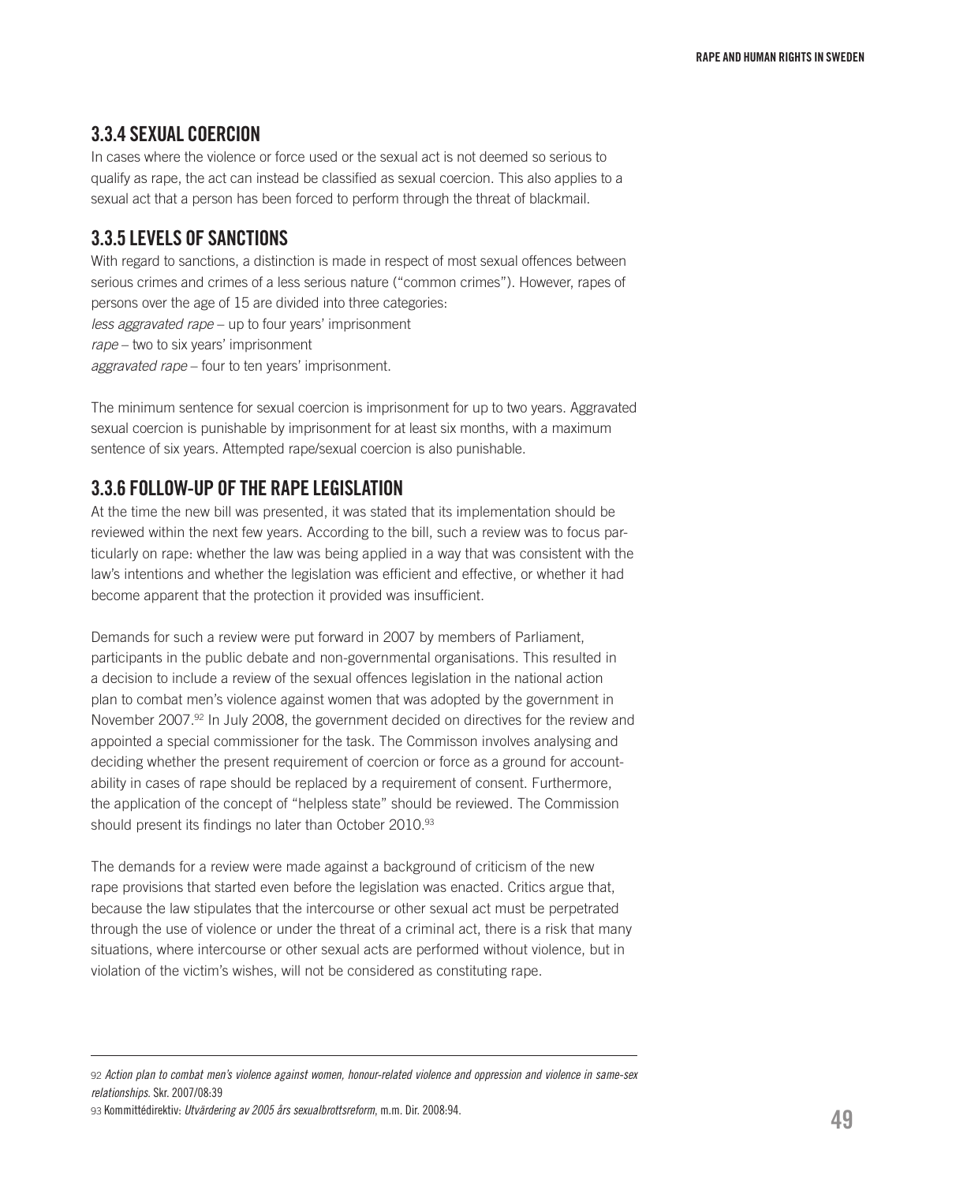### 3.3.4 SEXUAL COERCION

In cases where the violence or force used or the sexual act is not deemed so serious to qualify as rape, the act can instead be classified as sexual coercion. This also applies to a sexual act that a person has been forced to perform through the threat of blackmail.

### 3.3.5 LEVELS OF SANCTIONS

With regard to sanctions, a distinction is made in respect of most sexual offences between serious crimes and crimes of a less serious nature ("common crimes"). However, rapes of persons over the age of 15 are divided into three categories:
*less aggravated rape* – up to four years' imprisonment
*rape* – two to six years' imprisonment
*aggravated rape* – four to ten years' imprisonment.

The minimum sentence for sexual coercion is imprisonment for up to two years. Aggravated sexual coercion is punishable by imprisonment for at least six months, with a maximum sentence of six years. Attempted rape/sexual coercion is also punishable.

### 3.3.6 FOLLOW-UP OF THE RAPE LEGISLATION

At the time the new bill was presented, it was stated that its implementation should be reviewed within the next few years. According to the bill, such a review was to focus particularly on rape: whether the law was being applied in a way that was consistent with the law's intentions and whether the legislation was efficient and effective, or whether it had become apparent that the protection it provided was insufficient.

Demands for such a review were put forward in 2007 by members of Parliament, participants in the public debate and non-governmental organisations. This resulted in a decision to include a review of the sexual offences legislation in the national action plan to combat men's violence against women that was adopted by the government in November 2007.[92] In July 2008, the government decided on directives for the review and appointed a special commissioner for the task. The Commisson involves analysing and deciding whether the present requirement of coercion or force as a ground for accountability in cases of rape should be replaced by a requirement of consent. Furthermore, the application of the concept of "helpless state" should be reviewed. The Commission should present its findings no later than October 2010.[93]

The demands for a review were made against a background of criticism of the new rape provisions that started even before the legislation was enacted. Critics argue that, because the law stipulates that the intercourse or other sexual act must be perpetrated through the use of violence or under the threat of a criminal act, there is a risk that many situations, where intercourse or other sexual acts are performed without violence, but in violation of the victim's wishes, will not be considered as constituting rape.

---

92 *Action plan to combat men's violence against women, honour-related violence and oppression and violence in same-sex relationships*. Skr. 2007/08:39

93 Kommittédirektiv: *Utvärdering av 2005 års sexualbrottsreform*, m.m. Dir. 2008:94.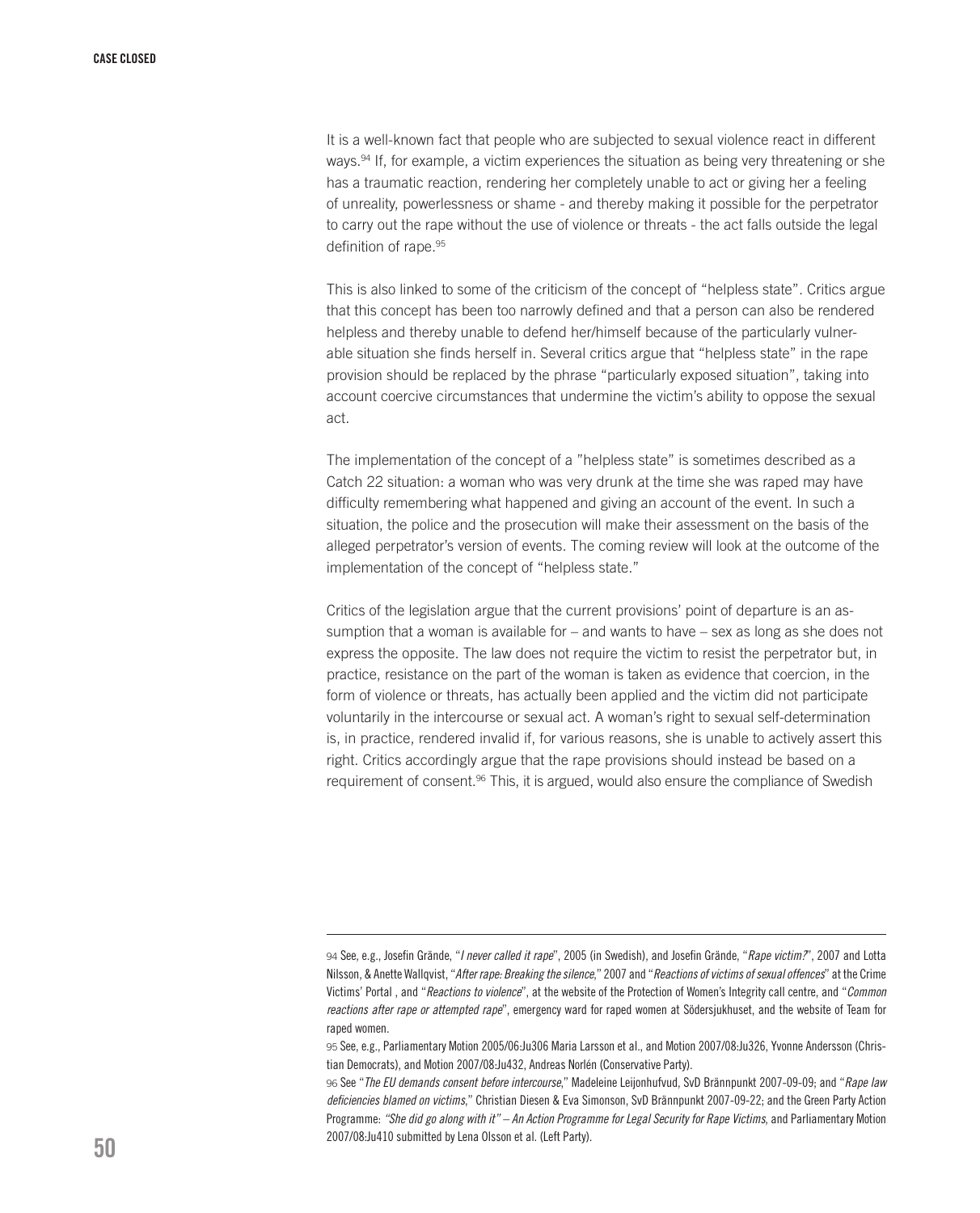It is a well-known fact that people who are subjected to sexual violence react in different ways.[94] If, for example, a victim experiences the situation as being very threatening or she has a traumatic reaction, rendering her completely unable to act or giving her a feeling of unreality, powerlessness or shame - and thereby making it possible for the perpetrator to carry out the rape without the use of violence or threats - the act falls outside the legal definition of rape.[95]

This is also linked to some of the criticism of the concept of "helpless state". Critics argue that this concept has been too narrowly defined and that a person can also be rendered helpless and thereby unable to defend her/himself because of the particularly vulnerable situation she finds herself in. Several critics argue that "helpless state" in the rape provision should be replaced by the phrase "particularly exposed situation", taking into account coercive circumstances that undermine the victim's ability to oppose the sexual act.

The implementation of the concept of a "helpless state" is sometimes described as a Catch 22 situation: a woman who was very drunk at the time she was raped may have difficulty remembering what happened and giving an account of the event. In such a situation, the police and the prosecution will make their assessment on the basis of the alleged perpetrator's version of events. The coming review will look at the outcome of the implementation of the concept of "helpless state."

Critics of the legislation argue that the current provisions' point of departure is an assumption that a woman is available for – and wants to have – sex as long as she does not express the opposite. The law does not require the victim to resist the perpetrator but, in practice, resistance on the part of the woman is taken as evidence that coercion, in the form of violence or threats, has actually been applied and the victim did not participate voluntarily in the intercourse or sexual act. A woman's right to sexual self-determination is, in practice, rendered invalid if, for various reasons, she is unable to actively assert this right. Critics accordingly argue that the rape provisions should instead be based on a requirement of consent.[96] This, it is argued, would also ensure the compliance of Swedish

---

94 See, e.g., Josefin Grände, "*I never called it rape*", 2005 (in Swedish), and Josefin Grände, "*Rape victim?*", 2007 and Lotta Nilsson, & Anette Wallqvist, "*After rape: Breaking the silence*," 2007 and "*Reactions of victims of sexual offences*" at the Crime Victims' Portal , and "*Reactions to violence*", at the website of the Protection of Women's Integrity call centre, and "*Common reactions after rape or attempted rape*", emergency ward for raped women at Södersjukhuset, and the website of Team for raped women.

95 See, e.g., Parliamentary Motion 2005/06:Ju306 Maria Larsson et al., and Motion 2007/08:Ju326, Yvonne Andersson (Christian Democrats), and Motion 2007/08:Ju432, Andreas Norlén (Conservative Party).

96 See "*The EU demands consent before intercourse*," Madeleine Leijonhufvud, SvD Brännpunkt 2007-09-09; and "*Rape law deficiencies blamed on victims*," Christian Diesen & Eva Simonson, SvD Brännpunkt 2007-09-22; and the Green Party Action Programme: *"She did go along with it" – An Action Programme for Legal Security for Rape Victims*, and Parliamentary Motion 2007/08:Ju410 submitted by Lena Olsson et al. (Left Party).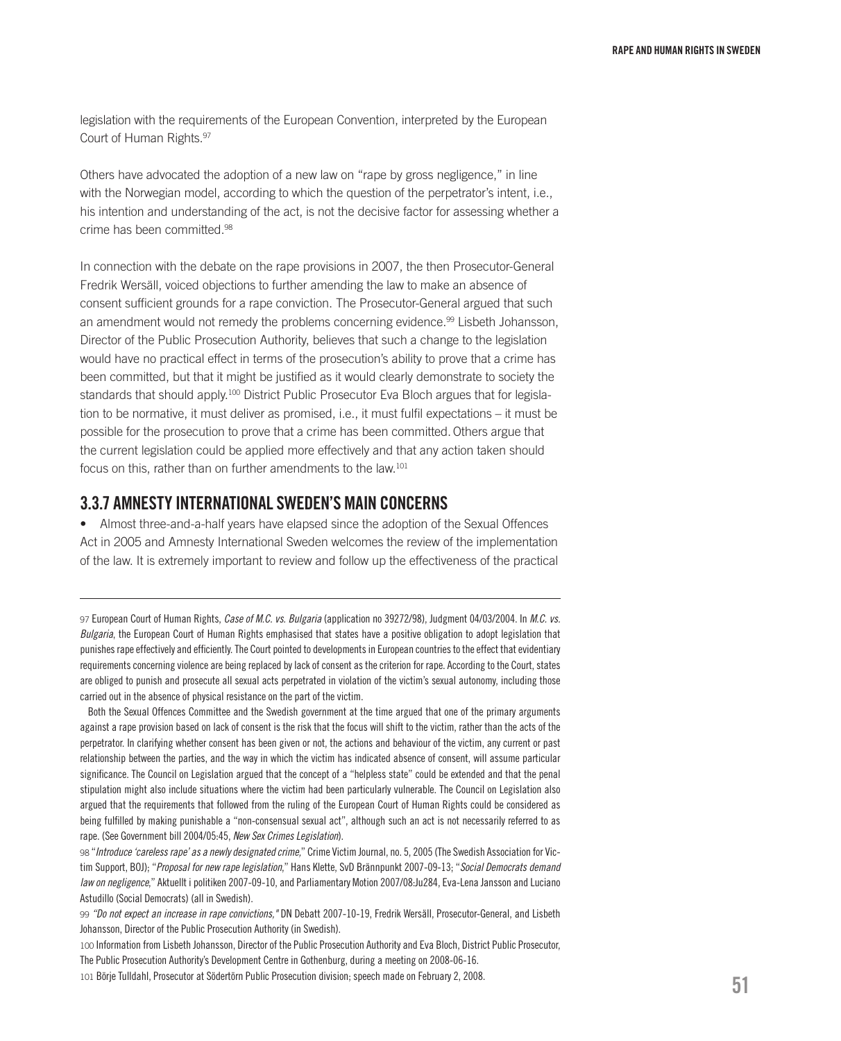legislation with the requirements of the European Convention, interpreted by the European Court of Human Rights.[97]

Others have advocated the adoption of a new law on "rape by gross negligence," in line with the Norwegian model, according to which the question of the perpetrator's intent, i.e., his intention and understanding of the act, is not the decisive factor for assessing whether a crime has been committed.[98]

In connection with the debate on the rape provisions in 2007, the then Prosecutor-General Fredrik Wersäll, voiced objections to further amending the law to make an absence of consent sufficient grounds for a rape conviction. The Prosecutor-General argued that such an amendment would not remedy the problems concerning evidence.[99] Lisbeth Johansson, Director of the Public Prosecution Authority, believes that such a change to the legislation would have no practical effect in terms of the prosecution's ability to prove that a crime has been committed, but that it might be justified as it would clearly demonstrate to society the standards that should apply.[100] District Public Prosecutor Eva Bloch argues that for legislation to be normative, it must deliver as promised, i.e., it must fulfil expectations – it must be possible for the prosecution to prove that a crime has been committed. Others argue that the current legislation could be applied more effectively and that any action taken should focus on this, rather than on further amendments to the law.[101]

### 3.3.7 AMNESTY INTERNATIONAL SWEDEN'S MAIN CONCERNS

- Almost three-and-a-half years have elapsed since the adoption of the Sexual Offences Act in 2005 and Amnesty International Sweden welcomes the review of the implementation of the law. It is extremely important to review and follow up the effectiveness of the practical

---

97 European Court of Human Rights, *Case of M.C. vs. Bulgaria* (application no 39272/98), Judgment 04/03/2004. In *M.C. vs. Bulgaria*, the European Court of Human Rights emphasised that states have a positive obligation to adopt legislation that punishes rape effectively and efficiently. The Court pointed to developments in European countries to the effect that evidentiary requirements concerning violence are being replaced by lack of consent as the criterion for rape. According to the Court, states are obliged to punish and prosecute all sexual acts perpetrated in violation of the victim's sexual autonomy, including those carried out in the absence of physical resistance on the part of the victim.

Both the Sexual Offences Committee and the Swedish government at the time argued that one of the primary arguments against a rape provision based on lack of consent is the risk that the focus will shift to the victim, rather than the acts of the perpetrator. In clarifying whether consent has been given or not, the actions and behaviour of the victim, any current or past relationship between the parties, and the way in which the victim has indicated absence of consent, will assume particular significance. The Council on Legislation argued that the concept of a "helpless state" could be extended and that the penal stipulation might also include situations where the victim had been particularly vulnerable. The Council on Legislation also argued that the requirements that followed from the ruling of the European Court of Human Rights could be considered as being fulfilled by making punishable a "non-consensual sexual act", although such an act is not necessarily referred to as rape. (See Government bill 2004/05:45, *New Sex Crimes Legislation*).

98 "*Introduce 'careless rape' as a newly designated crime,*" Crime Victim Journal, no. 5, 2005 (The Swedish Association for Victim Support, BOJ); "*Proposal for new rape legislation,*" Hans Klette, SvD Brännpunkt 2007-09-13; "*Social Democrats demand law on negligence,*" Aktuellt i politiken 2007-09-10, and Parliamentary Motion 2007/08:Ju284, Eva-Lena Jansson and Luciano Astudillo (Social Democrats) (all in Swedish).

99 *"Do not expect an increase in rape convictions,"* DN Debatt 2007-10-19, Fredrik Wersäll, Prosecutor-General, and Lisbeth Johansson, Director of the Public Prosecution Authority (in Swedish).

100 Information from Lisbeth Johansson, Director of the Public Prosecution Authority and Eva Bloch, District Public Prosecutor, The Public Prosecution Authority's Development Centre in Gothenburg, during a meeting on 2008-06-16.

101 Börje Tulldahl, Prosecutor at Södertörn Public Prosecution division; speech made on February 2, 2008.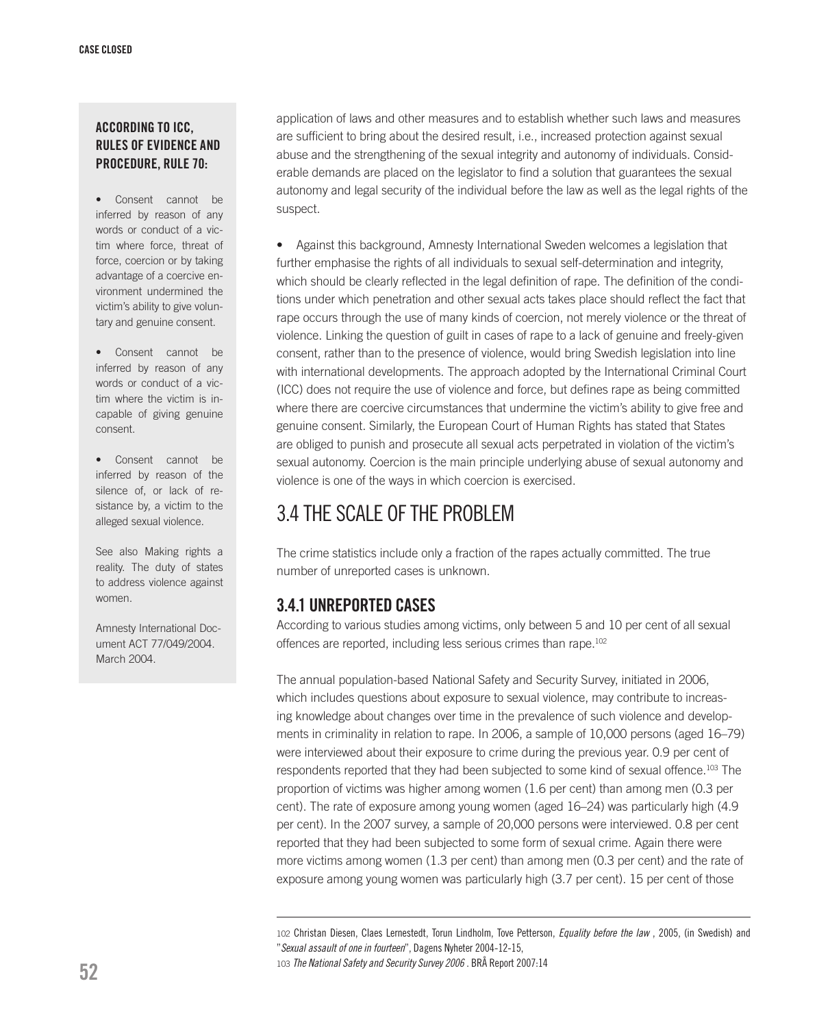**ACCORDING TO ICC, RULES OF EVIDENCE AND PROCEDURE, RULE 70:**

- Consent cannot be inferred by reason of any words or conduct of a victim where force, threat of force, coercion or by taking advantage of a coercive environment undermined the victim's ability to give voluntary and genuine consent.
- Consent cannot be inferred by reason of any words or conduct of a victim where the victim is incapable of giving genuine consent.
- Consent cannot be inferred by reason of the silence of, or lack of resistance by, a victim to the alleged sexual violence.

See also Making rights a reality. The duty of states to address violence against women.

Amnesty International Document ACT 77/049/2004. March 2004.

application of laws and other measures and to establish whether such laws and measures are sufficient to bring about the desired result, i.e., increased protection against sexual abuse and the strengthening of the sexual integrity and autonomy of individuals. Considerable demands are placed on the legislator to find a solution that guarantees the sexual autonomy and legal security of the individual before the law as well as the legal rights of the suspect.

- Against this background, Amnesty International Sweden welcomes a legislation that further emphasise the rights of all individuals to sexual self-determination and integrity, which should be clearly reflected in the legal definition of rape. The definition of the conditions under which penetration and other sexual acts takes place should reflect the fact that rape occurs through the use of many kinds of coercion, not merely violence or the threat of violence. Linking the question of guilt in cases of rape to a lack of genuine and freely-given consent, rather than to the presence of violence, would bring Swedish legislation into line with international developments. The approach adopted by the International Criminal Court (ICC) does not require the use of violence and force, but defines rape as being committed where there are coercive circumstances that undermine the victim's ability to give free and genuine consent. Similarly, the European Court of Human Rights has stated that States are obliged to punish and prosecute all sexual acts perpetrated in violation of the victim's sexual autonomy. Coercion is the main principle underlying abuse of sexual autonomy and violence is one of the ways in which coercion is exercised.

## 3.4 THE SCALE OF THE PROBLEM

The crime statistics include only a fraction of the rapes actually committed. The true number of unreported cases is unknown.

### 3.4.1 UNREPORTED CASES

According to various studies among victims, only between 5 and 10 per cent of all sexual offences are reported, including less serious crimes than rape.[102]

The annual population-based National Safety and Security Survey, initiated in 2006, which includes questions about exposure to sexual violence, may contribute to increasing knowledge about changes over time in the prevalence of such violence and developments in criminality in relation to rape. In 2006, a sample of 10,000 persons (aged 16–79) were interviewed about their exposure to crime during the previous year. 0.9 per cent of respondents reported that they had been subjected to some kind of sexual offence.[103] The proportion of victims was higher among women (1.6 per cent) than among men (0.3 per cent). The rate of exposure among young women (aged 16–24) was particularly high (4.9 per cent). In the 2007 survey, a sample of 20,000 persons were interviewed. 0.8 per cent reported that they had been subjected to some form of sexual crime. Again there were more victims among women (1.3 per cent) than among men (0.3 per cent) and the rate of exposure among young women was particularly high (3.7 per cent). 15 per cent of those

---

102 Christan Diesen, Claes Lernestedt, Torun Lindholm, Tove Petterson, *Equality before the law* , 2005, (in Swedish) and "*Sexual assault of one in fourteen*", Dagens Nyheter 2004-12-15,

103 *The National Safety and Security Survey 2006* . BRÅ Report 2007:14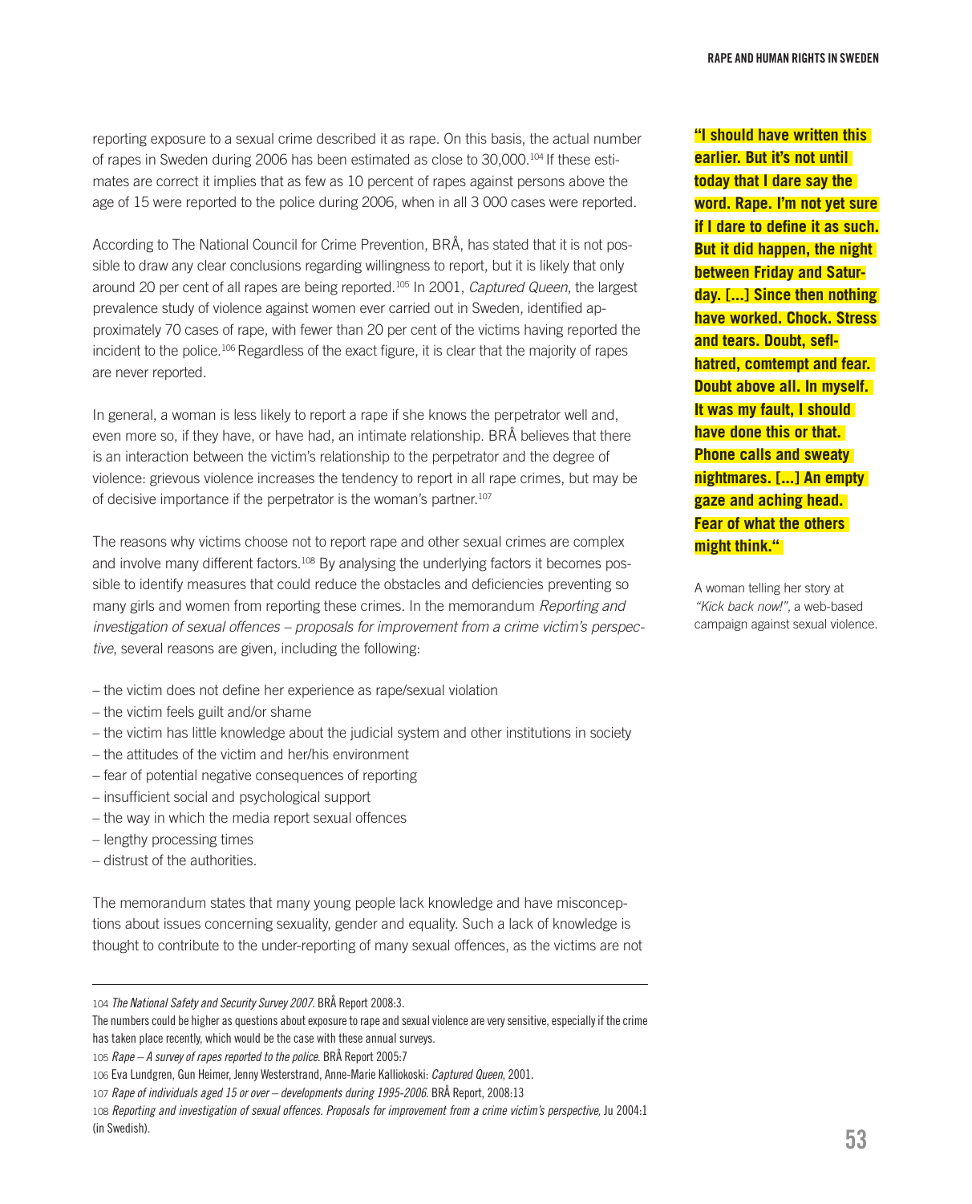reporting exposure to a sexual crime described it as rape. On this basis, the actual number of rapes in Sweden during 2006 has been estimated as close to 30,000.[104] If these estimates are correct it implies that as few as 10 percent of rapes against persons above the age of 15 were reported to the police during 2006, when in all 3 000 cases were reported.

According to The National Council for Crime Prevention, BRÅ, has stated that it is not possible to draw any clear conclusions regarding willingness to report, but it is likely that only around 20 per cent of all rapes are being reported.[105] In 2001, *Captured Queen*, the largest prevalence study of violence against women ever carried out in Sweden, identified approximately 70 cases of rape, with fewer than 20 per cent of the victims having reported the incident to the police.[106] Regardless of the exact figure, it is clear that the majority of rapes are never reported.

In general, a woman is less likely to report a rape if she knows the perpetrator well and, even more so, if they have, or have had, an intimate relationship. BRÅ believes that there is an interaction between the victim's relationship to the perpetrator and the degree of violence: grievous violence increases the tendency to report in all rape crimes, but may be of decisive importance if the perpetrator is the woman's partner.[107]

The reasons why victims choose not to report rape and other sexual crimes are complex and involve many different factors.[108] By analysing the underlying factors it becomes possible to identify measures that could reduce the obstacles and deficiencies preventing so many girls and women from reporting these crimes. In the memorandum *Reporting and investigation of sexual offences – proposals for improvement from a crime victim's perspective*, several reasons are given, including the following:

– the victim does not define her experience as rape/sexual violation
– the victim feels guilt and/or shame
– the victim has little knowledge about the judicial system and other institutions in society
– the attitudes of the victim and her/his environment
– fear of potential negative consequences of reporting
– insufficient social and psychological support
– the way in which the media report sexual offences
– lengthy processing times
– distrust of the authorities.

The memorandum states that many young people lack knowledge and have misconceptions about issues concerning sexuality, gender and equality. Such a lack of knowledge is thought to contribute to the under-reporting of many sexual offences, as the victims are not

**"I should have written this earlier. But it's not until today that I dare say the word. Rape. I'm not yet sure if I dare to define it as such. But it did happen, the night between Friday and Saturday. [...] Since then nothing have worked. Chock. Stress and tears. Doubt, seflhatred, comtempt and fear. Doubt above all. In myself. It was my fault, I should have done this or that. Phone calls and sweaty nightmares. [...] An empty gaze and aching head. Fear of what the others might think."**

A woman telling her story at *"Kick back now!"*, a web-based campaign against sexual violence.

---

104 *The National Safety and Security Survey 2007*. BRÅ Report 2008:3.
The numbers could be higher as questions about exposure to rape and sexual violence are very sensitive, especially if the crime has taken place recently, which would be the case with these annual surveys.

105 *Rape – A survey of rapes reported to the police*. BRÅ Report 2005:7

106 Eva Lundgren, Gun Heimer, Jenny Westerstrand, Anne-Marie Kalliokoski: *Captured Queen*, 2001.

107 *Rape of individuals aged 15 or over – developments during 1995-2006*. BRÅ Report, 2008:13

108 *Reporting and investigation of sexual offences. Proposals for improvement from a crime victim's perspective*, Ju 2004:1 (in Swedish).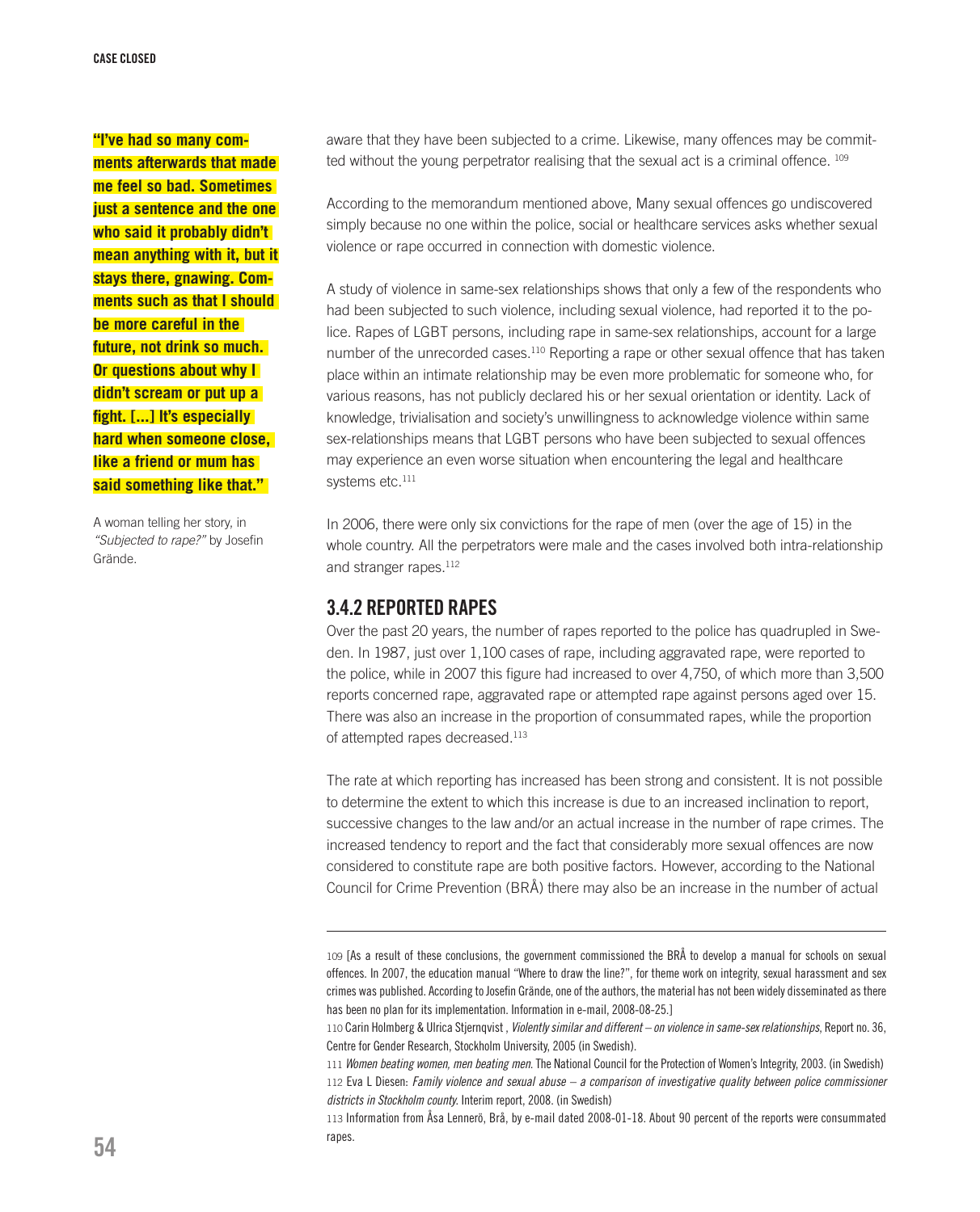**"I've had so many comments afterwards that made me feel so bad. Sometimes just a sentence and the one who said it probably didn't mean anything with it, but it stays there, gnawing. Comments such as that I should be more careful in the future, not drink so much. Or questions about why I didn't scream or put up a fight. [...] It's especially hard when someone close, like a friend or mum has said something like that."**

A woman telling her story, in *"Subjected to rape?"* by Josefin Grände.

aware that they have been subjected to a crime. Likewise, many offences may be committed without the young perpetrator realising that the sexual act is a criminal offence. [109]

According to the memorandum mentioned above, Many sexual offences go undiscovered simply because no one within the police, social or healthcare services asks whether sexual violence or rape occurred in connection with domestic violence.

A study of violence in same-sex relationships shows that only a few of the respondents who had been subjected to such violence, including sexual violence, had reported it to the police. Rapes of LGBT persons, including rape in same-sex relationships, account for a large number of the unrecorded cases.[110] Reporting a rape or other sexual offence that has taken place within an intimate relationship may be even more problematic for someone who, for various reasons, has not publicly declared his or her sexual orientation or identity. Lack of knowledge, trivialisation and society's unwillingness to acknowledge violence within same sex-relationships means that LGBT persons who have been subjected to sexual offences may experience an even worse situation when encountering the legal and healthcare systems etc.[111]

In 2006, there were only six convictions for the rape of men (over the age of 15) in the whole country. All the perpetrators were male and the cases involved both intra-relationship and stranger rapes.[112]

### 3.4.2 REPORTED RAPES

Over the past 20 years, the number of rapes reported to the police has quadrupled in Sweden. In 1987, just over 1,100 cases of rape, including aggravated rape, were reported to the police, while in 2007 this figure had increased to over 4,750, of which more than 3,500 reports concerned rape, aggravated rape or attempted rape against persons aged over 15. There was also an increase in the proportion of consummated rapes, while the proportion of attempted rapes decreased.[113]

The rate at which reporting has increased has been strong and consistent. It is not possible to determine the extent to which this increase is due to an increased inclination to report, successive changes to the law and/or an actual increase in the number of rape crimes. The increased tendency to report and the fact that considerably more sexual offences are now considered to constitute rape are both positive factors. However, according to the National Council for Crime Prevention (BRÅ) there may also be an increase in the number of actual

---

109 [As a result of these conclusions, the government commissioned the BRÅ to develop a manual for schools on sexual offences. In 2007, the education manual "Where to draw the line?", for theme work on integrity, sexual harassment and sex crimes was published. According to Josefin Grände, one of the authors, the material has not been widely disseminated as there has been no plan for its implementation. Information in e-mail, 2008-08-25.]

110 Carin Holmberg & Ulrica Stjernqvist , *Violently similar and different – on violence in same-sex relationships*, Report no. 36, Centre for Gender Research, Stockholm University, 2005 (in Swedish).

111 *Women beating women, men beating men.* The National Council for the Protection of Women's Integrity, 2003. (in Swedish)

112 Eva L Diesen: *Family violence and sexual abuse – a comparison of investigative quality between police commissioner districts in Stockholm county.* Interim report, 2008. (in Swedish)

113 Information from Åsa Lennerö, Brå, by e-mail dated 2008-01-18. About 90 percent of the reports were consummated rapes.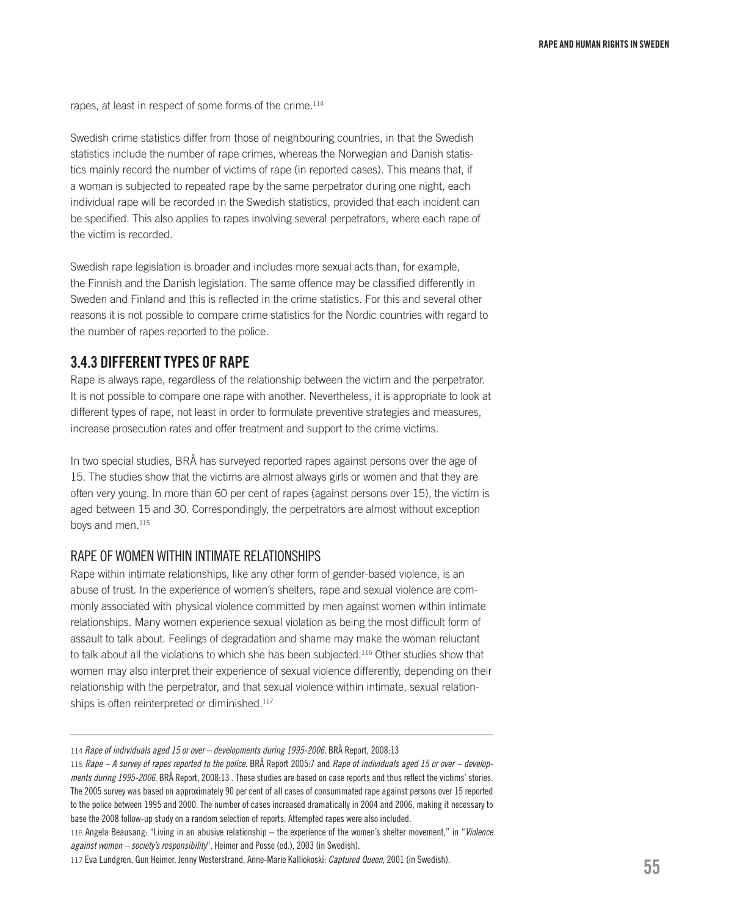rapes, at least in respect of some forms of the crime.[114]

Swedish crime statistics differ from those of neighbouring countries, in that the Swedish statistics include the number of rape crimes, whereas the Norwegian and Danish statistics mainly record the number of victims of rape (in reported cases). This means that, if a woman is subjected to repeated rape by the same perpetrator during one night, each individual rape will be recorded in the Swedish statistics, provided that each incident can be specified. This also applies to rapes involving several perpetrators, where each rape of the victim is recorded.

Swedish rape legislation is broader and includes more sexual acts than, for example, the Finnish and the Danish legislation. The same offence may be classified differently in Sweden and Finland and this is reflected in the crime statistics. For this and several other reasons it is not possible to compare crime statistics for the Nordic countries with regard to the number of rapes reported to the police.

## 3.4.3 DIFFERENT TYPES OF RAPE

Rape is always rape, regardless of the relationship between the victim and the perpetrator. It is not possible to compare one rape with another. Nevertheless, it is appropriate to look at different types of rape, not least in order to formulate preventive strategies and measures, increase prosecution rates and offer treatment and support to the crime victims.

In two special studies, BRÅ has surveyed reported rapes against persons over the age of 15. The studies show that the victims are almost always girls or women and that they are often very young. In more than 60 per cent of rapes (against persons over 15), the victim is aged between 15 and 30. Correspondingly, the perpetrators are almost without exception boys and men.[115]

### RAPE OF WOMEN WITHIN INTIMATE RELATIONSHIPS

Rape within intimate relationships, like any other form of gender-based violence, is an abuse of trust. In the experience of women's shelters, rape and sexual violence are commonly associated with physical violence committed by men against women within intimate relationships. Many women experience sexual violation as being the most difficult form of assault to talk about. Feelings of degradation and shame may make the woman reluctant to talk about all the violations to which she has been subjected.[116] Other studies show that women may also interpret their experience of sexual violence differently, depending on their relationship with the perpetrator, and that sexual violence within intimate, sexual relationships is often reinterpreted or diminished.[117]

---

114 *Rape of individuals aged 15 or over – developments during 1995-2006*. BRÅ Report, 2008:13

115 *Rape – A survey of rapes reported to the police*. BRÅ Report 2005:7 and *Rape of individuals aged 15 or over – developments during 1995-2006*. BRÅ Report, 2008:13 . These studies are based on case reports and thus reflect the victims' stories. The 2005 survey was based on approximately 90 per cent of all cases of consummated rape against persons over 15 reported to the police between 1995 and 2000. The number of cases increased dramatically in 2004 and 2006, making it necessary to base the 2008 follow-up study on a random selection of reports. Attempted rapes were also included.

116 Angela Beausang: "Living in an abusive relationship – the experience of the women's shelter movement," in "*Violence against women – society's responsibility*", Heimer and Posse (ed.), 2003 (in Swedish).

117 Eva Lundgren, Gun Heimer, Jenny Westerstrand, Anne-Marie Kalliokoski: *Captured Queen*, 2001 (in Swedish).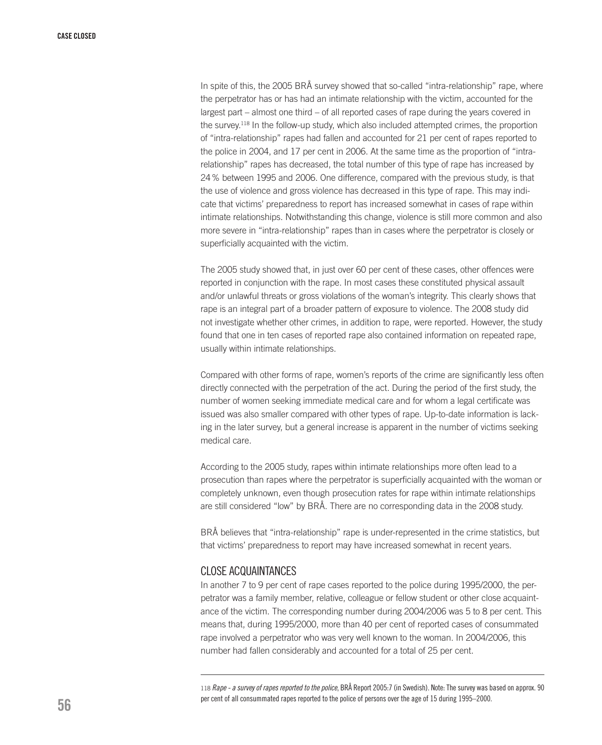In spite of this, the 2005 BRÅ survey showed that so-called "intra-relationship" rape, where the perpetrator has or has had an intimate relationship with the victim, accounted for the largest part – almost one third – of all reported cases of rape during the years covered in the survey.[118] In the follow-up study, which also included attempted crimes, the proportion of "intra-relationship" rapes had fallen and accounted for 21 per cent of rapes reported to the police in 2004, and 17 per cent in 2006. At the same time as the proportion of "intra-relationship" rapes has decreased, the total number of this type of rape has increased by 24 % between 1995 and 2006. One difference, compared with the previous study, is that the use of violence and gross violence has decreased in this type of rape. This may indicate that victims' preparedness to report has increased somewhat in cases of rape within intimate relationships. Notwithstanding this change, violence is still more common and also more severe in "intra-relationship" rapes than in cases where the perpetrator is closely or superficially acquainted with the victim.

The 2005 study showed that, in just over 60 per cent of these cases, other offences were reported in conjunction with the rape. In most cases these constituted physical assault and/or unlawful threats or gross violations of the woman's integrity. This clearly shows that rape is an integral part of a broader pattern of exposure to violence. The 2008 study did not investigate whether other crimes, in addition to rape, were reported. However, the study found that one in ten cases of reported rape also contained information on repeated rape, usually within intimate relationships.

Compared with other forms of rape, women's reports of the crime are significantly less often directly connected with the perpetration of the act. During the period of the first study, the number of women seeking immediate medical care and for whom a legal certificate was issued was also smaller compared with other types of rape. Up-to-date information is lacking in the later survey, but a general increase is apparent in the number of victims seeking medical care.

According to the 2005 study, rapes within intimate relationships more often lead to a prosecution than rapes where the perpetrator is superficially acquainted with the woman or completely unknown, even though prosecution rates for rape within intimate relationships are still considered "low" by BRÅ. There are no corresponding data in the 2008 study.

BRÅ believes that "intra-relationship" rape is under-represented in the crime statistics, but that victims' preparedness to report may have increased somewhat in recent years.

## CLOSE ACQUAINTANCES

In another 7 to 9 per cent of rape cases reported to the police during 1995/2000, the perpetrator was a family member, relative, colleague or fellow student or other close acquaintance of the victim. The corresponding number during 2004/2006 was 5 to 8 per cent. This means that, during 1995/2000, more than 40 per cent of reported cases of consummated rape involved a perpetrator who was very well known to the woman. In 2004/2006, this number had fallen considerably and accounted for a total of 25 per cent.

---

118 *Rape - a survey of rapes reported to the police*, BRÅ Report 2005:7 (in Swedish). Note: The survey was based on approx. 90 per cent of all consummated rapes reported to the police of persons over the age of 15 during 1995–2000.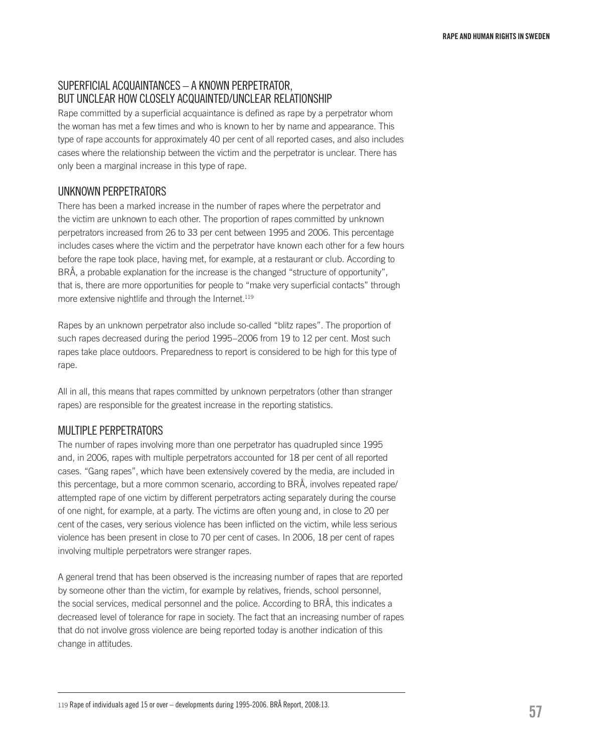## SUPERFICIAL ACQUAINTANCES – A KNOWN PERPETRATOR, BUT UNCLEAR HOW CLOSELY ACQUAINTED/UNCLEAR RELATIONSHIP

Rape committed by a superficial acquaintance is defined as rape by a perpetrator whom the woman has met a few times and who is known to her by name and appearance. This type of rape accounts for approximately 40 per cent of all reported cases, and also includes cases where the relationship between the victim and the perpetrator is unclear. There has only been a marginal increase in this type of rape.

## UNKNOWN PERPETRATORS

There has been a marked increase in the number of rapes where the perpetrator and the victim are unknown to each other. The proportion of rapes committed by unknown perpetrators increased from 26 to 33 per cent between 1995 and 2006. This percentage includes cases where the victim and the perpetrator have known each other for a few hours before the rape took place, having met, for example, at a restaurant or club. According to BRÅ, a probable explanation for the increase is the changed "structure of opportunity", that is, there are more opportunities for people to "make very superficial contacts" through more extensive nightlife and through the Internet.[119]

Rapes by an unknown perpetrator also include so-called "blitz rapes". The proportion of such rapes decreased during the period 1995–2006 from 19 to 12 per cent. Most such rapes take place outdoors. Preparedness to report is considered to be high for this type of rape.

All in all, this means that rapes committed by unknown perpetrators (other than stranger rapes) are responsible for the greatest increase in the reporting statistics.

## MULTIPLE PERPETRATORS

The number of rapes involving more than one perpetrator has quadrupled since 1995 and, in 2006, rapes with multiple perpetrators accounted for 18 per cent of all reported cases. "Gang rapes", which have been extensively covered by the media, are included in this percentage, but a more common scenario, according to BRÅ, involves repeated rape/attempted rape of one victim by different perpetrators acting separately during the course of one night, for example, at a party. The victims are often young and, in close to 20 per cent of the cases, very serious violence has been inflicted on the victim, while less serious violence has been present in close to 70 per cent of cases. In 2006, 18 per cent of rapes involving multiple perpetrators were stranger rapes.

A general trend that has been observed is the increasing number of rapes that are reported by someone other than the victim, for example by relatives, friends, school personnel, the social services, medical personnel and the police. According to BRÅ, this indicates a decreased level of tolerance for rape in society. The fact that an increasing number of rapes that do not involve gross violence are being reported today is another indication of this change in attitudes.

---

119 Rape of individuals aged 15 or over – developments during 1995-2006. BRÅ Report, 2008:13.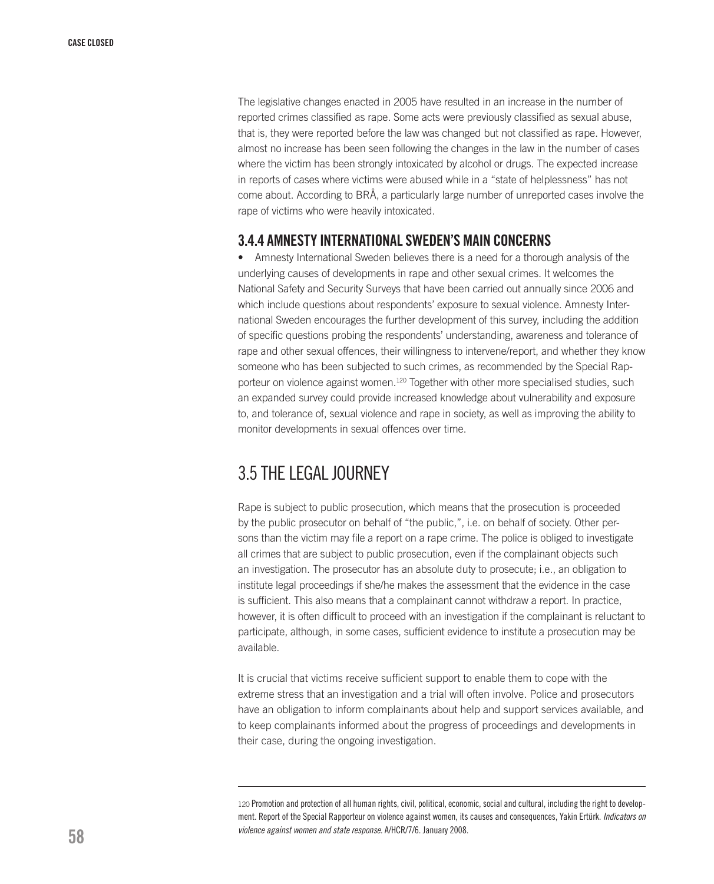The legislative changes enacted in 2005 have resulted in an increase in the number of reported crimes classified as rape. Some acts were previously classified as sexual abuse, that is, they were reported before the law was changed but not classified as rape. However, almost no increase has been seen following the changes in the law in the number of cases where the victim has been strongly intoxicated by alcohol or drugs. The expected increase in reports of cases where victims were abused while in a "state of helplessness" has not come about. According to BRÅ, a particularly large number of unreported cases involve the rape of victims who were heavily intoxicated.

### 3.4.4 AMNESTY INTERNATIONAL SWEDEN'S MAIN CONCERNS

- Amnesty International Sweden believes there is a need for a thorough analysis of the underlying causes of developments in rape and other sexual crimes. It welcomes the National Safety and Security Surveys that have been carried out annually since 2006 and which include questions about respondents' exposure to sexual violence. Amnesty International Sweden encourages the further development of this survey, including the addition of specific questions probing the respondents' understanding, awareness and tolerance of rape and other sexual offences, their willingness to intervene/report, and whether they know someone who has been subjected to such crimes, as recommended by the Special Rapporteur on violence against women.[120] Together with other more specialised studies, such an expanded survey could provide increased knowledge about vulnerability and exposure to, and tolerance of, sexual violence and rape in society, as well as improving the ability to monitor developments in sexual offences over time.

## 3.5 THE LEGAL JOURNEY

Rape is subject to public prosecution, which means that the prosecution is proceeded by the public prosecutor on behalf of "the public,", i.e. on behalf of society. Other persons than the victim may file a report on a rape crime. The police is obliged to investigate all crimes that are subject to public prosecution, even if the complainant objects such an investigation. The prosecutor has an absolute duty to prosecute; i.e., an obligation to institute legal proceedings if she/he makes the assessment that the evidence in the case is sufficient. This also means that a complainant cannot withdraw a report. In practice, however, it is often difficult to proceed with an investigation if the complainant is reluctant to participate, although, in some cases, sufficient evidence to institute a prosecution may be available.

It is crucial that victims receive sufficient support to enable them to cope with the extreme stress that an investigation and a trial will often involve. Police and prosecutors have an obligation to inform complainants about help and support services available, and to keep complainants informed about the progress of proceedings and developments in their case, during the ongoing investigation.

---

120 Promotion and protection of all human rights, civil, political, economic, social and cultural, including the right to development. Report of the Special Rapporteur on violence against women, its causes and consequences, Yakin Ertürk. *Indicators on violence against women and state response.* A/HCR/7/6. January 2008.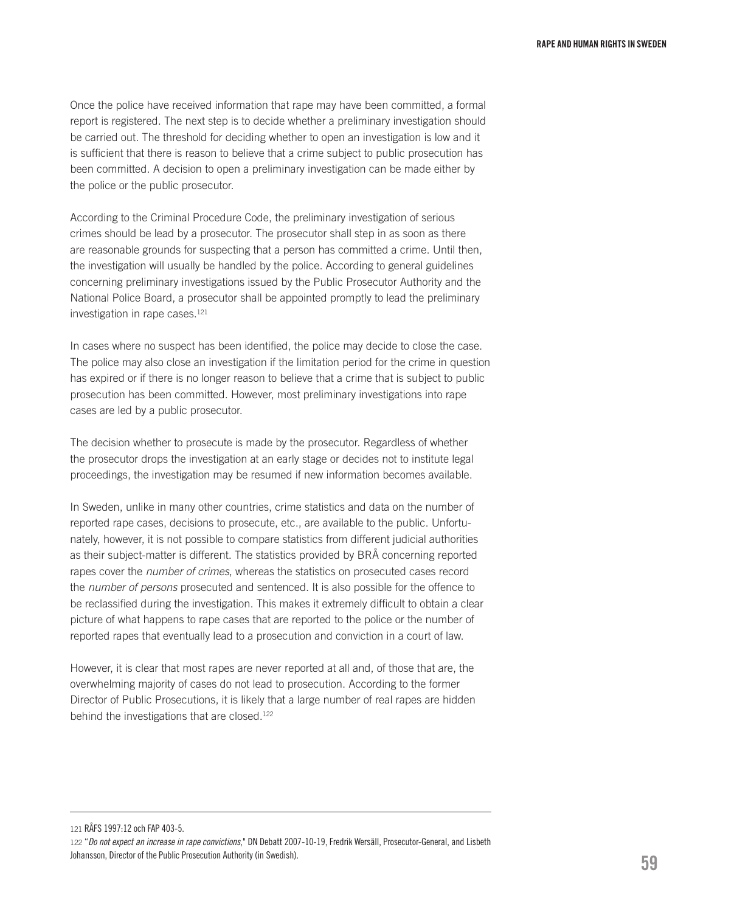Once the police have received information that rape may have been committed, a formal report is registered. The next step is to decide whether a preliminary investigation should be carried out. The threshold for deciding whether to open an investigation is low and it is sufficient that there is reason to believe that a crime subject to public prosecution has been committed. A decision to open a preliminary investigation can be made either by the police or the public prosecutor.

According to the Criminal Procedure Code, the preliminary investigation of serious crimes should be lead by a prosecutor. The prosecutor shall step in as soon as there are reasonable grounds for suspecting that a person has committed a crime. Until then, the investigation will usually be handled by the police. According to general guidelines concerning preliminary investigations issued by the Public Prosecutor Authority and the National Police Board, a prosecutor shall be appointed promptly to lead the preliminary investigation in rape cases.[121]

In cases where no suspect has been identified, the police may decide to close the case. The police may also close an investigation if the limitation period for the crime in question has expired or if there is no longer reason to believe that a crime that is subject to public prosecution has been committed. However, most preliminary investigations into rape cases are led by a public prosecutor.

The decision whether to prosecute is made by the prosecutor. Regardless of whether the prosecutor drops the investigation at an early stage or decides not to institute legal proceedings, the investigation may be resumed if new information becomes available.

In Sweden, unlike in many other countries, crime statistics and data on the number of reported rape cases, decisions to prosecute, etc., are available to the public. Unfortunately, however, it is not possible to compare statistics from different judicial authorities as their subject-matter is different. The statistics provided by BRÅ concerning reported rapes cover the *number of crimes*, whereas the statistics on prosecuted cases record the *number of persons* prosecuted and sentenced. It is also possible for the offence to be reclassified during the investigation. This makes it extremely difficult to obtain a clear picture of what happens to rape cases that are reported to the police or the number of reported rapes that eventually lead to a prosecution and conviction in a court of law.

However, it is clear that most rapes are never reported at all and, of those that are, the overwhelming majority of cases do not lead to prosecution. According to the former Director of Public Prosecutions, it is likely that a large number of real rapes are hidden behind the investigations that are closed.[122]

---

121 RÅFS 1997:12 och FAP 403-5.

122 "*Do not expect an increase in rape convictions*," DN Debatt 2007-10-19, Fredrik Wersäll, Prosecutor-General, and Lisbeth Johansson, Director of the Public Prosecution Authority (in Swedish).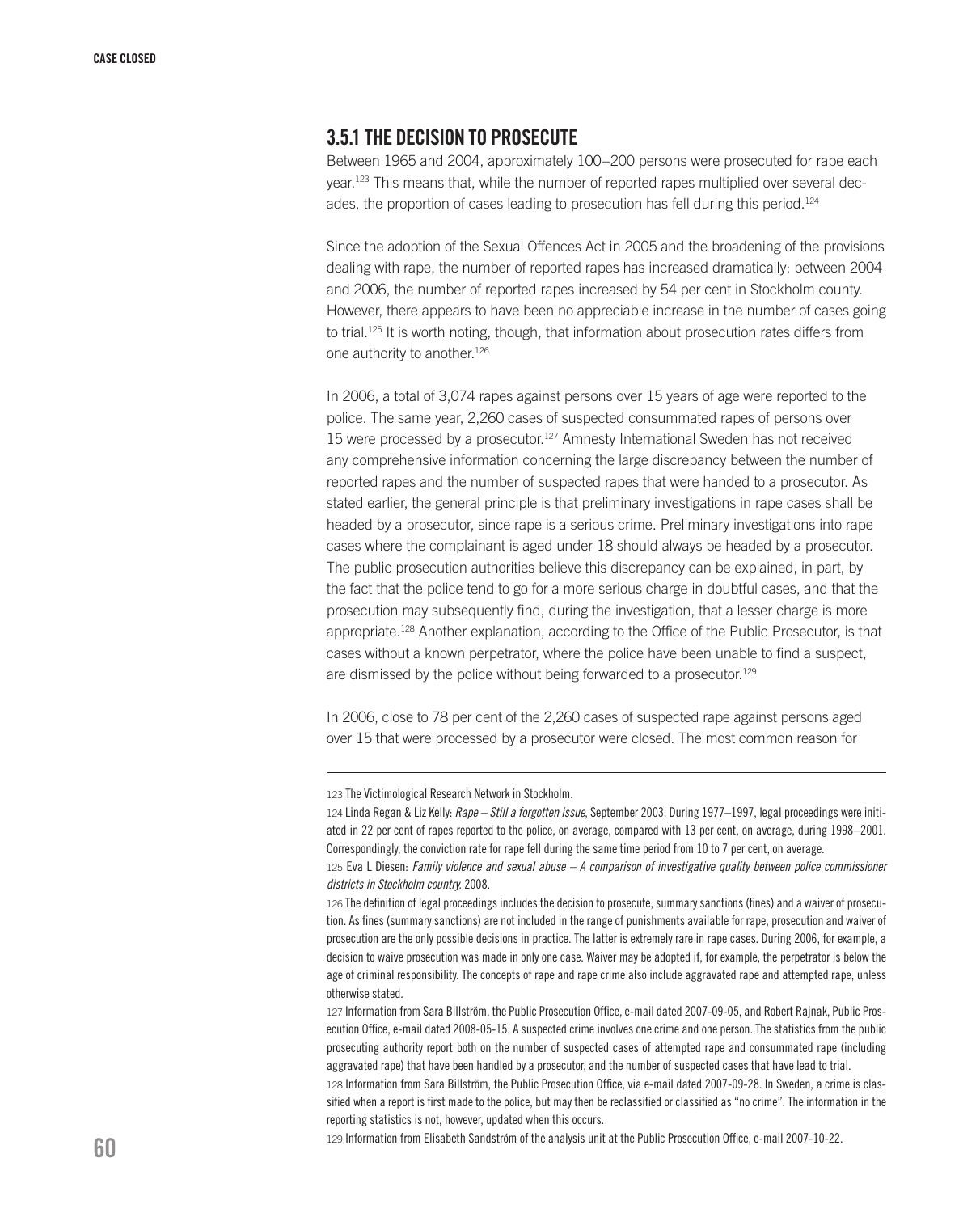### 3.5.1 THE DECISION TO PROSECUTE

Between 1965 and 2004, approximately 100–200 persons were prosecuted for rape each year.[123] This means that, while the number of reported rapes multiplied over several decades, the proportion of cases leading to prosecution has fell during this period.[124]

Since the adoption of the Sexual Offences Act in 2005 and the broadening of the provisions dealing with rape, the number of reported rapes has increased dramatically: between 2004 and 2006, the number of reported rapes increased by 54 per cent in Stockholm county. However, there appears to have been no appreciable increase in the number of cases going to trial.[125] It is worth noting, though, that information about prosecution rates differs from one authority to another.[126]

In 2006, a total of 3,074 rapes against persons over 15 years of age were reported to the police. The same year, 2,260 cases of suspected consummated rapes of persons over 15 were processed by a prosecutor.[127] Amnesty International Sweden has not received any comprehensive information concerning the large discrepancy between the number of reported rapes and the number of suspected rapes that were handed to a prosecutor. As stated earlier, the general principle is that preliminary investigations in rape cases shall be headed by a prosecutor, since rape is a serious crime. Preliminary investigations into rape cases where the complainant is aged under 18 should always be headed by a prosecutor. The public prosecution authorities believe this discrepancy can be explained, in part, by the fact that the police tend to go for a more serious charge in doubtful cases, and that the prosecution may subsequently find, during the investigation, that a lesser charge is more appropriate.[128] Another explanation, according to the Office of the Public Prosecutor, is that cases without a known perpetrator, where the police have been unable to find a suspect, are dismissed by the police without being forwarded to a prosecutor.[129]

In 2006, close to 78 per cent of the 2,260 cases of suspected rape against persons aged over 15 that were processed by a prosecutor were closed. The most common reason for

---

123 The Victimological Research Network in Stockholm.

124 Linda Regan & Liz Kelly: *Rape – Still a forgotten issue*, September 2003. During 1977–1997, legal proceedings were initiated in 22 per cent of rapes reported to the police, on average, compared with 13 per cent, on average, during 1998–2001. Correspondingly, the conviction rate for rape fell during the same time period from 10 to 7 per cent, on average.

125 Eva L Diesen: *Family violence and sexual abuse – A comparison of investigative quality between police commissioner districts in Stockholm country.* 2008.

126 The definition of legal proceedings includes the decision to prosecute, summary sanctions (fines) and a waiver of prosecution. As fines (summary sanctions) are not included in the range of punishments available for rape, prosecution and waiver of prosecution are the only possible decisions in practice. The latter is extremely rare in rape cases. During 2006, for example, a decision to waive prosecution was made in only one case. Waiver may be adopted if, for example, the perpetrator is below the age of criminal responsibility. The concepts of rape and rape crime also include aggravated rape and attempted rape, unless otherwise stated.

127 Information from Sara Billström, the Public Prosecution Office, e-mail dated 2007-09-05, and Robert Rajnak, Public Prosecution Office, e-mail dated 2008-05-15. A suspected crime involves one crime and one person. The statistics from the public prosecuting authority report both on the number of suspected cases of attempted rape and consummated rape (including aggravated rape) that have been handled by a prosecutor, and the number of suspected cases that have lead to trial.

128 Information from Sara Billström, the Public Prosecution Office, via e-mail dated 2007-09-28. In Sweden, a crime is classified when a report is first made to the police, but may then be reclassified or classified as "no crime". The information in the reporting statistics is not, however, updated when this occurs.

129 Information from Elisabeth Sandström of the analysis unit at the Public Prosecution Office, e-mail 2007-10-22.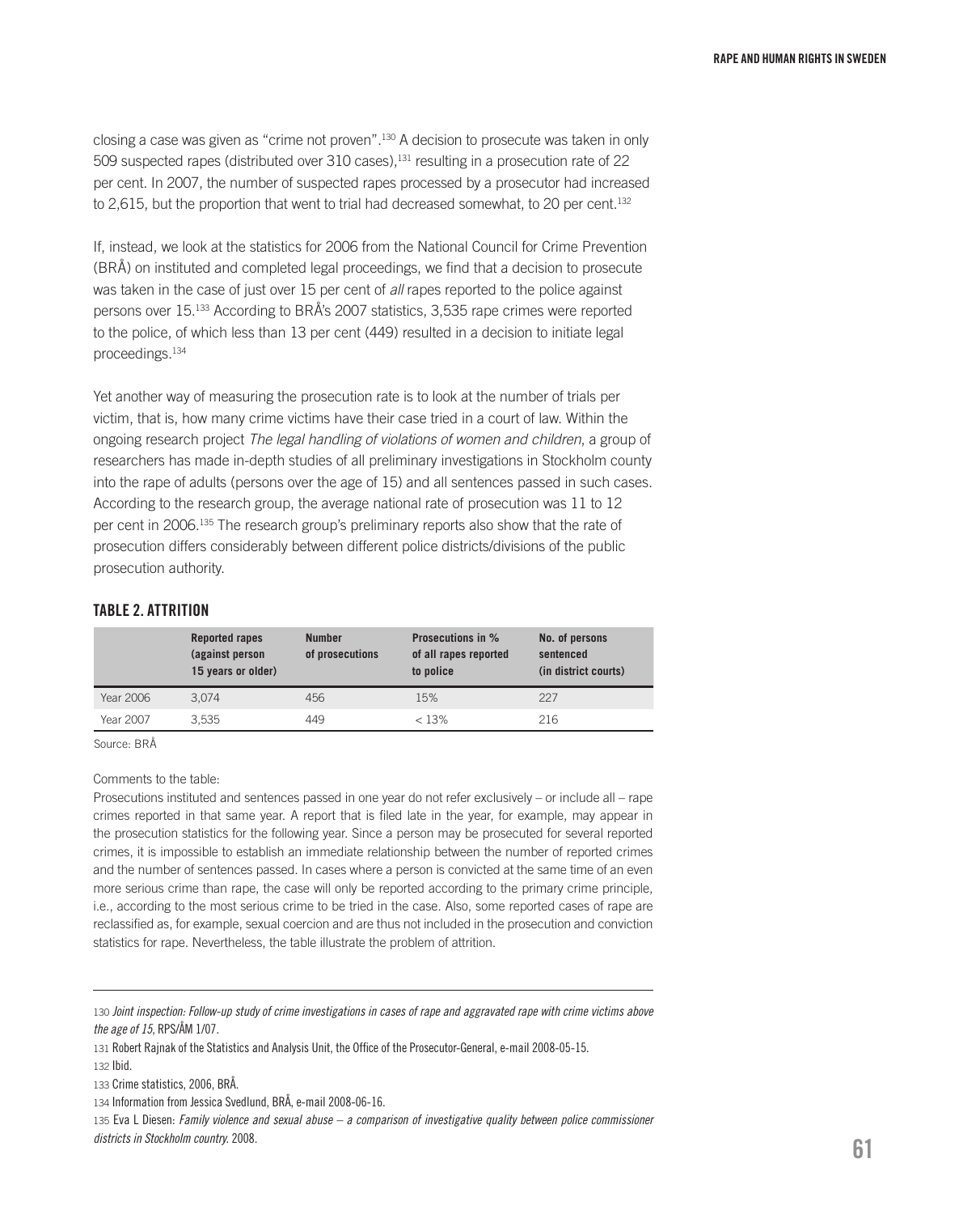closing a case was given as "crime not proven".[130] A decision to prosecute was taken in only 509 suspected rapes (distributed over 310 cases),[131] resulting in a prosecution rate of 22 per cent. In 2007, the number of suspected rapes processed by a prosecutor had increased to 2,615, but the proportion that went to trial had decreased somewhat, to 20 per cent.[132]

If, instead, we look at the statistics for 2006 from the National Council for Crime Prevention (BRÅ) on instituted and completed legal proceedings, we find that a decision to prosecute was taken in the case of just over 15 per cent of *all* rapes reported to the police against persons over 15.[133] According to BRÅ's 2007 statistics, 3,535 rape crimes were reported to the police, of which less than 13 per cent (449) resulted in a decision to initiate legal proceedings.[134]

Yet another way of measuring the prosecution rate is to look at the number of trials per victim, that is, how many crime victims have their case tried in a court of law. Within the ongoing research project *The legal handling of violations of women and children*, a group of researchers has made in-depth studies of all preliminary investigations in Stockholm county into the rape of adults (persons over the age of 15) and all sentences passed in such cases. According to the research group, the average national rate of prosecution was 11 to 12 per cent in 2006.[135] The research group's preliminary reports also show that the rate of prosecution differs considerably between different police districts/divisions of the public prosecution authority.

### TABLE 2. ATTRITION

| | Reported rapes (against person 15 years or older) | Number of prosecutions | Prosecutions in % of all rapes reported to police | No. of persons sentenced (in district courts) |
|---|---|---|---|---|
| Year 2006 | 3,074 | 456 | 15% | 227 |
| Year 2007 | 3,535 | 449 | < 13% | 216 |

Source: BRÅ

Comments to the table:

Prosecutions instituted and sentences passed in one year do not refer exclusively – or include all – rape crimes reported in that same year. A report that is filed late in the year, for example, may appear in the prosecution statistics for the following year. Since a person may be prosecuted for several reported crimes, it is impossible to establish an immediate relationship between the number of reported crimes and the number of sentences passed. In cases where a person is convicted at the same time of an even more serious crime than rape, the case will only be reported according to the primary crime principle, i.e., according to the most serious crime to be tried in the case. Also, some reported cases of rape are reclassified as, for example, sexual coercion and are thus not included in the prosecution and conviction statistics for rape. Nevertheless, the table illustrate the problem of attrition.

---

130 *Joint inspection: Follow-up study of crime investigations in cases of rape and aggravated rape with crime victims above the age of 15*, RPS/ÅM 1/07.

131 Robert Rajnak of the Statistics and Analysis Unit, the Office of the Prosecutor-General, e-mail 2008-05-15.

132 Ibid.

133 Crime statistics, 2006, BRÅ.

134 Information from Jessica Svedlund, BRÅ, e-mail 2008-06-16.

135 Eva L Diesen: *Family violence and sexual abuse – a comparison of investigative quality between police commissioner districts in Stockholm country.* 2008.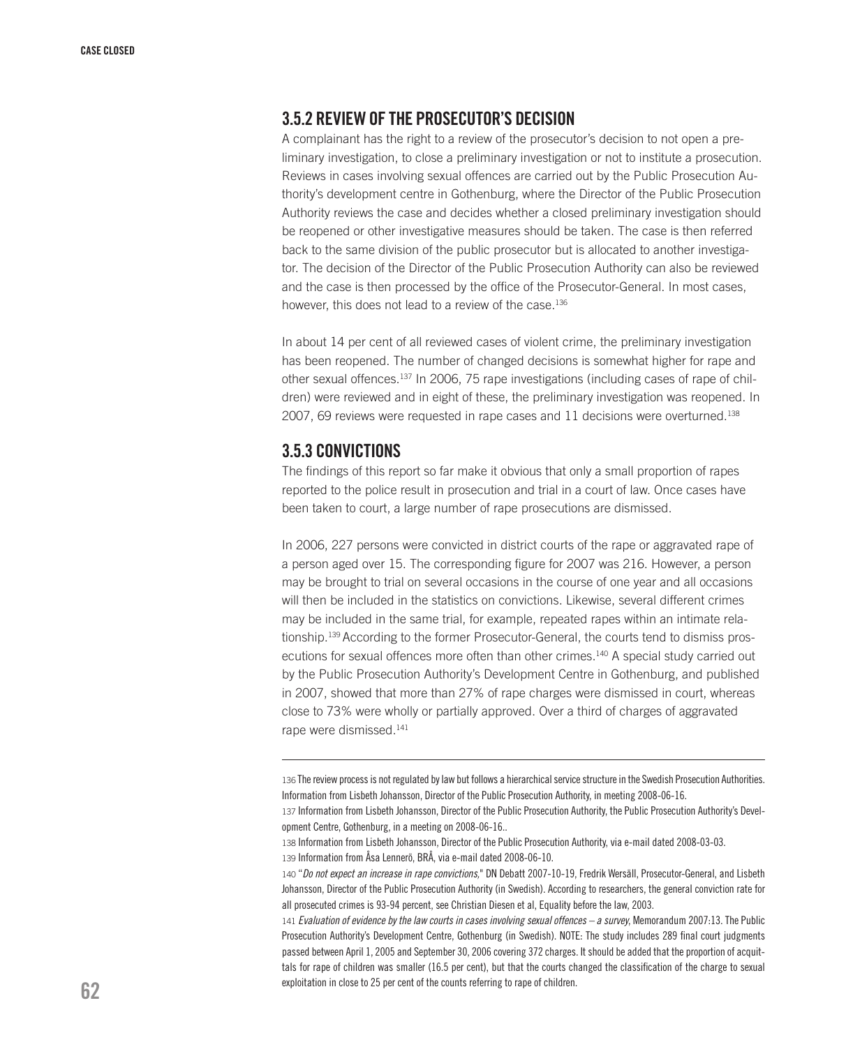### 3.5.2 REVIEW OF THE PROSECUTOR'S DECISION

A complainant has the right to a review of the prosecutor's decision to not open a preliminary investigation, to close a preliminary investigation or not to institute a prosecution. Reviews in cases involving sexual offences are carried out by the Public Prosecution Authority's development centre in Gothenburg, where the Director of the Public Prosecution Authority reviews the case and decides whether a closed preliminary investigation should be reopened or other investigative measures should be taken. The case is then referred back to the same division of the public prosecutor but is allocated to another investigator. The decision of the Director of the Public Prosecution Authority can also be reviewed and the case is then processed by the office of the Prosecutor-General. In most cases, however, this does not lead to a review of the case.[136]

In about 14 per cent of all reviewed cases of violent crime, the preliminary investigation has been reopened. The number of changed decisions is somewhat higher for rape and other sexual offences.[137] In 2006, 75 rape investigations (including cases of rape of children) were reviewed and in eight of these, the preliminary investigation was reopened. In 2007, 69 reviews were requested in rape cases and 11 decisions were overturned.[138]

### 3.5.3 CONVICTIONS

The findings of this report so far make it obvious that only a small proportion of rapes reported to the police result in prosecution and trial in a court of law. Once cases have been taken to court, a large number of rape prosecutions are dismissed.

In 2006, 227 persons were convicted in district courts of the rape or aggravated rape of a person aged over 15. The corresponding figure for 2007 was 216. However, a person may be brought to trial on several occasions in the course of one year and all occasions will then be included in the statistics on convictions. Likewise, several different crimes may be included in the same trial, for example, repeated rapes within an intimate relationship.[139] According to the former Prosecutor-General, the courts tend to dismiss prosecutions for sexual offences more often than other crimes.[140] A special study carried out by the Public Prosecution Authority's Development Centre in Gothenburg, and published in 2007, showed that more than 27% of rape charges were dismissed in court, whereas close to 73% were wholly or partially approved. Over a third of charges of aggravated rape were dismissed.[141]

---

136 The review process is not regulated by law but follows a hierarchical service structure in the Swedish Prosecution Authorities. Information from Lisbeth Johansson, Director of the Public Prosecution Authority, in meeting 2008-06-16.

137 Information from Lisbeth Johansson, Director of the Public Prosecution Authority, the Public Prosecution Authority's Development Centre, Gothenburg, in a meeting on 2008-06-16..

138 Information from Lisbeth Johansson, Director of the Public Prosecution Authority, via e-mail dated 2008-03-03.

139 Information from Åsa Lennerö, BRÅ, via e-mail dated 2008-06-10.

140 "*Do not expect an increase in rape convictions,*" DN Debatt 2007-10-19, Fredrik Wersäll, Prosecutor-General, and Lisbeth Johansson, Director of the Public Prosecution Authority (in Swedish). According to researchers, the general conviction rate for all prosecuted crimes is 93-94 percent, see Christian Diesen et al, Equality before the law, 2003.

141 *Evaluation of evidence by the law courts in cases involving sexual offences – a survey*, Memorandum 2007:13. The Public Prosecution Authority's Development Centre, Gothenburg (in Swedish). NOTE: The study includes 289 final court judgments passed between April 1, 2005 and September 30, 2006 covering 372 charges. It should be added that the proportion of acquittals for rape of children was smaller (16.5 per cent), but that the courts changed the classification of the charge to sexual exploitation in close to 25 per cent of the counts referring to rape of children.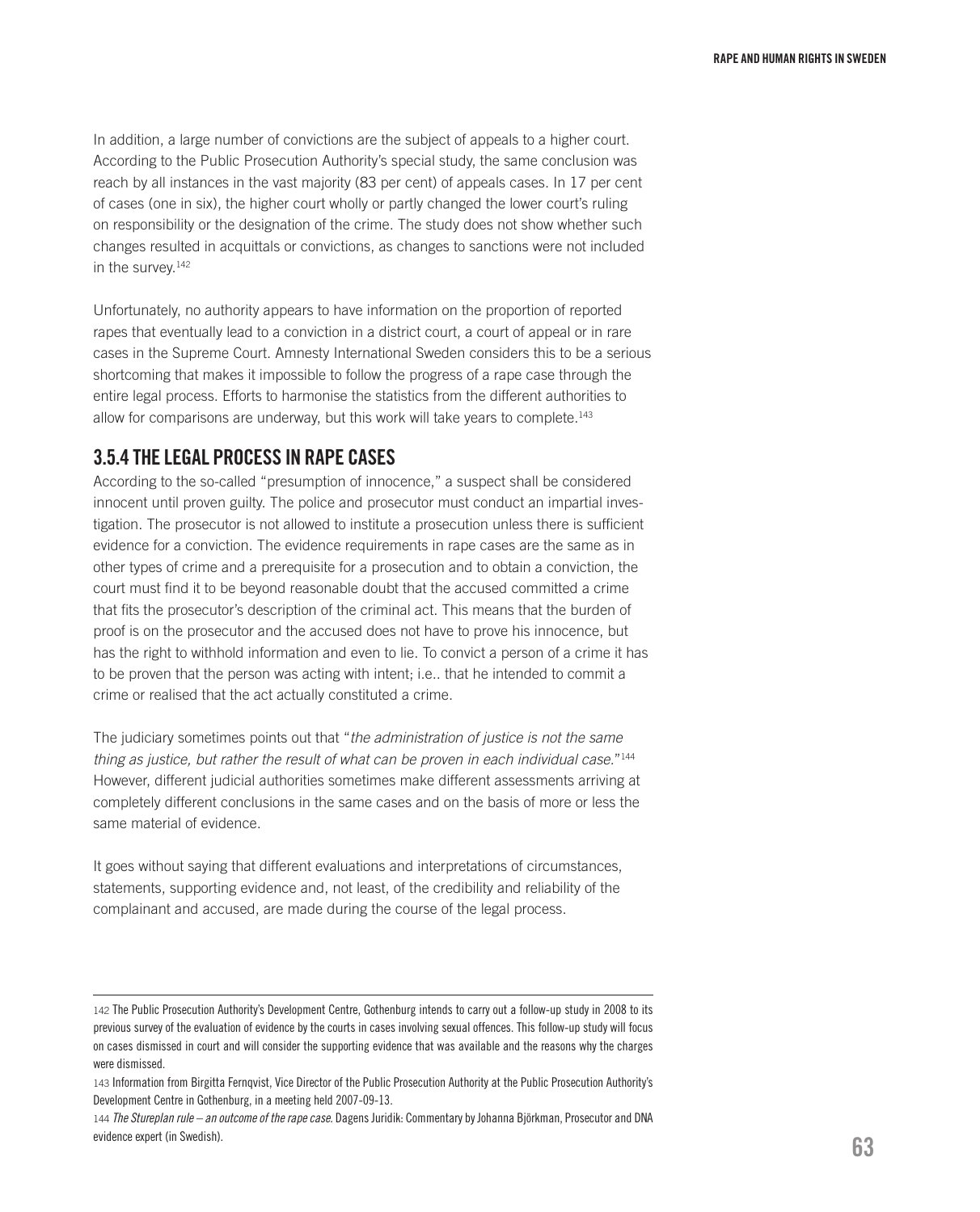In addition, a large number of convictions are the subject of appeals to a higher court. According to the Public Prosecution Authority's special study, the same conclusion was reach by all instances in the vast majority (83 per cent) of appeals cases. In 17 per cent of cases (one in six), the higher court wholly or partly changed the lower court's ruling on responsibility or the designation of the crime. The study does not show whether such changes resulted in acquittals or convictions, as changes to sanctions were not included in the survey.[142]

Unfortunately, no authority appears to have information on the proportion of reported rapes that eventually lead to a conviction in a district court, a court of appeal or in rare cases in the Supreme Court. Amnesty International Sweden considers this to be a serious shortcoming that makes it impossible to follow the progress of a rape case through the entire legal process. Efforts to harmonise the statistics from the different authorities to allow for comparisons are underway, but this work will take years to complete.[143]

### 3.5.4 THE LEGAL PROCESS IN RAPE CASES

According to the so-called "presumption of innocence," a suspect shall be considered innocent until proven guilty. The police and prosecutor must conduct an impartial investigation. The prosecutor is not allowed to institute a prosecution unless there is sufficient evidence for a conviction. The evidence requirements in rape cases are the same as in other types of crime and a prerequisite for a prosecution and to obtain a conviction, the court must find it to be beyond reasonable doubt that the accused committed a crime that fits the prosecutor's description of the criminal act. This means that the burden of proof is on the prosecutor and the accused does not have to prove his innocence, but has the right to withhold information and even to lie. To convict a person of a crime it has to be proven that the person was acting with intent; i.e.. that he intended to commit a crime or realised that the act actually constituted a crime.

The judiciary sometimes points out that "*the administration of justice is not the same thing as justice, but rather the result of what can be proven in each individual case.*"[144] However, different judicial authorities sometimes make different assessments arriving at completely different conclusions in the same cases and on the basis of more or less the same material of evidence.

It goes without saying that different evaluations and interpretations of circumstances, statements, supporting evidence and, not least, of the credibility and reliability of the complainant and accused, are made during the course of the legal process.

---

142 The Public Prosecution Authority's Development Centre, Gothenburg intends to carry out a follow-up study in 2008 to its previous survey of the evaluation of evidence by the courts in cases involving sexual offences. This follow-up study will focus on cases dismissed in court and will consider the supporting evidence that was available and the reasons why the charges were dismissed.

143 Information from Birgitta Fernqvist, Vice Director of the Public Prosecution Authority at the Public Prosecution Authority's Development Centre in Gothenburg, in a meeting held 2007-09-13.

144 *The Stureplan rule – an outcome of the rape case*. Dagens Juridik: Commentary by Johanna Björkman, Prosecutor and DNA evidence expert (in Swedish).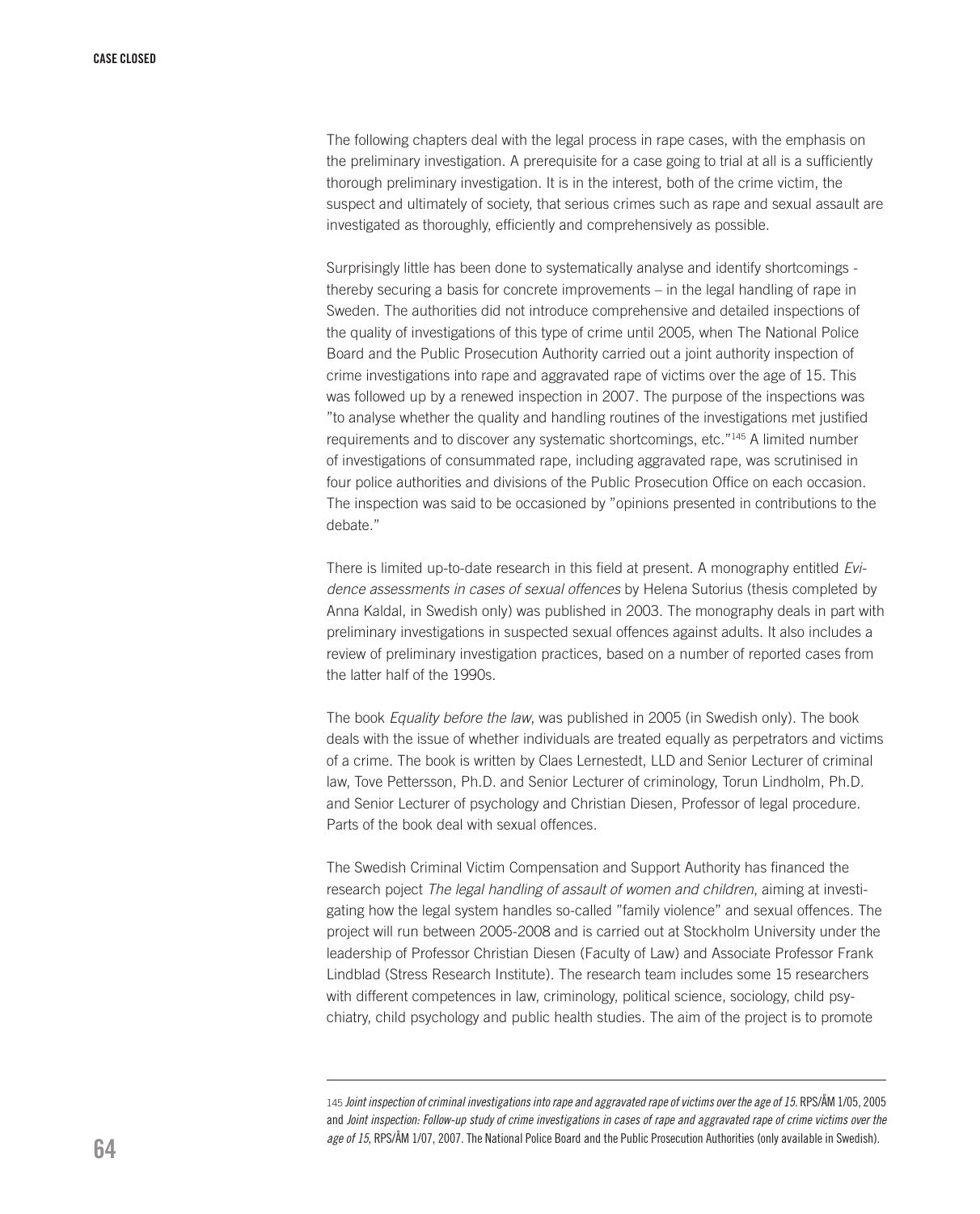The following chapters deal with the legal process in rape cases, with the emphasis on the preliminary investigation. A prerequisite for a case going to trial at all is a sufficiently thorough preliminary investigation. It is in the interest, both of the crime victim, the suspect and ultimately of society, that serious crimes such as rape and sexual assault are investigated as thoroughly, efficiently and comprehensively as possible.

Surprisingly little has been done to systematically analyse and identify shortcomings - thereby securing a basis for concrete improvements – in the legal handling of rape in Sweden. The authorities did not introduce comprehensive and detailed inspections of the quality of investigations of this type of crime until 2005, when The National Police Board and the Public Prosecution Authority carried out a joint authority inspection of crime investigations into rape and aggravated rape of victims over the age of 15. This was followed up by a renewed inspection in 2007. The purpose of the inspections was "to analyse whether the quality and handling routines of the investigations met justified requirements and to discover any systematic shortcomings, etc."[145] A limited number of investigations of consummated rape, including aggravated rape, was scrutinised in four police authorities and divisions of the Public Prosecution Office on each occasion. The inspection was said to be occasioned by "opinions presented in contributions to the debate."

There is limited up-to-date research in this field at present. A monography entitled *Evidence assessments in cases of sexual offences* by Helena Sutorius (thesis completed by Anna Kaldal, in Swedish only) was published in 2003. The monography deals in part with preliminary investigations in suspected sexual offences against adults. It also includes a review of preliminary investigation practices, based on a number of reported cases from the latter half of the 1990s.

The book *Equality before the law*, was published in 2005 (in Swedish only). The book deals with the issue of whether individuals are treated equally as perpetrators and victims of a crime. The book is written by Claes Lernestedt, LLD and Senior Lecturer of criminal law, Tove Pettersson, Ph.D. and Senior Lecturer of criminology, Torun Lindholm, Ph.D. and Senior Lecturer of psychology and Christian Diesen, Professor of legal procedure. Parts of the book deal with sexual offences.

The Swedish Criminal Victim Compensation and Support Authority has financed the research poject *The legal handling of assault of women and children*, aiming at investigating how the legal system handles so-called "family violence" and sexual offences. The project will run between 2005-2008 and is carried out at Stockholm University under the leadership of Professor Christian Diesen (Faculty of Law) and Associate Professor Frank Lindblad (Stress Research Institute). The research team includes some 15 researchers with different competences in law, criminology, political science, sociology, child psychiatry, child psychology and public health studies. The aim of the project is to promote

---

145 *Joint inspection of criminal investigations into rape and aggravated rape of victims over the age of 15*. RPS/ÅM 1/05, 2005 and *Joint inspection: Follow-up study of crime investigations in cases of rape and aggravated rape of crime victims over the age of 15*, RPS/ÅM 1/07, 2007. The National Police Board and the Public Prosecution Authorities (only available in Swedish).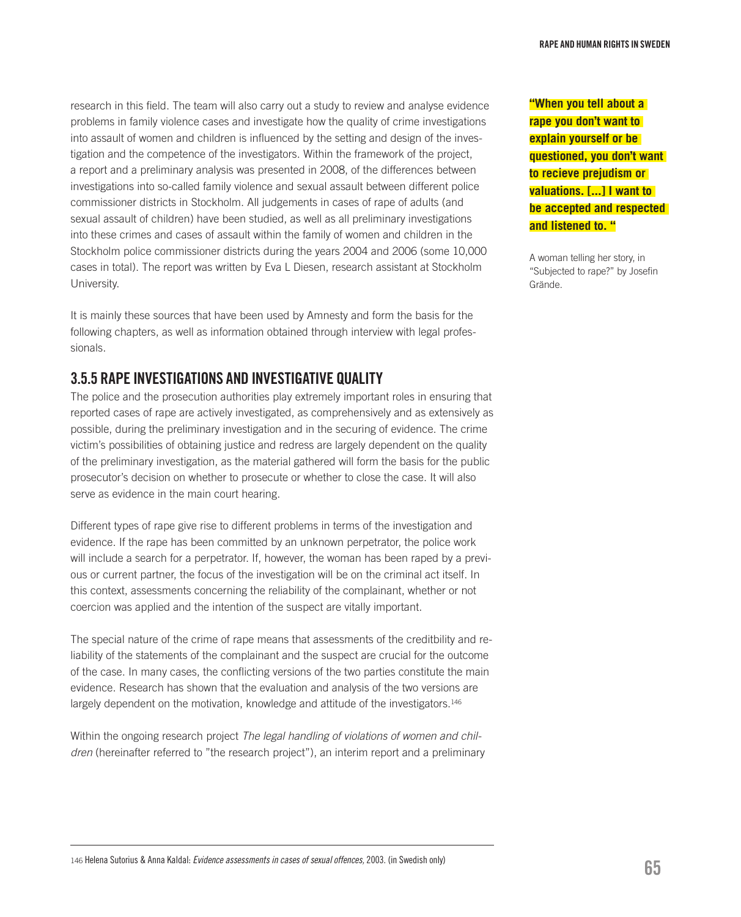research in this field. The team will also carry out a study to review and analyse evidence problems in family violence cases and investigate how the quality of crime investigations into assault of women and children is influenced by the setting and design of the investigation and the competence of the investigators. Within the framework of the project, a report and a preliminary analysis was presented in 2008, of the differences between investigations into so-called family violence and sexual assault between different police commissioner districts in Stockholm. All judgements in cases of rape of adults (and sexual assault of children) have been studied, as well as all preliminary investigations into these crimes and cases of assault within the family of women and children in the Stockholm police commissioner districts during the years 2004 and 2006 (some 10,000 cases in total). The report was written by Eva L Diesen, research assistant at Stockholm University.

It is mainly these sources that have been used by Amnesty and form the basis for the following chapters, as well as information obtained through interview with legal professionals.

**"When you tell about a rape you don't want to explain yourself or be questioned, you don't want to recieve prejudism or valuations. [...] I want to be accepted and respected and listened to. "**

A woman telling her story, in "Subjected to rape?" by Josefin Grände.

### 3.5.5 RAPE INVESTIGATIONS AND INVESTIGATIVE QUALITY

The police and the prosecution authorities play extremely important roles in ensuring that reported cases of rape are actively investigated, as comprehensively and as extensively as possible, during the preliminary investigation and in the securing of evidence. The crime victim's possibilities of obtaining justice and redress are largely dependent on the quality of the preliminary investigation, as the material gathered will form the basis for the public prosecutor's decision on whether to prosecute or whether to close the case. It will also serve as evidence in the main court hearing.

Different types of rape give rise to different problems in terms of the investigation and evidence. If the rape has been committed by an unknown perpetrator, the police work will include a search for a perpetrator. If, however, the woman has been raped by a previous or current partner, the focus of the investigation will be on the criminal act itself. In this context, assessments concerning the reliability of the complainant, whether or not coercion was applied and the intention of the suspect are vitally important.

The special nature of the crime of rape means that assessments of the creditbility and reliability of the statements of the complainant and the suspect are crucial for the outcome of the case. In many cases, the conflicting versions of the two parties constitute the main evidence. Research has shown that the evaluation and analysis of the two versions are largely dependent on the motivation, knowledge and attitude of the investigators.[146]

Within the ongoing research project *The legal handling of violations of women and children* (hereinafter referred to "the research project"), an interim report and a preliminary

---

146 Helena Sutorius & Anna Kaldal: *Evidence assessments in cases of sexual offences*, 2003. (in Swedish only)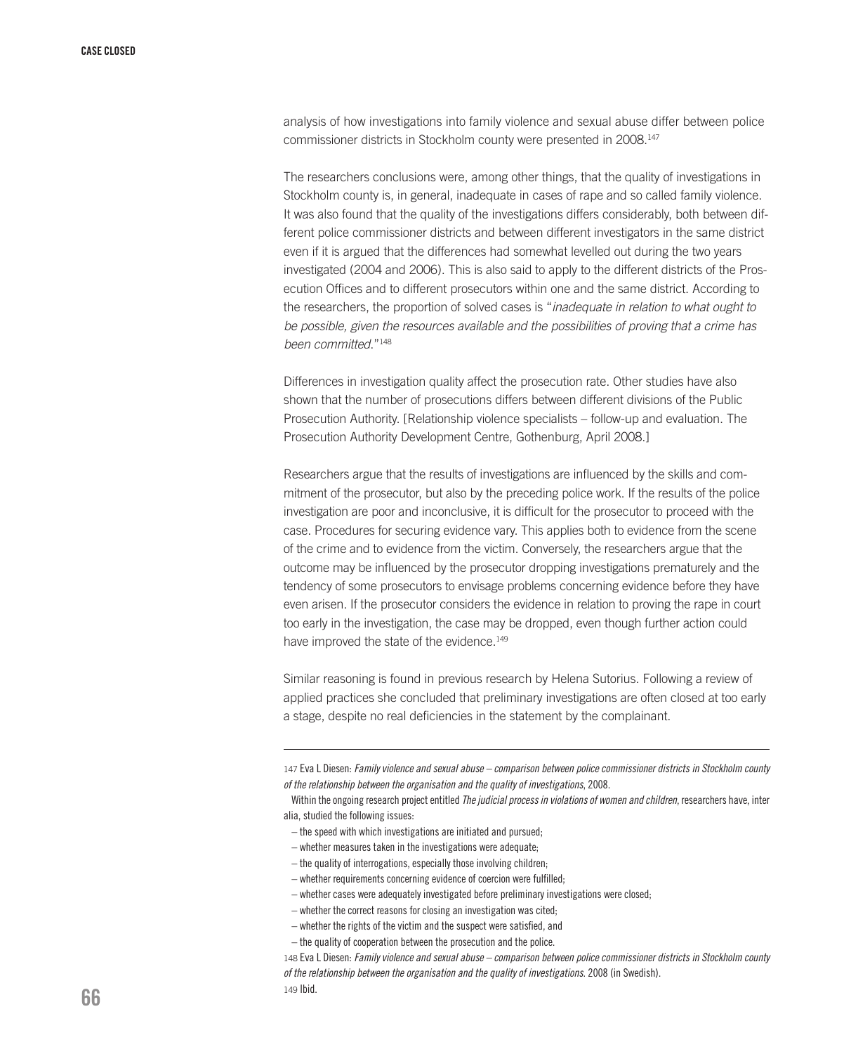analysis of how investigations into family violence and sexual abuse differ between police commissioner districts in Stockholm county were presented in 2008.[147]

The researchers conclusions were, among other things, that the quality of investigations in Stockholm county is, in general, inadequate in cases of rape and so called family violence. It was also found that the quality of the investigations differs considerably, both between different police commissioner districts and between different investigators in the same district even if it is argued that the differences had somewhat levelled out during the two years investigated (2004 and 2006). This is also said to apply to the different districts of the Prosecution Offices and to different prosecutors within one and the same district. According to the researchers, the proportion of solved cases is "*inadequate in relation to what ought to be possible, given the resources available and the possibilities of proving that a crime has been committed.*"[148]

Differences in investigation quality affect the prosecution rate. Other studies have also shown that the number of prosecutions differs between different divisions of the Public Prosecution Authority. [Relationship violence specialists – follow-up and evaluation. The Prosecution Authority Development Centre, Gothenburg, April 2008.]

Researchers argue that the results of investigations are influenced by the skills and commitment of the prosecutor, but also by the preceding police work. If the results of the police investigation are poor and inconclusive, it is difficult for the prosecutor to proceed with the case. Procedures for securing evidence vary. This applies both to evidence from the scene of the crime and to evidence from the victim. Conversely, the researchers argue that the outcome may be influenced by the prosecutor dropping investigations prematurely and the tendency of some prosecutors to envisage problems concerning evidence before they have even arisen. If the prosecutor considers the evidence in relation to proving the rape in court too early in the investigation, the case may be dropped, even though further action could have improved the state of the evidence.[149]

Similar reasoning is found in previous research by Helena Sutorius. Following a review of applied practices she concluded that preliminary investigations are often closed at too early a stage, despite no real deficiencies in the statement by the complainant.

---

147 Eva L Diesen: *Family violence and sexual abuse – comparison between police commissioner districts in Stockholm county of the relationship between the organisation and the quality of investigations*, 2008.

Within the ongoing research project entitled *The judicial process in violations of women and children*, researchers have, inter alia, studied the following issues:

- the speed with which investigations are initiated and pursued;
- whether measures taken in the investigations were adequate;
- the quality of interrogations, especially those involving children;
- whether requirements concerning evidence of coercion were fulfilled;
- whether cases were adequately investigated before preliminary investigations were closed;
- whether the correct reasons for closing an investigation was cited;
- whether the rights of the victim and the suspect were satisfied, and
- the quality of cooperation between the prosecution and the police.

148 Eva L Diesen: *Family violence and sexual abuse – comparison between police commissioner districts in Stockholm county of the relationship between the organisation and the quality of investigations*. 2008 (in Swedish).

149 Ibid.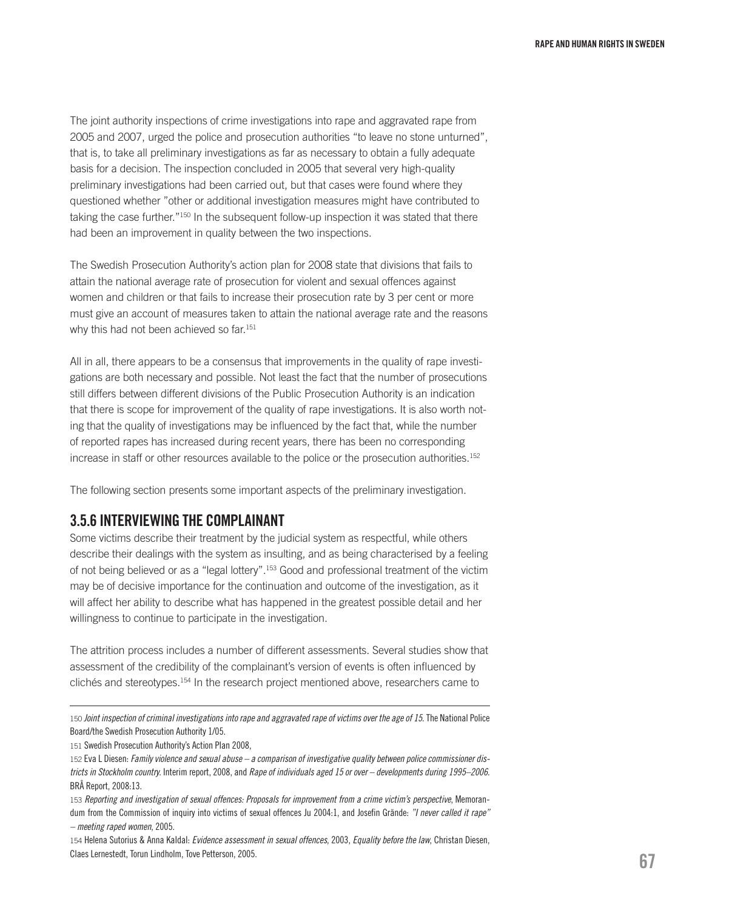The joint authority inspections of crime investigations into rape and aggravated rape from 2005 and 2007, urged the police and prosecution authorities "to leave no stone unturned", that is, to take all preliminary investigations as far as necessary to obtain a fully adequate basis for a decision. The inspection concluded in 2005 that several very high-quality preliminary investigations had been carried out, but that cases were found where they questioned whether "other or additional investigation measures might have contributed to taking the case further."[150] In the subsequent follow-up inspection it was stated that there had been an improvement in quality between the two inspections.

The Swedish Prosecution Authority's action plan for 2008 state that divisions that fails to attain the national average rate of prosecution for violent and sexual offences against women and children or that fails to increase their prosecution rate by 3 per cent or more must give an account of measures taken to attain the national average rate and the reasons why this had not been achieved so far.[151]

All in all, there appears to be a consensus that improvements in the quality of rape investigations are both necessary and possible. Not least the fact that the number of prosecutions still differs between different divisions of the Public Prosecution Authority is an indication that there is scope for improvement of the quality of rape investigations. It is also worth noting that the quality of investigations may be influenced by the fact that, while the number of reported rapes has increased during recent years, there has been no corresponding increase in staff or other resources available to the police or the prosecution authorities.[152]

The following section presents some important aspects of the preliminary investigation.

### 3.5.6 INTERVIEWING THE COMPLAINANT

Some victims describe their treatment by the judicial system as respectful, while others describe their dealings with the system as insulting, and as being characterised by a feeling of not being believed or as a "legal lottery".[153] Good and professional treatment of the victim may be of decisive importance for the continuation and outcome of the investigation, as it will affect her ability to describe what has happened in the greatest possible detail and her willingness to continue to participate in the investigation.

The attrition process includes a number of different assessments. Several studies show that assessment of the credibility of the complainant's version of events is often influenced by clichés and stereotypes.[154] In the research project mentioned above, researchers came to

---

150 *Joint inspection of criminal investigations into rape and aggravated rape of victims over the age of 15*. The National Police Board/the Swedish Prosecution Authority 1/05.

151 Swedish Prosecution Authority's Action Plan 2008,

152 Eva L Diesen: *Family violence and sexual abuse – a comparison of investigative quality between police commissioner districts in Stockholm country*. Interim report, 2008, and *Rape of individuals aged 15 or over – developments during 1995–2006*. BRÅ Report, 2008:13.

153 *Reporting and investigation of sexual offences: Proposals for improvement from a crime victim's perspective*, Memorandum from the Commission of inquiry into victims of sexual offences Ju 2004:1, and Josefin Grände: *"I never called it rape" – meeting raped women*, 2005.

154 Helena Sutorius & Anna Kaldal: *Evidence assessment in sexual offences*, 2003, *Equality before the law*, Christan Diesen, Claes Lernestedt, Torun Lindholm, Tove Petterson, 2005.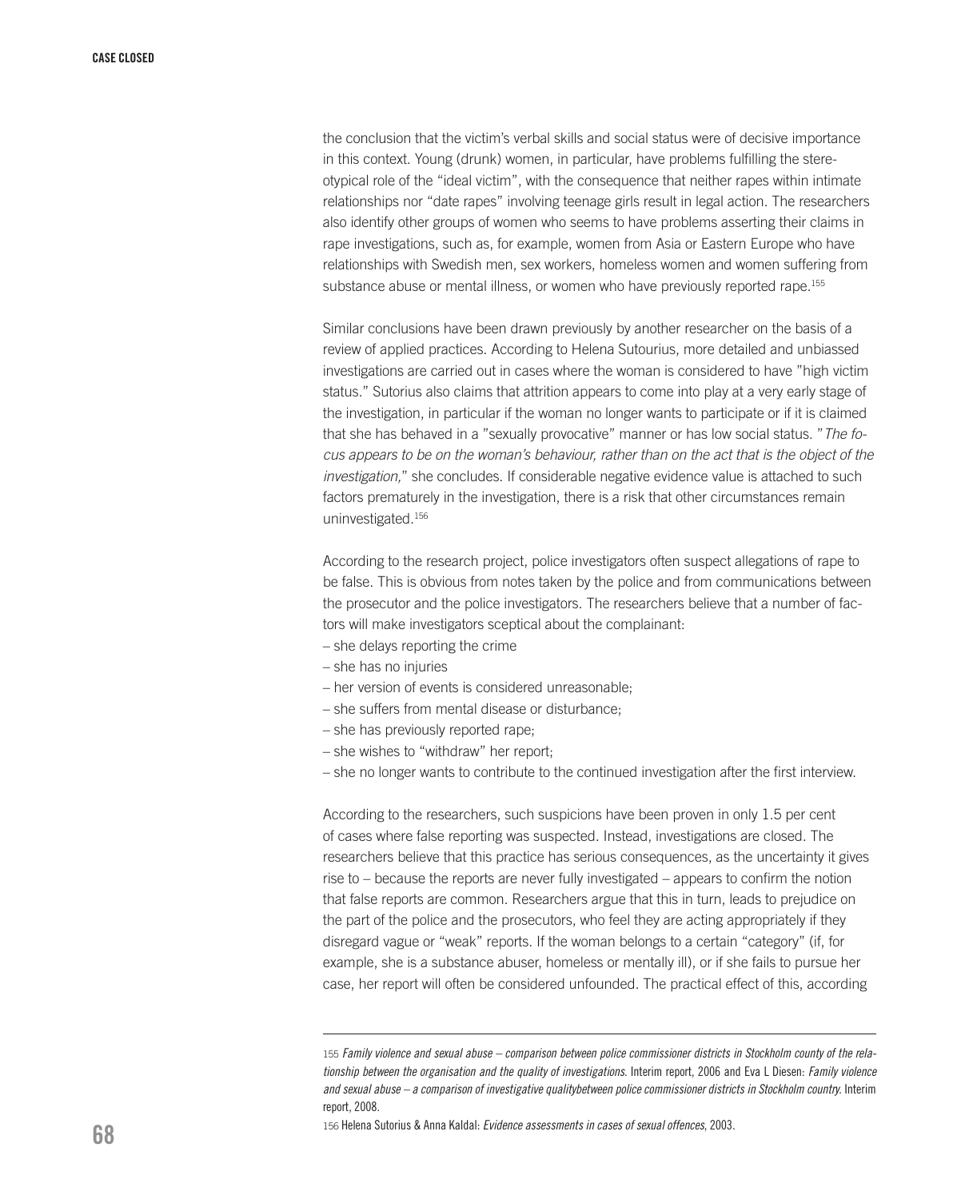the conclusion that the victim's verbal skills and social status were of decisive importance in this context. Young (drunk) women, in particular, have problems fulfilling the stereotypical role of the "ideal victim", with the consequence that neither rapes within intimate relationships nor "date rapes" involving teenage girls result in legal action. The researchers also identify other groups of women who seems to have problems asserting their claims in rape investigations, such as, for example, women from Asia or Eastern Europe who have relationships with Swedish men, sex workers, homeless women and women suffering from substance abuse or mental illness, or women who have previously reported rape.[155]

Similar conclusions have been drawn previously by another researcher on the basis of a review of applied practices. According to Helena Sutourius, more detailed and unbiassed investigations are carried out in cases where the woman is considered to have "high victim status." Sutorius also claims that attrition appears to come into play at a very early stage of the investigation, in particular if the woman no longer wants to participate or if it is claimed that she has behaved in a "sexually provocative" manner or has low social status. "*The focus appears to be on the woman's behaviour, rather than on the act that is the object of the investigation,*" she concludes. If considerable negative evidence value is attached to such factors prematurely in the investigation, there is a risk that other circumstances remain uninvestigated.[156]

According to the research project, police investigators often suspect allegations of rape to be false. This is obvious from notes taken by the police and from communications between the prosecutor and the police investigators. The researchers believe that a number of factors will make investigators sceptical about the complainant:

– she delays reporting the crime
– she has no injuries
– her version of events is considered unreasonable;
– she suffers from mental disease or disturbance;
– she has previously reported rape;
– she wishes to "withdraw" her report;
– she no longer wants to contribute to the continued investigation after the first interview.

According to the researchers, such suspicions have been proven in only 1.5 per cent of cases where false reporting was suspected. Instead, investigations are closed. The researchers believe that this practice has serious consequences, as the uncertainty it gives rise to – because the reports are never fully investigated – appears to confirm the notion that false reports are common. Researchers argue that this in turn, leads to prejudice on the part of the police and the prosecutors, who feel they are acting appropriately if they disregard vague or "weak" reports. If the woman belongs to a certain "category" (if, for example, she is a substance abuser, homeless or mentally ill), or if she fails to pursue her case, her report will often be considered unfounded. The practical effect of this, according

---

155 *Family violence and sexual abuse – comparison between police commissioner districts in Stockholm county of the relationship between the organisation and the quality of investigations.* Interim report, 2006 and Eva L Diesen: *Family violence and sexual abuse – a comparison of investigative qualitybetween police commissioner districts in Stockholm country.* Interim report, 2008.

156 Helena Sutorius & Anna Kaldal: *Evidence assessments in cases of sexual offences*, 2003.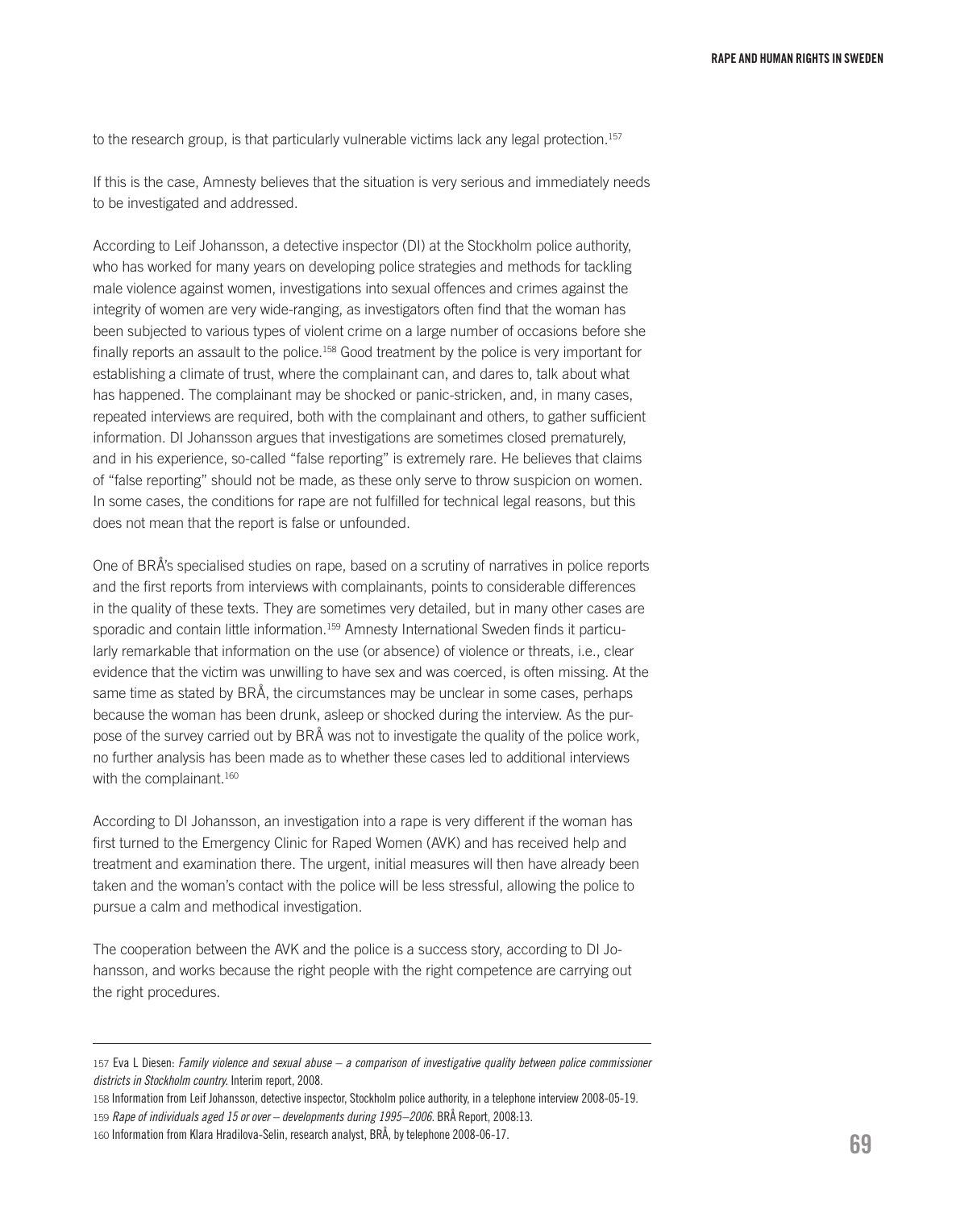to the research group, is that particularly vulnerable victims lack any legal protection.[157]

If this is the case, Amnesty believes that the situation is very serious and immediately needs to be investigated and addressed.

According to Leif Johansson, a detective inspector (DI) at the Stockholm police authority, who has worked for many years on developing police strategies and methods for tackling male violence against women, investigations into sexual offences and crimes against the integrity of women are very wide-ranging, as investigators often find that the woman has been subjected to various types of violent crime on a large number of occasions before she finally reports an assault to the police.[158] Good treatment by the police is very important for establishing a climate of trust, where the complainant can, and dares to, talk about what has happened. The complainant may be shocked or panic-stricken, and, in many cases, repeated interviews are required, both with the complainant and others, to gather sufficient information. DI Johansson argues that investigations are sometimes closed prematurely, and in his experience, so-called "false reporting" is extremely rare. He believes that claims of "false reporting" should not be made, as these only serve to throw suspicion on women. In some cases, the conditions for rape are not fulfilled for technical legal reasons, but this does not mean that the report is false or unfounded.

One of BRÅ's specialised studies on rape, based on a scrutiny of narratives in police reports and the first reports from interviews with complainants, points to considerable differences in the quality of these texts. They are sometimes very detailed, but in many other cases are sporadic and contain little information.[159] Amnesty International Sweden finds it particularly remarkable that information on the use (or absence) of violence or threats, i.e., clear evidence that the victim was unwilling to have sex and was coerced, is often missing. At the same time as stated by BRÅ, the circumstances may be unclear in some cases, perhaps because the woman has been drunk, asleep or shocked during the interview. As the purpose of the survey carried out by BRÅ was not to investigate the quality of the police work, no further analysis has been made as to whether these cases led to additional interviews with the complainant.[160]

According to DI Johansson, an investigation into a rape is very different if the woman has first turned to the Emergency Clinic for Raped Women (AVK) and has received help and treatment and examination there. The urgent, initial measures will then have already been taken and the woman's contact with the police will be less stressful, allowing the police to pursue a calm and methodical investigation.

The cooperation between the AVK and the police is a success story, according to DI Johansson, and works because the right people with the right competence are carrying out the right procedures.

---

157 Eva L Diesen: *Family violence and sexual abuse – a comparison of investigative quality between police commissioner districts in Stockholm country.* Interim report, 2008.

158 Information from Leif Johansson, detective inspector, Stockholm police authority, in a telephone interview 2008-05-19.

159 *Rape of individuals aged 15 or over – developments during 1995–2006.* BRÅ Report, 2008:13.

160 Information from Klara Hradilova-Selin, research analyst, BRÅ, by telephone 2008-06-17.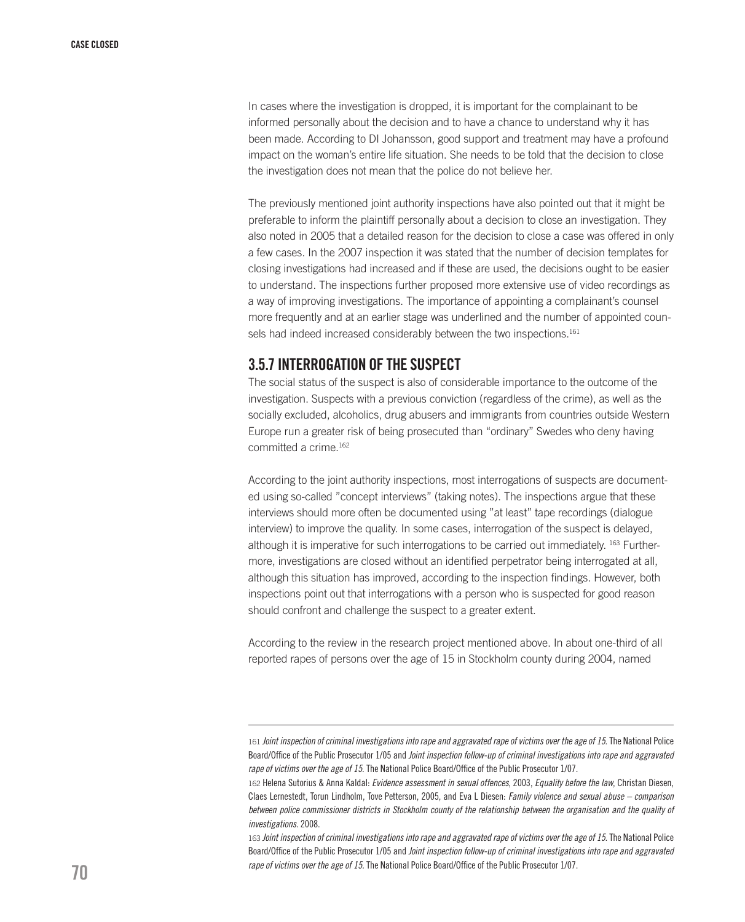In cases where the investigation is dropped, it is important for the complainant to be informed personally about the decision and to have a chance to understand why it has been made. According to DI Johansson, good support and treatment may have a profound impact on the woman's entire life situation. She needs to be told that the decision to close the investigation does not mean that the police do not believe her.

The previously mentioned joint authority inspections have also pointed out that it might be preferable to inform the plaintiff personally about a decision to close an investigation. They also noted in 2005 that a detailed reason for the decision to close a case was offered in only a few cases. In the 2007 inspection it was stated that the number of decision templates for closing investigations had increased and if these are used, the decisions ought to be easier to understand. The inspections further proposed more extensive use of video recordings as a way of improving investigations. The importance of appointing a complainant's counsel more frequently and at an earlier stage was underlined and the number of appointed counsels had indeed increased considerably between the two inspections.[161]

## 3.5.7 INTERROGATION OF THE SUSPECT

The social status of the suspect is also of considerable importance to the outcome of the investigation. Suspects with a previous conviction (regardless of the crime), as well as the socially excluded, alcoholics, drug abusers and immigrants from countries outside Western Europe run a greater risk of being prosecuted than "ordinary" Swedes who deny having committed a crime.[162]

According to the joint authority inspections, most interrogations of suspects are documented using so-called "concept interviews" (taking notes). The inspections argue that these interviews should more often be documented using "at least" tape recordings (dialogue interview) to improve the quality. In some cases, interrogation of the suspect is delayed, although it is imperative for such interrogations to be carried out immediately. [163] Furthermore, investigations are closed without an identified perpetrator being interrogated at all, although this situation has improved, according to the inspection findings. However, both inspections point out that interrogations with a person who is suspected for good reason should confront and challenge the suspect to a greater extent.

According to the review in the research project mentioned above. In about one-third of all reported rapes of persons over the age of 15 in Stockholm county during 2004, named

---

161 *Joint inspection of criminal investigations into rape and aggravated rape of victims over the age of 15*. The National Police Board/Office of the Public Prosecutor 1/05 and *Joint inspection follow-up of criminal investigations into rape and aggravated rape of victims over the age of 15*. The National Police Board/Office of the Public Prosecutor 1/07.

162 Helena Sutorius & Anna Kaldal: *Evidence assessment in sexual offences*, 2003, *Equality before the law*, Christan Diesen, Claes Lernestedt, Torun Lindholm, Tove Petterson, 2005, and Eva L Diesen: *Family violence and sexual abuse – comparison between police commissioner districts in Stockholm county of the relationship between the organisation and the quality of investigations*. 2008.

163 *Joint inspection of criminal investigations into rape and aggravated rape of victims over the age of 15*. The National Police Board/Office of the Public Prosecutor 1/05 and *Joint inspection follow-up of criminal investigations into rape and aggravated rape of victims over the age of 15*. The National Police Board/Office of the Public Prosecutor 1/07.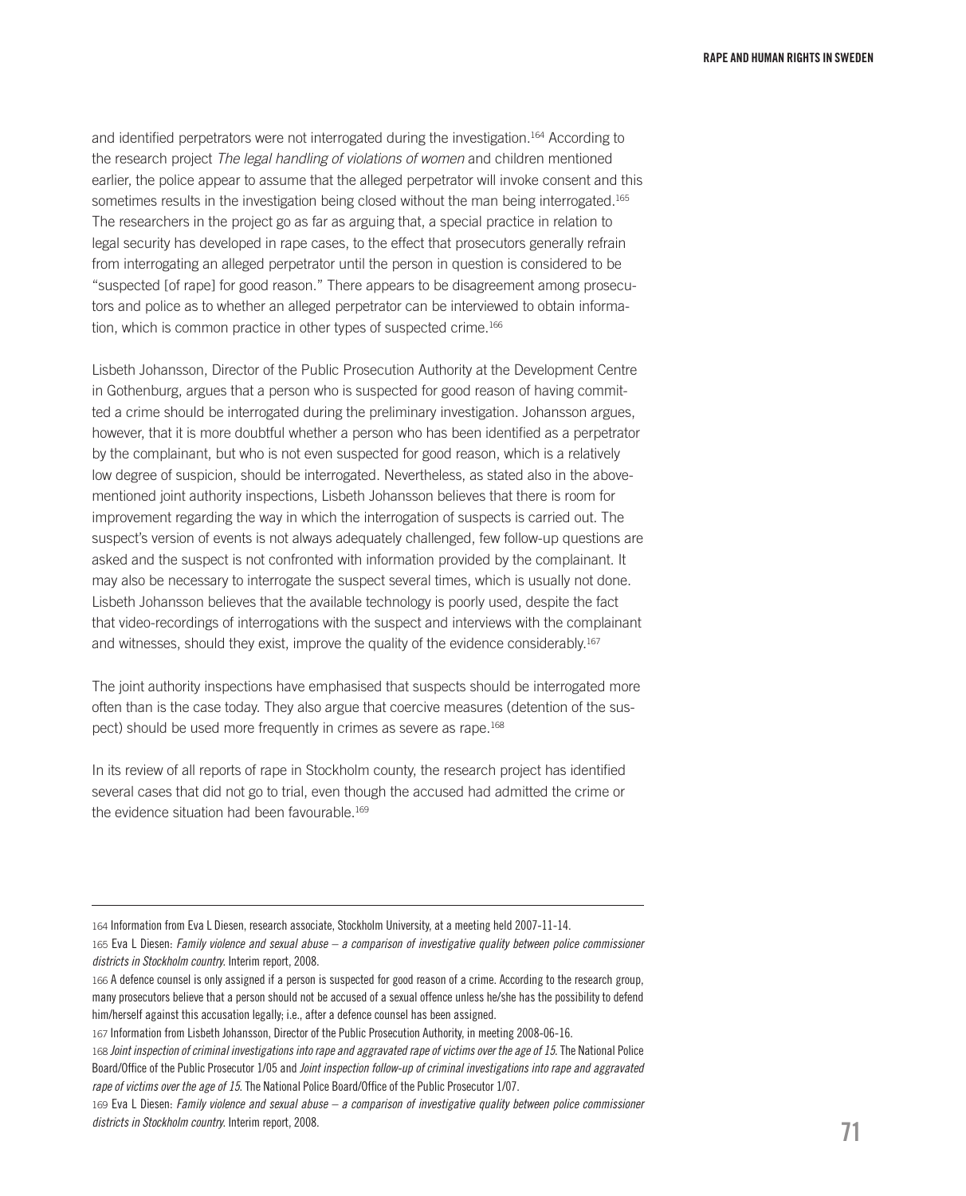and identified perpetrators were not interrogated during the investigation.[164] According to the research project *The legal handling of violations of women* and children mentioned earlier, the police appear to assume that the alleged perpetrator will invoke consent and this sometimes results in the investigation being closed without the man being interrogated.[165] The researchers in the project go as far as arguing that, a special practice in relation to legal security has developed in rape cases, to the effect that prosecutors generally refrain from interrogating an alleged perpetrator until the person in question is considered to be "suspected [of rape] for good reason." There appears to be disagreement among prosecutors and police as to whether an alleged perpetrator can be interviewed to obtain information, which is common practice in other types of suspected crime.[166]

Lisbeth Johansson, Director of the Public Prosecution Authority at the Development Centre in Gothenburg, argues that a person who is suspected for good reason of having committed a crime should be interrogated during the preliminary investigation. Johansson argues, however, that it is more doubtful whether a person who has been identified as a perpetrator by the complainant, but who is not even suspected for good reason, which is a relatively low degree of suspicion, should be interrogated. Nevertheless, as stated also in the above-mentioned joint authority inspections, Lisbeth Johansson believes that there is room for improvement regarding the way in which the interrogation of suspects is carried out. The suspect's version of events is not always adequately challenged, few follow-up questions are asked and the suspect is not confronted with information provided by the complainant. It may also be necessary to interrogate the suspect several times, which is usually not done. Lisbeth Johansson believes that the available technology is poorly used, despite the fact that video-recordings of interrogations with the suspect and interviews with the complainant and witnesses, should they exist, improve the quality of the evidence considerably.[167]

The joint authority inspections have emphasised that suspects should be interrogated more often than is the case today. They also argue that coercive measures (detention of the suspect) should be used more frequently in crimes as severe as rape.[168]

In its review of all reports of rape in Stockholm county, the research project has identified several cases that did not go to trial, even though the accused had admitted the crime or the evidence situation had been favourable.[169]

---

164 Information from Eva L Diesen, research associate, Stockholm University, at a meeting held 2007-11-14.

165 Eva L Diesen: *Family violence and sexual abuse – a comparison of investigative quality between police commissioner districts in Stockholm country.* Interim report, 2008.

166 A defence counsel is only assigned if a person is suspected for good reason of a crime. According to the research group, many prosecutors believe that a person should not be accused of a sexual offence unless he/she has the possibility to defend him/herself against this accusation legally; i.e., after a defence counsel has been assigned.

167 Information from Lisbeth Johansson, Director of the Public Prosecution Authority, in meeting 2008-06-16.

168 *Joint inspection of criminal investigations into rape and aggravated rape of victims over the age of 15.* The National Police Board/Office of the Public Prosecutor 1/05 and *Joint inspection follow-up of criminal investigations into rape and aggravated rape of victims over the age of 15.* The National Police Board/Office of the Public Prosecutor 1/07.

169 Eva L Diesen: *Family violence and sexual abuse – a comparison of investigative quality between police commissioner districts in Stockholm country.* Interim report, 2008.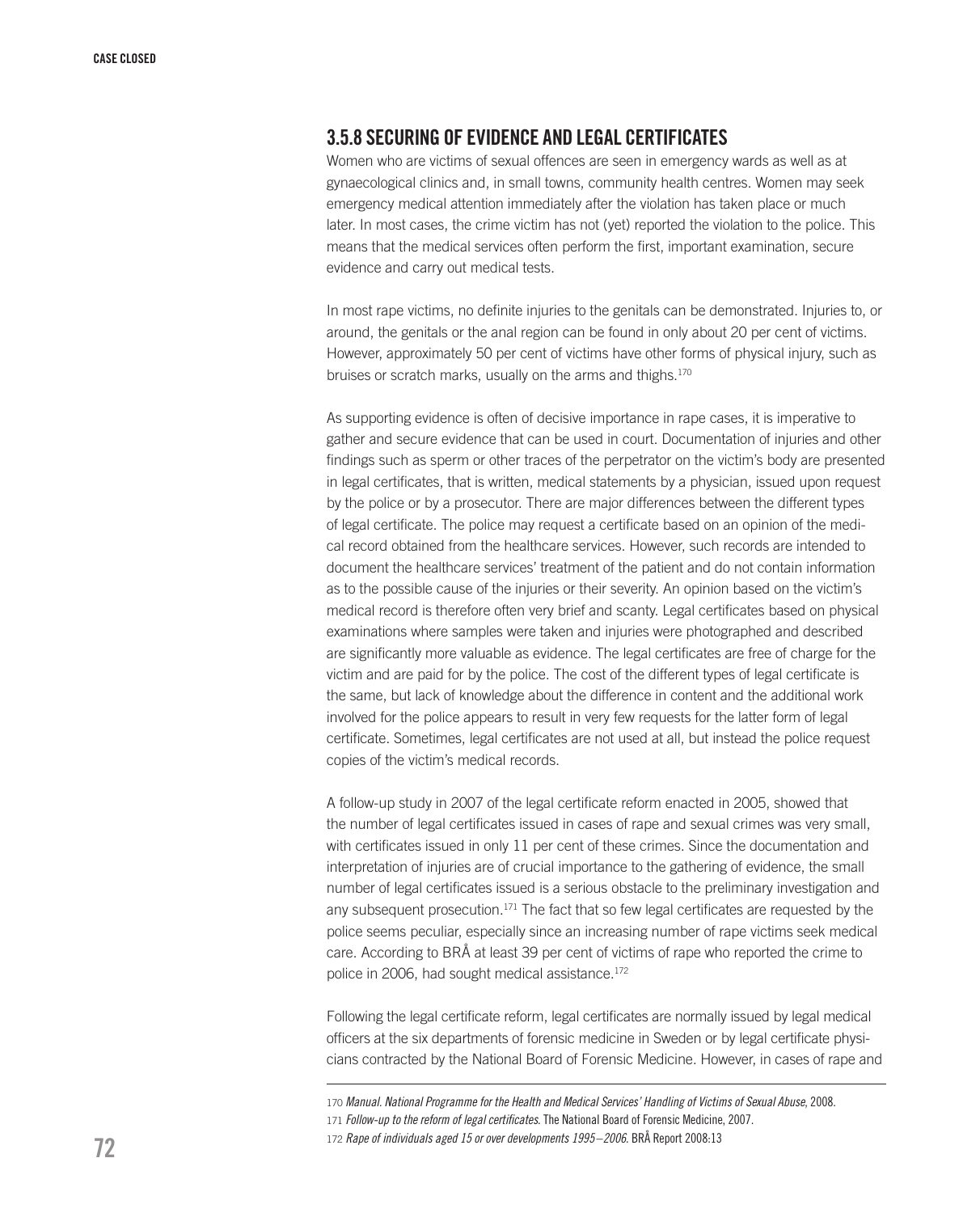### 3.5.8 SECURING OF EVIDENCE AND LEGAL CERTIFICATES

Women who are victims of sexual offences are seen in emergency wards as well as at gynaecological clinics and, in small towns, community health centres. Women may seek emergency medical attention immediately after the violation has taken place or much later. In most cases, the crime victim has not (yet) reported the violation to the police. This means that the medical services often perform the first, important examination, secure evidence and carry out medical tests.

In most rape victims, no definite injuries to the genitals can be demonstrated. Injuries to, or around, the genitals or the anal region can be found in only about 20 per cent of victims. However, approximately 50 per cent of victims have other forms of physical injury, such as bruises or scratch marks, usually on the arms and thighs.[170]

As supporting evidence is often of decisive importance in rape cases, it is imperative to gather and secure evidence that can be used in court. Documentation of injuries and other findings such as sperm or other traces of the perpetrator on the victim's body are presented in legal certificates, that is written, medical statements by a physician, issued upon request by the police or by a prosecutor. There are major differences between the different types of legal certificate. The police may request a certificate based on an opinion of the medical record obtained from the healthcare services. However, such records are intended to document the healthcare services' treatment of the patient and do not contain information as to the possible cause of the injuries or their severity. An opinion based on the victim's medical record is therefore often very brief and scanty. Legal certificates based on physical examinations where samples were taken and injuries were photographed and described are significantly more valuable as evidence. The legal certificates are free of charge for the victim and are paid for by the police. The cost of the different types of legal certificate is the same, but lack of knowledge about the difference in content and the additional work involved for the police appears to result in very few requests for the latter form of legal certificate. Sometimes, legal certificates are not used at all, but instead the police request copies of the victim's medical records.

A follow-up study in 2007 of the legal certificate reform enacted in 2005, showed that the number of legal certificates issued in cases of rape and sexual crimes was very small, with certificates issued in only 11 per cent of these crimes. Since the documentation and interpretation of injuries are of crucial importance to the gathering of evidence, the small number of legal certificates issued is a serious obstacle to the preliminary investigation and any subsequent prosecution.[171] The fact that so few legal certificates are requested by the police seems peculiar, especially since an increasing number of rape victims seek medical care. According to BRÅ at least 39 per cent of victims of rape who reported the crime to police in 2006, had sought medical assistance.[172]

Following the legal certificate reform, legal certificates are normally issued by legal medical officers at the six departments of forensic medicine in Sweden or by legal certificate physicians contracted by the National Board of Forensic Medicine. However, in cases of rape and

---

170 *Manual. National Programme for the Health and Medical Services' Handling of Victims of Sexual Abuse*, 2008.

171 *Follow-up to the reform of legal certificates*. The National Board of Forensic Medicine, 2007.

172 *Rape of individuals aged 15 or over developments 1995–2006*. BRÅ Report 2008:13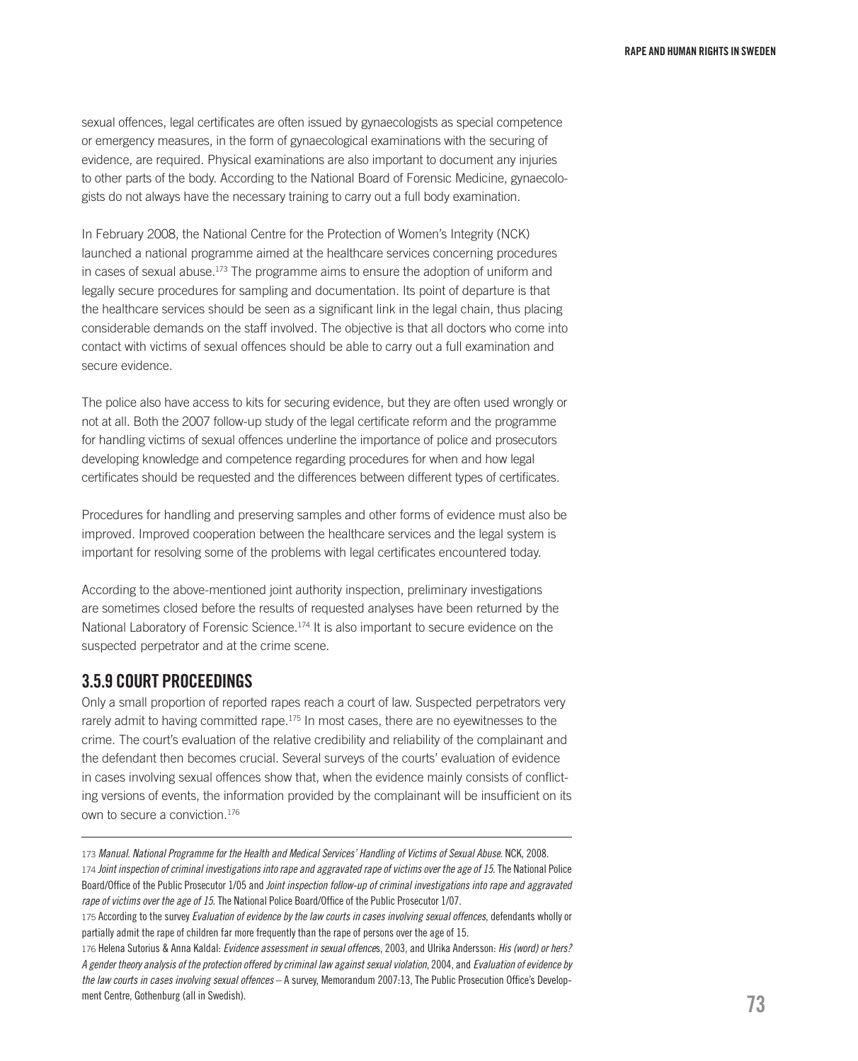sexual offences, legal certificates are often issued by gynaecologists as special competence or emergency measures, in the form of gynaecological examinations with the securing of evidence, are required. Physical examinations are also important to document any injuries to other parts of the body. According to the National Board of Forensic Medicine, gynaecologists do not always have the necessary training to carry out a full body examination.

In February 2008, the National Centre for the Protection of Women's Integrity (NCK) launched a national programme aimed at the healthcare services concerning procedures in cases of sexual abuse.[173] The programme aims to ensure the adoption of uniform and legally secure procedures for sampling and documentation. Its point of departure is that the healthcare services should be seen as a significant link in the legal chain, thus placing considerable demands on the staff involved. The objective is that all doctors who come into contact with victims of sexual offences should be able to carry out a full examination and secure evidence.

The police also have access to kits for securing evidence, but they are often used wrongly or not at all. Both the 2007 follow-up study of the legal certificate reform and the programme for handling victims of sexual offences underline the importance of police and prosecutors developing knowledge and competence regarding procedures for when and how legal certificates should be requested and the differences between different types of certificates.

Procedures for handling and preserving samples and other forms of evidence must also be improved. Improved cooperation between the healthcare services and the legal system is important for resolving some of the problems with legal certificates encountered today.

According to the above-mentioned joint authority inspection, preliminary investigations are sometimes closed before the results of requested analyses have been returned by the National Laboratory of Forensic Science.[174] It is also important to secure evidence on the suspected perpetrator and at the crime scene.

## 3.5.9 COURT PROCEEDINGS

Only a small proportion of reported rapes reach a court of law. Suspected perpetrators very rarely admit to having committed rape.[175] In most cases, there are no eyewitnesses to the crime. The court's evaluation of the relative credibility and reliability of the complainant and the defendant then becomes crucial. Several surveys of the courts' evaluation of evidence in cases involving sexual offences show that, when the evidence mainly consists of conflicting versions of events, the information provided by the complainant will be insufficient on its own to secure a conviction.[176]

---

173 *Manual. National Programme for the Health and Medical Services' Handling of Victims of Sexual Abuse.* NCK, 2008.

174 *Joint inspection of criminal investigations into rape and aggravated rape of victims over the age of 15.* The National Police Board/Office of the Public Prosecutor 1/05 and *Joint inspection follow-up of criminal investigations into rape and aggravated rape of victims over the age of 15.* The National Police Board/Office of the Public Prosecutor 1/07.

175 According to the survey *Evaluation of evidence by the law courts in cases involving sexual offences*, defendants wholly or partially admit the rape of children far more frequently than the rape of persons over the age of 15.

176 Helena Sutorius & Anna Kaldal: *Evidence assessment in sexual offences*, 2003, and Ulrika Andersson: *His (word) or hers? A gender theory analysis of the protection offered by criminal law against sexual violation*, 2004, and *Evaluation of evidence by the law courts in cases involving sexual offences* – A survey, Memorandum 2007:13, The Public Prosecution Office's Development Centre, Gothenburg (all in Swedish).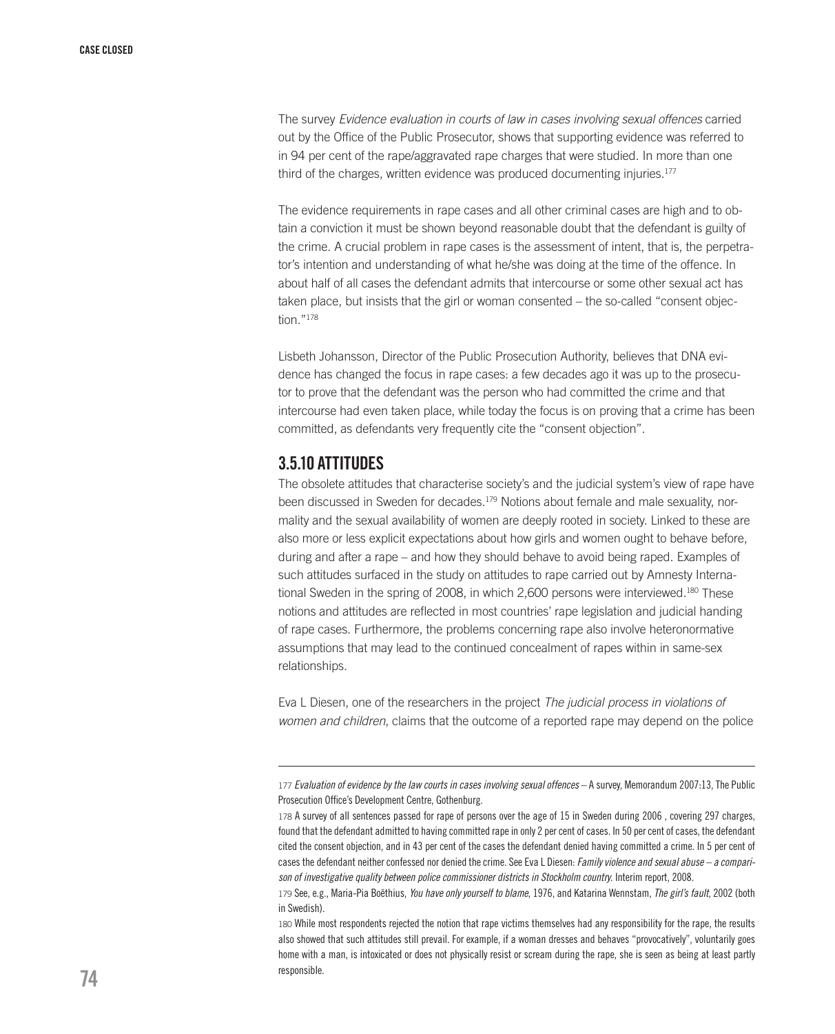The survey *Evidence evaluation in courts of law in cases involving sexual offences* carried out by the Office of the Public Prosecutor, shows that supporting evidence was referred to in 94 per cent of the rape/aggravated rape charges that were studied. In more than one third of the charges, written evidence was produced documenting injuries.[177]

The evidence requirements in rape cases and all other criminal cases are high and to obtain a conviction it must be shown beyond reasonable doubt that the defendant is guilty of the crime. A crucial problem in rape cases is the assessment of intent, that is, the perpetrator's intention and understanding of what he/she was doing at the time of the offence. In about half of all cases the defendant admits that intercourse or some other sexual act has taken place, but insists that the girl or woman consented – the so-called "consent objection."[178]

Lisbeth Johansson, Director of the Public Prosecution Authority, believes that DNA evidence has changed the focus in rape cases: a few decades ago it was up to the prosecutor to prove that the defendant was the person who had committed the crime and that intercourse had even taken place, while today the focus is on proving that a crime has been committed, as defendants very frequently cite the "consent objection".

### 3.5.10 ATTITUDES

The obsolete attitudes that characterise society's and the judicial system's view of rape have been discussed in Sweden for decades.[179] Notions about female and male sexuality, normality and the sexual availability of women are deeply rooted in society. Linked to these are also more or less explicit expectations about how girls and women ought to behave before, during and after a rape – and how they should behave to avoid being raped. Examples of such attitudes surfaced in the study on attitudes to rape carried out by Amnesty International Sweden in the spring of 2008, in which 2,600 persons were interviewed.[180] These notions and attitudes are reflected in most countries' rape legislation and judicial handing of rape cases. Furthermore, the problems concerning rape also involve heteronormative assumptions that may lead to the continued concealment of rapes within in same-sex relationships.

Eva L Diesen, one of the researchers in the project *The judicial process in violations of women and children*, claims that the outcome of a reported rape may depend on the police

---

177 *Evaluation of evidence by the law courts in cases involving sexual offences* – A survey, Memorandum 2007:13, The Public Prosecution Office's Development Centre, Gothenburg.

178 A survey of all sentences passed for rape of persons over the age of 15 in Sweden during 2006 , covering 297 charges, found that the defendant admitted to having committed rape in only 2 per cent of cases. In 50 per cent of cases, the defendant cited the consent objection, and in 43 per cent of the cases the defendant denied having committed a crime. In 5 per cent of cases the defendant neither confessed nor denied the crime. See Eva L Diesen: *Family violence and sexual abuse – a comparison of investigative quality between police commissioner districts in Stockholm country.* Interim report, 2008.

179 See, e.g., Maria-Pia Boëthius, *You have only yourself to blame*, 1976, and Katarina Wennstam, *The girl's fault*, 2002 (both in Swedish).

180 While most respondents rejected the notion that rape victims themselves had any responsibility for the rape, the results also showed that such attitudes still prevail. For example, if a woman dresses and behaves "provocatively", voluntarily goes home with a man, is intoxicated or does not physically resist or scream during the rape, she is seen as being at least partly responsible.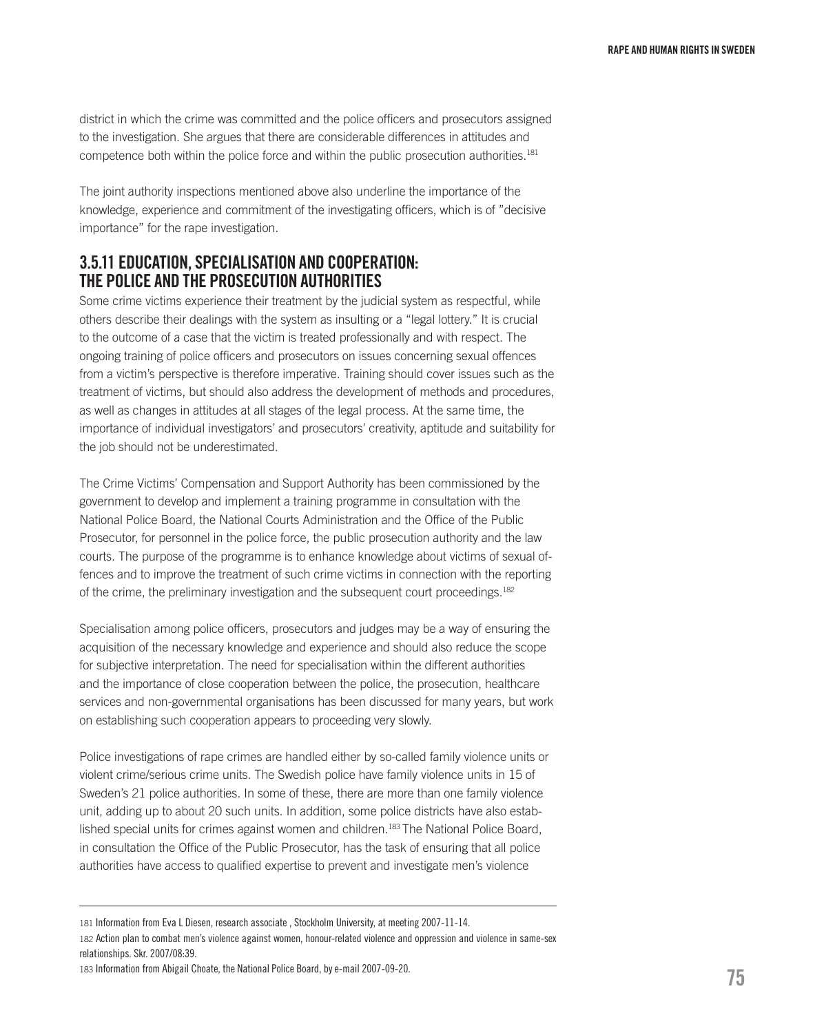district in which the crime was committed and the police officers and prosecutors assigned to the investigation. She argues that there are considerable differences in attitudes and competence both within the police force and within the public prosecution authorities.[181]

The joint authority inspections mentioned above also underline the importance of the knowledge, experience and commitment of the investigating officers, which is of "decisive importance" for the rape investigation.

### 3.5.11 EDUCATION, SPECIALISATION AND COOPERATION: THE POLICE AND THE PROSECUTION AUTHORITIES

Some crime victims experience their treatment by the judicial system as respectful, while others describe their dealings with the system as insulting or a "legal lottery." It is crucial to the outcome of a case that the victim is treated professionally and with respect. The ongoing training of police officers and prosecutors on issues concerning sexual offences from a victim's perspective is therefore imperative. Training should cover issues such as the treatment of victims, but should also address the development of methods and procedures, as well as changes in attitudes at all stages of the legal process. At the same time, the importance of individual investigators' and prosecutors' creativity, aptitude and suitability for the job should not be underestimated.

The Crime Victims' Compensation and Support Authority has been commissioned by the government to develop and implement a training programme in consultation with the National Police Board, the National Courts Administration and the Office of the Public Prosecutor, for personnel in the police force, the public prosecution authority and the law courts. The purpose of the programme is to enhance knowledge about victims of sexual offences and to improve the treatment of such crime victims in connection with the reporting of the crime, the preliminary investigation and the subsequent court proceedings.[182]

Specialisation among police officers, prosecutors and judges may be a way of ensuring the acquisition of the necessary knowledge and experience and should also reduce the scope for subjective interpretation. The need for specialisation within the different authorities and the importance of close cooperation between the police, the prosecution, healthcare services and non-governmental organisations has been discussed for many years, but work on establishing such cooperation appears to proceeding very slowly.

Police investigations of rape crimes are handled either by so-called family violence units or violent crime/serious crime units. The Swedish police have family violence units in 15 of Sweden's 21 police authorities. In some of these, there are more than one family violence unit, adding up to about 20 such units. In addition, some police districts have also established special units for crimes against women and children.[183] The National Police Board, in consultation the Office of the Public Prosecutor, has the task of ensuring that all police authorities have access to qualified expertise to prevent and investigate men's violence

---

181 Information from Eva L Diesen, research associate , Stockholm University, at meeting 2007-11-14.

182 Action plan to combat men's violence against women, honour-related violence and oppression and violence in same-sex relationships. Skr. 2007/08:39.

183 Information from Abigail Choate, the National Police Board, by e-mail 2007-09-20.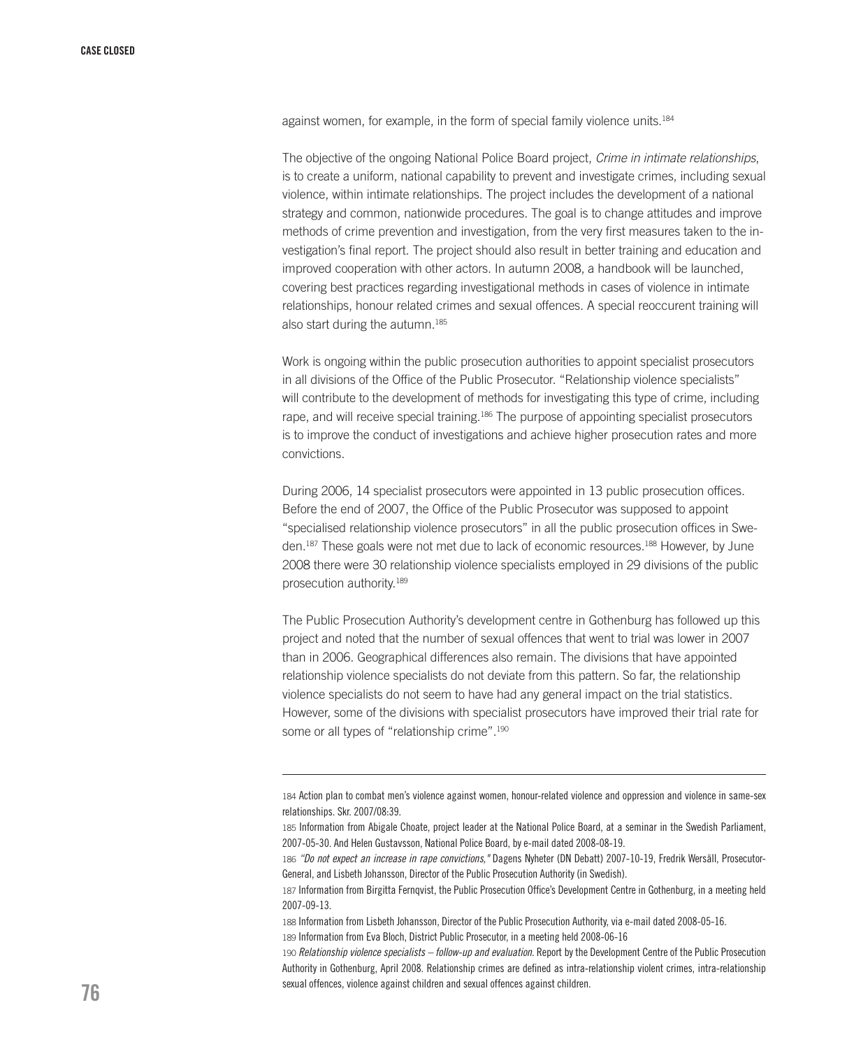against women, for example, in the form of special family violence units.[184]

The objective of the ongoing National Police Board project, *Crime in intimate relationships*, is to create a uniform, national capability to prevent and investigate crimes, including sexual violence, within intimate relationships. The project includes the development of a national strategy and common, nationwide procedures. The goal is to change attitudes and improve methods of crime prevention and investigation, from the very first measures taken to the investigation's final report. The project should also result in better training and education and improved cooperation with other actors. In autumn 2008, a handbook will be launched, covering best practices regarding investigational methods in cases of violence in intimate relationships, honour related crimes and sexual offences. A special reoccurent training will also start during the autumn.[185]

Work is ongoing within the public prosecution authorities to appoint specialist prosecutors in all divisions of the Office of the Public Prosecutor. "Relationship violence specialists" will contribute to the development of methods for investigating this type of crime, including rape, and will receive special training.[186] The purpose of appointing specialist prosecutors is to improve the conduct of investigations and achieve higher prosecution rates and more convictions.

During 2006, 14 specialist prosecutors were appointed in 13 public prosecution offices. Before the end of 2007, the Office of the Public Prosecutor was supposed to appoint "specialised relationship violence prosecutors" in all the public prosecution offices in Sweden.[187] These goals were not met due to lack of economic resources.[188] However, by June 2008 there were 30 relationship violence specialists employed in 29 divisions of the public prosecution authority.[189]

The Public Prosecution Authority's development centre in Gothenburg has followed up this project and noted that the number of sexual offences that went to trial was lower in 2007 than in 2006. Geographical differences also remain. The divisions that have appointed relationship violence specialists do not deviate from this pattern. So far, the relationship violence specialists do not seem to have had any general impact on the trial statistics. However, some of the divisions with specialist prosecutors have improved their trial rate for some or all types of "relationship crime".[190]

---

184 Action plan to combat men's violence against women, honour-related violence and oppression and violence in same-sex relationships. Skr. 2007/08:39.

185 Information from Abigale Choate, project leader at the National Police Board, at a seminar in the Swedish Parliament, 2007-05-30. And Helen Gustavsson, National Police Board, by e-mail dated 2008-08-19.

186 *"Do not expect an increase in rape convictions,"* Dagens Nyheter (DN Debatt) 2007-10-19, Fredrik Wersäll, Prosecutor-General, and Lisbeth Johansson, Director of the Public Prosecution Authority (in Swedish).

187 Information from Birgitta Fernqvist, the Public Prosecution Office's Development Centre in Gothenburg, in a meeting held 2007-09-13.

188 Information from Lisbeth Johansson, Director of the Public Prosecution Authority, via e-mail dated 2008-05-16.

189 Information from Eva Bloch, District Public Prosecutor, in a meeting held 2008-06-16

190 *Relationship violence specialists – follow-up and evaluation.* Report by the Development Centre of the Public Prosecution Authority in Gothenburg, April 2008. Relationship crimes are defined as intra-relationship violent crimes, intra-relationship sexual offences, violence against children and sexual offences against children.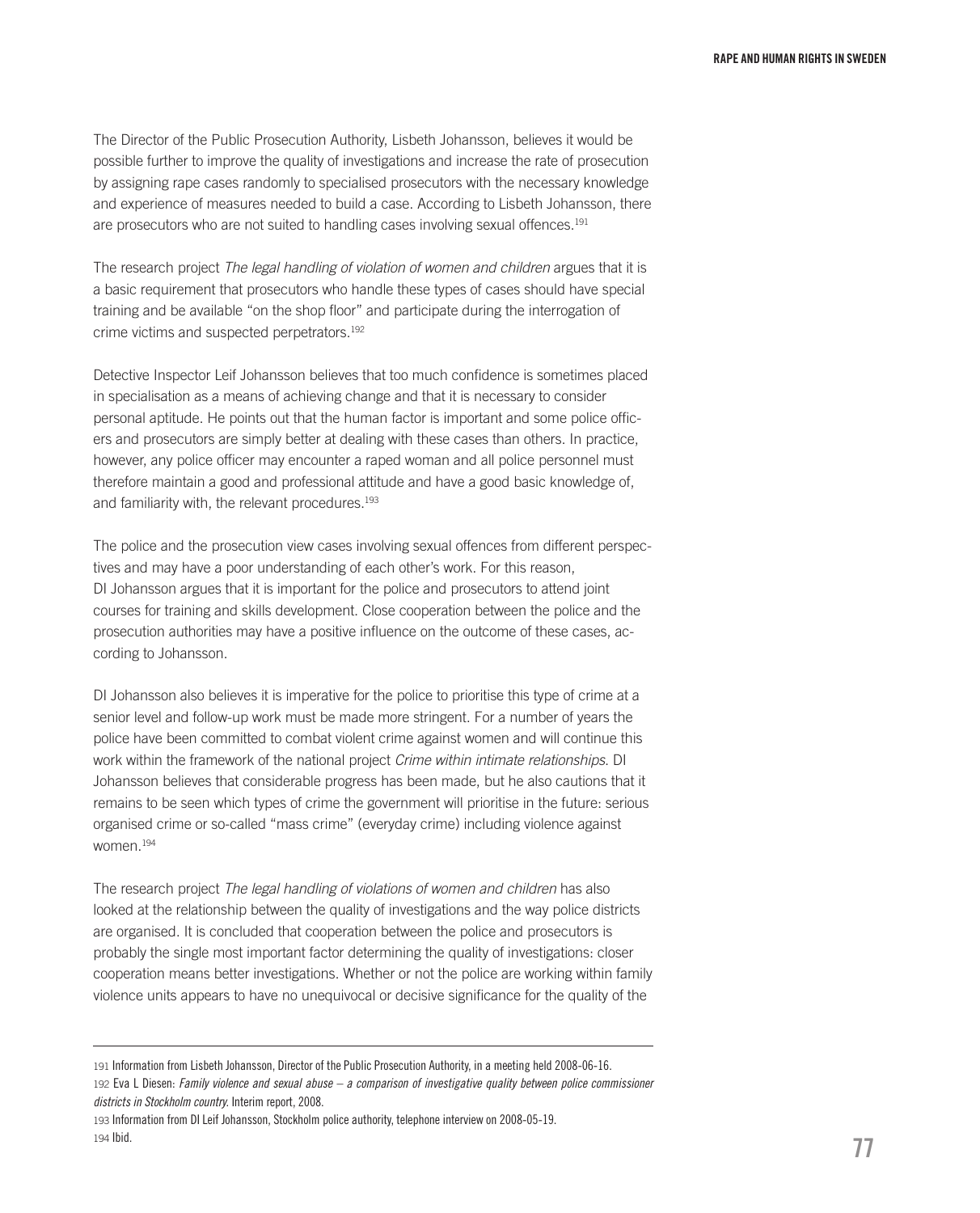The Director of the Public Prosecution Authority, Lisbeth Johansson, believes it would be possible further to improve the quality of investigations and increase the rate of prosecution by assigning rape cases randomly to specialised prosecutors with the necessary knowledge and experience of measures needed to build a case. According to Lisbeth Johansson, there are prosecutors who are not suited to handling cases involving sexual offences.[191]

The research project *The legal handling of violation of women and children* argues that it is a basic requirement that prosecutors who handle these types of cases should have special training and be available "on the shop floor" and participate during the interrogation of crime victims and suspected perpetrators.[192]

Detective Inspector Leif Johansson believes that too much confidence is sometimes placed in specialisation as a means of achieving change and that it is necessary to consider personal aptitude. He points out that the human factor is important and some police officers and prosecutors are simply better at dealing with these cases than others. In practice, however, any police officer may encounter a raped woman and all police personnel must therefore maintain a good and professional attitude and have a good basic knowledge of, and familiarity with, the relevant procedures.[193]

The police and the prosecution view cases involving sexual offences from different perspectives and may have a poor understanding of each other's work. For this reason, DI Johansson argues that it is important for the police and prosecutors to attend joint courses for training and skills development. Close cooperation between the police and the prosecution authorities may have a positive influence on the outcome of these cases, according to Johansson.

DI Johansson also believes it is imperative for the police to prioritise this type of crime at a senior level and follow-up work must be made more stringent. For a number of years the police have been committed to combat violent crime against women and will continue this work within the framework of the national project *Crime within intimate relationships.* DI Johansson believes that considerable progress has been made, but he also cautions that it remains to be seen which types of crime the government will prioritise in the future: serious organised crime or so-called "mass crime" (everyday crime) including violence against women.[194]

The research project *The legal handling of violations of women and children* has also looked at the relationship between the quality of investigations and the way police districts are organised. It is concluded that cooperation between the police and prosecutors is probably the single most important factor determining the quality of investigations: closer cooperation means better investigations. Whether or not the police are working within family violence units appears to have no unequivocal or decisive significance for the quality of the

---

191 Information from Lisbeth Johansson, Director of the Public Prosecution Authority, in a meeting held 2008-06-16.

192 Eva L Diesen: *Family violence and sexual abuse – a comparison of investigative quality between police commissioner districts in Stockholm country.* Interim report, 2008.

193 Information from DI Leif Johansson, Stockholm police authority, telephone interview on 2008-05-19.

194 Ibid.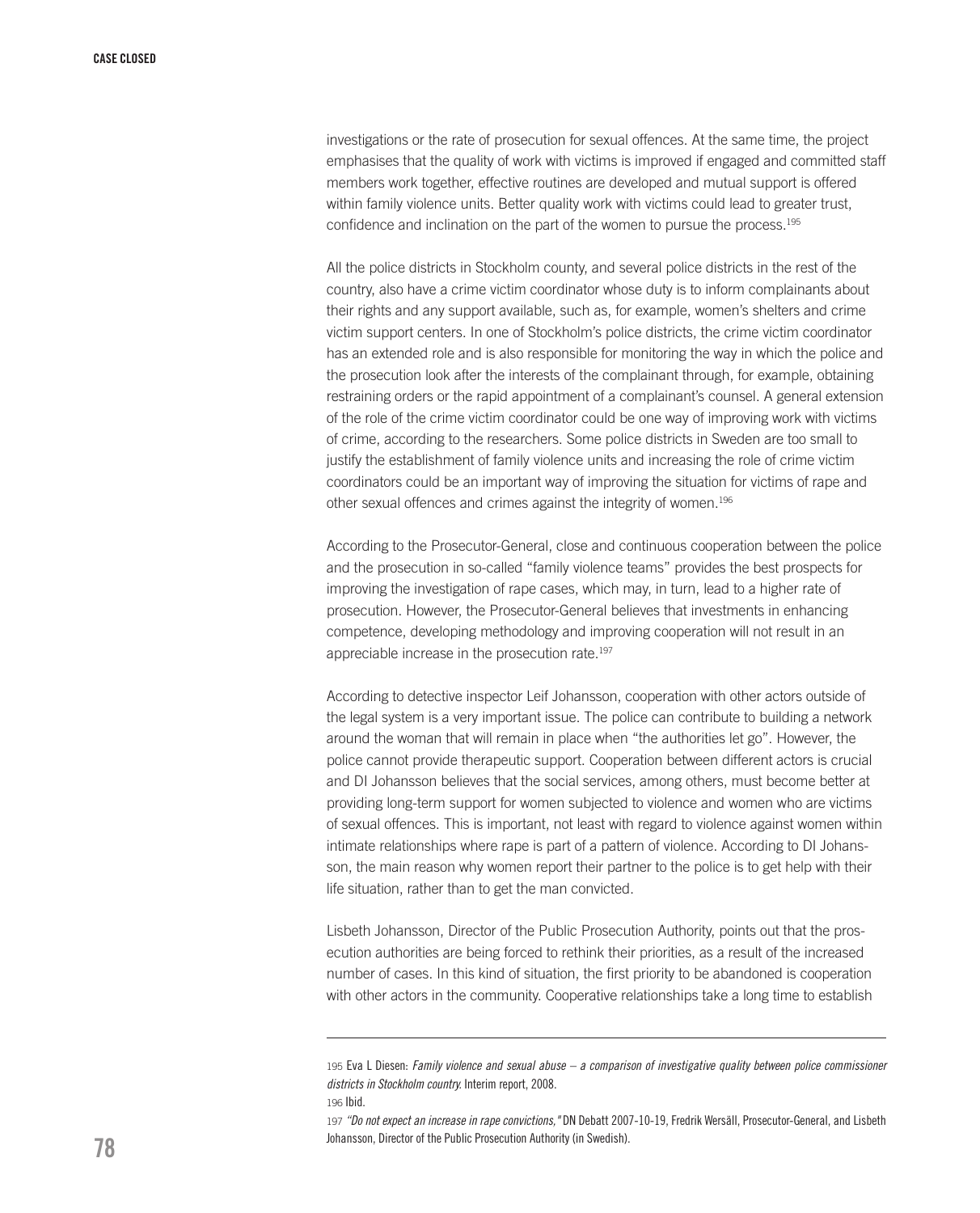investigations or the rate of prosecution for sexual offences. At the same time, the project emphasises that the quality of work with victims is improved if engaged and committed staff members work together, effective routines are developed and mutual support is offered within family violence units. Better quality work with victims could lead to greater trust, confidence and inclination on the part of the women to pursue the process.[195]

All the police districts in Stockholm county, and several police districts in the rest of the country, also have a crime victim coordinator whose duty is to inform complainants about their rights and any support available, such as, for example, women's shelters and crime victim support centers. In one of Stockholm's police districts, the crime victim coordinator has an extended role and is also responsible for monitoring the way in which the police and the prosecution look after the interests of the complainant through, for example, obtaining restraining orders or the rapid appointment of a complainant's counsel. A general extension of the role of the crime victim coordinator could be one way of improving work with victims of crime, according to the researchers. Some police districts in Sweden are too small to justify the establishment of family violence units and increasing the role of crime victim coordinators could be an important way of improving the situation for victims of rape and other sexual offences and crimes against the integrity of women.[196]

According to the Prosecutor-General, close and continuous cooperation between the police and the prosecution in so-called "family violence teams" provides the best prospects for improving the investigation of rape cases, which may, in turn, lead to a higher rate of prosecution. However, the Prosecutor-General believes that investments in enhancing competence, developing methodology and improving cooperation will not result in an appreciable increase in the prosecution rate.[197]

According to detective inspector Leif Johansson, cooperation with other actors outside of the legal system is a very important issue. The police can contribute to building a network around the woman that will remain in place when "the authorities let go". However, the police cannot provide therapeutic support. Cooperation between different actors is crucial and DI Johansson believes that the social services, among others, must become better at providing long-term support for women subjected to violence and women who are victims of sexual offences. This is important, not least with regard to violence against women within intimate relationships where rape is part of a pattern of violence. According to DI Johansson, the main reason why women report their partner to the police is to get help with their life situation, rather than to get the man convicted.

Lisbeth Johansson, Director of the Public Prosecution Authority, points out that the prosecution authorities are being forced to rethink their priorities, as a result of the increased number of cases. In this kind of situation, the first priority to be abandoned is cooperation with other actors in the community. Cooperative relationships take a long time to establish

---

195 Eva L Diesen: *Family violence and sexual abuse – a comparison of investigative quality between police commissioner districts in Stockholm country.* Interim report, 2008.

196 Ibid.

197 *"Do not expect an increase in rape convictions,"* DN Debatt 2007-10-19, Fredrik Wersäll, Prosecutor-General, and Lisbeth Johansson, Director of the Public Prosecution Authority (in Swedish).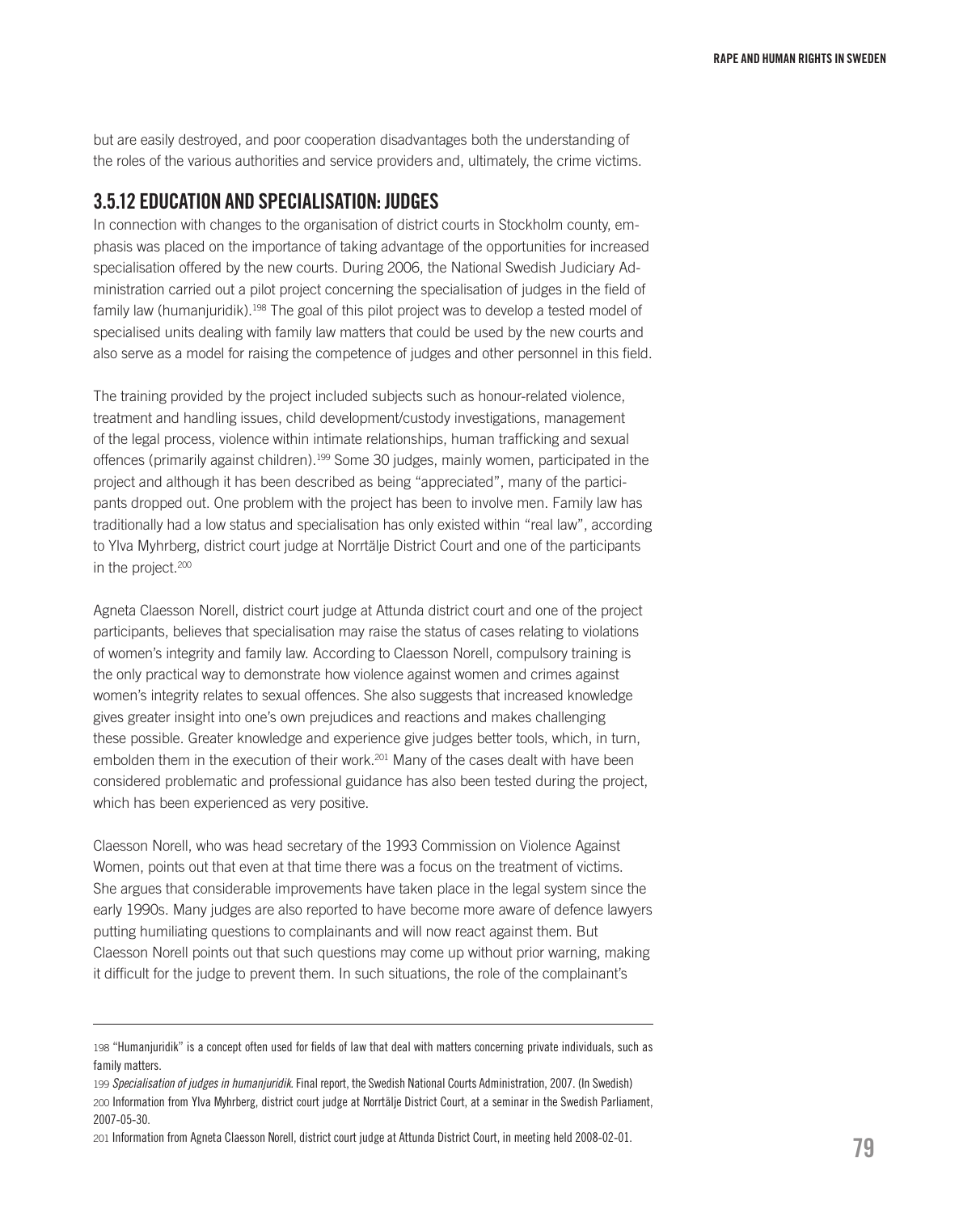but are easily destroyed, and poor cooperation disadvantages both the understanding of the roles of the various authorities and service providers and, ultimately, the crime victims.

## 3.5.12 EDUCATION AND SPECIALISATION: JUDGES

In connection with changes to the organisation of district courts in Stockholm county, emphasis was placed on the importance of taking advantage of the opportunities for increased specialisation offered by the new courts. During 2006, the National Swedish Judiciary Administration carried out a pilot project concerning the specialisation of judges in the field of family law (humanjuridik).[198] The goal of this pilot project was to develop a tested model of specialised units dealing with family law matters that could be used by the new courts and also serve as a model for raising the competence of judges and other personnel in this field.

The training provided by the project included subjects such as honour-related violence, treatment and handling issues, child development/custody investigations, management of the legal process, violence within intimate relationships, human trafficking and sexual offences (primarily against children).[199] Some 30 judges, mainly women, participated in the project and although it has been described as being "appreciated", many of the participants dropped out. One problem with the project has been to involve men. Family law has traditionally had a low status and specialisation has only existed within "real law", according to Ylva Myhrberg, district court judge at Norrtälje District Court and one of the participants in the project.[200]

Agneta Claesson Norell, district court judge at Attunda district court and one of the project participants, believes that specialisation may raise the status of cases relating to violations of women's integrity and family law. According to Claesson Norell, compulsory training is the only practical way to demonstrate how violence against women and crimes against women's integrity relates to sexual offences. She also suggests that increased knowledge gives greater insight into one's own prejudices and reactions and makes challenging these possible. Greater knowledge and experience give judges better tools, which, in turn, embolden them in the execution of their work.[201] Many of the cases dealt with have been considered problematic and professional guidance has also been tested during the project, which has been experienced as very positive.

Claesson Norell, who was head secretary of the 1993 Commission on Violence Against Women, points out that even at that time there was a focus on the treatment of victims. She argues that considerable improvements have taken place in the legal system since the early 1990s. Many judges are also reported to have become more aware of defence lawyers putting humiliating questions to complainants and will now react against them. But Claesson Norell points out that such questions may come up without prior warning, making it difficult for the judge to prevent them. In such situations, the role of the complainant's

---

198 "Humanjuridik" is a concept often used for fields of law that deal with matters concerning private individuals, such as family matters.

199 *Specialisation of judges in humanjuridik*. Final report, the Swedish National Courts Administration, 2007. (In Swedish)

200 Information from Ylva Myhrberg, district court judge at Norrtälje District Court, at a seminar in the Swedish Parliament, 2007-05-30.

201 Information from Agneta Claesson Norell, district court judge at Attunda District Court, in meeting held 2008-02-01.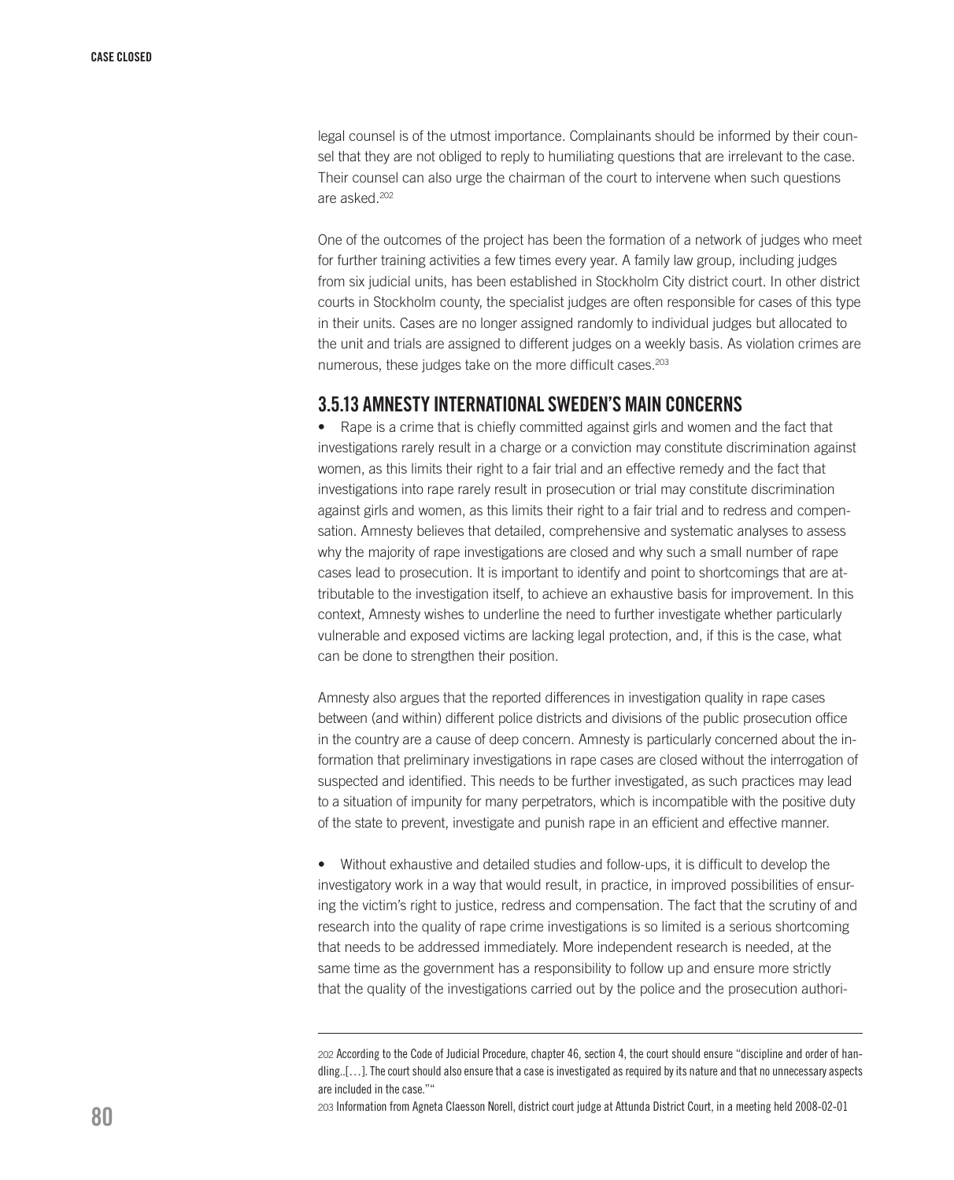legal counsel is of the utmost importance. Complainants should be informed by their counsel that they are not obliged to reply to humiliating questions that are irrelevant to the case. Their counsel can also urge the chairman of the court to intervene when such questions are asked.[202]

One of the outcomes of the project has been the formation of a network of judges who meet for further training activities a few times every year. A family law group, including judges from six judicial units, has been established in Stockholm City district court. In other district courts in Stockholm county, the specialist judges are often responsible for cases of this type in their units. Cases are no longer assigned randomly to individual judges but allocated to the unit and trials are assigned to different judges on a weekly basis. As violation crimes are numerous, these judges take on the more difficult cases.[203]

## 3.5.13 AMNESTY INTERNATIONAL SWEDEN'S MAIN CONCERNS

- Rape is a crime that is chiefly committed against girls and women and the fact that investigations rarely result in a charge or a conviction may constitute discrimination against women, as this limits their right to a fair trial and an effective remedy and the fact that investigations into rape rarely result in prosecution or trial may constitute discrimination against girls and women, as this limits their right to a fair trial and to redress and compensation. Amnesty believes that detailed, comprehensive and systematic analyses to assess why the majority of rape investigations are closed and why such a small number of rape cases lead to prosecution. It is important to identify and point to shortcomings that are attributable to the investigation itself, to achieve an exhaustive basis for improvement. In this context, Amnesty wishes to underline the need to further investigate whether particularly vulnerable and exposed victims are lacking legal protection, and, if this is the case, what can be done to strengthen their position.

Amnesty also argues that the reported differences in investigation quality in rape cases between (and within) different police districts and divisions of the public prosecution office in the country are a cause of deep concern. Amnesty is particularly concerned about the information that preliminary investigations in rape cases are closed without the interrogation of suspected and identified. This needs to be further investigated, as such practices may lead to a situation of impunity for many perpetrators, which is incompatible with the positive duty of the state to prevent, investigate and punish rape in an efficient and effective manner.

- Without exhaustive and detailed studies and follow-ups, it is difficult to develop the investigatory work in a way that would result, in practice, in improved possibilities of ensuring the victim's right to justice, redress and compensation. The fact that the scrutiny of and research into the quality of rape crime investigations is so limited is a serious shortcoming that needs to be addressed immediately. More independent research is needed, at the same time as the government has a responsibility to follow up and ensure more strictly that the quality of the investigations carried out by the police and the prosecution authori-

---

202 According to the Code of Judicial Procedure, chapter 46, section 4, the court should ensure "discipline and order of handling..[…]. The court should also ensure that a case is investigated as required by its nature and that no unnecessary aspects are included in the case.""

203 Information from Agneta Claesson Norell, district court judge at Attunda District Court, in a meeting held 2008-02-01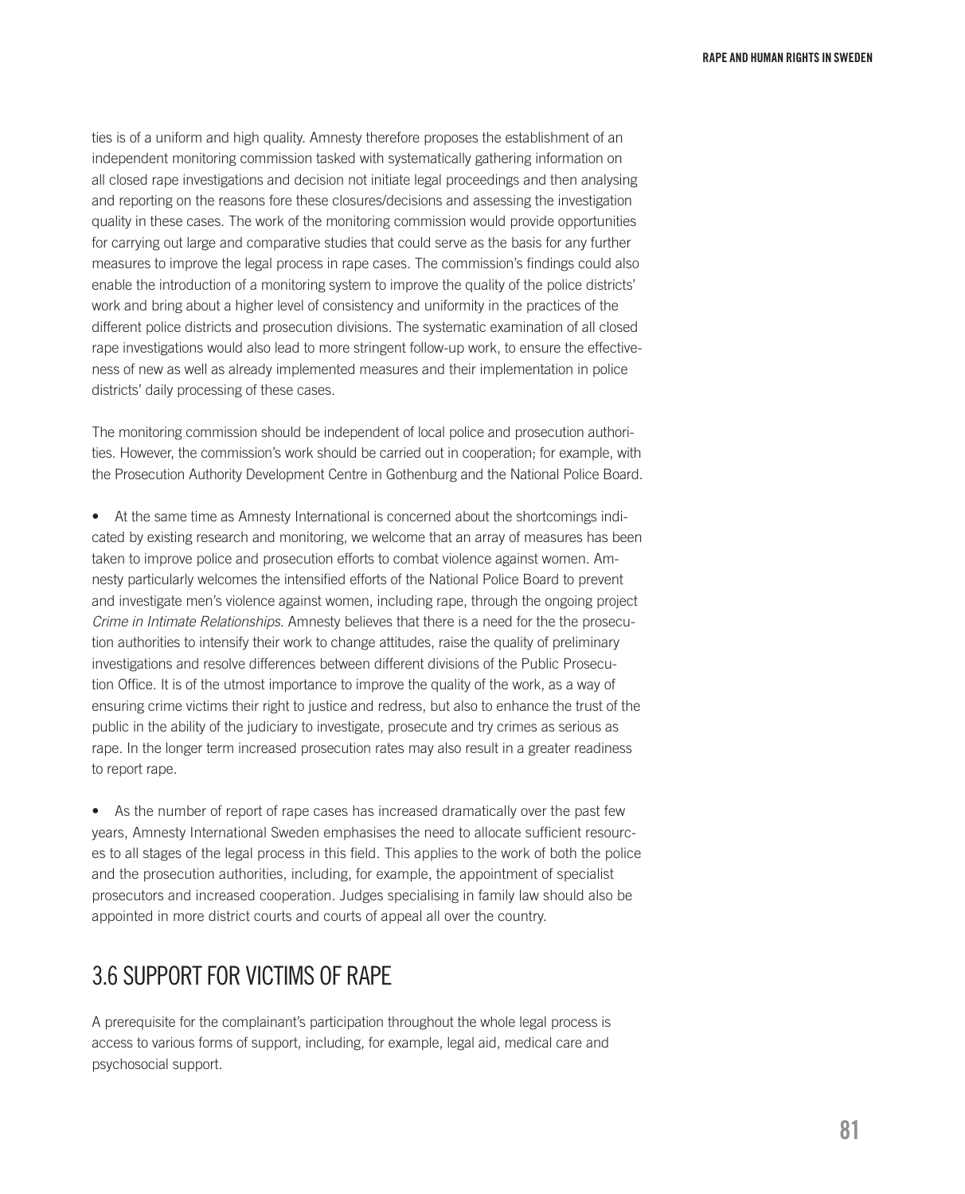ties is of a uniform and high quality. Amnesty therefore proposes the establishment of an independent monitoring commission tasked with systematically gathering information on all closed rape investigations and decision not initiate legal proceedings and then analysing and reporting on the reasons fore these closures/decisions and assessing the investigation quality in these cases. The work of the monitoring commission would provide opportunities for carrying out large and comparative studies that could serve as the basis for any further measures to improve the legal process in rape cases. The commission's findings could also enable the introduction of a monitoring system to improve the quality of the police districts' work and bring about a higher level of consistency and uniformity in the practices of the different police districts and prosecution divisions. The systematic examination of all closed rape investigations would also lead to more stringent follow-up work, to ensure the effectiveness of new as well as already implemented measures and their implementation in police districts' daily processing of these cases.

The monitoring commission should be independent of local police and prosecution authorities. However, the commission's work should be carried out in cooperation; for example, with the Prosecution Authority Development Centre in Gothenburg and the National Police Board.

- At the same time as Amnesty International is concerned about the shortcomings indicated by existing research and monitoring, we welcome that an array of measures has been taken to improve police and prosecution efforts to combat violence against women. Amnesty particularly welcomes the intensified efforts of the National Police Board to prevent and investigate men's violence against women, including rape, through the ongoing project *Crime in Intimate Relationships*. Amnesty believes that there is a need for the the prosecution authorities to intensify their work to change attitudes, raise the quality of preliminary investigations and resolve differences between different divisions of the Public Prosecution Office. It is of the utmost importance to improve the quality of the work, as a way of ensuring crime victims their right to justice and redress, but also to enhance the trust of the public in the ability of the judiciary to investigate, prosecute and try crimes as serious as rape. In the longer term increased prosecution rates may also result in a greater readiness to report rape.

- As the number of report of rape cases has increased dramatically over the past few years, Amnesty International Sweden emphasises the need to allocate sufficient resources to all stages of the legal process in this field. This applies to the work of both the police and the prosecution authorities, including, for example, the appointment of specialist prosecutors and increased cooperation. Judges specialising in family law should also be appointed in more district courts and courts of appeal all over the country.

## 3.6 SUPPORT FOR VICTIMS OF RAPE

A prerequisite for the complainant's participation throughout the whole legal process is access to various forms of support, including, for example, legal aid, medical care and psychosocial support.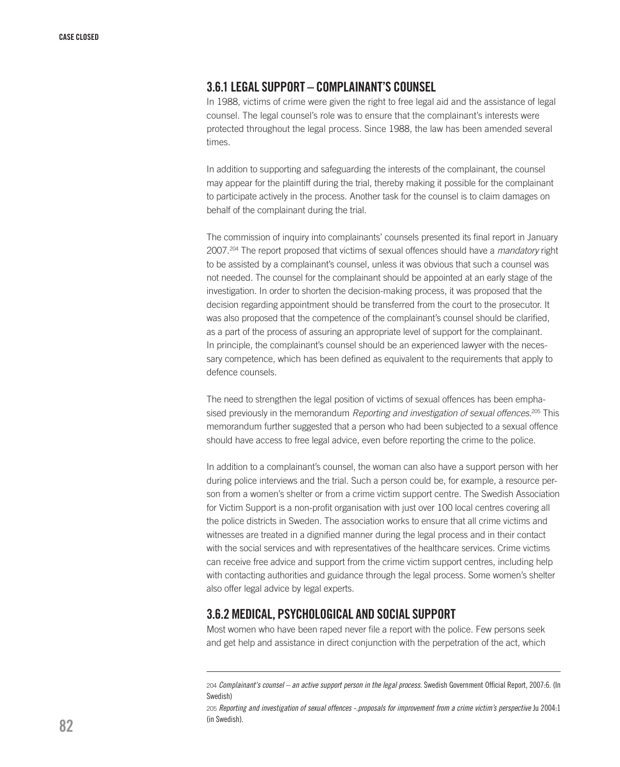### 3.6.1 LEGAL SUPPORT – COMPLAINANT'S COUNSEL

In 1988, victims of crime were given the right to free legal aid and the assistance of legal counsel. The legal counsel's role was to ensure that the complainant's interests were protected throughout the legal process. Since 1988, the law has been amended several times.

In addition to supporting and safeguarding the interests of the complainant, the counsel may appear for the plaintiff during the trial, thereby making it possible for the complainant to participate actively in the process. Another task for the counsel is to claim damages on behalf of the complainant during the trial.

The commission of inquiry into complainants' counsels presented its final report in January 2007.[204] The report proposed that victims of sexual offences should have a *mandatory* right to be assisted by a complainant's counsel, unless it was obvious that such a counsel was not needed. The counsel for the complainant should be appointed at an early stage of the investigation. In order to shorten the decision-making process, it was proposed that the decision regarding appointment should be transferred from the court to the prosecutor. It was also proposed that the competence of the complainant's counsel should be clarified, as a part of the process of assuring an appropriate level of support for the complainant. In principle, the complainant's counsel should be an experienced lawyer with the necessary competence, which has been defined as equivalent to the requirements that apply to defence counsels.

The need to strengthen the legal position of victims of sexual offences has been emphasised previously in the memorandum *Reporting and investigation of sexual offences*.[205] This memorandum further suggested that a person who had been subjected to a sexual offence should have access to free legal advice, even before reporting the crime to the police.

In addition to a complainant's counsel, the woman can also have a support person with her during police interviews and the trial. Such a person could be, for example, a resource person from a women's shelter or from a crime victim support centre. The Swedish Association for Victim Support is a non-profit organisation with just over 100 local centres covering all the police districts in Sweden. The association works to ensure that all crime victims and witnesses are treated in a dignified manner during the legal process and in their contact with the social services and with representatives of the healthcare services. Crime victims can receive free advice and support from the crime victim support centres, including help with contacting authorities and guidance through the legal process. Some women's shelter also offer legal advice by legal experts.

### 3.6.2 MEDICAL, PSYCHOLOGICAL AND SOCIAL SUPPORT

Most women who have been raped never file a report with the police. Few persons seek and get help and assistance in direct conjunction with the perpetration of the act, which

---

204 *Complainant's counsel – an active support person in the legal process.* Swedish Government Official Report, 2007:6. (In Swedish)

205 *Reporting and investigation of sexual offences -.proposals for improvement from a crime victim's perspective* Ju 2004:1 (in Swedish).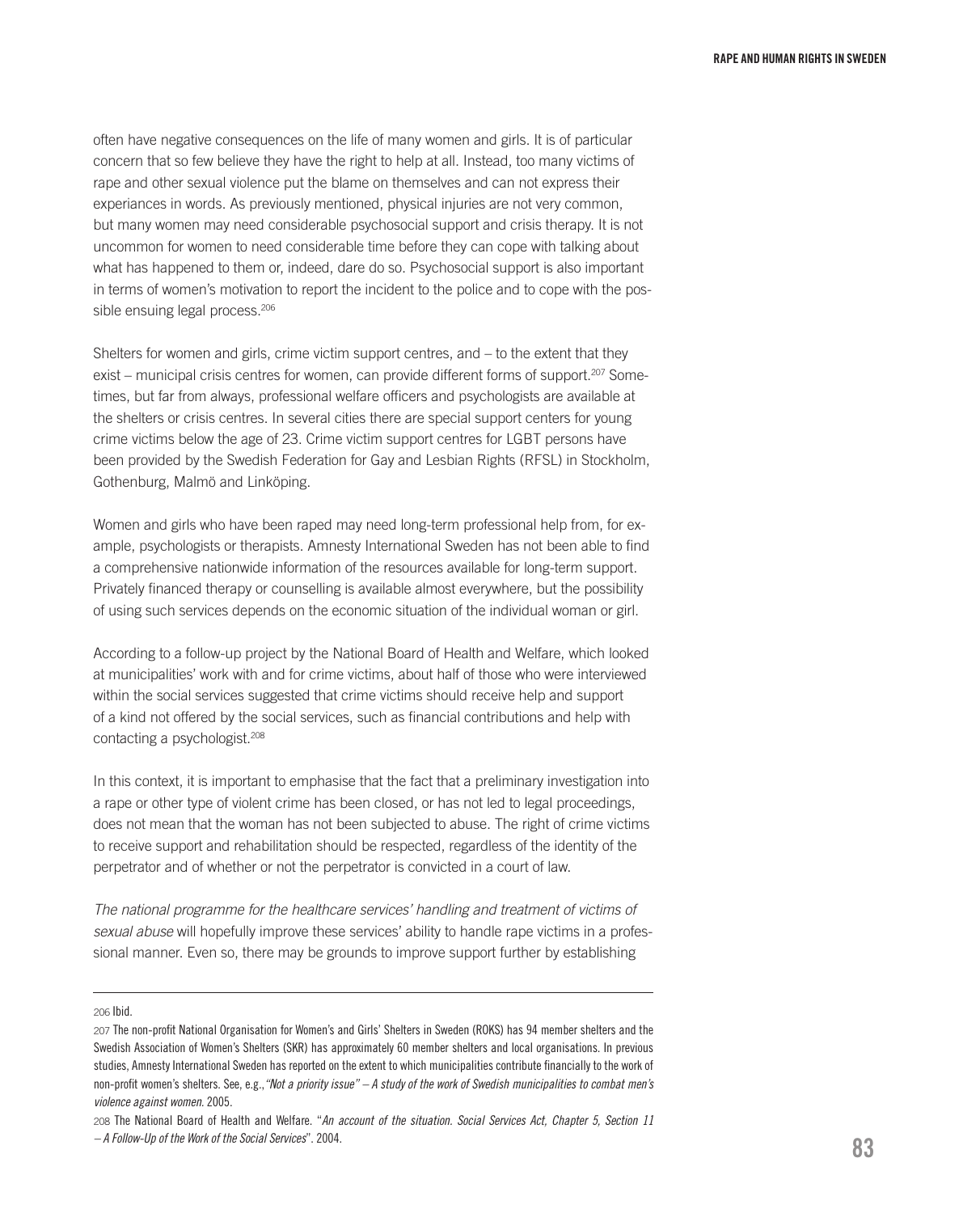often have negative consequences on the life of many women and girls. It is of particular concern that so few believe they have the right to help at all. Instead, too many victims of rape and other sexual violence put the blame on themselves and can not express their experiances in words. As previously mentioned, physical injuries are not very common, but many women may need considerable psychosocial support and crisis therapy. It is not uncommon for women to need considerable time before they can cope with talking about what has happened to them or, indeed, dare do so. Psychosocial support is also important in terms of women's motivation to report the incident to the police and to cope with the possible ensuing legal process.[206]

Shelters for women and girls, crime victim support centres, and – to the extent that they exist – municipal crisis centres for women, can provide different forms of support.[207] Sometimes, but far from always, professional welfare officers and psychologists are available at the shelters or crisis centres. In several cities there are special support centers for young crime victims below the age of 23. Crime victim support centres for LGBT persons have been provided by the Swedish Federation for Gay and Lesbian Rights (RFSL) in Stockholm, Gothenburg, Malmö and Linköping.

Women and girls who have been raped may need long-term professional help from, for example, psychologists or therapists. Amnesty International Sweden has not been able to find a comprehensive nationwide information of the resources available for long-term support. Privately financed therapy or counselling is available almost everywhere, but the possibility of using such services depends on the economic situation of the individual woman or girl.

According to a follow-up project by the National Board of Health and Welfare, which looked at municipalities' work with and for crime victims, about half of those who were interviewed within the social services suggested that crime victims should receive help and support of a kind not offered by the social services, such as financial contributions and help with contacting a psychologist.[208]

In this context, it is important to emphasise that the fact that a preliminary investigation into a rape or other type of violent crime has been closed, or has not led to legal proceedings, does not mean that the woman has not been subjected to abuse. The right of crime victims to receive support and rehabilitation should be respected, regardless of the identity of the perpetrator and of whether or not the perpetrator is convicted in a court of law.

*The national programme for the healthcare services' handling and treatment of victims of sexual abuse* will hopefully improve these services' ability to handle rape victims in a professional manner. Even so, there may be grounds to improve support further by establishing

---

206 Ibid.

207 The non-profit National Organisation for Women's and Girls' Shelters in Sweden (ROKS) has 94 member shelters and the Swedish Association of Women's Shelters (SKR) has approximately 60 member shelters and local organisations. In previous studies, Amnesty International Sweden has reported on the extent to which municipalities contribute financially to the work of non-profit women's shelters. See, e.g.,*"Not a priority issue" – A study of the work of Swedish municipalities to combat men's violence against women*. 2005.

208 The National Board of Health and Welfare. "*An account of the situation. Social Services Act, Chapter 5, Section 11 – A Follow-Up of the Work of the Social Services*". 2004.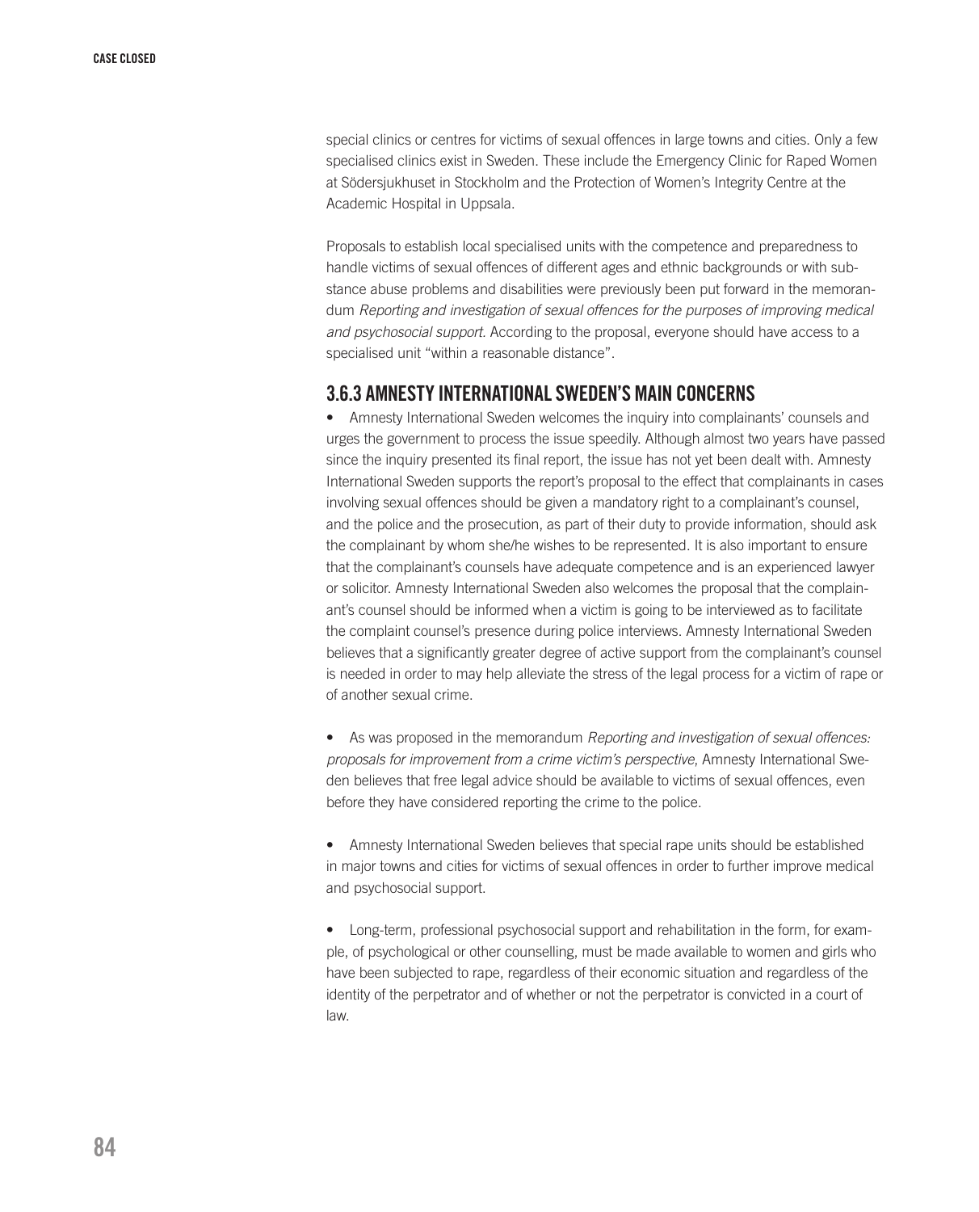special clinics or centres for victims of sexual offences in large towns and cities. Only a few specialised clinics exist in Sweden. These include the Emergency Clinic for Raped Women at Södersjukhuset in Stockholm and the Protection of Women's Integrity Centre at the Academic Hospital in Uppsala.

Proposals to establish local specialised units with the competence and preparedness to handle victims of sexual offences of different ages and ethnic backgrounds or with substance abuse problems and disabilities were previously been put forward in the memorandum *Reporting and investigation of sexual offences for the purposes of improving medical and psychosocial support.* According to the proposal, everyone should have access to a specialised unit "within a reasonable distance".

### 3.6.3 AMNESTY INTERNATIONAL SWEDEN'S MAIN CONCERNS

- Amnesty International Sweden welcomes the inquiry into complainants' counsels and urges the government to process the issue speedily. Although almost two years have passed since the inquiry presented its final report, the issue has not yet been dealt with. Amnesty International Sweden supports the report's proposal to the effect that complainants in cases involving sexual offences should be given a mandatory right to a complainant's counsel, and the police and the prosecution, as part of their duty to provide information, should ask the complainant by whom she/he wishes to be represented. It is also important to ensure that the complainant's counsels have adequate competence and is an experienced lawyer or solicitor. Amnesty International Sweden also welcomes the proposal that the complainant's counsel should be informed when a victim is going to be interviewed as to facilitate the complaint counsel's presence during police interviews. Amnesty International Sweden believes that a significantly greater degree of active support from the complainant's counsel is needed in order to may help alleviate the stress of the legal process for a victim of rape or of another sexual crime.

- As was proposed in the memorandum *Reporting and investigation of sexual offences: proposals for improvement from a crime victim's perspective*, Amnesty International Sweden believes that free legal advice should be available to victims of sexual offences, even before they have considered reporting the crime to the police.

- Amnesty International Sweden believes that special rape units should be established in major towns and cities for victims of sexual offences in order to further improve medical and psychosocial support.

- Long-term, professional psychosocial support and rehabilitation in the form, for example, of psychological or other counselling, must be made available to women and girls who have been subjected to rape, regardless of their economic situation and regardless of the identity of the perpetrator and of whether or not the perpetrator is convicted in a court of law.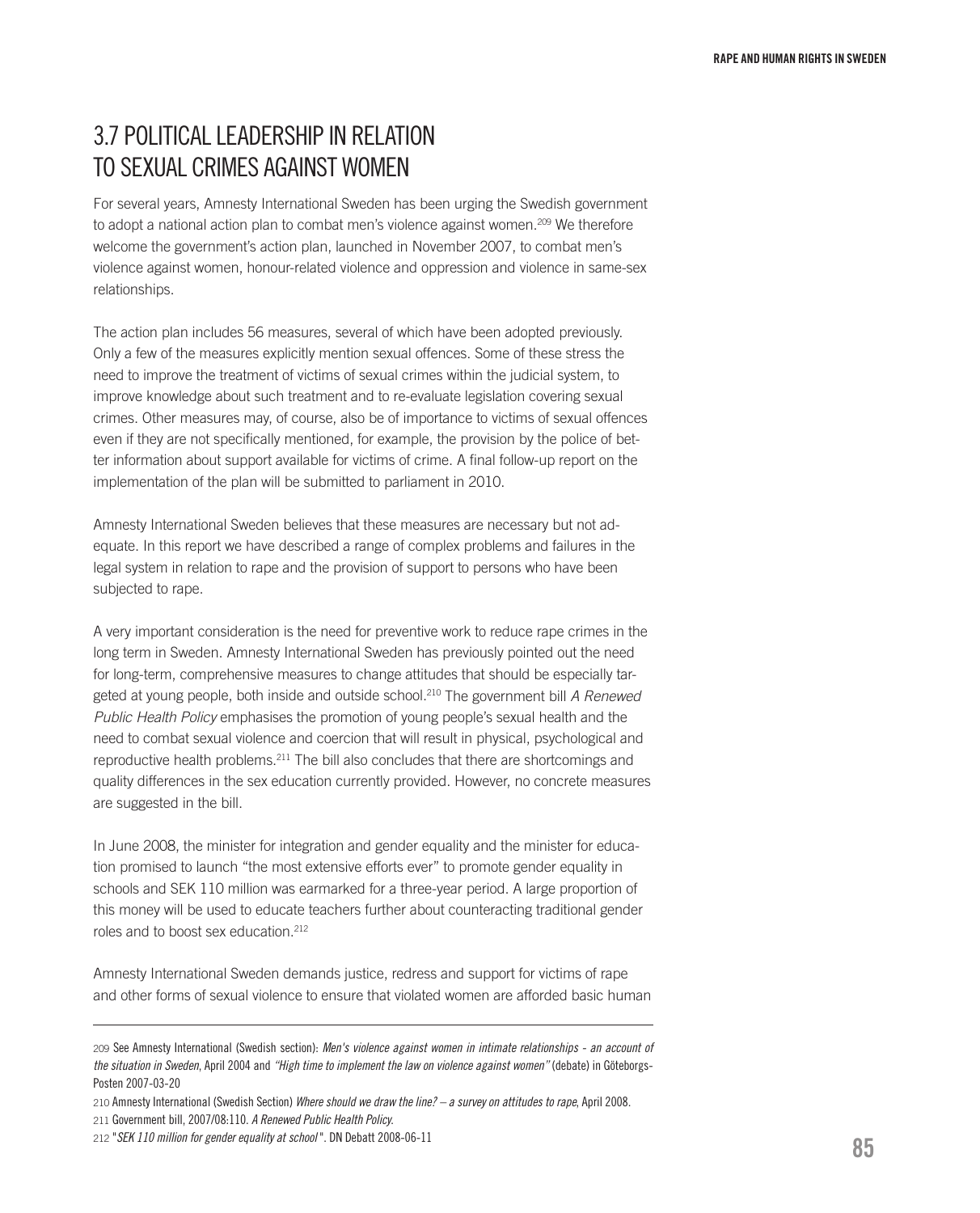## 3.7 POLITICAL LEADERSHIP IN RELATION TO SEXUAL CRIMES AGAINST WOMEN

For several years, Amnesty International Sweden has been urging the Swedish government to adopt a national action plan to combat men's violence against women.[209] We therefore welcome the government's action plan, launched in November 2007, to combat men's violence against women, honour-related violence and oppression and violence in same-sex relationships.

The action plan includes 56 measures, several of which have been adopted previously. Only a few of the measures explicitly mention sexual offences. Some of these stress the need to improve the treatment of victims of sexual crimes within the judicial system, to improve knowledge about such treatment and to re-evaluate legislation covering sexual crimes. Other measures may, of course, also be of importance to victims of sexual offences even if they are not specifically mentioned, for example, the provision by the police of better information about support available for victims of crime. A final follow-up report on the implementation of the plan will be submitted to parliament in 2010.

Amnesty International Sweden believes that these measures are necessary but not adequate. In this report we have described a range of complex problems and failures in the legal system in relation to rape and the provision of support to persons who have been subjected to rape.

A very important consideration is the need for preventive work to reduce rape crimes in the long term in Sweden. Amnesty International Sweden has previously pointed out the need for long-term, comprehensive measures to change attitudes that should be especially targeted at young people, both inside and outside school.[210] The government bill *A Renewed Public Health Policy* emphasises the promotion of young people's sexual health and the need to combat sexual violence and coercion that will result in physical, psychological and reproductive health problems.[211] The bill also concludes that there are shortcomings and quality differences in the sex education currently provided. However, no concrete measures are suggested in the bill.

In June 2008, the minister for integration and gender equality and the minister for education promised to launch "the most extensive efforts ever" to promote gender equality in schools and SEK 110 million was earmarked for a three-year period. A large proportion of this money will be used to educate teachers further about counteracting traditional gender roles and to boost sex education.[212]

Amnesty International Sweden demands justice, redress and support for victims of rape and other forms of sexual violence to ensure that violated women are afforded basic human

---

209 See Amnesty International (Swedish section): *Men's violence against women in intimate relationships - an account of the situation in Sweden*, April 2004 and *"High time to implement the law on violence against women"* (debate) in Göteborgs-Posten 2007-03-20

210 Amnesty International (Swedish Section) *Where should we draw the line? – a survey on attitudes to rape*, April 2008.

211 Government bill, 2007/08:110. *A Renewed Public Health Policy.*

212 "*SEK 110 million for gender equality at school*". DN Debatt 2008-06-11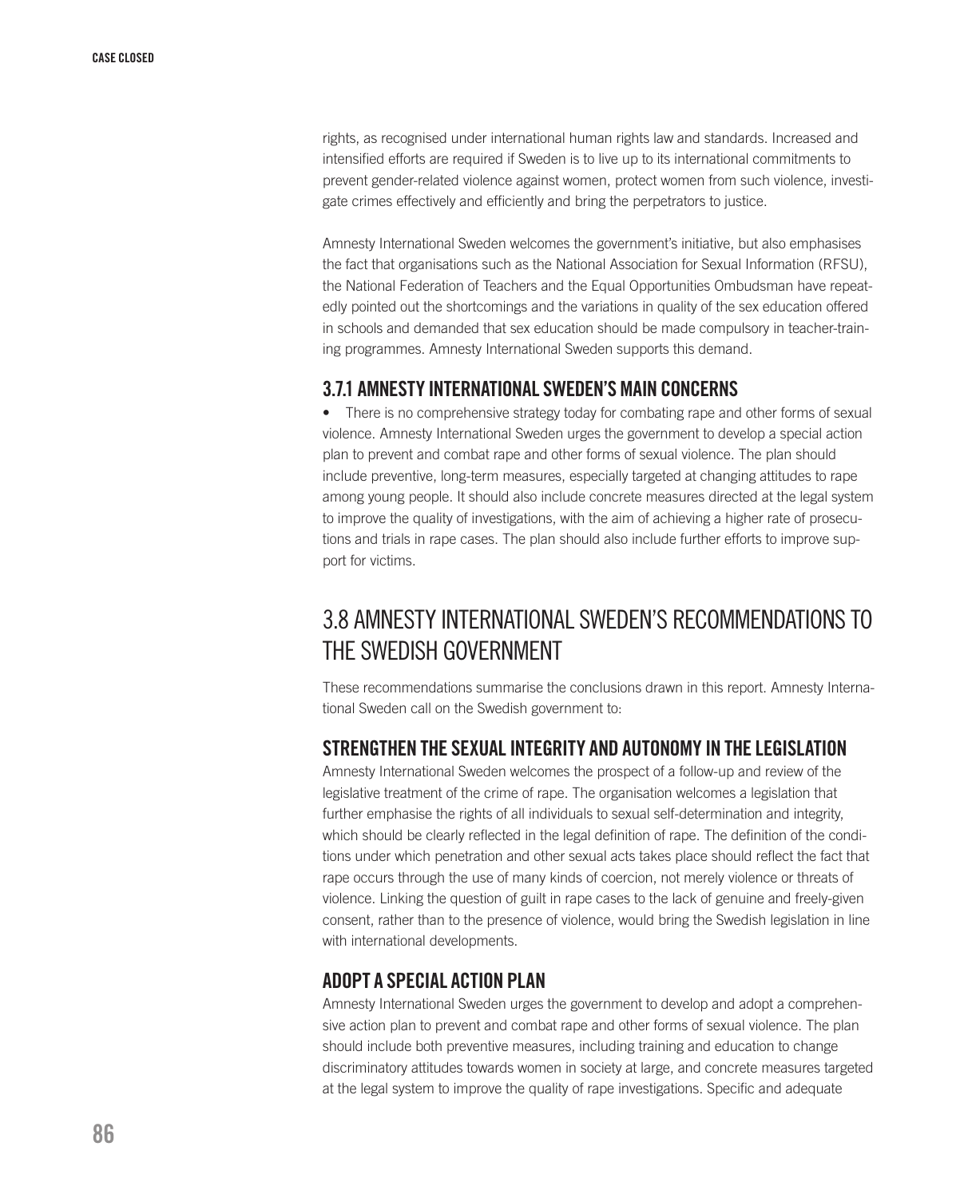rights, as recognised under international human rights law and standards. Increased and intensified efforts are required if Sweden is to live up to its international commitments to prevent gender-related violence against women, protect women from such violence, investigate crimes effectively and efficiently and bring the perpetrators to justice.

Amnesty International Sweden welcomes the government's initiative, but also emphasises the fact that organisations such as the National Association for Sexual Information (RFSU), the National Federation of Teachers and the Equal Opportunities Ombudsman have repeatedly pointed out the shortcomings and the variations in quality of the sex education offered in schools and demanded that sex education should be made compulsory in teacher-training programmes. Amnesty International Sweden supports this demand.

### 3.7.1 AMNESTY INTERNATIONAL SWEDEN'S MAIN CONCERNS

- There is no comprehensive strategy today for combating rape and other forms of sexual violence. Amnesty International Sweden urges the government to develop a special action plan to prevent and combat rape and other forms of sexual violence. The plan should include preventive, long-term measures, especially targeted at changing attitudes to rape among young people. It should also include concrete measures directed at the legal system to improve the quality of investigations, with the aim of achieving a higher rate of prosecutions and trials in rape cases. The plan should also include further efforts to improve support for victims.

## 3.8 AMNESTY INTERNATIONAL SWEDEN'S RECOMMENDATIONS TO THE SWEDISH GOVERNMENT

These recommendations summarise the conclusions drawn in this report. Amnesty International Sweden call on the Swedish government to:

### STRENGTHEN THE SEXUAL INTEGRITY AND AUTONOMY IN THE LEGISLATION

Amnesty International Sweden welcomes the prospect of a follow-up and review of the legislative treatment of the crime of rape. The organisation welcomes a legislation that further emphasise the rights of all individuals to sexual self-determination and integrity, which should be clearly reflected in the legal definition of rape. The definition of the conditions under which penetration and other sexual acts takes place should reflect the fact that rape occurs through the use of many kinds of coercion, not merely violence or threats of violence. Linking the question of guilt in rape cases to the lack of genuine and freely-given consent, rather than to the presence of violence, would bring the Swedish legislation in line with international developments.

### ADOPT A SPECIAL ACTION PLAN

Amnesty International Sweden urges the government to develop and adopt a comprehensive action plan to prevent and combat rape and other forms of sexual violence. The plan should include both preventive measures, including training and education to change discriminatory attitudes towards women in society at large, and concrete measures targeted at the legal system to improve the quality of rape investigations. Specific and adequate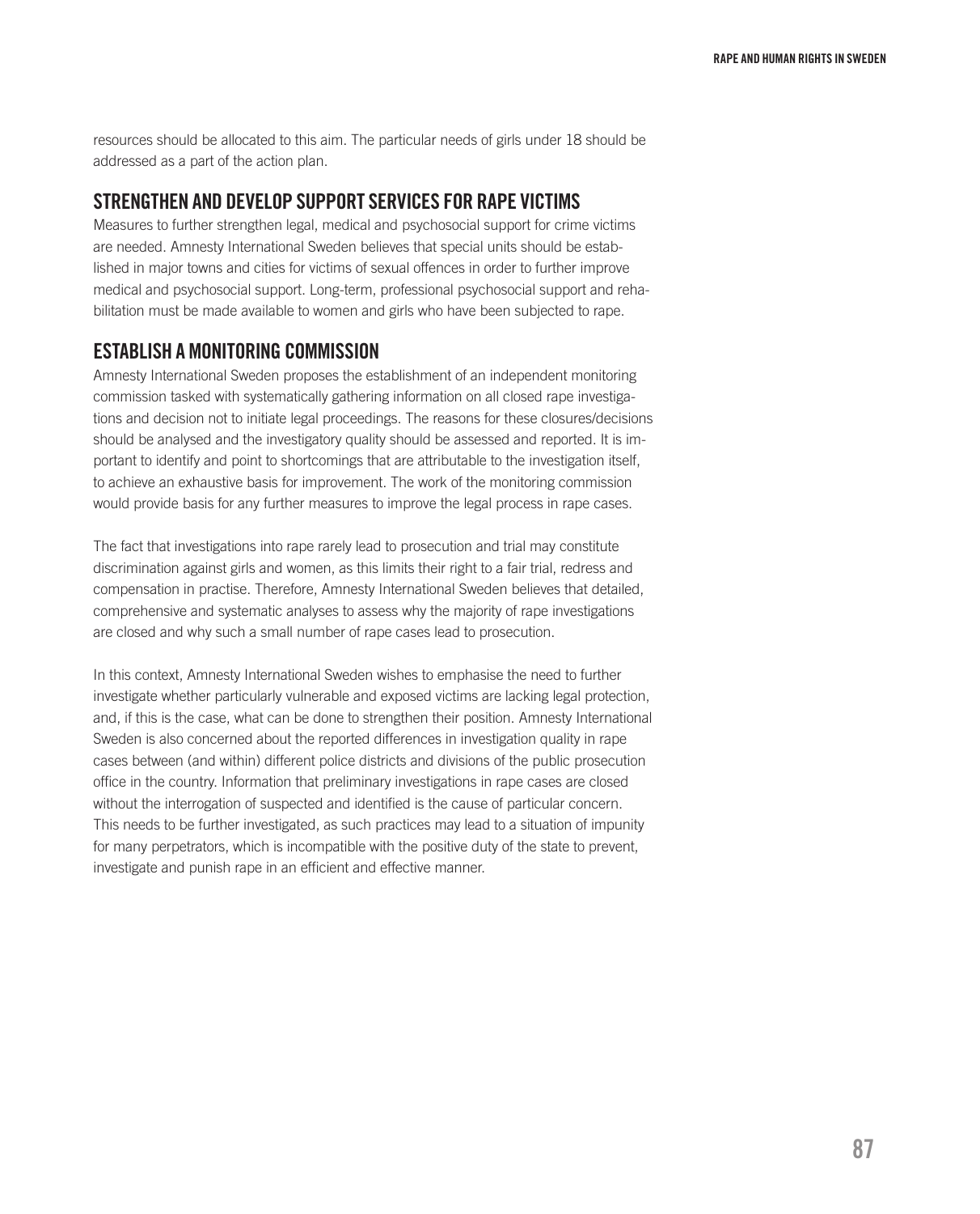resources should be allocated to this aim. The particular needs of girls under 18 should be addressed as a part of the action plan.

## STRENGTHEN AND DEVELOP SUPPORT SERVICES FOR RAPE VICTIMS

Measures to further strengthen legal, medical and psychosocial support for crime victims are needed. Amnesty International Sweden believes that special units should be established in major towns and cities for victims of sexual offences in order to further improve medical and psychosocial support. Long-term, professional psychosocial support and rehabilitation must be made available to women and girls who have been subjected to rape.

## ESTABLISH A MONITORING COMMISSION

Amnesty International Sweden proposes the establishment of an independent monitoring commission tasked with systematically gathering information on all closed rape investigations and decision not to initiate legal proceedings. The reasons for these closures/decisions should be analysed and the investigatory quality should be assessed and reported. It is important to identify and point to shortcomings that are attributable to the investigation itself, to achieve an exhaustive basis for improvement. The work of the monitoring commission would provide basis for any further measures to improve the legal process in rape cases.

The fact that investigations into rape rarely lead to prosecution and trial may constitute discrimination against girls and women, as this limits their right to a fair trial, redress and compensation in practise. Therefore, Amnesty International Sweden believes that detailed, comprehensive and systematic analyses to assess why the majority of rape investigations are closed and why such a small number of rape cases lead to prosecution.

In this context, Amnesty International Sweden wishes to emphasise the need to further investigate whether particularly vulnerable and exposed victims are lacking legal protection, and, if this is the case, what can be done to strengthen their position. Amnesty International Sweden is also concerned about the reported differences in investigation quality in rape cases between (and within) different police districts and divisions of the public prosecution office in the country. Information that preliminary investigations in rape cases are closed without the interrogation of suspected and identified is the cause of particular concern. This needs to be further investigated, as such practices may lead to a situation of impunity for many perpetrators, which is incompatible with the positive duty of the state to prevent, investigate and punish rape in an efficient and effective manner.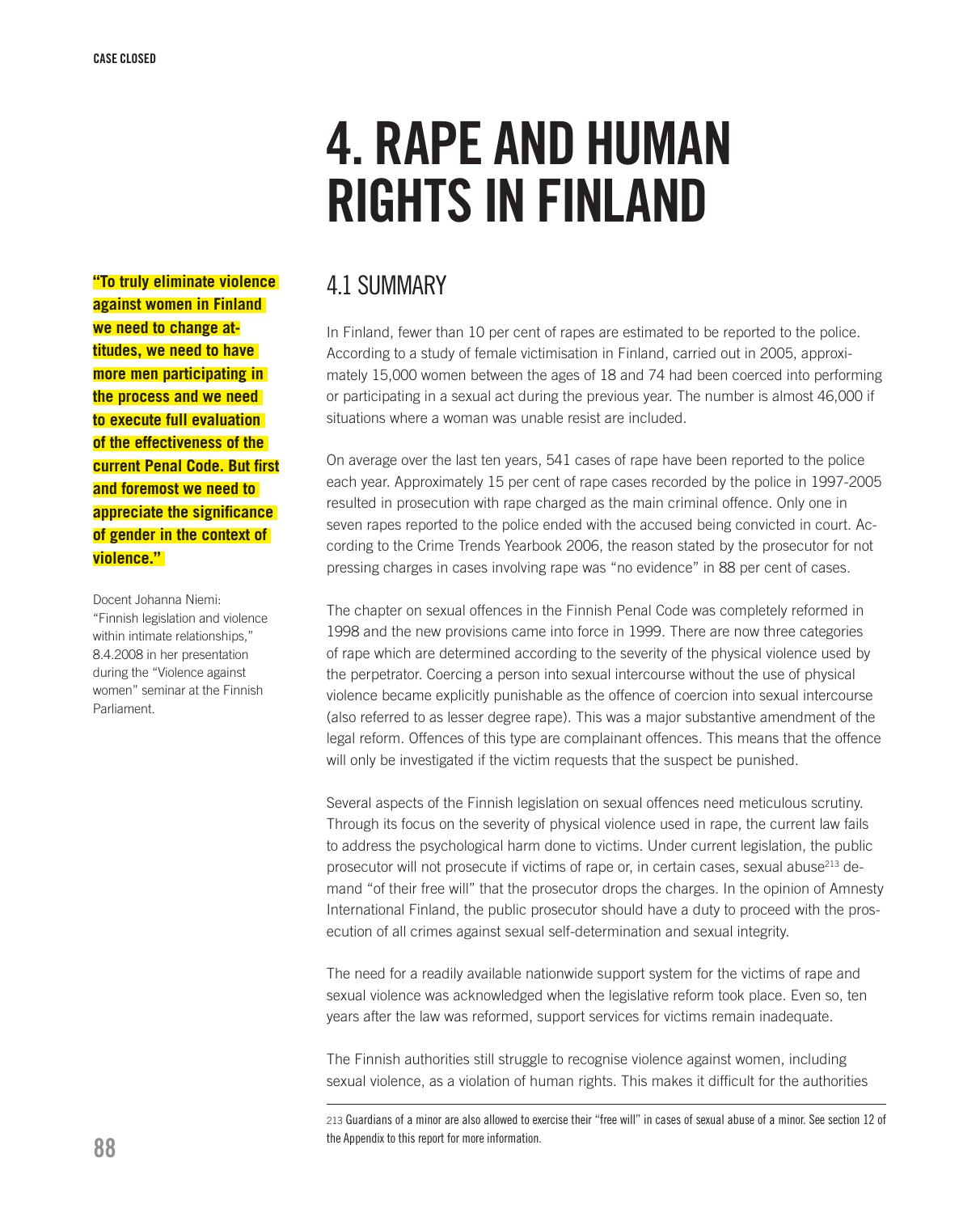# 4. RAPE AND HUMAN RIGHTS IN FINLAND

**"To truly eliminate violence against women in Finland we need to change attitudes, we need to have more men participating in the process and we need to execute full evaluation of the effectiveness of the current Penal Code. But first and foremost we need to appreciate the significance of gender in the context of violence."**

Docent Johanna Niemi: "Finnish legislation and violence within intimate relationships," 8.4.2008 in her presentation during the "Violence against women" seminar at the Finnish Parliament.

## 4.1 SUMMARY

In Finland, fewer than 10 per cent of rapes are estimated to be reported to the police. According to a study of female victimisation in Finland, carried out in 2005, approximately 15,000 women between the ages of 18 and 74 had been coerced into performing or participating in a sexual act during the previous year. The number is almost 46,000 if situations where a woman was unable resist are included.

On average over the last ten years, 541 cases of rape have been reported to the police each year. Approximately 15 per cent of rape cases recorded by the police in 1997-2005 resulted in prosecution with rape charged as the main criminal offence. Only one in seven rapes reported to the police ended with the accused being convicted in court. According to the Crime Trends Yearbook 2006, the reason stated by the prosecutor for not pressing charges in cases involving rape was "no evidence" in 88 per cent of cases.

The chapter on sexual offences in the Finnish Penal Code was completely reformed in 1998 and the new provisions came into force in 1999. There are now three categories of rape which are determined according to the severity of the physical violence used by the perpetrator. Coercing a person into sexual intercourse without the use of physical violence became explicitly punishable as the offence of coercion into sexual intercourse (also referred to as lesser degree rape). This was a major substantive amendment of the legal reform. Offences of this type are complainant offences. This means that the offence will only be investigated if the victim requests that the suspect be punished.

Several aspects of the Finnish legislation on sexual offences need meticulous scrutiny. Through its focus on the severity of physical violence used in rape, the current law fails to address the psychological harm done to victims. Under current legislation, the public prosecutor will not prosecute if victims of rape or, in certain cases, sexual abuse[213] demand "of their free will" that the prosecutor drops the charges. In the opinion of Amnesty International Finland, the public prosecutor should have a duty to proceed with the prosecution of all crimes against sexual self-determination and sexual integrity.

The need for a readily available nationwide support system for the victims of rape and sexual violence was acknowledged when the legislative reform took place. Even so, ten years after the law was reformed, support services for victims remain inadequate.

The Finnish authorities still struggle to recognise violence against women, including sexual violence, as a violation of human rights. This makes it difficult for the authorities

---

[213] Guardians of a minor are also allowed to exercise their "free will" in cases of sexual abuse of a minor. See section 12 of the Appendix to this report for more information.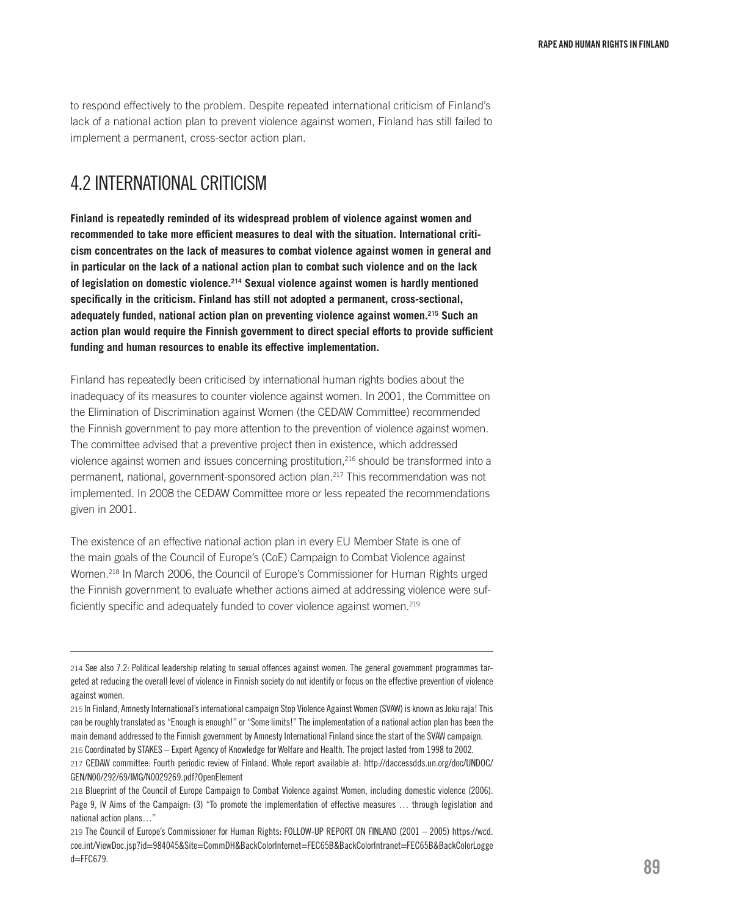to respond effectively to the problem. Despite repeated international criticism of Finland's lack of a national action plan to prevent violence against women, Finland has still failed to implement a permanent, cross-sector action plan.

## 4.2 INTERNATIONAL CRITICISM

**Finland is repeatedly reminded of its widespread problem of violence against women and recommended to take more efficient measures to deal with the situation. International criticism concentrates on the lack of measures to combat violence against women in general and in particular on the lack of a national action plan to combat such violence and on the lack of legislation on domestic violence.[214] Sexual violence against women is hardly mentioned specifically in the criticism. Finland has still not adopted a permanent, cross-sectional, adequately funded, national action plan on preventing violence against women.[215] Such an action plan would require the Finnish government to direct special efforts to provide sufficient funding and human resources to enable its effective implementation.**

Finland has repeatedly been criticised by international human rights bodies about the inadequacy of its measures to counter violence against women. In 2001, the Committee on the Elimination of Discrimination against Women (the CEDAW Committee) recommended the Finnish government to pay more attention to the prevention of violence against women. The committee advised that a preventive project then in existence, which addressed violence against women and issues concerning prostitution,[216] should be transformed into a permanent, national, government-sponsored action plan.[217] This recommendation was not implemented. In 2008 the CEDAW Committee more or less repeated the recommendations given in 2001.

The existence of an effective national action plan in every EU Member State is one of the main goals of the Council of Europe's (CoE) Campaign to Combat Violence against Women.[218] In March 2006, the Council of Europe's Commissioner for Human Rights urged the Finnish government to evaluate whether actions aimed at addressing violence were sufficiently specific and adequately funded to cover violence against women.[219]

---

214 See also 7.2: Political leadership relating to sexual offences against women. The general government programmes targeted at reducing the overall level of violence in Finnish society do not identify or focus on the effective prevention of violence against women.

215 In Finland, Amnesty International's international campaign Stop Violence Against Women (SVAW) is known as Joku raja! This can be roughly translated as "Enough is enough!" or "Some limits!" The implementation of a national action plan has been the main demand addressed to the Finnish government by Amnesty International Finland since the start of the SVAW campaign.

216 Coordinated by STAKES – Expert Agency of Knowledge for Welfare and Health. The project lasted from 1998 to 2002.

217 CEDAW committee: Fourth periodic review of Finland. Whole report available at: http://daccessdds.un.org/doc/UNDOC/GEN/N00/292/69/IMG/N0029269.pdf?OpenElement

218 Blueprint of the Council of Europe Campaign to Combat Violence against Women, including domestic violence (2006). Page 9, IV Aims of the Campaign: (3) "To promote the implementation of effective measures … through legislation and national action plans…"

219 The Council of Europe's Commissioner for Human Rights: FOLLOW-UP REPORT ON FINLAND (2001 – 2005) https://wcd.coe.int/ViewDoc.jsp?id=984045&Site=CommDH&BackColorInternet=FEC65B&BackColorIntranet=FEC65B&BackColorLogged=FFC679.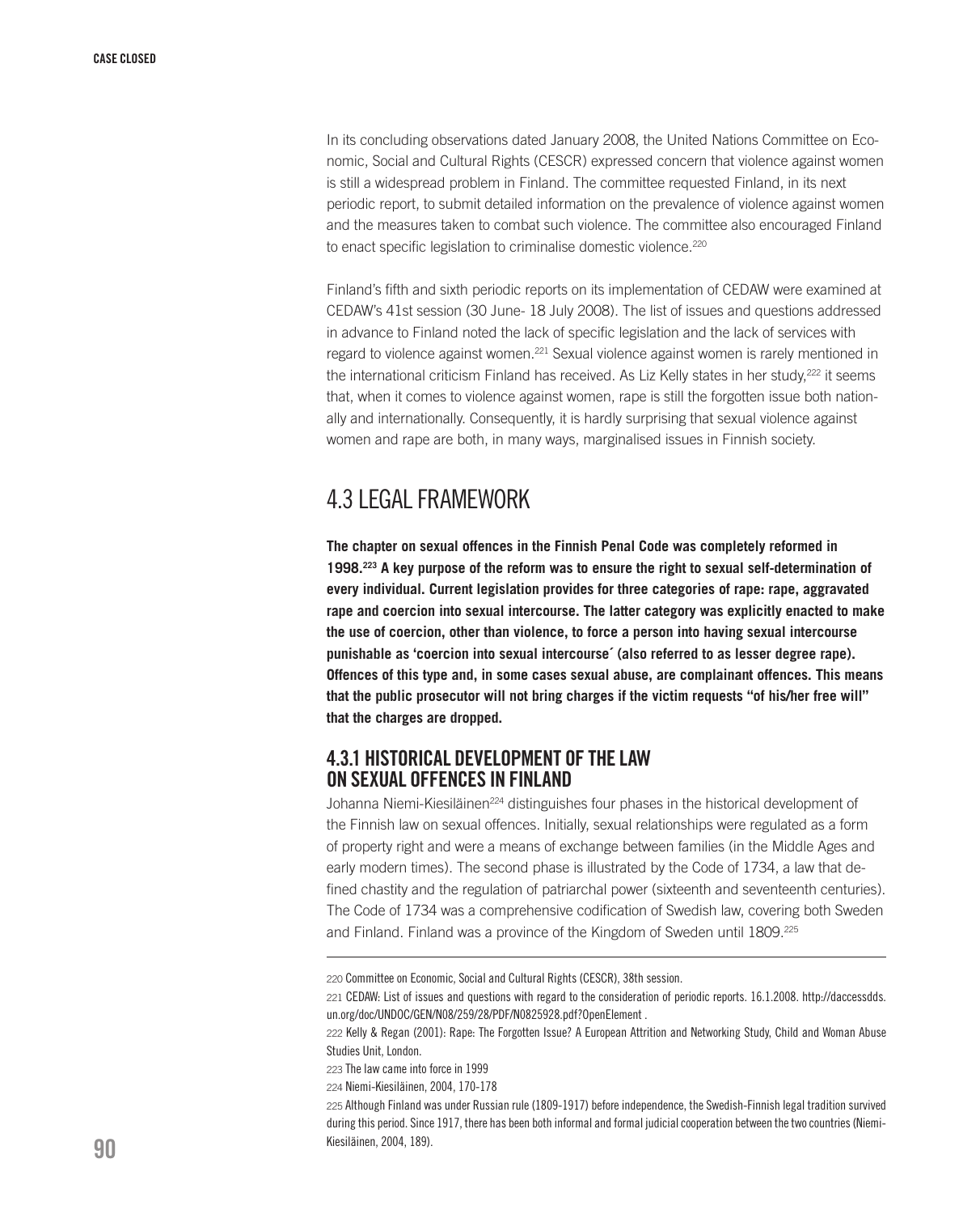In its concluding observations dated January 2008, the United Nations Committee on Economic, Social and Cultural Rights (CESCR) expressed concern that violence against women is still a widespread problem in Finland. The committee requested Finland, in its next periodic report, to submit detailed information on the prevalence of violence against women and the measures taken to combat such violence. The committee also encouraged Finland to enact specific legislation to criminalise domestic violence.[220]

Finland's fifth and sixth periodic reports on its implementation of CEDAW were examined at CEDAW's 41st session (30 June- 18 July 2008). The list of issues and questions addressed in advance to Finland noted the lack of specific legislation and the lack of services with regard to violence against women.[221] Sexual violence against women is rarely mentioned in the international criticism Finland has received. As Liz Kelly states in her study,[222] it seems that, when it comes to violence against women, rape is still the forgotten issue both nationally and internationally. Consequently, it is hardly surprising that sexual violence against women and rape are both, in many ways, marginalised issues in Finnish society.

## 4.3 LEGAL FRAMEWORK

**The chapter on sexual offences in the Finnish Penal Code was completely reformed in 1998.[223] A key purpose of the reform was to ensure the right to sexual self-determination of every individual. Current legislation provides for three categories of rape: rape, aggravated rape and coercion into sexual intercourse. The latter category was explicitly enacted to make the use of coercion, other than violence, to force a person into having sexual intercourse punishable as 'coercion into sexual intercourse´ (also referred to as lesser degree rape). Offences of this type and, in some cases sexual abuse, are complainant offences. This means that the public prosecutor will not bring charges if the victim requests "of his/her free will" that the charges are dropped.**

### 4.3.1 HISTORICAL DEVELOPMENT OF THE LAW ON SEXUAL OFFENCES IN FINLAND

Johanna Niemi-Kiesiläinen[224] distinguishes four phases in the historical development of the Finnish law on sexual offences. Initially, sexual relationships were regulated as a form of property right and were a means of exchange between families (in the Middle Ages and early modern times). The second phase is illustrated by the Code of 1734, a law that defined chastity and the regulation of patriarchal power (sixteenth and seventeenth centuries). The Code of 1734 was a comprehensive codification of Swedish law, covering both Sweden and Finland. Finland was a province of the Kingdom of Sweden until 1809.[225]

---

220 Committee on Economic, Social and Cultural Rights (CESCR), 38th session.

221 CEDAW: List of issues and questions with regard to the consideration of periodic reports. 16.1.2008. http://daccessdds.un.org/doc/UNDOC/GEN/N08/259/28/PDF/N0825928.pdf?OpenElement .

222 Kelly & Regan (2001): Rape: The Forgotten Issue? A European Attrition and Networking Study, Child and Woman Abuse Studies Unit, London.

223 The law came into force in 1999

224 Niemi-Kiesiläinen, 2004, 170-178

225 Although Finland was under Russian rule (1809-1917) before independence, the Swedish-Finnish legal tradition survived during this period. Since 1917, there has been both informal and formal judicial cooperation between the two countries (Niemi-Kiesiläinen, 2004, 189).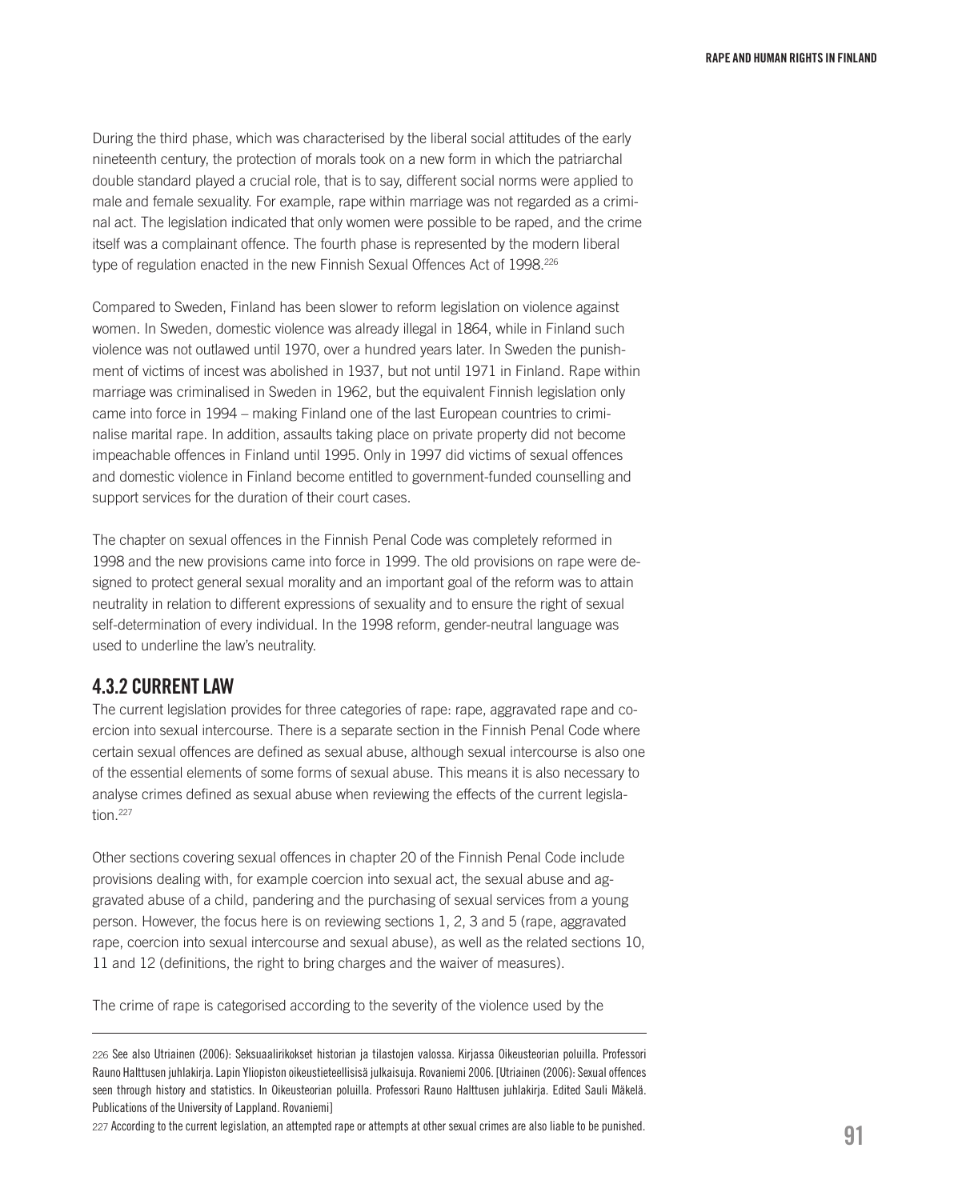During the third phase, which was characterised by the liberal social attitudes of the early nineteenth century, the protection of morals took on a new form in which the patriarchal double standard played a crucial role, that is to say, different social norms were applied to male and female sexuality. For example, rape within marriage was not regarded as a criminal act. The legislation indicated that only women were possible to be raped, and the crime itself was a complainant offence. The fourth phase is represented by the modern liberal type of regulation enacted in the new Finnish Sexual Offences Act of 1998.[226]

Compared to Sweden, Finland has been slower to reform legislation on violence against women. In Sweden, domestic violence was already illegal in 1864, while in Finland such violence was not outlawed until 1970, over a hundred years later. In Sweden the punishment of victims of incest was abolished in 1937, but not until 1971 in Finland. Rape within marriage was criminalised in Sweden in 1962, but the equivalent Finnish legislation only came into force in 1994 – making Finland one of the last European countries to criminalise marital rape. In addition, assaults taking place on private property did not become impeachable offences in Finland until 1995. Only in 1997 did victims of sexual offences and domestic violence in Finland become entitled to government-funded counselling and support services for the duration of their court cases.

The chapter on sexual offences in the Finnish Penal Code was completely reformed in 1998 and the new provisions came into force in 1999. The old provisions on rape were designed to protect general sexual morality and an important goal of the reform was to attain neutrality in relation to different expressions of sexuality and to ensure the right of sexual self-determination of every individual. In the 1998 reform, gender-neutral language was used to underline the law's neutrality.

### 4.3.2 CURRENT LAW

The current legislation provides for three categories of rape: rape, aggravated rape and coercion into sexual intercourse. There is a separate section in the Finnish Penal Code where certain sexual offences are defined as sexual abuse, although sexual intercourse is also one of the essential elements of some forms of sexual abuse. This means it is also necessary to analyse crimes defined as sexual abuse when reviewing the effects of the current legislation.[227]

Other sections covering sexual offences in chapter 20 of the Finnish Penal Code include provisions dealing with, for example coercion into sexual act, the sexual abuse and aggravated abuse of a child, pandering and the purchasing of sexual services from a young person. However, the focus here is on reviewing sections 1, 2, 3 and 5 (rape, aggravated rape, coercion into sexual intercourse and sexual abuse), as well as the related sections 10, 11 and 12 (definitions, the right to bring charges and the waiver of measures).

The crime of rape is categorised according to the severity of the violence used by the

---

226 See also Utriainen (2006): Seksuaalirikokset historian ja tilastojen valossa. Kirjassa Oikeusteorian poluilla. Professori Rauno Halttusen juhlakirja. Lapin Yliopiston oikeustieteellisisä julkaisuja. Rovaniemi 2006. [Utriainen (2006): Sexual offences seen through history and statistics. In Oikeusteorian poluilla. Professori Rauno Halttusen juhlakirja. Edited Sauli Mäkelä. Publications of the University of Lappland. Rovaniemi]

227 According to the current legislation, an attempted rape or attempts at other sexual crimes are also liable to be punished.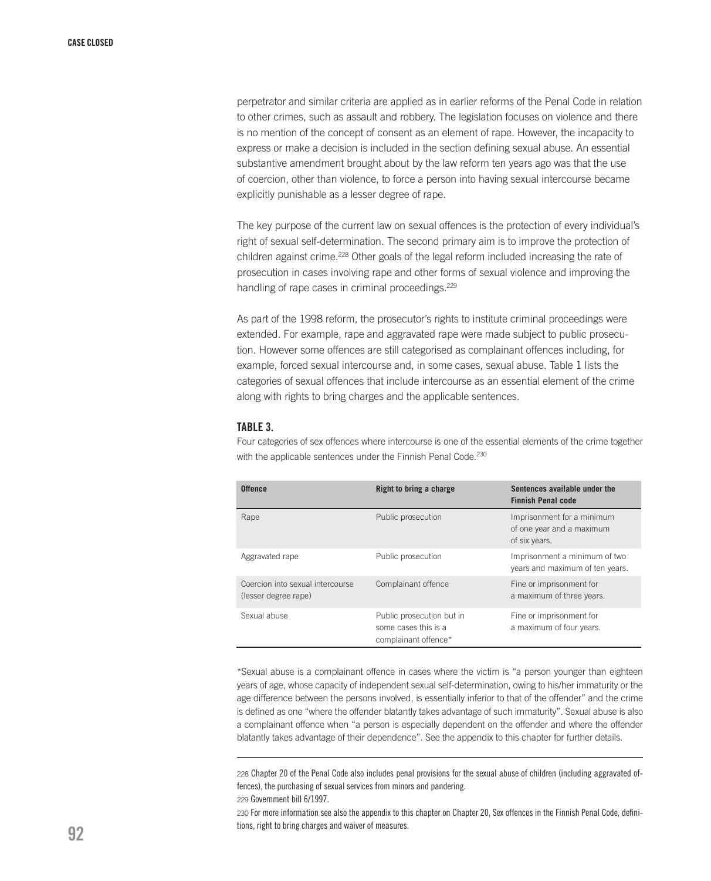perpetrator and similar criteria are applied as in earlier reforms of the Penal Code in relation to other crimes, such as assault and robbery. The legislation focuses on violence and there is no mention of the concept of consent as an element of rape. However, the incapacity to express or make a decision is included in the section defining sexual abuse. An essential substantive amendment brought about by the law reform ten years ago was that the use of coercion, other than violence, to force a person into having sexual intercourse became explicitly punishable as a lesser degree of rape.

The key purpose of the current law on sexual offences is the protection of every individual's right of sexual self-determination. The second primary aim is to improve the protection of children against crime.[228] Other goals of the legal reform included increasing the rate of prosecution in cases involving rape and other forms of sexual violence and improving the handling of rape cases in criminal proceedings.[229]

As part of the 1998 reform, the prosecutor's rights to institute criminal proceedings were extended. For example, rape and aggravated rape were made subject to public prosecution. However some offences are still categorised as complainant offences including, for example, forced sexual intercourse and, in some cases, sexual abuse. Table 1 lists the categories of sexual offences that include intercourse as an essential element of the crime along with rights to bring charges and the applicable sentences.

#### TABLE 3.

Four categories of sex offences where intercourse is one of the essential elements of the crime together with the applicable sentences under the Finnish Penal Code.[230]

| Offence | Right to bring a charge | Sentences available under the Finnish Penal code |
|---|---|---|
| Rape | Public prosecution | Imprisonment for a minimum of one year and a maximum of six years. |
| Aggravated rape | Public prosecution | Imprisonment a minimum of two years and maximum of ten years. |
| Coercion into sexual intercourse (lesser degree rape) | Complainant offence | Fine or imprisonment for a maximum of three years. |
| Sexual abuse | Public prosecution but in some cases this is a complainant offence* | Fine or imprisonment for a maximum of four years. |

*Sexual abuse is a complainant offence in cases where the victim is "a person younger than eighteen years of age, whose capacity of independent sexual self-determination, owing to his/her immaturity or the age difference between the persons involved, is essentially inferior to that of the offender" and the crime is defined as one "where the offender blatantly takes advantage of such immaturity". Sexual abuse is also a complainant offence when "a person is especially dependent on the offender and where the offender blatantly takes advantage of their dependence". See the appendix to this chapter for further details.

---

228 Chapter 20 of the Penal Code also includes penal provisions for the sexual abuse of children (including aggravated offences), the purchasing of sexual services from minors and pandering.

229 Government bill 6/1997.

230 For more information see also the appendix to this chapter on Chapter 20, Sex offences in the Finnish Penal Code, definitions, right to bring charges and waiver of measures.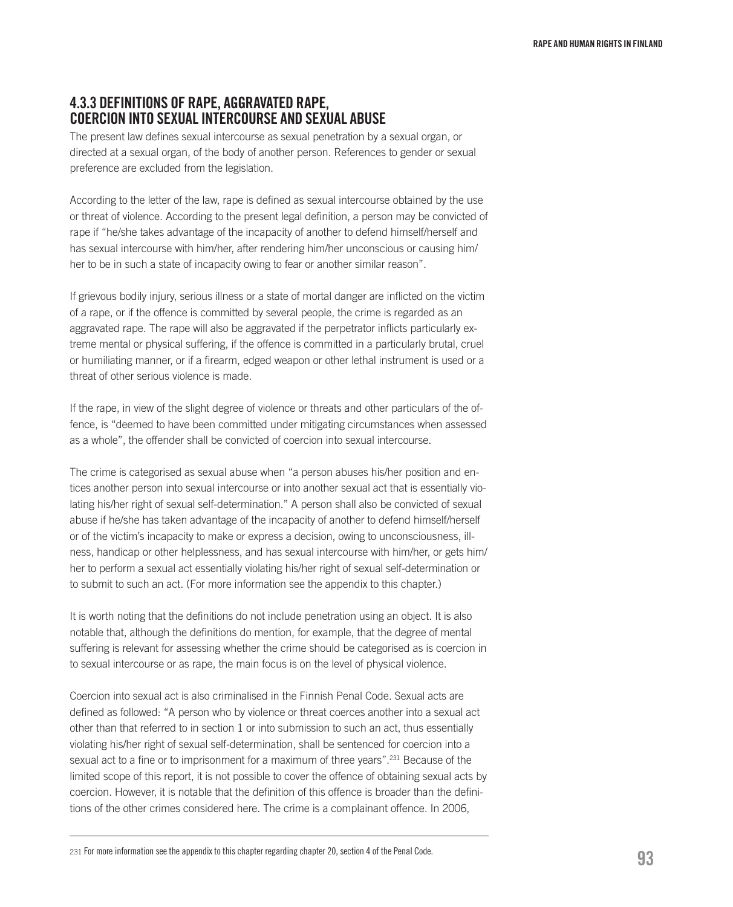### 4.3.3 DEFINITIONS OF RAPE, AGGRAVATED RAPE, COERCION INTO SEXUAL INTERCOURSE AND SEXUAL ABUSE

The present law defines sexual intercourse as sexual penetration by a sexual organ, or directed at a sexual organ, of the body of another person. References to gender or sexual preference are excluded from the legislation.

According to the letter of the law, rape is defined as sexual intercourse obtained by the use or threat of violence. According to the present legal definition, a person may be convicted of rape if "he/she takes advantage of the incapacity of another to defend himself/herself and has sexual intercourse with him/her, after rendering him/her unconscious or causing him/her to be in such a state of incapacity owing to fear or another similar reason".

If grievous bodily injury, serious illness or a state of mortal danger are inflicted on the victim of a rape, or if the offence is committed by several people, the crime is regarded as an aggravated rape. The rape will also be aggravated if the perpetrator inflicts particularly extreme mental or physical suffering, if the offence is committed in a particularly brutal, cruel or humiliating manner, or if a firearm, edged weapon or other lethal instrument is used or a threat of other serious violence is made.

If the rape, in view of the slight degree of violence or threats and other particulars of the offence, is "deemed to have been committed under mitigating circumstances when assessed as a whole", the offender shall be convicted of coercion into sexual intercourse.

The crime is categorised as sexual abuse when "a person abuses his/her position and entices another person into sexual intercourse or into another sexual act that is essentially violating his/her right of sexual self-determination." A person shall also be convicted of sexual abuse if he/she has taken advantage of the incapacity of another to defend himself/herself or of the victim's incapacity to make or express a decision, owing to unconsciousness, illness, handicap or other helplessness, and has sexual intercourse with him/her, or gets him/her to perform a sexual act essentially violating his/her right of sexual self-determination or to submit to such an act. (For more information see the appendix to this chapter.)

It is worth noting that the definitions do not include penetration using an object. It is also notable that, although the definitions do mention, for example, that the degree of mental suffering is relevant for assessing whether the crime should be categorised as is coercion in to sexual intercourse or as rape, the main focus is on the level of physical violence.

Coercion into sexual act is also criminalised in the Finnish Penal Code. Sexual acts are defined as followed: "A person who by violence or threat coerces another into a sexual act other than that referred to in section 1 or into submission to such an act, thus essentially violating his/her right of sexual self-determination, shall be sentenced for coercion into a sexual act to a fine or to imprisonment for a maximum of three years".[231] Because of the limited scope of this report, it is not possible to cover the offence of obtaining sexual acts by coercion. However, it is notable that the definition of this offence is broader than the definitions of the other crimes considered here. The crime is a complainant offence. In 2006,

231 For more information see the appendix to this chapter regarding chapter 20, section 4 of the Penal Code.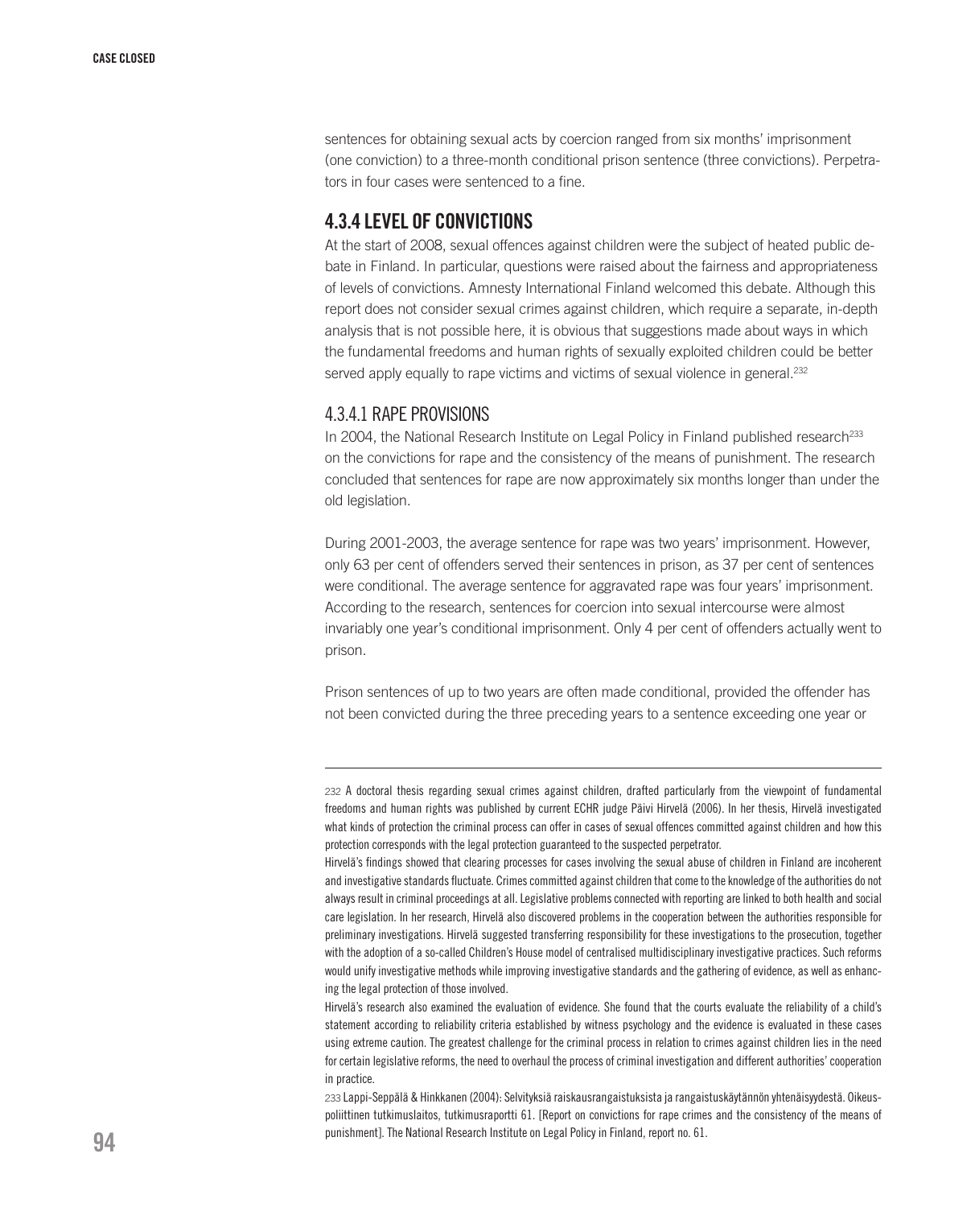sentences for obtaining sexual acts by coercion ranged from six months' imprisonment (one conviction) to a three-month conditional prison sentence (three convictions). Perpetrators in four cases were sentenced to a fine.

## 4.3.4 LEVEL OF CONVICTIONS

At the start of 2008, sexual offences against children were the subject of heated public debate in Finland. In particular, questions were raised about the fairness and appropriateness of levels of convictions. Amnesty International Finland welcomed this debate. Although this report does not consider sexual crimes against children, which require a separate, in-depth analysis that is not possible here, it is obvious that suggestions made about ways in which the fundamental freedoms and human rights of sexually exploited children could be better served apply equally to rape victims and victims of sexual violence in general.[232]

### 4.3.4.1 RAPE PROVISIONS

In 2004, the National Research Institute on Legal Policy in Finland published research[233] on the convictions for rape and the consistency of the means of punishment. The research concluded that sentences for rape are now approximately six months longer than under the old legislation.

During 2001-2003, the average sentence for rape was two years' imprisonment. However, only 63 per cent of offenders served their sentences in prison, as 37 per cent of sentences were conditional. The average sentence for aggravated rape was four years' imprisonment. According to the research, sentences for coercion into sexual intercourse were almost invariably one year's conditional imprisonment. Only 4 per cent of offenders actually went to prison.

Prison sentences of up to two years are often made conditional, provided the offender has not been convicted during the three preceding years to a sentence exceeding one year or

---

232 A doctoral thesis regarding sexual crimes against children, drafted particularly from the viewpoint of fundamental freedoms and human rights was published by current ECHR judge Päivi Hirvelä (2006). In her thesis, Hirvelä investigated what kinds of protection the criminal process can offer in cases of sexual offences committed against children and how this protection corresponds with the legal protection guaranteed to the suspected perpetrator.

Hirvelä's findings showed that clearing processes for cases involving the sexual abuse of children in Finland are incoherent and investigative standards fluctuate. Crimes committed against children that come to the knowledge of the authorities do not always result in criminal proceedings at all. Legislative problems connected with reporting are linked to both health and social care legislation. In her research, Hirvelä also discovered problems in the cooperation between the authorities responsible for preliminary investigations. Hirvelä suggested transferring responsibility for these investigations to the prosecution, together with the adoption of a so-called Children's House model of centralised multidisciplinary investigative practices. Such reforms would unify investigative methods while improving investigative standards and the gathering of evidence, as well as enhancing the legal protection of those involved.

Hirvelä's research also examined the evaluation of evidence. She found that the courts evaluate the reliability of a child's statement according to reliability criteria established by witness psychology and the evidence is evaluated in these cases using extreme caution. The greatest challenge for the criminal process in relation to crimes against children lies in the need for certain legislative reforms, the need to overhaul the process of criminal investigation and different authorities' cooperation in practice.

233 Lappi-Seppälä & Hinkkanen (2004): Selvityksiä raiskausrangaistuksista ja rangaistuskäytännön yhtenäisyydestä. Oikeuspoliittinen tutkimuslaitos, tutkimusraportti 61. [Report on convictions for rape crimes and the consistency of the means of punishment]. The National Research Institute on Legal Policy in Finland, report no. 61.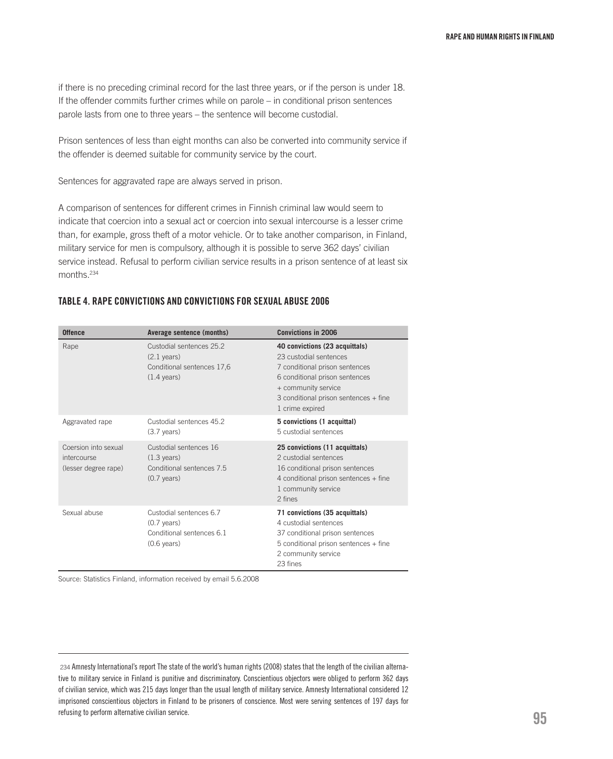if there is no preceding criminal record for the last three years, or if the person is under 18. If the offender commits further crimes while on parole – in conditional prison sentences parole lasts from one to three years – the sentence will become custodial.

Prison sentences of less than eight months can also be converted into community service if the offender is deemed suitable for community service by the court.

Sentences for aggravated rape are always served in prison.

A comparison of sentences for different crimes in Finnish criminal law would seem to indicate that coercion into a sexual act or coercion into sexual intercourse is a lesser crime than, for example, gross theft of a motor vehicle. Or to take another comparison, in Finland, military service for men is compulsory, although it is possible to serve 362 days' civilian service instead. Refusal to perform civilian service results in a prison sentence of at least six months.[234]

### TABLE 4. RAPE CONVICTIONS AND CONVICTIONS FOR SEXUAL ABUSE 2006

| Offence | Average sentence (months) | Convictions in 2006 |
|---|---|---|
| Rape | Custodial sentences 25.2 (2.1 years) Conditional sentences 17,6 (1.4 years) | **40 convictions (23 acquittals)** 23 custodial sentences 7 conditional prison sentences 6 conditional prison sentences + community service 3 conditional prison sentences + fine 1 crime expired |
| Aggravated rape | Custodial sentences 45.2 (3.7 years) | **5 convictions (1 acquittal)** 5 custodial sentences |
| Coersion into sexual intercourse (lesser degree rape) | Custodial sentences 16 (1.3 years) Conditional sentences 7.5 (0.7 years) | **25 convictions (11 acquittals)** 2 custodial sentences 16 conditional prison sentences 4 conditional prison sentences + fine 1 community service 2 fines |
| Sexual abuse | Custodial sentences 6.7 (0.7 years) Conditional sentences 6.1 (0.6 years) | **71 convictions (35 acquittals)** 4 custodial sentences 37 conditional prison sentences 5 conditional prison sentences + fine 2 community service 23 fines |

Source: Statistics Finland, information received by email 5.6.2008

---

234 Amnesty International's report The state of the world's human rights (2008) states that the length of the civilian alternative to military service in Finland is punitive and discriminatory. Conscientious objectors were obliged to perform 362 days of civilian service, which was 215 days longer than the usual length of military service. Amnesty International considered 12 imprisoned conscientious objectors in Finland to be prisoners of conscience. Most were serving sentences of 197 days for refusing to perform alternative civilian service.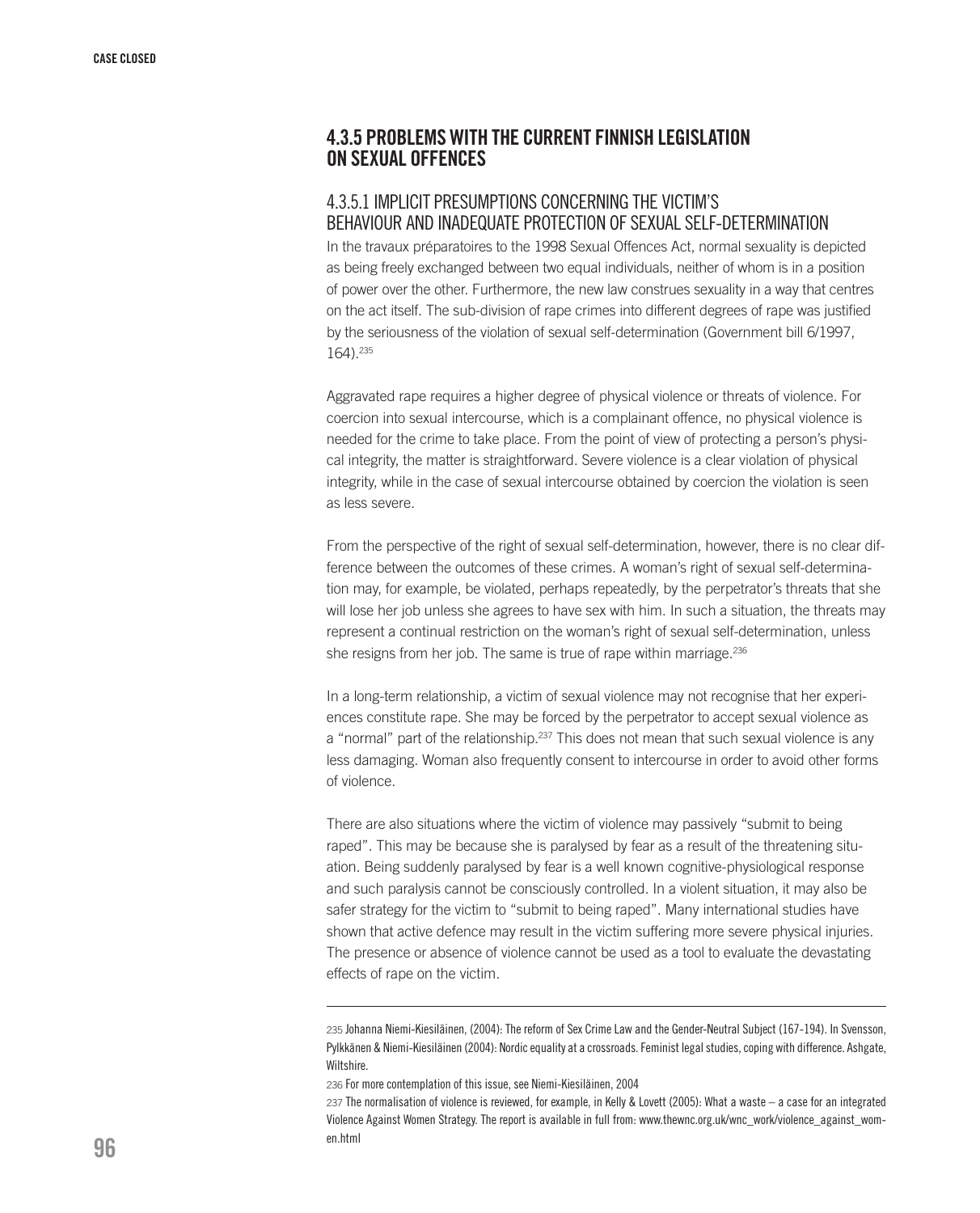## 4.3.5 PROBLEMS WITH THE CURRENT FINNISH LEGISLATION ON SEXUAL OFFENCES

### 4.3.5.1 IMPLICIT PRESUMPTIONS CONCERNING THE VICTIM'S BEHAVIOUR AND INADEQUATE PROTECTION OF SEXUAL SELF-DETERMINATION

In the travaux préparatoires to the 1998 Sexual Offences Act, normal sexuality is depicted as being freely exchanged between two equal individuals, neither of whom is in a position of power over the other. Furthermore, the new law construes sexuality in a way that centres on the act itself. The sub-division of rape crimes into different degrees of rape was justified by the seriousness of the violation of sexual self-determination (Government bill 6/1997, 164).[235]

Aggravated rape requires a higher degree of physical violence or threats of violence. For coercion into sexual intercourse, which is a complainant offence, no physical violence is needed for the crime to take place. From the point of view of protecting a person's physical integrity, the matter is straightforward. Severe violence is a clear violation of physical integrity, while in the case of sexual intercourse obtained by coercion the violation is seen as less severe.

From the perspective of the right of sexual self-determination, however, there is no clear difference between the outcomes of these crimes. A woman's right of sexual self-determination may, for example, be violated, perhaps repeatedly, by the perpetrator's threats that she will lose her job unless she agrees to have sex with him. In such a situation, the threats may represent a continual restriction on the woman's right of sexual self-determination, unless she resigns from her job. The same is true of rape within marriage.[236]

In a long-term relationship, a victim of sexual violence may not recognise that her experiences constitute rape. She may be forced by the perpetrator to accept sexual violence as a "normal" part of the relationship.[237] This does not mean that such sexual violence is any less damaging. Woman also frequently consent to intercourse in order to avoid other forms of violence.

There are also situations where the victim of violence may passively "submit to being raped". This may be because she is paralysed by fear as a result of the threatening situation. Being suddenly paralysed by fear is a well known cognitive-physiological response and such paralysis cannot be consciously controlled. In a violent situation, it may also be safer strategy for the victim to "submit to being raped". Many international studies have shown that active defence may result in the victim suffering more severe physical injuries. The presence or absence of violence cannot be used as a tool to evaluate the devastating effects of rape on the victim.

---

235 Johanna Niemi-Kiesiläinen, (2004): The reform of Sex Crime Law and the Gender-Neutral Subject (167-194). In Svensson, Pylkkänen & Niemi-Kiesiläinen (2004): Nordic equality at a crossroads. Feminist legal studies, coping with difference. Ashgate, Wiltshire.

236 For more contemplation of this issue, see Niemi-Kiesiläinen, 2004

237 The normalisation of violence is reviewed, for example, in Kelly & Lovett (2005): What a waste – a case for an integrated Violence Against Women Strategy. The report is available in full from: www.thewnc.org.uk/wnc_work/violence_against_women.html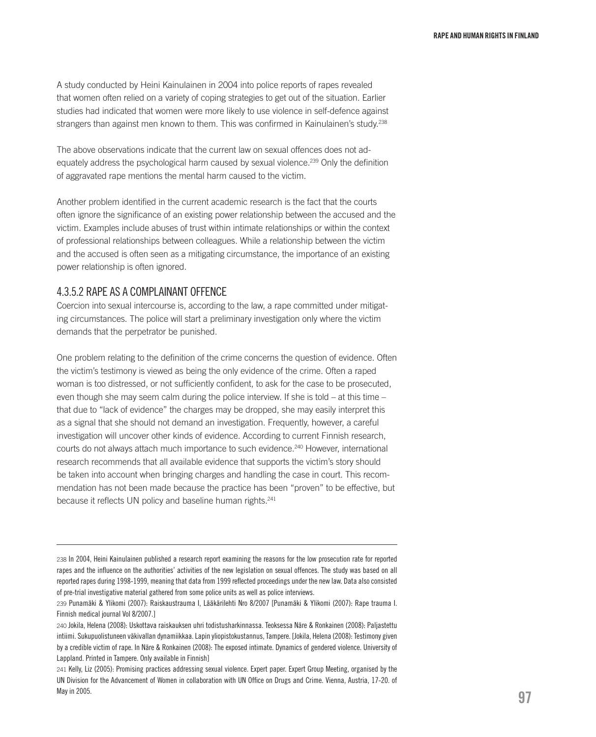A study conducted by Heini Kainulainen in 2004 into police reports of rapes revealed that women often relied on a variety of coping strategies to get out of the situation. Earlier studies had indicated that women were more likely to use violence in self-defence against strangers than against men known to them. This was confirmed in Kainulainen's study.[238]

The above observations indicate that the current law on sexual offences does not adequately address the psychological harm caused by sexual violence.[239] Only the definition of aggravated rape mentions the mental harm caused to the victim.

Another problem identified in the current academic research is the fact that the courts often ignore the significance of an existing power relationship between the accused and the victim. Examples include abuses of trust within intimate relationships or within the context of professional relationships between colleagues. While a relationship between the victim and the accused is often seen as a mitigating circumstance, the importance of an existing power relationship is often ignored.

### 4.3.5.2 RAPE AS A COMPLAINANT OFFENCE

Coercion into sexual intercourse is, according to the law, a rape committed under mitigating circumstances. The police will start a preliminary investigation only where the victim demands that the perpetrator be punished.

One problem relating to the definition of the crime concerns the question of evidence. Often the victim's testimony is viewed as being the only evidence of the crime. Often a raped woman is too distressed, or not sufficiently confident, to ask for the case to be prosecuted, even though she may seem calm during the police interview. If she is told – at this time – that due to "lack of evidence" the charges may be dropped, she may easily interpret this as a signal that she should not demand an investigation. Frequently, however, a careful investigation will uncover other kinds of evidence. According to current Finnish research, courts do not always attach much importance to such evidence.[240] However, international research recommends that all available evidence that supports the victim's story should be taken into account when bringing charges and handling the case in court. This recommendation has not been made because the practice has been "proven" to be effective, but because it reflects UN policy and baseline human rights.[241]

---

238 In 2004, Heini Kainulainen published a research report examining the reasons for the low prosecution rate for reported rapes and the influence on the authorities' activities of the new legislation on sexual offences. The study was based on all reported rapes during 1998-1999, meaning that data from 1999 reflected proceedings under the new law. Data also consisted of pre-trial investigative material gathered from some police units as well as police interviews.

239 Punamäki & Ylikomi (2007): Raiskaustrauma I, Lääkärilehti Nro 8/2007 [Punamäki & Ylikomi (2007): Rape trauma I. Finnish medical journal Vol 8/2007.]

240 Jokila, Helena (2008): Uskottava raiskauksen uhri todistusharkinnassa. Teoksessa Näre & Ronkainen (2008): Paljastettu intiimi. Sukupuolistuneen väkivallan dynamiikkaa. Lapin yliopistokustannus, Tampere. [Jokila, Helena (2008): Testimony given by a credible victim of rape. In Näre & Ronkainen (2008): The exposed intimate. Dynamics of gendered violence. University of Lappland. Printed in Tampere. Only available in Finnish]

241 Kelly, Liz (2005): Promising practices addressing sexual violence. Expert paper. Expert Group Meeting, organised by the UN Division for the Advancement of Women in collaboration with UN Office on Drugs and Crime. Vienna, Austria, 17-20. of May in 2005.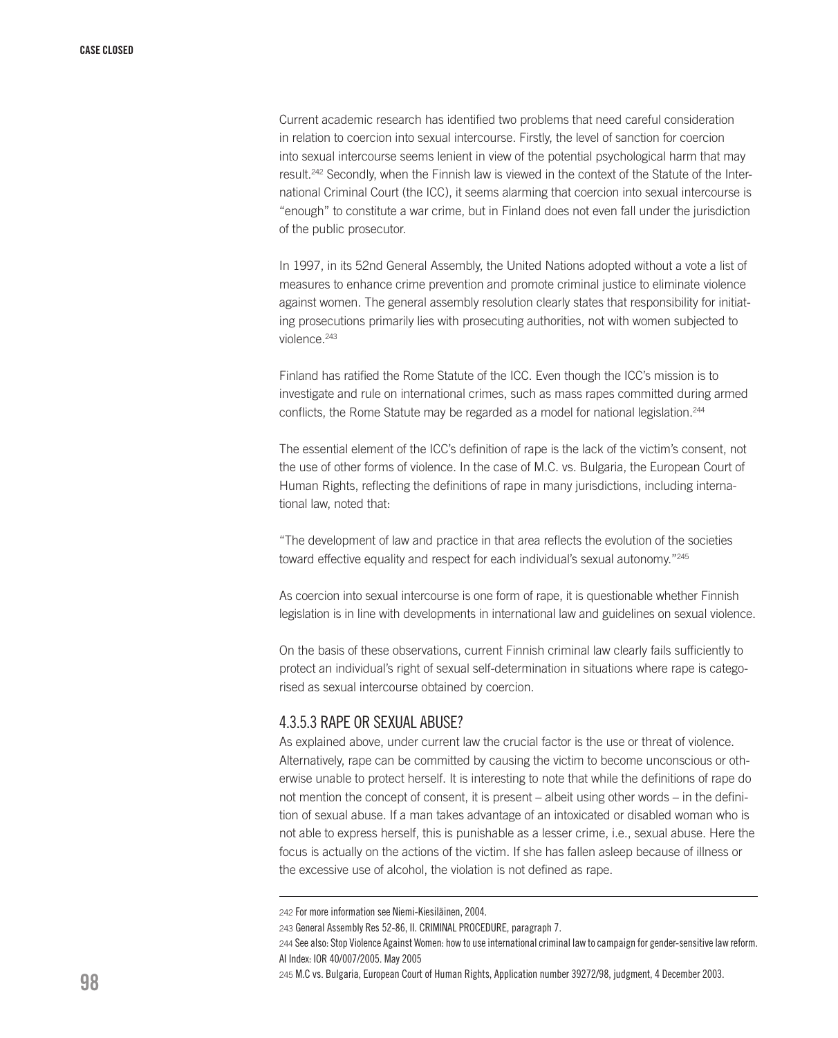Current academic research has identified two problems that need careful consideration in relation to coercion into sexual intercourse. Firstly, the level of sanction for coercion into sexual intercourse seems lenient in view of the potential psychological harm that may result.[242] Secondly, when the Finnish law is viewed in the context of the Statute of the International Criminal Court (the ICC), it seems alarming that coercion into sexual intercourse is "enough" to constitute a war crime, but in Finland does not even fall under the jurisdiction of the public prosecutor.

In 1997, in its 52nd General Assembly, the United Nations adopted without a vote a list of measures to enhance crime prevention and promote criminal justice to eliminate violence against women. The general assembly resolution clearly states that responsibility for initiating prosecutions primarily lies with prosecuting authorities, not with women subjected to violence.[243]

Finland has ratified the Rome Statute of the ICC. Even though the ICC's mission is to investigate and rule on international crimes, such as mass rapes committed during armed conflicts, the Rome Statute may be regarded as a model for national legislation.[244]

The essential element of the ICC's definition of rape is the lack of the victim's consent, not the use of other forms of violence. In the case of M.C. vs. Bulgaria, the European Court of Human Rights, reflecting the definitions of rape in many jurisdictions, including international law, noted that:

"The development of law and practice in that area reflects the evolution of the societies toward effective equality and respect for each individual's sexual autonomy."[245]

As coercion into sexual intercourse is one form of rape, it is questionable whether Finnish legislation is in line with developments in international law and guidelines on sexual violence.

On the basis of these observations, current Finnish criminal law clearly fails sufficiently to protect an individual's right of sexual self-determination in situations where rape is categorised as sexual intercourse obtained by coercion.

#### 4.3.5.3 RAPE OR SEXUAL ABUSE?

As explained above, under current law the crucial factor is the use or threat of violence. Alternatively, rape can be committed by causing the victim to become unconscious or otherwise unable to protect herself. It is interesting to note that while the definitions of rape do not mention the concept of consent, it is present – albeit using other words – in the definition of sexual abuse. If a man takes advantage of an intoxicated or disabled woman who is not able to express herself, this is punishable as a lesser crime, i.e., sexual abuse. Here the focus is actually on the actions of the victim. If she has fallen asleep because of illness or the excessive use of alcohol, the violation is not defined as rape.

---

242 For more information see Niemi-Kiesiläinen, 2004.

243 General Assembly Res 52-86, II. CRIMINAL PROCEDURE, paragraph 7.

244 See also: Stop Violence Against Women: how to use international criminal law to campaign for gender-sensitive law reform. AI Index: IOR 40/007/2005. May 2005

245 M.C vs. Bulgaria, European Court of Human Rights, Application number 39272/98, judgment, 4 December 2003.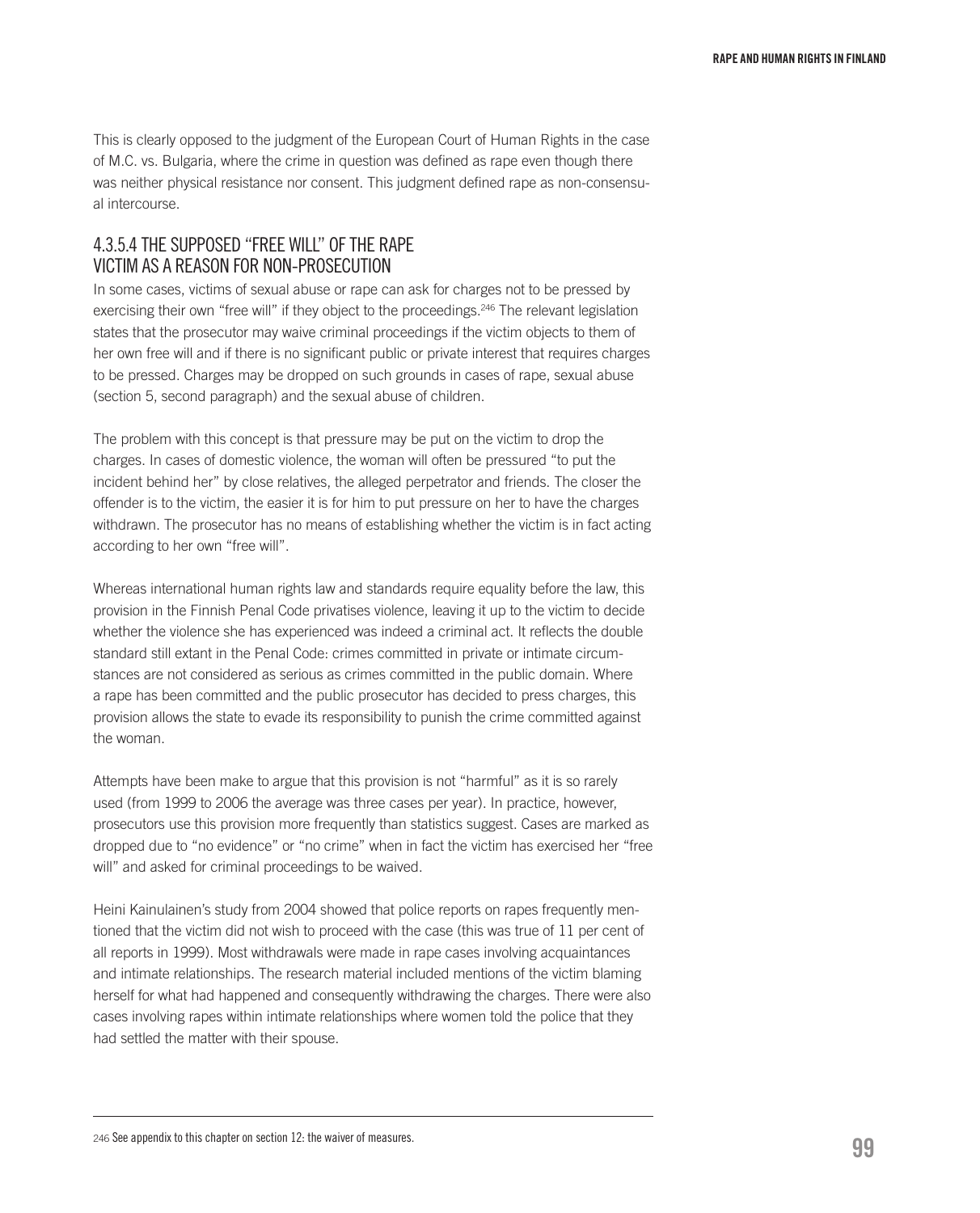This is clearly opposed to the judgment of the European Court of Human Rights in the case of M.C. vs. Bulgaria, where the crime in question was defined as rape even though there was neither physical resistance nor consent. This judgment defined rape as non-consensual intercourse.

### 4.3.5.4 THE SUPPOSED "FREE WILL" OF THE RAPE VICTIM AS A REASON FOR NON-PROSECUTION

In some cases, victims of sexual abuse or rape can ask for charges not to be pressed by exercising their own "free will" if they object to the proceedings.[246] The relevant legislation states that the prosecutor may waive criminal proceedings if the victim objects to them of her own free will and if there is no significant public or private interest that requires charges to be pressed. Charges may be dropped on such grounds in cases of rape, sexual abuse (section 5, second paragraph) and the sexual abuse of children.

The problem with this concept is that pressure may be put on the victim to drop the charges. In cases of domestic violence, the woman will often be pressured "to put the incident behind her" by close relatives, the alleged perpetrator and friends. The closer the offender is to the victim, the easier it is for him to put pressure on her to have the charges withdrawn. The prosecutor has no means of establishing whether the victim is in fact acting according to her own "free will".

Whereas international human rights law and standards require equality before the law, this provision in the Finnish Penal Code privatises violence, leaving it up to the victim to decide whether the violence she has experienced was indeed a criminal act. It reflects the double standard still extant in the Penal Code: crimes committed in private or intimate circumstances are not considered as serious as crimes committed in the public domain. Where a rape has been committed and the public prosecutor has decided to press charges, this provision allows the state to evade its responsibility to punish the crime committed against the woman.

Attempts have been make to argue that this provision is not "harmful" as it is so rarely used (from 1999 to 2006 the average was three cases per year). In practice, however, prosecutors use this provision more frequently than statistics suggest. Cases are marked as dropped due to "no evidence" or "no crime" when in fact the victim has exercised her "free will" and asked for criminal proceedings to be waived.

Heini Kainulainen's study from 2004 showed that police reports on rapes frequently mentioned that the victim did not wish to proceed with the case (this was true of 11 per cent of all reports in 1999). Most withdrawals were made in rape cases involving acquaintances and intimate relationships. The research material included mentions of the victim blaming herself for what had happened and consequently withdrawing the charges. There were also cases involving rapes within intimate relationships where women told the police that they had settled the matter with their spouse.

---

246 See appendix to this chapter on section 12: the waiver of measures.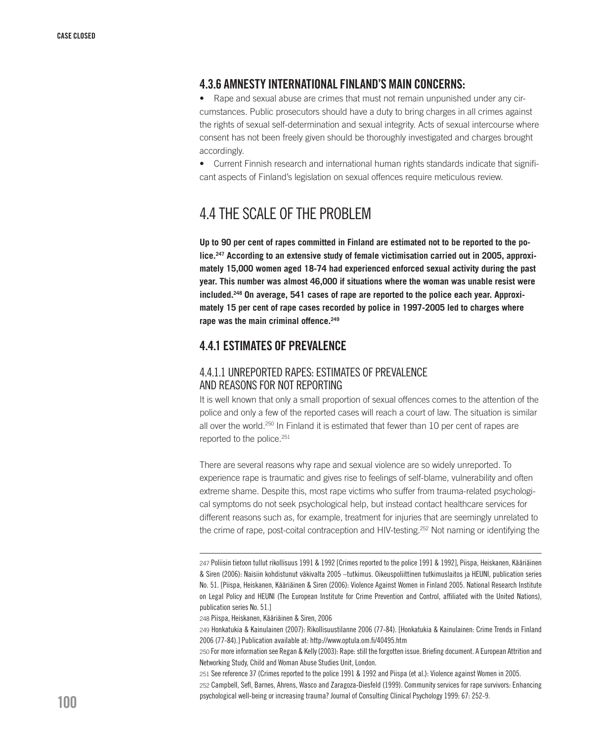### 4.3.6 AMNESTY INTERNATIONAL FINLAND'S MAIN CONCERNS:

- Rape and sexual abuse are crimes that must not remain unpunished under any circumstances. Public prosecutors should have a duty to bring charges in all crimes against the rights of sexual self-determination and sexual integrity. Acts of sexual intercourse where consent has not been freely given should be thoroughly investigated and charges brought accordingly.
- Current Finnish research and international human rights standards indicate that significant aspects of Finland's legislation on sexual offences require meticulous review.

## 4.4 THE SCALE OF THE PROBLEM

**Up to 90 per cent of rapes committed in Finland are estimated not to be reported to the police.[247] According to an extensive study of female victimisation carried out in 2005, approximately 15,000 women aged 18-74 had experienced enforced sexual activity during the past year. This number was almost 46,000 if situations where the woman was unable resist were included.[248] On average, 541 cases of rape are reported to the police each year. Approximately 15 per cent of rape cases recorded by police in 1997-2005 led to charges where rape was the main criminal offence.[249]**

### 4.4.1 ESTIMATES OF PREVALENCE

#### 4.4.1.1 UNREPORTED RAPES: ESTIMATES OF PREVALENCE AND REASONS FOR NOT REPORTING

It is well known that only a small proportion of sexual offences comes to the attention of the police and only a few of the reported cases will reach a court of law. The situation is similar all over the world.[250] In Finland it is estimated that fewer than 10 per cent of rapes are reported to the police.[251]

There are several reasons why rape and sexual violence are so widely unreported. To experience rape is traumatic and gives rise to feelings of self-blame, vulnerability and often extreme shame. Despite this, most rape victims who suffer from trauma-related psychological symptoms do not seek psychological help, but instead contact healthcare services for different reasons such as, for example, treatment for injuries that are seemingly unrelated to the crime of rape, post-coital contraception and HIV-testing.[252] Not naming or identifying the

---

247 Poliisin tietoon tullut rikollisuus 1991 & 1992 [Crimes reported to the police 1991 & 1992], Piispa, Heiskanen, Kääriäinen & Siren (2006): Naisiin kohdistunut väkivalta 2005 –tutkimus. Oikeuspoliittinen tutkimuslaitos ja HEUNI, publication series No. 51. [Piispa, Heiskanen, Kääriäinen & Siren (2006): Violence Against Women in Finland 2005. National Research Institute on Legal Policy and HEUNI (The European Institute for Crime Prevention and Control, affiliated with the United Nations), publication series No. 51.]

248 Piispa, Heiskanen, Kääriäinen & Siren, 2006

249 Honkatukia & Kainulainen (2007): Rikollisuustilanne 2006 (77-84). [Honkatukia & Kainulainen: Crime Trends in Finland 2006 (77-84).] Publication available at: http://www.optula.om.fi/40495.htm

250 For more information see Regan & Kelly (2003): Rape: still the forgotten issue. Briefing document. A European Attrition and Networking Study, Child and Woman Abuse Studies Unit, London.

251 See reference 37 (Crimes reported to the police 1991 & 1992 and Piispa (et al.): Violence against Women in 2005.

252 Campbell, Sefl, Barnes, Ahrens, Wasco and Zaragoza-Diesfeld (1999). Community services for rape survivors: Enhancing psychological well-being or increasing trauma? Journal of Consulting Clinical Psychology 1999: 67: 252-9.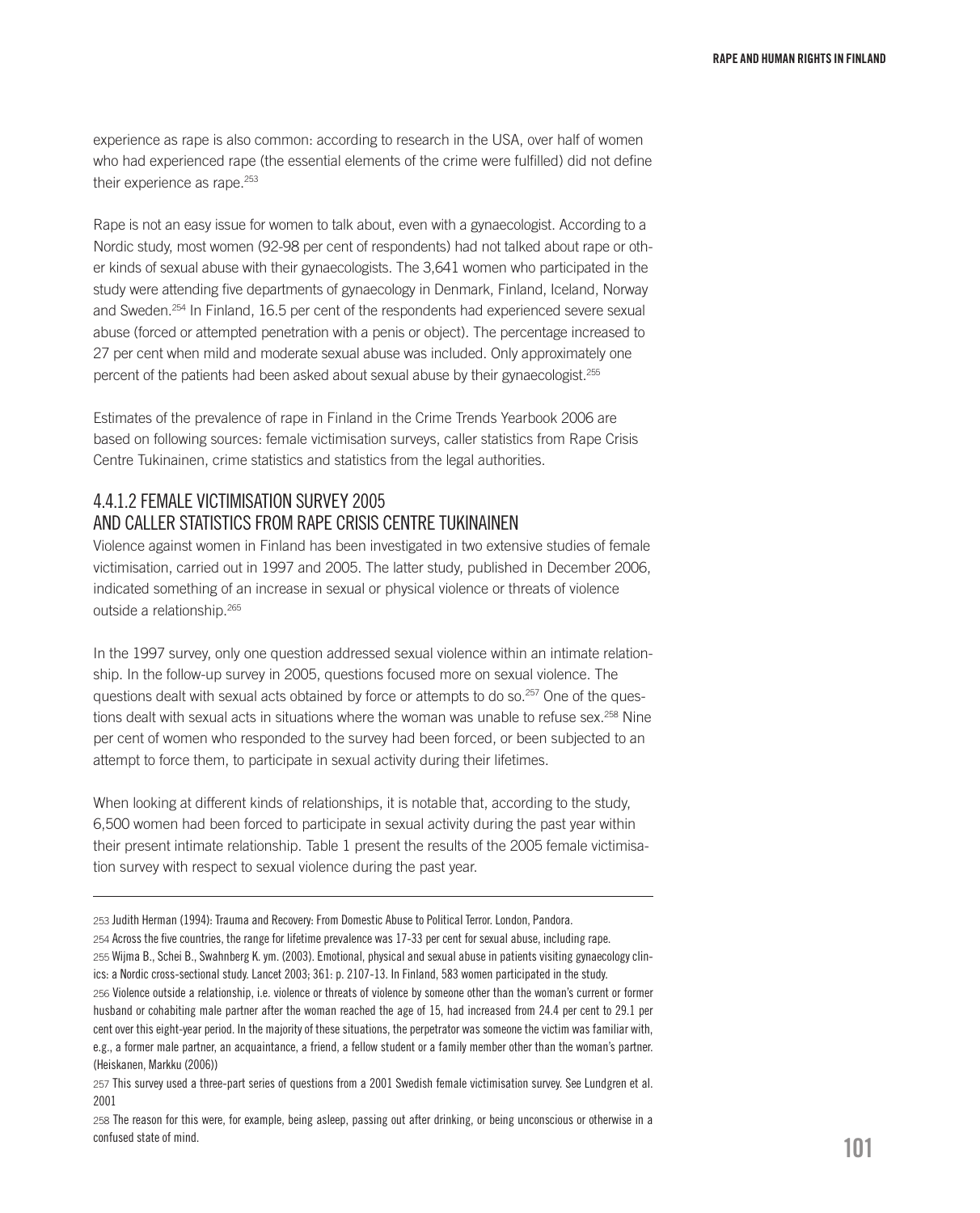experience as rape is also common: according to research in the USA, over half of women who had experienced rape (the essential elements of the crime were fulfilled) did not define their experience as rape.[253]

Rape is not an easy issue for women to talk about, even with a gynaecologist. According to a Nordic study, most women (92-98 per cent of respondents) had not talked about rape or other kinds of sexual abuse with their gynaecologists. The 3,641 women who participated in the study were attending five departments of gynaecology in Denmark, Finland, Iceland, Norway and Sweden.[254] In Finland, 16.5 per cent of the respondents had experienced severe sexual abuse (forced or attempted penetration with a penis or object). The percentage increased to 27 per cent when mild and moderate sexual abuse was included. Only approximately one percent of the patients had been asked about sexual abuse by their gynaecologist.[255]

Estimates of the prevalence of rape in Finland in the Crime Trends Yearbook 2006 are based on following sources: female victimisation surveys, caller statistics from Rape Crisis Centre Tukinainen, crime statistics and statistics from the legal authorities.

#### 4.4.1.2 FEMALE VICTIMISATION SURVEY 2005 AND CALLER STATISTICS FROM RAPE CRISIS CENTRE TUKINAINEN

Violence against women in Finland has been investigated in two extensive studies of female victimisation, carried out in 1997 and 2005. The latter study, published in December 2006, indicated something of an increase in sexual or physical violence or threats of violence outside a relationship.[265]

In the 1997 survey, only one question addressed sexual violence within an intimate relationship. In the follow-up survey in 2005, questions focused more on sexual violence. The questions dealt with sexual acts obtained by force or attempts to do so.[257] One of the questions dealt with sexual acts in situations where the woman was unable to refuse sex.[258] Nine per cent of women who responded to the survey had been forced, or been subjected to an attempt to force them, to participate in sexual activity during their lifetimes.

When looking at different kinds of relationships, it is notable that, according to the study, 6,500 women had been forced to participate in sexual activity during the past year within their present intimate relationship. Table 1 present the results of the 2005 female victimisation survey with respect to sexual violence during the past year.

---

253 Judith Herman (1994): Trauma and Recovery: From Domestic Abuse to Political Terror. London, Pandora.

254 Across the five countries, the range for lifetime prevalence was 17-33 per cent for sexual abuse, including rape.

255 Wijma B., Schei B., Swahnberg K. ym. (2003). Emotional, physical and sexual abuse in patients visiting gynaecology clinics: a Nordic cross-sectional study. Lancet 2003; 361: p. 2107-13. In Finland, 583 women participated in the study.

256 Violence outside a relationship, i.e. violence or threats of violence by someone other than the woman's current or former husband or cohabiting male partner after the woman reached the age of 15, had increased from 24.4 per cent to 29.1 per cent over this eight-year period. In the majority of these situations, the perpetrator was someone the victim was familiar with, e.g., a former male partner, an acquaintance, a friend, a fellow student or a family member other than the woman's partner. (Heiskanen, Markku (2006))

257 This survey used a three-part series of questions from a 2001 Swedish female victimisation survey. See Lundgren et al. 2001

258 The reason for this were, for example, being asleep, passing out after drinking, or being unconscious or otherwise in a confused state of mind.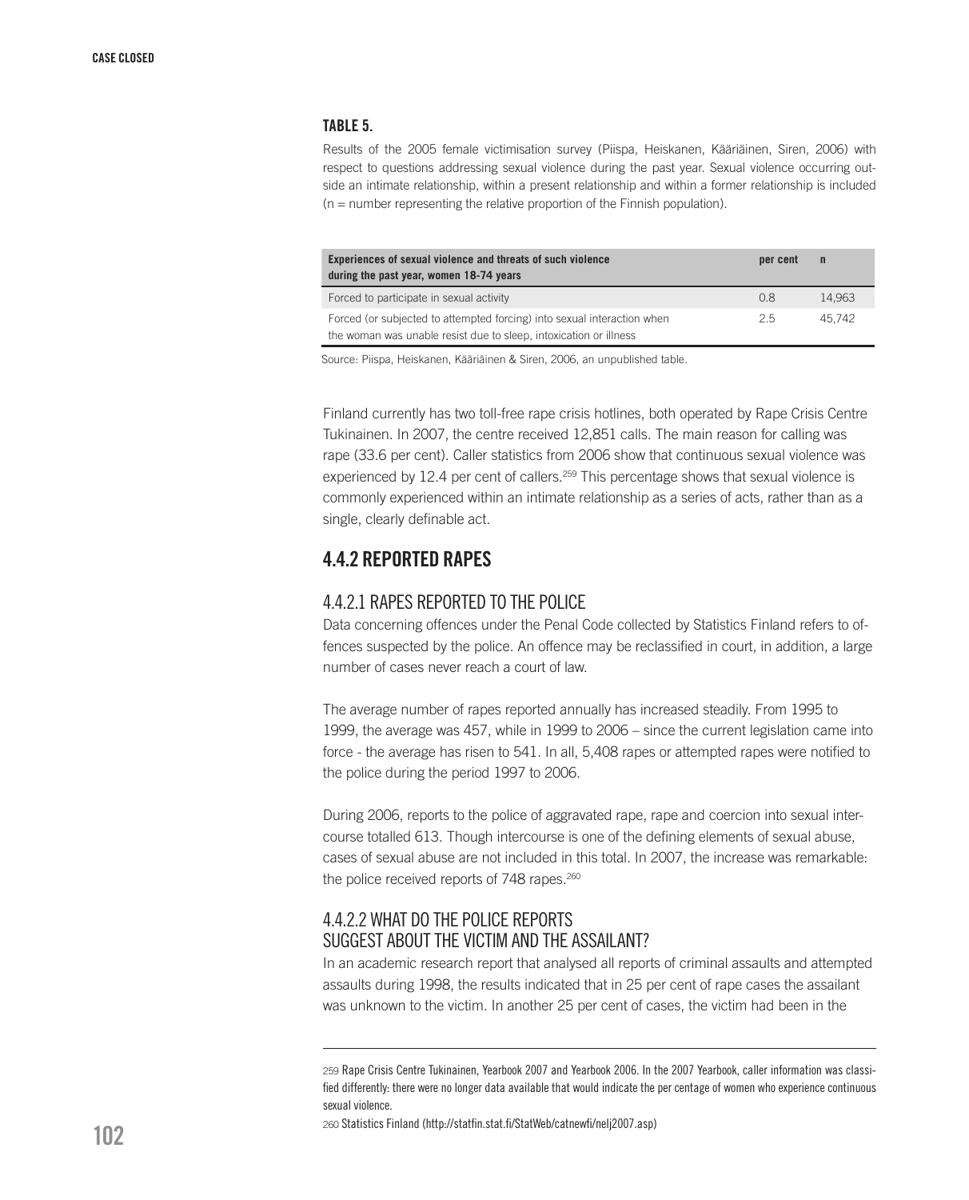**TABLE 5.**

Results of the 2005 female victimisation survey (Piispa, Heiskanen, Kääriäinen, Siren, 2006) with respect to questions addressing sexual violence during the past year. Sexual violence occurring outside an intimate relationship, within a present relationship and within a former relationship is included (n = number representing the relative proportion of the Finnish population).

| Experiences of sexual violence and threats of such violence during the past year, women 18-74 years | per cent | n |
|---|---|---|
| Forced to participate in sexual activity | 0.8 | 14,963 |
| Forced (or subjected to attempted forcing) into sexual interaction when the woman was unable resist due to sleep, intoxication or illness | 2.5 | 45,742 |

Source: Piispa, Heiskanen, Kääriäinen & Siren, 2006, an unpublished table.

Finland currently has two toll-free rape crisis hotlines, both operated by Rape Crisis Centre Tukinainen. In 2007, the centre received 12,851 calls. The main reason for calling was rape (33.6 per cent). Caller statistics from 2006 show that continuous sexual violence was experienced by 12.4 per cent of callers.[259] This percentage shows that sexual violence is commonly experienced within an intimate relationship as a series of acts, rather than as a single, clearly definable act.

## 4.4.2 REPORTED RAPES

### 4.4.2.1 RAPES REPORTED TO THE POLICE

Data concerning offences under the Penal Code collected by Statistics Finland refers to offences suspected by the police. An offence may be reclassified in court, in addition, a large number of cases never reach a court of law.

The average number of rapes reported annually has increased steadily. From 1995 to 1999, the average was 457, while in 1999 to 2006 – since the current legislation came into force - the average has risen to 541. In all, 5,408 rapes or attempted rapes were notified to the police during the period 1997 to 2006.

During 2006, reports to the police of aggravated rape, rape and coercion into sexual intercourse totalled 613. Though intercourse is one of the defining elements of sexual abuse, cases of sexual abuse are not included in this total. In 2007, the increase was remarkable: the police received reports of 748 rapes.[260]

### 4.4.2.2 WHAT DO THE POLICE REPORTS SUGGEST ABOUT THE VICTIM AND THE ASSAILANT?

In an academic research report that analysed all reports of criminal assaults and attempted assaults during 1998, the results indicated that in 25 per cent of rape cases the assailant was unknown to the victim. In another 25 per cent of cases, the victim had been in the

---

259 Rape Crisis Centre Tukinainen, Yearbook 2007 and Yearbook 2006. In the 2007 Yearbook, caller information was classified differently: there were no longer data available that would indicate the per centage of women who experience continuous sexual violence.

260 Statistics Finland (http://statfin.stat.fi/StatWeb/catnewfi/nelj2007.asp)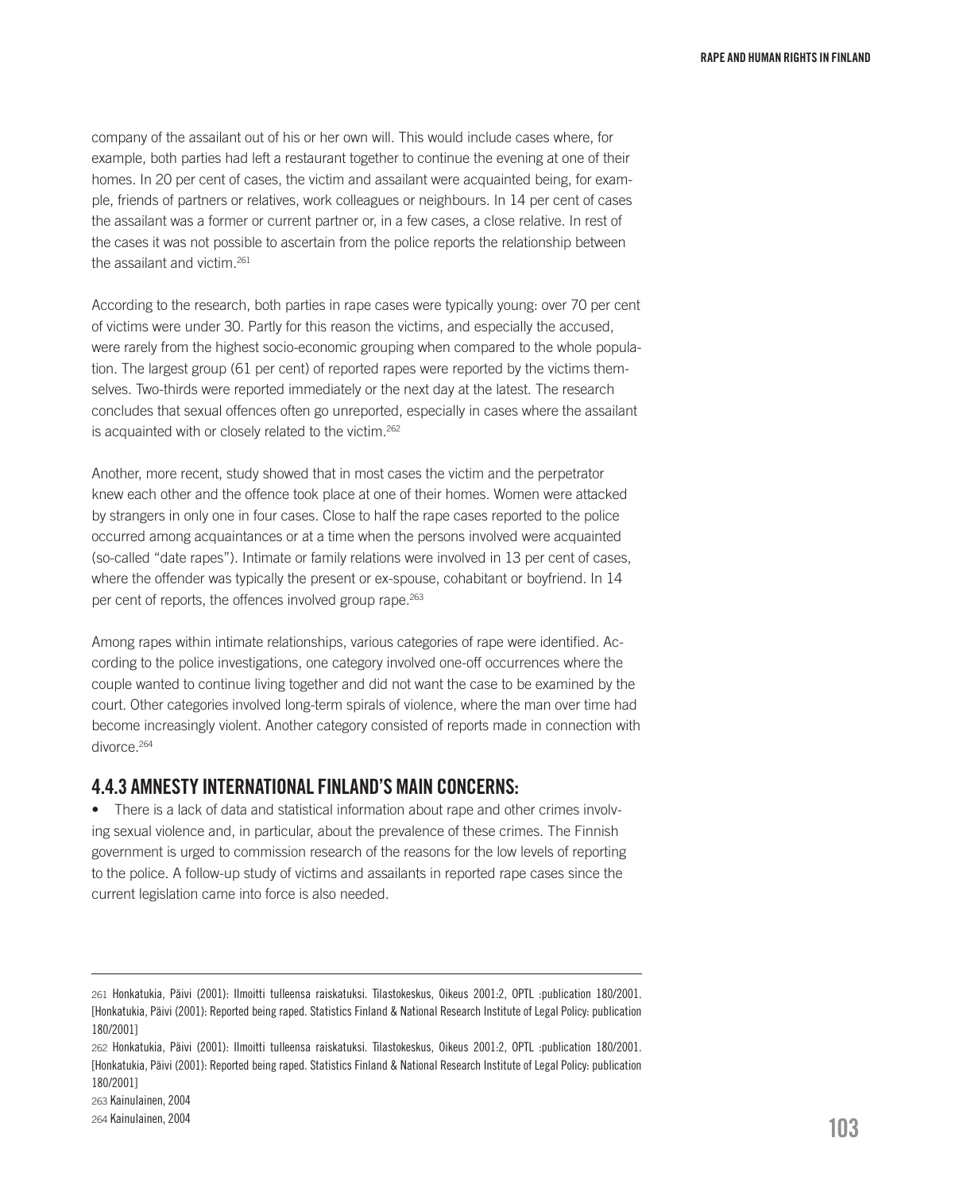company of the assailant out of his or her own will. This would include cases where, for example, both parties had left a restaurant together to continue the evening at one of their homes. In 20 per cent of cases, the victim and assailant were acquainted being, for example, friends of partners or relatives, work colleagues or neighbours. In 14 per cent of cases the assailant was a former or current partner or, in a few cases, a close relative. In rest of the cases it was not possible to ascertain from the police reports the relationship between the assailant and victim.[261]

According to the research, both parties in rape cases were typically young: over 70 per cent of victims were under 30. Partly for this reason the victims, and especially the accused, were rarely from the highest socio-economic grouping when compared to the whole population. The largest group (61 per cent) of reported rapes were reported by the victims themselves. Two-thirds were reported immediately or the next day at the latest. The research concludes that sexual offences often go unreported, especially in cases where the assailant is acquainted with or closely related to the victim.[262]

Another, more recent, study showed that in most cases the victim and the perpetrator knew each other and the offence took place at one of their homes. Women were attacked by strangers in only one in four cases. Close to half the rape cases reported to the police occurred among acquaintances or at a time when the persons involved were acquainted (so-called "date rapes"). Intimate or family relations were involved in 13 per cent of cases, where the offender was typically the present or ex-spouse, cohabitant or boyfriend. In 14 per cent of reports, the offences involved group rape.[263]

Among rapes within intimate relationships, various categories of rape were identified. According to the police investigations, one category involved one-off occurrences where the couple wanted to continue living together and did not want the case to be examined by the court. Other categories involved long-term spirals of violence, where the man over time had become increasingly violent. Another category consisted of reports made in connection with divorce.[264]

## 4.4.3 AMNESTY INTERNATIONAL FINLAND'S MAIN CONCERNS:

- There is a lack of data and statistical information about rape and other crimes involving sexual violence and, in particular, about the prevalence of these crimes. The Finnish government is urged to commission research of the reasons for the low levels of reporting to the police. A follow-up study of victims and assailants in reported rape cases since the current legislation came into force is also needed.

---

261 Honkatukia, Päivi (2001): Ilmoitti tulleensa raiskatuksi. Tilastokeskus, Oikeus 2001:2, OPTL :publication 180/2001. [Honkatukia, Päivi (2001): Reported being raped. Statistics Finland & National Research Institute of Legal Policy: publication 180/2001]

262 Honkatukia, Päivi (2001): Ilmoitti tulleensa raiskatuksi. Tilastokeskus, Oikeus 2001:2, OPTL :publication 180/2001. [Honkatukia, Päivi (2001): Reported being raped. Statistics Finland & National Research Institute of Legal Policy: publication 180/2001]

263 Kainulainen, 2004

264 Kainulainen, 2004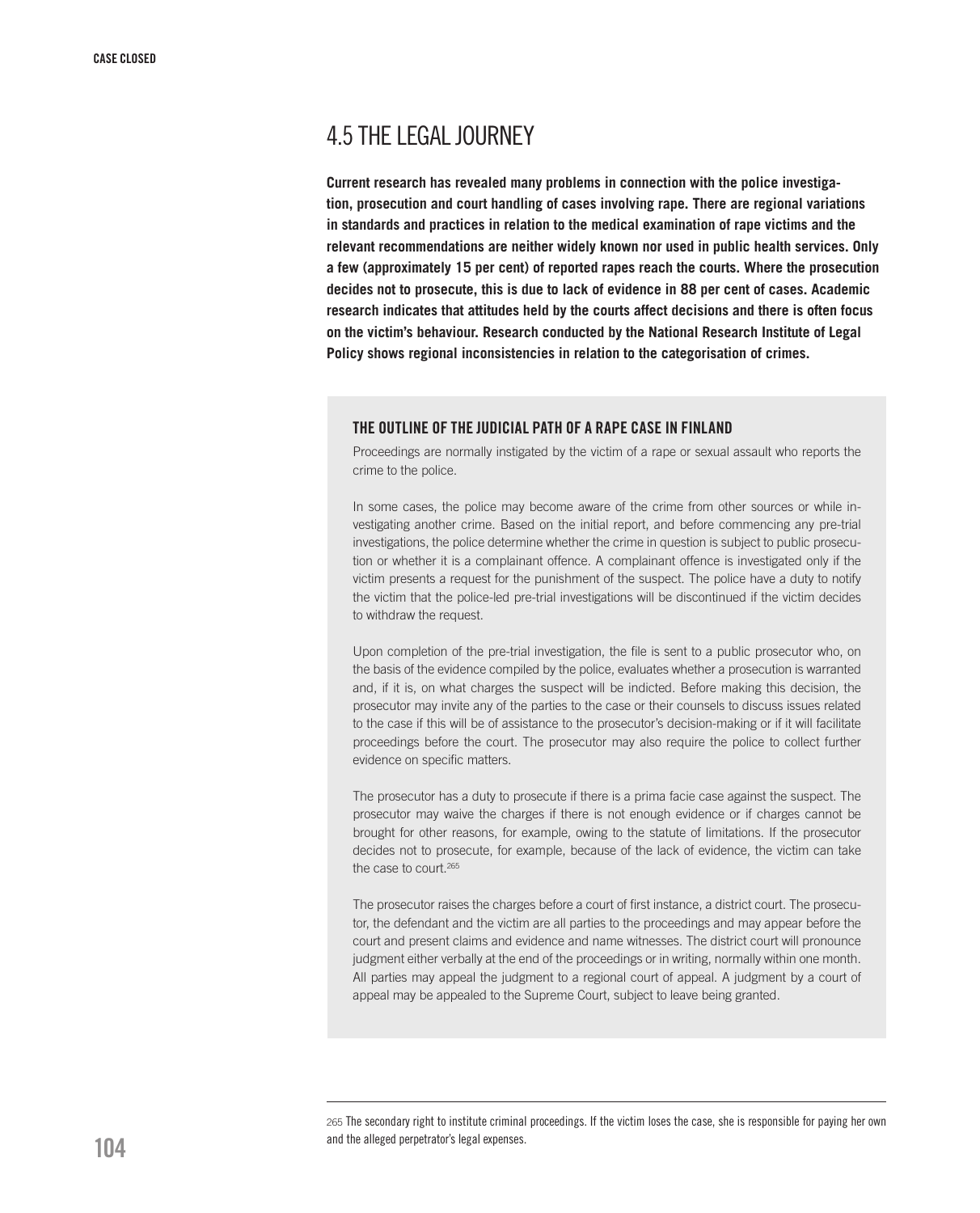## 4.5 THE LEGAL JOURNEY

**Current research has revealed many problems in connection with the police investigation, prosecution and court handling of cases involving rape. There are regional variations in standards and practices in relation to the medical examination of rape victims and the relevant recommendations are neither widely known nor used in public health services. Only a few (approximately 15 per cent) of reported rapes reach the courts. Where the prosecution decides not to prosecute, this is due to lack of evidence in 88 per cent of cases. Academic research indicates that attitudes held by the courts affect decisions and there is often focus on the victim's behaviour. Research conducted by the National Research Institute of Legal Policy shows regional inconsistencies in relation to the categorisation of crimes.**

### THE OUTLINE OF THE JUDICIAL PATH OF A RAPE CASE IN FINLAND

Proceedings are normally instigated by the victim of a rape or sexual assault who reports the crime to the police.

In some cases, the police may become aware of the crime from other sources or while investigating another crime. Based on the initial report, and before commencing any pre-trial investigations, the police determine whether the crime in question is subject to public prosecution or whether it is a complainant offence. A complainant offence is investigated only if the victim presents a request for the punishment of the suspect. The police have a duty to notify the victim that the police-led pre-trial investigations will be discontinued if the victim decides to withdraw the request.

Upon completion of the pre-trial investigation, the file is sent to a public prosecutor who, on the basis of the evidence compiled by the police, evaluates whether a prosecution is warranted and, if it is, on what charges the suspect will be indicted. Before making this decision, the prosecutor may invite any of the parties to the case or their counsels to discuss issues related to the case if this will be of assistance to the prosecutor's decision-making or if it will facilitate proceedings before the court. The prosecutor may also require the police to collect further evidence on specific matters.

The prosecutor has a duty to prosecute if there is a prima facie case against the suspect. The prosecutor may waive the charges if there is not enough evidence or if charges cannot be brought for other reasons, for example, owing to the statute of limitations. If the prosecutor decides not to prosecute, for example, because of the lack of evidence, the victim can take the case to court.[265]

The prosecutor raises the charges before a court of first instance, a district court. The prosecutor, the defendant and the victim are all parties to the proceedings and may appear before the court and present claims and evidence and name witnesses. The district court will pronounce judgment either verbally at the end of the proceedings or in writing, normally within one month. All parties may appeal the judgment to a regional court of appeal. A judgment by a court of appeal may be appealed to the Supreme Court, subject to leave being granted.

---

265 The secondary right to institute criminal proceedings. If the victim loses the case, she is responsible for paying her own and the alleged perpetrator's legal expenses.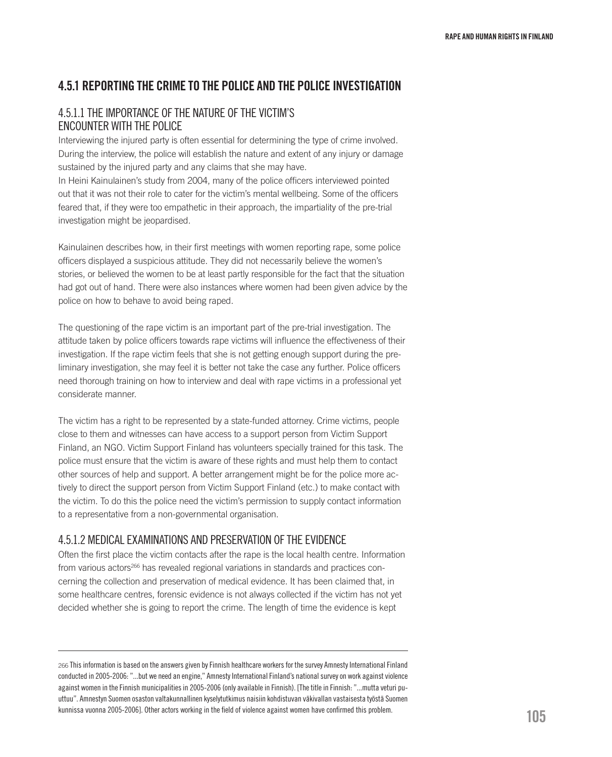### 4.5.1 REPORTING THE CRIME TO THE POLICE AND THE POLICE INVESTIGATION

#### 4.5.1.1 THE IMPORTANCE OF THE NATURE OF THE VICTIM'S ENCOUNTER WITH THE POLICE

Interviewing the injured party is often essential for determining the type of crime involved. During the interview, the police will establish the nature and extent of any injury or damage sustained by the injured party and any claims that she may have.
In Heini Kainulainen's study from 2004, many of the police officers interviewed pointed out that it was not their role to cater for the victim's mental wellbeing. Some of the officers feared that, if they were too empathetic in their approach, the impartiality of the pre-trial investigation might be jeopardised.

Kainulainen describes how, in their first meetings with women reporting rape, some police officers displayed a suspicious attitude. They did not necessarily believe the women's stories, or believed the women to be at least partly responsible for the fact that the situation had got out of hand. There were also instances where women had been given advice by the police on how to behave to avoid being raped.

The questioning of the rape victim is an important part of the pre-trial investigation. The attitude taken by police officers towards rape victims will influence the effectiveness of their investigation. If the rape victim feels that she is not getting enough support during the preliminary investigation, she may feel it is better not take the case any further. Police officers need thorough training on how to interview and deal with rape victims in a professional yet considerate manner.

The victim has a right to be represented by a state-funded attorney. Crime victims, people close to them and witnesses can have access to a support person from Victim Support Finland, an NGO. Victim Support Finland has volunteers specially trained for this task. The police must ensure that the victim is aware of these rights and must help them to contact other sources of help and support. A better arrangement might be for the police more actively to direct the support person from Victim Support Finland (etc.) to make contact with the victim. To do this the police need the victim's permission to supply contact information to a representative from a non-governmental organisation.

#### 4.5.1.2 MEDICAL EXAMINATIONS AND PRESERVATION OF THE EVIDENCE

Often the first place the victim contacts after the rape is the local health centre. Information from various actors[266] has revealed regional variations in standards and practices concerning the collection and preservation of medical evidence. It has been claimed that, in some healthcare centres, forensic evidence is not always collected if the victim has not yet decided whether she is going to report the crime. The length of time the evidence is kept

---

266 This information is based on the answers given by Finnish healthcare workers for the survey Amnesty International Finland conducted in 2005-2006: "...but we need an engine," Amnesty International Finland's national survey on work against violence against women in the Finnish municipalities in 2005-2006 (only available in Finnish). [The title in Finnish: "...mutta veturi puuttuu". Amnestyn Suomen osaston valtakunnallinen kyselytutkimus naisiin kohdistuvan väkivallan vastaisesta työstä Suomen kunnissa vuonna 2005-2006]. Other actors working in the field of violence against women have confirmed this problem.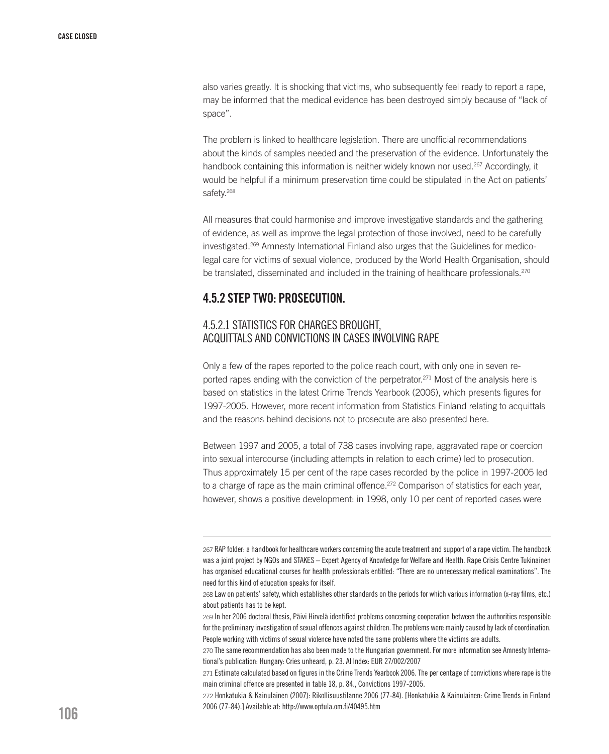also varies greatly. It is shocking that victims, who subsequently feel ready to report a rape, may be informed that the medical evidence has been destroyed simply because of "lack of space".

The problem is linked to healthcare legislation. There are unofficial recommendations about the kinds of samples needed and the preservation of the evidence. Unfortunately the handbook containing this information is neither widely known nor used.[267] Accordingly, it would be helpful if a minimum preservation time could be stipulated in the Act on patients' safety.[268]

All measures that could harmonise and improve investigative standards and the gathering of evidence, as well as improve the legal protection of those involved, need to be carefully investigated.[269] Amnesty International Finland also urges that the Guidelines for medico-legal care for victims of sexual violence, produced by the World Health Organisation, should be translated, disseminated and included in the training of healthcare professionals.[270]

## 4.5.2 STEP TWO: PROSECUTION.

### 4.5.2.1 STATISTICS FOR CHARGES BROUGHT, ACQUITTALS AND CONVICTIONS IN CASES INVOLVING RAPE

Only a few of the rapes reported to the police reach court, with only one in seven reported rapes ending with the conviction of the perpetrator.[271] Most of the analysis here is based on statistics in the latest Crime Trends Yearbook (2006), which presents figures for 1997-2005. However, more recent information from Statistics Finland relating to acquittals and the reasons behind decisions not to prosecute are also presented here.

Between 1997 and 2005, a total of 738 cases involving rape, aggravated rape or coercion into sexual intercourse (including attempts in relation to each crime) led to prosecution. Thus approximately 15 per cent of the rape cases recorded by the police in 1997-2005 led to a charge of rape as the main criminal offence.[272] Comparison of statistics for each year, however, shows a positive development: in 1998, only 10 per cent of reported cases were

---

267 RAP folder: a handbook for healthcare workers concerning the acute treatment and support of a rape victim. The handbook was a joint project by NGOs and STAKES – Expert Agency of Knowledge for Welfare and Health. Rape Crisis Centre Tukinainen has organised educational courses for health professionals entitled: "There are no unnecessary medical examinations". The need for this kind of education speaks for itself.

268 Law on patients' safety, which establishes other standards on the periods for which various information (x-ray films, etc.) about patients has to be kept.

269 In her 2006 doctoral thesis, Päivi Hirvelä identified problems concerning cooperation between the authorities responsible for the preliminary investigation of sexual offences against children. The problems were mainly caused by lack of coordination. People working with victims of sexual violence have noted the same problems where the victims are adults.

270 The same recommendation has also been made to the Hungarian government. For more information see Amnesty International's publication: Hungary: Cries unheard, p. 23. AI Index: EUR 27/002/2007

271 Estimate calculated based on figures in the Crime Trends Yearbook 2006. The per centage of convictions where rape is the main criminal offence are presented in table 18, p. 84., Convictions 1997-2005.

272 Honkatukia & Kainulainen (2007): Rikollisuustilanne 2006 (77-84). [Honkatukia & Kainulainen: Crime Trends in Finland 2006 (77-84).] Available at: http://www.optula.om.fi/40495.htm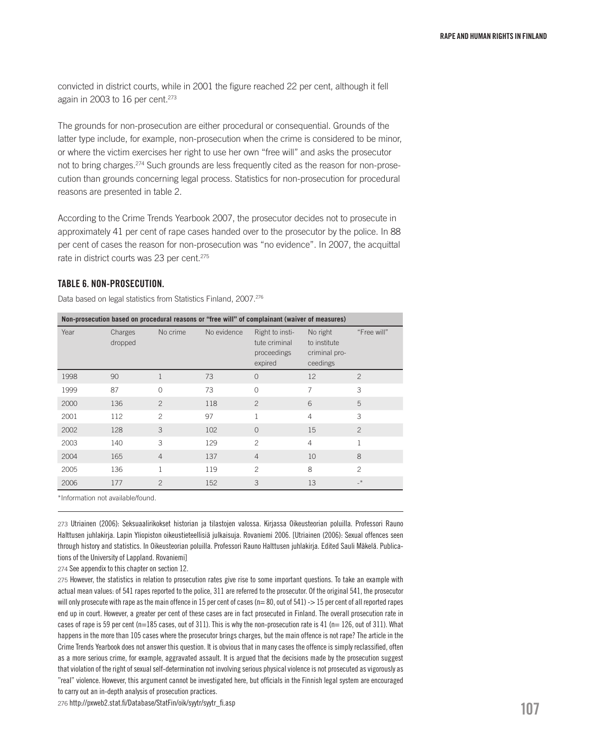convicted in district courts, while in 2001 the figure reached 22 per cent, although it fell again in 2003 to 16 per cent.[273]

The grounds for non-prosecution are either procedural or consequential. Grounds of the latter type include, for example, non-prosecution when the crime is considered to be minor, or where the victim exercises her right to use her own "free will" and asks the prosecutor not to bring charges.[274] Such grounds are less frequently cited as the reason for non-prosecution than grounds concerning legal process. Statistics for non-prosecution for procedural reasons are presented in table 2.

According to the Crime Trends Yearbook 2007, the prosecutor decides not to prosecute in approximately 41 per cent of rape cases handed over to the prosecutor by the police. In 88 per cent of cases the reason for non-prosecution was "no evidence". In 2007, the acquittal rate in district courts was 23 per cent.[275]

### TABLE 6. NON-PROSECUTION.

Data based on legal statistics from Statistics Finland, 2007.[276]

| Non-prosecution based on procedural reasons or "free will" of complainant (waiver of measures) | | | | | | |
|---|---|---|---|---|---|---|
| Year | Charges dropped | No crime | No evidence | Right to institute criminal proceedings expired | No right to institute criminal proceedings | "Free will" |
| 1998 | 90 | 1 | 73 | 0 | 12 | 2 |
| 1999 | 87 | 0 | 73 | 0 | 7 | 3 |
| 2000 | 136 | 2 | 118 | 2 | 6 | 5 |
| 2001 | 112 | 2 | 97 | 1 | 4 | 3 |
| 2002 | 128 | 3 | 102 | 0 | 15 | 2 |
| 2003 | 140 | 3 | 129 | 2 | 4 | 1 |
| 2004 | 165 | 4 | 137 | 4 | 10 | 8 |
| 2005 | 136 | 1 | 119 | 2 | 8 | 2 |
| 2006 | 177 | 2 | 152 | 3 | 13 | -* |

*Information not available/found.

---

273 Utriainen (2006): Seksuaalirikokset historian ja tilastojen valossa. Kirjassa Oikeusteorian poluilla. Professori Rauno Halttusen juhlakirja. Lapin Yliopiston oikeustieteellisiä julkaisuja. Rovaniemi 2006. [Utriainen (2006): Sexual offences seen through history and statistics. In Oikeusteorian poluilla. Professori Rauno Halttusen juhlakirja. Edited Sauli Mäkelä. Publications of the University of Lappland. Rovaniemi]

274 See appendix to this chapter on section 12.

275 However, the statistics in relation to prosecution rates give rise to some important questions. To take an example with actual mean values: of 541 rapes reported to the police, 311 are referred to the prosecutor. Of the original 541, the prosecutor will only prosecute with rape as the main offence in 15 per cent of cases (n= 80, out of 541) -> 15 per cent of all reported rapes end up in court. However, a greater per cent of these cases are in fact prosecuted in Finland. The overall prosecution rate in cases of rape is 59 per cent (n=185 cases, out of 311). This is why the non-prosecution rate is 41 (n= 126, out of 311). What happens in the more than 105 cases where the prosecutor brings charges, but the main offence is not rape? The article in the Crime Trends Yearbook does not answer this question. It is obvious that in many cases the offence is simply reclassified, often as a more serious crime, for example, aggravated assault. It is argued that the decisions made by the prosecution suggest that violation of the right of sexual self-determination not involving serious physical violence is not prosecuted as vigorously as "real" violence. However, this argument cannot be investigated here, but officials in the Finnish legal system are encouraged to carry out an in-depth analysis of prosecution practices.

276 http://pxweb2.stat.fi/Database/StatFin/oik/syytr/syytr_fi.asp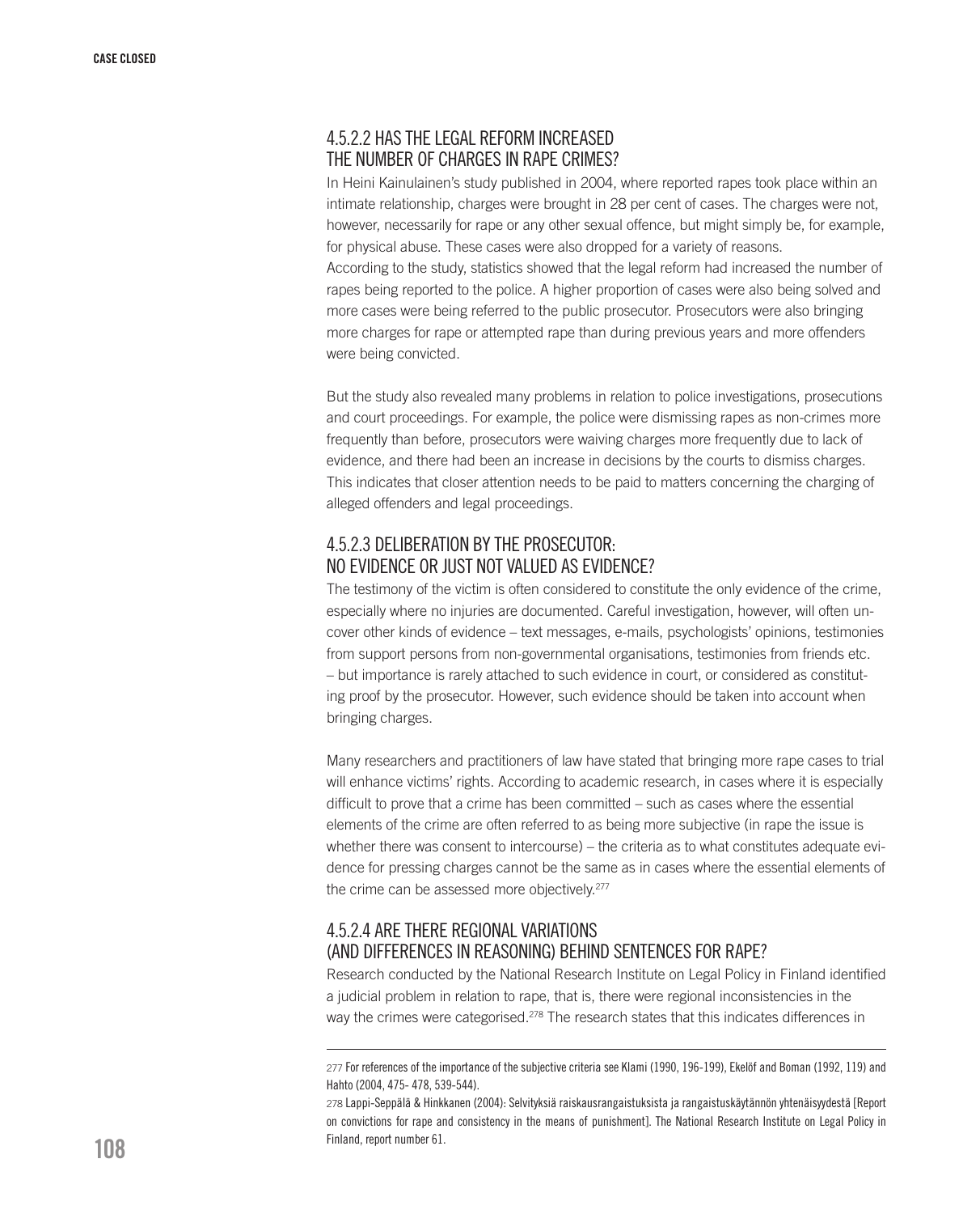### 4.5.2.2 HAS THE LEGAL REFORM INCREASED THE NUMBER OF CHARGES IN RAPE CRIMES?

In Heini Kainulainen's study published in 2004, where reported rapes took place within an intimate relationship, charges were brought in 28 per cent of cases. The charges were not, however, necessarily for rape or any other sexual offence, but might simply be, for example, for physical abuse. These cases were also dropped for a variety of reasons.

According to the study, statistics showed that the legal reform had increased the number of rapes being reported to the police. A higher proportion of cases were also being solved and more cases were being referred to the public prosecutor. Prosecutors were also bringing more charges for rape or attempted rape than during previous years and more offenders were being convicted.

But the study also revealed many problems in relation to police investigations, prosecutions and court proceedings. For example, the police were dismissing rapes as non-crimes more frequently than before, prosecutors were waiving charges more frequently due to lack of evidence, and there had been an increase in decisions by the courts to dismiss charges. This indicates that closer attention needs to be paid to matters concerning the charging of alleged offenders and legal proceedings.

### 4.5.2.3 DELIBERATION BY THE PROSECUTOR: NO EVIDENCE OR JUST NOT VALUED AS EVIDENCE?

The testimony of the victim is often considered to constitute the only evidence of the crime, especially where no injuries are documented. Careful investigation, however, will often uncover other kinds of evidence – text messages, e-mails, psychologists' opinions, testimonies from support persons from non-governmental organisations, testimonies from friends etc. – but importance is rarely attached to such evidence in court, or considered as constituting proof by the prosecutor. However, such evidence should be taken into account when bringing charges.

Many researchers and practitioners of law have stated that bringing more rape cases to trial will enhance victims' rights. According to academic research, in cases where it is especially difficult to prove that a crime has been committed – such as cases where the essential elements of the crime are often referred to as being more subjective (in rape the issue is whether there was consent to intercourse) – the criteria as to what constitutes adequate evidence for pressing charges cannot be the same as in cases where the essential elements of the crime can be assessed more objectively.[277]

### 4.5.2.4 ARE THERE REGIONAL VARIATIONS (AND DIFFERENCES IN REASONING) BEHIND SENTENCES FOR RAPE?

Research conducted by the National Research Institute on Legal Policy in Finland identified a judicial problem in relation to rape, that is, there were regional inconsistencies in the way the crimes were categorised.[278] The research states that this indicates differences in

---

277 For references of the importance of the subjective criteria see Klami (1990, 196-199), Ekelöf and Boman (1992, 119) and Hahto (2004, 475- 478, 539-544).

278 Lappi-Seppälä & Hinkkanen (2004): Selvityksiä raiskausrangaistuksista ja rangaistuskäytännön yhtenäisyydestä [Report on convictions for rape and consistency in the means of punishment]. The National Research Institute on Legal Policy in Finland, report number 61.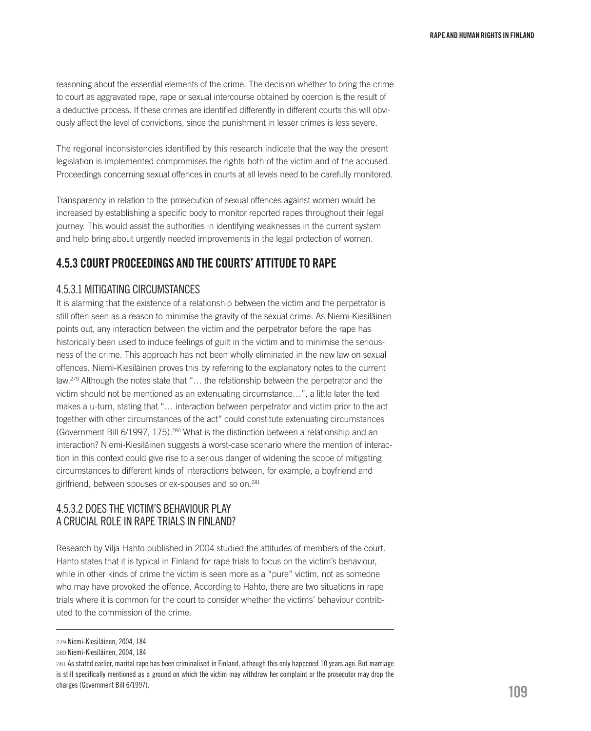reasoning about the essential elements of the crime. The decision whether to bring the crime to court as aggravated rape, rape or sexual intercourse obtained by coercion is the result of a deductive process. If these crimes are identified differently in different courts this will obviously affect the level of convictions, since the punishment in lesser crimes is less severe.

The regional inconsistencies identified by this research indicate that the way the present legislation is implemented compromises the rights both of the victim and of the accused. Proceedings concerning sexual offences in courts at all levels need to be carefully monitored.

Transparency in relation to the prosecution of sexual offences against women would be increased by establishing a specific body to monitor reported rapes throughout their legal journey. This would assist the authorities in identifying weaknesses in the current system and help bring about urgently needed improvements in the legal protection of women.

## 4.5.3 COURT PROCEEDINGS AND THE COURTS' ATTITUDE TO RAPE

### 4.5.3.1 MITIGATING CIRCUMSTANCES

It is alarming that the existence of a relationship between the victim and the perpetrator is still often seen as a reason to minimise the gravity of the sexual crime. As Niemi-Kiesiläinen points out, any interaction between the victim and the perpetrator before the rape has historically been used to induce feelings of guilt in the victim and to minimise the seriousness of the crime. This approach has not been wholly eliminated in the new law on sexual offences. Niemi-Kiesiläinen proves this by referring to the explanatory notes to the current law.[279] Although the notes state that "… the relationship between the perpetrator and the victim should not be mentioned as an extenuating circumstance…", a little later the text makes a u-turn, stating that "… interaction between perpetrator and victim prior to the act together with other circumstances of the act" could constitute extenuating circumstances (Government Bill 6/1997, 175).[280] What is the distinction between a relationship and an interaction? Niemi-Kiesiläinen suggests a worst-case scenario where the mention of interaction in this context could give rise to a serious danger of widening the scope of mitigating circumstances to different kinds of interactions between, for example, a boyfriend and girlfriend, between spouses or ex-spouses and so on.[281]

### 4.5.3.2 DOES THE VICTIM'S BEHAVIOUR PLAY A CRUCIAL ROLE IN RAPE TRIALS IN FINLAND?

Research by Vilja Hahto published in 2004 studied the attitudes of members of the court. Hahto states that it is typical in Finland for rape trials to focus on the victim's behaviour, while in other kinds of crime the victim is seen more as a "pure" victim, not as someone who may have provoked the offence. According to Hahto, there are two situations in rape trials where it is common for the court to consider whether the victims' behaviour contributed to the commission of the crime.

---

279 Niemi-Kiesiläinen, 2004, 184

280 Niemi-Kiesiläinen, 2004, 184

281 As stated earlier, marital rape has been criminalised in Finland, although this only happened 10 years ago. But marriage is still specifically mentioned as a ground on which the victim may withdraw her complaint or the prosecutor may drop the charges (Government Bill 6/1997).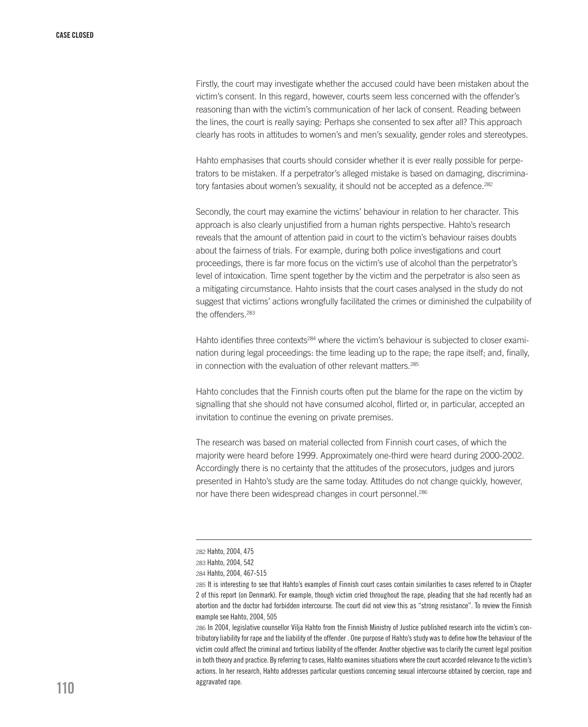Firstly, the court may investigate whether the accused could have been mistaken about the victim's consent. In this regard, however, courts seem less concerned with the offender's reasoning than with the victim's communication of her lack of consent. Reading between the lines, the court is really saying: Perhaps she consented to sex after all? This approach clearly has roots in attitudes to women's and men's sexuality, gender roles and stereotypes.

Hahto emphasises that courts should consider whether it is ever really possible for perpetrators to be mistaken. If a perpetrator's alleged mistake is based on damaging, discriminatory fantasies about women's sexuality, it should not be accepted as a defence.[282]

Secondly, the court may examine the victims' behaviour in relation to her character. This approach is also clearly unjustified from a human rights perspective. Hahto's research reveals that the amount of attention paid in court to the victim's behaviour raises doubts about the fairness of trials. For example, during both police investigations and court proceedings, there is far more focus on the victim's use of alcohol than the perpetrator's level of intoxication. Time spent together by the victim and the perpetrator is also seen as a mitigating circumstance. Hahto insists that the court cases analysed in the study do not suggest that victims' actions wrongfully facilitated the crimes or diminished the culpability of the offenders.[283]

Hahto identifies three contexts[284] where the victim's behaviour is subjected to closer examination during legal proceedings: the time leading up to the rape; the rape itself; and, finally, in connection with the evaluation of other relevant matters.[285]

Hahto concludes that the Finnish courts often put the blame for the rape on the victim by signalling that she should not have consumed alcohol, flirted or, in particular, accepted an invitation to continue the evening on private premises.

The research was based on material collected from Finnish court cases, of which the majority were heard before 1999. Approximately one-third were heard during 2000-2002. Accordingly there is no certainty that the attitudes of the prosecutors, judges and jurors presented in Hahto's study are the same today. Attitudes do not change quickly, however, nor have there been widespread changes in court personnel.[286]

---

282 Hahto, 2004, 475

283 Hahto, 2004, 542

284 Hahto, 2004, 467-515

285 It is interesting to see that Hahto's examples of Finnish court cases contain similarities to cases referred to in Chapter 2 of this report (on Denmark). For example, though victim cried throughout the rape, pleading that she had recently had an abortion and the doctor had forbidden intercourse. The court did not view this as "strong resistance". To review the Finnish example see Hahto, 2004, 505

286 In 2004, legislative counsellor Vilja Hahto from the Finnish Ministry of Justice published research into the victim's contributory liability for rape and the liability of the offender . One purpose of Hahto's study was to define how the behaviour of the victim could affect the criminal and tortious liability of the offender. Another objective was to clarify the current legal position in both theory and practice. By referring to cases, Hahto examines situations where the court accorded relevance to the victim's actions. In her research, Hahto addresses particular questions concerning sexual intercourse obtained by coercion, rape and aggravated rape.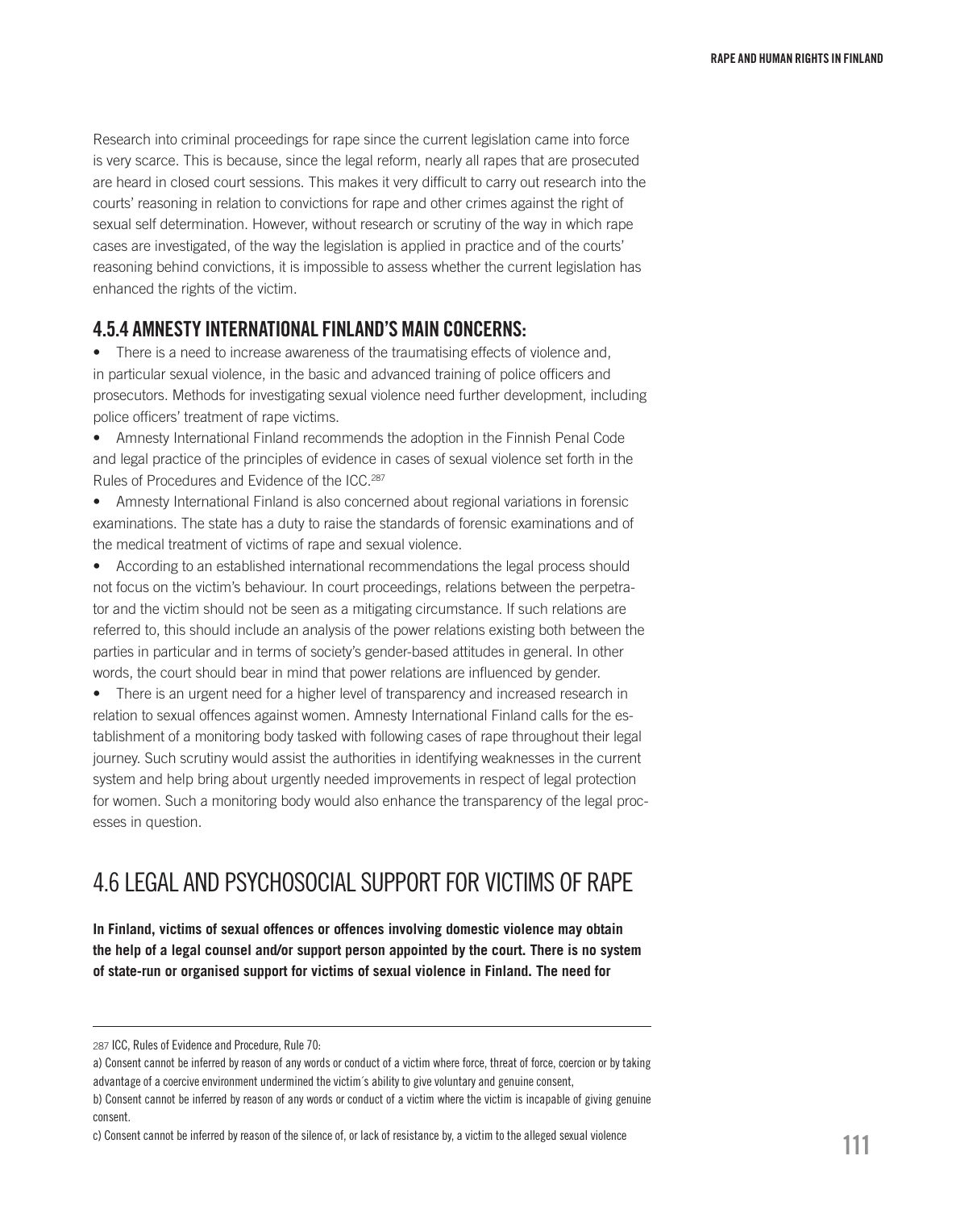Research into criminal proceedings for rape since the current legislation came into force is very scarce. This is because, since the legal reform, nearly all rapes that are prosecuted are heard in closed court sessions. This makes it very difficult to carry out research into the courts' reasoning in relation to convictions for rape and other crimes against the right of sexual self determination. However, without research or scrutiny of the way in which rape cases are investigated, of the way the legislation is applied in practice and of the courts' reasoning behind convictions, it is impossible to assess whether the current legislation has enhanced the rights of the victim.

### 4.5.4 AMNESTY INTERNATIONAL FINLAND'S MAIN CONCERNS:

- There is a need to increase awareness of the traumatising effects of violence and, in particular sexual violence, in the basic and advanced training of police officers and prosecutors. Methods for investigating sexual violence need further development, including police officers' treatment of rape victims.
- Amnesty International Finland recommends the adoption in the Finnish Penal Code and legal practice of the principles of evidence in cases of sexual violence set forth in the Rules of Procedures and Evidence of the ICC.[287]
- Amnesty International Finland is also concerned about regional variations in forensic examinations. The state has a duty to raise the standards of forensic examinations and of the medical treatment of victims of rape and sexual violence.
- According to an established international recommendations the legal process should not focus on the victim's behaviour. In court proceedings, relations between the perpetrator and the victim should not be seen as a mitigating circumstance. If such relations are referred to, this should include an analysis of the power relations existing both between the parties in particular and in terms of society's gender-based attitudes in general. In other words, the court should bear in mind that power relations are influenced by gender.
- There is an urgent need for a higher level of transparency and increased research in relation to sexual offences against women. Amnesty International Finland calls for the establishment of a monitoring body tasked with following cases of rape throughout their legal journey. Such scrutiny would assist the authorities in identifying weaknesses in the current system and help bring about urgently needed improvements in respect of legal protection for women. Such a monitoring body would also enhance the transparency of the legal processes in question.

## 4.6 LEGAL AND PSYCHOSOCIAL SUPPORT FOR VICTIMS OF RAPE

**In Finland, victims of sexual offences or offences involving domestic violence may obtain the help of a legal counsel and/or support person appointed by the court. There is no system of state-run or organised support for victims of sexual violence in Finland. The need for**

---

287 ICC, Rules of Evidence and Procedure, Rule 70:

a) Consent cannot be inferred by reason of any words or conduct of a victim where force, threat of force, coercion or by taking advantage of a coercive environment undermined the victim´s ability to give voluntary and genuine consent,

b) Consent cannot be inferred by reason of any words or conduct of a victim where the victim is incapable of giving genuine consent.

c) Consent cannot be inferred by reason of the silence of, or lack of resistance by, a victim to the alleged sexual violence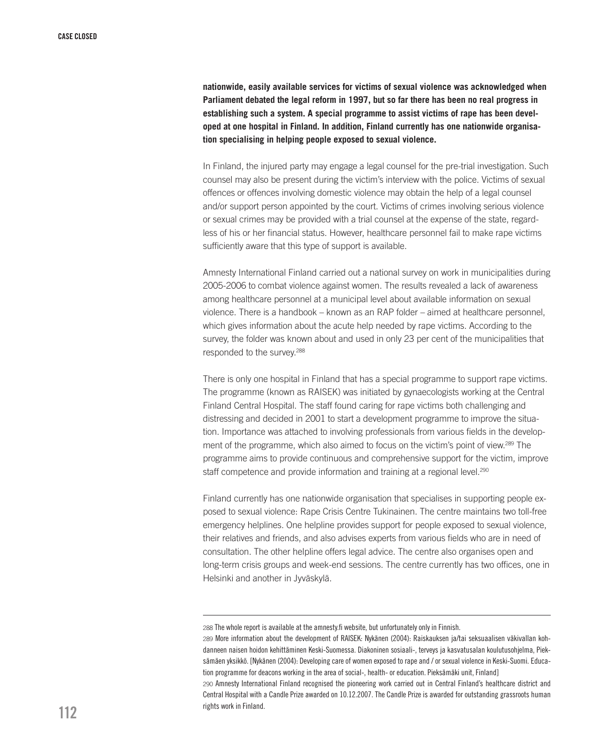**nationwide, easily available services for victims of sexual violence was acknowledged when Parliament debated the legal reform in 1997, but so far there has been no real progress in establishing such a system. A special programme to assist victims of rape has been developed at one hospital in Finland. In addition, Finland currently has one nationwide organisation specialising in helping people exposed to sexual violence.**

In Finland, the injured party may engage a legal counsel for the pre-trial investigation. Such counsel may also be present during the victim's interview with the police. Victims of sexual offences or offences involving domestic violence may obtain the help of a legal counsel and/or support person appointed by the court. Victims of crimes involving serious violence or sexual crimes may be provided with a trial counsel at the expense of the state, regardless of his or her financial status. However, healthcare personnel fail to make rape victims sufficiently aware that this type of support is available.

Amnesty International Finland carried out a national survey on work in municipalities during 2005-2006 to combat violence against women. The results revealed a lack of awareness among healthcare personnel at a municipal level about available information on sexual violence. There is a handbook – known as an RAP folder – aimed at healthcare personnel, which gives information about the acute help needed by rape victims. According to the survey, the folder was known about and used in only 23 per cent of the municipalities that responded to the survey.[288]

There is only one hospital in Finland that has a special programme to support rape victims. The programme (known as RAISEK) was initiated by gynaecologists working at the Central Finland Central Hospital. The staff found caring for rape victims both challenging and distressing and decided in 2001 to start a development programme to improve the situation. Importance was attached to involving professionals from various fields in the development of the programme, which also aimed to focus on the victim's point of view.[289] The programme aims to provide continuous and comprehensive support for the victim, improve staff competence and provide information and training at a regional level.[290]

Finland currently has one nationwide organisation that specialises in supporting people exposed to sexual violence: Rape Crisis Centre Tukinainen. The centre maintains two toll-free emergency helplines. One helpline provides support for people exposed to sexual violence, their relatives and friends, and also advises experts from various fields who are in need of consultation. The other helpline offers legal advice. The centre also organises open and long-term crisis groups and week-end sessions. The centre currently has two offices, one in Helsinki and another in Jyväskylä.

---

288 The whole report is available at the amnesty.fi website, but unfortunately only in Finnish.

289 More information about the development of RAISEK: Nykänen (2004): Raiskauksen ja/tai seksuaalisen väkivallan kohdanneen naisen hoidon kehittäminen Keski-Suomessa. Diakoninen sosiaali-, terveys ja kasvatusalan koulutusohjelma, Pieksämäen yksikkö. [Nykänen (2004): Developing care of women exposed to rape and / or sexual violence in Keski-Suomi. Education programme for deacons working in the area of social-, health- or education. Pieksämäki unit, Finland]

290 Amnesty International Finland recognised the pioneering work carried out in Central Finland's healthcare district and Central Hospital with a Candle Prize awarded on 10.12.2007. The Candle Prize is awarded for outstanding grassroots human rights work in Finland.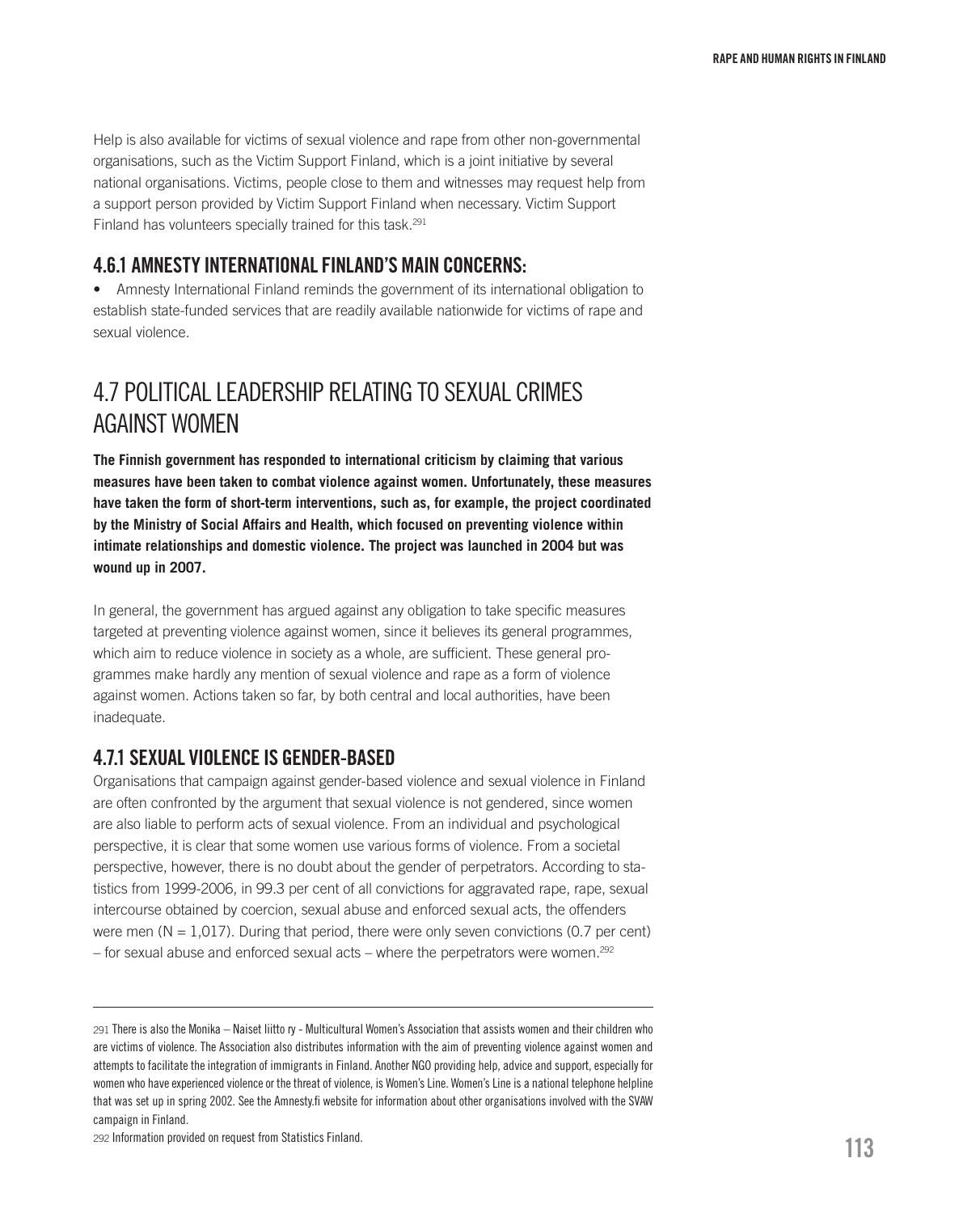Help is also available for victims of sexual violence and rape from other non-governmental organisations, such as the Victim Support Finland, which is a joint initiative by several national organisations. Victims, people close to them and witnesses may request help from a support person provided by Victim Support Finland when necessary. Victim Support Finland has volunteers specially trained for this task.[291]

### 4.6.1 AMNESTY INTERNATIONAL FINLAND'S MAIN CONCERNS:

- Amnesty International Finland reminds the government of its international obligation to establish state-funded services that are readily available nationwide for victims of rape and sexual violence.

## 4.7 POLITICAL LEADERSHIP RELATING TO SEXUAL CRIMES AGAINST WOMEN

**The Finnish government has responded to international criticism by claiming that various measures have been taken to combat violence against women. Unfortunately, these measures have taken the form of short-term interventions, such as, for example, the project coordinated by the Ministry of Social Affairs and Health, which focused on preventing violence within intimate relationships and domestic violence. The project was launched in 2004 but was wound up in 2007.**

In general, the government has argued against any obligation to take specific measures targeted at preventing violence against women, since it believes its general programmes, which aim to reduce violence in society as a whole, are sufficient. These general programmes make hardly any mention of sexual violence and rape as a form of violence against women. Actions taken so far, by both central and local authorities, have been inadequate.

### 4.7.1 SEXUAL VIOLENCE IS GENDER-BASED

Organisations that campaign against gender-based violence and sexual violence in Finland are often confronted by the argument that sexual violence is not gendered, since women are also liable to perform acts of sexual violence. From an individual and psychological perspective, it is clear that some women use various forms of violence. From a societal perspective, however, there is no doubt about the gender of perpetrators. According to statistics from 1999-2006, in 99.3 per cent of all convictions for aggravated rape, rape, sexual intercourse obtained by coercion, sexual abuse and enforced sexual acts, the offenders were men (N = 1,017). During that period, there were only seven convictions (0.7 per cent) – for sexual abuse and enforced sexual acts – where the perpetrators were women.[292]

---

291 There is also the Monika – Naiset liitto ry - Multicultural Women's Association that assists women and their children who are victims of violence. The Association also distributes information with the aim of preventing violence against women and attempts to facilitate the integration of immigrants in Finland. Another NGO providing help, advice and support, especially for women who have experienced violence or the threat of violence, is Women's Line. Women's Line is a national telephone helpline that was set up in spring 2002. See the Amnesty.fi website for information about other organisations involved with the SVAW campaign in Finland.

292 Information provided on request from Statistics Finland.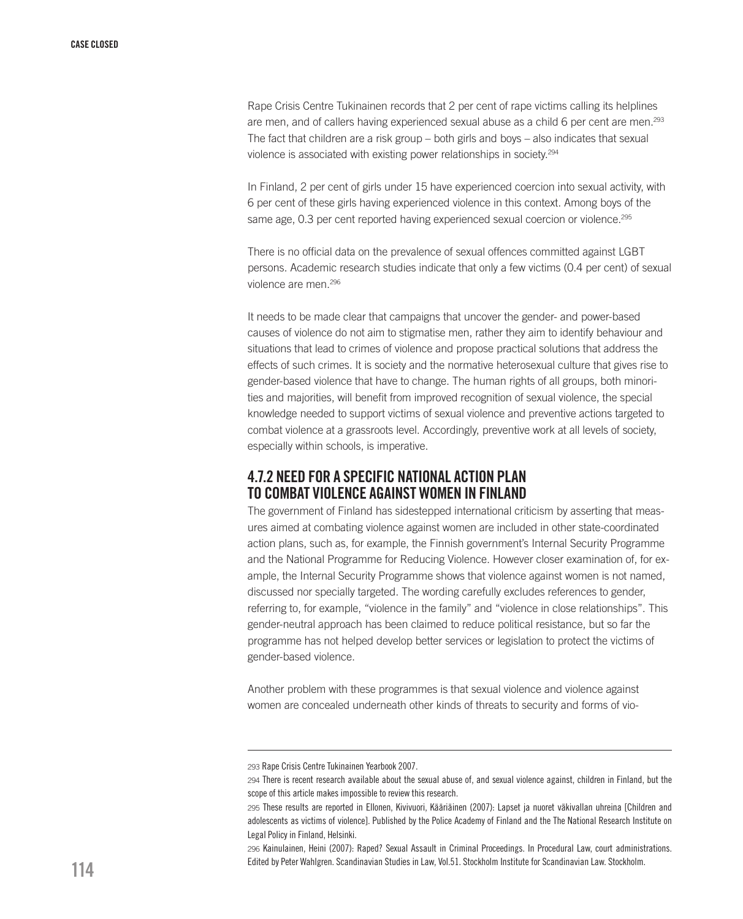Rape Crisis Centre Tukinainen records that 2 per cent of rape victims calling its helplines are men, and of callers having experienced sexual abuse as a child 6 per cent are men.[293] The fact that children are a risk group – both girls and boys – also indicates that sexual violence is associated with existing power relationships in society.[294]

In Finland, 2 per cent of girls under 15 have experienced coercion into sexual activity, with 6 per cent of these girls having experienced violence in this context. Among boys of the same age, 0.3 per cent reported having experienced sexual coercion or violence.[295]

There is no official data on the prevalence of sexual offences committed against LGBT persons. Academic research studies indicate that only a few victims (0.4 per cent) of sexual violence are men.[296]

It needs to be made clear that campaigns that uncover the gender- and power-based causes of violence do not aim to stigmatise men, rather they aim to identify behaviour and situations that lead to crimes of violence and propose practical solutions that address the effects of such crimes. It is society and the normative heterosexual culture that gives rise to gender-based violence that have to change. The human rights of all groups, both minorities and majorities, will benefit from improved recognition of sexual violence, the special knowledge needed to support victims of sexual violence and preventive actions targeted to combat violence at a grassroots level. Accordingly, preventive work at all levels of society, especially within schools, is imperative.

### 4.7.2 NEED FOR A SPECIFIC NATIONAL ACTION PLAN TO COMBAT VIOLENCE AGAINST WOMEN IN FINLAND

The government of Finland has sidestepped international criticism by asserting that measures aimed at combating violence against women are included in other state-coordinated action plans, such as, for example, the Finnish government's Internal Security Programme and the National Programme for Reducing Violence. However closer examination of, for example, the Internal Security Programme shows that violence against women is not named, discussed nor specially targeted. The wording carefully excludes references to gender, referring to, for example, "violence in the family" and "violence in close relationships". This gender-neutral approach has been claimed to reduce political resistance, but so far the programme has not helped develop better services or legislation to protect the victims of gender-based violence.

Another problem with these programmes is that sexual violence and violence against women are concealed underneath other kinds of threats to security and forms of vio-

---

293 Rape Crisis Centre Tukinainen Yearbook 2007.

294 There is recent research available about the sexual abuse of, and sexual violence against, children in Finland, but the scope of this article makes impossible to review this research.

295 These results are reported in Ellonen, Kivivuori, Kääriäinen (2007): Lapset ja nuoret väkivallan uhreina [Children and adolescents as victims of violence]. Published by the Police Academy of Finland and the The National Research Institute on Legal Policy in Finland, Helsinki.

296 Kainulainen, Heini (2007): Raped? Sexual Assault in Criminal Proceedings. In Procedural Law, court administrations. Edited by Peter Wahlgren. Scandinavian Studies in Law, Vol.51. Stockholm Institute for Scandinavian Law. Stockholm.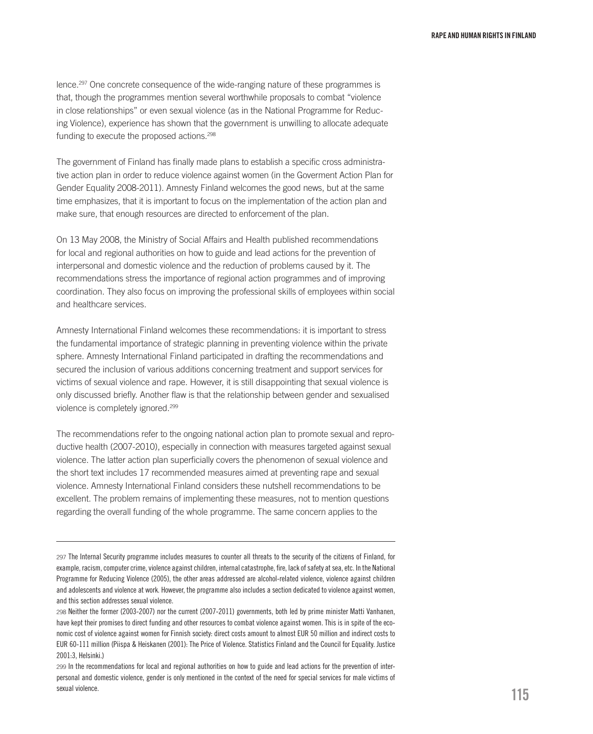lence.[297] One concrete consequence of the wide-ranging nature of these programmes is that, though the programmes mention several worthwhile proposals to combat "violence in close relationships" or even sexual violence (as in the National Programme for Reducing Violence), experience has shown that the government is unwilling to allocate adequate funding to execute the proposed actions.[298]

The government of Finland has finally made plans to establish a specific cross administrative action plan in order to reduce violence against women (in the Goverment Action Plan for Gender Equality 2008-2011). Amnesty Finland welcomes the good news, but at the same time emphasizes, that it is important to focus on the implementation of the action plan and make sure, that enough resources are directed to enforcement of the plan.

On 13 May 2008, the Ministry of Social Affairs and Health published recommendations for local and regional authorities on how to guide and lead actions for the prevention of interpersonal and domestic violence and the reduction of problems caused by it. The recommendations stress the importance of regional action programmes and of improving coordination. They also focus on improving the professional skills of employees within social and healthcare services.

Amnesty International Finland welcomes these recommendations: it is important to stress the fundamental importance of strategic planning in preventing violence within the private sphere. Amnesty International Finland participated in drafting the recommendations and secured the inclusion of various additions concerning treatment and support services for victims of sexual violence and rape. However, it is still disappointing that sexual violence is only discussed briefly. Another flaw is that the relationship between gender and sexualised violence is completely ignored.[299]

The recommendations refer to the ongoing national action plan to promote sexual and reproductive health (2007-2010), especially in connection with measures targeted against sexual violence. The latter action plan superficially covers the phenomenon of sexual violence and the short text includes 17 recommended measures aimed at preventing rape and sexual violence. Amnesty International Finland considers these nutshell recommendations to be excellent. The problem remains of implementing these measures, not to mention questions regarding the overall funding of the whole programme. The same concern applies to the

---

297 The Internal Security programme includes measures to counter all threats to the security of the citizens of Finland, for example, racism, computer crime, violence against children, internal catastrophe, fire, lack of safety at sea, etc. In the National Programme for Reducing Violence (2005), the other areas addressed are alcohol-related violence, violence against children and adolescents and violence at work. However, the programme also includes a section dedicated to violence against women, and this section addresses sexual violence.

298 Neither the former (2003-2007) nor the current (2007-2011) governments, both led by prime minister Matti Vanhanen, have kept their promises to direct funding and other resources to combat violence against women. This is in spite of the economic cost of violence against women for Finnish society: direct costs amount to almost EUR 50 million and indirect costs to EUR 60-111 million (Piispa & Heiskanen (2001): The Price of Violence. Statistics Finland and the Council for Equality. Justice 2001:3, Helsinki.)

299 In the recommendations for local and regional authorities on how to guide and lead actions for the prevention of interpersonal and domestic violence, gender is only mentioned in the context of the need for special services for male victims of sexual violence.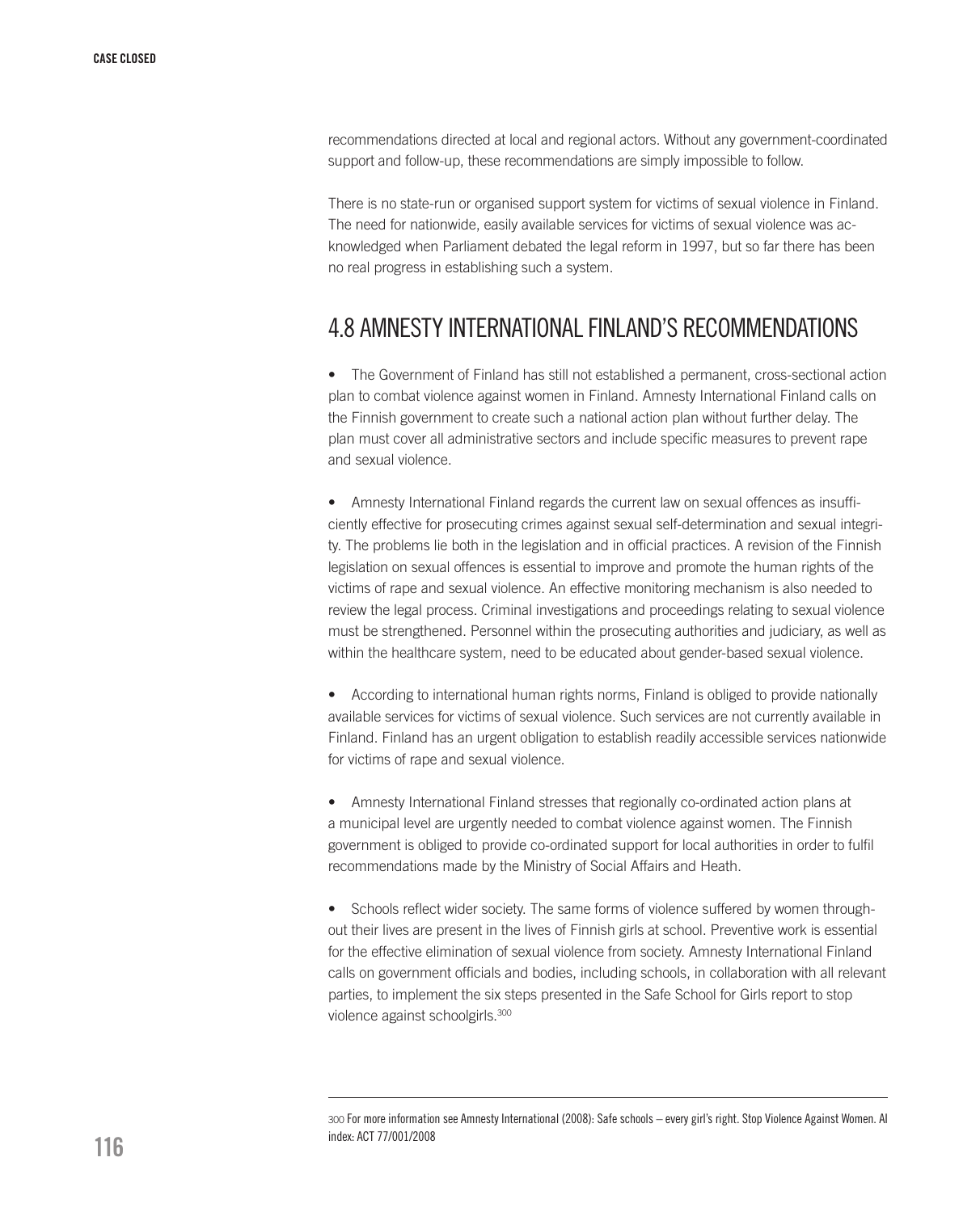recommendations directed at local and regional actors. Without any government-coordinated support and follow-up, these recommendations are simply impossible to follow.

There is no state-run or organised support system for victims of sexual violence in Finland. The need for nationwide, easily available services for victims of sexual violence was acknowledged when Parliament debated the legal reform in 1997, but so far there has been no real progress in establishing such a system.

## 4.8 AMNESTY INTERNATIONAL FINLAND'S RECOMMENDATIONS

- The Government of Finland has still not established a permanent, cross-sectional action plan to combat violence against women in Finland. Amnesty International Finland calls on the Finnish government to create such a national action plan without further delay. The plan must cover all administrative sectors and include specific measures to prevent rape and sexual violence.

- Amnesty International Finland regards the current law on sexual offences as insufficiently effective for prosecuting crimes against sexual self-determination and sexual integrity. The problems lie both in the legislation and in official practices. A revision of the Finnish legislation on sexual offences is essential to improve and promote the human rights of the victims of rape and sexual violence. An effective monitoring mechanism is also needed to review the legal process. Criminal investigations and proceedings relating to sexual violence must be strengthened. Personnel within the prosecuting authorities and judiciary, as well as within the healthcare system, need to be educated about gender-based sexual violence.

- According to international human rights norms, Finland is obliged to provide nationally available services for victims of sexual violence. Such services are not currently available in Finland. Finland has an urgent obligation to establish readily accessible services nationwide for victims of rape and sexual violence.

- Amnesty International Finland stresses that regionally co-ordinated action plans at a municipal level are urgently needed to combat violence against women. The Finnish government is obliged to provide co-ordinated support for local authorities in order to fulfil recommendations made by the Ministry of Social Affairs and Heath.

- Schools reflect wider society. The same forms of violence suffered by women throughout their lives are present in the lives of Finnish girls at school. Preventive work is essential for the effective elimination of sexual violence from society. Amnesty International Finland calls on government officials and bodies, including schools, in collaboration with all relevant parties, to implement the six steps presented in the Safe School for Girls report to stop violence against schoolgirls.[300]

---

300 For more information see Amnesty International (2008): Safe schools – every girl's right. Stop Violence Against Women. AI index: ACT 77/001/2008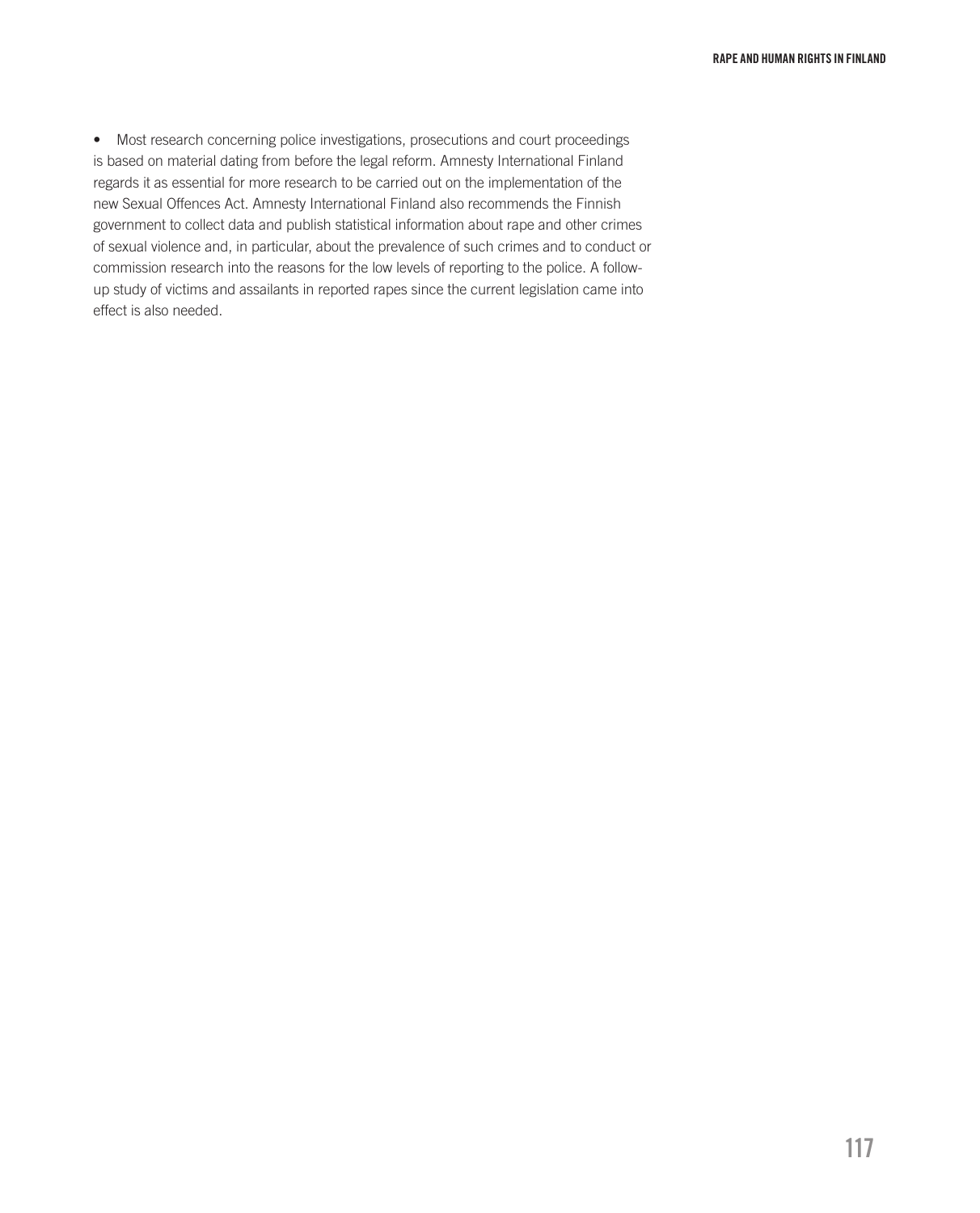- Most research concerning police investigations, prosecutions and court proceedings is based on material dating from before the legal reform. Amnesty International Finland regards it as essential for more research to be carried out on the implementation of the new Sexual Offences Act. Amnesty International Finland also recommends the Finnish government to collect data and publish statistical information about rape and other crimes of sexual violence and, in particular, about the prevalence of such crimes and to conduct or commission research into the reasons for the low levels of reporting to the police. A follow-up study of victims and assailants in reported rapes since the current legislation came into effect is also needed.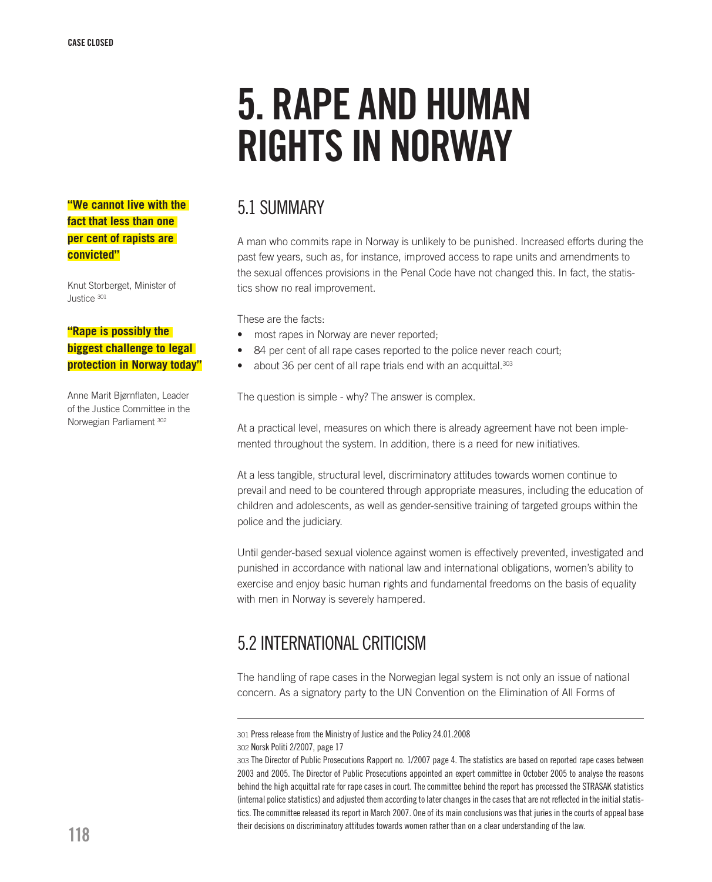# 5. RAPE AND HUMAN RIGHTS IN NORWAY

**"We cannot live with the fact that less than one per cent of rapists are convicted"**

Knut Storberget, Minister of Justice [301]

**"Rape is possibly the biggest challenge to legal protection in Norway today"**

Anne Marit Bjørnflaten, Leader of the Justice Committee in the Norwegian Parliament [302]

## 5.1 SUMMARY

A man who commits rape in Norway is unlikely to be punished. Increased efforts during the past few years, such as, for instance, improved access to rape units and amendments to the sexual offences provisions in the Penal Code have not changed this. In fact, the statistics show no real improvement.

These are the facts:

- most rapes in Norway are never reported;
- 84 per cent of all rape cases reported to the police never reach court;
- about 36 per cent of all rape trials end with an acquittal.[303]

The question is simple - why? The answer is complex.

At a practical level, measures on which there is already agreement have not been implemented throughout the system. In addition, there is a need for new initiatives.

At a less tangible, structural level, discriminatory attitudes towards women continue to prevail and need to be countered through appropriate measures, including the education of children and adolescents, as well as gender-sensitive training of targeted groups within the police and the judiciary.

Until gender-based sexual violence against women is effectively prevented, investigated and punished in accordance with national law and international obligations, women's ability to exercise and enjoy basic human rights and fundamental freedoms on the basis of equality with men in Norway is severely hampered.

## 5.2 INTERNATIONAL CRITICISM

The handling of rape cases in the Norwegian legal system is not only an issue of national concern. As a signatory party to the UN Convention on the Elimination of All Forms of

---

301 Press release from the Ministry of Justice and the Policy 24.01.2008

302 Norsk Politi 2/2007, page 17

303 The Director of Public Prosecutions Rapport no. 1/2007 page 4. The statistics are based on reported rape cases between 2003 and 2005. The Director of Public Prosecutions appointed an expert committee in October 2005 to analyse the reasons behind the high acquittal rate for rape cases in court. The committee behind the report has processed the STRASAK statistics (internal police statistics) and adjusted them according to later changes in the cases that are not reflected in the initial statistics. The committee released its report in March 2007. One of its main conclusions was that juries in the courts of appeal base their decisions on discriminatory attitudes towards women rather than on a clear understanding of the law.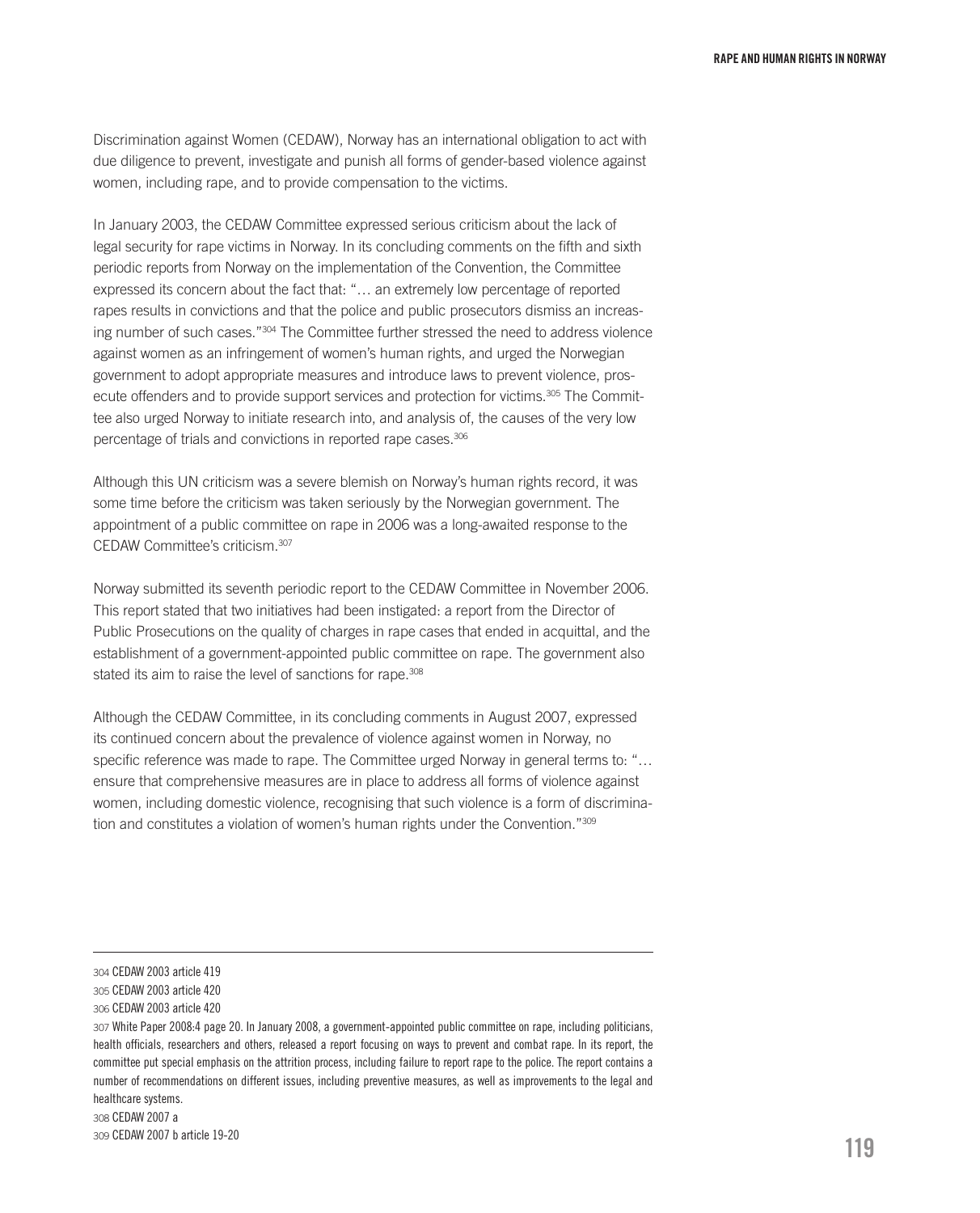Discrimination against Women (CEDAW), Norway has an international obligation to act with due diligence to prevent, investigate and punish all forms of gender-based violence against women, including rape, and to provide compensation to the victims.

In January 2003, the CEDAW Committee expressed serious criticism about the lack of legal security for rape victims in Norway. In its concluding comments on the fifth and sixth periodic reports from Norway on the implementation of the Convention, the Committee expressed its concern about the fact that: "… an extremely low percentage of reported rapes results in convictions and that the police and public prosecutors dismiss an increasing number of such cases."[304] The Committee further stressed the need to address violence against women as an infringement of women's human rights, and urged the Norwegian government to adopt appropriate measures and introduce laws to prevent violence, prosecute offenders and to provide support services and protection for victims.[305] The Committee also urged Norway to initiate research into, and analysis of, the causes of the very low percentage of trials and convictions in reported rape cases.[306]

Although this UN criticism was a severe blemish on Norway's human rights record, it was some time before the criticism was taken seriously by the Norwegian government. The appointment of a public committee on rape in 2006 was a long-awaited response to the CEDAW Committee's criticism.[307]

Norway submitted its seventh periodic report to the CEDAW Committee in November 2006. This report stated that two initiatives had been instigated: a report from the Director of Public Prosecutions on the quality of charges in rape cases that ended in acquittal, and the establishment of a government-appointed public committee on rape. The government also stated its aim to raise the level of sanctions for rape.[308]

Although the CEDAW Committee, in its concluding comments in August 2007, expressed its continued concern about the prevalence of violence against women in Norway, no specific reference was made to rape. The Committee urged Norway in general terms to: "… ensure that comprehensive measures are in place to address all forms of violence against women, including domestic violence, recognising that such violence is a form of discrimination and constitutes a violation of women's human rights under the Convention."[309]

---

304 CEDAW 2003 article 419

305 CEDAW 2003 article 420

306 CEDAW 2003 article 420

307 White Paper 2008:4 page 20. In January 2008, a government-appointed public committee on rape, including politicians, health officials, researchers and others, released a report focusing on ways to prevent and combat rape. In its report, the committee put special emphasis on the attrition process, including failure to report rape to the police. The report contains a number of recommendations on different issues, including preventive measures, as well as improvements to the legal and healthcare systems.

308 CEDAW 2007 a

309 CEDAW 2007 b article 19-20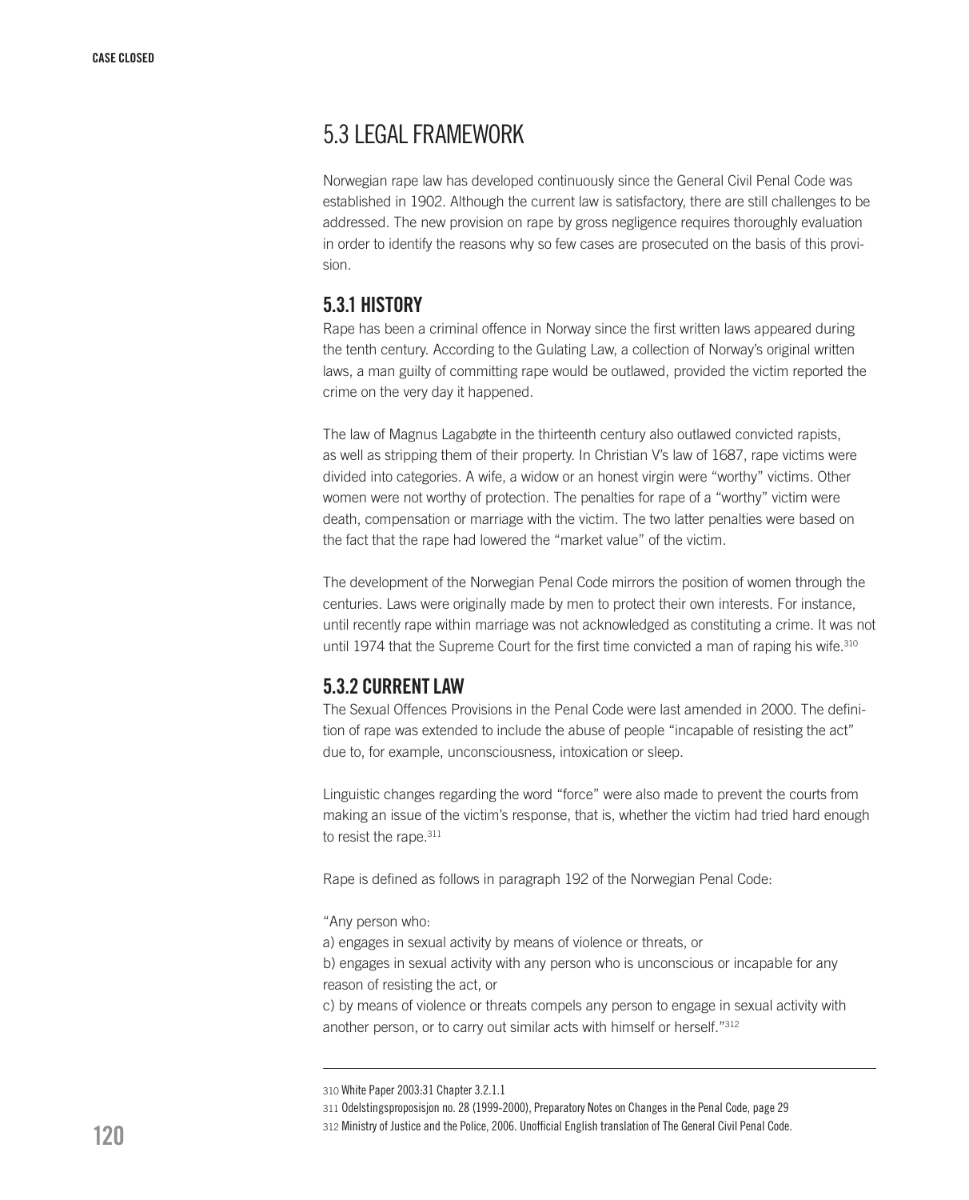## 5.3 LEGAL FRAMEWORK

Norwegian rape law has developed continuously since the General Civil Penal Code was established in 1902. Although the current law is satisfactory, there are still challenges to be addressed. The new provision on rape by gross negligence requires thoroughly evaluation in order to identify the reasons why so few cases are prosecuted on the basis of this provision.

### 5.3.1 HISTORY

Rape has been a criminal offence in Norway since the first written laws appeared during the tenth century. According to the Gulating Law, a collection of Norway's original written laws, a man guilty of committing rape would be outlawed, provided the victim reported the crime on the very day it happened.

The law of Magnus Lagabøte in the thirteenth century also outlawed convicted rapists, as well as stripping them of their property. In Christian V's law of 1687, rape victims were divided into categories. A wife, a widow or an honest virgin were "worthy" victims. Other women were not worthy of protection. The penalties for rape of a "worthy" victim were death, compensation or marriage with the victim. The two latter penalties were based on the fact that the rape had lowered the "market value" of the victim.

The development of the Norwegian Penal Code mirrors the position of women through the centuries. Laws were originally made by men to protect their own interests. For instance, until recently rape within marriage was not acknowledged as constituting a crime. It was not until 1974 that the Supreme Court for the first time convicted a man of raping his wife.[310]

### 5.3.2 CURRENT LAW

The Sexual Offences Provisions in the Penal Code were last amended in 2000. The definition of rape was extended to include the abuse of people "incapable of resisting the act" due to, for example, unconsciousness, intoxication or sleep.

Linguistic changes regarding the word "force" were also made to prevent the courts from making an issue of the victim's response, that is, whether the victim had tried hard enough to resist the rape.[311]

Rape is defined as follows in paragraph 192 of the Norwegian Penal Code:

"Any person who:
a) engages in sexual activity by means of violence or threats, or
b) engages in sexual activity with any person who is unconscious or incapable for any reason of resisting the act, or
c) by means of violence or threats compels any person to engage in sexual activity with another person, or to carry out similar acts with himself or herself."[312]

---

310 White Paper 2003:31 Chapter 3.2.1.1

311 Odelstingsproposisjon no. 28 (1999-2000), Preparatory Notes on Changes in the Penal Code, page 29

312 Ministry of Justice and the Police, 2006. Unofficial English translation of The General Civil Penal Code.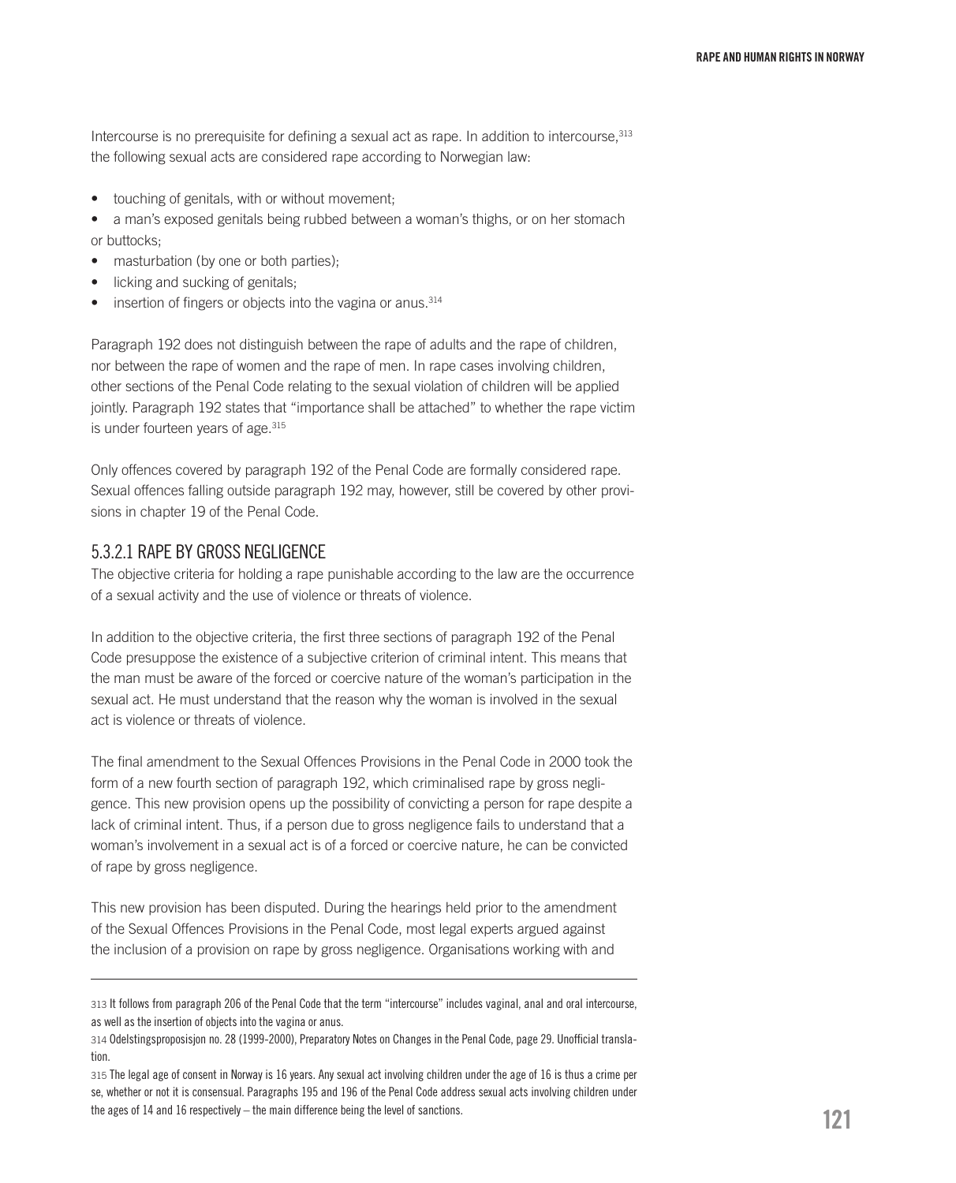Intercourse is no prerequisite for defining a sexual act as rape. In addition to intercourse,[313] the following sexual acts are considered rape according to Norwegian law:

- touching of genitals, with or without movement;
- a man's exposed genitals being rubbed between a woman's thighs, or on her stomach or buttocks;
- masturbation (by one or both parties);
- licking and sucking of genitals;
- insertion of fingers or objects into the vagina or anus.[314]

Paragraph 192 does not distinguish between the rape of adults and the rape of children, nor between the rape of women and the rape of men. In rape cases involving children, other sections of the Penal Code relating to the sexual violation of children will be applied jointly. Paragraph 192 states that "importance shall be attached" to whether the rape victim is under fourteen years of age.[315]

Only offences covered by paragraph 192 of the Penal Code are formally considered rape. Sexual offences falling outside paragraph 192 may, however, still be covered by other provisions in chapter 19 of the Penal Code.

### 5.3.2.1 RAPE BY GROSS NEGLIGENCE

The objective criteria for holding a rape punishable according to the law are the occurrence of a sexual activity and the use of violence or threats of violence.

In addition to the objective criteria, the first three sections of paragraph 192 of the Penal Code presuppose the existence of a subjective criterion of criminal intent. This means that the man must be aware of the forced or coercive nature of the woman's participation in the sexual act. He must understand that the reason why the woman is involved in the sexual act is violence or threats of violence.

The final amendment to the Sexual Offences Provisions in the Penal Code in 2000 took the form of a new fourth section of paragraph 192, which criminalised rape by gross negligence. This new provision opens up the possibility of convicting a person for rape despite a lack of criminal intent. Thus, if a person due to gross negligence fails to understand that a woman's involvement in a sexual act is of a forced or coercive nature, he can be convicted of rape by gross negligence.

This new provision has been disputed. During the hearings held prior to the amendment of the Sexual Offences Provisions in the Penal Code, most legal experts argued against the inclusion of a provision on rape by gross negligence. Organisations working with and

---

313 It follows from paragraph 206 of the Penal Code that the term "intercourse" includes vaginal, anal and oral intercourse, as well as the insertion of objects into the vagina or anus.

314 Odelstingsproposisjon no. 28 (1999-2000), Preparatory Notes on Changes in the Penal Code, page 29. Unofficial translation.

315 The legal age of consent in Norway is 16 years. Any sexual act involving children under the age of 16 is thus a crime per se, whether or not it is consensual. Paragraphs 195 and 196 of the Penal Code address sexual acts involving children under the ages of 14 and 16 respectively – the main difference being the level of sanctions.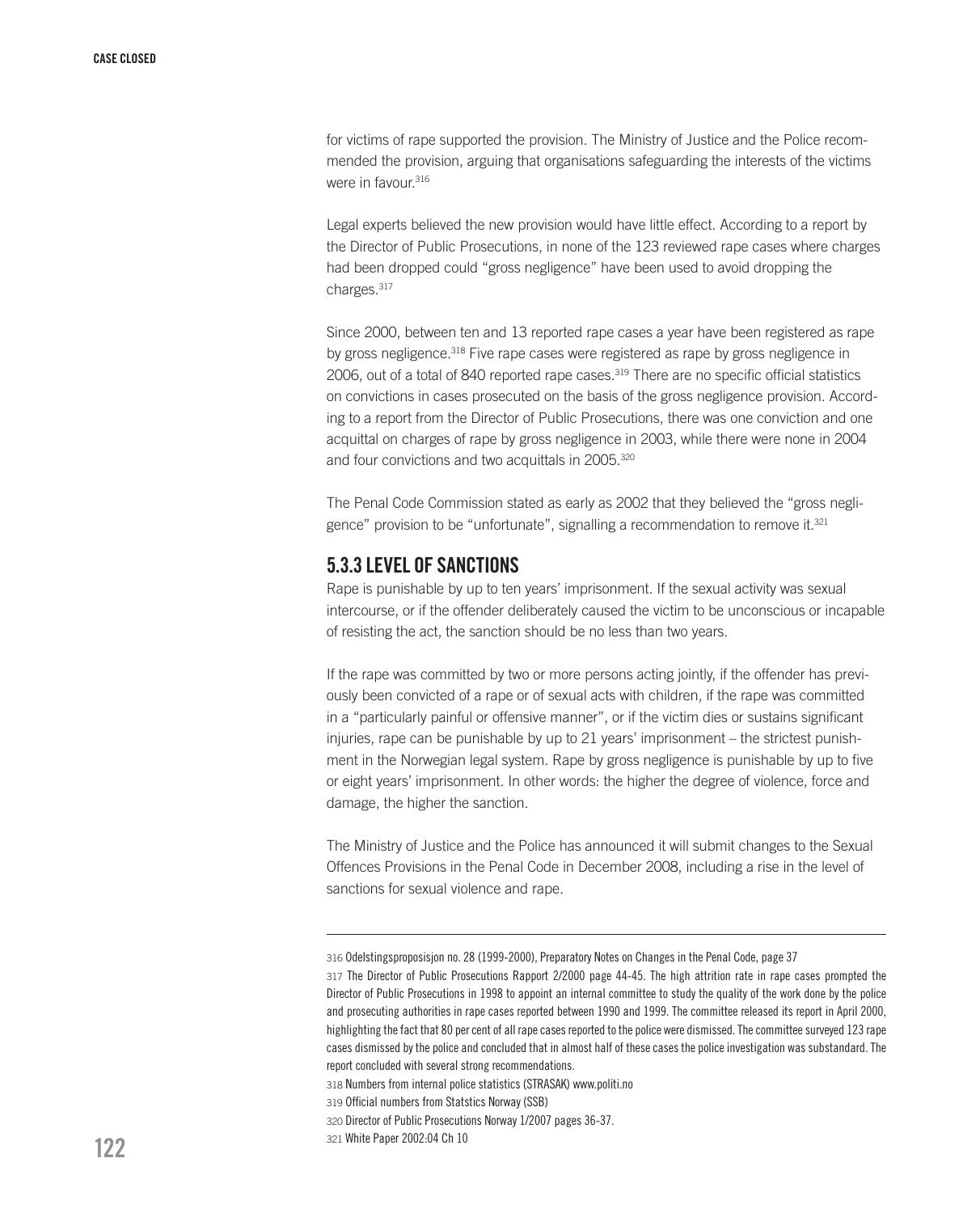for victims of rape supported the provision. The Ministry of Justice and the Police recommended the provision, arguing that organisations safeguarding the interests of the victims were in favour.[316]

Legal experts believed the new provision would have little effect. According to a report by the Director of Public Prosecutions, in none of the 123 reviewed rape cases where charges had been dropped could "gross negligence" have been used to avoid dropping the charges.[317]

Since 2000, between ten and 13 reported rape cases a year have been registered as rape by gross negligence.[318] Five rape cases were registered as rape by gross negligence in 2006, out of a total of 840 reported rape cases.[319] There are no specific official statistics on convictions in cases prosecuted on the basis of the gross negligence provision. According to a report from the Director of Public Prosecutions, there was one conviction and one acquittal on charges of rape by gross negligence in 2003, while there were none in 2004 and four convictions and two acquittals in 2005.[320]

The Penal Code Commission stated as early as 2002 that they believed the "gross negligence" provision to be "unfortunate", signalling a recommendation to remove it.[321]

### 5.3.3 LEVEL OF SANCTIONS

Rape is punishable by up to ten years' imprisonment. If the sexual activity was sexual intercourse, or if the offender deliberately caused the victim to be unconscious or incapable of resisting the act, the sanction should be no less than two years.

If the rape was committed by two or more persons acting jointly, if the offender has previously been convicted of a rape or of sexual acts with children, if the rape was committed in a "particularly painful or offensive manner", or if the victim dies or sustains significant injuries, rape can be punishable by up to 21 years' imprisonment – the strictest punishment in the Norwegian legal system. Rape by gross negligence is punishable by up to five or eight years' imprisonment. In other words: the higher the degree of violence, force and damage, the higher the sanction.

The Ministry of Justice and the Police has announced it will submit changes to the Sexual Offences Provisions in the Penal Code in December 2008, including a rise in the level of sanctions for sexual violence and rape.

---

316 Odelstingsproposisjon no. 28 (1999-2000), Preparatory Notes on Changes in the Penal Code, page 37

317 The Director of Public Prosecutions Rapport 2/2000 page 44-45. The high attrition rate in rape cases prompted the Director of Public Prosecutions in 1998 to appoint an internal committee to study the quality of the work done by the police and prosecuting authorities in rape cases reported between 1990 and 1999. The committee released its report in April 2000, highlighting the fact that 80 per cent of all rape cases reported to the police were dismissed. The committee surveyed 123 rape cases dismissed by the police and concluded that in almost half of these cases the police investigation was substandard. The report concluded with several strong recommendations.

318 Numbers from internal police statistics (STRASAK) www.politi.no

319 Official numbers from Statstics Norway (SSB)

320 Director of Public Prosecutions Norway 1/2007 pages 36-37.

321 White Paper 2002:04 Ch 10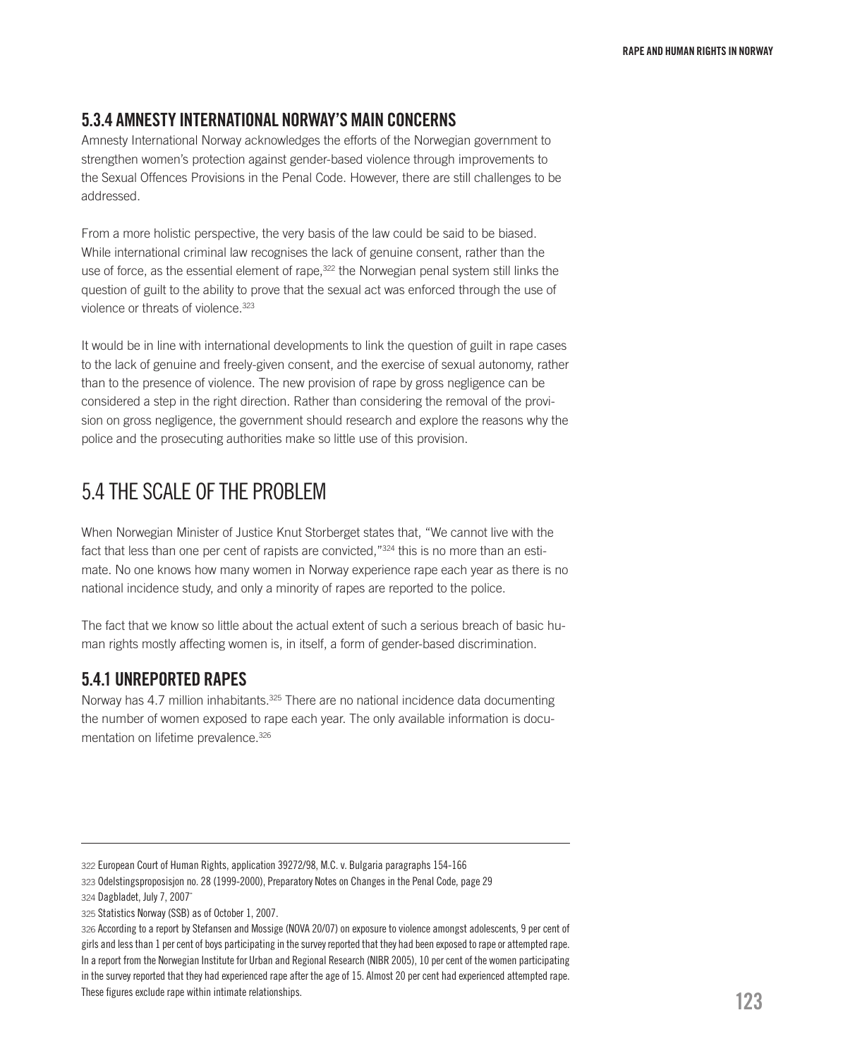### 5.3.4 AMNESTY INTERNATIONAL NORWAY'S MAIN CONCERNS

Amnesty International Norway acknowledges the efforts of the Norwegian government to strengthen women's protection against gender-based violence through improvements to the Sexual Offences Provisions in the Penal Code. However, there are still challenges to be addressed.

From a more holistic perspective, the very basis of the law could be said to be biased. While international criminal law recognises the lack of genuine consent, rather than the use of force, as the essential element of rape,[322] the Norwegian penal system still links the question of guilt to the ability to prove that the sexual act was enforced through the use of violence or threats of violence.[323]

It would be in line with international developments to link the question of guilt in rape cases to the lack of genuine and freely-given consent, and the exercise of sexual autonomy, rather than to the presence of violence. The new provision of rape by gross negligence can be considered a step in the right direction. Rather than considering the removal of the provision on gross negligence, the government should research and explore the reasons why the police and the prosecuting authorities make so little use of this provision.

## 5.4 THE SCALE OF THE PROBLEM

When Norwegian Minister of Justice Knut Storberget states that, "We cannot live with the fact that less than one per cent of rapists are convicted,"[324] this is no more than an estimate. No one knows how many women in Norway experience rape each year as there is no national incidence study, and only a minority of rapes are reported to the police.

The fact that we know so little about the actual extent of such a serious breach of basic human rights mostly affecting women is, in itself, a form of gender-based discrimination.

### 5.4.1 UNREPORTED RAPES

Norway has 4.7 million inhabitants.[325] There are no national incidence data documenting the number of women exposed to rape each year. The only available information is documentation on lifetime prevalence.[326]

---

322 European Court of Human Rights, application 39272/98, M.C. v. Bulgaria paragraphs 154-166

323 Odelstingsproposisjon no. 28 (1999-2000), Preparatory Notes on Changes in the Penal Code, page 29

324 Dagbladet, July 7, 2007"

325 Statistics Norway (SSB) as of October 1, 2007.

326 According to a report by Stefansen and Mossige (NOVA 20/07) on exposure to violence amongst adolescents, 9 per cent of girls and less than 1 per cent of boys participating in the survey reported that they had been exposed to rape or attempted rape. In a report from the Norwegian Institute for Urban and Regional Research (NIBR 2005), 10 per cent of the women participating in the survey reported that they had experienced rape after the age of 15. Almost 20 per cent had experienced attempted rape. These figures exclude rape within intimate relationships.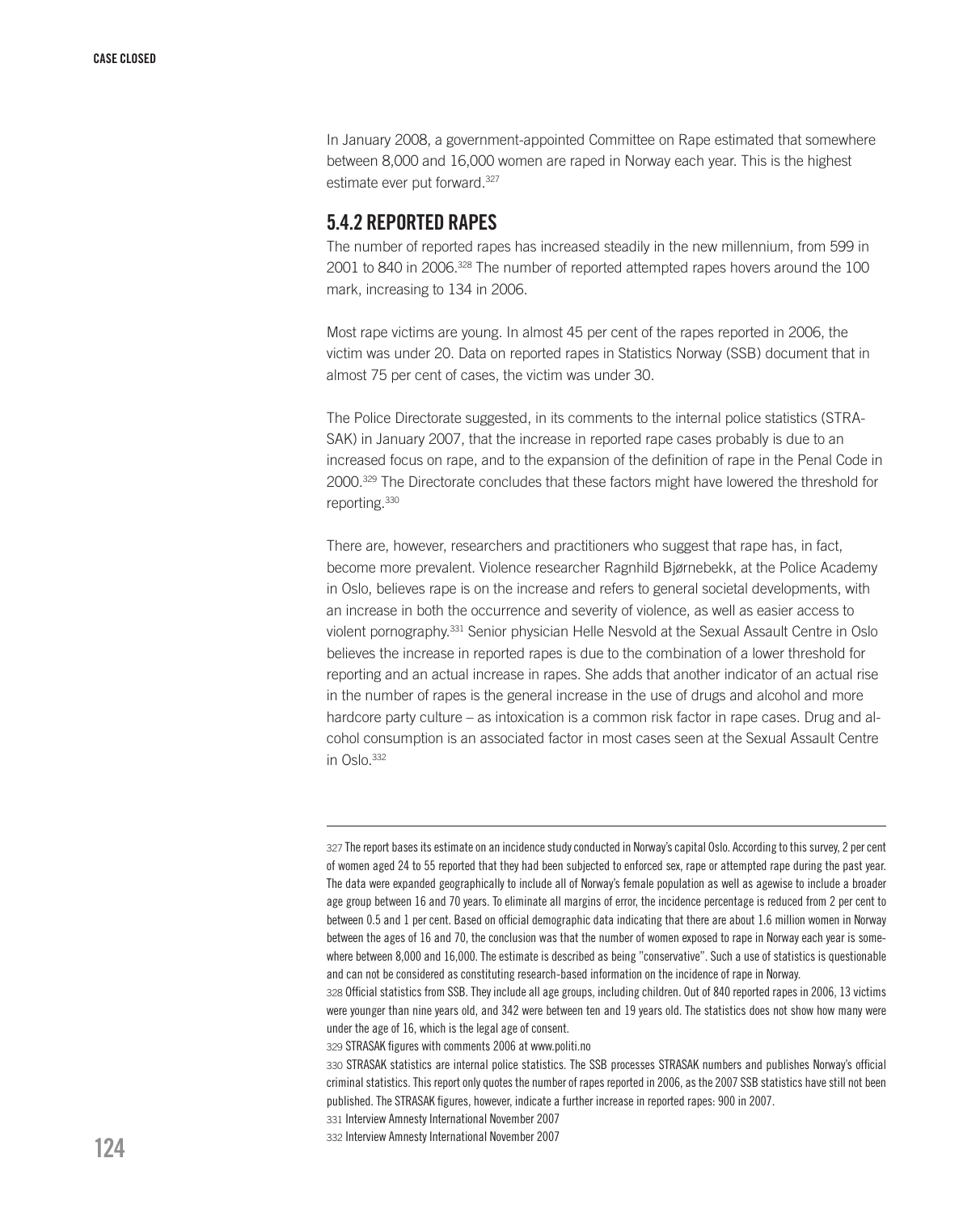In January 2008, a government-appointed Committee on Rape estimated that somewhere between 8,000 and 16,000 women are raped in Norway each year. This is the highest estimate ever put forward.[327]

### 5.4.2 REPORTED RAPES

The number of reported rapes has increased steadily in the new millennium, from 599 in 2001 to 840 in 2006.[328] The number of reported attempted rapes hovers around the 100 mark, increasing to 134 in 2006.

Most rape victims are young. In almost 45 per cent of the rapes reported in 2006, the victim was under 20. Data on reported rapes in Statistics Norway (SSB) document that in almost 75 per cent of cases, the victim was under 30.

The Police Directorate suggested, in its comments to the internal police statistics (STRASAK) in January 2007, that the increase in reported rape cases probably is due to an increased focus on rape, and to the expansion of the definition of rape in the Penal Code in 2000.[329] The Directorate concludes that these factors might have lowered the threshold for reporting.[330]

There are, however, researchers and practitioners who suggest that rape has, in fact, become more prevalent. Violence researcher Ragnhild Bjørnebekk, at the Police Academy in Oslo, believes rape is on the increase and refers to general societal developments, with an increase in both the occurrence and severity of violence, as well as easier access to violent pornography.[331] Senior physician Helle Nesvold at the Sexual Assault Centre in Oslo believes the increase in reported rapes is due to the combination of a lower threshold for reporting and an actual increase in rapes. She adds that another indicator of an actual rise in the number of rapes is the general increase in the use of drugs and alcohol and more hardcore party culture – as intoxication is a common risk factor in rape cases. Drug and alcohol consumption is an associated factor in most cases seen at the Sexual Assault Centre in Oslo.[332]

---

327 The report bases its estimate on an incidence study conducted in Norway's capital Oslo. According to this survey, 2 per cent of women aged 24 to 55 reported that they had been subjected to enforced sex, rape or attempted rape during the past year. The data were expanded geographically to include all of Norway's female population as well as agewise to include a broader age group between 16 and 70 years. To eliminate all margins of error, the incidence percentage is reduced from 2 per cent to between 0.5 and 1 per cent. Based on official demographic data indicating that there are about 1.6 million women in Norway between the ages of 16 and 70, the conclusion was that the number of women exposed to rape in Norway each year is somewhere between 8,000 and 16,000. The estimate is described as being "conservative". Such a use of statistics is questionable and can not be considered as constituting research-based information on the incidence of rape in Norway.

328 Official statistics from SSB. They include all age groups, including children. Out of 840 reported rapes in 2006, 13 victims were younger than nine years old, and 342 were between ten and 19 years old. The statistics does not show how many were under the age of 16, which is the legal age of consent.

329 STRASAK figures with comments 2006 at www.politi.no

330 STRASAK statistics are internal police statistics. The SSB processes STRASAK numbers and publishes Norway's official criminal statistics. This report only quotes the number of rapes reported in 2006, as the 2007 SSB statistics have still not been published. The STRASAK figures, however, indicate a further increase in reported rapes: 900 in 2007.

331 Interview Amnesty International November 2007

332 Interview Amnesty International November 2007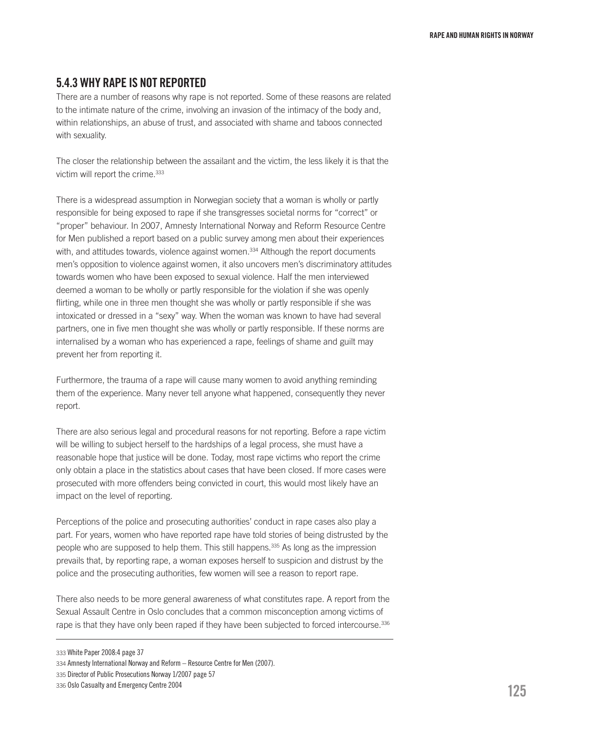### 5.4.3 WHY RAPE IS NOT REPORTED

There are a number of reasons why rape is not reported. Some of these reasons are related to the intimate nature of the crime, involving an invasion of the intimacy of the body and, within relationships, an abuse of trust, and associated with shame and taboos connected with sexuality.

The closer the relationship between the assailant and the victim, the less likely it is that the victim will report the crime.[333]

There is a widespread assumption in Norwegian society that a woman is wholly or partly responsible for being exposed to rape if she transgresses societal norms for "correct" or "proper" behaviour. In 2007, Amnesty International Norway and Reform Resource Centre for Men published a report based on a public survey among men about their experiences with, and attitudes towards, violence against women.[334] Although the report documents men's opposition to violence against women, it also uncovers men's discriminatory attitudes towards women who have been exposed to sexual violence. Half the men interviewed deemed a woman to be wholly or partly responsible for the violation if she was openly flirting, while one in three men thought she was wholly or partly responsible if she was intoxicated or dressed in a "sexy" way. When the woman was known to have had several partners, one in five men thought she was wholly or partly responsible. If these norms are internalised by a woman who has experienced a rape, feelings of shame and guilt may prevent her from reporting it.

Furthermore, the trauma of a rape will cause many women to avoid anything reminding them of the experience. Many never tell anyone what happened, consequently they never report.

There are also serious legal and procedural reasons for not reporting. Before a rape victim will be willing to subject herself to the hardships of a legal process, she must have a reasonable hope that justice will be done. Today, most rape victims who report the crime only obtain a place in the statistics about cases that have been closed. If more cases were prosecuted with more offenders being convicted in court, this would most likely have an impact on the level of reporting.

Perceptions of the police and prosecuting authorities' conduct in rape cases also play a part. For years, women who have reported rape have told stories of being distrusted by the people who are supposed to help them. This still happens.[335] As long as the impression prevails that, by reporting rape, a woman exposes herself to suspicion and distrust by the police and the prosecuting authorities, few women will see a reason to report rape.

There also needs to be more general awareness of what constitutes rape. A report from the Sexual Assault Centre in Oslo concludes that a common misconception among victims of rape is that they have only been raped if they have been subjected to forced intercourse.[336]

---

333 White Paper 2008:4 page 37

334 Amnesty International Norway and Reform – Resource Centre for Men (2007).

335 Director of Public Prosecutions Norway 1/2007 page 57

336 Oslo Casualty and Emergency Centre 2004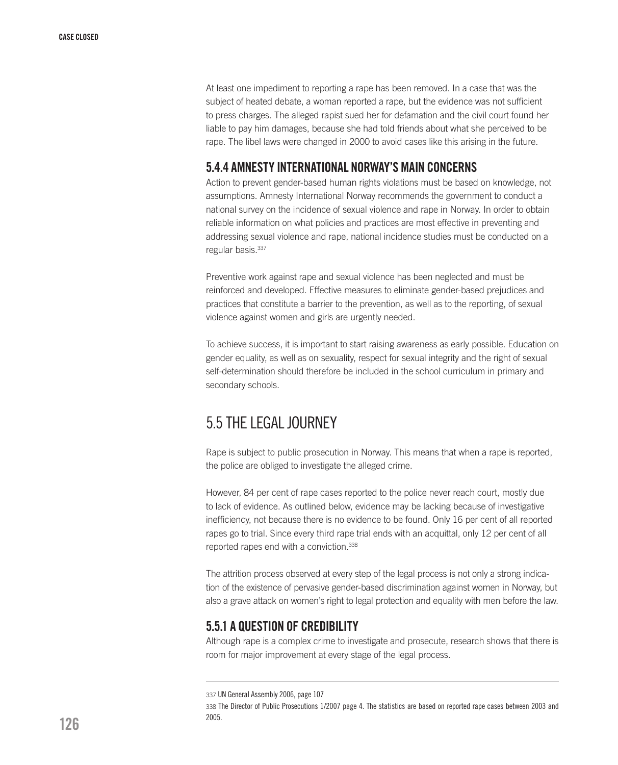At least one impediment to reporting a rape has been removed. In a case that was the subject of heated debate, a woman reported a rape, but the evidence was not sufficient to press charges. The alleged rapist sued her for defamation and the civil court found her liable to pay him damages, because she had told friends about what she perceived to be rape. The libel laws were changed in 2000 to avoid cases like this arising in the future.

### 5.4.4 AMNESTY INTERNATIONAL NORWAY'S MAIN CONCERNS

Action to prevent gender-based human rights violations must be based on knowledge, not assumptions. Amnesty International Norway recommends the government to conduct a national survey on the incidence of sexual violence and rape in Norway. In order to obtain reliable information on what policies and practices are most effective in preventing and addressing sexual violence and rape, national incidence studies must be conducted on a regular basis.[337]

Preventive work against rape and sexual violence has been neglected and must be reinforced and developed. Effective measures to eliminate gender-based prejudices and practices that constitute a barrier to the prevention, as well as to the reporting, of sexual violence against women and girls are urgently needed.

To achieve success, it is important to start raising awareness as early possible. Education on gender equality, as well as on sexuality, respect for sexual integrity and the right of sexual self-determination should therefore be included in the school curriculum in primary and secondary schools.

## 5.5 THE LEGAL JOURNEY

Rape is subject to public prosecution in Norway. This means that when a rape is reported, the police are obliged to investigate the alleged crime.

However, 84 per cent of rape cases reported to the police never reach court, mostly due to lack of evidence. As outlined below, evidence may be lacking because of investigative inefficiency, not because there is no evidence to be found. Only 16 per cent of all reported rapes go to trial. Since every third rape trial ends with an acquittal, only 12 per cent of all reported rapes end with a conviction.[338]

The attrition process observed at every step of the legal process is not only a strong indication of the existence of pervasive gender-based discrimination against women in Norway, but also a grave attack on women's right to legal protection and equality with men before the law.

### 5.5.1 A QUESTION OF CREDIBILITY

Although rape is a complex crime to investigate and prosecute, research shows that there is room for major improvement at every stage of the legal process.

---

337 UN General Assembly 2006, page 107

338 The Director of Public Prosecutions 1/2007 page 4. The statistics are based on reported rape cases between 2003 and 2005.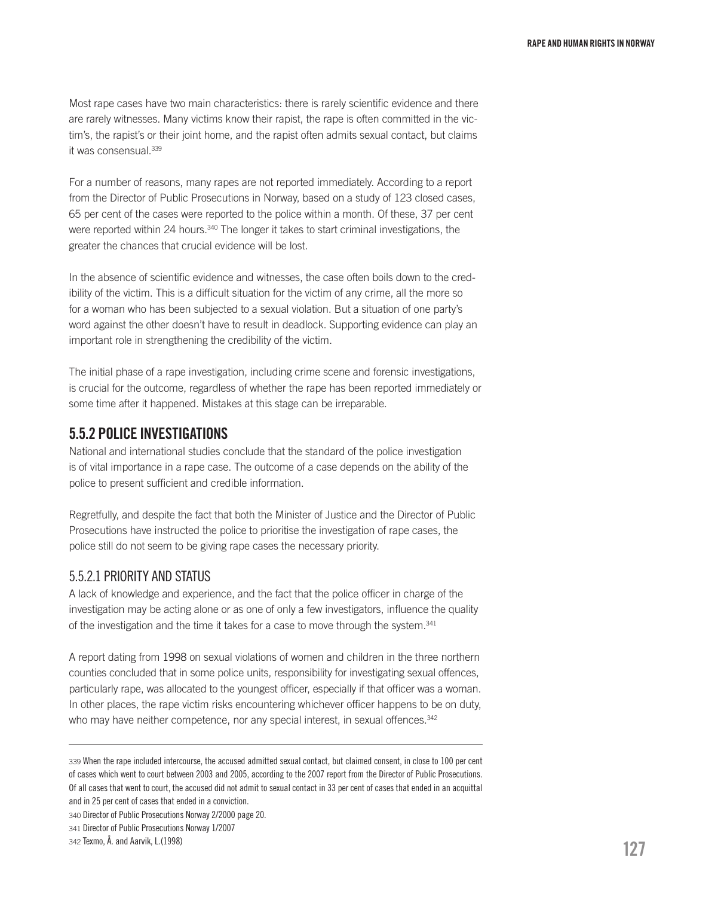Most rape cases have two main characteristics: there is rarely scientific evidence and there are rarely witnesses. Many victims know their rapist, the rape is often committed in the victim's, the rapist's or their joint home, and the rapist often admits sexual contact, but claims it was consensual.[339]

For a number of reasons, many rapes are not reported immediately. According to a report from the Director of Public Prosecutions in Norway, based on a study of 123 closed cases, 65 per cent of the cases were reported to the police within a month. Of these, 37 per cent were reported within 24 hours.[340] The longer it takes to start criminal investigations, the greater the chances that crucial evidence will be lost.

In the absence of scientific evidence and witnesses, the case often boils down to the credibility of the victim. This is a difficult situation for the victim of any crime, all the more so for a woman who has been subjected to a sexual violation. But a situation of one party's word against the other doesn't have to result in deadlock. Supporting evidence can play an important role in strengthening the credibility of the victim.

The initial phase of a rape investigation, including crime scene and forensic investigations, is crucial for the outcome, regardless of whether the rape has been reported immediately or some time after it happened. Mistakes at this stage can be irreparable.

## 5.5.2 POLICE INVESTIGATIONS

National and international studies conclude that the standard of the police investigation is of vital importance in a rape case. The outcome of a case depends on the ability of the police to present sufficient and credible information.

Regretfully, and despite the fact that both the Minister of Justice and the Director of Public Prosecutions have instructed the police to prioritise the investigation of rape cases, the police still do not seem to be giving rape cases the necessary priority.

### 5.5.2.1 PRIORITY AND STATUS

A lack of knowledge and experience, and the fact that the police officer in charge of the investigation may be acting alone or as one of only a few investigators, influence the quality of the investigation and the time it takes for a case to move through the system.[341]

A report dating from 1998 on sexual violations of women and children in the three northern counties concluded that in some police units, responsibility for investigating sexual offences, particularly rape, was allocated to the youngest officer, especially if that officer was a woman. In other places, the rape victim risks encountering whichever officer happens to be on duty, who may have neither competence, nor any special interest, in sexual offences.[342]

---

339 When the rape included intercourse, the accused admitted sexual contact, but claimed consent, in close to 100 per cent of cases which went to court between 2003 and 2005, according to the 2007 report from the Director of Public Prosecutions. Of all cases that went to court, the accused did not admit to sexual contact in 33 per cent of cases that ended in an acquittal and in 25 per cent of cases that ended in a conviction.

340 Director of Public Prosecutions Norway 2/2000 page 20.

341 Director of Public Prosecutions Norway 1/2007

342 Texmo, Å. and Aarvik, L.(1998)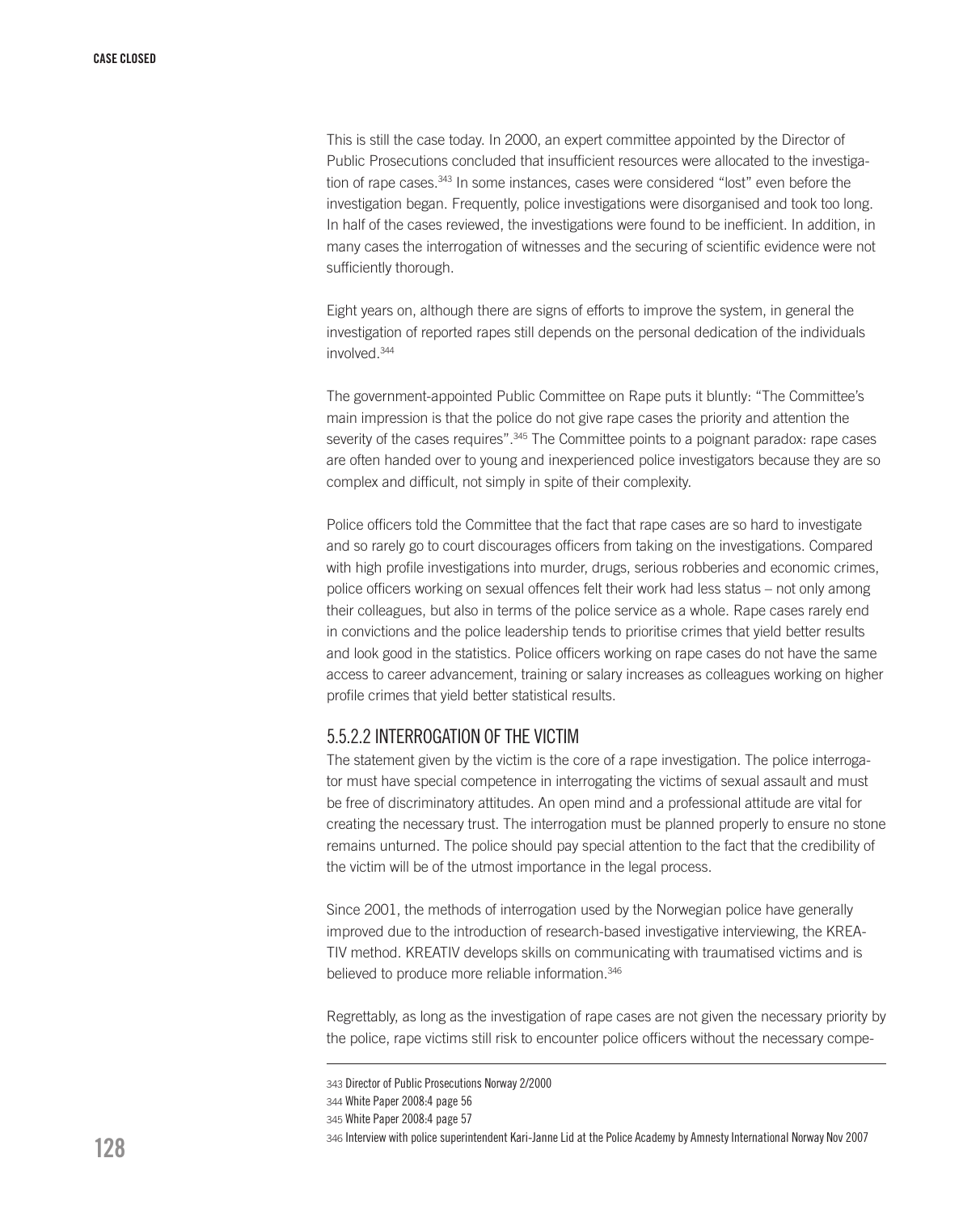This is still the case today. In 2000, an expert committee appointed by the Director of Public Prosecutions concluded that insufficient resources were allocated to the investigation of rape cases.[343] In some instances, cases were considered "lost" even before the investigation began. Frequently, police investigations were disorganised and took too long. In half of the cases reviewed, the investigations were found to be inefficient. In addition, in many cases the interrogation of witnesses and the securing of scientific evidence were not sufficiently thorough.

Eight years on, although there are signs of efforts to improve the system, in general the investigation of reported rapes still depends on the personal dedication of the individuals involved.[344]

The government-appointed Public Committee on Rape puts it bluntly: "The Committee's main impression is that the police do not give rape cases the priority and attention the severity of the cases requires".[345] The Committee points to a poignant paradox: rape cases are often handed over to young and inexperienced police investigators because they are so complex and difficult, not simply in spite of their complexity.

Police officers told the Committee that the fact that rape cases are so hard to investigate and so rarely go to court discourages officers from taking on the investigations. Compared with high profile investigations into murder, drugs, serious robberies and economic crimes, police officers working on sexual offences felt their work had less status – not only among their colleagues, but also in terms of the police service as a whole. Rape cases rarely end in convictions and the police leadership tends to prioritise crimes that yield better results and look good in the statistics. Police officers working on rape cases do not have the same access to career advancement, training or salary increases as colleagues working on higher profile crimes that yield better statistical results.

### 5.5.2.2 INTERROGATION OF THE VICTIM

The statement given by the victim is the core of a rape investigation. The police interrogator must have special competence in interrogating the victims of sexual assault and must be free of discriminatory attitudes. An open mind and a professional attitude are vital for creating the necessary trust. The interrogation must be planned properly to ensure no stone remains unturned. The police should pay special attention to the fact that the credibility of the victim will be of the utmost importance in the legal process.

Since 2001, the methods of interrogation used by the Norwegian police have generally improved due to the introduction of research-based investigative interviewing, the KREATIV method. KREATIV develops skills on communicating with traumatised victims and is believed to produce more reliable information.[346]

Regrettably, as long as the investigation of rape cases are not given the necessary priority by the police, rape victims still risk to encounter police officers without the necessary compe-

---

343 Director of Public Prosecutions Norway 2/2000

344 White Paper 2008:4 page 56

345 White Paper 2008:4 page 57

346 Interview with police superintendent Kari-Janne Lid at the Police Academy by Amnesty International Norway Nov 2007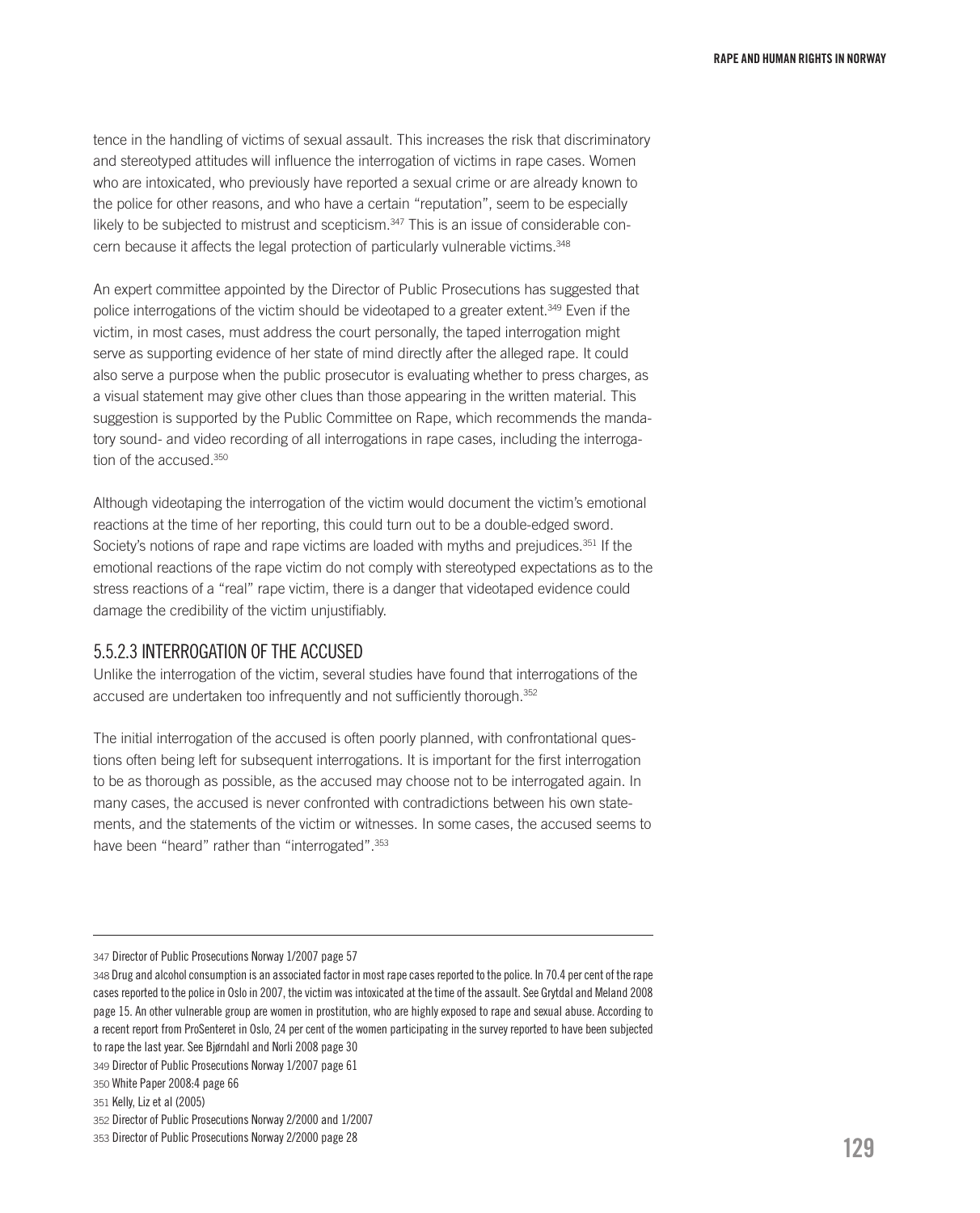tence in the handling of victims of sexual assault. This increases the risk that discriminatory and stereotyped attitudes will influence the interrogation of victims in rape cases. Women who are intoxicated, who previously have reported a sexual crime or are already known to the police for other reasons, and who have a certain “reputation”, seem to be especially likely to be subjected to mistrust and scepticism.[347] This is an issue of considerable concern because it affects the legal protection of particularly vulnerable victims.[348]

An expert committee appointed by the Director of Public Prosecutions has suggested that police interrogations of the victim should be videotaped to a greater extent.[349] Even if the victim, in most cases, must address the court personally, the taped interrogation might serve as supporting evidence of her state of mind directly after the alleged rape. It could also serve a purpose when the public prosecutor is evaluating whether to press charges, as a visual statement may give other clues than those appearing in the written material. This suggestion is supported by the Public Committee on Rape, which recommends the mandatory sound- and video recording of all interrogations in rape cases, including the interrogation of the accused.[350]

Although videotaping the interrogation of the victim would document the victim’s emotional reactions at the time of her reporting, this could turn out to be a double-edged sword. Society’s notions of rape and rape victims are loaded with myths and prejudices.[351] If the emotional reactions of the rape victim do not comply with stereotyped expectations as to the stress reactions of a “real” rape victim, there is a danger that videotaped evidence could damage the credibility of the victim unjustifiably.

### 5.5.2.3 INTERROGATION OF THE ACCUSED

Unlike the interrogation of the victim, several studies have found that interrogations of the accused are undertaken too infrequently and not sufficiently thorough.[352]

The initial interrogation of the accused is often poorly planned, with confrontational questions often being left for subsequent interrogations. It is important for the first interrogation to be as thorough as possible, as the accused may choose not to be interrogated again. In many cases, the accused is never confronted with contradictions between his own statements, and the statements of the victim or witnesses. In some cases, the accused seems to have been “heard” rather than “interrogated”.[353]

---

347 Director of Public Prosecutions Norway 1/2007 page 57

348 Drug and alcohol consumption is an associated factor in most rape cases reported to the police. In 70.4 per cent of the rape cases reported to the police in Oslo in 2007, the victim was intoxicated at the time of the assault. See Grytdal and Meland 2008 page 15. An other vulnerable group are women in prostitution, who are highly exposed to rape and sexual abuse. According to a recent report from ProSenteret in Oslo, 24 per cent of the women participating in the survey reported to have been subjected to rape the last year. See Bjørndahl and Norli 2008 page 30

349 Director of Public Prosecutions Norway 1/2007 page 61

350 White Paper 2008:4 page 66

351 Kelly, Liz et al (2005)

352 Director of Public Prosecutions Norway 2/2000 and 1/2007

353 Director of Public Prosecutions Norway 2/2000 page 28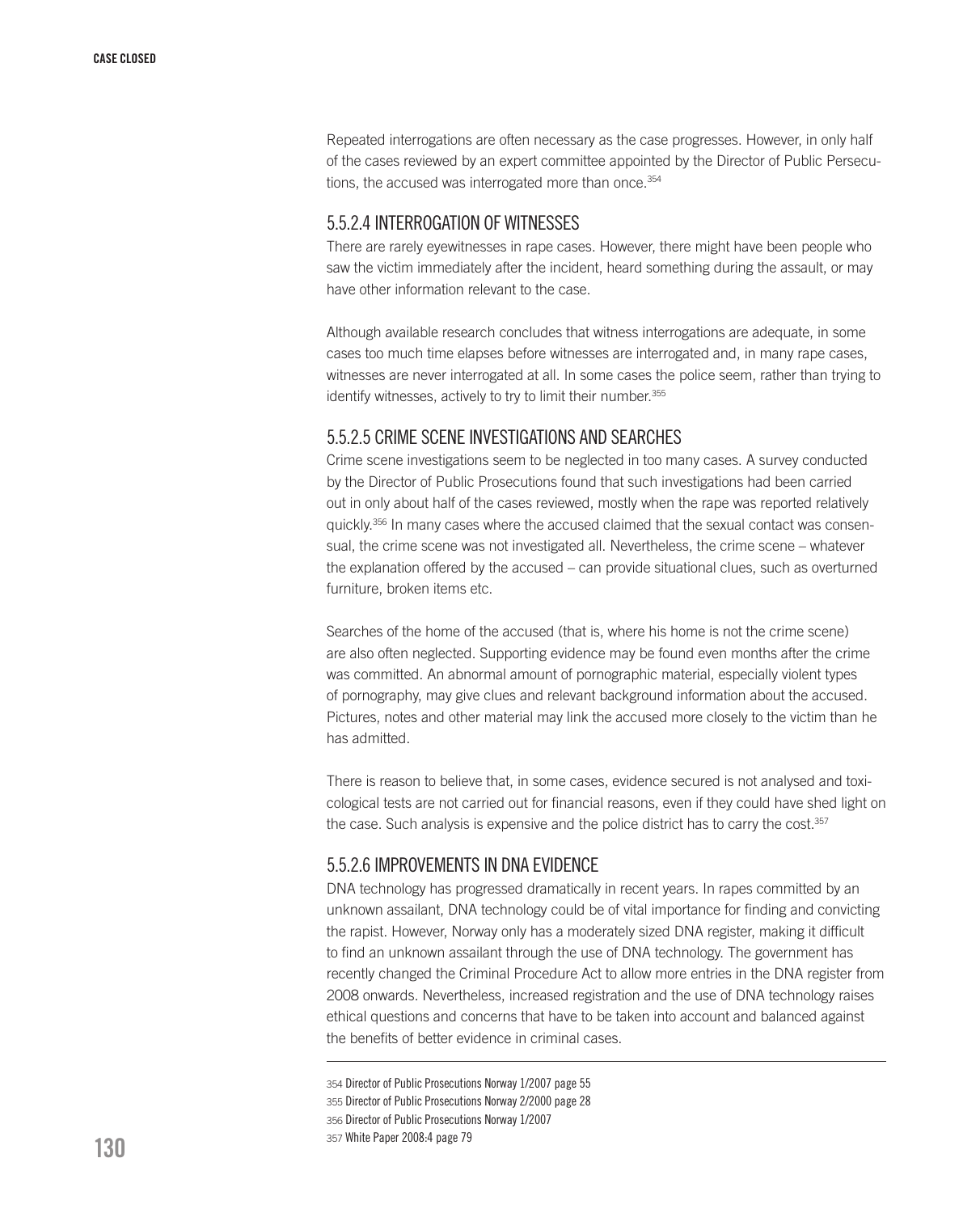Repeated interrogations are often necessary as the case progresses. However, in only half of the cases reviewed by an expert committee appointed by the Director of Public Persecutions, the accused was interrogated more than once.[354]

### 5.5.2.4 INTERROGATION OF WITNESSES

There are rarely eyewitnesses in rape cases. However, there might have been people who saw the victim immediately after the incident, heard something during the assault, or may have other information relevant to the case.

Although available research concludes that witness interrogations are adequate, in some cases too much time elapses before witnesses are interrogated and, in many rape cases, witnesses are never interrogated at all. In some cases the police seem, rather than trying to identify witnesses, actively to try to limit their number.[355]

### 5.5.2.5 CRIME SCENE INVESTIGATIONS AND SEARCHES

Crime scene investigations seem to be neglected in too many cases. A survey conducted by the Director of Public Prosecutions found that such investigations had been carried out in only about half of the cases reviewed, mostly when the rape was reported relatively quickly.[356] In many cases where the accused claimed that the sexual contact was consensual, the crime scene was not investigated all. Nevertheless, the crime scene – whatever the explanation offered by the accused – can provide situational clues, such as overturned furniture, broken items etc.

Searches of the home of the accused (that is, where his home is not the crime scene) are also often neglected. Supporting evidence may be found even months after the crime was committed. An abnormal amount of pornographic material, especially violent types of pornography, may give clues and relevant background information about the accused. Pictures, notes and other material may link the accused more closely to the victim than he has admitted.

There is reason to believe that, in some cases, evidence secured is not analysed and toxicological tests are not carried out for financial reasons, even if they could have shed light on the case. Such analysis is expensive and the police district has to carry the cost.[357]

### 5.5.2.6 IMPROVEMENTS IN DNA EVIDENCE

DNA technology has progressed dramatically in recent years. In rapes committed by an unknown assailant, DNA technology could be of vital importance for finding and convicting the rapist. However, Norway only has a moderately sized DNA register, making it difficult to find an unknown assailant through the use of DNA technology. The government has recently changed the Criminal Procedure Act to allow more entries in the DNA register from 2008 onwards. Nevertheless, increased registration and the use of DNA technology raises ethical questions and concerns that have to be taken into account and balanced against the benefits of better evidence in criminal cases.

---

354 Director of Public Prosecutions Norway 1/2007 page 55
355 Director of Public Prosecutions Norway 2/2000 page 28
356 Director of Public Prosecutions Norway 1/2007
357 White Paper 2008:4 page 79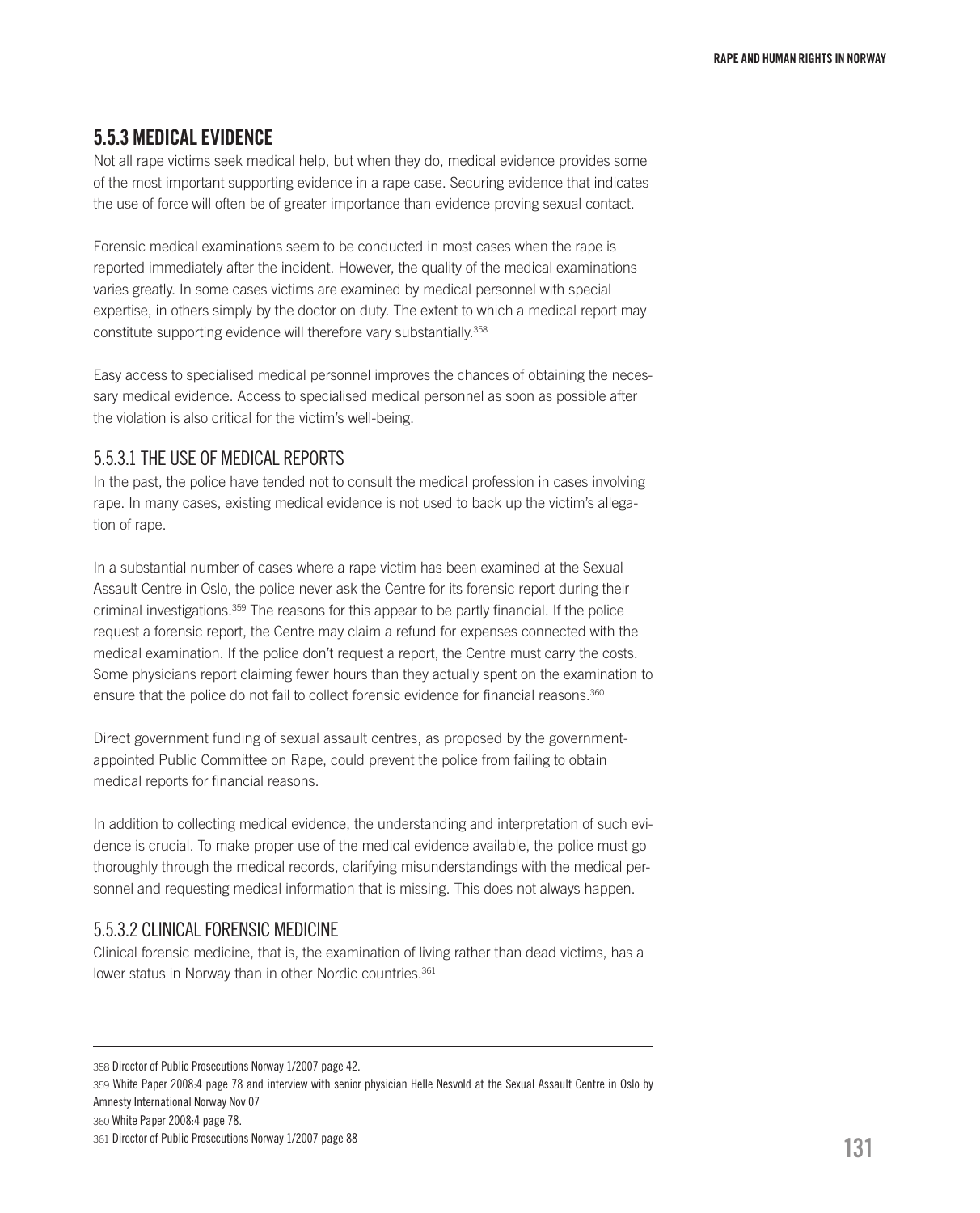## 5.5.3 MEDICAL EVIDENCE

Not all rape victims seek medical help, but when they do, medical evidence provides some of the most important supporting evidence in a rape case. Securing evidence that indicates the use of force will often be of greater importance than evidence proving sexual contact.

Forensic medical examinations seem to be conducted in most cases when the rape is reported immediately after the incident. However, the quality of the medical examinations varies greatly. In some cases victims are examined by medical personnel with special expertise, in others simply by the doctor on duty. The extent to which a medical report may constitute supporting evidence will therefore vary substantially.[358]

Easy access to specialised medical personnel improves the chances of obtaining the necessary medical evidence. Access to specialised medical personnel as soon as possible after the violation is also critical for the victim's well-being.

### 5.5.3.1 THE USE OF MEDICAL REPORTS

In the past, the police have tended not to consult the medical profession in cases involving rape. In many cases, existing medical evidence is not used to back up the victim's allegation of rape.

In a substantial number of cases where a rape victim has been examined at the Sexual Assault Centre in Oslo, the police never ask the Centre for its forensic report during their criminal investigations.[359] The reasons for this appear to be partly financial. If the police request a forensic report, the Centre may claim a refund for expenses connected with the medical examination. If the police don't request a report, the Centre must carry the costs. Some physicians report claiming fewer hours than they actually spent on the examination to ensure that the police do not fail to collect forensic evidence for financial reasons.[360]

Direct government funding of sexual assault centres, as proposed by the government-appointed Public Committee on Rape, could prevent the police from failing to obtain medical reports for financial reasons.

In addition to collecting medical evidence, the understanding and interpretation of such evidence is crucial. To make proper use of the medical evidence available, the police must go thoroughly through the medical records, clarifying misunderstandings with the medical personnel and requesting medical information that is missing. This does not always happen.

### 5.5.3.2 CLINICAL FORENSIC MEDICINE

Clinical forensic medicine, that is, the examination of living rather than dead victims, has a lower status in Norway than in other Nordic countries.[361]

---

358 Director of Public Prosecutions Norway 1/2007 page 42.

359 White Paper 2008:4 page 78 and interview with senior physician Helle Nesvold at the Sexual Assault Centre in Oslo by Amnesty International Norway Nov 07

360 White Paper 2008:4 page 78.

361 Director of Public Prosecutions Norway 1/2007 page 88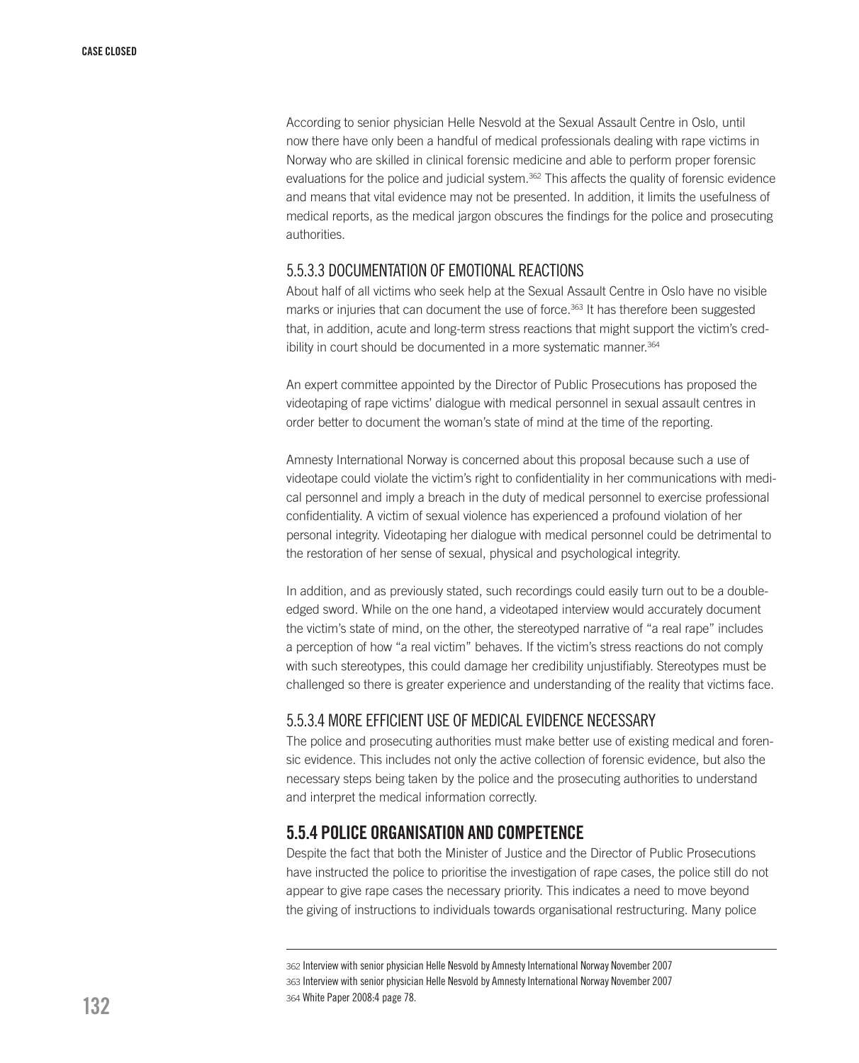According to senior physician Helle Nesvold at the Sexual Assault Centre in Oslo, until now there have only been a handful of medical professionals dealing with rape victims in Norway who are skilled in clinical forensic medicine and able to perform proper forensic evaluations for the police and judicial system.[362] This affects the quality of forensic evidence and means that vital evidence may not be presented. In addition, it limits the usefulness of medical reports, as the medical jargon obscures the findings for the police and prosecuting authorities.

#### 5.5.3.3 DOCUMENTATION OF EMOTIONAL REACTIONS

About half of all victims who seek help at the Sexual Assault Centre in Oslo have no visible marks or injuries that can document the use of force.[363] It has therefore been suggested that, in addition, acute and long-term stress reactions that might support the victim's credibility in court should be documented in a more systematic manner.[364]

An expert committee appointed by the Director of Public Prosecutions has proposed the videotaping of rape victims' dialogue with medical personnel in sexual assault centres in order better to document the woman's state of mind at the time of the reporting.

Amnesty International Norway is concerned about this proposal because such a use of videotape could violate the victim's right to confidentiality in her communications with medical personnel and imply a breach in the duty of medical personnel to exercise professional confidentiality. A victim of sexual violence has experienced a profound violation of her personal integrity. Videotaping her dialogue with medical personnel could be detrimental to the restoration of her sense of sexual, physical and psychological integrity.

In addition, and as previously stated, such recordings could easily turn out to be a double-edged sword. While on the one hand, a videotaped interview would accurately document the victim's state of mind, on the other, the stereotyped narrative of "a real rape" includes a perception of how "a real victim" behaves. If the victim's stress reactions do not comply with such stereotypes, this could damage her credibility unjustifiably. Stereotypes must be challenged so there is greater experience and understanding of the reality that victims face.

#### 5.5.3.4 MORE EFFICIENT USE OF MEDICAL EVIDENCE NECESSARY

The police and prosecuting authorities must make better use of existing medical and forensic evidence. This includes not only the active collection of forensic evidence, but also the necessary steps being taken by the police and the prosecuting authorities to understand and interpret the medical information correctly.

### 5.5.4 POLICE ORGANISATION AND COMPETENCE

Despite the fact that both the Minister of Justice and the Director of Public Prosecutions have instructed the police to prioritise the investigation of rape cases, the police still do not appear to give rape cases the necessary priority. This indicates a need to move beyond the giving of instructions to individuals towards organisational restructuring. Many police

---

362 Interview with senior physician Helle Nesvold by Amnesty International Norway November 2007
363 Interview with senior physician Helle Nesvold by Amnesty International Norway November 2007
364 White Paper 2008:4 page 78.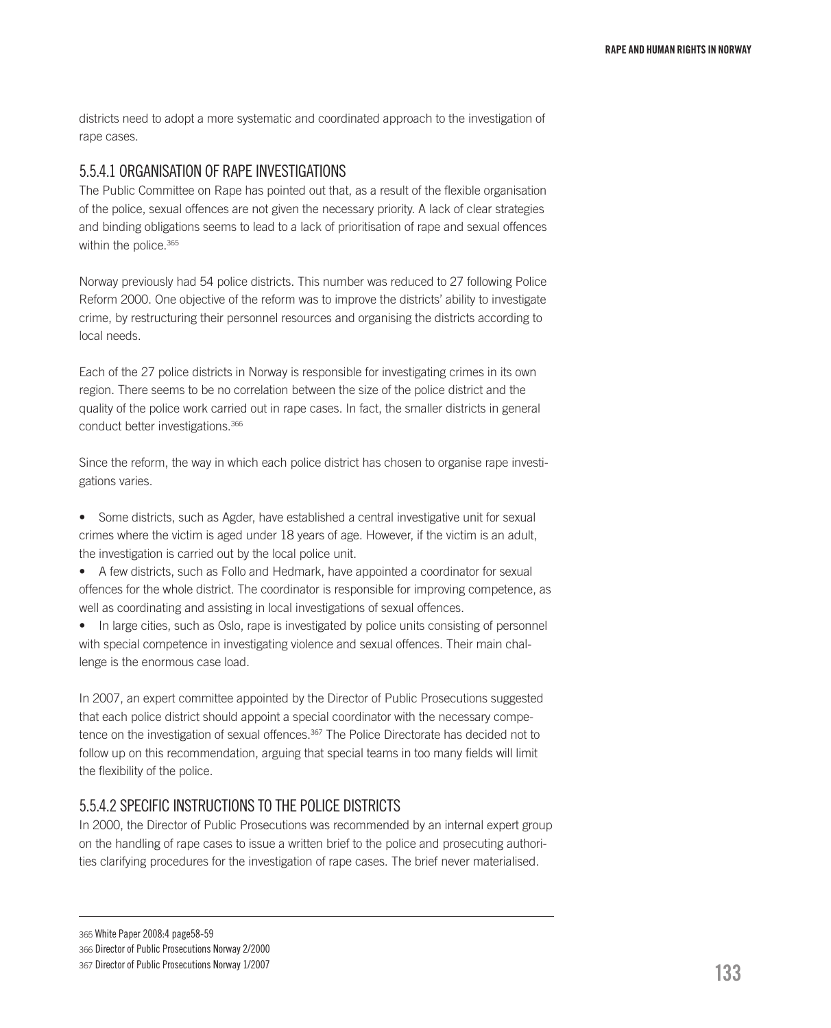districts need to adopt a more systematic and coordinated approach to the investigation of rape cases.

### 5.5.4.1 ORGANISATION OF RAPE INVESTIGATIONS

The Public Committee on Rape has pointed out that, as a result of the flexible organisation of the police, sexual offences are not given the necessary priority. A lack of clear strategies and binding obligations seems to lead to a lack of prioritisation of rape and sexual offences within the police.[365]

Norway previously had 54 police districts. This number was reduced to 27 following Police Reform 2000. One objective of the reform was to improve the districts' ability to investigate crime, by restructuring their personnel resources and organising the districts according to local needs.

Each of the 27 police districts in Norway is responsible for investigating crimes in its own region. There seems to be no correlation between the size of the police district and the quality of the police work carried out in rape cases. In fact, the smaller districts in general conduct better investigations.[366]

Since the reform, the way in which each police district has chosen to organise rape investigations varies.

- Some districts, such as Agder, have established a central investigative unit for sexual crimes where the victim is aged under 18 years of age. However, if the victim is an adult, the investigation is carried out by the local police unit.
- A few districts, such as Follo and Hedmark, have appointed a coordinator for sexual offences for the whole district. The coordinator is responsible for improving competence, as well as coordinating and assisting in local investigations of sexual offences.
- In large cities, such as Oslo, rape is investigated by police units consisting of personnel with special competence in investigating violence and sexual offences. Their main challenge is the enormous case load.

In 2007, an expert committee appointed by the Director of Public Prosecutions suggested that each police district should appoint a special coordinator with the necessary competence on the investigation of sexual offences.[367] The Police Directorate has decided not to follow up on this recommendation, arguing that special teams in too many fields will limit the flexibility of the police.

### 5.5.4.2 SPECIFIC INSTRUCTIONS TO THE POLICE DISTRICTS

In 2000, the Director of Public Prosecutions was recommended by an internal expert group on the handling of rape cases to issue a written brief to the police and prosecuting authorities clarifying procedures for the investigation of rape cases. The brief never materialised.

---

365 White Paper 2008:4 page58-59

366 Director of Public Prosecutions Norway 2/2000

367 Director of Public Prosecutions Norway 1/2007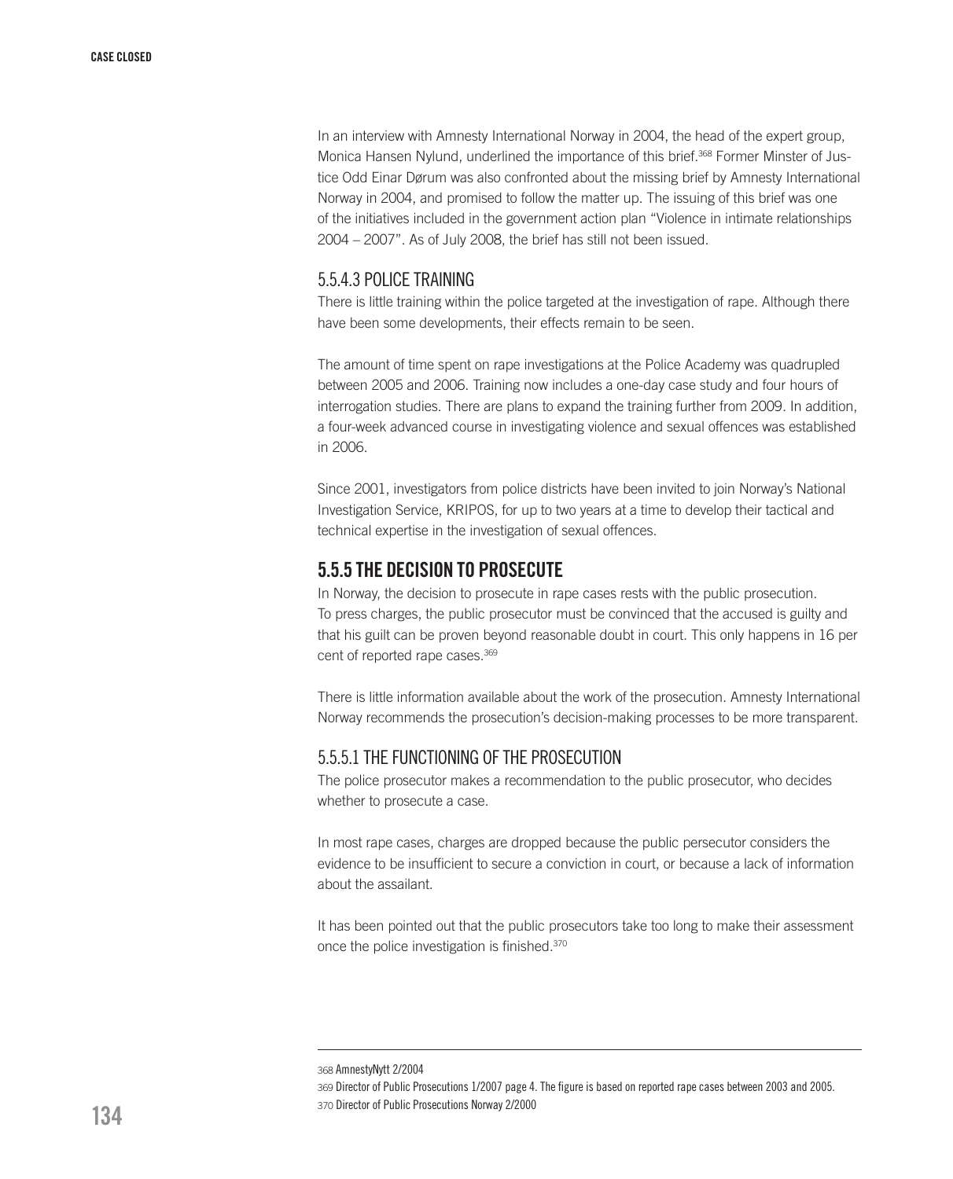In an interview with Amnesty International Norway in 2004, the head of the expert group, Monica Hansen Nylund, underlined the importance of this brief.[368] Former Minster of Justice Odd Einar Dørum was also confronted about the missing brief by Amnesty International Norway in 2004, and promised to follow the matter up. The issuing of this brief was one of the initiatives included in the government action plan "Violence in intimate relationships 2004 – 2007". As of July 2008, the brief has still not been issued.

### 5.5.4.3 POLICE TRAINING

There is little training within the police targeted at the investigation of rape. Although there have been some developments, their effects remain to be seen.

The amount of time spent on rape investigations at the Police Academy was quadrupled between 2005 and 2006. Training now includes a one-day case study and four hours of interrogation studies. There are plans to expand the training further from 2009. In addition, a four-week advanced course in investigating violence and sexual offences was established in 2006.

Since 2001, investigators from police districts have been invited to join Norway's National Investigation Service, KRIPOS, for up to two years at a time to develop their tactical and technical expertise in the investigation of sexual offences.

## 5.5.5 THE DECISION TO PROSECUTE

In Norway, the decision to prosecute in rape cases rests with the public prosecution. To press charges, the public prosecutor must be convinced that the accused is guilty and that his guilt can be proven beyond reasonable doubt in court. This only happens in 16 per cent of reported rape cases.[369]

There is little information available about the work of the prosecution. Amnesty International Norway recommends the prosecution's decision-making processes to be more transparent.

### 5.5.5.1 THE FUNCTIONING OF THE PROSECUTION

The police prosecutor makes a recommendation to the public prosecutor, who decides whether to prosecute a case.

In most rape cases, charges are dropped because the public persecutor considers the evidence to be insufficient to secure a conviction in court, or because a lack of information about the assailant.

It has been pointed out that the public prosecutors take too long to make their assessment once the police investigation is finished.[370]

---

368 AmnestyNytt 2/2004

369 Director of Public Prosecutions 1/2007 page 4. The figure is based on reported rape cases between 2003 and 2005.

370 Director of Public Prosecutions Norway 2/2000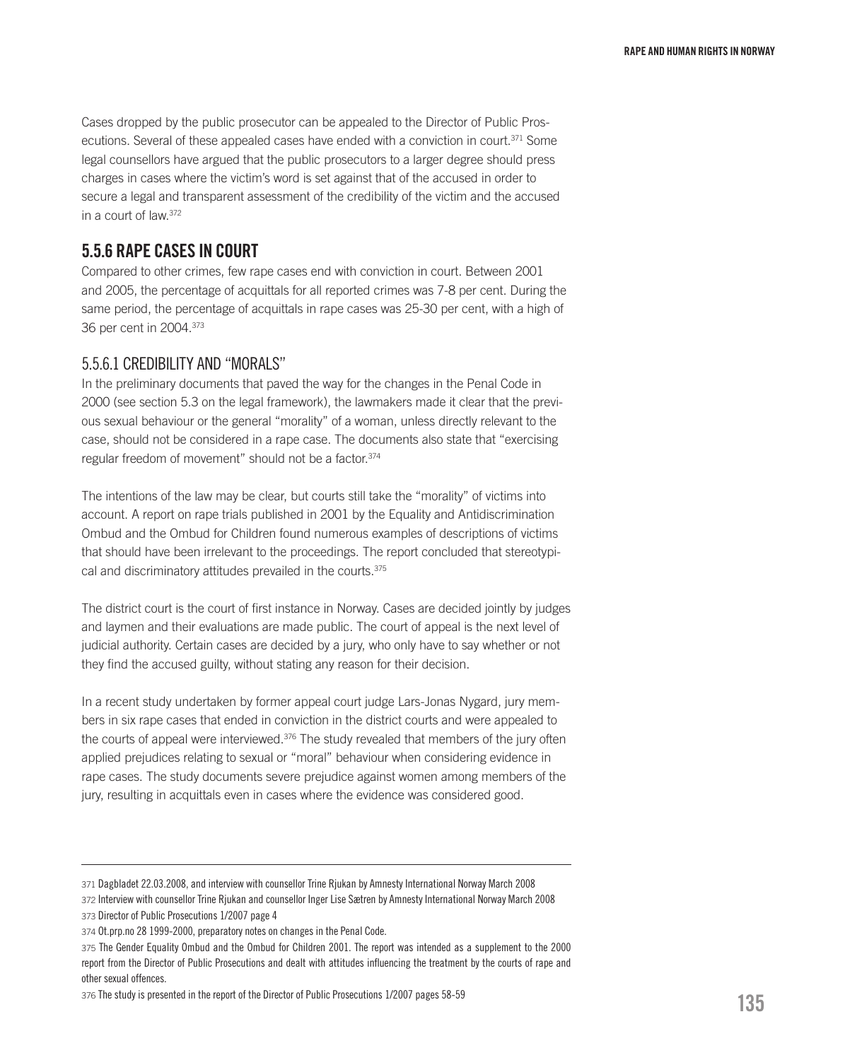Cases dropped by the public prosecutor can be appealed to the Director of Public Prosecutions. Several of these appealed cases have ended with a conviction in court.[371] Some legal counsellors have argued that the public prosecutors to a larger degree should press charges in cases where the victim's word is set against that of the accused in order to secure a legal and transparent assessment of the credibility of the victim and the accused in a court of law.[372]

## 5.5.6 RAPE CASES IN COURT

Compared to other crimes, few rape cases end with conviction in court. Between 2001 and 2005, the percentage of acquittals for all reported crimes was 7-8 per cent. During the same period, the percentage of acquittals in rape cases was 25-30 per cent, with a high of 36 per cent in 2004.[373]

### 5.5.6.1 CREDIBILITY AND "MORALS"

In the preliminary documents that paved the way for the changes in the Penal Code in 2000 (see section 5.3 on the legal framework), the lawmakers made it clear that the previous sexual behaviour or the general "morality" of a woman, unless directly relevant to the case, should not be considered in a rape case. The documents also state that "exercising regular freedom of movement" should not be a factor.[374]

The intentions of the law may be clear, but courts still take the "morality" of victims into account. A report on rape trials published in 2001 by the Equality and Antidiscrimination Ombud and the Ombud for Children found numerous examples of descriptions of victims that should have been irrelevant to the proceedings. The report concluded that stereotypical and discriminatory attitudes prevailed in the courts.[375]

The district court is the court of first instance in Norway. Cases are decided jointly by judges and laymen and their evaluations are made public. The court of appeal is the next level of judicial authority. Certain cases are decided by a jury, who only have to say whether or not they find the accused guilty, without stating any reason for their decision.

In a recent study undertaken by former appeal court judge Lars-Jonas Nygard, jury members in six rape cases that ended in conviction in the district courts and were appealed to the courts of appeal were interviewed.[376] The study revealed that members of the jury often applied prejudices relating to sexual or "moral" behaviour when considering evidence in rape cases. The study documents severe prejudice against women among members of the jury, resulting in acquittals even in cases where the evidence was considered good.

---

371 Dagbladet 22.03.2008, and interview with counsellor Trine Rjukan by Amnesty International Norway March 2008

372 Interview with counsellor Trine Rjukan and counsellor Inger Lise Sætren by Amnesty International Norway March 2008

373 Director of Public Prosecutions 1/2007 page 4

374 Ot.prp.no 28 1999-2000, preparatory notes on changes in the Penal Code.

375 The Gender Equality Ombud and the Ombud for Children 2001. The report was intended as a supplement to the 2000 report from the Director of Public Prosecutions and dealt with attitudes influencing the treatment by the courts of rape and other sexual offences.

376 The study is presented in the report of the Director of Public Prosecutions 1/2007 pages 58-59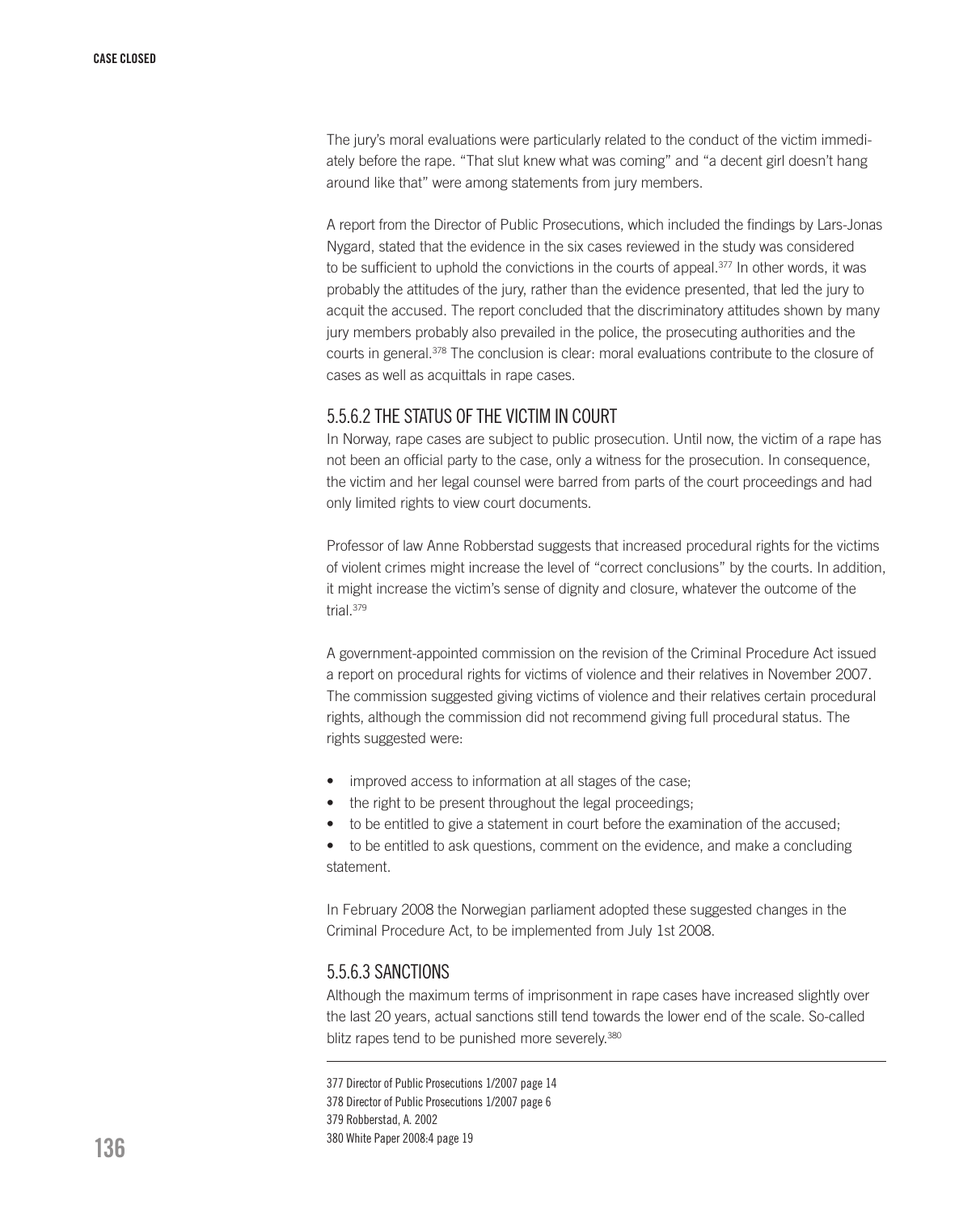The jury's moral evaluations were particularly related to the conduct of the victim immediately before the rape. "That slut knew what was coming" and "a decent girl doesn't hang around like that" were among statements from jury members.

A report from the Director of Public Prosecutions, which included the findings by Lars-Jonas Nygard, stated that the evidence in the six cases reviewed in the study was considered to be sufficient to uphold the convictions in the courts of appeal.[377] In other words, it was probably the attitudes of the jury, rather than the evidence presented, that led the jury to acquit the accused. The report concluded that the discriminatory attitudes shown by many jury members probably also prevailed in the police, the prosecuting authorities and the courts in general.[378] The conclusion is clear: moral evaluations contribute to the closure of cases as well as acquittals in rape cases.

### 5.5.6.2 THE STATUS OF THE VICTIM IN COURT

In Norway, rape cases are subject to public prosecution. Until now, the victim of a rape has not been an official party to the case, only a witness for the prosecution. In consequence, the victim and her legal counsel were barred from parts of the court proceedings and had only limited rights to view court documents.

Professor of law Anne Robberstad suggests that increased procedural rights for the victims of violent crimes might increase the level of "correct conclusions" by the courts. In addition, it might increase the victim's sense of dignity and closure, whatever the outcome of the trial.[379]

A government-appointed commission on the revision of the Criminal Procedure Act issued a report on procedural rights for victims of violence and their relatives in November 2007. The commission suggested giving victims of violence and their relatives certain procedural rights, although the commission did not recommend giving full procedural status. The rights suggested were:

- improved access to information at all stages of the case;
- the right to be present throughout the legal proceedings;
- to be entitled to give a statement in court before the examination of the accused;
- to be entitled to ask questions, comment on the evidence, and make a concluding statement.

In February 2008 the Norwegian parliament adopted these suggested changes in the Criminal Procedure Act, to be implemented from July 1st 2008.

### 5.5.6.3 SANCTIONS

Although the maximum terms of imprisonment in rape cases have increased slightly over the last 20 years, actual sanctions still tend towards the lower end of the scale. So-called blitz rapes tend to be punished more severely.[380]

---

377 Director of Public Prosecutions 1/2007 page 14
378 Director of Public Prosecutions 1/2007 page 6
379 Robberstad, A. 2002
380 White Paper 2008:4 page 19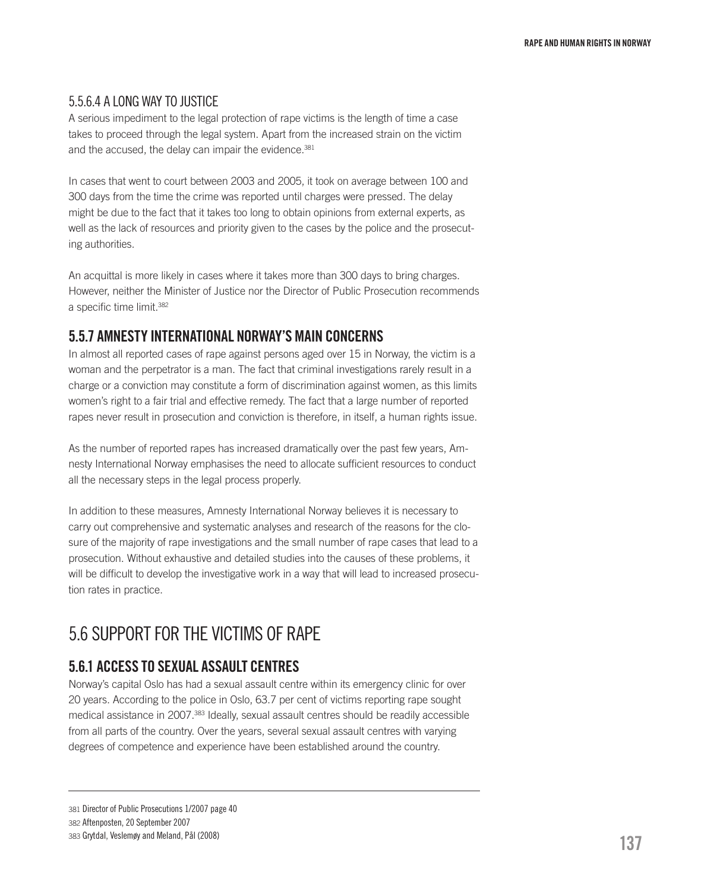#### 5.5.6.4 A LONG WAY TO JUSTICE

A serious impediment to the legal protection of rape victims is the length of time a case takes to proceed through the legal system. Apart from the increased strain on the victim and the accused, the delay can impair the evidence.[381]

In cases that went to court between 2003 and 2005, it took on average between 100 and 300 days from the time the crime was reported until charges were pressed. The delay might be due to the fact that it takes too long to obtain opinions from external experts, as well as the lack of resources and priority given to the cases by the police and the prosecuting authorities.

An acquittal is more likely in cases where it takes more than 300 days to bring charges. However, neither the Minister of Justice nor the Director of Public Prosecution recommends a specific time limit.[382]

### 5.5.7 AMNESTY INTERNATIONAL NORWAY'S MAIN CONCERNS

In almost all reported cases of rape against persons aged over 15 in Norway, the victim is a woman and the perpetrator is a man. The fact that criminal investigations rarely result in a charge or a conviction may constitute a form of discrimination against women, as this limits women's right to a fair trial and effective remedy. The fact that a large number of reported rapes never result in prosecution and conviction is therefore, in itself, a human rights issue.

As the number of reported rapes has increased dramatically over the past few years, Amnesty International Norway emphasises the need to allocate sufficient resources to conduct all the necessary steps in the legal process properly.

In addition to these measures, Amnesty International Norway believes it is necessary to carry out comprehensive and systematic analyses and research of the reasons for the closure of the majority of rape investigations and the small number of rape cases that lead to a prosecution. Without exhaustive and detailed studies into the causes of these problems, it will be difficult to develop the investigative work in a way that will lead to increased prosecution rates in practice.

## 5.6 SUPPORT FOR THE VICTIMS OF RAPE

### 5.6.1 ACCESS TO SEXUAL ASSAULT CENTRES

Norway's capital Oslo has had a sexual assault centre within its emergency clinic for over 20 years. According to the police in Oslo, 63.7 per cent of victims reporting rape sought medical assistance in 2007.[383] Ideally, sexual assault centres should be readily accessible from all parts of the country. Over the years, several sexual assault centres with varying degrees of competence and experience have been established around the country.

---

381 Director of Public Prosecutions 1/2007 page 40
382 Aftenposten, 20 September 2007
383 Grytdal, Veslemøy and Meland, Pål (2008)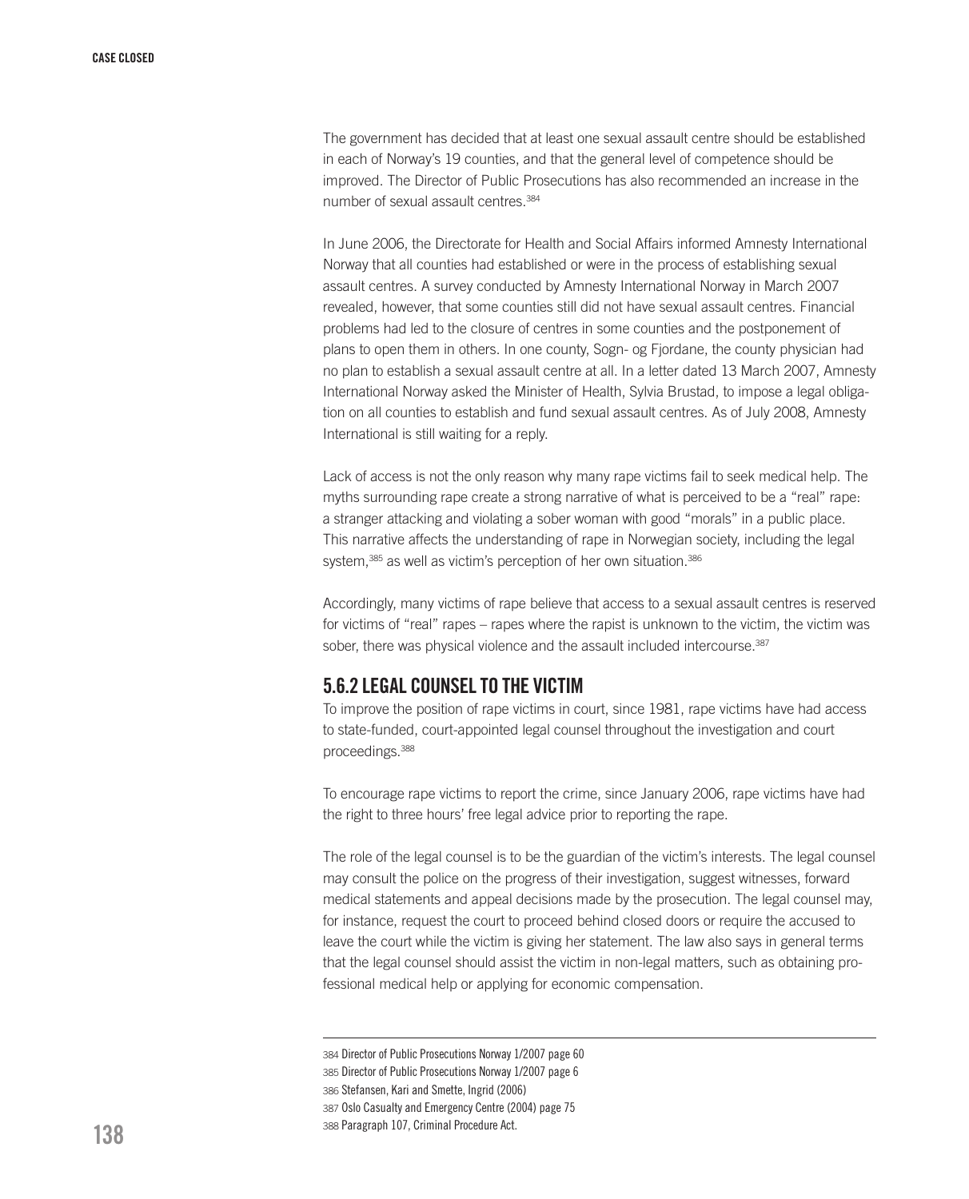The government has decided that at least one sexual assault centre should be established in each of Norway's 19 counties, and that the general level of competence should be improved. The Director of Public Prosecutions has also recommended an increase in the number of sexual assault centres.[384]

In June 2006, the Directorate for Health and Social Affairs informed Amnesty International Norway that all counties had established or were in the process of establishing sexual assault centres. A survey conducted by Amnesty International Norway in March 2007 revealed, however, that some counties still did not have sexual assault centres. Financial problems had led to the closure of centres in some counties and the postponement of plans to open them in others. In one county, Sogn- og Fjordane, the county physician had no plan to establish a sexual assault centre at all. In a letter dated 13 March 2007, Amnesty International Norway asked the Minister of Health, Sylvia Brustad, to impose a legal obligation on all counties to establish and fund sexual assault centres. As of July 2008, Amnesty International is still waiting for a reply.

Lack of access is not the only reason why many rape victims fail to seek medical help. The myths surrounding rape create a strong narrative of what is perceived to be a "real" rape: a stranger attacking and violating a sober woman with good "morals" in a public place. This narrative affects the understanding of rape in Norwegian society, including the legal system,[385] as well as victim's perception of her own situation.[386]

Accordingly, many victims of rape believe that access to a sexual assault centres is reserved for victims of "real" rapes – rapes where the rapist is unknown to the victim, the victim was sober, there was physical violence and the assault included intercourse.[387]

## 5.6.2 LEGAL COUNSEL TO THE VICTIM

To improve the position of rape victims in court, since 1981, rape victims have had access to state-funded, court-appointed legal counsel throughout the investigation and court proceedings.[388]

To encourage rape victims to report the crime, since January 2006, rape victims have had the right to three hours' free legal advice prior to reporting the rape.

The role of the legal counsel is to be the guardian of the victim's interests. The legal counsel may consult the police on the progress of their investigation, suggest witnesses, forward medical statements and appeal decisions made by the prosecution. The legal counsel may, for instance, request the court to proceed behind closed doors or require the accused to leave the court while the victim is giving her statement. The law also says in general terms that the legal counsel should assist the victim in non-legal matters, such as obtaining professional medical help or applying for economic compensation.

---

384 Director of Public Prosecutions Norway 1/2007 page 60
385 Director of Public Prosecutions Norway 1/2007 page 6
386 Stefansen, Kari and Smette, Ingrid (2006)
387 Oslo Casualty and Emergency Centre (2004) page 75
388 Paragraph 107, Criminal Procedure Act.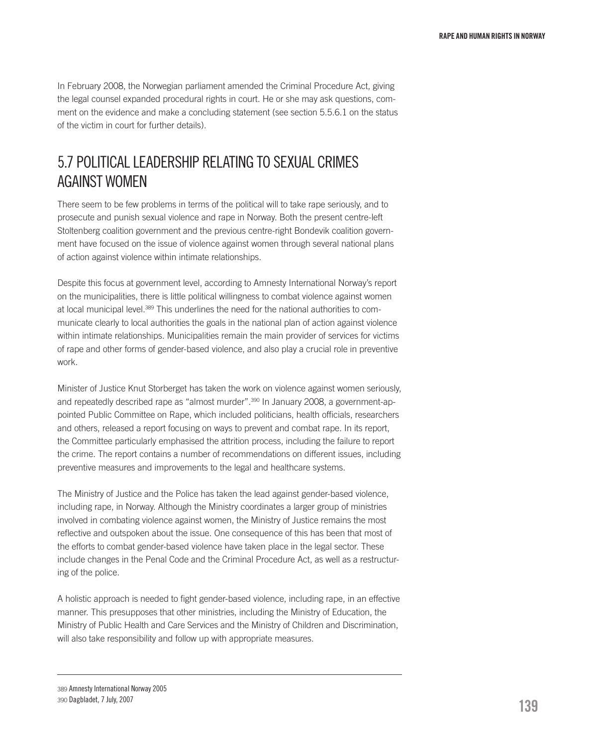In February 2008, the Norwegian parliament amended the Criminal Procedure Act, giving the legal counsel expanded procedural rights in court. He or she may ask questions, comment on the evidence and make a concluding statement (see section 5.5.6.1 on the status of the victim in court for further details).

## 5.7 POLITICAL LEADERSHIP RELATING TO SEXUAL CRIMES AGAINST WOMEN

There seem to be few problems in terms of the political will to take rape seriously, and to prosecute and punish sexual violence and rape in Norway. Both the present centre-left Stoltenberg coalition government and the previous centre-right Bondevik coalition government have focused on the issue of violence against women through several national plans of action against violence within intimate relationships.

Despite this focus at government level, according to Amnesty International Norway's report on the municipalities, there is little political willingness to combat violence against women at local municipal level.[389] This underlines the need for the national authorities to communicate clearly to local authorities the goals in the national plan of action against violence within intimate relationships. Municipalities remain the main provider of services for victims of rape and other forms of gender-based violence, and also play a crucial role in preventive work.

Minister of Justice Knut Storberget has taken the work on violence against women seriously, and repeatedly described rape as "almost murder".[390] In January 2008, a government-appointed Public Committee on Rape, which included politicians, health officials, researchers and others, released a report focusing on ways to prevent and combat rape. In its report, the Committee particularly emphasised the attrition process, including the failure to report the crime. The report contains a number of recommendations on different issues, including preventive measures and improvements to the legal and healthcare systems.

The Ministry of Justice and the Police has taken the lead against gender-based violence, including rape, in Norway. Although the Ministry coordinates a larger group of ministries involved in combating violence against women, the Ministry of Justice remains the most reflective and outspoken about the issue. One consequence of this has been that most of the efforts to combat gender-based violence have taken place in the legal sector. These include changes in the Penal Code and the Criminal Procedure Act, as well as a restructuring of the police.

A holistic approach is needed to fight gender-based violence, including rape, in an effective manner. This presupposes that other ministries, including the Ministry of Education, the Ministry of Public Health and Care Services and the Ministry of Children and Discrimination, will also take responsibility and follow up with appropriate measures.

---

389 Amnesty International Norway 2005
390 Dagbladet, 7 July, 2007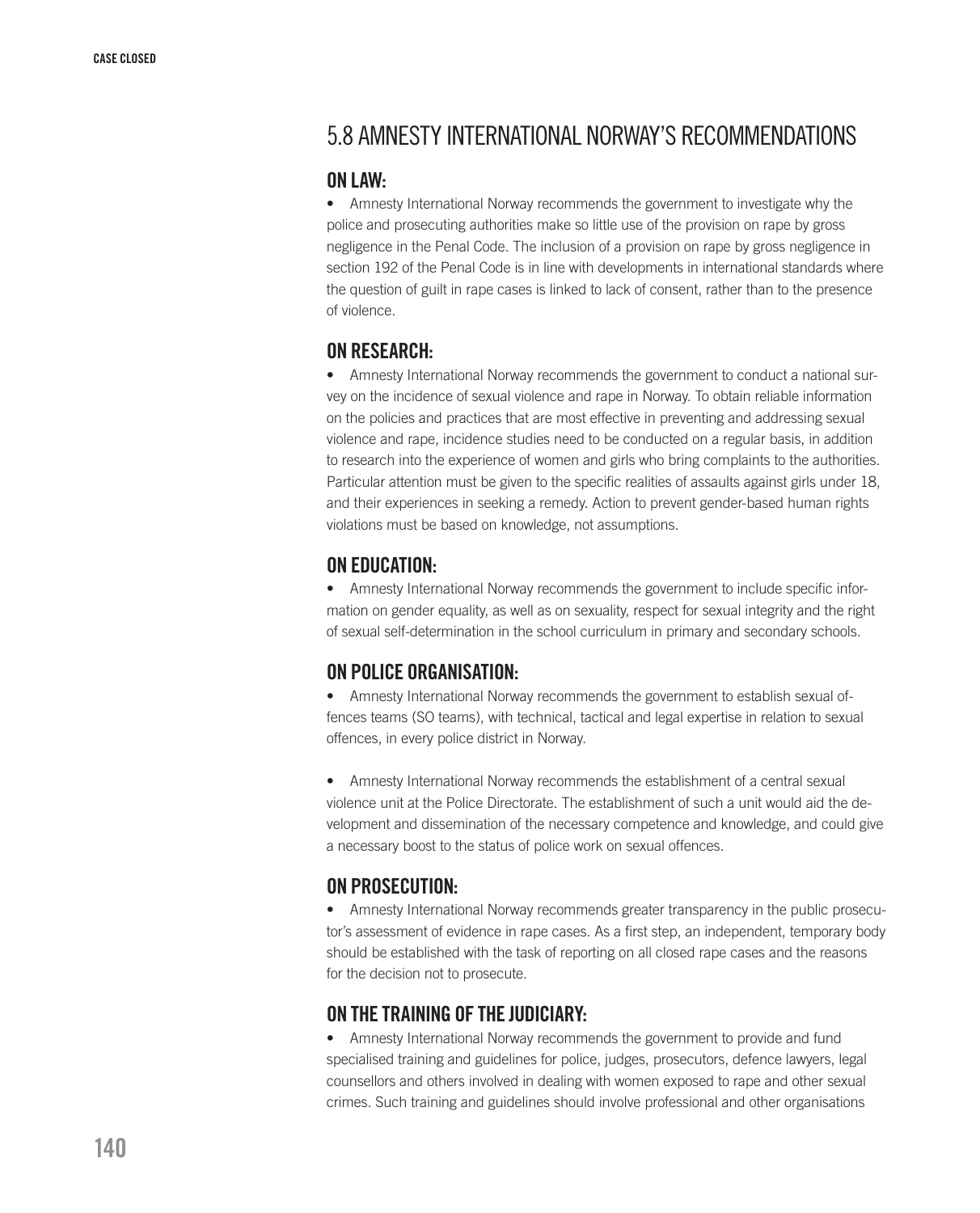## 5.8 AMNESTY INTERNATIONAL NORWAY'S RECOMMENDATIONS

### ON LAW:

- Amnesty International Norway recommends the government to investigate why the police and prosecuting authorities make so little use of the provision on rape by gross negligence in the Penal Code. The inclusion of a provision on rape by gross negligence in section 192 of the Penal Code is in line with developments in international standards where the question of guilt in rape cases is linked to lack of consent, rather than to the presence of violence.

### ON RESEARCH:

- Amnesty International Norway recommends the government to conduct a national survey on the incidence of sexual violence and rape in Norway. To obtain reliable information on the policies and practices that are most effective in preventing and addressing sexual violence and rape, incidence studies need to be conducted on a regular basis, in addition to research into the experience of women and girls who bring complaints to the authorities. Particular attention must be given to the specific realities of assaults against girls under 18, and their experiences in seeking a remedy. Action to prevent gender-based human rights violations must be based on knowledge, not assumptions.

### ON EDUCATION:

- Amnesty International Norway recommends the government to include specific information on gender equality, as well as on sexuality, respect for sexual integrity and the right of sexual self-determination in the school curriculum in primary and secondary schools.

### ON POLICE ORGANISATION:

- Amnesty International Norway recommends the government to establish sexual offences teams (SO teams), with technical, tactical and legal expertise in relation to sexual offences, in every police district in Norway.

- Amnesty International Norway recommends the establishment of a central sexual violence unit at the Police Directorate. The establishment of such a unit would aid the development and dissemination of the necessary competence and knowledge, and could give a necessary boost to the status of police work on sexual offences.

### ON PROSECUTION:

- Amnesty International Norway recommends greater transparency in the public prosecutor's assessment of evidence in rape cases. As a first step, an independent, temporary body should be established with the task of reporting on all closed rape cases and the reasons for the decision not to prosecute.

### ON THE TRAINING OF THE JUDICIARY:

- Amnesty International Norway recommends the government to provide and fund specialised training and guidelines for police, judges, prosecutors, defence lawyers, legal counsellors and others involved in dealing with women exposed to rape and other sexual crimes. Such training and guidelines should involve professional and other organisations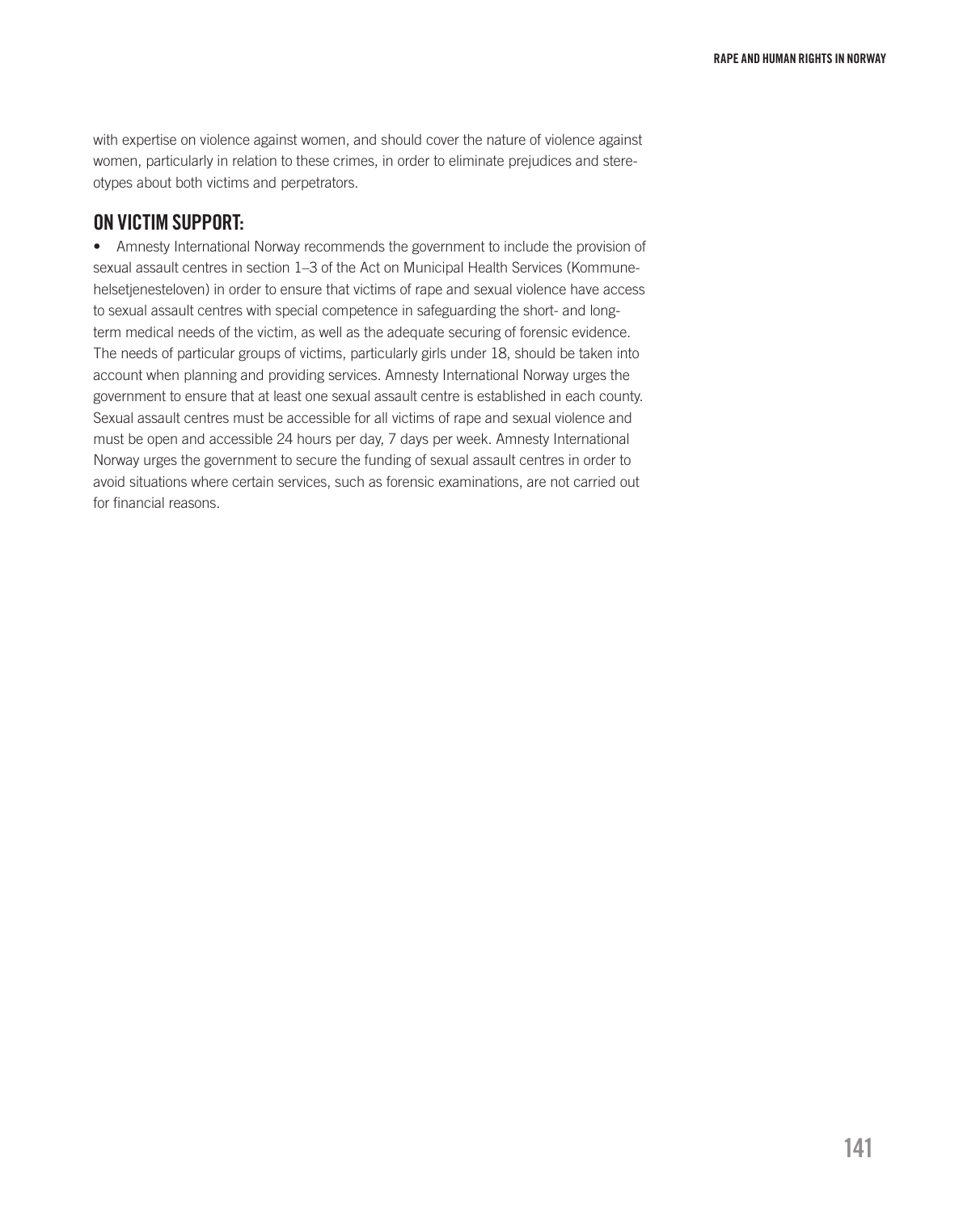with expertise on violence against women, and should cover the nature of violence against women, particularly in relation to these crimes, in order to eliminate prejudices and stereotypes about both victims and perpetrators.

## ON VICTIM SUPPORT:

- Amnesty International Norway recommends the government to include the provision of sexual assault centres in section 1–3 of the Act on Municipal Health Services (Kommunehelsetjenesteloven) in order to ensure that victims of rape and sexual violence have access to sexual assault centres with special competence in safeguarding the short- and long-term medical needs of the victim, as well as the adequate securing of forensic evidence. The needs of particular groups of victims, particularly girls under 18, should be taken into account when planning and providing services. Amnesty International Norway urges the government to ensure that at least one sexual assault centre is established in each county. Sexual assault centres must be accessible for all victims of rape and sexual violence and must be open and accessible 24 hours per day, 7 days per week. Amnesty International Norway urges the government to secure the funding of sexual assault centres in order to avoid situations where certain services, such as forensic examinations, are not carried out for financial reasons.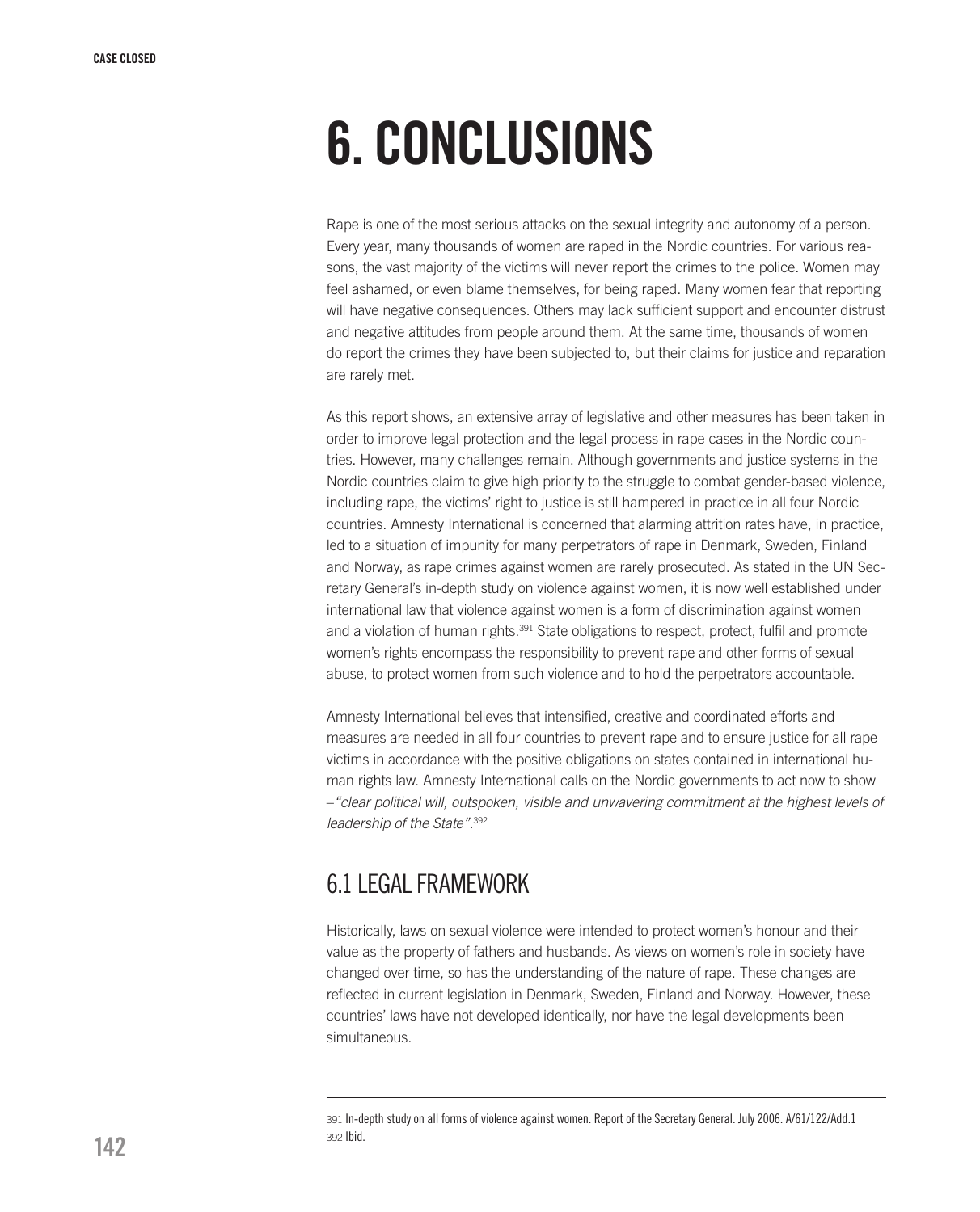# 6. CONCLUSIONS

Rape is one of the most serious attacks on the sexual integrity and autonomy of a person. Every year, many thousands of women are raped in the Nordic countries. For various reasons, the vast majority of the victims will never report the crimes to the police. Women may feel ashamed, or even blame themselves, for being raped. Many women fear that reporting will have negative consequences. Others may lack sufficient support and encounter distrust and negative attitudes from people around them. At the same time, thousands of women do report the crimes they have been subjected to, but their claims for justice and reparation are rarely met.

As this report shows, an extensive array of legislative and other measures has been taken in order to improve legal protection and the legal process in rape cases in the Nordic countries. However, many challenges remain. Although governments and justice systems in the Nordic countries claim to give high priority to the struggle to combat gender-based violence, including rape, the victims' right to justice is still hampered in practice in all four Nordic countries. Amnesty International is concerned that alarming attrition rates have, in practice, led to a situation of impunity for many perpetrators of rape in Denmark, Sweden, Finland and Norway, as rape crimes against women are rarely prosecuted. As stated in the UN Secretary General's in-depth study on violence against women, it is now well established under international law that violence against women is a form of discrimination against women and a violation of human rights.[391] State obligations to respect, protect, fulfil and promote women's rights encompass the responsibility to prevent rape and other forms of sexual abuse, to protect women from such violence and to hold the perpetrators accountable.

Amnesty International believes that intensified, creative and coordinated efforts and measures are needed in all four countries to prevent rape and to ensure justice for all rape victims in accordance with the positive obligations on states contained in international human rights law. Amnesty International calls on the Nordic governments to act now to show – *"clear political will, outspoken, visible and unwavering commitment at the highest levels of leadership of the State"*.[392]

## 6.1 LEGAL FRAMEWORK

Historically, laws on sexual violence were intended to protect women's honour and their value as the property of fathers and husbands. As views on women's role in society have changed over time, so has the understanding of the nature of rape. These changes are reflected in current legislation in Denmark, Sweden, Finland and Norway. However, these countries' laws have not developed identically, nor have the legal developments been simultaneous.

---

391 In-depth study on all forms of violence against women. Report of the Secretary General. July 2006. A/61/122/Add.1
392 Ibid.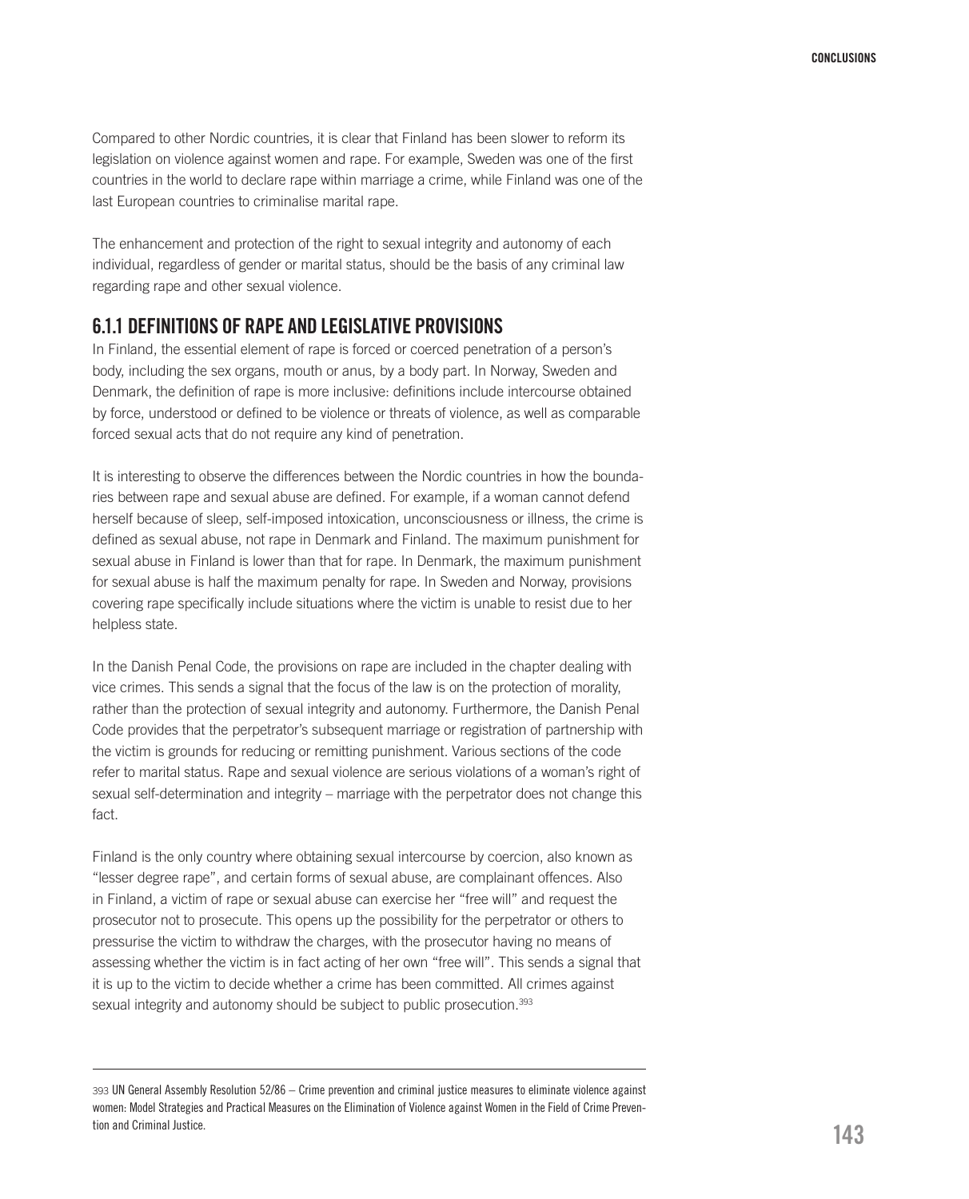Compared to other Nordic countries, it is clear that Finland has been slower to reform its legislation on violence against women and rape. For example, Sweden was one of the first countries in the world to declare rape within marriage a crime, while Finland was one of the last European countries to criminalise marital rape.

The enhancement and protection of the right to sexual integrity and autonomy of each individual, regardless of gender or marital status, should be the basis of any criminal law regarding rape and other sexual violence.

### 6.1.1 DEFINITIONS OF RAPE AND LEGISLATIVE PROVISIONS

In Finland, the essential element of rape is forced or coerced penetration of a person's body, including the sex organs, mouth or anus, by a body part. In Norway, Sweden and Denmark, the definition of rape is more inclusive: definitions include intercourse obtained by force, understood or defined to be violence or threats of violence, as well as comparable forced sexual acts that do not require any kind of penetration.

It is interesting to observe the differences between the Nordic countries in how the boundaries between rape and sexual abuse are defined. For example, if a woman cannot defend herself because of sleep, self-imposed intoxication, unconsciousness or illness, the crime is defined as sexual abuse, not rape in Denmark and Finland. The maximum punishment for sexual abuse in Finland is lower than that for rape. In Denmark, the maximum punishment for sexual abuse is half the maximum penalty for rape. In Sweden and Norway, provisions covering rape specifically include situations where the victim is unable to resist due to her helpless state.

In the Danish Penal Code, the provisions on rape are included in the chapter dealing with vice crimes. This sends a signal that the focus of the law is on the protection of morality, rather than the protection of sexual integrity and autonomy. Furthermore, the Danish Penal Code provides that the perpetrator's subsequent marriage or registration of partnership with the victim is grounds for reducing or remitting punishment. Various sections of the code refer to marital status. Rape and sexual violence are serious violations of a woman's right of sexual self-determination and integrity – marriage with the perpetrator does not change this fact.

Finland is the only country where obtaining sexual intercourse by coercion, also known as "lesser degree rape", and certain forms of sexual abuse, are complainant offences. Also in Finland, a victim of rape or sexual abuse can exercise her "free will" and request the prosecutor not to prosecute. This opens up the possibility for the perpetrator or others to pressurise the victim to withdraw the charges, with the prosecutor having no means of assessing whether the victim is in fact acting of her own "free will". This sends a signal that it is up to the victim to decide whether a crime has been committed. All crimes against sexual integrity and autonomy should be subject to public prosecution.[393]

---

[393] UN General Assembly Resolution 52/86 – Crime prevention and criminal justice measures to eliminate violence against women: Model Strategies and Practical Measures on the Elimination of Violence against Women in the Field of Crime Prevention and Criminal Justice.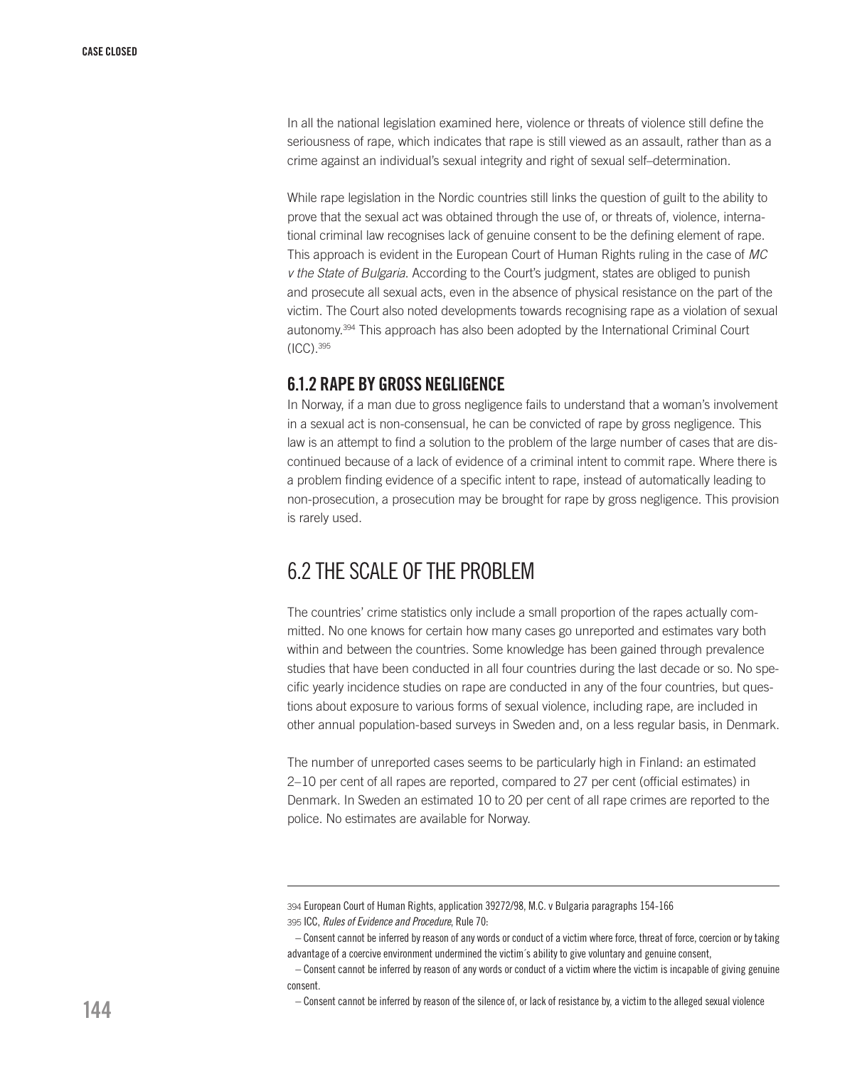In all the national legislation examined here, violence or threats of violence still define the seriousness of rape, which indicates that rape is still viewed as an assault, rather than as a crime against an individual's sexual integrity and right of sexual self–determination.

While rape legislation in the Nordic countries still links the question of guilt to the ability to prove that the sexual act was obtained through the use of, or threats of, violence, international criminal law recognises lack of genuine consent to be the defining element of rape. This approach is evident in the European Court of Human Rights ruling in the case of *MC v the State of Bulgaria*. According to the Court's judgment, states are obliged to punish and prosecute all sexual acts, even in the absence of physical resistance on the part of the victim. The Court also noted developments towards recognising rape as a violation of sexual autonomy.[394] This approach has also been adopted by the International Criminal Court (ICC).[395]

### 6.1.2 RAPE BY GROSS NEGLIGENCE

In Norway, if a man due to gross negligence fails to understand that a woman's involvement in a sexual act is non-consensual, he can be convicted of rape by gross negligence. This law is an attempt to find a solution to the problem of the large number of cases that are discontinued because of a lack of evidence of a criminal intent to commit rape. Where there is a problem finding evidence of a specific intent to rape, instead of automatically leading to non-prosecution, a prosecution may be brought for rape by gross negligence. This provision is rarely used.

## 6.2 THE SCALE OF THE PROBLEM

The countries' crime statistics only include a small proportion of the rapes actually committed. No one knows for certain how many cases go unreported and estimates vary both within and between the countries. Some knowledge has been gained through prevalence studies that have been conducted in all four countries during the last decade or so. No specific yearly incidence studies on rape are conducted in any of the four countries, but questions about exposure to various forms of sexual violence, including rape, are included in other annual population-based surveys in Sweden and, on a less regular basis, in Denmark.

The number of unreported cases seems to be particularly high in Finland: an estimated 2–10 per cent of all rapes are reported, compared to 27 per cent (official estimates) in Denmark. In Sweden an estimated 10 to 20 per cent of all rape crimes are reported to the police. No estimates are available for Norway.

---

394 European Court of Human Rights, application 39272/98, M.C. v Bulgaria paragraphs 154-166

395 ICC, *Rules of Evidence and Procedure*, Rule 70:

– Consent cannot be inferred by reason of any words or conduct of a victim where force, threat of force, coercion or by taking advantage of a coercive environment undermined the victim´s ability to give voluntary and genuine consent,

– Consent cannot be inferred by reason of any words or conduct of a victim where the victim is incapable of giving genuine consent.

– Consent cannot be inferred by reason of the silence of, or lack of resistance by, a victim to the alleged sexual violence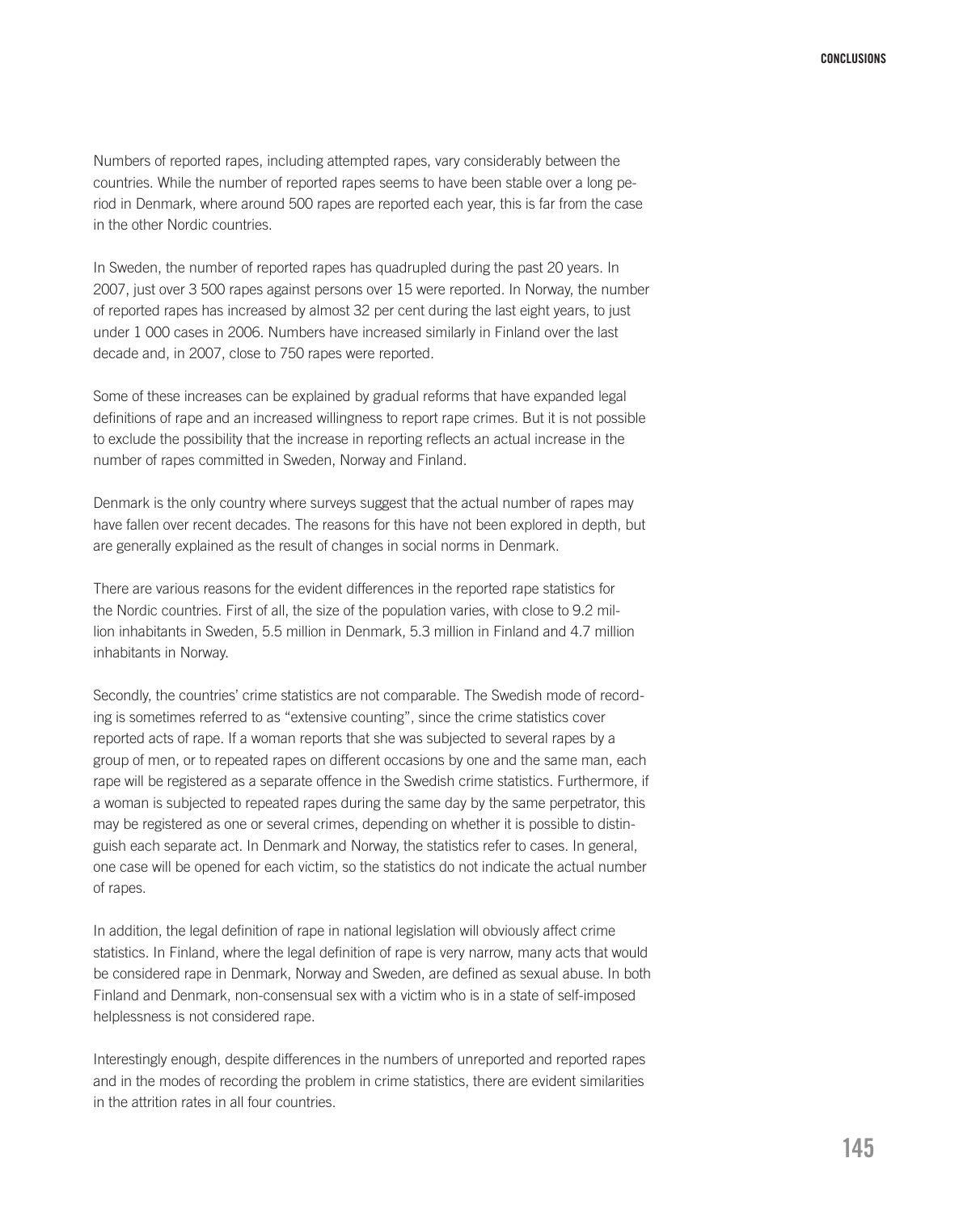Numbers of reported rapes, including attempted rapes, vary considerably between the countries. While the number of reported rapes seems to have been stable over a long period in Denmark, where around 500 rapes are reported each year, this is far from the case in the other Nordic countries.

In Sweden, the number of reported rapes has quadrupled during the past 20 years. In 2007, just over 3 500 rapes against persons over 15 were reported. In Norway, the number of reported rapes has increased by almost 32 per cent during the last eight years, to just under 1 000 cases in 2006. Numbers have increased similarly in Finland over the last decade and, in 2007, close to 750 rapes were reported.

Some of these increases can be explained by gradual reforms that have expanded legal definitions of rape and an increased willingness to report rape crimes. But it is not possible to exclude the possibility that the increase in reporting reflects an actual increase in the number of rapes committed in Sweden, Norway and Finland.

Denmark is the only country where surveys suggest that the actual number of rapes may have fallen over recent decades. The reasons for this have not been explored in depth, but are generally explained as the result of changes in social norms in Denmark.

There are various reasons for the evident differences in the reported rape statistics for the Nordic countries. First of all, the size of the population varies, with close to 9.2 million inhabitants in Sweden, 5.5 million in Denmark, 5.3 million in Finland and 4.7 million inhabitants in Norway.

Secondly, the countries' crime statistics are not comparable. The Swedish mode of recording is sometimes referred to as "extensive counting", since the crime statistics cover reported acts of rape. If a woman reports that she was subjected to several rapes by a group of men, or to repeated rapes on different occasions by one and the same man, each rape will be registered as a separate offence in the Swedish crime statistics. Furthermore, if a woman is subjected to repeated rapes during the same day by the same perpetrator, this may be registered as one or several crimes, depending on whether it is possible to distinguish each separate act. In Denmark and Norway, the statistics refer to cases. In general, one case will be opened for each victim, so the statistics do not indicate the actual number of rapes.

In addition, the legal definition of rape in national legislation will obviously affect crime statistics. In Finland, where the legal definition of rape is very narrow, many acts that would be considered rape in Denmark, Norway and Sweden, are defined as sexual abuse. In both Finland and Denmark, non-consensual sex with a victim who is in a state of self-imposed helplessness is not considered rape.

Interestingly enough, despite differences in the numbers of unreported and reported rapes and in the modes of recording the problem in crime statistics, there are evident similarities in the attrition rates in all four countries.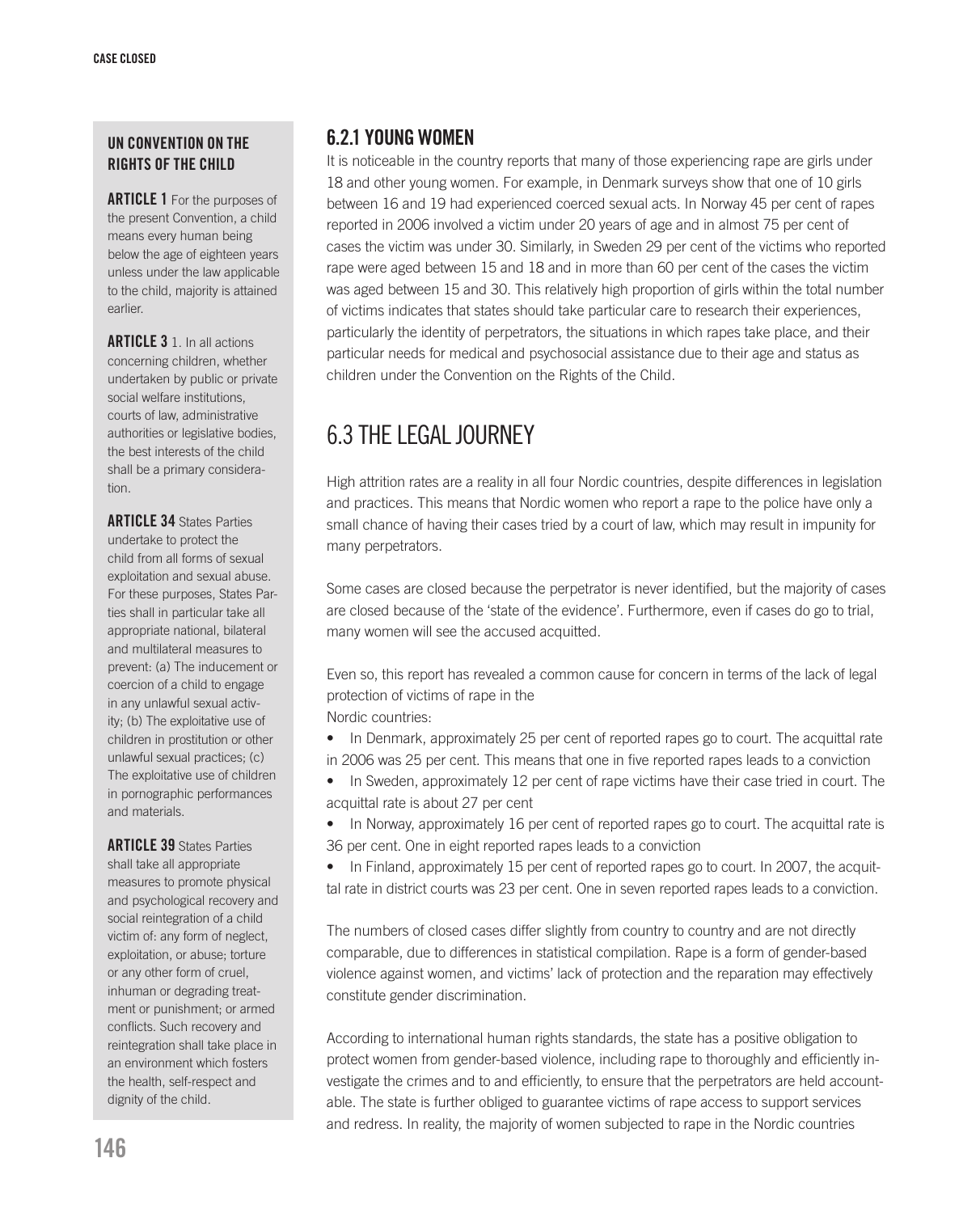### UN CONVENTION ON THE RIGHTS OF THE CHILD

**ARTICLE 1** For the purposes of the present Convention, a child means every human being below the age of eighteen years unless under the law applicable to the child, majority is attained earlier.

**ARTICLE 3** 1. In all actions concerning children, whether undertaken by public or private social welfare institutions, courts of law, administrative authorities or legislative bodies, the best interests of the child shall be a primary consideration.

**ARTICLE 34** States Parties undertake to protect the child from all forms of sexual exploitation and sexual abuse. For these purposes, States Parties shall in particular take all appropriate national, bilateral and multilateral measures to prevent: (a) The inducement or coercion of a child to engage in any unlawful sexual activity; (b) The exploitative use of children in prostitution or other unlawful sexual practices; (c) The exploitative use of children in pornographic performances and materials.

**ARTICLE 39** States Parties shall take all appropriate measures to promote physical and psychological recovery and social reintegration of a child victim of: any form of neglect, exploitation, or abuse; torture or any other form of cruel, inhuman or degrading treatment or punishment; or armed conflicts. Such recovery and reintegration shall take place in an environment which fosters the health, self-respect and dignity of the child.

### 6.2.1 YOUNG WOMEN

It is noticeable in the country reports that many of those experiencing rape are girls under 18 and other young women. For example, in Denmark surveys show that one of 10 girls between 16 and 19 had experienced coerced sexual acts. In Norway 45 per cent of rapes reported in 2006 involved a victim under 20 years of age and in almost 75 per cent of cases the victim was under 30. Similarly, in Sweden 29 per cent of the victims who reported rape were aged between 15 and 18 and in more than 60 per cent of the cases the victim was aged between 15 and 30. This relatively high proportion of girls within the total number of victims indicates that states should take particular care to research their experiences, particularly the identity of perpetrators, the situations in which rapes take place, and their particular needs for medical and psychosocial assistance due to their age and status as children under the Convention on the Rights of the Child.

## 6.3 THE LEGAL JOURNEY

High attrition rates are a reality in all four Nordic countries, despite differences in legislation and practices. This means that Nordic women who report a rape to the police have only a small chance of having their cases tried by a court of law, which may result in impunity for many perpetrators.

Some cases are closed because the perpetrator is never identified, but the majority of cases are closed because of the 'state of the evidence'. Furthermore, even if cases do go to trial, many women will see the accused acquitted.

Even so, this report has revealed a common cause for concern in terms of the lack of legal protection of victims of rape in the Nordic countries:

- In Denmark, approximately 25 per cent of reported rapes go to court. The acquittal rate in 2006 was 25 per cent. This means that one in five reported rapes leads to a conviction
- In Sweden, approximately 12 per cent of rape victims have their case tried in court. The acquittal rate is about 27 per cent
- In Norway, approximately 16 per cent of reported rapes go to court. The acquittal rate is 36 per cent. One in eight reported rapes leads to a conviction
- In Finland, approximately 15 per cent of reported rapes go to court. In 2007, the acquittal rate in district courts was 23 per cent. One in seven reported rapes leads to a conviction.

The numbers of closed cases differ slightly from country to country and are not directly comparable, due to differences in statistical compilation. Rape is a form of gender-based violence against women, and victims' lack of protection and the reparation may effectively constitute gender discrimination.

According to international human rights standards, the state has a positive obligation to protect women from gender-based violence, including rape to thoroughly and efficiently investigate the crimes and to and efficiently, to ensure that the perpetrators are held accountable. The state is further obliged to guarantee victims of rape access to support services and redress. In reality, the majority of women subjected to rape in the Nordic countries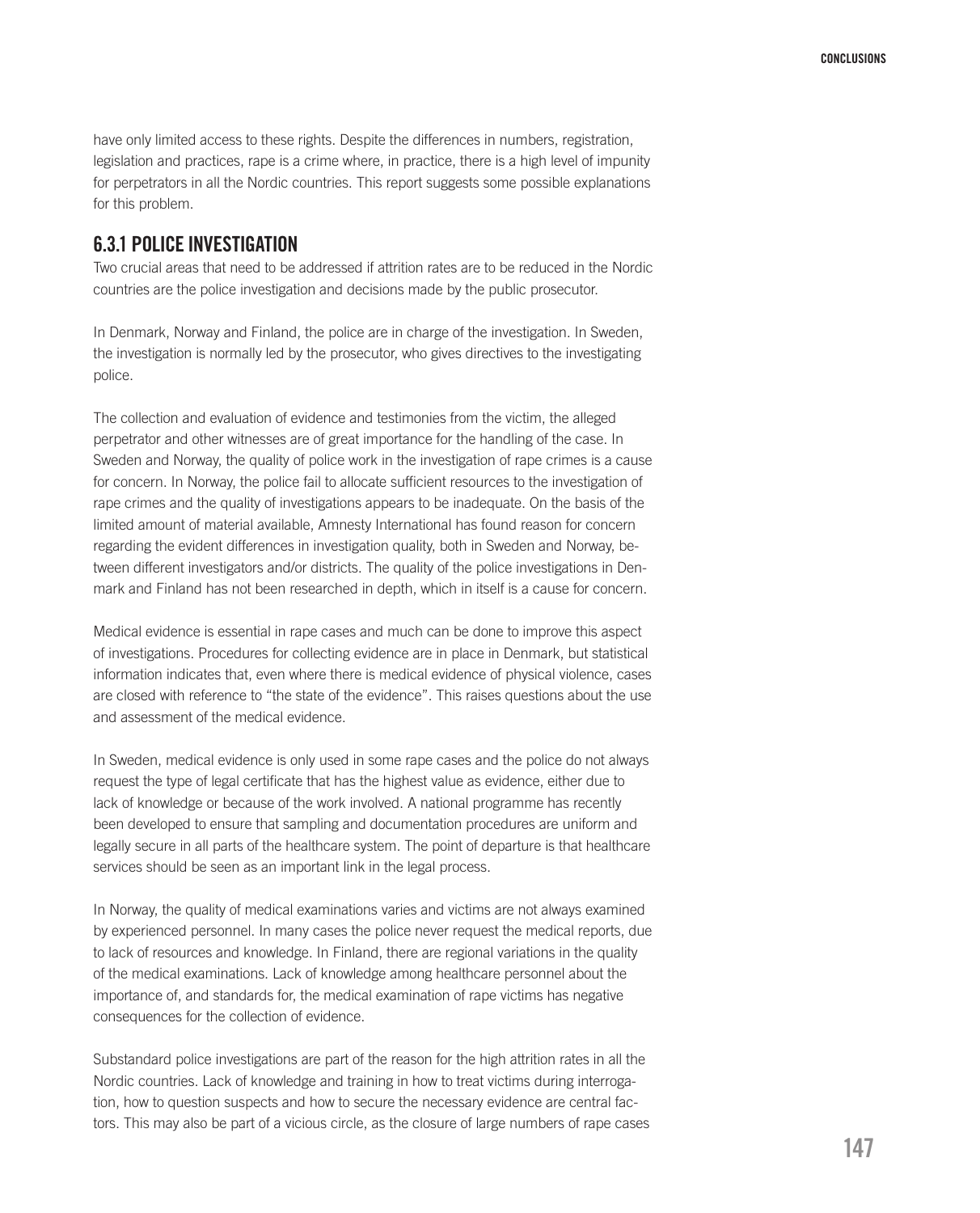have only limited access to these rights. Despite the differences in numbers, registration, legislation and practices, rape is a crime where, in practice, there is a high level of impunity for perpetrators in all the Nordic countries. This report suggests some possible explanations for this problem.

### 6.3.1 POLICE INVESTIGATION

Two crucial areas that need to be addressed if attrition rates are to be reduced in the Nordic countries are the police investigation and decisions made by the public prosecutor.

In Denmark, Norway and Finland, the police are in charge of the investigation. In Sweden, the investigation is normally led by the prosecutor, who gives directives to the investigating police.

The collection and evaluation of evidence and testimonies from the victim, the alleged perpetrator and other witnesses are of great importance for the handling of the case. In Sweden and Norway, the quality of police work in the investigation of rape crimes is a cause for concern. In Norway, the police fail to allocate sufficient resources to the investigation of rape crimes and the quality of investigations appears to be inadequate. On the basis of the limited amount of material available, Amnesty International has found reason for concern regarding the evident differences in investigation quality, both in Sweden and Norway, between different investigators and/or districts. The quality of the police investigations in Denmark and Finland has not been researched in depth, which in itself is a cause for concern.

Medical evidence is essential in rape cases and much can be done to improve this aspect of investigations. Procedures for collecting evidence are in place in Denmark, but statistical information indicates that, even where there is medical evidence of physical violence, cases are closed with reference to "the state of the evidence". This raises questions about the use and assessment of the medical evidence.

In Sweden, medical evidence is only used in some rape cases and the police do not always request the type of legal certificate that has the highest value as evidence, either due to lack of knowledge or because of the work involved. A national programme has recently been developed to ensure that sampling and documentation procedures are uniform and legally secure in all parts of the healthcare system. The point of departure is that healthcare services should be seen as an important link in the legal process.

In Norway, the quality of medical examinations varies and victims are not always examined by experienced personnel. In many cases the police never request the medical reports, due to lack of resources and knowledge. In Finland, there are regional variations in the quality of the medical examinations. Lack of knowledge among healthcare personnel about the importance of, and standards for, the medical examination of rape victims has negative consequences for the collection of evidence.

Substandard police investigations are part of the reason for the high attrition rates in all the Nordic countries. Lack of knowledge and training in how to treat victims during interrogation, how to question suspects and how to secure the necessary evidence are central factors. This may also be part of a vicious circle, as the closure of large numbers of rape cases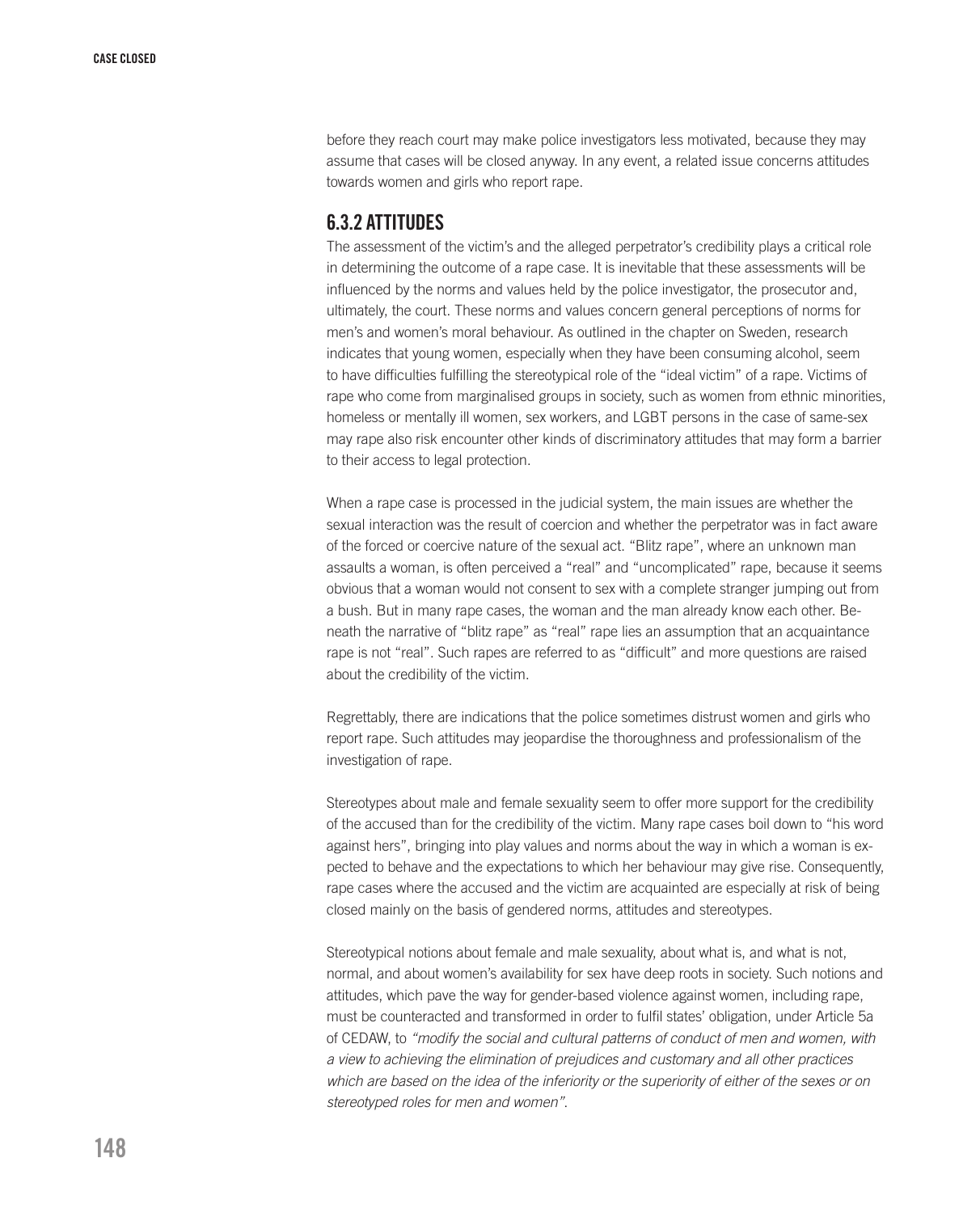before they reach court may make police investigators less motivated, because they may assume that cases will be closed anyway. In any event, a related issue concerns attitudes towards women and girls who report rape.

### 6.3.2 ATTITUDES

The assessment of the victim's and the alleged perpetrator's credibility plays a critical role in determining the outcome of a rape case. It is inevitable that these assessments will be influenced by the norms and values held by the police investigator, the prosecutor and, ultimately, the court. These norms and values concern general perceptions of norms for men's and women's moral behaviour. As outlined in the chapter on Sweden, research indicates that young women, especially when they have been consuming alcohol, seem to have difficulties fulfilling the stereotypical role of the "ideal victim" of a rape. Victims of rape who come from marginalised groups in society, such as women from ethnic minorities, homeless or mentally ill women, sex workers, and LGBT persons in the case of same-sex may rape also risk encounter other kinds of discriminatory attitudes that may form a barrier to their access to legal protection.

When a rape case is processed in the judicial system, the main issues are whether the sexual interaction was the result of coercion and whether the perpetrator was in fact aware of the forced or coercive nature of the sexual act. "Blitz rape", where an unknown man assaults a woman, is often perceived a "real" and "uncomplicated" rape, because it seems obvious that a woman would not consent to sex with a complete stranger jumping out from a bush. But in many rape cases, the woman and the man already know each other. Beneath the narrative of "blitz rape" as "real" rape lies an assumption that an acquaintance rape is not "real". Such rapes are referred to as "difficult" and more questions are raised about the credibility of the victim.

Regrettably, there are indications that the police sometimes distrust women and girls who report rape. Such attitudes may jeopardise the thoroughness and professionalism of the investigation of rape.

Stereotypes about male and female sexuality seem to offer more support for the credibility of the accused than for the credibility of the victim. Many rape cases boil down to "his word against hers", bringing into play values and norms about the way in which a woman is expected to behave and the expectations to which her behaviour may give rise. Consequently, rape cases where the accused and the victim are acquainted are especially at risk of being closed mainly on the basis of gendered norms, attitudes and stereotypes.

Stereotypical notions about female and male sexuality, about what is, and what is not, normal, and about women's availability for sex have deep roots in society. Such notions and attitudes, which pave the way for gender-based violence against women, including rape, must be counteracted and transformed in order to fulfil states' obligation, under Article 5a of CEDAW, to *"modify the social and cultural patterns of conduct of men and women, with a view to achieving the elimination of prejudices and customary and all other practices which are based on the idea of the inferiority or the superiority of either of the sexes or on stereotyped roles for men and women".*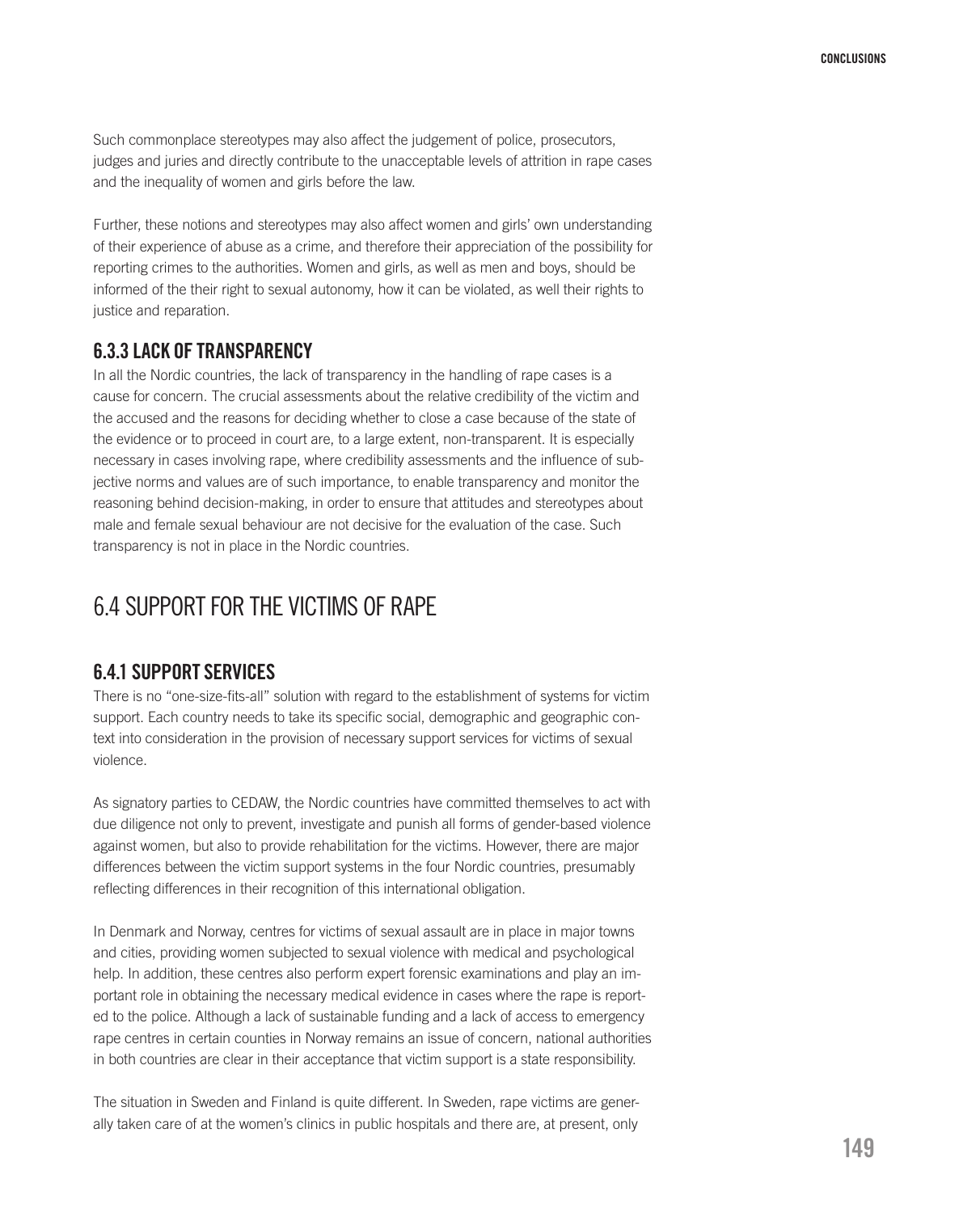Such commonplace stereotypes may also affect the judgement of police, prosecutors, judges and juries and directly contribute to the unacceptable levels of attrition in rape cases and the inequality of women and girls before the law.

Further, these notions and stereotypes may also affect women and girls' own understanding of their experience of abuse as a crime, and therefore their appreciation of the possibility for reporting crimes to the authorities. Women and girls, as well as men and boys, should be informed of the their right to sexual autonomy, how it can be violated, as well their rights to justice and reparation.

### 6.3.3 LACK OF TRANSPARENCY

In all the Nordic countries, the lack of transparency in the handling of rape cases is a cause for concern. The crucial assessments about the relative credibility of the victim and the accused and the reasons for deciding whether to close a case because of the state of the evidence or to proceed in court are, to a large extent, non-transparent. It is especially necessary in cases involving rape, where credibility assessments and the influence of subjective norms and values are of such importance, to enable transparency and monitor the reasoning behind decision-making, in order to ensure that attitudes and stereotypes about male and female sexual behaviour are not decisive for the evaluation of the case. Such transparency is not in place in the Nordic countries.

## 6.4 SUPPORT FOR THE VICTIMS OF RAPE

### 6.4.1 SUPPORT SERVICES

There is no "one-size-fits-all" solution with regard to the establishment of systems for victim support. Each country needs to take its specific social, demographic and geographic context into consideration in the provision of necessary support services for victims of sexual violence.

As signatory parties to CEDAW, the Nordic countries have committed themselves to act with due diligence not only to prevent, investigate and punish all forms of gender-based violence against women, but also to provide rehabilitation for the victims. However, there are major differences between the victim support systems in the four Nordic countries, presumably reflecting differences in their recognition of this international obligation.

In Denmark and Norway, centres for victims of sexual assault are in place in major towns and cities, providing women subjected to sexual violence with medical and psychological help. In addition, these centres also perform expert forensic examinations and play an important role in obtaining the necessary medical evidence in cases where the rape is reported to the police. Although a lack of sustainable funding and a lack of access to emergency rape centres in certain counties in Norway remains an issue of concern, national authorities in both countries are clear in their acceptance that victim support is a state responsibility.

The situation in Sweden and Finland is quite different. In Sweden, rape victims are generally taken care of at the women's clinics in public hospitals and there are, at present, only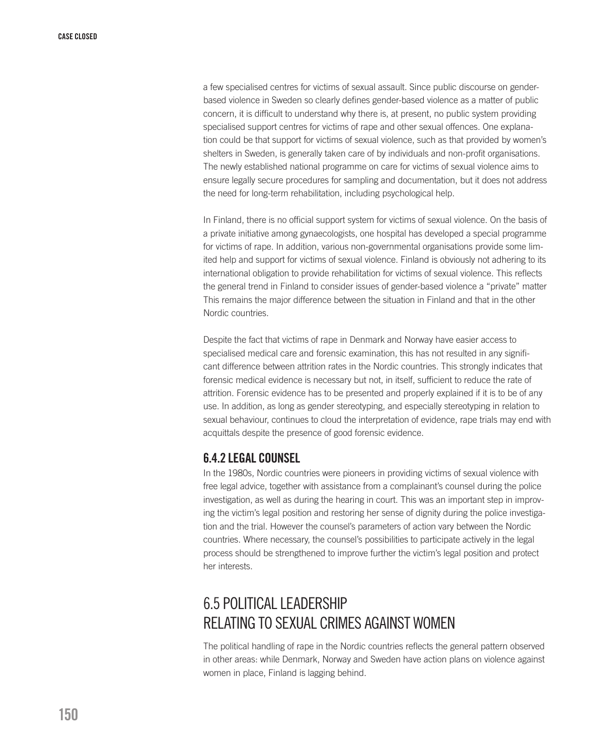a few specialised centres for victims of sexual assault. Since public discourse on gender-based violence in Sweden so clearly defines gender-based violence as a matter of public concern, it is difficult to understand why there is, at present, no public system providing specialised support centres for victims of rape and other sexual offences. One explanation could be that support for victims of sexual violence, such as that provided by women's shelters in Sweden, is generally taken care of by individuals and non-profit organisations. The newly established national programme on care for victims of sexual violence aims to ensure legally secure procedures for sampling and documentation, but it does not address the need for long-term rehabilitation, including psychological help.

In Finland, there is no official support system for victims of sexual violence. On the basis of a private initiative among gynaecologists, one hospital has developed a special programme for victims of rape. In addition, various non-governmental organisations provide some limited help and support for victims of sexual violence. Finland is obviously not adhering to its international obligation to provide rehabilitation for victims of sexual violence. This reflects the general trend in Finland to consider issues of gender-based violence a "private" matter This remains the major difference between the situation in Finland and that in the other Nordic countries.

Despite the fact that victims of rape in Denmark and Norway have easier access to specialised medical care and forensic examination, this has not resulted in any significant difference between attrition rates in the Nordic countries. This strongly indicates that forensic medical evidence is necessary but not, in itself, sufficient to reduce the rate of attrition. Forensic evidence has to be presented and properly explained if it is to be of any use. In addition, as long as gender stereotyping, and especially stereotyping in relation to sexual behaviour, continues to cloud the interpretation of evidence, rape trials may end with acquittals despite the presence of good forensic evidence.

### 6.4.2 LEGAL COUNSEL

In the 1980s, Nordic countries were pioneers in providing victims of sexual violence with free legal advice, together with assistance from a complainant's counsel during the police investigation, as well as during the hearing in court. This was an important step in improving the victim's legal position and restoring her sense of dignity during the police investigation and the trial. However the counsel's parameters of action vary between the Nordic countries. Where necessary, the counsel's possibilities to participate actively in the legal process should be strengthened to improve further the victim's legal position and protect her interests.

## 6.5 POLITICAL LEADERSHIP RELATING TO SEXUAL CRIMES AGAINST WOMEN

The political handling of rape in the Nordic countries reflects the general pattern observed in other areas: while Denmark, Norway and Sweden have action plans on violence against women in place, Finland is lagging behind.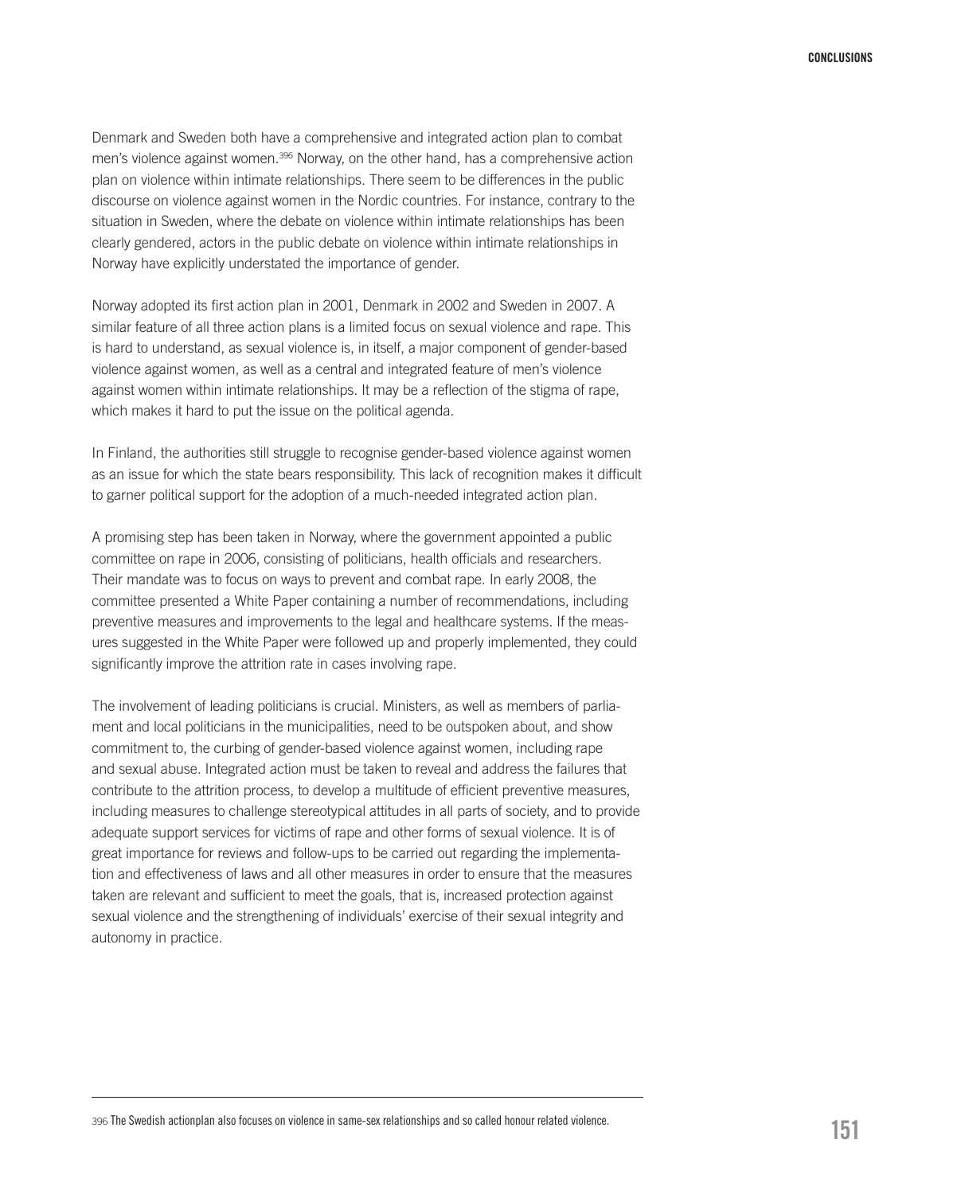Denmark and Sweden both have a comprehensive and integrated action plan to combat men's violence against women.[396] Norway, on the other hand, has a comprehensive action plan on violence within intimate relationships. There seem to be differences in the public discourse on violence against women in the Nordic countries. For instance, contrary to the situation in Sweden, where the debate on violence within intimate relationships has been clearly gendered, actors in the public debate on violence within intimate relationships in Norway have explicitly understated the importance of gender.

Norway adopted its first action plan in 2001, Denmark in 2002 and Sweden in 2007. A similar feature of all three action plans is a limited focus on sexual violence and rape. This is hard to understand, as sexual violence is, in itself, a major component of gender-based violence against women, as well as a central and integrated feature of men's violence against women within intimate relationships. It may be a reflection of the stigma of rape, which makes it hard to put the issue on the political agenda.

In Finland, the authorities still struggle to recognise gender-based violence against women as an issue for which the state bears responsibility. This lack of recognition makes it difficult to garner political support for the adoption of a much-needed integrated action plan.

A promising step has been taken in Norway, where the government appointed a public committee on rape in 2006, consisting of politicians, health officials and researchers. Their mandate was to focus on ways to prevent and combat rape. In early 2008, the committee presented a White Paper containing a number of recommendations, including preventive measures and improvements to the legal and healthcare systems. If the measures suggested in the White Paper were followed up and properly implemented, they could significantly improve the attrition rate in cases involving rape.

The involvement of leading politicians is crucial. Ministers, as well as members of parliament and local politicians in the municipalities, need to be outspoken about, and show commitment to, the curbing of gender-based violence against women, including rape and sexual abuse. Integrated action must be taken to reveal and address the failures that contribute to the attrition process, to develop a multitude of efficient preventive measures, including measures to challenge stereotypical attitudes in all parts of society, and to provide adequate support services for victims of rape and other forms of sexual violence. It is of great importance for reviews and follow-ups to be carried out regarding the implementation and effectiveness of laws and all other measures in order to ensure that the measures taken are relevant and sufficient to meet the goals, that is, increased protection against sexual violence and the strengthening of individuals' exercise of their sexual integrity and autonomy in practice.

---

[396] The Swedish actionplan also focuses on violence in same-sex relationships and so called honour related violence.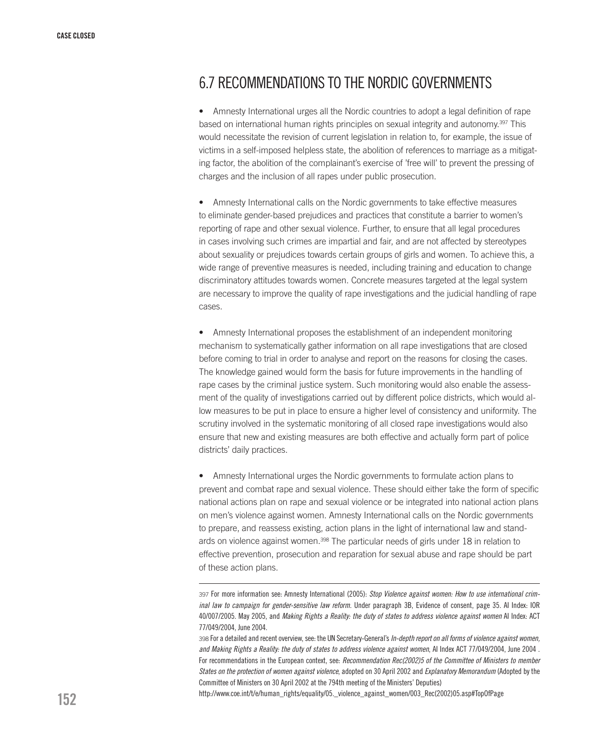## 6.7 RECOMMENDATIONS TO THE NORDIC GOVERNMENTS

- Amnesty International urges all the Nordic countries to adopt a legal definition of rape based on international human rights principles on sexual integrity and autonomy.[397] This would necessitate the revision of current legislation in relation to, for example, the issue of victims in a self-imposed helpless state, the abolition of references to marriage as a mitigating factor, the abolition of the complainant's exercise of 'free will' to prevent the pressing of charges and the inclusion of all rapes under public prosecution.

- Amnesty International calls on the Nordic governments to take effective measures to eliminate gender-based prejudices and practices that constitute a barrier to women's reporting of rape and other sexual violence. Further, to ensure that all legal procedures in cases involving such crimes are impartial and fair, and are not affected by stereotypes about sexuality or prejudices towards certain groups of girls and women. To achieve this, a wide range of preventive measures is needed, including training and education to change discriminatory attitudes towards women. Concrete measures targeted at the legal system are necessary to improve the quality of rape investigations and the judicial handling of rape cases.

- Amnesty International proposes the establishment of an independent monitoring mechanism to systematically gather information on all rape investigations that are closed before coming to trial in order to analyse and report on the reasons for closing the cases. The knowledge gained would form the basis for future improvements in the handling of rape cases by the criminal justice system. Such monitoring would also enable the assessment of the quality of investigations carried out by different police districts, which would allow measures to be put in place to ensure a higher level of consistency and uniformity. The scrutiny involved in the systematic monitoring of all closed rape investigations would also ensure that new and existing measures are both effective and actually form part of police districts' daily practices.

- Amnesty International urges the Nordic governments to formulate action plans to prevent and combat rape and sexual violence. These should either take the form of specific national actions plan on rape and sexual violence or be integrated into national action plans on men's violence against women. Amnesty International calls on the Nordic governments to prepare, and reassess existing, action plans in the light of international law and standards on violence against women.[398] The particular needs of girls under 18 in relation to effective prevention, prosecution and reparation for sexual abuse and rape should be part of these action plans.

---

397 For more information see: Amnesty International (2005): *Stop Violence against women: How to use international criminal law to campaign for gender-sensitive law reform.* Under paragraph 3B, Evidence of consent, page 35. AI Index: IOR 40/007/2005. May 2005, and *Making Rights a Reality: the duty of states to address violence against women* AI Index: ACT 77/049/2004, June 2004.

398 For a detailed and recent overview, see: the UN Secretary-General's *In-depth report on all forms of violence against women, and Making Rights a Reality: the duty of states to address violence against women*, AI Index ACT 77/049/2004, June 2004 . For recommendations in the European context, see: *Recommendation Rec(2002)5 of the Committee of Ministers to member States on the protection of women against violence*, adopted on 30 April 2002 and *Explanatory Memorandum* (Adopted by the Committee of Ministers on 30 April 2002 at the 794th meeting of the Ministers' Deputies)
http://www.coe.int/t/e/human_rights/equality/05._violence_against_women/003_Rec(2002)05.asp#TopOfPage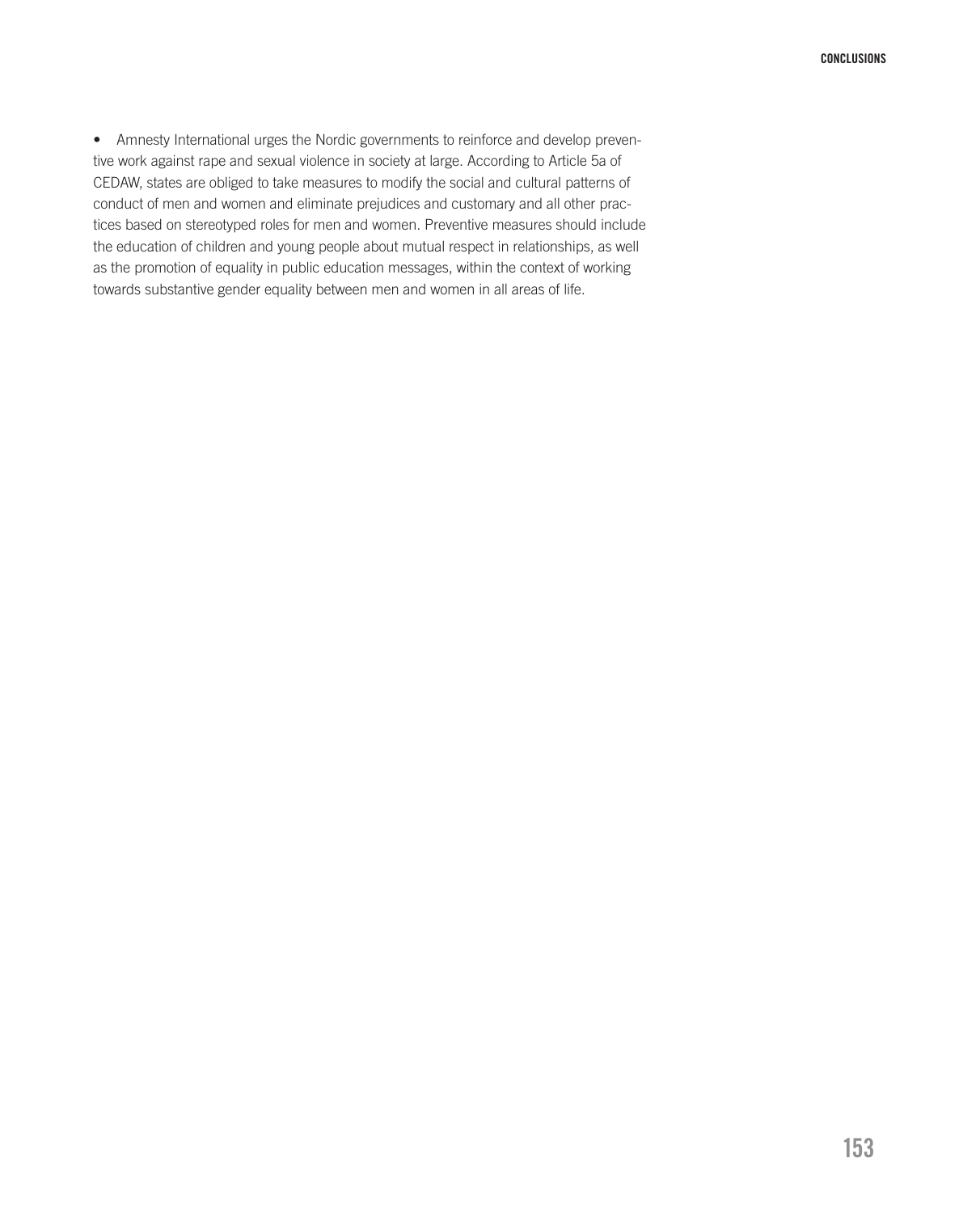- Amnesty International urges the Nordic governments to reinforce and develop preventive work against rape and sexual violence in society at large. According to Article 5a of CEDAW, states are obliged to take measures to modify the social and cultural patterns of conduct of men and women and eliminate prejudices and customary and all other practices based on stereotyped roles for men and women. Preventive measures should include the education of children and young people about mutual respect in relationships, as well as the promotion of equality in public education messages, within the context of working towards substantive gender equality between men and women in all areas of life.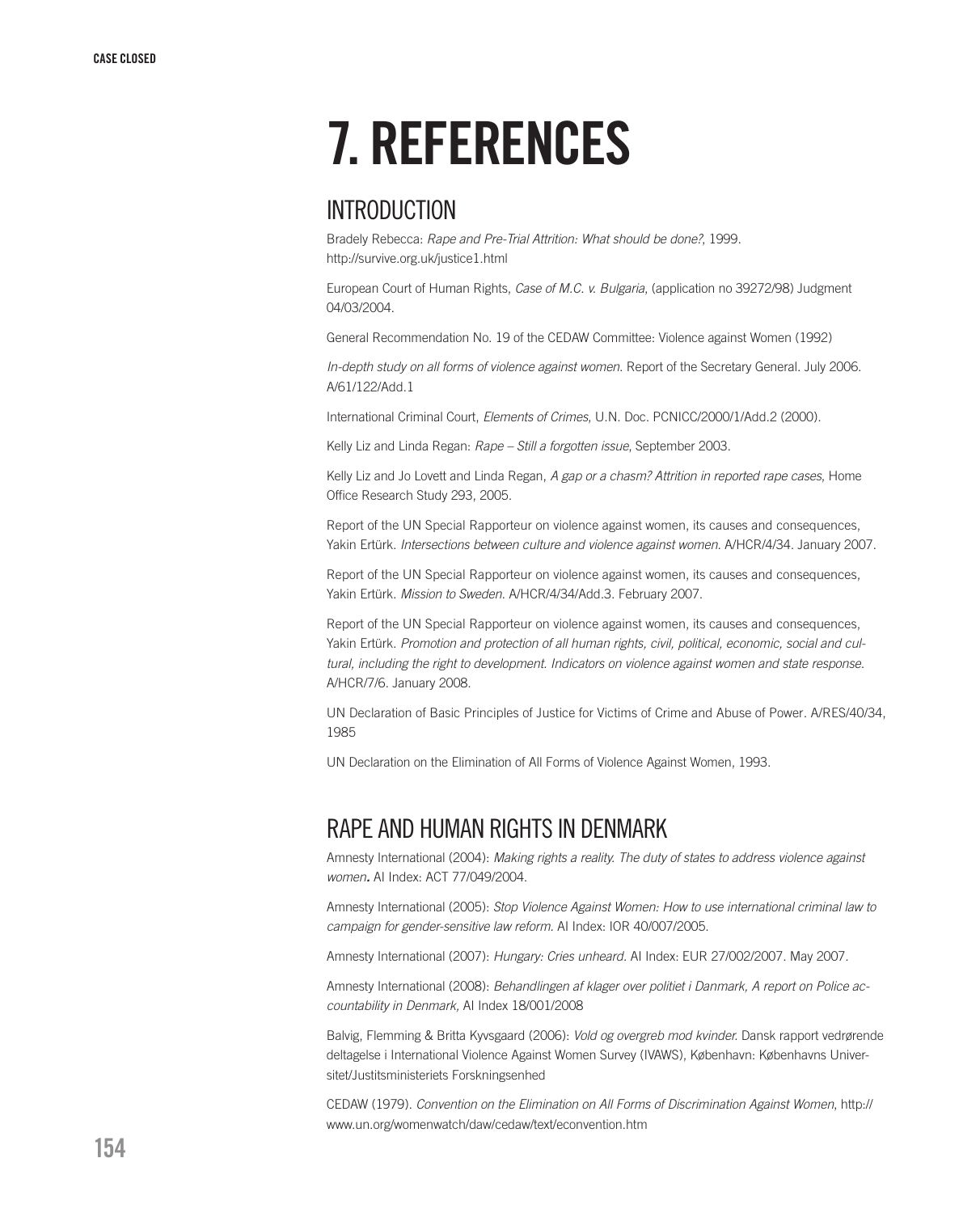# 7. REFERENCES

## INTRODUCTION

Bradely Rebecca: *Rape and Pre-Trial Attrition: What should be done?*, 1999. http://survive.org.uk/justice1.html

European Court of Human Rights, *Case of M.C. v. Bulgaria*, (application no 39272/98) Judgment 04/03/2004.

General Recommendation No. 19 of the CEDAW Committee: Violence against Women (1992)

*In-depth study on all forms of violence against women*. Report of the Secretary General. July 2006. A/61/122/Add.1

International Criminal Court, *Elements of Crimes*, U.N. Doc. PCNICC/2000/1/Add.2 (2000).

Kelly Liz and Linda Regan: *Rape – Still a forgotten issue*, September 2003.

Kelly Liz and Jo Lovett and Linda Regan, *A gap or a chasm? Attrition in reported rape cases*, Home Office Research Study 293, 2005.

Report of the UN Special Rapporteur on violence against women, its causes and consequences, Yakin Ertürk. *Intersections between culture and violence against women*. A/HCR/4/34. January 2007.

Report of the UN Special Rapporteur on violence against women, its causes and consequences, Yakin Ertürk. *Mission to Sweden*. A/HCR/4/34/Add.3. February 2007.

Report of the UN Special Rapporteur on violence against women, its causes and consequences, Yakin Ertürk. *Promotion and protection of all human rights, civil, political, economic, social and cultural, including the right to development. Indicators on violence against women and state response*. A/HCR/7/6. January 2008.

UN Declaration of Basic Principles of Justice for Victims of Crime and Abuse of Power. A/RES/40/34, 1985

UN Declaration on the Elimination of All Forms of Violence Against Women, 1993.

## RAPE AND HUMAN RIGHTS IN DENMARK

Amnesty International (2004): *Making rights a reality. The duty of states to address violence against women***.** AI Index: ACT 77/049/2004.

Amnesty International (2005): *Stop Violence Against Women: How to use international criminal law to campaign for gender-sensitive law reform*. AI Index: IOR 40/007/2005.

Amnesty International (2007): *Hungary: Cries unheard*. AI Index: EUR 27/002/2007. May 2007.

Amnesty International (2008): *Behandlingen af klager over politiet i Danmark, A report on Police accountability in Denmark,* AI Index 18/001/2008

Balvig, Flemming & Britta Kyvsgaard (2006): *Vold og overgreb mod kvinder*. Dansk rapport vedrørende deltagelse i International Violence Against Women Survey (IVAWS), København: Københavns Universitet/Justitsministeriets Forskningsenhed

CEDAW (1979). *Convention on the Elimination on All Forms of Discrimination Against Women*, http://www.un.org/womenwatch/daw/cedaw/text/econvention.htm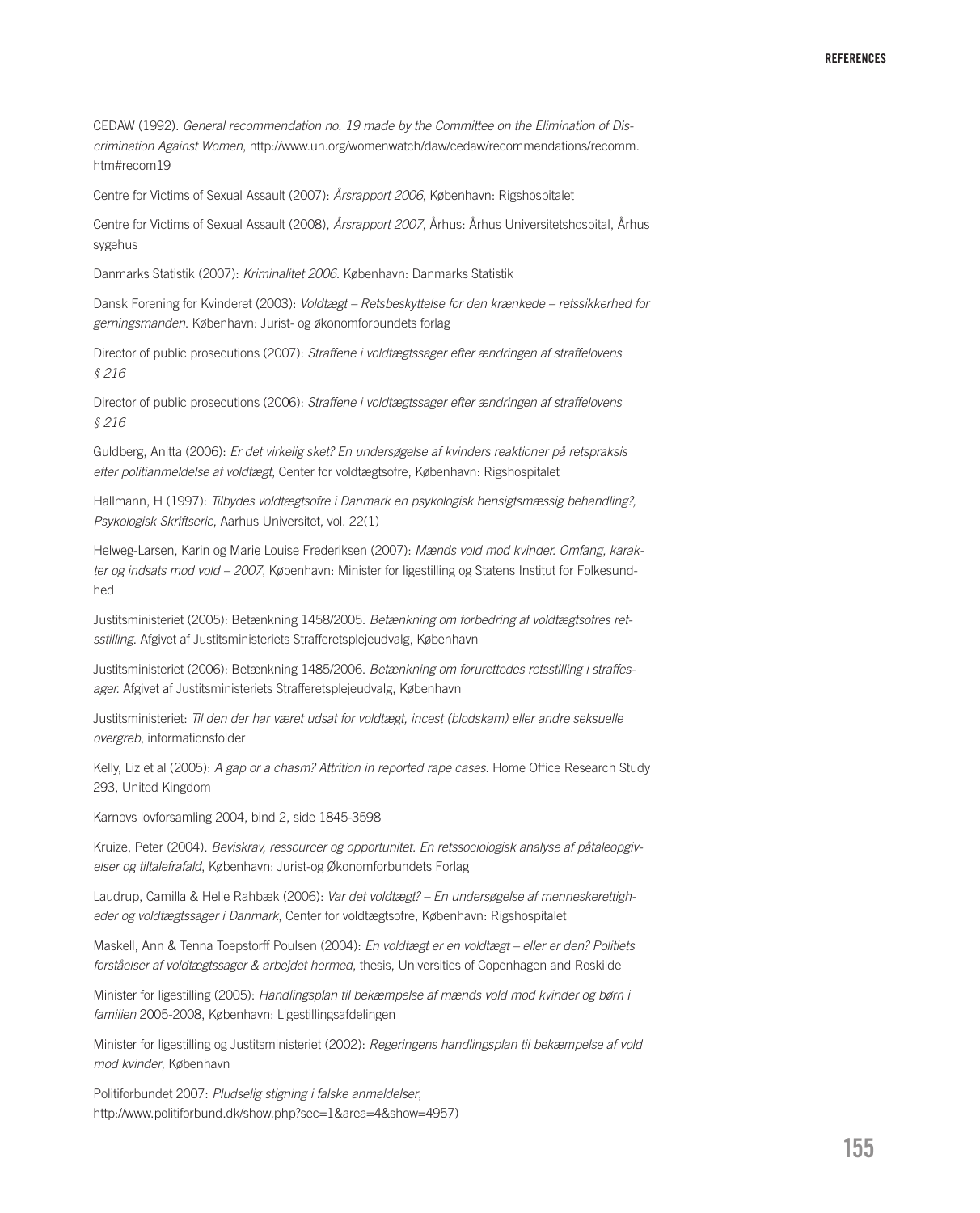CEDAW (1992). *General recommendation no. 19 made by the Committee on the Elimination of Discrimination Against Women*, http://www.un.org/womenwatch/daw/cedaw/recommendations/recomm.htm#recom19

Centre for Victims of Sexual Assault (2007): *Årsrapport 2006*, København: Rigshospitalet

Centre for Victims of Sexual Assault (2008), *Årsrapport 2007*, Århus: Århus Universitetshospital, Århus sygehus

Danmarks Statistik (2007): *Kriminalitet 2006*. København: Danmarks Statistik

Dansk Forening for Kvinderet (2003): *Voldtægt – Retsbeskyttelse for den krænkede – retssikkerhed for gerningsmanden*. København: Jurist- og økonomforbundets forlag

Director of public prosecutions (2007): *Straffene i voldtægtssager efter ændringen af straffelovens § 216*

Director of public prosecutions (2006): *Straffene i voldtægtssager efter ændringen af straffelovens § 216*

Guldberg, Anitta (2006): *Er det virkelig sket? En undersøgelse af kvinders reaktioner på retspraksis efter politianmeldelse af voldtægt*, Center for voldtægtsofre, København: Rigshospitalet

Hallmann, H (1997): *Tilbydes voldtægtsofre i Danmark en psykologisk hensigtsmæssig behandling?, Psykologisk Skriftserie*, Aarhus Universitet, vol. 22(1)

Helweg-Larsen, Karin og Marie Louise Frederiksen (2007): *Mænds vold mod kvinder. Omfang, karakter og indsats mod vold – 2007*, København: Minister for ligestilling og Statens Institut for Folkesundhed

Justitsministeriet (2005): Betænkning 1458/2005. *Betænkning om forbedring af voldtægtsofres retsstilling*. Afgivet af Justitsministeriets Strafferetsplejeudvalg, København

Justitsministeriet (2006): Betænkning 1485/2006. *Betænkning om forurettedes retsstilling i straffesager*. Afgivet af Justitsministeriets Strafferetsplejeudvalg, København

Justitsministeriet: *Til den der har været udsat for voldtægt, incest (blodskam) eller andre seksuelle overgreb*, informationsfolder

Kelly, Liz et al (2005): *A gap or a chasm? Attrition in reported rape cases*. Home Office Research Study 293, United Kingdom

Karnovs lovforsamling 2004, bind 2, side 1845-3598

Kruize, Peter (2004). *Beviskrav, ressourcer og opportunitet. En retssociologisk analyse af påtaleopgivelser og tiltalefrafald*, København: Jurist-og Økonomforbundets Forlag

Laudrup, Camilla & Helle Rahbæk (2006): *Var det voldtægt? – En undersøgelse af menneskerettigheder og voldtægtssager i Danmark*, Center for voldtægtsofre, København: Rigshospitalet

Maskell, Ann & Tenna Toepstorff Poulsen (2004): *En voldtægt er en voldtægt – eller er den? Politiets forståelser af voldtægtssager & arbejdet hermed*, thesis, Universities of Copenhagen and Roskilde

Minister for ligestilling (2005): *Handlingsplan til bekæmpelse af mænds vold mod kvinder og børn i familien* 2005-2008, København: Ligestillingsafdelingen

Minister for ligestilling og Justitsministeriet (2002): *Regeringens handlingsplan til bekæmpelse af vold mod kvinder*, København

Politiforbundet 2007: *Pludselig stigning i falske anmeldelser*, http://www.politiforbund.dk/show.php?sec=1&area=4&show=4957)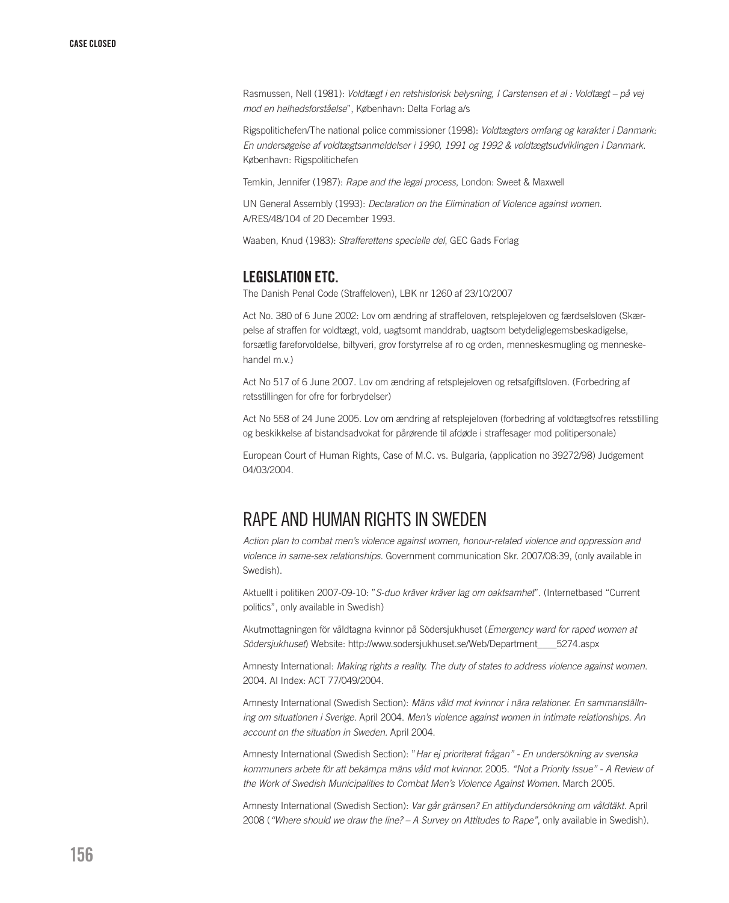Rasmussen, Nell (1981): *Voldtægt i en retshistorisk belysning, I Carstensen et al : Voldtægt – på vej mod en helhedsforståelse*", København: Delta Forlag a/s

Rigspolitichefen/The national police commissioner (1998): *Voldtægters omfang og karakter i Danmark: En undersøgelse af voldtægtsanmeldelser i 1990, 1991 og 1992 & voldtægtsudviklingen i Danmark*. København: Rigspolitichefen

Temkin, Jennifer (1987): *Rape and the legal process*, London: Sweet & Maxwell

UN General Assembly (1993): *Declaration on the Elimination of Violence against women*. A/RES/48/104 of 20 December 1993.

Waaben, Knud (1983): *Strafferettens specielle del*, GEC Gads Forlag

## LEGISLATION ETC.

The Danish Penal Code (Straffeloven), LBK nr 1260 af 23/10/2007

Act No. 380 of 6 June 2002: Lov om ændring af straffeloven, retsplejeloven og færdselsloven (Skærpelse af straffen for voldtægt, vold, uagtsomt manddrab, uagtsom betydeliglegemsbeskadigelse, forsætlig fareforvoldelse, biltyveri, grov forstyrrelse af ro og orden, menneskesmugling og menneskehandel m.v.)

Act No 517 of 6 June 2007. Lov om ændring af retsplejeloven og retsafgiftsloven. (Forbedring af retsstillingen for ofre for forbrydelser)

Act No 558 of 24 June 2005. Lov om ændring af retsplejeloven (forbedring af voldtægtsofres retsstilling og beskikkelse af bistandsadvokat for pårørende til afdøde i straffesager mod politipersonale)

European Court of Human Rights, Case of M.C. vs. Bulgaria, (application no 39272/98) Judgement 04/03/2004.

# RAPE AND HUMAN RIGHTS IN SWEDEN

*Action plan to combat men's violence against women, honour-related violence and oppression and violence in same-sex relationships*. Government communication Skr. 2007/08:39, (only available in Swedish).

Aktuellt i politiken 2007-09-10: "*S-duo kräver kräver lag om oaktsamhet*". (Internetbased "Current politics", only available in Swedish)

Akutmottagningen för våldtagna kvinnor på Södersjukhuset (*Emergency ward for raped women at Södersjukhuset*) Website: http://www.sodersjukhuset.se/Web/Department____5274.aspx

Amnesty International: *Making rights a reality. The duty of states to address violence against women*. 2004. AI Index: ACT 77/049/2004.

Amnesty International (Swedish Section): *Mäns våld mot kvinnor i nära relationer. En sammanställning om situationen i Sverige*. April 2004. *Men's violence against women in intimate relationships. An account on the situation in Sweden*. April 2004.

Amnesty International (Swedish Section): "*Har ej prioriterat frågan" - En undersökning av svenska kommuners arbete för att bekämpa mäns våld mot kvinnor.* 2005. *"Not a Priority Issue" - A Review of the Work of Swedish Municipalities to Combat Men's Violence Against Women*. March 2005.

Amnesty International (Swedish Section): *Var går gränsen? En attitydundersökning om våldtäkt.* April 2008 (*"Where should we draw the line? – A Survey on Attitudes to Rape"*, only available in Swedish).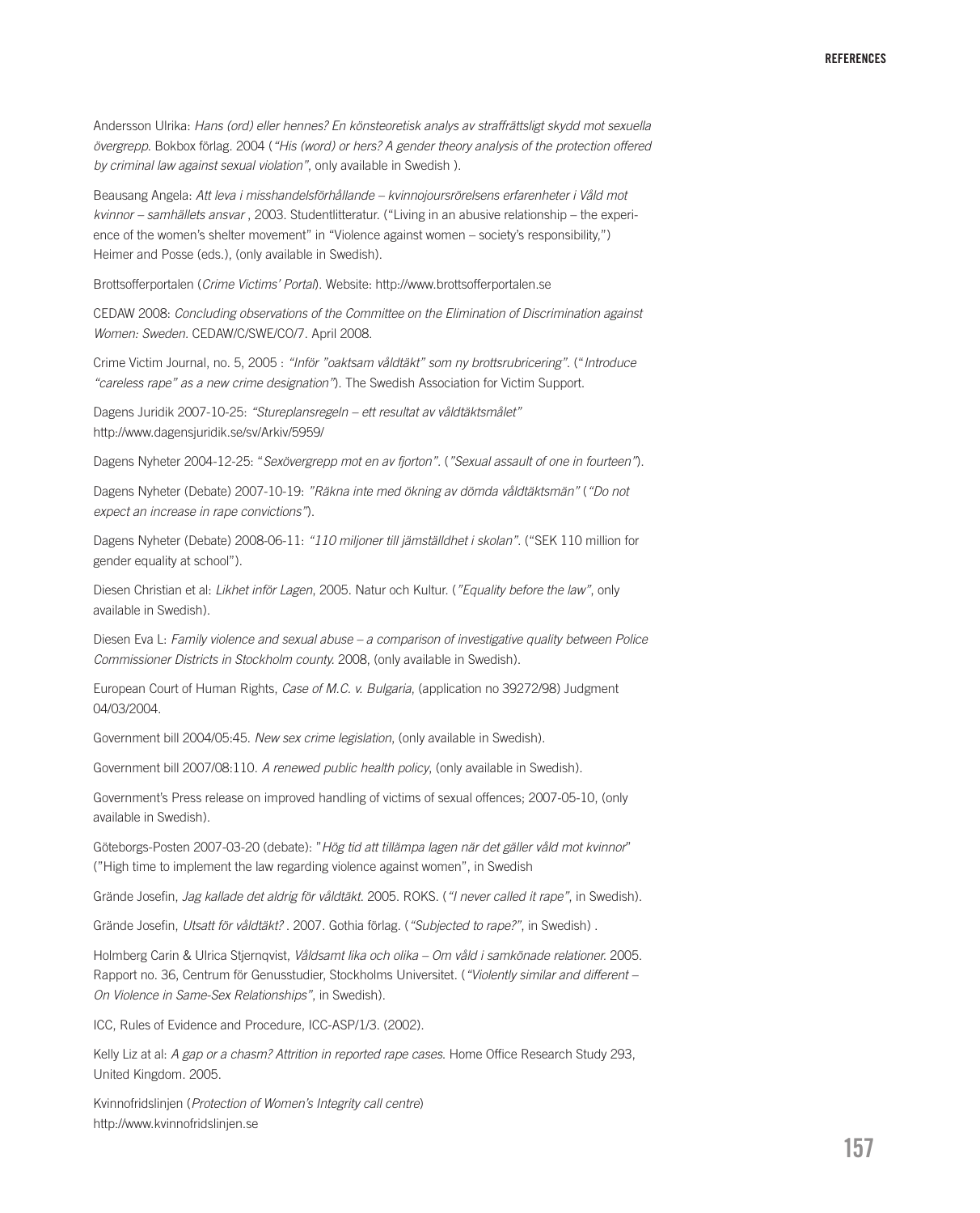Andersson Ulrika: *Hans (ord) eller hennes? En könsteoretisk analys av straffrättsligt skydd mot sexuella övergrepp*. Bokbox förlag. 2004 (*"His (word) or hers? A gender theory analysis of the protection offered by criminal law against sexual violation"*, only available in Swedish ).

Beausang Angela: *Att leva i misshandelsförhållande – kvinnojoursrörelsens erfarenheter i Våld mot kvinnor – samhällets ansvar* , 2003. Studentlitteratur. ("Living in an abusive relationship – the experience of the women's shelter movement" in "Violence against women – society's responsibility,") Heimer and Posse (eds.), (only available in Swedish).

Brottsofferportalen (*Crime Victims' Portal*). Website: http://www.brottsofferportalen.se

CEDAW 2008: *Concluding observations of the Committee on the Elimination of Discrimination against Women: Sweden*. CEDAW/C/SWE/CO/7. April 2008.

Crime Victim Journal, no. 5, 2005 : *"Inför "oaktsam våldtäkt" som ny brottsrubricering"*. ("*Introduce "careless rape" as a new crime designation"*). The Swedish Association for Victim Support.

Dagens Juridik 2007-10-25: *"Stureplansregeln – ett resultat av våldtäktsmålet"* http://www.dagensjuridik.se/sv/Arkiv/5959/

Dagens Nyheter 2004-12-25: "*Sexövergrepp mot en av fjorton"*. (*"Sexual assault of one in fourteen"*).

Dagens Nyheter (Debate) 2007-10-19: *"Räkna inte med ökning av dömda våldtäktsmän"* (*"Do not expect an increase in rape convictions"*).

Dagens Nyheter (Debate) 2008-06-11: *"110 miljoner till jämställdhet i skolan"*. ("SEK 110 million for gender equality at school").

Diesen Christian et al: *Likhet inför Lagen*, 2005. Natur och Kultur. (*"Equality before the law"*, only available in Swedish).

Diesen Eva L: *Family violence and sexual abuse – a comparison of investigative quality between Police Commissioner Districts in Stockholm county.* 2008, (only available in Swedish).

European Court of Human Rights, *Case of M.C. v. Bulgaria*, (application no 39272/98) Judgment 04/03/2004.

Government bill 2004/05:45. *New sex crime legislation*, (only available in Swedish).

Government bill 2007/08:110. *A renewed public health policy*, (only available in Swedish).

Government's Press release on improved handling of victims of sexual offences; 2007-05-10, (only available in Swedish).

Göteborgs-Posten 2007-03-20 (debate): "*Hög tid att tillämpa lagen när det gäller våld mot kvinnor*" ("High time to implement the law regarding violence against women", in Swedish

Grände Josefin, *Jag kallade det aldrig för våldtäkt.* 2005. ROKS. (*"I never called it rape"*, in Swedish).

Grände Josefin, *Utsatt för våldtäkt?* . 2007. Gothia förlag. (*"Subjected to rape?"*, in Swedish) .

Holmberg Carin & Ulrica Stjernqvist, *Våldsamt lika och olika – Om våld i samkönade relationer.* 2005. Rapport no. 36, Centrum för Genusstudier, Stockholms Universitet. (*"Violently similar and different – On Violence in Same-Sex Relationships"*, in Swedish).

ICC, Rules of Evidence and Procedure, ICC-ASP/1/3. (2002).

Kelly Liz at al: *A gap or a chasm? Attrition in reported rape cases.* Home Office Research Study 293, United Kingdom. 2005.

Kvinnofridslinjen (*Protection of Women's Integrity call centre*) http://www.kvinnofridslinjen.se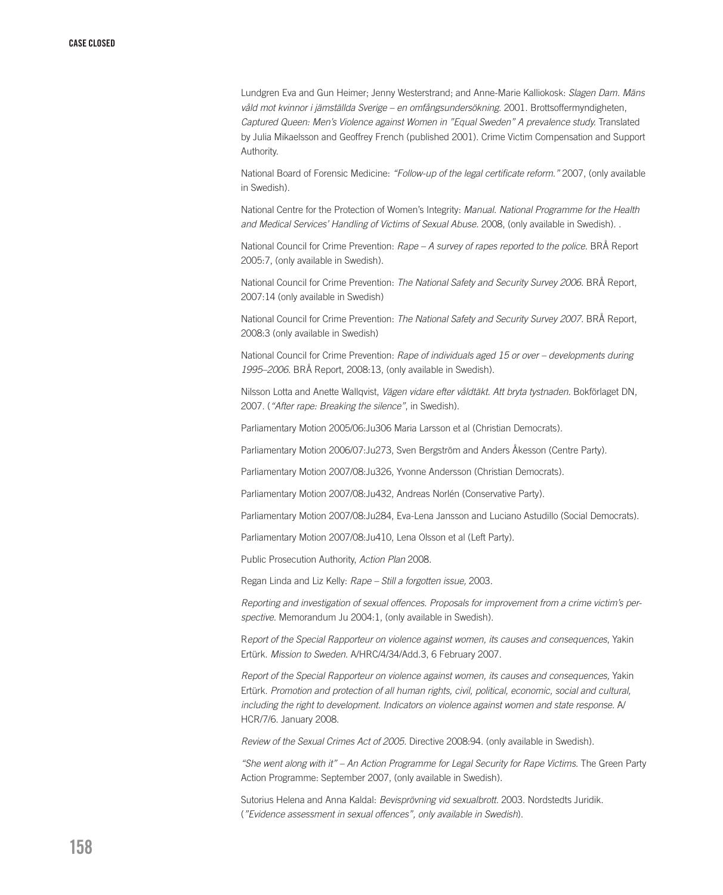Lundgren Eva and Gun Heimer; Jenny Westerstrand; and Anne-Marie Kalliokosk: *Slagen Dam. Mäns våld mot kvinnor i jämställda Sverige – en omfångsundersökning.* 2001. Brottsoffermyndigheten, *Captured Queen: Men's Violence against Women in "Equal Sweden" A prevalence study.* Translated by Julia Mikaelsson and Geoffrey French (published 2001). Crime Victim Compensation and Support Authority.

National Board of Forensic Medicine: *"Follow-up of the legal certificate reform."* 2007, (only available in Swedish).

National Centre for the Protection of Women's Integrity: *Manual. National Programme for the Health and Medical Services' Handling of Victims of Sexual Abuse.* 2008, (only available in Swedish). .

National Council for Crime Prevention: *Rape – A survey of rapes reported to the police.* BRÅ Report 2005:7, (only available in Swedish).

National Council for Crime Prevention: *The National Safety and Security Survey 2006.* BRÅ Report, 2007:14 (only available in Swedish)

National Council for Crime Prevention: *The National Safety and Security Survey 2007.* BRÅ Report, 2008:3 (only available in Swedish)

National Council for Crime Prevention: *Rape of individuals aged 15 or over – developments during 1995–2006.* BRÅ Report, 2008:13, (only available in Swedish).

Nilsson Lotta and Anette Wallqvist, *Vägen vidare efter våldtäkt. Att bryta tystnaden.* Bokförlaget DN, 2007. (*"After rape: Breaking the silence"*, in Swedish).

Parliamentary Motion 2005/06:Ju306 Maria Larsson et al (Christian Democrats).

Parliamentary Motion 2006/07:Ju273, Sven Bergström and Anders Åkesson (Centre Party).

Parliamentary Motion 2007/08:Ju326, Yvonne Andersson (Christian Democrats).

Parliamentary Motion 2007/08:Ju432, Andreas Norlén (Conservative Party).

Parliamentary Motion 2007/08:Ju284, Eva-Lena Jansson and Luciano Astudillo (Social Democrats).

Parliamentary Motion 2007/08:Ju410, Lena Olsson et al (Left Party).

Public Prosecution Authority, *Action Plan* 2008.

Regan Linda and Liz Kelly: *Rape – Still a forgotten issue,* 2003.

*Reporting and investigation of sexual offences. Proposals for improvement from a crime victim's perspective.* Memorandum Ju 2004:1, (only available in Swedish).

R*eport of the Special Rapporteur on violence against women, its causes and consequences*, Yakin Ertürk. *Mission to Sweden.* A/HRC/4/34/Add.3, 6 February 2007.

*Report of the Special Rapporteur on violence against women, its causes and consequences,* Yakin Ertürk. *Promotion and protection of all human rights, civil, political, economic, social and cultural, including the right to development. Indicators on violence against women and state response.* A/HCR/7/6. January 2008.

*Review of the Sexual Crimes Act of 2005.* Directive 2008:94. (only available in Swedish).

*"She went along with it" – An Action Programme for Legal Security for Rape Victims.* The Green Party Action Programme: September 2007, (only available in Swedish).

Sutorius Helena and Anna Kaldal: *Bevisprövning vid sexualbrott.* 2003. Nordstedts Juridik. (*"Evidence assessment in sexual offences", only available in Swedish*).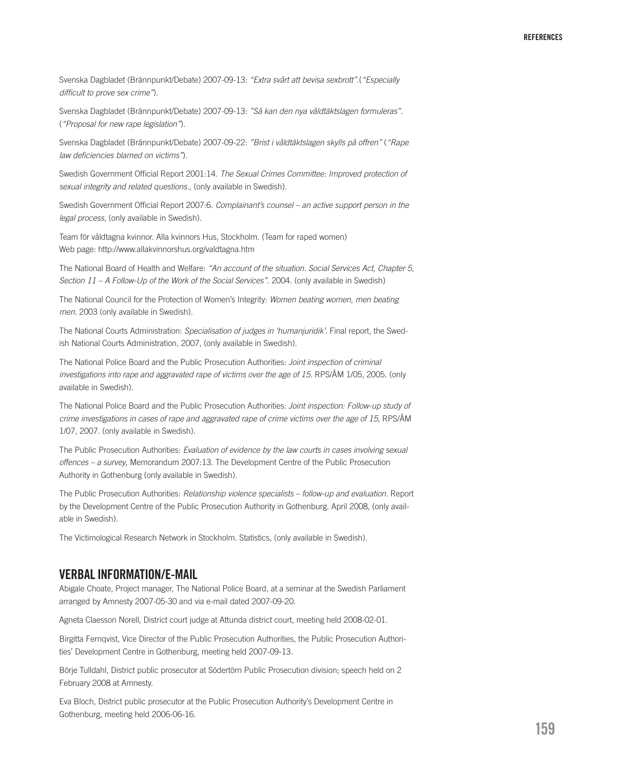Svenska Dagbladet (Brännpunkt/Debate) 2007-09-13: *"Extra svårt att bevisa sexbrott"*.(*"Especially difficult to prove sex crime"*).

Svenska Dagbladet (Brännpunkt/Debate) 2007-09-13: *"Så kan den nya våldtäktslagen formuleras"*. (*"Proposal for new rape legislation"*).

Svenska Dagbladet (Brännpunkt/Debate) 2007-09-22: *"Brist i våldtäktslagen skylls på offren"* (*"Rape law deficiencies blamed on victims"*).

Swedish Government Official Report 2001:14. *The Sexual Crimes Committee: Improved protection of sexual integrity and related questions.*, (only available in Swedish).

Swedish Government Official Report 2007:6. *Complainant's counsel – an active support person in the legal process*, (only available in Swedish).

Team för våldtagna kvinnor. Alla kvinnors Hus, Stockholm. (Team for raped women)
Web page: http://www.allakvinnorshus.org/valdtagna.htm

The National Board of Health and Welfare: *"An account of the situation. Social Services Act, Chapter 5, Section 11 – A Follow-Up of the Work of the Social Services"*. 2004. (only available in Swedish)

The National Council for the Protection of Women's Integrity: *Women beating women, men beating men*. 2003 (only available in Swedish).

The National Courts Administration: *Specialisation of judges in 'humanjuridik'*. Final report, the Swedish National Courts Administration, 2007, (only available in Swedish).

The National Police Board and the Public Prosecution Authorities: *Joint inspection of criminal investigations into rape and aggravated rape of victims over the age of 15*. RPS/ÅM 1/05, 2005. (only available in Swedish).

The National Police Board and the Public Prosecution Authorities: *Joint inspection: Follow-up study of crime investigations in cases of rape and aggravated rape of crime victims over the age of 15*, RPS/ÅM 1/07, 2007. (only available in Swedish).

The Public Prosecution Authorities: *Evaluation of evidence by the law courts in cases involving sexual offences – a survey*, Memorandum 2007:13. The Development Centre of the Public Prosecution Authority in Gothenburg (only available in Swedish).

The Public Prosecution Authorities: *Relationship violence specialists – follow-up and evaluation*. Report by the Development Centre of the Public Prosecution Authority in Gothenburg. April 2008, (only available in Swedish).

The Victimological Research Network in Stockholm. Statistics, (only available in Swedish).

## VERBAL INFORMATION/E-MAIL

Abigale Choate, Project manager, The National Police Board, at a seminar at the Swedish Parliament arranged by Amnesty 2007-05-30 and via e-mail dated 2007-09-20.

Agneta Claesson Norell, District court judge at Attunda district court, meeting held 2008-02-01.

Birgitta Fernqvist, Vice Director of the Public Prosecution Authorities, the Public Prosecution Authorities' Development Centre in Gothenburg, meeting held 2007-09-13.

Börje Tulldahl, District public prosecutor at Södertörn Public Prosecution division; speech held on 2 February 2008 at Amnesty.

Eva Bloch, District public prosecutor at the Public Prosecution Authority's Development Centre in Gothenburg, meeting held 2006-06-16.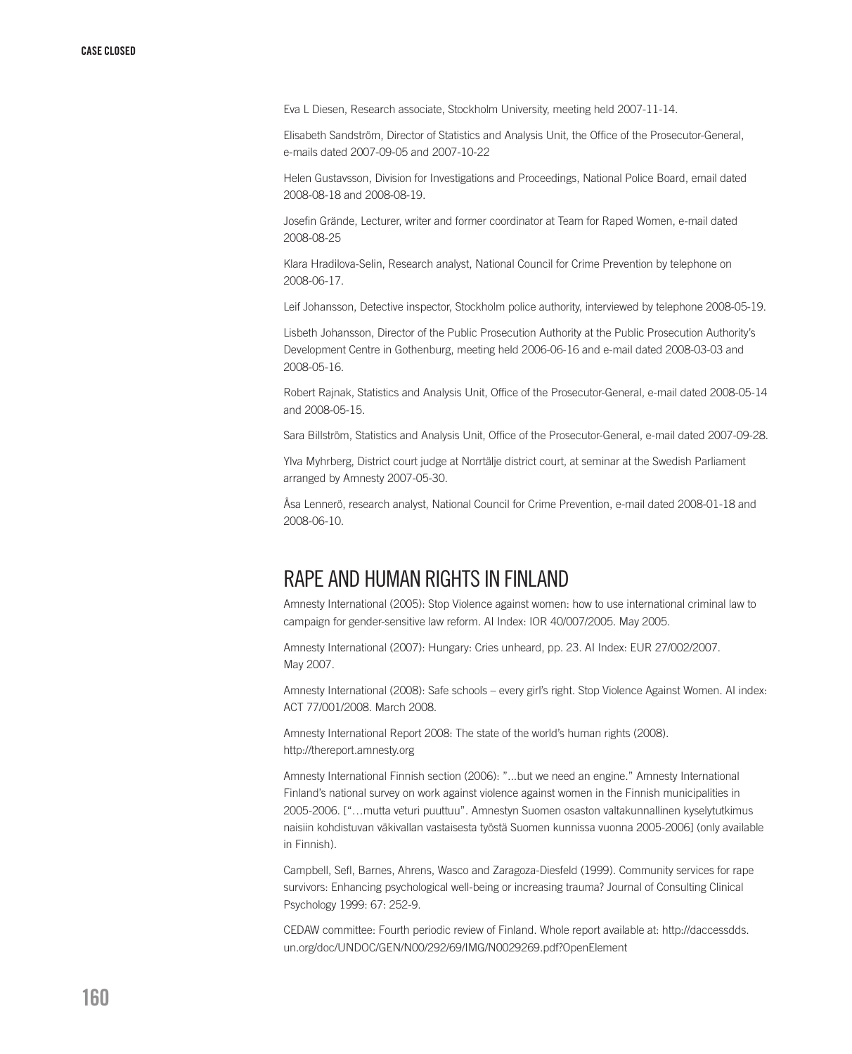Eva L Diesen, Research associate, Stockholm University, meeting held 2007-11-14.

Elisabeth Sandström, Director of Statistics and Analysis Unit, the Office of the Prosecutor-General, e-mails dated 2007-09-05 and 2007-10-22

Helen Gustavsson, Division for Investigations and Proceedings, National Police Board, email dated 2008-08-18 and 2008-08-19.

Josefin Grände, Lecturer, writer and former coordinator at Team for Raped Women, e-mail dated 2008-08-25

Klara Hradilova-Selin, Research analyst, National Council for Crime Prevention by telephone on 2008-06-17.

Leif Johansson, Detective inspector, Stockholm police authority, interviewed by telephone 2008-05-19.

Lisbeth Johansson, Director of the Public Prosecution Authority at the Public Prosecution Authority's Development Centre in Gothenburg, meeting held 2006-06-16 and e-mail dated 2008-03-03 and 2008-05-16.

Robert Rajnak, Statistics and Analysis Unit, Office of the Prosecutor-General, e-mail dated 2008-05-14 and 2008-05-15.

Sara Billström, Statistics and Analysis Unit, Office of the Prosecutor-General, e-mail dated 2007-09-28.

Ylva Myhrberg, District court judge at Norrtälje district court, at seminar at the Swedish Parliament arranged by Amnesty 2007-05-30.

Åsa Lennerö, research analyst, National Council for Crime Prevention, e-mail dated 2008-01-18 and 2008-06-10.

## RAPE AND HUMAN RIGHTS IN FINLAND

Amnesty International (2005): Stop Violence against women: how to use international criminal law to campaign for gender-sensitive law reform. AI Index: IOR 40/007/2005. May 2005.

Amnesty International (2007): Hungary: Cries unheard, pp. 23. AI Index: EUR 27/002/2007. May 2007.

Amnesty International (2008): Safe schools – every girl's right. Stop Violence Against Women. AI index: ACT 77/001/2008. March 2008.

Amnesty International Report 2008: The state of the world's human rights (2008). http://thereport.amnesty.org

Amnesty International Finnish section (2006): "...but we need an engine." Amnesty International Finland's national survey on work against violence against women in the Finnish municipalities in 2005-2006. ["…mutta veturi puuttuu". Amnestyn Suomen osaston valtakunnallinen kyselytutkimus naisiin kohdistuvan väkivallan vastaisesta työstä Suomen kunnissa vuonna 2005-2006] (only available in Finnish).

Campbell, Sefl, Barnes, Ahrens, Wasco and Zaragoza-Diesfeld (1999). Community services for rape survivors: Enhancing psychological well-being or increasing trauma? Journal of Consulting Clinical Psychology 1999: 67: 252-9.

CEDAW committee: Fourth periodic review of Finland. Whole report available at: http://daccessdds.un.org/doc/UNDOC/GEN/N00/292/69/IMG/N0029269.pdf?OpenElement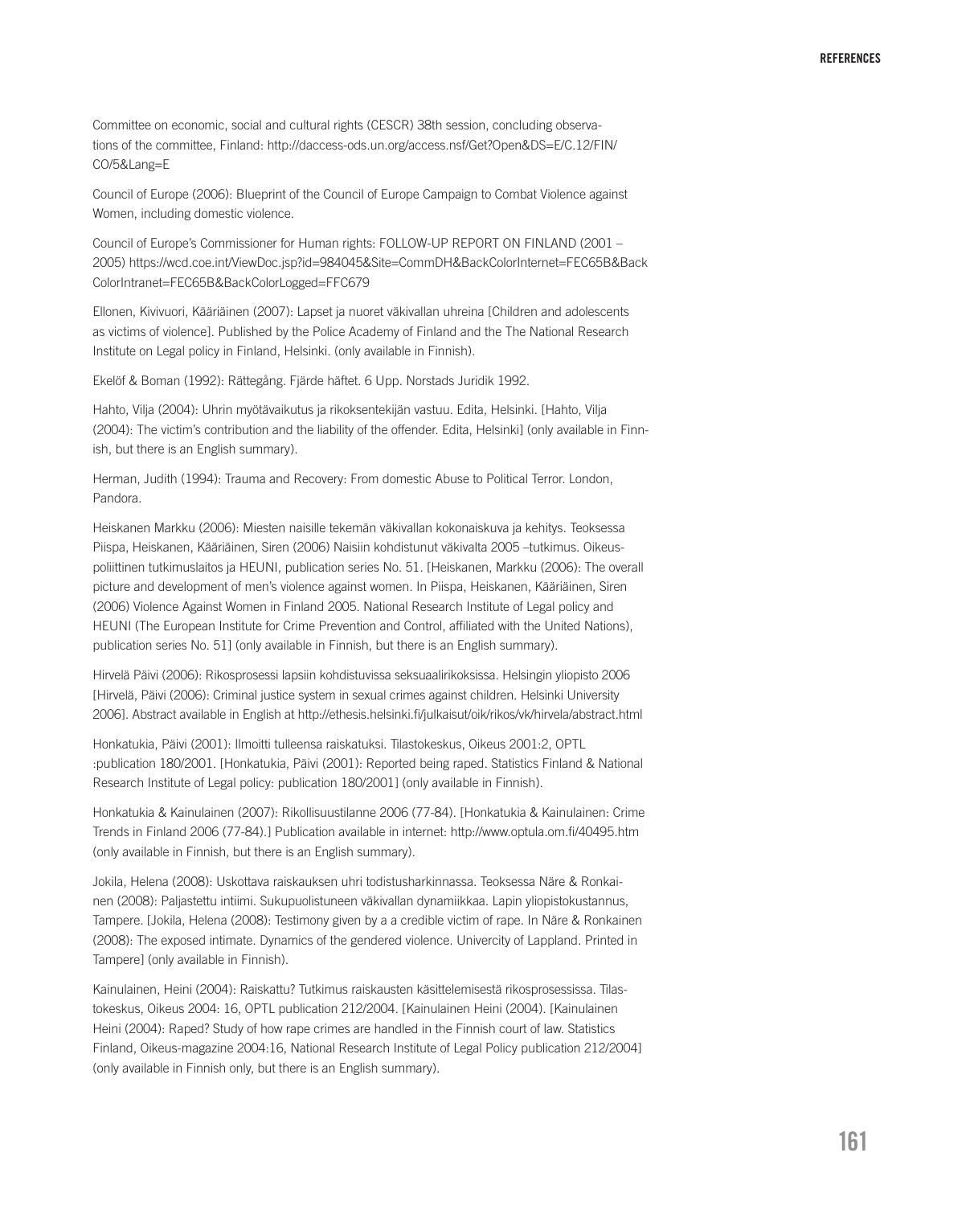Committee on economic, social and cultural rights (CESCR) 38th session, concluding observations of the committee, Finland: http://daccess-ods.un.org/access.nsf/Get?Open&DS=E/C.12/FIN/CO/5&Lang=E

Council of Europe (2006): Blueprint of the Council of Europe Campaign to Combat Violence against Women, including domestic violence.

Council of Europe's Commissioner for Human rights: FOLLOW-UP REPORT ON FINLAND (2001 – 2005) https://wcd.coe.int/ViewDoc.jsp?id=984045&Site=CommDH&BackColorInternet=FEC65B&BackColorIntranet=FEC65B&BackColorLogged=FFC679

Ellonen, Kivivuori, Kääriäinen (2007): Lapset ja nuoret väkivallan uhreina [Children and adolescents as victims of violence]. Published by the Police Academy of Finland and the The National Research Institute on Legal policy in Finland, Helsinki. (only available in Finnish).

Ekelöf & Boman (1992): Rättegång. Fjärde häftet. 6 Upp. Norstads Juridik 1992.

Hahto, Vilja (2004): Uhrin myötävaikutus ja rikoksentekijän vastuu. Edita, Helsinki. [Hahto, Vilja (2004): The victim's contribution and the liability of the offender. Edita, Helsinki] (only available in Finnish, but there is an English summary).

Herman, Judith (1994): Trauma and Recovery: From domestic Abuse to Political Terror. London, Pandora.

Heiskanen Markku (2006): Miesten naisille tekemän väkivallan kokonaiskuva ja kehitys. Teoksessa Piispa, Heiskanen, Kääriäinen, Siren (2006) Naisiin kohdistunut väkivalta 2005 –tutkimus. Oikeuspoliittinen tutkimuslaitos ja HEUNI, publication series No. 51. [Heiskanen, Markku (2006): The overall picture and development of men's violence against women. In Piispa, Heiskanen, Kääriäinen, Siren (2006) Violence Against Women in Finland 2005. National Research Institute of Legal policy and HEUNI (The European Institute for Crime Prevention and Control, affiliated with the United Nations), publication series No. 51] (only available in Finnish, but there is an English summary).

Hirvelä Päivi (2006): Rikosprosessi lapsiin kohdistuvissa seksuaalirikoksissa. Helsingin yliopisto 2006 [Hirvelä, Päivi (2006): Criminal justice system in sexual crimes against children. Helsinki University 2006]. Abstract available in English at http://ethesis.helsinki.fi/julkaisut/oik/rikos/vk/hirvela/abstract.html

Honkatukia, Päivi (2001): Ilmoitti tulleensa raiskatuksi. Tilastokeskus, Oikeus 2001:2, OPTL :publication 180/2001. [Honkatukia, Päivi (2001): Reported being raped. Statistics Finland & National Research Institute of Legal policy: publication 180/2001] (only available in Finnish).

Honkatukia & Kainulainen (2007): Rikollisuustilanne 2006 (77-84). [Honkatukia & Kainulainen: Crime Trends in Finland 2006 (77-84).] Publication available in internet: http://www.optula.om.fi/40495.htm (only available in Finnish, but there is an English summary).

Jokila, Helena (2008): Uskottava raiskauksen uhri todistusharkinnassa. Teoksessa Näre & Ronkainen (2008): Paljastettu intiimi. Sukupuolistuneen väkivallan dynamiikkaa. Lapin yliopistokustannus, Tampere. [Jokila, Helena (2008): Testimony given by a a credible victim of rape. In Näre & Ronkainen (2008): The exposed intimate. Dynamics of the gendered violence. Univercity of Lappland. Printed in Tampere] (only available in Finnish).

Kainulainen, Heini (2004): Raiskattu? Tutkimus raiskausten käsittelemisestä rikosprosessissa. Tilastokeskus, Oikeus 2004: 16, OPTL publication 212/2004. [Kainulainen Heini (2004). [Kainulainen Heini (2004): Raped? Study of how rape crimes are handled in the Finnish court of law. Statistics Finland, Oikeus-magazine 2004:16, National Research Institute of Legal Policy publication 212/2004] (only available in Finnish only, but there is an English summary).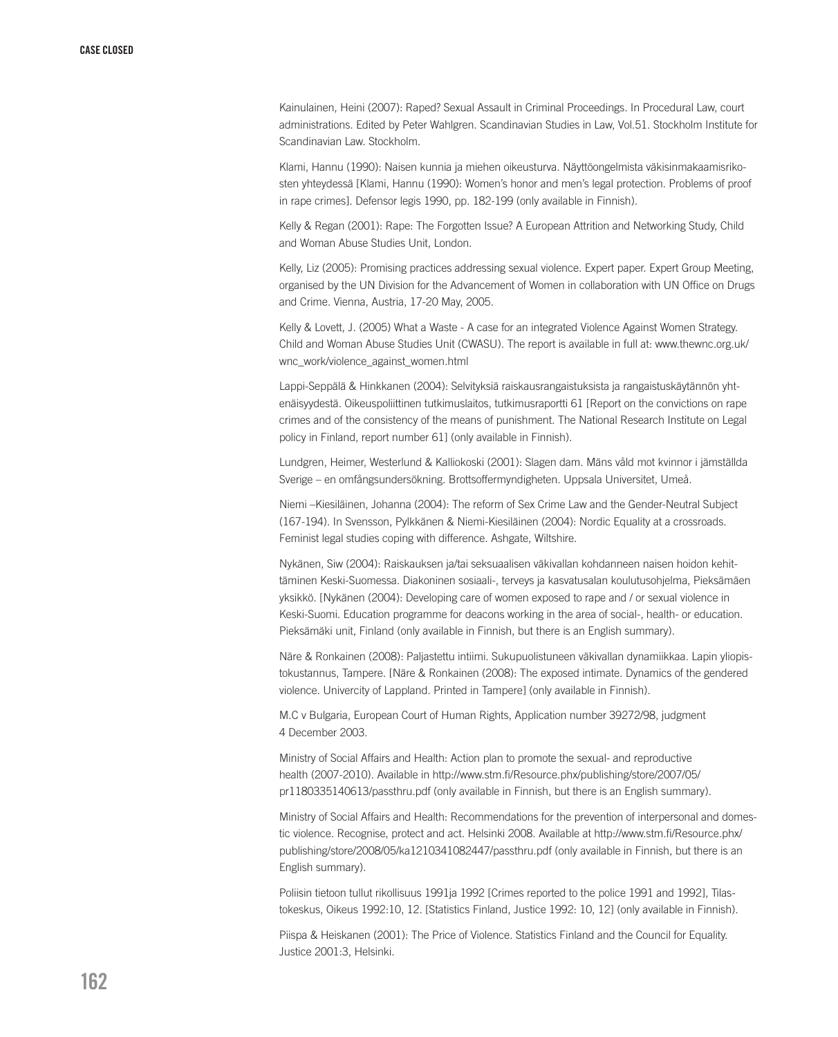Kainulainen, Heini (2007): Raped? Sexual Assault in Criminal Proceedings. In Procedural Law, court administrations. Edited by Peter Wahlgren. Scandinavian Studies in Law, Vol.51. Stockholm Institute for Scandinavian Law. Stockholm.

Klami, Hannu (1990): Naisen kunnia ja miehen oikeusturva. Näyttöongelmista väkisinmakaamisrikosten yhteydessä [Klami, Hannu (1990): Women's honor and men's legal protection. Problems of proof in rape crimes]. Defensor legis 1990, pp. 182-199 (only available in Finnish).

Kelly & Regan (2001): Rape: The Forgotten Issue? A European Attrition and Networking Study, Child and Woman Abuse Studies Unit, London.

Kelly, Liz (2005): Promising practices addressing sexual violence. Expert paper. Expert Group Meeting, organised by the UN Division for the Advancement of Women in collaboration with UN Office on Drugs and Crime. Vienna, Austria, 17-20 May, 2005.

Kelly & Lovett, J. (2005) What a Waste - A case for an integrated Violence Against Women Strategy. Child and Woman Abuse Studies Unit (CWASU). The report is available in full at: www.thewnc.org.uk/wnc_work/violence_against_women.html

Lappi-Seppälä & Hinkkanen (2004): Selvityksiä raiskausrangaistuksista ja rangaistuskäytännön yhtenäisyydestä. Oikeuspoliittinen tutkimuslaitos, tutkimusraportti 61 [Report on the convictions on rape crimes and of the consistency of the means of punishment. The National Research Institute on Legal policy in Finland, report number 61] (only available in Finnish).

Lundgren, Heimer, Westerlund & Kalliokoski (2001): Slagen dam. Mäns våld mot kvinnor i jämställda Sverige – en omfångsundersökning. Brottsoffermyndigheten. Uppsala Universitet, Umeå.

Niemi –Kiesiläinen, Johanna (2004): The reform of Sex Crime Law and the Gender-Neutral Subject (167-194). In Svensson, Pylkkänen & Niemi-Kiesiläinen (2004): Nordic Equality at a crossroads. Feminist legal studies coping with difference. Ashgate, Wiltshire.

Nykänen, Siw (2004): Raiskauksen ja/tai seksuaalisen väkivallan kohdanneen naisen hoidon kehittäminen Keski-Suomessa. Diakoninen sosiaali-, terveys ja kasvatusalan koulutusohjelma, Pieksämäen yksikkö. [Nykänen (2004): Developing care of women exposed to rape and / or sexual violence in Keski-Suomi. Education programme for deacons working in the area of social-, health- or education. Pieksämäki unit, Finland (only available in Finnish, but there is an English summary).

Näre & Ronkainen (2008): Paljastettu intiimi. Sukupuolistuneen väkivallan dynamiikkaa. Lapin yliopistokustannus, Tampere. [Näre & Ronkainen (2008): The exposed intimate. Dynamics of the gendered violence. Univercity of Lappland. Printed in Tampere] (only available in Finnish).

M.C v Bulgaria, European Court of Human Rights, Application number 39272/98, judgment 4 December 2003.

Ministry of Social Affairs and Health: Action plan to promote the sexual- and reproductive health (2007-2010). Available in http://www.stm.fi/Resource.phx/publishing/store/2007/05/pr1180335140613/passthru.pdf (only available in Finnish, but there is an English summary).

Ministry of Social Affairs and Health: Recommendations for the prevention of interpersonal and domestic violence. Recognise, protect and act. Helsinki 2008. Available at http://www.stm.fi/Resource.phx/publishing/store/2008/05/ka1210341082447/passthru.pdf (only available in Finnish, but there is an English summary).

Poliisin tietoon tullut rikollisuus 1991ja 1992 [Crimes reported to the police 1991 and 1992], Tilastokeskus, Oikeus 1992:10, 12. [Statistics Finland, Justice 1992: 10, 12] (only available in Finnish).

Piispa & Heiskanen (2001): The Price of Violence. Statistics Finland and the Council for Equality. Justice 2001:3, Helsinki.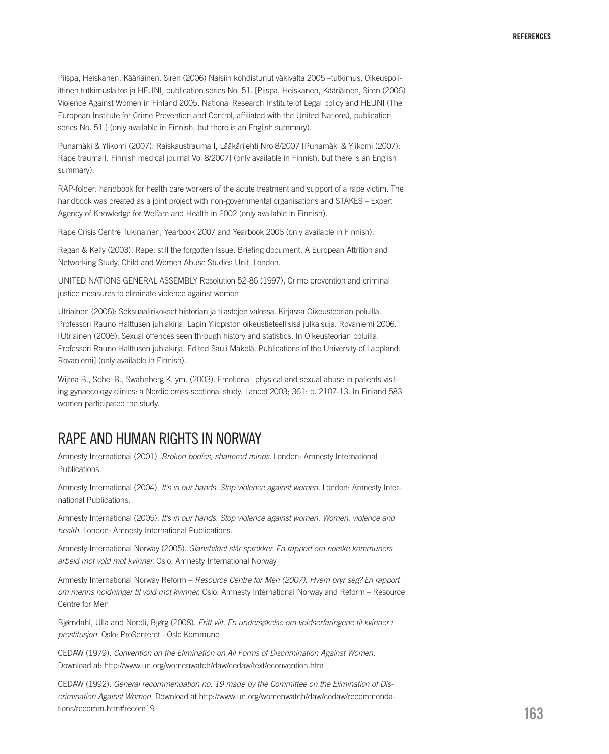Piispa, Heiskanen, Kääriäinen, Siren (2006) Naisiin kohdistunut väkivalta 2005 –tutkimus. Oikeuspoliittinen tutkimuslaitos ja HEUNI, publication series No. 51. [Piispa, Heiskanen, Kääriäinen, Siren (2006) Violence Against Women in Finland 2005. National Research Institute of Legal policy and HEUNI (The European Institute for Crime Prevention and Control, affiliated with the United Nations), publication series No. 51.] (only available in Finnish, but there is an English summary).

Punamäki & Ylikomi (2007): Raiskaustrauma I, Lääkärilehti Nro 8/2007 [Punamäki & Ylikomi (2007): Rape trauma I. Finnish medical journal Vol 8/2007] (only available in Finnish, but there is an English summary).

RAP-folder: handbook for health care workers of the acute treatment and support of a rape victim. The handbook was created as a joint project with non-governmental organisations and STAKES – Expert Agency of Knowledge for Welfare and Health in 2002 (only available in Finnish).

Rape Crisis Centre Tukinainen, Yearbook 2007 and Yearbook 2006 (only available in Finnish).

Regan & Kelly (2003): Rape: still the forgotten Issue. Briefing document. A European Attrition and Networking Study, Child and Women Abuse Studies Unit, London.

UNITED NATIONS GENERAL ASSEMBLY Resolution 52-86 (1997), Crime prevention and criminal justice measures to eliminate violence against women

Utriainen (2006): Seksuaalirikokset historian ja tilastojen valossa. Kirjassa Oikeusteorian poluilla. Professori Rauno Halttusen juhlakirja. Lapin Yliopiston oikeustieteellisisä julkaisuja. Rovaniemi 2006. [Utriainen (2006): Sexual offences seen through history and statistics. In Oikeusteorian poluilla. Professori Rauno Halttusen juhlakirja. Edited Sauli Mäkelä. Publications of the University of Lappland. Rovaniemi] (only available in Finnish).

Wijma B., Schei B., Swahnberg K. ym. (2003). Emotional, physical and sexual abuse in patients visiting gynaecology clinics: a Nordic cross-sectional study. Lancet 2003; 361: p. 2107-13. In Finland 583 women participated the study.

## RAPE AND HUMAN RIGHTS IN NORWAY

Amnesty International (2001). *Broken bodies, shattered minds*. London: Amnesty International Publications.

Amnesty International (2004). *It's in our hands. Stop violence against women*. London: Amnesty International Publications.

Amnesty International (2005). *It's in our hands. Stop violence against women. Women, violence and health*. London: Amnesty International Publications.

Amnesty International Norway (2005). *Glansbildet slår sprekker. En rapport om norske kommuners arbeid mot vold mot kvinner.* Oslo: Amnesty International Norway

Amnesty International Norway Reform – *Resource Centre for Men (2007). Hvem bryr seg? En rapport om menns holdninger til vold mot kvinner.* Oslo: Amnesty International Norway and Reform – Resource Centre for Men

Bjørndahl, Ulla and Nordli, Bjørg (2008). *Fritt vilt. En undersøkelse om voldserfaringene til kvinner i prostitusjon.* Oslo: ProSenteret - Oslo Kommune

CEDAW (1979). *Convention on the Elimination on All Forms of Discrimination Against Women.* Download at: http://www.un.org/womenwatch/daw/cedaw/text/econvention.htm

CEDAW (1992). *General recommendation no. 19 made by the Committee on the Elimination of Discrimination Against Women.* Download at http://www.un.org/womenwatch/daw/cedaw/recommendations/recomm.htm#recom19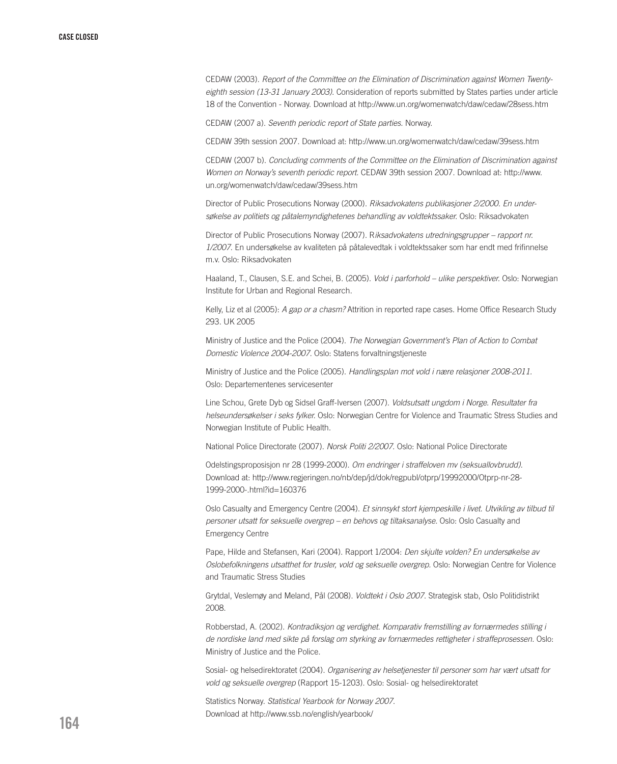CEDAW (2003). *Report of the Committee on the Elimination of Discrimination against Women Twenty-eighth session (13-31 January 2003).* Consideration of reports submitted by States parties under article 18 of the Convention - Norway. Download at http://www.un.org/womenwatch/daw/cedaw/28sess.htm

CEDAW (2007 a). *Seventh periodic report of State parties.* Norway.

CEDAW 39th session 2007. Download at: http://www.un.org/womenwatch/daw/cedaw/39sess.htm

CEDAW (2007 b). *Concluding comments of the Committee on the Elimination of Discrimination against Women on Norway's seventh periodic report.* CEDAW 39th session 2007. Download at: http://www.un.org/womenwatch/daw/cedaw/39sess.htm

Director of Public Prosecutions Norway (2000). *Riksadvokatens publikasjoner 2/2000. En undersøkelse av politiets og påtalemyndighetenes behandling av voldtektssaker.* Oslo: Riksadvokaten

Director of Public Prosecutions Norway (2007). R*iksadvokatens utredningsgrupper – rapport nr. 1/2007.* En undersøkelse av kvaliteten på påtalevedtak i voldtektssaker som har endt med frifinnelse m.v. Oslo: Riksadvokaten

Haaland, T., Clausen, S.E. and Schei, B. (2005). *Vold i parforhold – ulike perspektiver.* Oslo: Norwegian Institute for Urban and Regional Research.

Kelly, Liz et al (2005): *A gap or a chasm?* Attrition in reported rape cases. Home Office Research Study 293. UK 2005

Ministry of Justice and the Police (2004). *The Norwegian Government's Plan of Action to Combat Domestic Violence 2004-2007.* Oslo: Statens forvaltningstjeneste

Ministry of Justice and the Police (2005). *Handlingsplan mot vold i nære relasjoner 2008-2011.* Oslo: Departementenes servicesenter

Line Schou, Grete Dyb og Sidsel Graff-Iversen (2007). *Voldsutsatt ungdom i Norge. Resultater fra helseundersøkelser i seks fylker.* Oslo: Norwegian Centre for Violence and Traumatic Stress Studies and Norwegian Institute of Public Health.

National Police Directorate (2007). *Norsk Politi 2/2007.* Oslo: National Police Directorate

Odelstingsproposisjon nr 28 (1999-2000). *Om endringer i straffeloven mv (seksuallovbrudd).* Download at: http://www.regjeringen.no/nb/dep/jd/dok/regpubl/otprp/19992000/Otprp-nr-28-1999-2000-.html?id=160376

Oslo Casualty and Emergency Centre (2004). *Et sinnsykt stort kjempeskille i livet. Utvikling av tilbud til personer utsatt for seksuelle overgrep – en behovs og tiltaksanalyse.* Oslo: Oslo Casualty and Emergency Centre

Pape, Hilde and Stefansen, Kari (2004). Rapport 1/2004: *Den skjulte volden? En undersøkelse av Oslobefolkningens utsatthet for trusler, vold og seksuelle overgrep.* Oslo: Norwegian Centre for Violence and Traumatic Stress Studies

Grytdal, Veslemøy and Meland, Pål (2008). *Voldtekt i Oslo 2007.* Strategisk stab, Oslo Politidistrikt 2008.

Robberstad, A. (2002). *Kontradiksjon og verdighet. Komparativ fremstilling av fornærmedes stilling i de nordiske land med sikte på forslag om styrking av fornærmedes rettigheter i straffeprosessen.* Oslo: Ministry of Justice and the Police.

Sosial- og helsedirektoratet (2004). *Organisering av helsetjenester til personer som har vært utsatt for vold og seksuelle overgrep* (Rapport 15-1203). Oslo: Sosial- og helsedirektoratet

Statistics Norway. *Statistical Yearbook for Norway 2007.*
Download at http://www.ssb.no/english/yearbook/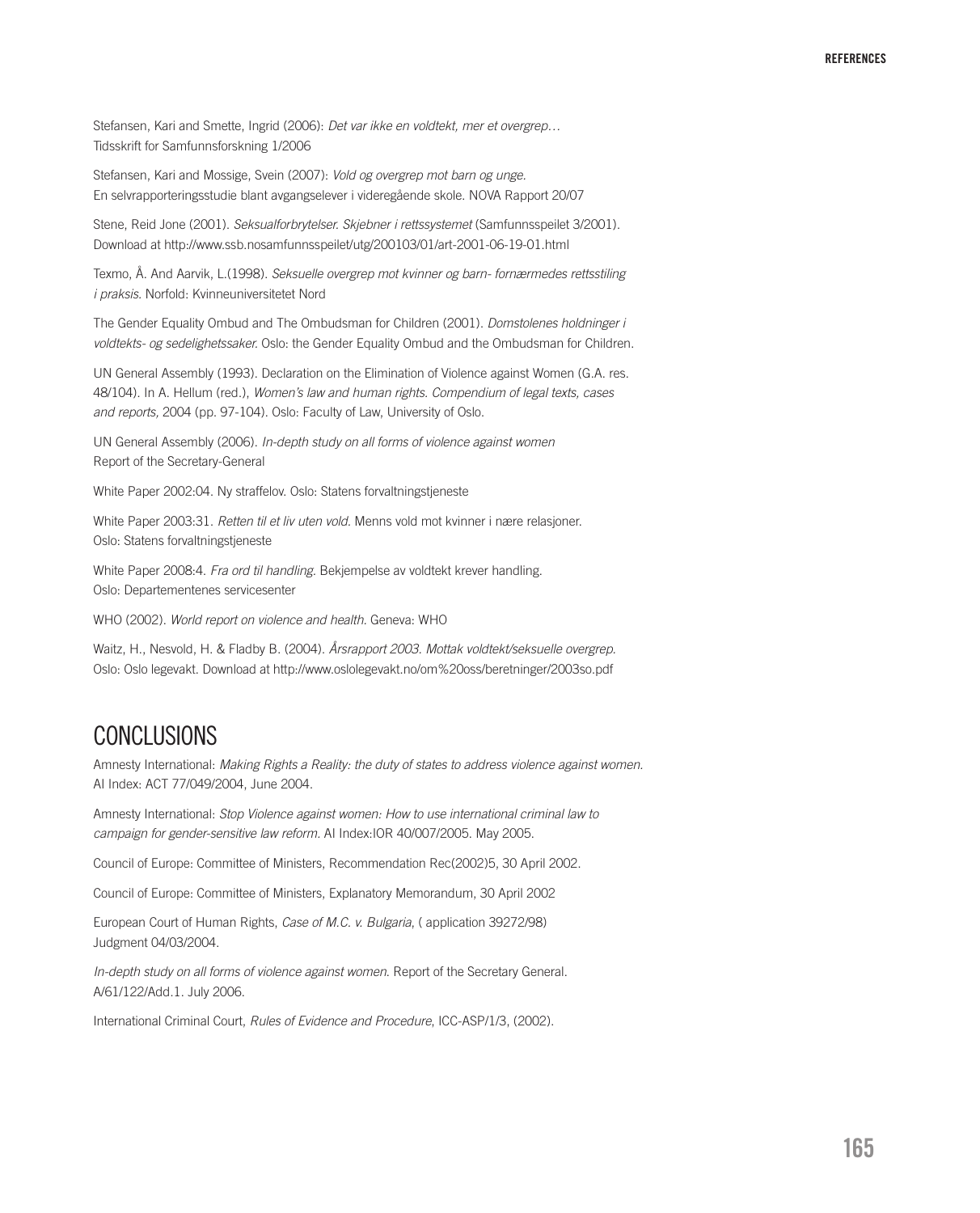Stefansen, Kari and Smette, Ingrid (2006): *Det var ikke en voldtekt, mer et overgrep…* Tidsskrift for Samfunnsforskning 1/2006

Stefansen, Kari and Mossige, Svein (2007): *Vold og overgrep mot barn og unge*. En selvrapporteringsstudie blant avgangselever i videregående skole. NOVA Rapport 20/07

Stene, Reid Jone (2001). *Seksualforbrytelser. Skjebner i rettssystemet* (Samfunnsspeilet 3/2001). Download at http://www.ssb.nosamfunnsspeilet/utg/200103/01/art-2001-06-19-01.html

Texmo, Å. And Aarvik, L.(1998). *Seksuelle overgrep mot kvinner og barn- fornærmedes rettsstiling i praksis*. Norfold: Kvinneuniversitetet Nord

The Gender Equality Ombud and The Ombudsman for Children (2001). *Domstolenes holdninger i voldtekts- og sedelighetssaker*. Oslo: the Gender Equality Ombud and the Ombudsman for Children.

UN General Assembly (1993). Declaration on the Elimination of Violence against Women (G.A. res. 48/104). In A. Hellum (red.), *Women's law and human rights. Compendium of legal texts, cases and reports,* 2004 (pp. 97-104). Oslo: Faculty of Law, University of Oslo.

UN General Assembly (2006). *In-depth study on all forms of violence against women* Report of the Secretary-General

White Paper 2002:04. Ny straffelov. Oslo: Statens forvaltningstjeneste

White Paper 2003:31. *Retten til et liv uten vold.* Menns vold mot kvinner i nære relasjoner. Oslo: Statens forvaltningstjeneste

White Paper 2008:4. *Fra ord til handling.* Bekjempelse av voldtekt krever handling. Oslo: Departementenes servicesenter

WHO (2002). *World report on violence and health.* Geneva: WHO

Waitz, H., Nesvold, H. & Fladby B. (2004). *Årsrapport 2003. Mottak voldtekt/seksuelle overgrep.* Oslo: Oslo legevakt. Download at http://www.oslolegevakt.no/om%20oss/beretninger/2003so.pdf

## CONCLUSIONS

Amnesty International: *Making Rights a Reality: the duty of states to address violence against women.* AI Index: ACT 77/049/2004, June 2004.

Amnesty International: *Stop Violence against women: How to use international criminal law to campaign for gender-sensitive law reform.* AI Index:IOR 40/007/2005. May 2005.

Council of Europe: Committee of Ministers, Recommendation Rec(2002)5, 30 April 2002.

Council of Europe: Committee of Ministers, Explanatory Memorandum, 30 April 2002

European Court of Human Rights, *Case of M.C. v. Bulgaria*, ( application 39272/98) Judgment 04/03/2004.

*In-depth study on all forms of violence against women.* Report of the Secretary General. A/61/122/Add.1. July 2006.

International Criminal Court, *Rules of Evidence and Procedure*, ICC-ASP/1/3, (2002).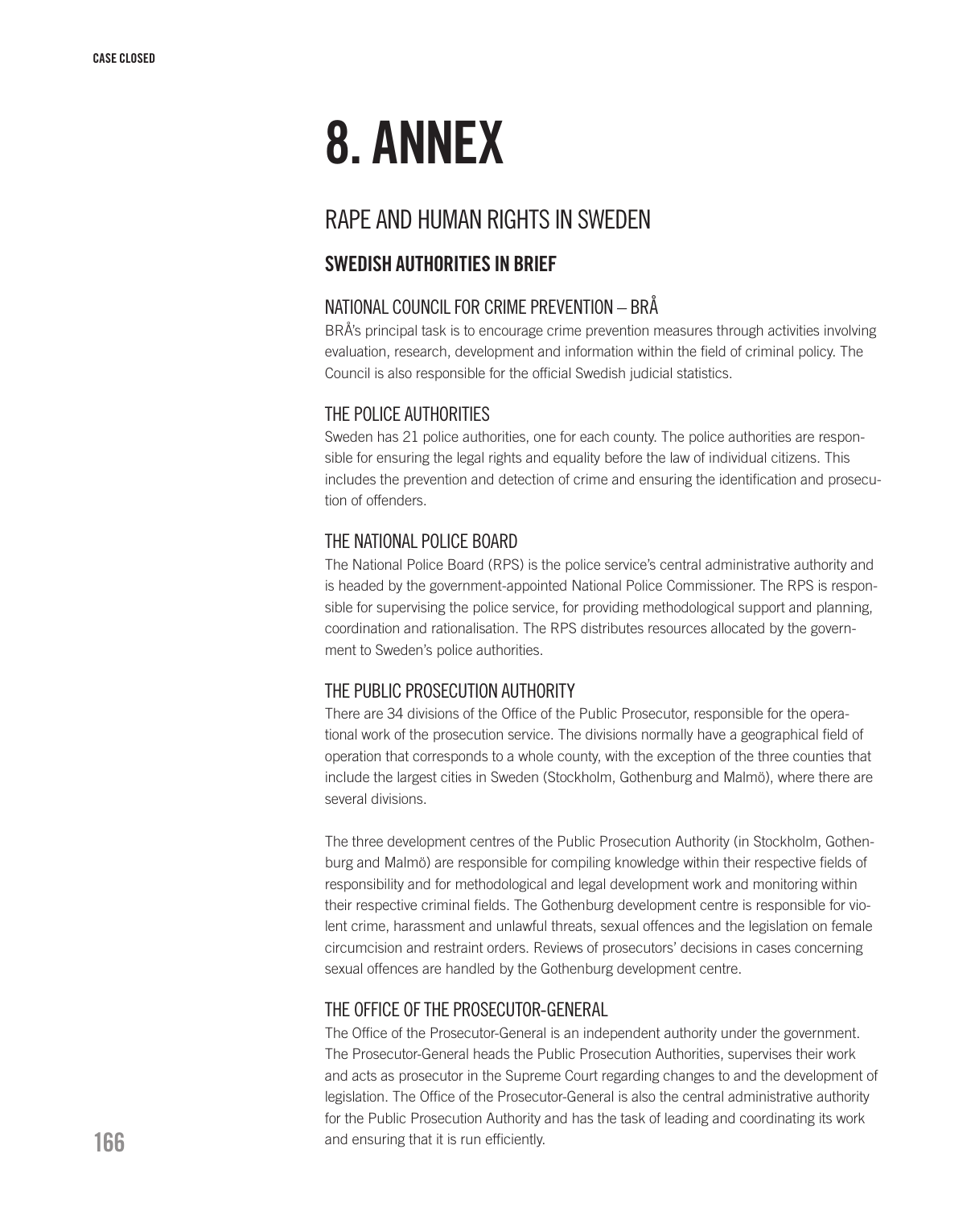# 8. ANNEX

## RAPE AND HUMAN RIGHTS IN SWEDEN

### SWEDISH AUTHORITIES IN BRIEF

#### NATIONAL COUNCIL FOR CRIME PREVENTION – BRÅ

BRÅ's principal task is to encourage crime prevention measures through activities involving evaluation, research, development and information within the field of criminal policy. The Council is also responsible for the official Swedish judicial statistics.

#### THE POLICE AUTHORITIES

Sweden has 21 police authorities, one for each county. The police authorities are responsible for ensuring the legal rights and equality before the law of individual citizens. This includes the prevention and detection of crime and ensuring the identification and prosecution of offenders.

#### THE NATIONAL POLICE BOARD

The National Police Board (RPS) is the police service's central administrative authority and is headed by the government-appointed National Police Commissioner. The RPS is responsible for supervising the police service, for providing methodological support and planning, coordination and rationalisation. The RPS distributes resources allocated by the government to Sweden's police authorities.

#### THE PUBLIC PROSECUTION AUTHORITY

There are 34 divisions of the Office of the Public Prosecutor, responsible for the operational work of the prosecution service. The divisions normally have a geographical field of operation that corresponds to a whole county, with the exception of the three counties that include the largest cities in Sweden (Stockholm, Gothenburg and Malmö), where there are several divisions.

The three development centres of the Public Prosecution Authority (in Stockholm, Gothenburg and Malmö) are responsible for compiling knowledge within their respective fields of responsibility and for methodological and legal development work and monitoring within their respective criminal fields. The Gothenburg development centre is responsible for violent crime, harassment and unlawful threats, sexual offences and the legislation on female circumcision and restraint orders. Reviews of prosecutors' decisions in cases concerning sexual offences are handled by the Gothenburg development centre.

#### THE OFFICE OF THE PROSECUTOR-GENERAL

The Office of the Prosecutor-General is an independent authority under the government. The Prosecutor-General heads the Public Prosecution Authorities, supervises their work and acts as prosecutor in the Supreme Court regarding changes to and the development of legislation. The Office of the Prosecutor-General is also the central administrative authority for the Public Prosecution Authority and has the task of leading and coordinating its work and ensuring that it is run efficiently.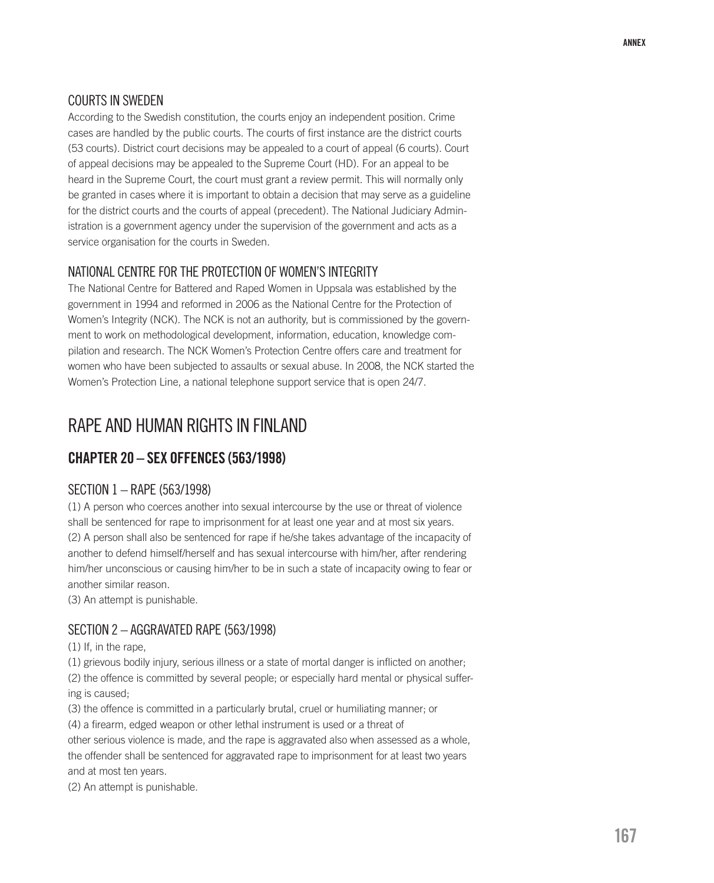## COURTS IN SWEDEN

According to the Swedish constitution, the courts enjoy an independent position. Crime cases are handled by the public courts. The courts of first instance are the district courts (53 courts). District court decisions may be appealed to a court of appeal (6 courts). Court of appeal decisions may be appealed to the Supreme Court (HD). For an appeal to be heard in the Supreme Court, the court must grant a review permit. This will normally only be granted in cases where it is important to obtain a decision that may serve as a guideline for the district courts and the courts of appeal (precedent). The National Judiciary Administration is a government agency under the supervision of the government and acts as a service organisation for the courts in Sweden.

## NATIONAL CENTRE FOR THE PROTECTION OF WOMEN'S INTEGRITY

The National Centre for Battered and Raped Women in Uppsala was established by the government in 1994 and reformed in 2006 as the National Centre for the Protection of Women's Integrity (NCK). The NCK is not an authority, but is commissioned by the government to work on methodological development, information, education, knowledge compilation and research. The NCK Women's Protection Centre offers care and treatment for women who have been subjected to assaults or sexual abuse. In 2008, the NCK started the Women's Protection Line, a national telephone support service that is open 24/7.

# RAPE AND HUMAN RIGHTS IN FINLAND

## CHAPTER 20 – SEX OFFENCES (563/1998)

### SECTION 1 – RAPE (563/1998)

(1) A person who coerces another into sexual intercourse by the use or threat of violence shall be sentenced for rape to imprisonment for at least one year and at most six years.
(2) A person shall also be sentenced for rape if he/she takes advantage of the incapacity of another to defend himself/herself and has sexual intercourse with him/her, after rendering him/her unconscious or causing him/her to be in such a state of incapacity owing to fear or another similar reason.
(3) An attempt is punishable.

### SECTION 2 – AGGRAVATED RAPE (563/1998)

(1) If, in the rape,
(1) grievous bodily injury, serious illness or a state of mortal danger is inflicted on another;
(2) the offence is committed by several people; or especially hard mental or physical suffering is caused;
(3) the offence is committed in a particularly brutal, cruel or humiliating manner; or
(4) a firearm, edged weapon or other lethal instrument is used or a threat of
other serious violence is made, and the rape is aggravated also when assessed as a whole, the offender shall be sentenced for aggravated rape to imprisonment for at least two years and at most ten years.
(2) An attempt is punishable.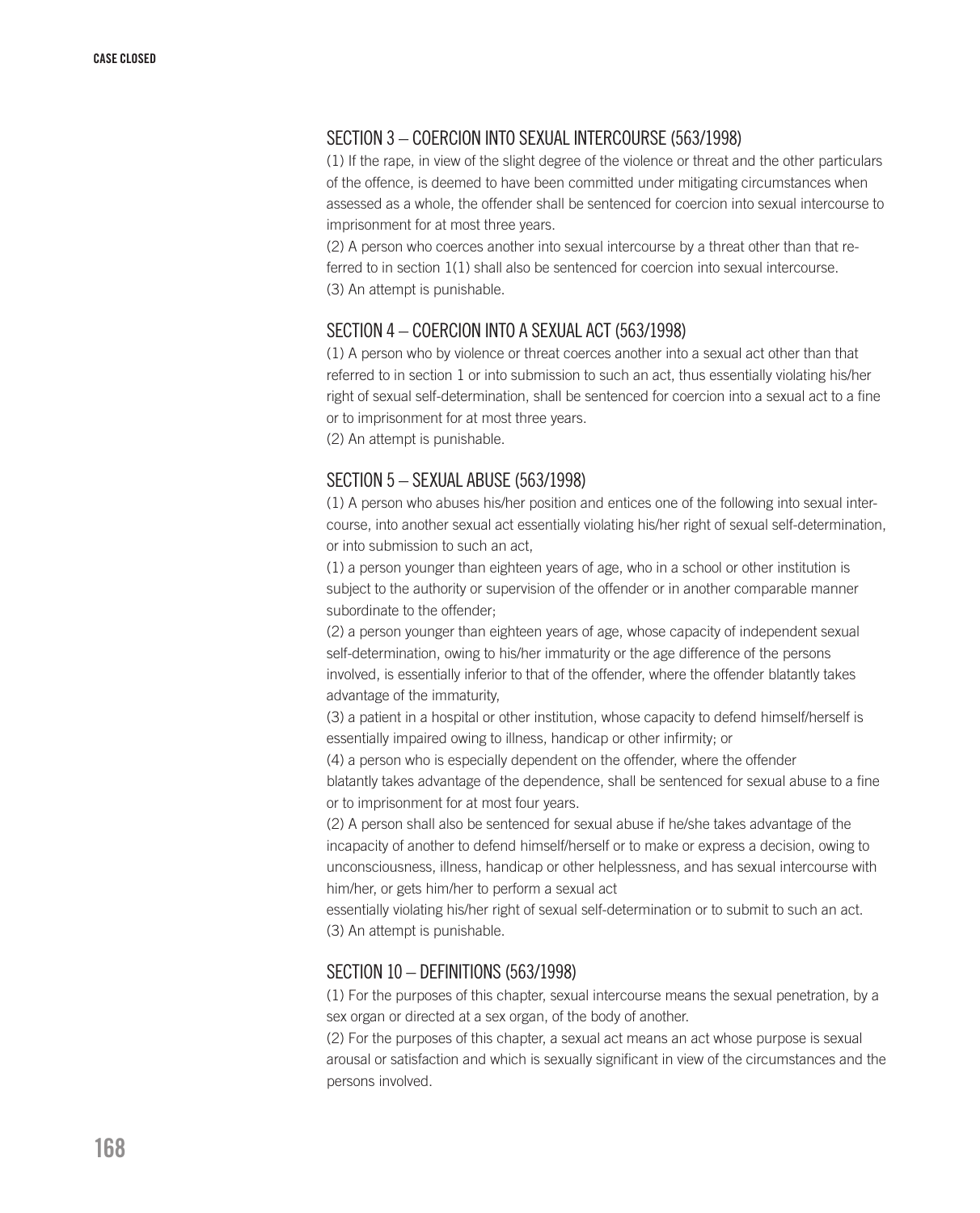## SECTION 3 – COERCION INTO SEXUAL INTERCOURSE (563/1998)

(1) If the rape, in view of the slight degree of the violence or threat and the other particulars of the offence, is deemed to have been committed under mitigating circumstances when assessed as a whole, the offender shall be sentenced for coercion into sexual intercourse to imprisonment for at most three years.
(2) A person who coerces another into sexual intercourse by a threat other than that referred to in section 1(1) shall also be sentenced for coercion into sexual intercourse.
(3) An attempt is punishable.

## SECTION 4 – COERCION INTO A SEXUAL ACT (563/1998)

(1) A person who by violence or threat coerces another into a sexual act other than that referred to in section 1 or into submission to such an act, thus essentially violating his/her right of sexual self-determination, shall be sentenced for coercion into a sexual act to a fine or to imprisonment for at most three years.
(2) An attempt is punishable.

## SECTION 5 – SEXUAL ABUSE (563/1998)

(1) A person who abuses his/her position and entices one of the following into sexual intercourse, into another sexual act essentially violating his/her right of sexual self-determination, or into submission to such an act,
(1) a person younger than eighteen years of age, who in a school or other institution is subject to the authority or supervision of the offender or in another comparable manner subordinate to the offender;
(2) a person younger than eighteen years of age, whose capacity of independent sexual self-determination, owing to his/her immaturity or the age difference of the persons involved, is essentially inferior to that of the offender, where the offender blatantly takes advantage of the immaturity,
(3) a patient in a hospital or other institution, whose capacity to defend himself/herself is essentially impaired owing to illness, handicap or other infirmity; or
(4) a person who is especially dependent on the offender, where the offender blatantly takes advantage of the dependence, shall be sentenced for sexual abuse to a fine or to imprisonment for at most four years.
(2) A person shall also be sentenced for sexual abuse if he/she takes advantage of the incapacity of another to defend himself/herself or to make or express a decision, owing to unconsciousness, illness, handicap or other helplessness, and has sexual intercourse with him/her, or gets him/her to perform a sexual act essentially violating his/her right of sexual self-determination or to submit to such an act.
(3) An attempt is punishable.

## SECTION 10 – DEFINITIONS (563/1998)

(1) For the purposes of this chapter, sexual intercourse means the sexual penetration, by a sex organ or directed at a sex organ, of the body of another.
(2) For the purposes of this chapter, a sexual act means an act whose purpose is sexual arousal or satisfaction and which is sexually significant in view of the circumstances and the persons involved.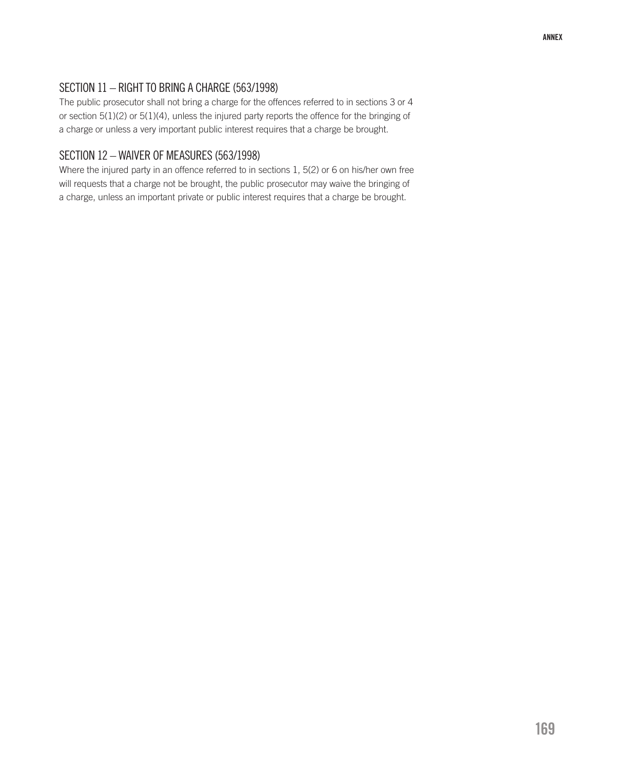## SECTION 11 – RIGHT TO BRING A CHARGE (563/1998)

The public prosecutor shall not bring a charge for the offences referred to in sections 3 or 4 or section 5(1)(2) or 5(1)(4), unless the injured party reports the offence for the bringing of a charge or unless a very important public interest requires that a charge be brought.

## SECTION 12 – WAIVER OF MEASURES (563/1998)

Where the injured party in an offence referred to in sections 1, 5(2) or 6 on his/her own free will requests that a charge not be brought, the public prosecutor may waive the bringing of a charge, unless an important private or public interest requires that a charge be brought.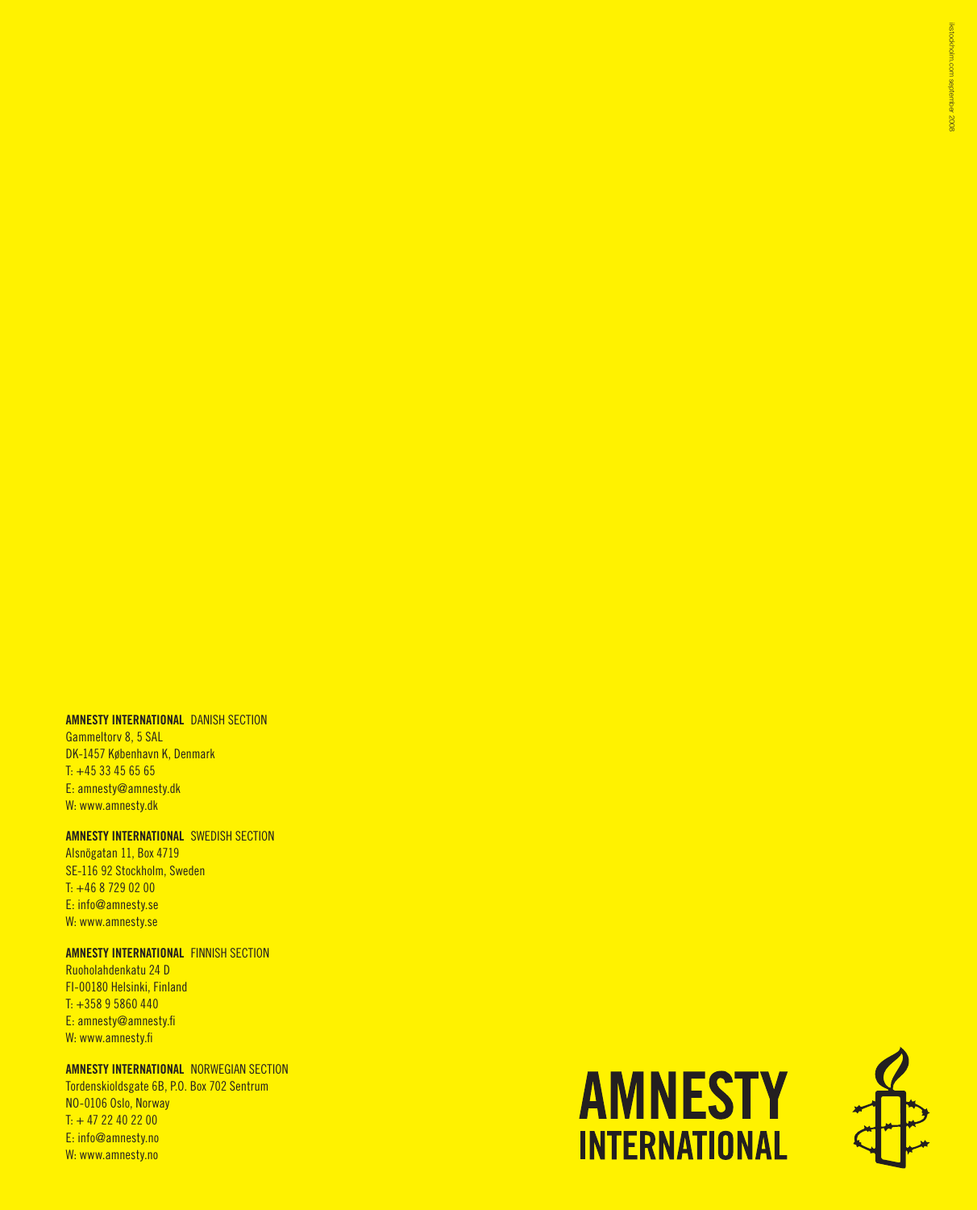**AMNESTY INTERNATIONAL** DANISH SECTION
Gammeltorv 8, 5 SAL
DK-1457 København K, Denmark
T: +45 33 45 65 65
E: amnesty@amnesty.dk
W: www.amnesty.dk

**AMNESTY INTERNATIONAL** SWEDISH SECTION
Alsnögatan 11, Box 4719
SE-116 92 Stockholm, Sweden
T: +46 8 729 02 00
E: info@amnesty.se
W: www.amnesty.se

**AMNESTY INTERNATIONAL** FINNISH SECTION
Ruoholahdenkatu 24 D
FI-00180 Helsinki, Finland
T: +358 9 5860 440
E: amnesty@amnesty.fi
W: www.amnesty.fi

**AMNESTY INTERNATIONAL** NORWEGIAN SECTION
Tordenskioldsgate 6B, P.O. Box 702 Sentrum
NO-0106 Oslo, Norway
T: + 47 22 40 22 00
E: info@amnesty.no
W: www.amnesty.no

**AMNESTY INTERNATIONAL**

lisstockholm.com september 2008